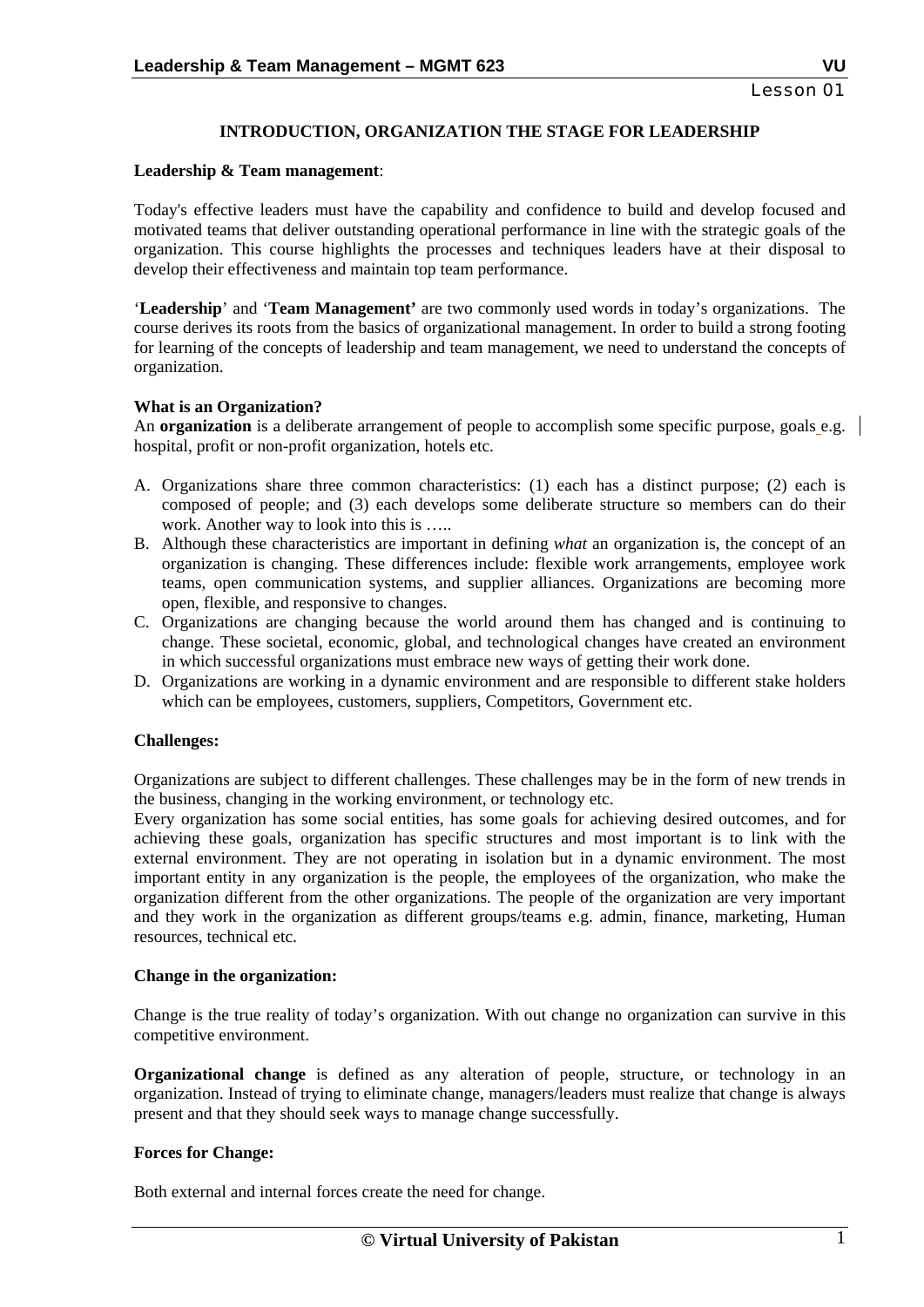# INTRODUCTION, ORGANIZATION THE STAGE FOR LEADERSHIP

**Leadership & Team management**:

Today's effective leaders must have the capability and confidence to build and develop focused and motivated teams that deliver outstanding operational performance in line with the strategic goals of the organization. This course highlights the processes and techniques leaders have at their disposal to develop their effectiveness and maintain top team performance.

'**Leadership**' and '**Team Management'** are two commonly used words in today's organizations. The course derives its roots from the basics of organizational management. In order to build a strong footing for learning of the concepts of leadership and team management, we need to understand the concepts of organization.

**What is an Organization?**

An **organization** is a deliberate arrangement of people to accomplish some specific purpose, goals e.g. hospital, profit or non-profit organization, hotels etc.

A. Organizations share three common characteristics: (1) each has a distinct purpose; (2) each is composed of people; and (3) each develops some deliberate structure so members can do their work. Another way to look into this is …..
B. Although these characteristics are important in defining *what* an organization is, the concept of an organization is changing. These differences include: flexible work arrangements, employee work teams, open communication systems, and supplier alliances. Organizations are becoming more open, flexible, and responsive to changes.
C. Organizations are changing because the world around them has changed and is continuing to change. These societal, economic, global, and technological changes have created an environment in which successful organizations must embrace new ways of getting their work done.
D. Organizations are working in a dynamic environment and are responsible to different stake holders which can be employees, customers, suppliers, Competitors, Government etc.

**Challenges:**

Organizations are subject to different challenges. These challenges may be in the form of new trends in the business, changing in the working environment, or technology etc.

Every organization has some social entities, has some goals for achieving desired outcomes, and for achieving these goals, organization has specific structures and most important is to link with the external environment. They are not operating in isolation but in a dynamic environment. The most important entity in any organization is the people, the employees of the organization, who make the organization different from the other organizations. The people of the organization are very important and they work in the organization as different groups/teams e.g. admin, finance, marketing, Human resources, technical etc.

**Change in the organization:**

Change is the true reality of today's organization. With out change no organization can survive in this competitive environment.

**Organizational change** is defined as any alteration of people, structure, or technology in an organization. Instead of trying to eliminate change, managers/leaders must realize that change is always present and that they should seek ways to manage change successfully.

**Forces for Change:**

Both external and internal forces create the need for change.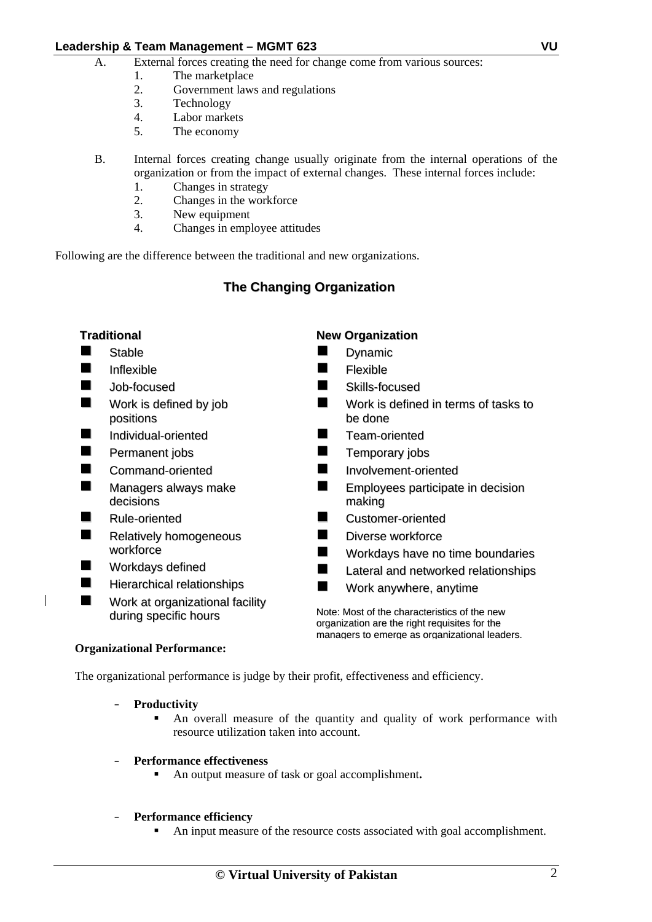A. External forces creating the need for change come from various sources:
   1. The marketplace
   2. Government laws and regulations
   3. Technology
   4. Labor markets
   5. The economy

B. Internal forces creating change usually originate from the internal operations of the organization or from the impact of external changes. These internal forces include:
   1. Changes in strategy
   2. Changes in the workforce
   3. New equipment
   4. Changes in employee attitudes

Following are the difference between the traditional and new organizations.

## The Changing Organization

**Traditional**

- Stable
- Inflexible
- Job-focused
- Work is defined by job positions
- Individual-oriented
- Permanent jobs
- Command-oriented
- Managers always make decisions
- Rule-oriented
- Relatively homogeneous workforce
- Workdays defined
- Hierarchical relationships
- Work at organizational facility during specific hours

**New Organization**

- Dynamic
- Flexible
- Skills-focused
- Work is defined in terms of tasks to be done
- Team-oriented
- Temporary jobs
- Involvement-oriented
- Employees participate in decision making
- Customer-oriented
- Diverse workforce
- Workdays have no time boundaries
- Lateral and networked relationships
- Work anywhere, anytime

Note: Most of the characteristics of the new organization are the right requisites for the managers to emerge as organizational leaders.

**Organizational Performance:**

The organizational performance is judge by their profit, effectiveness and efficiency.

- **Productivity**
  - An overall measure of the quantity and quality of work performance with resource utilization taken into account.

- **Performance effectiveness**
  - An output measure of task or goal accomplishment**.**

- **Performance efficiency**
  - An input measure of the resource costs associated with goal accomplishment.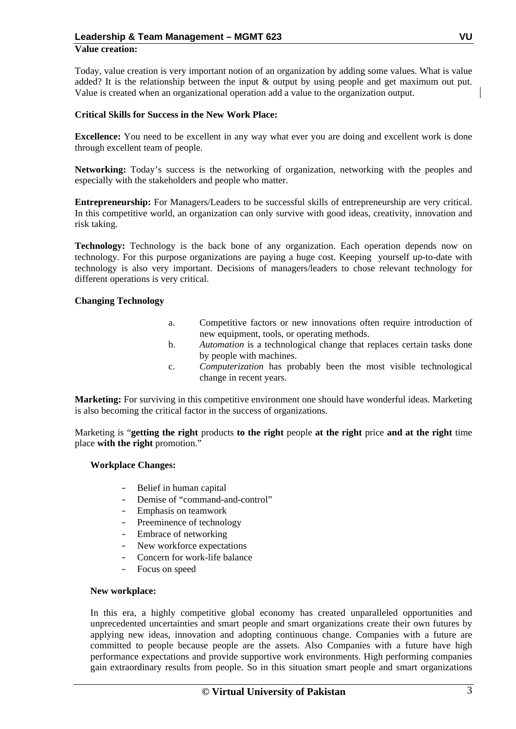**Value creation:**

Today, value creation is very important notion of an organization by adding some values. What is value added? It is the relationship between the input & output by using people and get maximum out put. Value is created when an organizational operation add a value to the organization output.

**Critical Skills for Success in the New Work Place:**

**Excellence:** You need to be excellent in any way what ever you are doing and excellent work is done through excellent team of people.

**Networking:** Today's success is the networking of organization, networking with the peoples and especially with the stakeholders and people who matter.

**Entrepreneurship:** For Managers/Leaders to be successful skills of entrepreneurship are very critical. In this competitive world, an organization can only survive with good ideas, creativity, innovation and risk taking.

**Technology:** Technology is the back bone of any organization. Each operation depends now on technology. For this purpose organizations are paying a huge cost. Keeping yourself up-to-date with technology is also very important. Decisions of managers/leaders to chose relevant technology for different operations is very critical.

**Changing Technology**

a. Competitive factors or new innovations often require introduction of new equipment, tools, or operating methods.
b. *Automation* is a technological change that replaces certain tasks done by people with machines.
c. *Computerization* has probably been the most visible technological change in recent years.

**Marketing:** For surviving in this competitive environment one should have wonderful ideas. Marketing is also becoming the critical factor in the success of organizations.

Marketing is "**getting the right** products **to the right** people **at the right** price **and at the right** time place **with the right** promotion."

**Workplace Changes:**

- Belief in human capital
- Demise of "command-and-control"
- Emphasis on teamwork
- Preeminence of technology
- Embrace of networking
- New workforce expectations
- Concern for work-life balance
- Focus on speed

**New workplace:**

In this era, a highly competitive global economy has created unparalleled opportunities and unprecedented uncertainties and smart people and smart organizations create their own futures by applying new ideas, innovation and adopting continuous change. Companies with a future are committed to people because people are the assets. Also Companies with a future have high performance expectations and provide supportive work environments. High performing companies gain extraordinary results from people. So in this situation smart people and smart organizations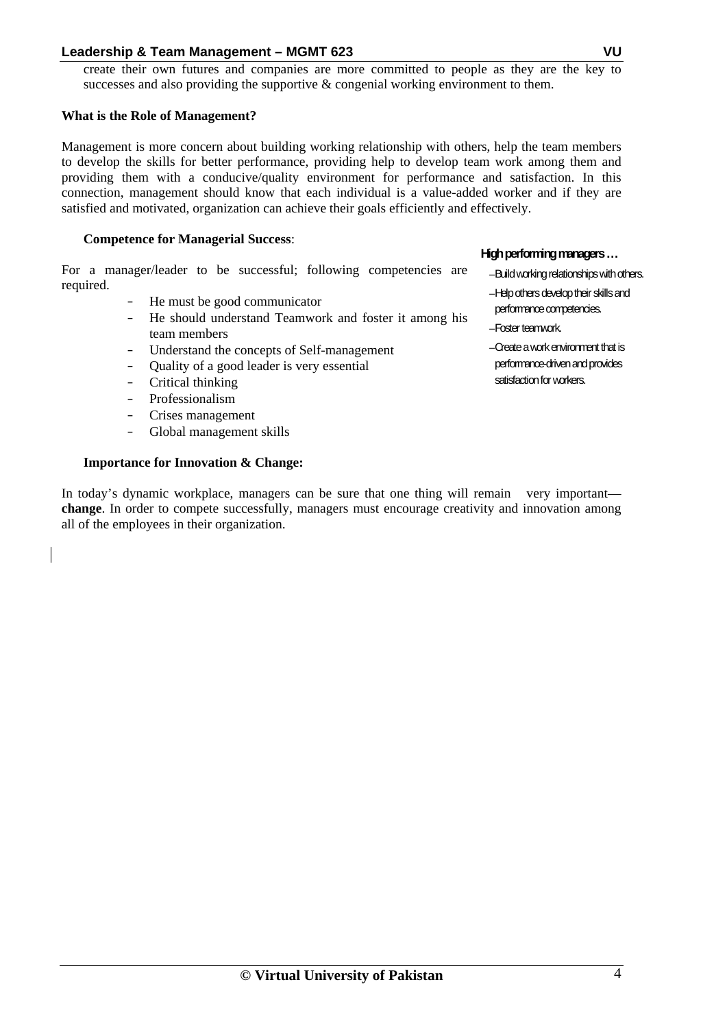create their own futures and companies are more committed to people as they are the key to successes and also providing the supportive & congenial working environment to them.

**What is the Role of Management?**

Management is more concern about building working relationship with others, help the team members to develop the skills for better performance, providing help to develop team work among them and providing them with a conducive/quality environment for performance and satisfaction. In this connection, management should know that each individual is a value-added worker and if they are satisfied and motivated, organization can achieve their goals efficiently and effectively.

**Competence for Managerial Success**:

For a manager/leader to be successful; following competencies are required.

- He must be good communicator
- He should understand Teamwork and foster it among his team members
- Understand the concepts of Self-management
- Quality of a good leader is very essential
- Critical thinking
- Professionalism
- Crises management
- Global management skills

**High performing managers …**

– Build working relationships with others.
– Help others develop their skills and performance competencies.
– Foster teamwork.
– Create a work environment that is performance-driven and provides satisfaction for workers.

**Importance for Innovation & Change:**

In today's dynamic workplace, managers can be sure that one thing will remain very important—**change**. In order to compete successfully, managers must encourage creativity and innovation among all of the employees in their organization.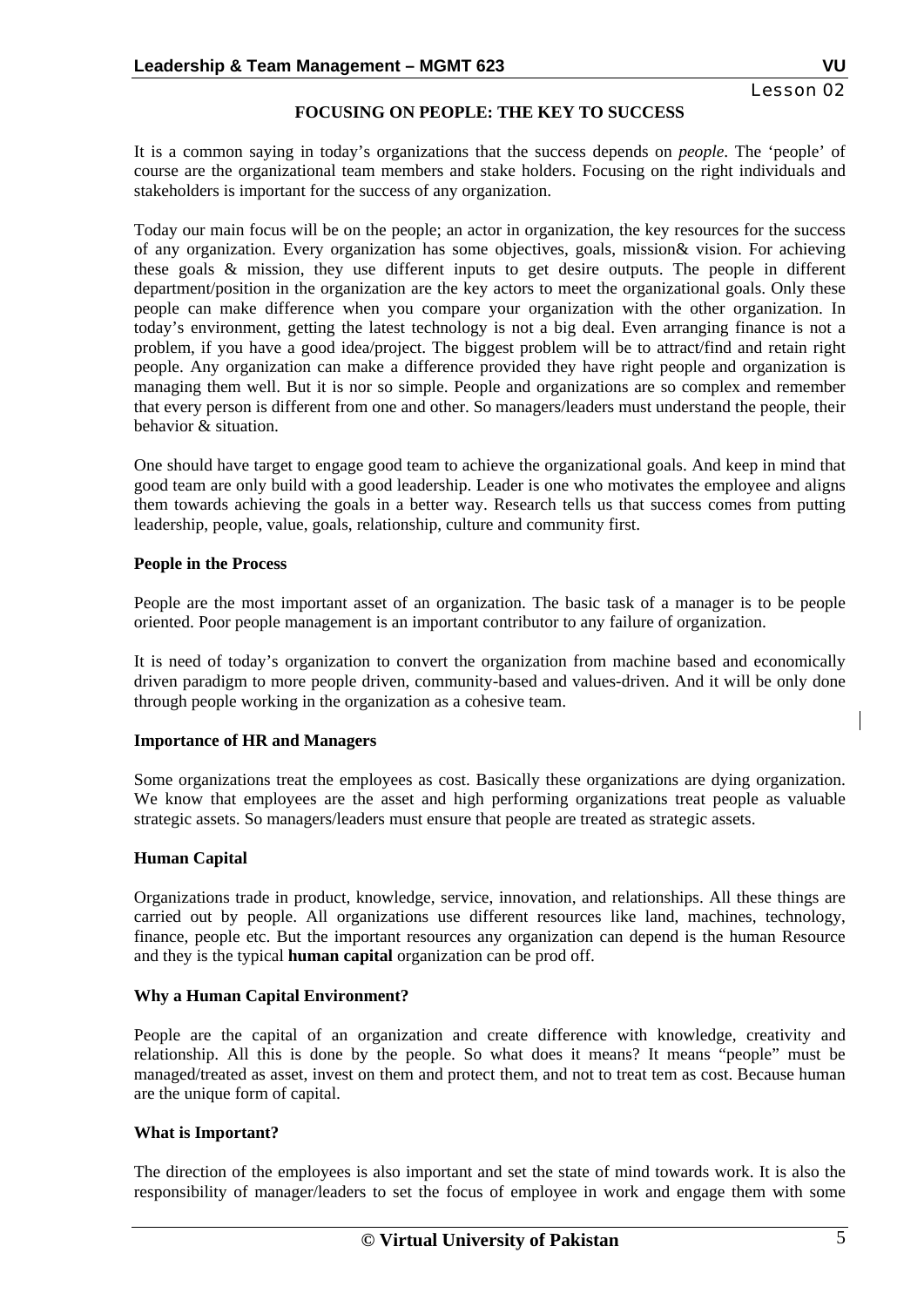Lesson 02

## FOCUSING ON PEOPLE: THE KEY TO SUCCESS

It is a common saying in today's organizations that the success depends on *people*. The 'people' of course are the organizational team members and stake holders. Focusing on the right individuals and stakeholders is important for the success of any organization.

Today our main focus will be on the people; an actor in organization, the key resources for the success of any organization. Every organization has some objectives, goals, mission& vision. For achieving these goals & mission, they use different inputs to get desire outputs. The people in different department/position in the organization are the key actors to meet the organizational goals. Only these people can make difference when you compare your organization with the other organization. In today's environment, getting the latest technology is not a big deal. Even arranging finance is not a problem, if you have a good idea/project. The biggest problem will be to attract/find and retain right people. Any organization can make a difference provided they have right people and organization is managing them well. But it is nor so simple. People and organizations are so complex and remember that every person is different from one and other. So managers/leaders must understand the people, their behavior & situation.

One should have target to engage good team to achieve the organizational goals. And keep in mind that good team are only build with a good leadership. Leader is one who motivates the employee and aligns them towards achieving the goals in a better way. Research tells us that success comes from putting leadership, people, value, goals, relationship, culture and community first.

### People in the Process

People are the most important asset of an organization. The basic task of a manager is to be people oriented. Poor people management is an important contributor to any failure of organization.

It is need of today's organization to convert the organization from machine based and economically driven paradigm to more people driven, community-based and values-driven. And it will be only done through people working in the organization as a cohesive team.

### Importance of HR and Managers

Some organizations treat the employees as cost. Basically these organizations are dying organization. We know that employees are the asset and high performing organizations treat people as valuable strategic assets. So managers/leaders must ensure that people are treated as strategic assets.

### Human Capital

Organizations trade in product, knowledge, service, innovation, and relationships. All these things are carried out by people. All organizations use different resources like land, machines, technology, finance, people etc. But the important resources any organization can depend is the human Resource and they is the typical **human capital** organization can be prod off.

### Why a Human Capital Environment?

People are the capital of an organization and create difference with knowledge, creativity and relationship. All this is done by the people. So what does it means? It means "people" must be managed/treated as asset, invest on them and protect them, and not to treat tem as cost. Because human are the unique form of capital.

### What is Important?

The direction of the employees is also important and set the state of mind towards work. It is also the responsibility of manager/leaders to set the focus of employee in work and engage them with some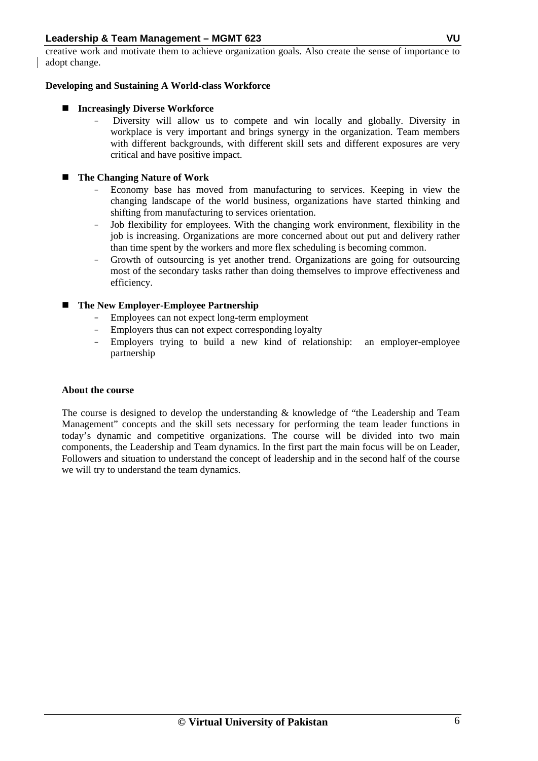creative work and motivate them to achieve organization goals. Also create the sense of importance to adopt change.

**Developing and Sustaining A World-class Workforce**

- **Increasingly Diverse Workforce**
  - Diversity will allow us to compete and win locally and globally. Diversity in workplace is very important and brings synergy in the organization. Team members with different backgrounds, with different skill sets and different exposures are very critical and have positive impact.

- **The Changing Nature of Work**
  - Economy base has moved from manufacturing to services. Keeping in view the changing landscape of the world business, organizations have started thinking and shifting from manufacturing to services orientation.
  - Job flexibility for employees. With the changing work environment, flexibility in the job is increasing. Organizations are more concerned about out put and delivery rather than time spent by the workers and more flex scheduling is becoming common.
  - Growth of outsourcing is yet another trend. Organizations are going for outsourcing most of the secondary tasks rather than doing themselves to improve effectiveness and efficiency.

- **The New Employer-Employee Partnership**
  - Employees can not expect long-term employment
  - Employers thus can not expect corresponding loyalty
  - Employers trying to build a new kind of relationship: an employer-employee partnership

**About the course**

The course is designed to develop the understanding & knowledge of "the Leadership and Team Management" concepts and the skill sets necessary for performing the team leader functions in today's dynamic and competitive organizations. The course will be divided into two main components, the Leadership and Team dynamics. In the first part the main focus will be on Leader, Followers and situation to understand the concept of leadership and in the second half of the course we will try to understand the team dynamics.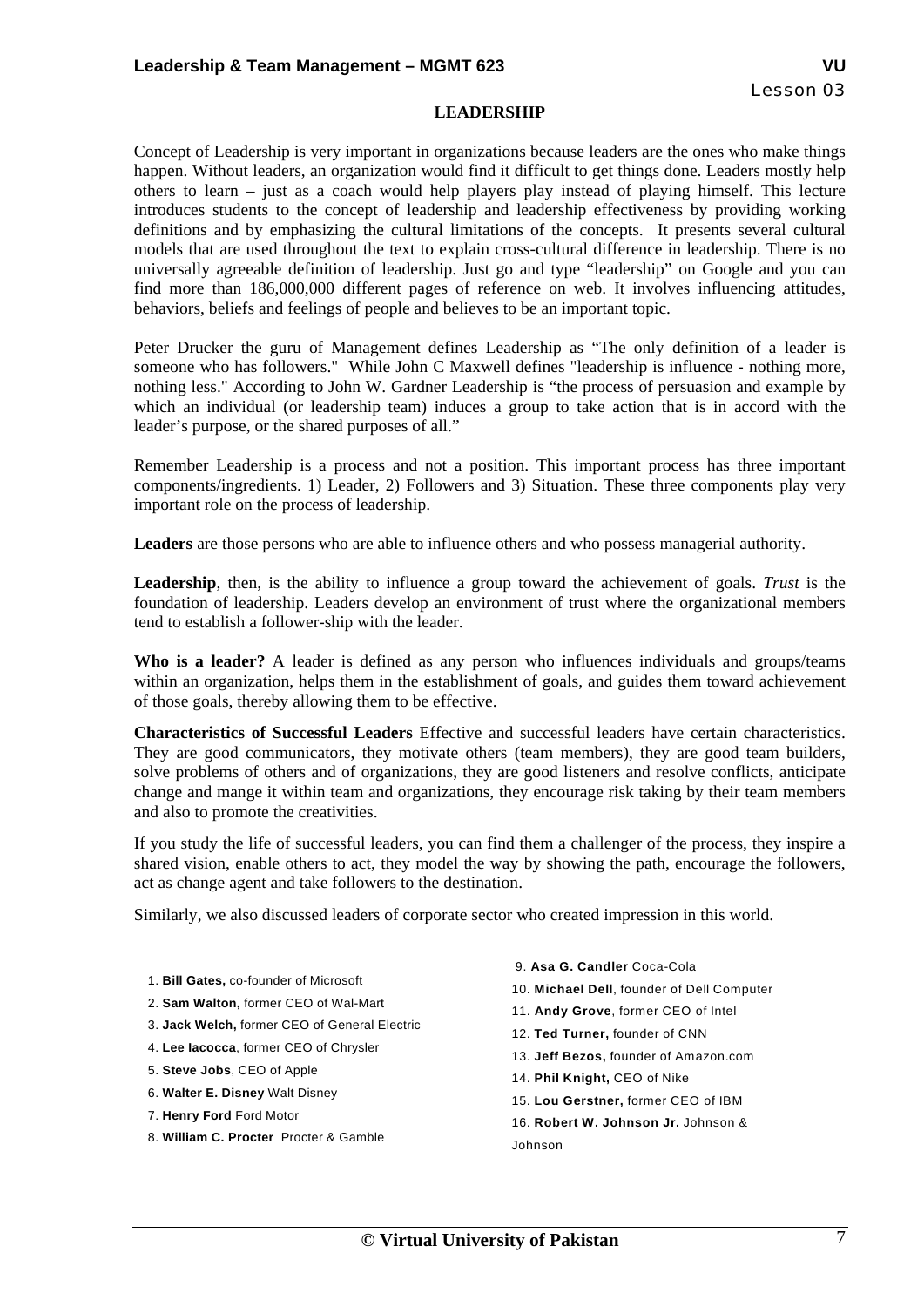Lesson 03

# LEADERSHIP

Concept of Leadership is very important in organizations because leaders are the ones who make things happen. Without leaders, an organization would find it difficult to get things done. Leaders mostly help others to learn – just as a coach would help players play instead of playing himself. This lecture introduces students to the concept of leadership and leadership effectiveness by providing working definitions and by emphasizing the cultural limitations of the concepts. It presents several cultural models that are used throughout the text to explain cross-cultural difference in leadership. There is no universally agreeable definition of leadership. Just go and type "leadership" on Google and you can find more than 186,000,000 different pages of reference on web. It involves influencing attitudes, behaviors, beliefs and feelings of people and believes to be an important topic.

Peter Drucker the guru of Management defines Leadership as "The only definition of a leader is someone who has followers." While John C Maxwell defines "leadership is influence - nothing more, nothing less." According to John W. Gardner Leadership is "the process of persuasion and example by which an individual (or leadership team) induces a group to take action that is in accord with the leader's purpose, or the shared purposes of all."

Remember Leadership is a process and not a position. This important process has three important components/ingredients. 1) Leader, 2) Followers and 3) Situation. These three components play very important role on the process of leadership.

**Leaders** are those persons who are able to influence others and who possess managerial authority.

**Leadership**, then, is the ability to influence a group toward the achievement of goals. *Trust* is the foundation of leadership. Leaders develop an environment of trust where the organizational members tend to establish a follower-ship with the leader.

**Who is a leader?** A leader is defined as any person who influences individuals and groups/teams within an organization, helps them in the establishment of goals, and guides them toward achievement of those goals, thereby allowing them to be effective.

**Characteristics of Successful Leaders** Effective and successful leaders have certain characteristics. They are good communicators, they motivate others (team members), they are good team builders, solve problems of others and of organizations, they are good listeners and resolve conflicts, anticipate change and mange it within team and organizations, they encourage risk taking by their team members and also to promote the creativities.

If you study the life of successful leaders, you can find them a challenger of the process, they inspire a shared vision, enable others to act, they model the way by showing the path, encourage the followers, act as change agent and take followers to the destination.

Similarly, we also discussed leaders of corporate sector who created impression in this world.

1. **Bill Gates,** co-founder of Microsoft
2. **Sam Walton,** former CEO of Wal-Mart
3. **Jack Welch,** former CEO of General Electric
4. **Lee Iacocca**, former CEO of Chrysler
5. **Steve Jobs**, CEO of Apple
6. **Walter E. Disney** Walt Disney
7. **Henry Ford** Ford Motor
8. **William C. Procter** Procter & Gamble
9. **Asa G. Candler** Coca-Cola
10. **Michael Dell**, founder of Dell Computer
11. **Andy Grove**, former CEO of Intel
12. **Ted Turner,** founder of CNN
13. **Jeff Bezos,** founder of Amazon.com
14. **Phil Knight,** CEO of Nike
15. **Lou Gerstner,** former CEO of IBM
16. **Robert W. Johnson Jr.** Johnson & Johnson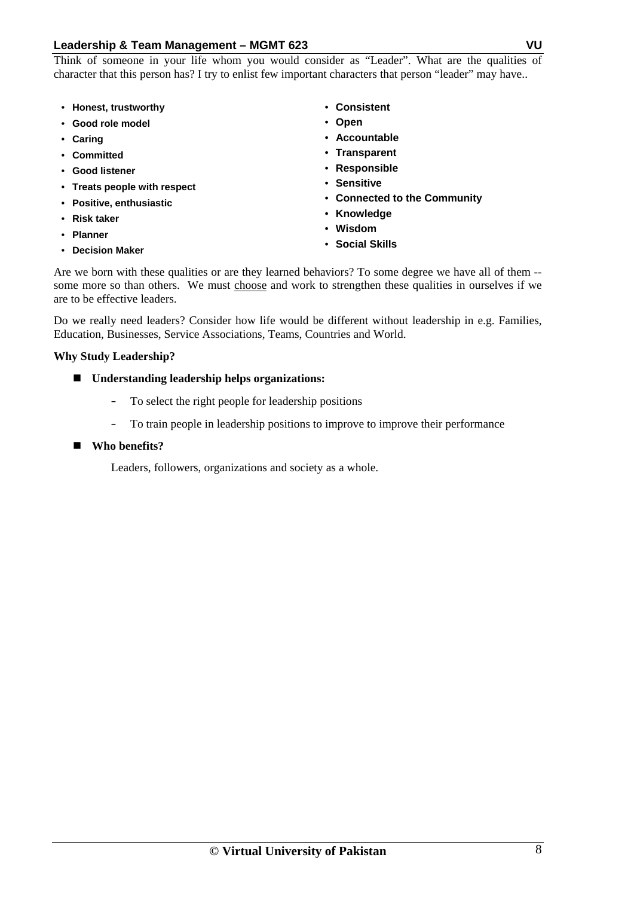Think of someone in your life whom you would consider as "Leader". What are the qualities of character that this person has? I try to enlist few important characters that person "leader" may have..

- **Honest, trustworthy**
- **Good role model**
- **Caring**
- **Committed**
- **Good listener**
- **Treats people with respect**
- **Positive, enthusiastic**
- **Risk taker**
- **Planner**
- **Decision Maker**
- **Consistent**
- **Open**
- **Accountable**
- **Transparent**
- **Responsible**
- **Sensitive**
- **Connected to the Community**
- **Knowledge**
- **Wisdom**
- **Social Skills**

Are we born with these qualities or are they learned behaviors? To some degree we have all of them -- some more so than others. We must <u>choose</u> and work to strengthen these qualities in ourselves if we are to be effective leaders.

Do we really need leaders? Consider how life would be different without leadership in e.g. Families, Education, Businesses, Service Associations, Teams, Countries and World.

**Why Study Leadership?**

- **Understanding leadership helps organizations:**
  - To select the right people for leadership positions
  - To train people in leadership positions to improve to improve their performance
- **Who benefits?**

  Leaders, followers, organizations and society as a whole.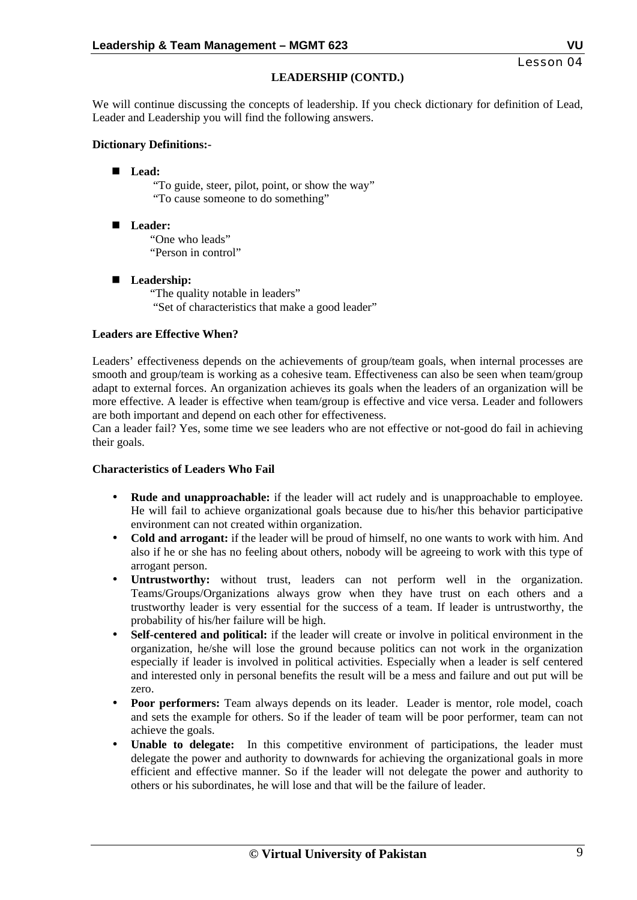Lesson 04

## LEADERSHIP (CONTD.)

We will continue discussing the concepts of leadership. If you check dictionary for definition of Lead, Leader and Leadership you will find the following answers.

**Dictionary Definitions:-**

- **Lead:**
  "To guide, steer, pilot, point, or show the way"
  "To cause someone to do something"

- **Leader:**
  "One who leads"
  "Person in control"

- **Leadership:**
  "The quality notable in leaders"
  "Set of characteristics that make a good leader"

**Leaders are Effective When?**

Leaders' effectiveness depends on the achievements of group/team goals, when internal processes are smooth and group/team is working as a cohesive team. Effectiveness can also be seen when team/group adapt to external forces. An organization achieves its goals when the leaders of an organization will be more effective. A leader is effective when team/group is effective and vice versa. Leader and followers are both important and depend on each other for effectiveness.
Can a leader fail? Yes, some time we see leaders who are not effective or not-good do fail in achieving their goals.

**Characteristics of Leaders Who Fail**

- **Rude and unapproachable:** if the leader will act rudely and is unapproachable to employee. He will fail to achieve organizational goals because due to his/her this behavior participative environment can not created within organization.
- **Cold and arrogant:** if the leader will be proud of himself, no one wants to work with him. And also if he or she has no feeling about others, nobody will be agreeing to work with this type of arrogant person.
- **Untrustworthy:** without trust, leaders can not perform well in the organization. Teams/Groups/Organizations always grow when they have trust on each others and a trustworthy leader is very essential for the success of a team. If leader is untrustworthy, the probability of his/her failure will be high.
- **Self-centered and political:** if the leader will create or involve in political environment in the organization, he/she will lose the ground because politics can not work in the organization especially if leader is involved in political activities. Especially when a leader is self centered and interested only in personal benefits the result will be a mess and failure and out put will be zero.
- **Poor performers:** Team always depends on its leader. Leader is mentor, role model, coach and sets the example for others. So if the leader of team will be poor performer, team can not achieve the goals.
- **Unable to delegate:** In this competitive environment of participations, the leader must delegate the power and authority to downwards for achieving the organizational goals in more efficient and effective manner. So if the leader will not delegate the power and authority to others or his subordinates, he will lose and that will be the failure of leader.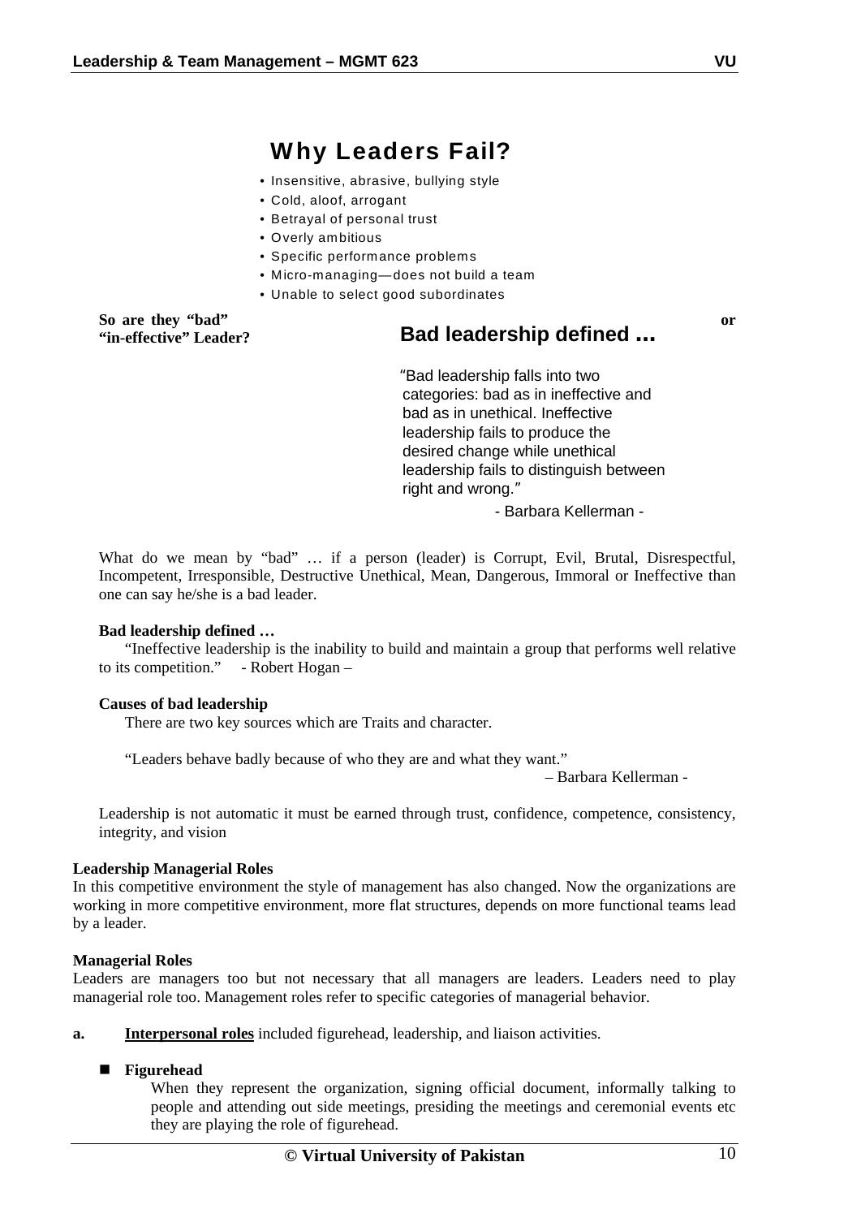## Why Leaders Fail?

- Insensitive, abrasive, bullying style
- Cold, aloof, arrogant
- Betrayal of personal trust
- Overly ambitious
- Specific performance problems
- Micro-managing—does not build a team
- Unable to select good subordinates

**So are they "bad" or "in-effective" Leader?**

### Bad leadership defined ...

"Bad leadership falls into two categories: bad as in ineffective and bad as in unethical. Ineffective leadership fails to produce the desired change while unethical leadership fails to distinguish between right and wrong."

- Barbara Kellerman -

What do we mean by "bad" … if a person (leader) is Corrupt, Evil, Brutal, Disrespectful, Incompetent, Irresponsible, Destructive Unethical, Mean, Dangerous, Immoral or Ineffective than one can say he/she is a bad leader.

**Bad leadership defined …**

"Ineffective leadership is the inability to build and maintain a group that performs well relative to its competition." - Robert Hogan –

**Causes of bad leadership**

There are two key sources which are Traits and character.

"Leaders behave badly because of who they are and what they want."

– Barbara Kellerman -

Leadership is not automatic it must be earned through trust, confidence, competence, consistency, integrity, and vision

**Leadership Managerial Roles**

In this competitive environment the style of management has also changed. Now the organizations are working in more competitive environment, more flat structures, depends on more functional teams lead by a leader.

**Managerial Roles**

Leaders are managers too but not necessary that all managers are leaders. Leaders need to play managerial role too. Management roles refer to specific categories of managerial behavior.

**a.** **Interpersonal roles** included figurehead, leadership, and liaison activities.

- **Figurehead**

  When they represent the organization, signing official document, informally talking to people and attending out side meetings, presiding the meetings and ceremonial events etc they are playing the role of figurehead.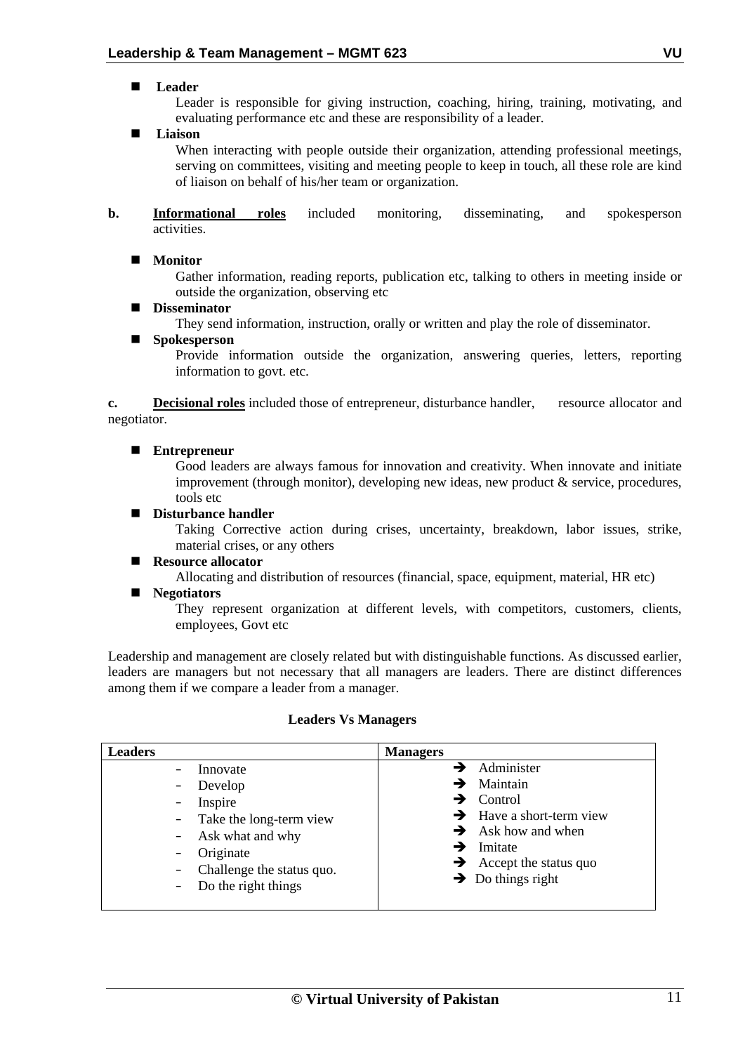- **Leader**

  Leader is responsible for giving instruction, coaching, hiring, training, motivating, and evaluating performance etc and these are responsibility of a leader.

- **Liaison**

  When interacting with people outside their organization, attending professional meetings, serving on committees, visiting and meeting people to keep in touch, all these role are kind of liaison on behalf of his/her team or organization.

**b.** **<u>Informational roles</u>** included monitoring, disseminating, and spokesperson activities.

- **Monitor**

  Gather information, reading reports, publication etc, talking to others in meeting inside or outside the organization, observing etc

- **Disseminator**

  They send information, instruction, orally or written and play the role of disseminator.

- **Spokesperson**

  Provide information outside the organization, answering queries, letters, reporting information to govt. etc.

**c.** **<u>Decisional roles</u>** included those of entrepreneur, disturbance handler, resource allocator and negotiator.

- **Entrepreneur**

  Good leaders are always famous for innovation and creativity. When innovate and initiate improvement (through monitor), developing new ideas, new product & service, procedures, tools etc

- **Disturbance handler**

  Taking Corrective action during crises, uncertainty, breakdown, labor issues, strike, material crises, or any others

- **Resource allocator**

  Allocating and distribution of resources (financial, space, equipment, material, HR etc)

- **Negotiators**

  They represent organization at different levels, with competitors, customers, clients, employees, Govt etc

Leadership and management are closely related but with distinguishable functions. As discussed earlier, leaders are managers but not necessary that all managers are leaders. There are distinct differences among them if we compare a leader from a manager.

**Leaders Vs Managers**

| **Leaders** | **Managers** |
|---|---|
| - Innovate | → Administer |
| - Develop | → Maintain |
| - Inspire | → Control |
| - Take the long-term view | → Have a short-term view |
| - Ask what and why | → Ask how and when |
| - Originate | → Imitate |
| - Challenge the status quo. | → Accept the status quo |
| - Do the right things | → Do things right |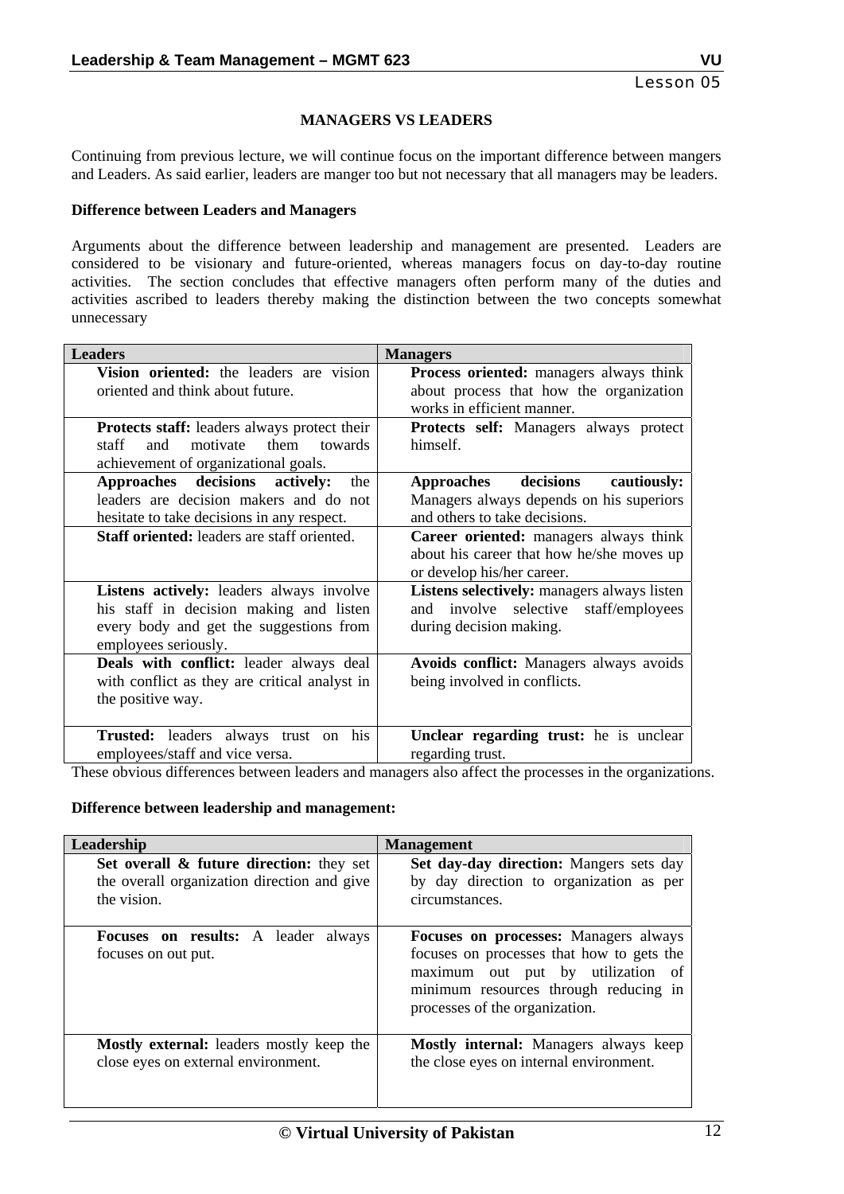**MANAGERS VS LEADERS**

Continuing from previous lecture, we will continue focus on the important difference between mangers and Leaders. As said earlier, leaders are manger too but not necessary that all managers may be leaders.

**Difference between Leaders and Managers**

Arguments about the difference between leadership and management are presented. Leaders are considered to be visionary and future-oriented, whereas managers focus on day-to-day routine activities. The section concludes that effective managers often perform many of the duties and activities ascribed to leaders thereby making the distinction between the two concepts somewhat unnecessary

| Leaders | Managers |
|---|---|
| **Vision oriented:** the leaders are vision oriented and think about future. | **Process oriented:** managers always think about process that how the organization works in efficient manner. |
| **Protects staff:** leaders always protect their staff and motivate them towards achievement of organizational goals. | **Protects self:** Managers always protect himself. |
| **Approaches decisions actively:** the leaders are decision makers and do not hesitate to take decisions in any respect. | **Approaches decisions cautiously:** Managers always depends on his superiors and others to take decisions. |
| **Staff oriented:** leaders are staff oriented. | **Career oriented:** managers always think about his career that how he/she moves up or develop his/her career. |
| **Listens actively:** leaders always involve his staff in decision making and listen every body and get the suggestions from employees seriously. | **Listens selectively:** managers always listen and involve selective staff/employees during decision making. |
| **Deals with conflict:** leader always deal with conflict as they are critical analyst in the positive way. | **Avoids conflict:** Managers always avoids being involved in conflicts. |
| **Trusted:** leaders always trust on his employees/staff and vice versa. | **Unclear regarding trust:** he is unclear regarding trust. |

These obvious differences between leaders and managers also affect the processes in the organizations.

**Difference between leadership and management:**

| Leadership | Management |
|---|---|
| **Set overall & future direction:** they set the overall organization direction and give the vision. | **Set day-day direction:** Mangers sets day by day direction to organization as per circumstances. |
| **Focuses on results:** A leader always focuses on out put. | **Focuses on processes:** Managers always focuses on processes that how to gets the maximum out put by utilization of minimum resources through reducing in processes of the organization. |
| **Mostly external:** leaders mostly keep the close eyes on external environment. | **Mostly internal:** Managers always keep the close eyes on internal environment. |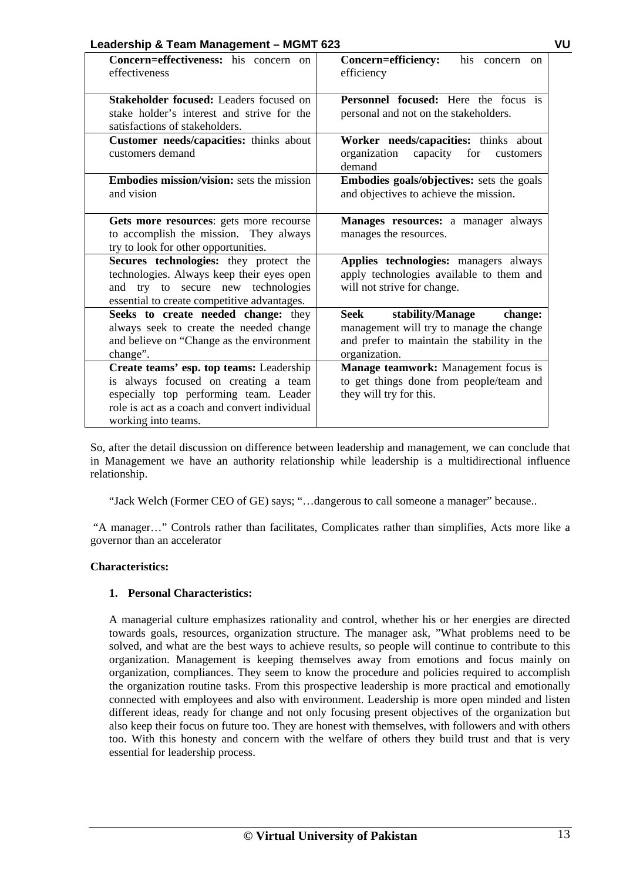| | |
|---|---|
| **Concern=effectiveness:** his concern on effectiveness | **Concern=efficiency:** his concern on efficiency |
| **Stakeholder focused:** Leaders focused on stake holder's interest and strive for the satisfactions of stakeholders. | **Personnel focused:** Here the focus is personal and not on the stakeholders. |
| **Customer needs/capacities:** thinks about customers demand | **Worker needs/capacities:** thinks about organization capacity for customers demand |
| **Embodies mission/vision:** sets the mission and vision | **Embodies goals/objectives:** sets the goals and objectives to achieve the mission. |
| **Gets more resources**: gets more recourse to accomplish the mission. They always try to look for other opportunities. | **Manages resources:** a manager always manages the resources. |
| **Secures technologies:** they protect the technologies. Always keep their eyes open and try to secure new technologies essential to create competitive advantages. | **Applies technologies:** managers always apply technologies available to them and will not strive for change. |
| **Seeks to create needed change:** they always seek to create the needed change and believe on "Change as the environment change". | **Seek stability/Manage change:** management will try to manage the change and prefer to maintain the stability in the organization. |
| **Create teams' esp. top teams:** Leadership is always focused on creating a team especially top performing team. Leader role is act as a coach and convert individual working into teams. | **Manage teamwork:** Management focus is to get things done from people/team and they will try for this. |

So, after the detail discussion on difference between leadership and management, we can conclude that in Management we have an authority relationship while leadership is a multidirectional influence relationship.

"Jack Welch (Former CEO of GE) says; "…dangerous to call someone a manager" because..

"A manager…" Controls rather than facilitates, Complicates rather than simplifies, Acts more like a governor than an accelerator

**Characteristics:**

1. **Personal Characteristics:**

A managerial culture emphasizes rationality and control, whether his or her energies are directed towards goals, resources, organization structure. The manager ask, "What problems need to be solved, and what are the best ways to achieve results, so people will continue to contribute to this organization. Management is keeping themselves away from emotions and focus mainly on organization, compliances. They seem to know the procedure and policies required to accomplish the organization routine tasks. From this prospective leadership is more practical and emotionally connected with employees and also with environment. Leadership is more open minded and listen different ideas, ready for change and not only focusing present objectives of the organization but also keep their focus on future too. They are honest with themselves, with followers and with others too. With this honesty and concern with the welfare of others they build trust and that is very essential for leadership process.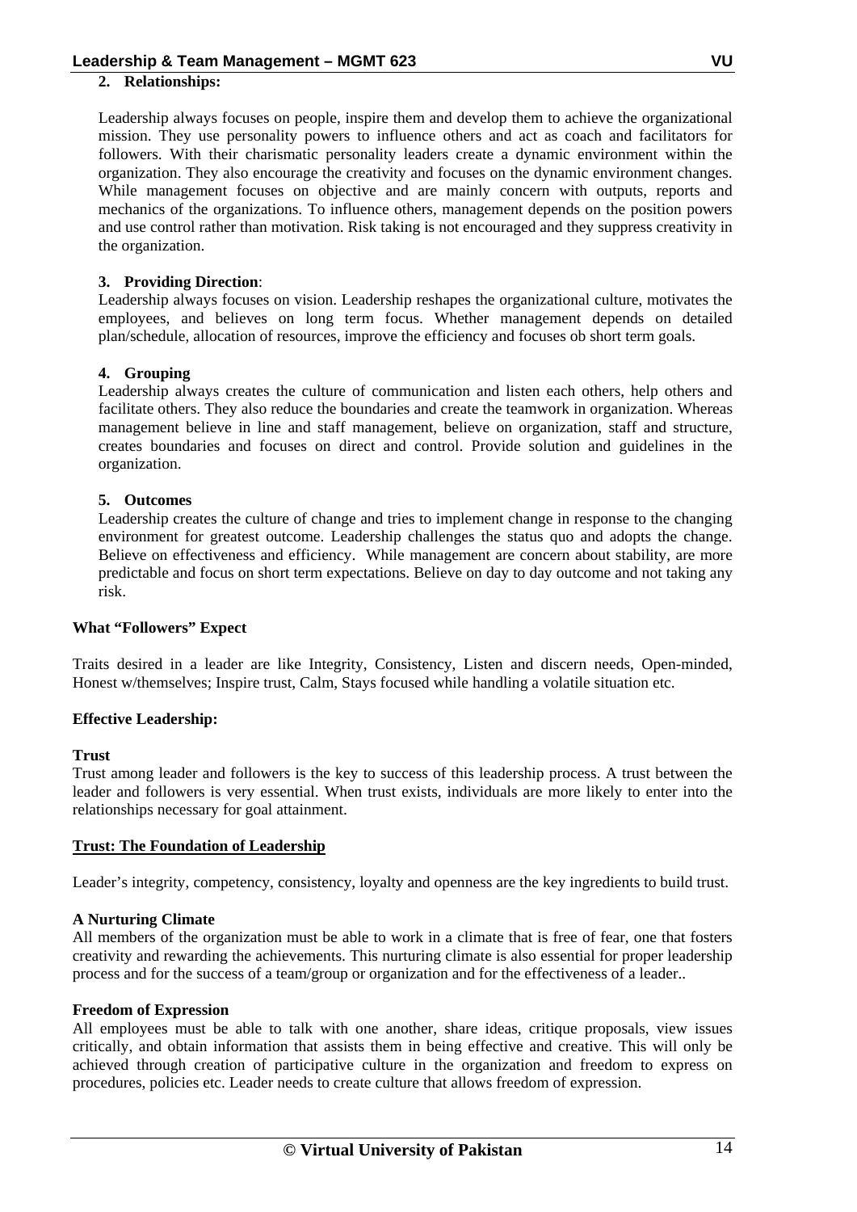**2. Relationships:**

Leadership always focuses on people, inspire them and develop them to achieve the organizational mission. They use personality powers to influence others and act as coach and facilitators for followers. With their charismatic personality leaders create a dynamic environment within the organization. They also encourage the creativity and focuses on the dynamic environment changes. While management focuses on objective and are mainly concern with outputs, reports and mechanics of the organizations. To influence others, management depends on the position powers and use control rather than motivation. Risk taking is not encouraged and they suppress creativity in the organization.

**3. Providing Direction**:

Leadership always focuses on vision. Leadership reshapes the organizational culture, motivates the employees, and believes on long term focus. Whether management depends on detailed plan/schedule, allocation of resources, improve the efficiency and focuses ob short term goals.

**4. Grouping**

Leadership always creates the culture of communication and listen each others, help others and facilitate others. They also reduce the boundaries and create the teamwork in organization. Whereas management believe in line and staff management, believe on organization, staff and structure, creates boundaries and focuses on direct and control. Provide solution and guidelines in the organization.

**5. Outcomes**

Leadership creates the culture of change and tries to implement change in response to the changing environment for greatest outcome. Leadership challenges the status quo and adopts the change. Believe on effectiveness and efficiency. While management are concern about stability, are more predictable and focus on short term expectations. Believe on day to day outcome and not taking any risk.

**What "Followers" Expect**

Traits desired in a leader are like Integrity, Consistency, Listen and discern needs, Open-minded, Honest w/themselves; Inspire trust, Calm, Stays focused while handling a volatile situation etc.

**Effective Leadership:**

**Trust**

Trust among leader and followers is the key to success of this leadership process. A trust between the leader and followers is very essential. When trust exists, individuals are more likely to enter into the relationships necessary for goal attainment.

**Trust: The Foundation of Leadership**

Leader's integrity, competency, consistency, loyalty and openness are the key ingredients to build trust.

**A Nurturing Climate**

All members of the organization must be able to work in a climate that is free of fear, one that fosters creativity and rewarding the achievements. This nurturing climate is also essential for proper leadership process and for the success of a team/group or organization and for the effectiveness of a leader..

**Freedom of Expression**

All employees must be able to talk with one another, share ideas, critique proposals, view issues critically, and obtain information that assists them in being effective and creative. This will only be achieved through creation of participative culture in the organization and freedom to express on procedures, policies etc. Leader needs to create culture that allows freedom of expression.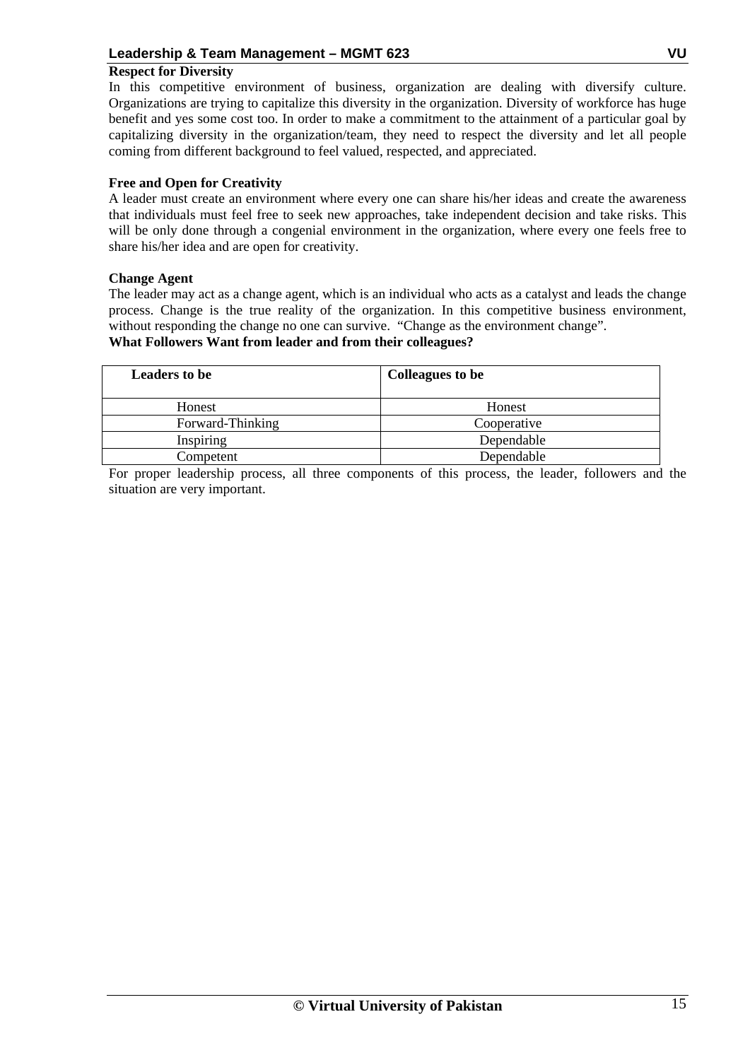**Respect for Diversity**

In this competitive environment of business, organization are dealing with diversify culture. Organizations are trying to capitalize this diversity in the organization. Diversity of workforce has huge benefit and yes some cost too. In order to make a commitment to the attainment of a particular goal by capitalizing diversity in the organization/team, they need to respect the diversity and let all people coming from different background to feel valued, respected, and appreciated.

**Free and Open for Creativity**

A leader must create an environment where every one can share his/her ideas and create the awareness that individuals must feel free to seek new approaches, take independent decision and take risks. This will be only done through a congenial environment in the organization, where every one feels free to share his/her idea and are open for creativity.

**Change Agent**

The leader may act as a change agent, which is an individual who acts as a catalyst and leads the change process. Change is the true reality of the organization. In this competitive business environment, without responding the change no one can survive. "Change as the environment change".

**What Followers Want from leader and from their colleagues?**

| Leaders to be | Colleagues to be |
|---|---|
| Honest | Honest |
| Forward-Thinking | Cooperative |
| Inspiring | Dependable |
| Competent | Dependable |

For proper leadership process, all three components of this process, the leader, followers and the situation are very important.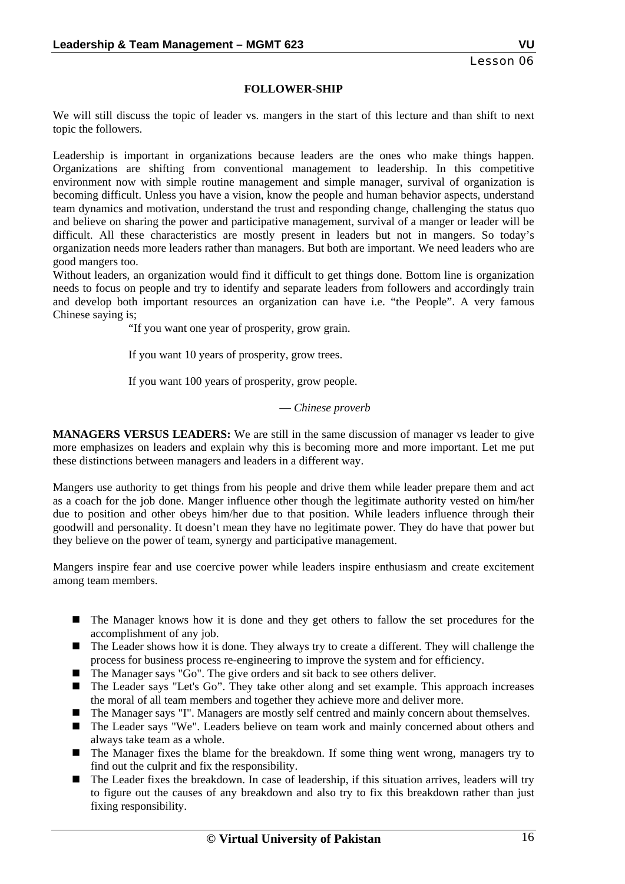Lesson 06

## FOLLOWER-SHIP

We will still discuss the topic of leader vs. mangers in the start of this lecture and than shift to next topic the followers.

Leadership is important in organizations because leaders are the ones who make things happen. Organizations are shifting from conventional management to leadership. In this competitive environment now with simple routine management and simple manager, survival of organization is becoming difficult. Unless you have a vision, know the people and human behavior aspects, understand team dynamics and motivation, understand the trust and responding change, challenging the status quo and believe on sharing the power and participative management, survival of a manger or leader will be difficult. All these characteristics are mostly present in leaders but not in mangers. So today's organization needs more leaders rather than managers. But both are important. We need leaders who are good mangers too.

Without leaders, an organization would find it difficult to get things done. Bottom line is organization needs to focus on people and try to identify and separate leaders from followers and accordingly train and develop both important resources an organization can have i.e. "the People". A very famous Chinese saying is;

> "If you want one year of prosperity, grow grain.
>
> If you want 10 years of prosperity, grow trees.
>
> If you want 100 years of prosperity, grow people.
>
> *— Chinese proverb*

**MANAGERS VERSUS LEADERS:** We are still in the same discussion of manager vs leader to give more emphasizes on leaders and explain why this is becoming more and more important. Let me put these distinctions between managers and leaders in a different way.

Mangers use authority to get things from his people and drive them while leader prepare them and act as a coach for the job done. Manger influence other though the legitimate authority vested on him/her due to position and other obeys him/her due to that position. While leaders influence through their goodwill and personality. It doesn't mean they have no legitimate power. They do have that power but they believe on the power of team, synergy and participative management.

Mangers inspire fear and use coercive power while leaders inspire enthusiasm and create excitement among team members.

- The Manager knows how it is done and they get others to fallow the set procedures for the accomplishment of any job.
- The Leader shows how it is done. They always try to create a different. They will challenge the process for business process re-engineering to improve the system and for efficiency.
- The Manager says "Go". The give orders and sit back to see others deliver.
- The Leader says "Let's Go". They take other along and set example. This approach increases the moral of all team members and together they achieve more and deliver more.
- The Manager says "I". Managers are mostly self centred and mainly concern about themselves.
- The Leader says "We". Leaders believe on team work and mainly concerned about others and always take team as a whole.
- The Manager fixes the blame for the breakdown. If some thing went wrong, managers try to find out the culprit and fix the responsibility.
- The Leader fixes the breakdown. In case of leadership, if this situation arrives, leaders will try to figure out the causes of any breakdown and also try to fix this breakdown rather than just fixing responsibility.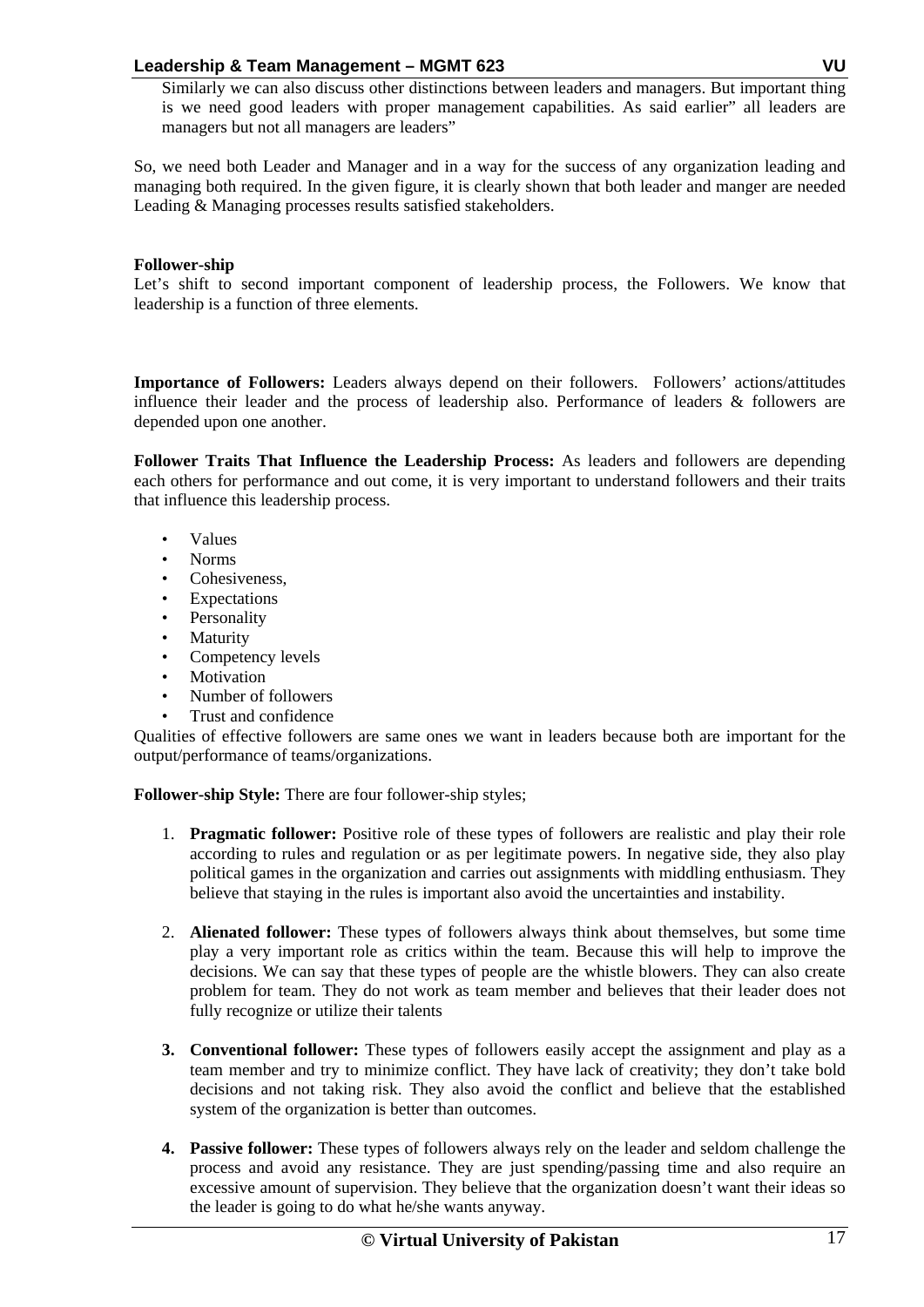Similarly we can also discuss other distinctions between leaders and managers. But important thing is we need good leaders with proper management capabilities. As said earlier" all leaders are managers but not all managers are leaders"

So, we need both Leader and Manager and in a way for the success of any organization leading and managing both required. In the given figure, it is clearly shown that both leader and manger are needed Leading & Managing processes results satisfied stakeholders.

**Follower-ship**

Let's shift to second important component of leadership process, the Followers. We know that leadership is a function of three elements.

**Importance of Followers:** Leaders always depend on their followers. Followers' actions/attitudes influence their leader and the process of leadership also. Performance of leaders & followers are depended upon one another.

**Follower Traits That Influence the Leadership Process:** As leaders and followers are depending each others for performance and out come, it is very important to understand followers and their traits that influence this leadership process.

- Values
- Norms
- Cohesiveness,
- Expectations
- Personality
- Maturity
- Competency levels
- Motivation
- Number of followers
- Trust and confidence

Qualities of effective followers are same ones we want in leaders because both are important for the output/performance of teams/organizations.

**Follower-ship Style:** There are four follower-ship styles;

1. **Pragmatic follower:** Positive role of these types of followers are realistic and play their role according to rules and regulation or as per legitimate powers. In negative side, they also play political games in the organization and carries out assignments with middling enthusiasm. They believe that staying in the rules is important also avoid the uncertainties and instability.

2. **Alienated follower:** These types of followers always think about themselves, but some time play a very important role as critics within the team. Because this will help to improve the decisions. We can say that these types of people are the whistle blowers. They can also create problem for team. They do not work as team member and believes that their leader does not fully recognize or utilize their talents

3. **Conventional follower:** These types of followers easily accept the assignment and play as a team member and try to minimize conflict. They have lack of creativity; they don't take bold decisions and not taking risk. They also avoid the conflict and believe that the established system of the organization is better than outcomes.

4. **Passive follower:** These types of followers always rely on the leader and seldom challenge the process and avoid any resistance. They are just spending/passing time and also require an excessive amount of supervision. They believe that the organization doesn't want their ideas so the leader is going to do what he/she wants anyway.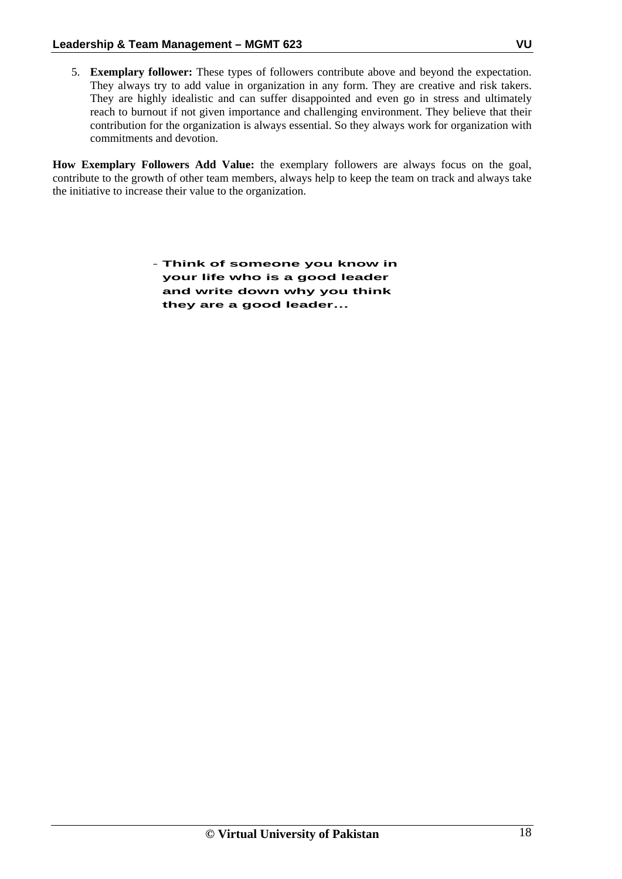5. **Exemplary follower:** These types of followers contribute above and beyond the expectation. They always try to add value in organization in any form. They are creative and risk takers. They are highly idealistic and can suffer disappointed and even go in stress and ultimately reach to burnout if not given importance and challenging environment. They believe that their contribution for the organization is always essential. So they always work for organization with commitments and devotion.

**How Exemplary Followers Add Value:** the exemplary followers are always focus on the goal, contribute to the growth of other team members, always help to keep the team on track and always take the initiative to increase their value to the organization.

- **Think of someone you know in your life who is a good leader and write down why you think they are a good leader...**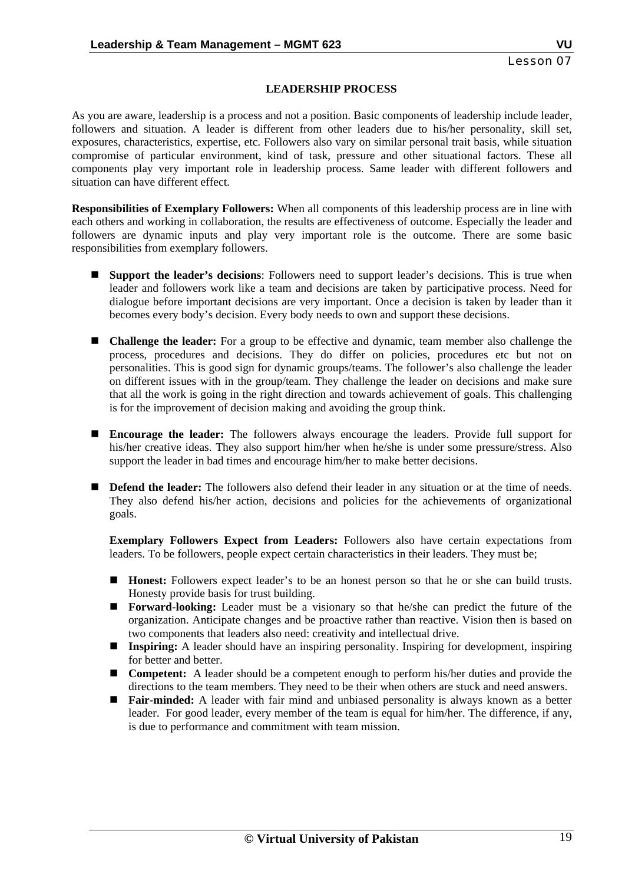Lesson 07

## LEADERSHIP PROCESS

As you are aware, leadership is a process and not a position. Basic components of leadership include leader, followers and situation. A leader is different from other leaders due to his/her personality, skill set, exposures, characteristics, expertise, etc. Followers also vary on similar personal trait basis, while situation compromise of particular environment, kind of task, pressure and other situational factors. These all components play very important role in leadership process. Same leader with different followers and situation can have different effect.

**Responsibilities of Exemplary Followers:** When all components of this leadership process are in line with each others and working in collaboration, the results are effectiveness of outcome. Especially the leader and followers are dynamic inputs and play very important role is the outcome. There are some basic responsibilities from exemplary followers.

- **Support the leader's decisions**: Followers need to support leader's decisions. This is true when leader and followers work like a team and decisions are taken by participative process. Need for dialogue before important decisions are very important. Once a decision is taken by leader than it becomes every body's decision. Every body needs to own and support these decisions.

- **Challenge the leader:** For a group to be effective and dynamic, team member also challenge the process, procedures and decisions. They do differ on policies, procedures etc but not on personalities. This is good sign for dynamic groups/teams. The follower's also challenge the leader on different issues with in the group/team. They challenge the leader on decisions and make sure that all the work is going in the right direction and towards achievement of goals. This challenging is for the improvement of decision making and avoiding the group think.

- **Encourage the leader:** The followers always encourage the leaders. Provide full support for his/her creative ideas. They also support him/her when he/she is under some pressure/stress. Also support the leader in bad times and encourage him/her to make better decisions.

- **Defend the leader:** The followers also defend their leader in any situation or at the time of needs. They also defend his/her action, decisions and policies for the achievements of organizational goals.

  **Exemplary Followers Expect from Leaders:** Followers also have certain expectations from leaders. To be followers, people expect certain characteristics in their leaders. They must be;

  - **Honest:** Followers expect leader's to be an honest person so that he or she can build trusts. Honesty provide basis for trust building.
  - **Forward-looking:** Leader must be a visionary so that he/she can predict the future of the organization. Anticipate changes and be proactive rather than reactive. Vision then is based on two components that leaders also need: creativity and intellectual drive.
  - **Inspiring:** A leader should have an inspiring personality. Inspiring for development, inspiring for better and better.
  - **Competent:** A leader should be a competent enough to perform his/her duties and provide the directions to the team members. They need to be their when others are stuck and need answers.
  - **Fair-minded:** A leader with fair mind and unbiased personality is always known as a better leader. For good leader, every member of the team is equal for him/her. The difference, if any, is due to performance and commitment with team mission.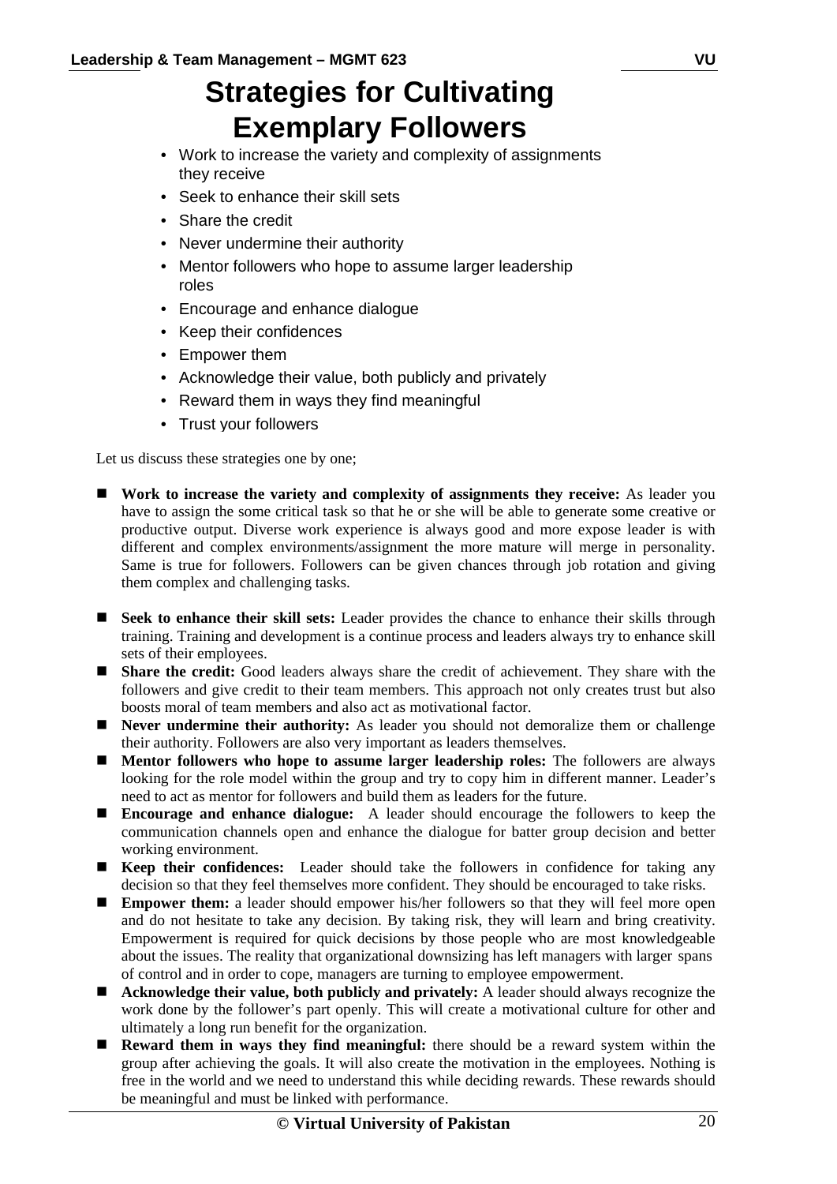# Strategies for Cultivating Exemplary Followers

- Work to increase the variety and complexity of assignments they receive
- Seek to enhance their skill sets
- Share the credit
- Never undermine their authority
- Mentor followers who hope to assume larger leadership roles
- Encourage and enhance dialogue
- Keep their confidences
- Empower them
- Acknowledge their value, both publicly and privately
- Reward them in ways they find meaningful
- Trust your followers

Let us discuss these strategies one by one;

- **Work to increase the variety and complexity of assignments they receive:** As leader you have to assign the some critical task so that he or she will be able to generate some creative or productive output. Diverse work experience is always good and more expose leader is with different and complex environments/assignment the more mature will merge in personality. Same is true for followers. Followers can be given chances through job rotation and giving them complex and challenging tasks.

- **Seek to enhance their skill sets:** Leader provides the chance to enhance their skills through training. Training and development is a continue process and leaders always try to enhance skill sets of their employees.
- **Share the credit:** Good leaders always share the credit of achievement. They share with the followers and give credit to their team members. This approach not only creates trust but also boosts moral of team members and also act as motivational factor.
- **Never undermine their authority:** As leader you should not demoralize them or challenge their authority. Followers are also very important as leaders themselves.
- **Mentor followers who hope to assume larger leadership roles:** The followers are always looking for the role model within the group and try to copy him in different manner. Leader's need to act as mentor for followers and build them as leaders for the future.
- **Encourage and enhance dialogue:** A leader should encourage the followers to keep the communication channels open and enhance the dialogue for batter group decision and better working environment.
- **Keep their confidences:** Leader should take the followers in confidence for taking any decision so that they feel themselves more confident. They should be encouraged to take risks.
- **Empower them:** a leader should empower his/her followers so that they will feel more open and do not hesitate to take any decision. By taking risk, they will learn and bring creativity. Empowerment is required for quick decisions by those people who are most knowledgeable about the issues. The reality that organizational downsizing has left managers with larger spans of control and in order to cope, managers are turning to employee empowerment.
- **Acknowledge their value, both publicly and privately:** A leader should always recognize the work done by the follower's part openly. This will create a motivational culture for other and ultimately a long run benefit for the organization.
- **Reward them in ways they find meaningful:** there should be a reward system within the group after achieving the goals. It will also create the motivation in the employees. Nothing is free in the world and we need to understand this while deciding rewards. These rewards should be meaningful and must be linked with performance.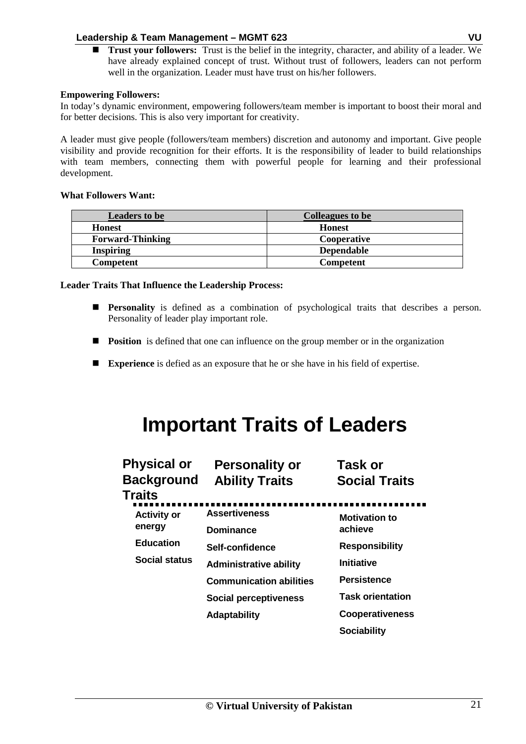- **Trust your followers:** Trust is the belief in the integrity, character, and ability of a leader. We have already explained concept of trust. Without trust of followers, leaders can not perform well in the organization. Leader must have trust on his/her followers.

**Empowering Followers:**

In today's dynamic environment, empowering followers/team member is important to boost their moral and for better decisions. This is also very important for creativity.

A leader must give people (followers/team members) discretion and autonomy and important. Give people visibility and provide recognition for their efforts. It is the responsibility of leader to build relationships with team members, connecting them with powerful people for learning and their professional development.

**What Followers Want:**

| Leaders to be | Colleagues to be |
|---|---|
| **Honest** | **Honest** |
| **Forward-Thinking** | **Cooperative** |
| **Inspiring** | **Dependable** |
| **Competent** | **Competent** |

**Leader Traits That Influence the Leadership Process:**

- **Personality** is defined as a combination of psychological traits that describes a person. Personality of leader play important role.

- **Position** is defined that one can influence on the group member or in the organization

- **Experience** is defied as an exposure that he or she have in his field of expertise.

# Important Traits of Leaders

| Physical or Background Traits | Personality or Ability Traits | Task or Social Traits |
|---|---|---|
| Activity or energy | Assertiveness | Motivation to achieve |
| Education | Dominance | Responsibility |
| Social status | Self-confidence | Initiative |
| | Administrative ability | Persistence |
| | Communication abilities | Task orientation |
| | Social perceptiveness | Cooperativeness |
| | Adaptability | Sociability |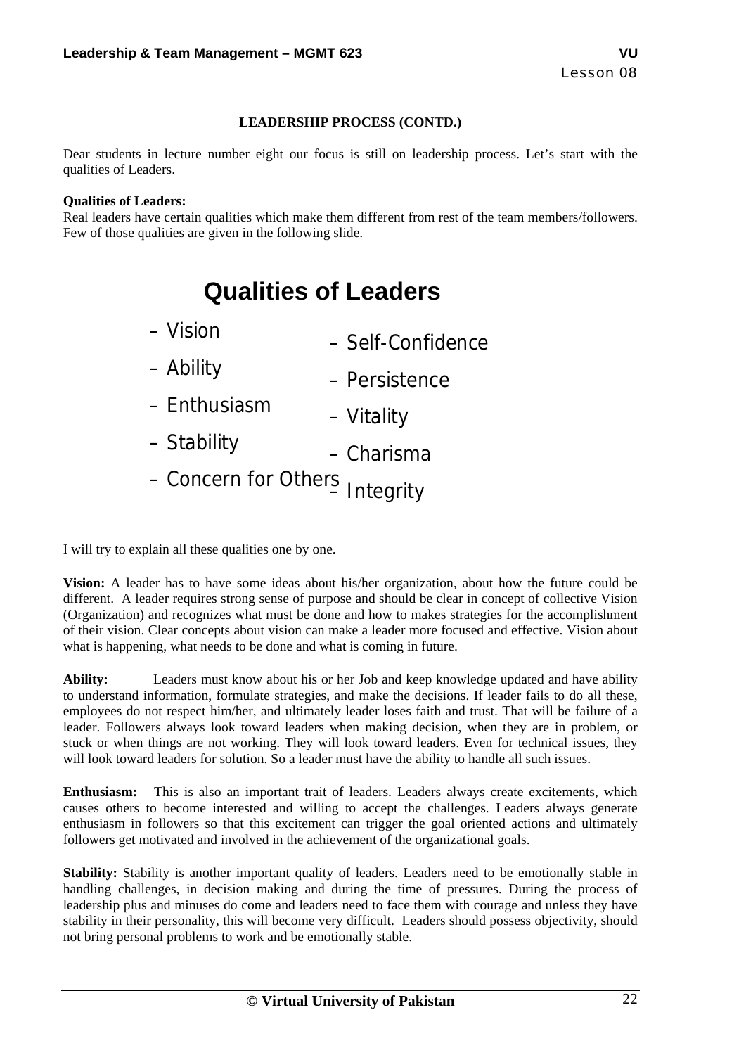Lesson 08

## LEADERSHIP PROCESS (CONTD.)

Dear students in lecture number eight our focus is still on leadership process. Let's start with the qualities of Leaders.

**Qualities of Leaders:**
Real leaders have certain qualities which make them different from rest of the team members/followers. Few of those qualities are given in the following slide.

## Qualities of Leaders

- Vision
- Ability
- Enthusiasm
- Stability
- Concern for Others
- Self-Confidence
- Persistence
- Vitality
- Charisma
- Integrity

I will try to explain all these qualities one by one.

**Vision:** A leader has to have some ideas about his/her organization, about how the future could be different. A leader requires strong sense of purpose and should be clear in concept of collective Vision (Organization) and recognizes what must be done and how to makes strategies for the accomplishment of their vision. Clear concepts about vision can make a leader more focused and effective. Vision about what is happening, what needs to be done and what is coming in future.

**Ability:** Leaders must know about his or her Job and keep knowledge updated and have ability to understand information, formulate strategies, and make the decisions. If leader fails to do all these, employees do not respect him/her, and ultimately leader loses faith and trust. That will be failure of a leader. Followers always look toward leaders when making decision, when they are in problem, or stuck or when things are not working. They will look toward leaders. Even for technical issues, they will look toward leaders for solution. So a leader must have the ability to handle all such issues.

**Enthusiasm:** This is also an important trait of leaders. Leaders always create excitements, which causes others to become interested and willing to accept the challenges. Leaders always generate enthusiasm in followers so that this excitement can trigger the goal oriented actions and ultimately followers get motivated and involved in the achievement of the organizational goals.

**Stability:** Stability is another important quality of leaders. Leaders need to be emotionally stable in handling challenges, in decision making and during the time of pressures. During the process of leadership plus and minuses do come and leaders need to face them with courage and unless they have stability in their personality, this will become very difficult. Leaders should possess objectivity, should not bring personal problems to work and be emotionally stable.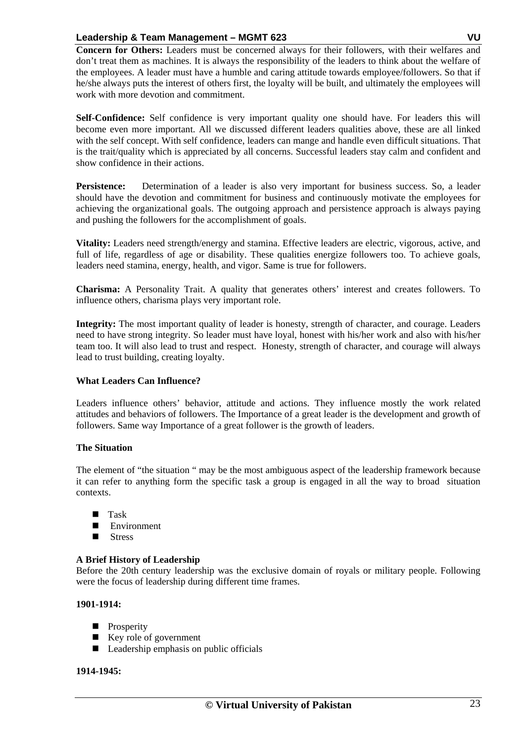**Concern for Others:** Leaders must be concerned always for their followers, with their welfares and don't treat them as machines. It is always the responsibility of the leaders to think about the welfare of the employees. A leader must have a humble and caring attitude towards employee/followers. So that if he/she always puts the interest of others first, the loyalty will be built, and ultimately the employees will work with more devotion and commitment.

**Self-Confidence:** Self confidence is very important quality one should have. For leaders this will become even more important. All we discussed different leaders qualities above, these are all linked with the self concept. With self confidence, leaders can mange and handle even difficult situations. That is the trait/quality which is appreciated by all concerns. Successful leaders stay calm and confident and show confidence in their actions.

**Persistence:** Determination of a leader is also very important for business success. So, a leader should have the devotion and commitment for business and continuously motivate the employees for achieving the organizational goals. The outgoing approach and persistence approach is always paying and pushing the followers for the accomplishment of goals.

**Vitality:** Leaders need strength/energy and stamina. Effective leaders are electric, vigorous, active, and full of life, regardless of age or disability. These qualities energize followers too. To achieve goals, leaders need stamina, energy, health, and vigor. Same is true for followers.

**Charisma:** A Personality Trait. A quality that generates others' interest and creates followers. To influence others, charisma plays very important role.

**Integrity:** The most important quality of leader is honesty, strength of character, and courage. Leaders need to have strong integrity. So leader must have loyal, honest with his/her work and also with his/her team too. It will also lead to trust and respect. Honesty, strength of character, and courage will always lead to trust building, creating loyalty.

**What Leaders Can Influence?**

Leaders influence others' behavior, attitude and actions. They influence mostly the work related attitudes and behaviors of followers. The Importance of a great leader is the development and growth of followers. Same way Importance of a great follower is the growth of leaders.

**The Situation**

The element of "the situation " may be the most ambiguous aspect of the leadership framework because it can refer to anything form the specific task a group is engaged in all the way to broad situation contexts.

- Task
- Environment
- Stress

**A Brief History of Leadership**

Before the 20th century leadership was the exclusive domain of royals or military people. Following were the focus of leadership during different time frames.

**1901-1914:**

- Prosperity
- Key role of government
- Leadership emphasis on public officials

**1914-1945:**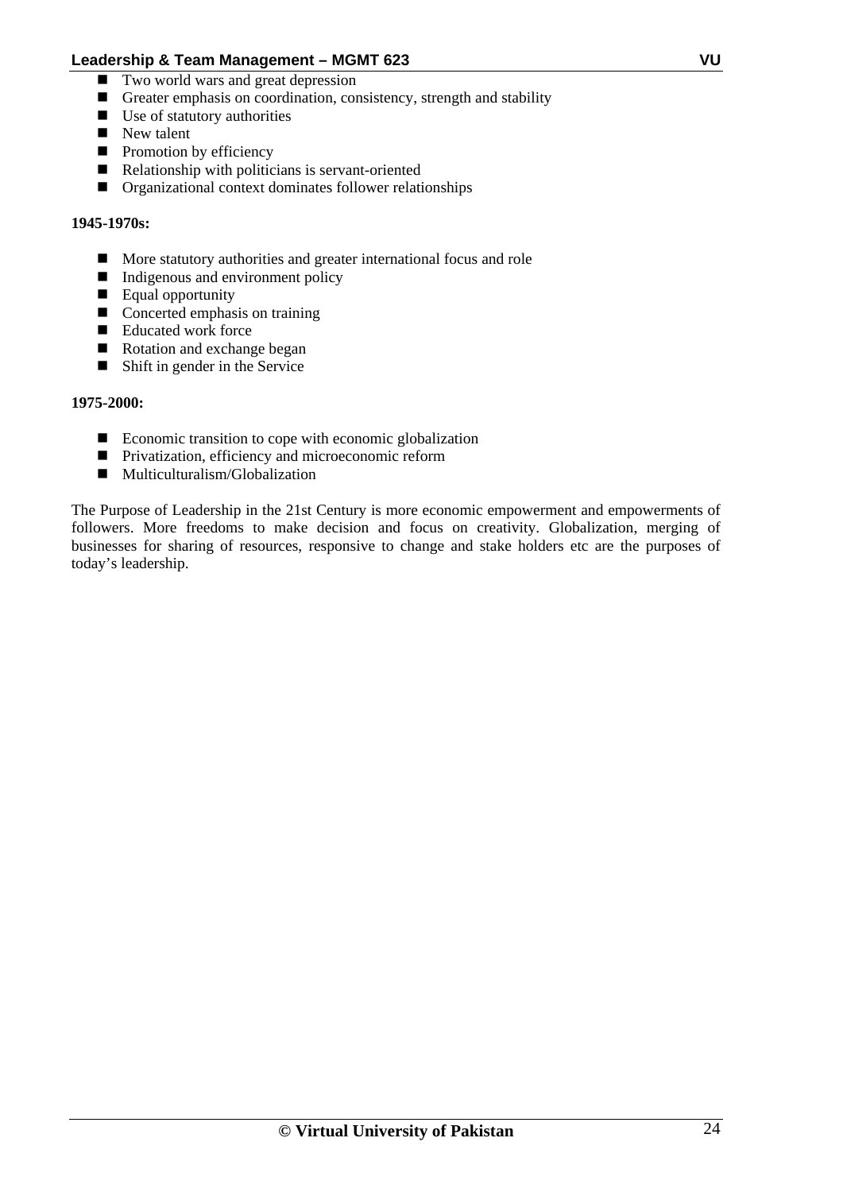- Two world wars and great depression
- Greater emphasis on coordination, consistency, strength and stability
- Use of statutory authorities
- New talent
- Promotion by efficiency
- Relationship with politicians is servant-oriented
- Organizational context dominates follower relationships

**1945-1970s:**

- More statutory authorities and greater international focus and role
- Indigenous and environment policy
- Equal opportunity
- Concerted emphasis on training
- Educated work force
- Rotation and exchange began
- Shift in gender in the Service

**1975-2000:**

- Economic transition to cope with economic globalization
- Privatization, efficiency and microeconomic reform
- Multiculturalism/Globalization

The Purpose of Leadership in the 21st Century is more economic empowerment and empowerments of followers. More freedoms to make decision and focus on creativity. Globalization, merging of businesses for sharing of resources, responsive to change and stake holders etc are the purposes of today's leadership.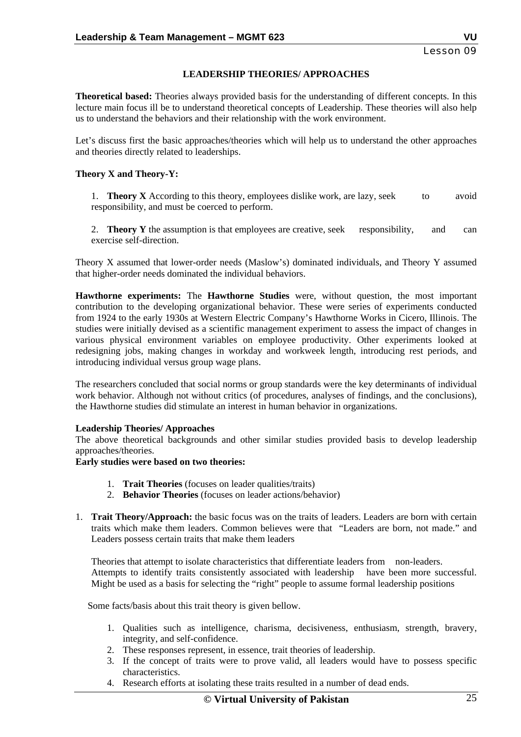# LEADERSHIP THEORIES/ APPROACHES

**Theoretical based:** Theories always provided basis for the understanding of different concepts. In this lecture main focus ill be to understand theoretical concepts of Leadership. These theories will also help us to understand the behaviors and their relationship with the work environment.

Let's discuss first the basic approaches/theories which will help us to understand the other approaches and theories directly related to leaderships.

**Theory X and Theory-Y:**

1. **Theory X** According to this theory, employees dislike work, are lazy, seek to avoid responsibility, and must be coerced to perform.

2. **Theory Y** the assumption is that employees are creative, seek responsibility, and can exercise self-direction.

Theory X assumed that lower-order needs (Maslow's) dominated individuals, and Theory Y assumed that higher-order needs dominated the individual behaviors.

**Hawthorne experiments:** The **Hawthorne Studies** were, without question, the most important contribution to the developing organizational behavior. These were series of experiments conducted from 1924 to the early 1930s at Western Electric Company's Hawthorne Works in Cicero, Illinois. The studies were initially devised as a scientific management experiment to assess the impact of changes in various physical environment variables on employee productivity. Other experiments looked at redesigning jobs, making changes in workday and workweek length, introducing rest periods, and introducing individual versus group wage plans.

The researchers concluded that social norms or group standards were the key determinants of individual work behavior. Although not without critics (of procedures, analyses of findings, and the conclusions), the Hawthorne studies did stimulate an interest in human behavior in organizations.

**Leadership Theories/ Approaches**

The above theoretical backgrounds and other similar studies provided basis to develop leadership approaches/theories.

**Early studies were based on two theories:**

1. **Trait Theories** (focuses on leader qualities/traits)
2. **Behavior Theories** (focuses on leader actions/behavior)

1. **Trait Theory/Approach:** the basic focus was on the traits of leaders. Leaders are born with certain traits which make them leaders. Common believes were that "Leaders are born, not made." and Leaders possess certain traits that make them leaders

   Theories that attempt to isolate characteristics that differentiate leaders from non-leaders. Attempts to identify traits consistently associated with leadership have been more successful. Might be used as a basis for selecting the "right" people to assume formal leadership positions

   Some facts/basis about this trait theory is given bellow.

   1. Qualities such as intelligence, charisma, decisiveness, enthusiasm, strength, bravery, integrity, and self-confidence.
   2. These responses represent, in essence, trait theories of leadership.
   3. If the concept of traits were to prove valid, all leaders would have to possess specific characteristics.
   4. Research efforts at isolating these traits resulted in a number of dead ends.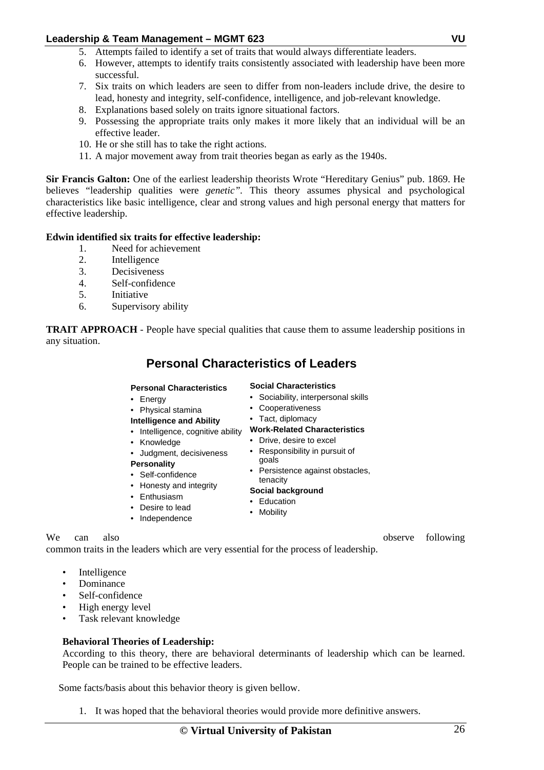5. Attempts failed to identify a set of traits that would always differentiate leaders.
6. However, attempts to identify traits consistently associated with leadership have been more successful.
7. Six traits on which leaders are seen to differ from non-leaders include drive, the desire to lead, honesty and integrity, self-confidence, intelligence, and job-relevant knowledge.
8. Explanations based solely on traits ignore situational factors.
9. Possessing the appropriate traits only makes it more likely that an individual will be an effective leader.
10. He or she still has to take the right actions.
11. A major movement away from trait theories began as early as the 1940s.

**Sir Francis Galton:** One of the earliest leadership theorists Wrote "Hereditary Genius" pub. 1869. He believes "leadership qualities were *genetic"*. This theory assumes physical and psychological characteristics like basic intelligence, clear and strong values and high personal energy that matters for effective leadership.

**Edwin identified six traits for effective leadership:**

1. Need for achievement
2. Intelligence
3. Decisiveness
4. Self-confidence
5. Initiative
6. Supervisory ability

**TRAIT APPROACH** - People have special qualities that cause them to assume leadership positions in any situation.

## Personal Characteristics of Leaders

**Personal Characteristics**
- Energy
- Physical stamina

**Intelligence and Ability**
- Intelligence, cognitive ability
- Knowledge
- Judgment, decisiveness

**Personality**
- Self-confidence
- Honesty and integrity
- Enthusiasm
- Desire to lead
- Independence

**Social Characteristics**
- Sociability, interpersonal skills
- Cooperativeness
- Tact, diplomacy

**Work-Related Characteristics**
- Drive, desire to excel
- Responsibility in pursuit of goals
- Persistence against obstacles, tenacity

**Social background**
- Education
- Mobility

We can also observe following common traits in the leaders which are very essential for the process of leadership.

- Intelligence
- Dominance
- Self-confidence
- High energy level
- Task relevant knowledge

**Behavioral Theories of Leadership:**

According to this theory, there are behavioral determinants of leadership which can be learned. People can be trained to be effective leaders.

Some facts/basis about this behavior theory is given bellow.

1. It was hoped that the behavioral theories would provide more definitive answers.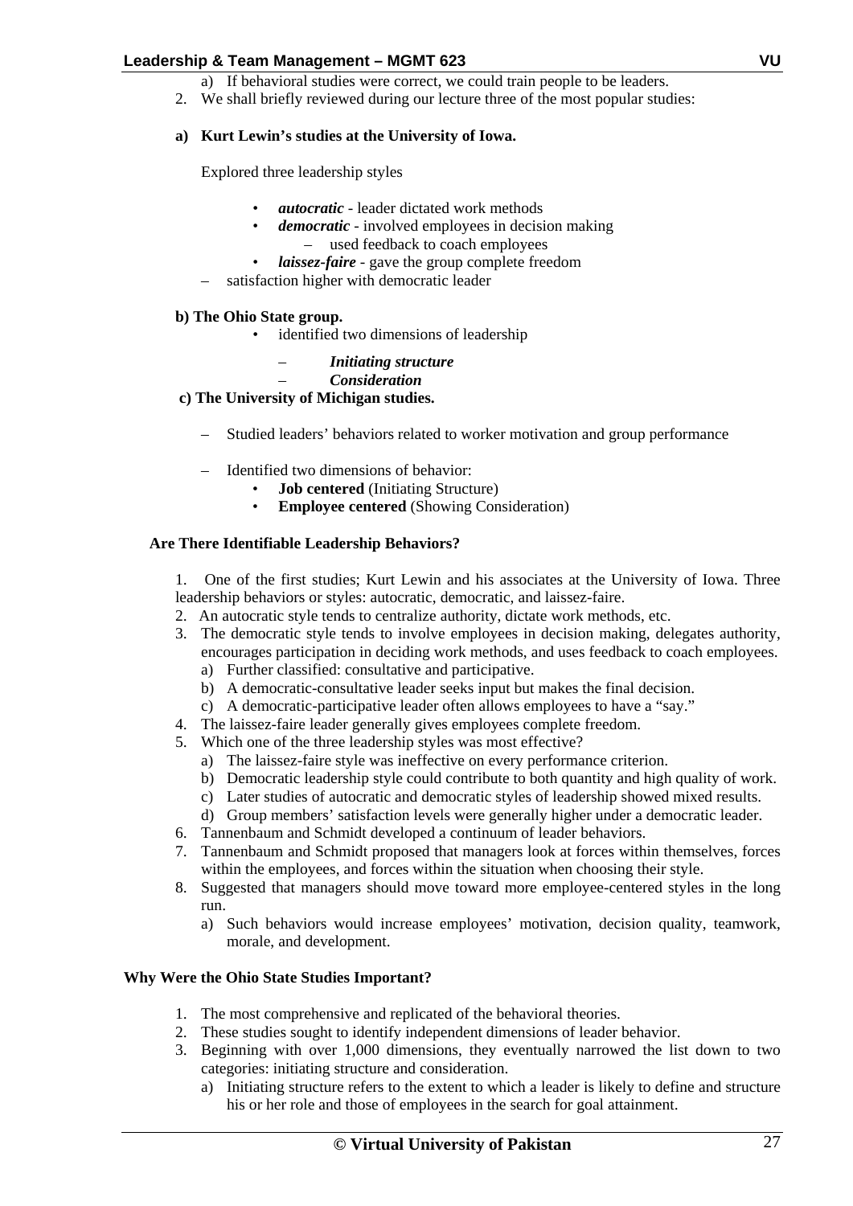a) If behavioral studies were correct, we could train people to be leaders.

2. We shall briefly reviewed during our lecture three of the most popular studies:

**a) Kurt Lewin's studies at the University of Iowa.**

Explored three leadership styles

- ***autocratic*** - leader dictated work methods
- ***democratic*** - involved employees in decision making
  - used feedback to coach employees
- ***laissez-faire*** - gave the group complete freedom

– satisfaction higher with democratic leader

**b) The Ohio State group.**

- identified two dimensions of leadership
  - ***Initiating structure***
  - ***Consideration***

**c) The University of Michigan studies.**

– Studied leaders' behaviors related to worker motivation and group performance

– Identified two dimensions of behavior:
- **Job centered** (Initiating Structure)
- **Employee centered** (Showing Consideration)

**Are There Identifiable Leadership Behaviors?**

1. One of the first studies; Kurt Lewin and his associates at the University of Iowa. Three leadership behaviors or styles: autocratic, democratic, and laissez-faire.
2. An autocratic style tends to centralize authority, dictate work methods, etc.
3. The democratic style tends to involve employees in decision making, delegates authority, encourages participation in deciding work methods, and uses feedback to coach employees.
   a) Further classified: consultative and participative.
   b) A democratic-consultative leader seeks input but makes the final decision.
   c) A democratic-participative leader often allows employees to have a "say."
4. The laissez-faire leader generally gives employees complete freedom.
5. Which one of the three leadership styles was most effective?
   a) The laissez-faire style was ineffective on every performance criterion.
   b) Democratic leadership style could contribute to both quantity and high quality of work.
   c) Later studies of autocratic and democratic styles of leadership showed mixed results.
   d) Group members' satisfaction levels were generally higher under a democratic leader.
6. Tannenbaum and Schmidt developed a continuum of leader behaviors.
7. Tannenbaum and Schmidt proposed that managers look at forces within themselves, forces within the employees, and forces within the situation when choosing their style.
8. Suggested that managers should move toward more employee-centered styles in the long run.
   a) Such behaviors would increase employees' motivation, decision quality, teamwork, morale, and development.

**Why Were the Ohio State Studies Important?**

1. The most comprehensive and replicated of the behavioral theories.
2. These studies sought to identify independent dimensions of leader behavior.
3. Beginning with over 1,000 dimensions, they eventually narrowed the list down to two categories: initiating structure and consideration.
   a) Initiating structure refers to the extent to which a leader is likely to define and structure his or her role and those of employees in the search for goal attainment.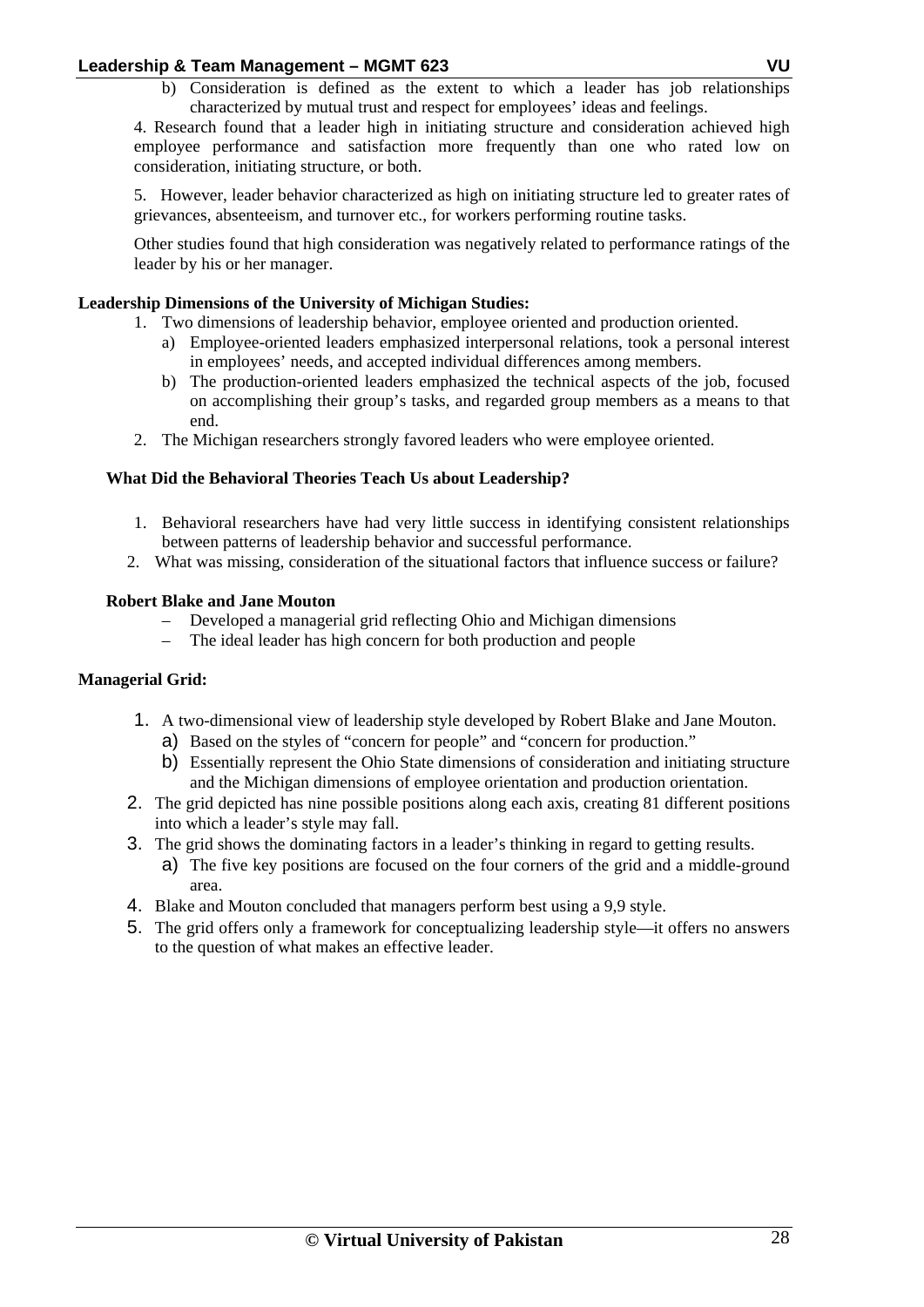b) Consideration is defined as the extent to which a leader has job relationships characterized by mutual trust and respect for employees' ideas and feelings.

4. Research found that a leader high in initiating structure and consideration achieved high employee performance and satisfaction more frequently than one who rated low on consideration, initiating structure, or both.

5. However, leader behavior characterized as high on initiating structure led to greater rates of grievances, absenteeism, and turnover etc., for workers performing routine tasks.

Other studies found that high consideration was negatively related to performance ratings of the leader by his or her manager.

**Leadership Dimensions of the University of Michigan Studies:**

1. Two dimensions of leadership behavior, employee oriented and production oriented.
   a) Employee-oriented leaders emphasized interpersonal relations, took a personal interest in employees' needs, and accepted individual differences among members.
   b) The production-oriented leaders emphasized the technical aspects of the job, focused on accomplishing their group's tasks, and regarded group members as a means to that end.
2. The Michigan researchers strongly favored leaders who were employee oriented.

**What Did the Behavioral Theories Teach Us about Leadership?**

1. Behavioral researchers have had very little success in identifying consistent relationships between patterns of leadership behavior and successful performance.
2. What was missing, consideration of the situational factors that influence success or failure?

**Robert Blake and Jane Mouton**

- Developed a managerial grid reflecting Ohio and Michigan dimensions
- The ideal leader has high concern for both production and people

**Managerial Grid:**

1. A two-dimensional view of leadership style developed by Robert Blake and Jane Mouton.
   a) Based on the styles of "concern for people" and "concern for production."
   b) Essentially represent the Ohio State dimensions of consideration and initiating structure and the Michigan dimensions of employee orientation and production orientation.
2. The grid depicted has nine possible positions along each axis, creating 81 different positions into which a leader's style may fall.
3. The grid shows the dominating factors in a leader's thinking in regard to getting results.
   a) The five key positions are focused on the four corners of the grid and a middle-ground area.
4. Blake and Mouton concluded that managers perform best using a 9,9 style.
5. The grid offers only a framework for conceptualizing leadership style—it offers no answers to the question of what makes an effective leader.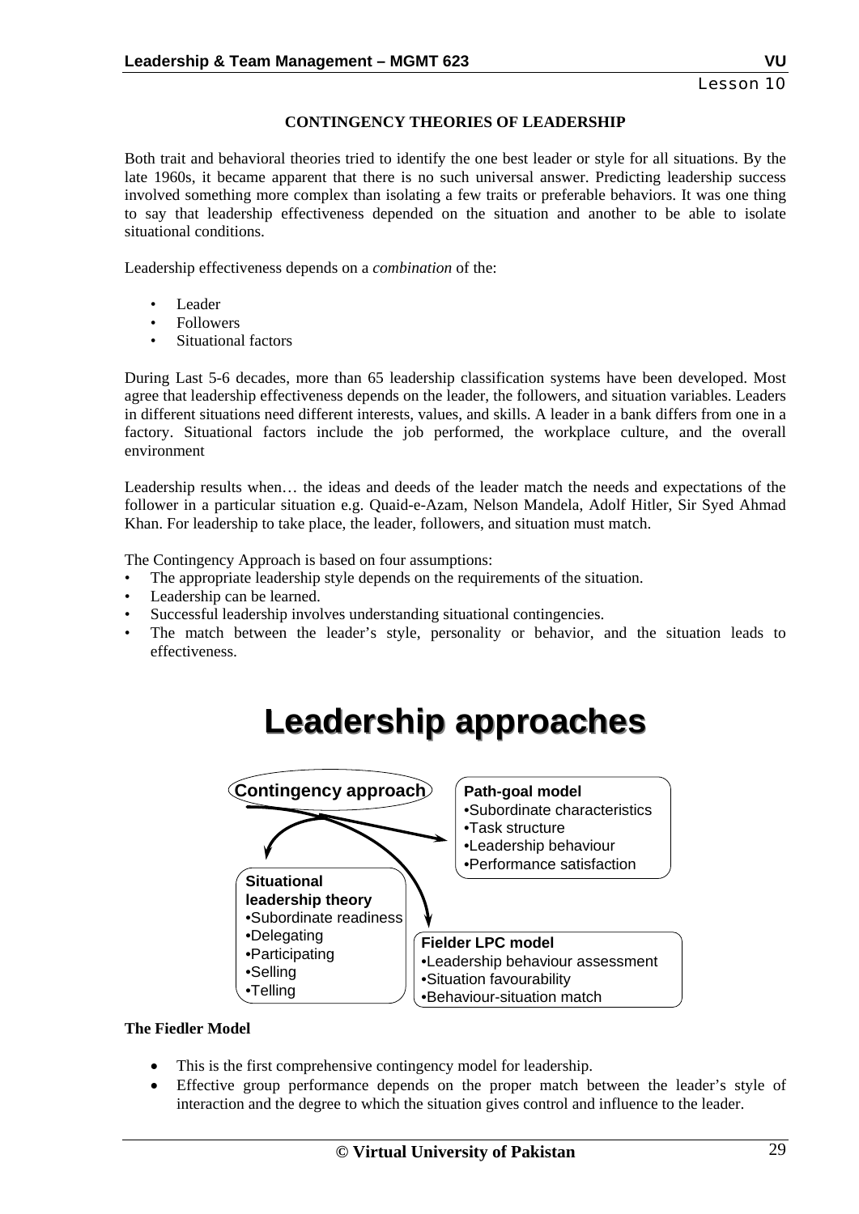## CONTINGENCY THEORIES OF LEADERSHIP

Both trait and behavioral theories tried to identify the one best leader or style for all situations. By the late 1960s, it became apparent that there is no such universal answer. Predicting leadership success involved something more complex than isolating a few traits or preferable behaviors. It was one thing to say that leadership effectiveness depended on the situation and another to be able to isolate situational conditions.

Leadership effectiveness depends on a *combination* of the:

- Leader
- Followers
- Situational factors

During Last 5-6 decades, more than 65 leadership classification systems have been developed. Most agree that leadership effectiveness depends on the leader, the followers, and situation variables. Leaders in different situations need different interests, values, and skills. A leader in a bank differs from one in a factory. Situational factors include the job performed, the workplace culture, and the overall environment

Leadership results when… the ideas and deeds of the leader match the needs and expectations of the follower in a particular situation e.g. Quaid-e-Azam, Nelson Mandela, Adolf Hitler, Sir Syed Ahmad Khan. For leadership to take place, the leader, followers, and situation must match.

The Contingency Approach is based on four assumptions:

- The appropriate leadership style depends on the requirements of the situation.
- Leadership can be learned.
- Successful leadership involves understanding situational contingencies.
- The match between the leader's style, personality or behavior, and the situation leads to effectiveness.

**Leadership approaches**

**Contingency approach**

**Path-goal model**
- Subordinate characteristics
- Task structure
- Leadership behaviour
- Performance satisfaction

**Situational leadership theory**
- Subordinate readiness
- Delegating
- Participating
- Selling
- Telling

**Fielder LPC model**
- Leadership behaviour assessment
- Situation favourability
- Behaviour-situation match

**The Fiedler Model**

- This is the first comprehensive contingency model for leadership.
- Effective group performance depends on the proper match between the leader's style of interaction and the degree to which the situation gives control and influence to the leader.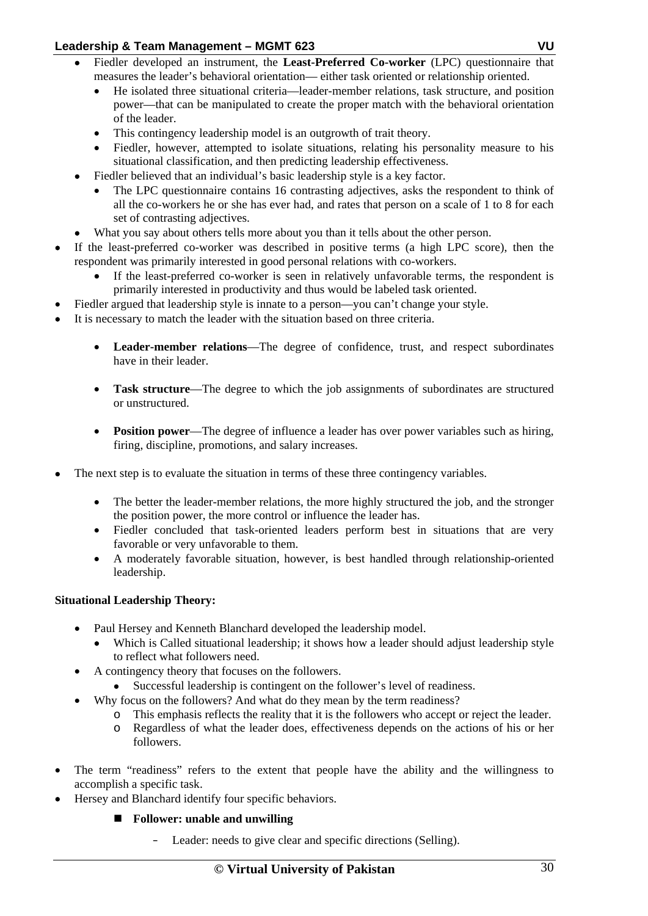- Fiedler developed an instrument, the **Least-Preferred Co-worker** (LPC) questionnaire that measures the leader's behavioral orientation— either task oriented or relationship oriented.
    - He isolated three situational criteria—leader-member relations, task structure, and position power—that can be manipulated to create the proper match with the behavioral orientation of the leader.
    - This contingency leadership model is an outgrowth of trait theory.
    - Fiedler, however, attempted to isolate situations, relating his personality measure to his situational classification, and then predicting leadership effectiveness.
- Fiedler believed that an individual's basic leadership style is a key factor.
    - The LPC questionnaire contains 16 contrasting adjectives, asks the respondent to think of all the co-workers he or she has ever had, and rates that person on a scale of 1 to 8 for each set of contrasting adjectives.
- What you say about others tells more about you than it tells about the other person.

- If the least-preferred co-worker was described in positive terms (a high LPC score), then the respondent was primarily interested in good personal relations with co-workers.
    - If the least-preferred co-worker is seen in relatively unfavorable terms, the respondent is primarily interested in productivity and thus would be labeled task oriented.
- Fiedler argued that leadership style is innate to a person—you can't change your style.
- It is necessary to match the leader with the situation based on three criteria.

    - **Leader-member relations**—The degree of confidence, trust, and respect subordinates have in their leader.

    - **Task structure**—The degree to which the job assignments of subordinates are structured or unstructured.

    - **Position power**—The degree of influence a leader has over power variables such as hiring, firing, discipline, promotions, and salary increases.

- The next step is to evaluate the situation in terms of these three contingency variables.

    - The better the leader-member relations, the more highly structured the job, and the stronger the position power, the more control or influence the leader has.
    - Fiedler concluded that task-oriented leaders perform best in situations that are very favorable or very unfavorable to them.
    - A moderately favorable situation, however, is best handled through relationship-oriented leadership.

**Situational Leadership Theory:**

- Paul Hersey and Kenneth Blanchard developed the leadership model.
    - Which is Called situational leadership; it shows how a leader should adjust leadership style to reflect what followers need.
- A contingency theory that focuses on the followers.
    - Successful leadership is contingent on the follower's level of readiness.
- Why focus on the followers? And what do they mean by the term readiness?
    - This emphasis reflects the reality that it is the followers who accept or reject the leader.
    - Regardless of what the leader does, effectiveness depends on the actions of his or her followers.

- The term "readiness" refers to the extent that people have the ability and the willingness to accomplish a specific task.
- Hersey and Blanchard identify four specific behaviors.

    - **Follower: unable and unwilling**

        - Leader: needs to give clear and specific directions (Selling).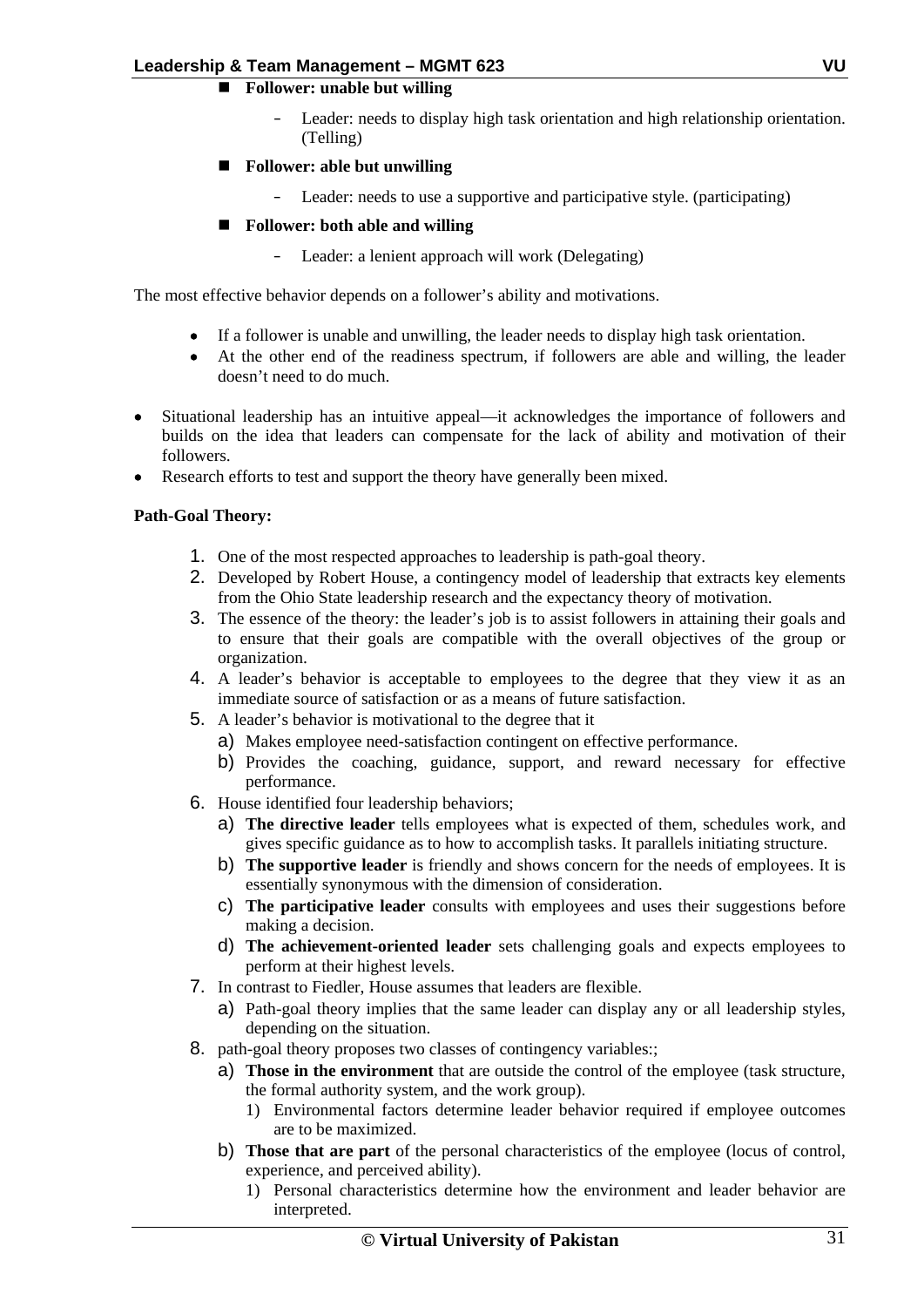- **Follower: unable but willing**
  - Leader: needs to display high task orientation and high relationship orientation. (Telling)
- **Follower: able but unwilling**
  - Leader: needs to use a supportive and participative style. (participating)
- **Follower: both able and willing**
  - Leader: a lenient approach will work (Delegating)

The most effective behavior depends on a follower's ability and motivations.

- If a follower is unable and unwilling, the leader needs to display high task orientation.
- At the other end of the readiness spectrum, if followers are able and willing, the leader doesn't need to do much.

- Situational leadership has an intuitive appeal—it acknowledges the importance of followers and builds on the idea that leaders can compensate for the lack of ability and motivation of their followers.
- Research efforts to test and support the theory have generally been mixed.

**Path-Goal Theory:**

1. One of the most respected approaches to leadership is path-goal theory.
2. Developed by Robert House, a contingency model of leadership that extracts key elements from the Ohio State leadership research and the expectancy theory of motivation.
3. The essence of the theory: the leader's job is to assist followers in attaining their goals and to ensure that their goals are compatible with the overall objectives of the group or organization.
4. A leader's behavior is acceptable to employees to the degree that they view it as an immediate source of satisfaction or as a means of future satisfaction.
5. A leader's behavior is motivational to the degree that it
   a) Makes employee need-satisfaction contingent on effective performance.
   b) Provides the coaching, guidance, support, and reward necessary for effective performance.
6. House identified four leadership behaviors;
   a) **The directive leader** tells employees what is expected of them, schedules work, and gives specific guidance as to how to accomplish tasks. It parallels initiating structure.
   b) **The supportive leader** is friendly and shows concern for the needs of employees. It is essentially synonymous with the dimension of consideration.
   c) **The participative leader** consults with employees and uses their suggestions before making a decision.
   d) **The achievement-oriented leader** sets challenging goals and expects employees to perform at their highest levels.
7. In contrast to Fiedler, House assumes that leaders are flexible.
   a) Path-goal theory implies that the same leader can display any or all leadership styles, depending on the situation.
8. path-goal theory proposes two classes of contingency variables:;
   a) **Those in the environment** that are outside the control of the employee (task structure, the formal authority system, and the work group).
      1) Environmental factors determine leader behavior required if employee outcomes are to be maximized.
   b) **Those that are part** of the personal characteristics of the employee (locus of control, experience, and perceived ability).
      1) Personal characteristics determine how the environment and leader behavior are interpreted.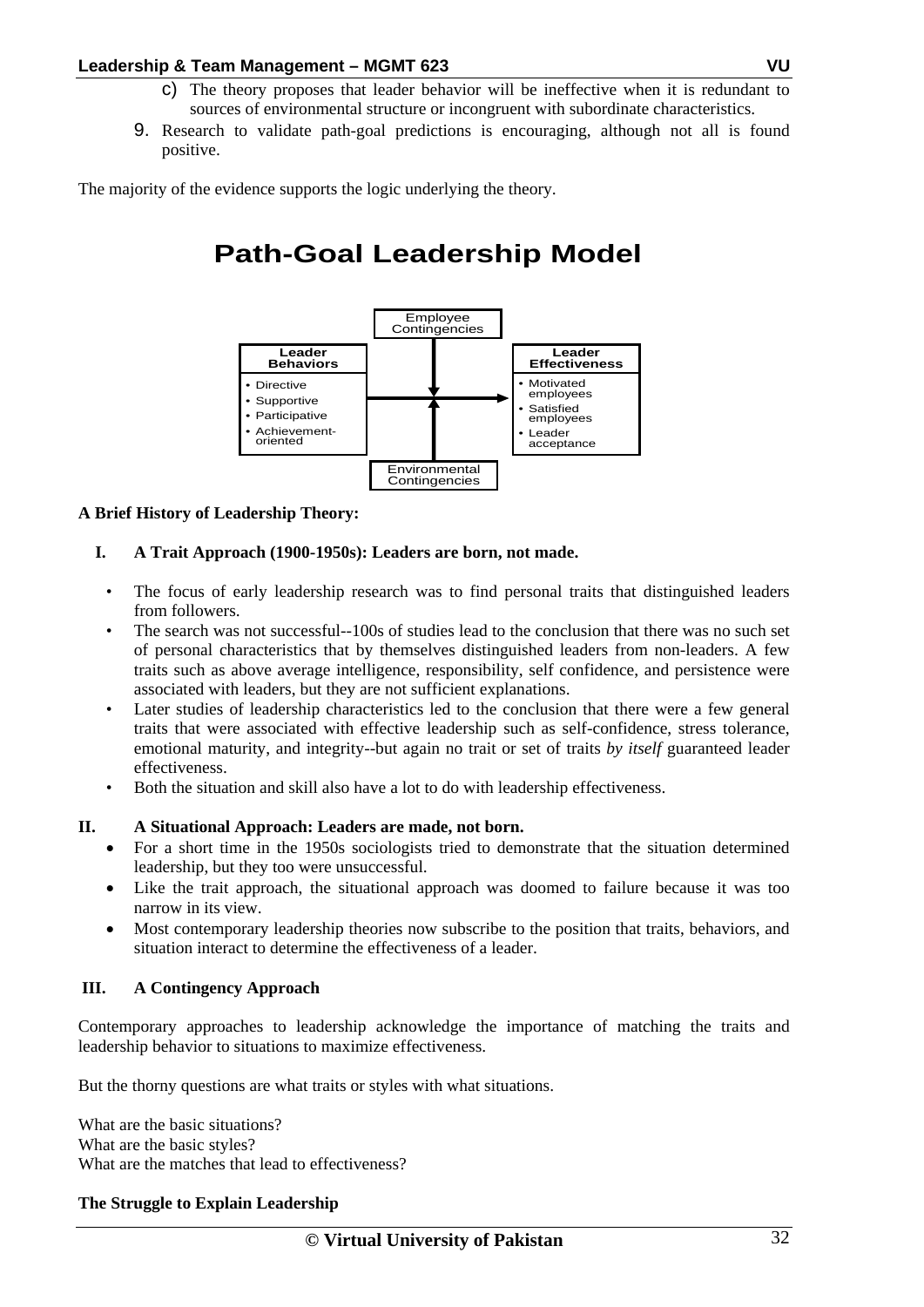c) The theory proposes that leader behavior will be ineffective when it is redundant to sources of environmental structure or incongruent with subordinate characteristics.

9. Research to validate path-goal predictions is encouraging, although not all is found positive.

The majority of the evidence supports the logic underlying the theory.

## Path-Goal Leadership Model

Employee Contingencies

**Leader Behaviors**
- Directive
- Supportive
- Participative
- Achievement-oriented

**Leader Effectiveness**
- Motivated employees
- Satisfied employees
- Leader acceptance

Environmental Contingencies

**A Brief History of Leadership Theory:**

**I. A Trait Approach (1900-1950s): Leaders are born, not made.**

- The focus of early leadership research was to find personal traits that distinguished leaders from followers.
- The search was not successful--100s of studies lead to the conclusion that there was no such set of personal characteristics that by themselves distinguished leaders from non-leaders. A few traits such as above average intelligence, responsibility, self confidence, and persistence were associated with leaders, but they are not sufficient explanations.
- Later studies of leadership characteristics led to the conclusion that there were a few general traits that were associated with effective leadership such as self-confidence, stress tolerance, emotional maturity, and integrity--but again no trait or set of traits *by itself* guaranteed leader effectiveness.
- Both the situation and skill also have a lot to do with leadership effectiveness.

**II. A Situational Approach: Leaders are made, not born.**

- For a short time in the 1950s sociologists tried to demonstrate that the situation determined leadership, but they too were unsuccessful.
- Like the trait approach, the situational approach was doomed to failure because it was too narrow in its view.
- Most contemporary leadership theories now subscribe to the position that traits, behaviors, and situation interact to determine the effectiveness of a leader.

**III. A Contingency Approach**

Contemporary approaches to leadership acknowledge the importance of matching the traits and leadership behavior to situations to maximize effectiveness.

But the thorny questions are what traits or styles with what situations.

What are the basic situations?
What are the basic styles?
What are the matches that lead to effectiveness?

**The Struggle to Explain Leadership**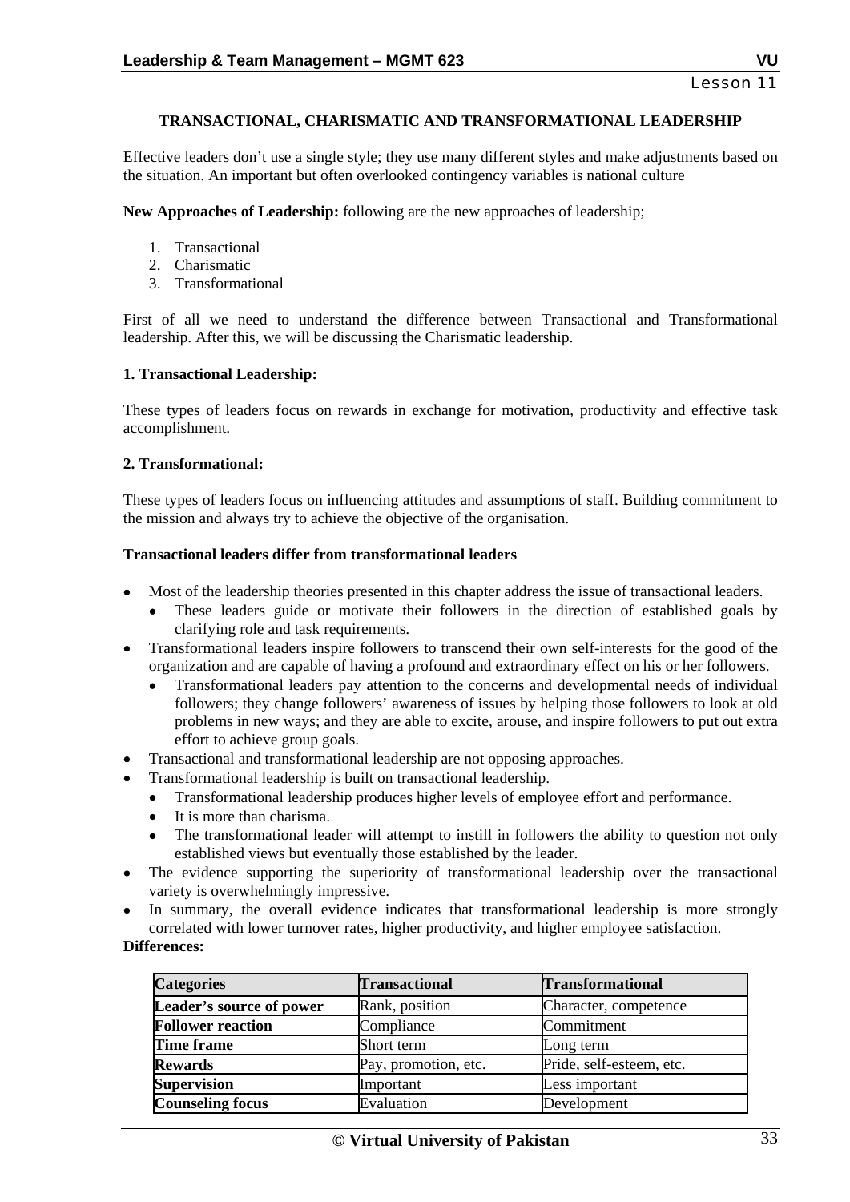Lesson 11

## TRANSACTIONAL, CHARISMATIC AND TRANSFORMATIONAL LEADERSHIP

Effective leaders don't use a single style; they use many different styles and make adjustments based on the situation. An important but often overlooked contingency variables is national culture

**New Approaches of Leadership:** following are the new approaches of leadership;

1. Transactional
2. Charismatic
3. Transformational

First of all we need to understand the difference between Transactional and Transformational leadership. After this, we will be discussing the Charismatic leadership.

### 1. Transactional Leadership:

These types of leaders focus on rewards in exchange for motivation, productivity and effective task accomplishment.

### 2. Transformational:

These types of leaders focus on influencing attitudes and assumptions of staff. Building commitment to the mission and always try to achieve the objective of the organisation.

**Transactional leaders differ from transformational leaders**

- Most of the leadership theories presented in this chapter address the issue of transactional leaders.
  - These leaders guide or motivate their followers in the direction of established goals by clarifying role and task requirements.
- Transformational leaders inspire followers to transcend their own self-interests for the good of the organization and are capable of having a profound and extraordinary effect on his or her followers.
  - Transformational leaders pay attention to the concerns and developmental needs of individual followers; they change followers' awareness of issues by helping those followers to look at old problems in new ways; and they are able to excite, arouse, and inspire followers to put out extra effort to achieve group goals.
- Transactional and transformational leadership are not opposing approaches.
- Transformational leadership is built on transactional leadership.
  - Transformational leadership produces higher levels of employee effort and performance.
  - It is more than charisma.
  - The transformational leader will attempt to instill in followers the ability to question not only established views but eventually those established by the leader.
- The evidence supporting the superiority of transformational leadership over the transactional variety is overwhelmingly impressive.
- In summary, the overall evidence indicates that transformational leadership is more strongly correlated with lower turnover rates, higher productivity, and higher employee satisfaction.

**Differences:**

| Categories | Transactional | Transformational |
|---|---|---|
| **Leader's source of power** | Rank, position | Character, competence |
| **Follower reaction** | Compliance | Commitment |
| **Time frame** | Short term | Long term |
| **Rewards** | Pay, promotion, etc. | Pride, self-esteem, etc. |
| **Supervision** | Important | Less important |
| **Counseling focus** | Evaluation | Development |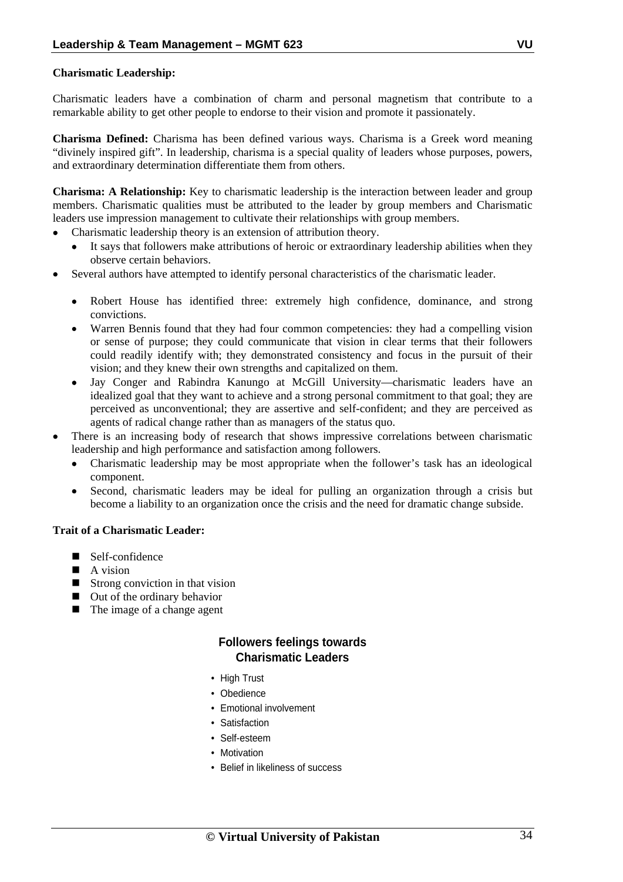**Charismatic Leadership:**

Charismatic leaders have a combination of charm and personal magnetism that contribute to a remarkable ability to get other people to endorse to their vision and promote it passionately.

**Charisma Defined:** Charisma has been defined various ways. Charisma is a Greek word meaning "divinely inspired gift". In leadership, charisma is a special quality of leaders whose purposes, powers, and extraordinary determination differentiate them from others.

**Charisma: A Relationship:** Key to charismatic leadership is the interaction between leader and group members. Charismatic qualities must be attributed to the leader by group members and Charismatic leaders use impression management to cultivate their relationships with group members.

- Charismatic leadership theory is an extension of attribution theory.
  - It says that followers make attributions of heroic or extraordinary leadership abilities when they observe certain behaviors.
- Several authors have attempted to identify personal characteristics of the charismatic leader.
  - Robert House has identified three: extremely high confidence, dominance, and strong convictions.
  - Warren Bennis found that they had four common competencies: they had a compelling vision or sense of purpose; they could communicate that vision in clear terms that their followers could readily identify with; they demonstrated consistency and focus in the pursuit of their vision; and they knew their own strengths and capitalized on them.
  - Jay Conger and Rabindra Kanungo at McGill University—charismatic leaders have an idealized goal that they want to achieve and a strong personal commitment to that goal; they are perceived as unconventional; they are assertive and self-confident; and they are perceived as agents of radical change rather than as managers of the status quo.
- There is an increasing body of research that shows impressive correlations between charismatic leadership and high performance and satisfaction among followers.
  - Charismatic leadership may be most appropriate when the follower's task has an ideological component.
  - Second, charismatic leaders may be ideal for pulling an organization through a crisis but become a liability to an organization once the crisis and the need for dramatic change subside.

**Trait of a Charismatic Leader:**

- Self-confidence
- A vision
- Strong conviction in that vision
- Out of the ordinary behavior
- The image of a change agent

**Followers feelings towards Charismatic Leaders**

- High Trust
- Obedience
- Emotional involvement
- Satisfaction
- Self-esteem
- Motivation
- Belief in likeliness of success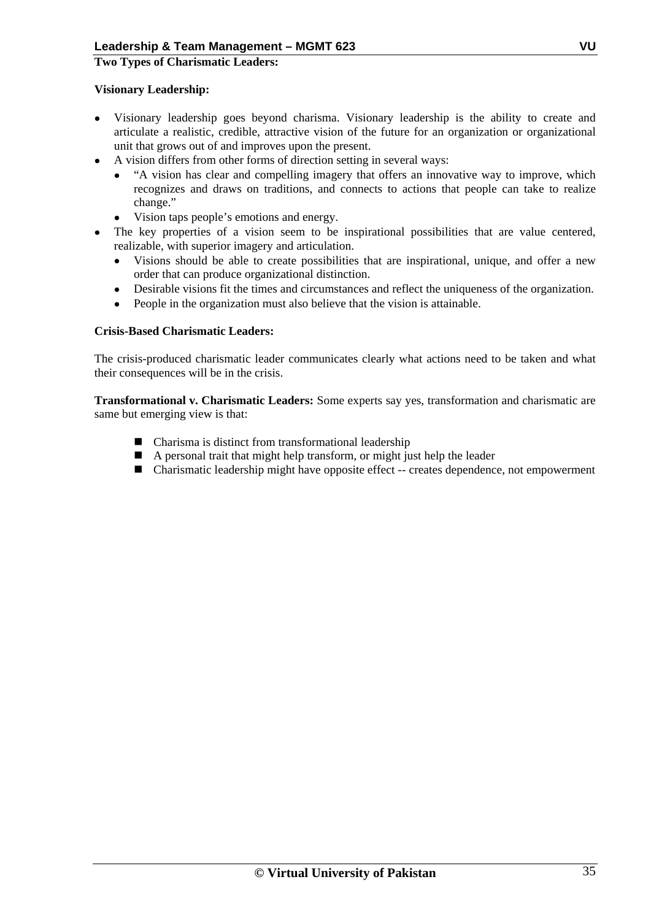**Two Types of Charismatic Leaders:**

**Visionary Leadership:**

- Visionary leadership goes beyond charisma. Visionary leadership is the ability to create and articulate a realistic, credible, attractive vision of the future for an organization or organizational unit that grows out of and improves upon the present.
- A vision differs from other forms of direction setting in several ways:
  - "A vision has clear and compelling imagery that offers an innovative way to improve, which recognizes and draws on traditions, and connects to actions that people can take to realize change."
  - Vision taps people's emotions and energy.
- The key properties of a vision seem to be inspirational possibilities that are value centered, realizable, with superior imagery and articulation.
  - Visions should be able to create possibilities that are inspirational, unique, and offer a new order that can produce organizational distinction.
  - Desirable visions fit the times and circumstances and reflect the uniqueness of the organization.
  - People in the organization must also believe that the vision is attainable.

**Crisis-Based Charismatic Leaders:**

The crisis-produced charismatic leader communicates clearly what actions need to be taken and what their consequences will be in the crisis.

**Transformational v. Charismatic Leaders:** Some experts say yes, transformation and charismatic are same but emerging view is that:

- Charisma is distinct from transformational leadership
- A personal trait that might help transform, or might just help the leader
- Charismatic leadership might have opposite effect -- creates dependence, not empowerment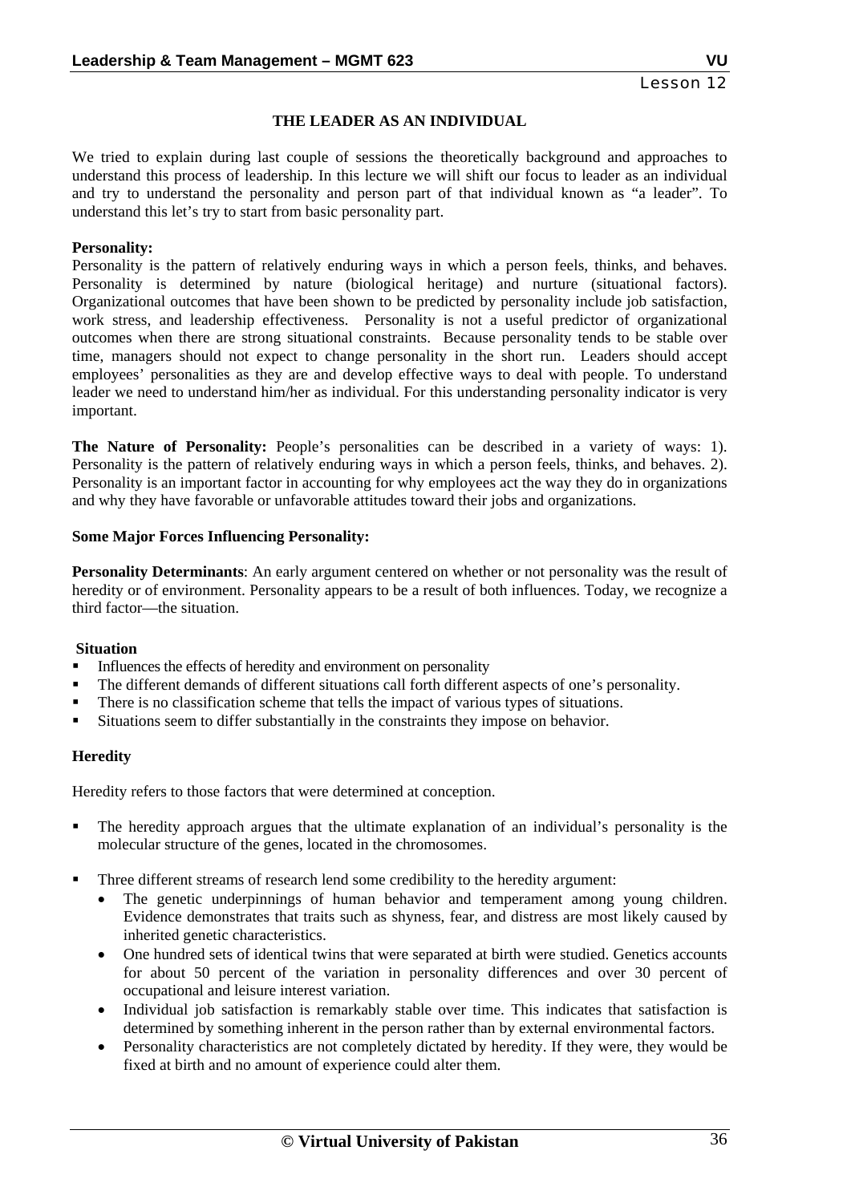Lesson 12

# THE LEADER AS AN INDIVIDUAL

We tried to explain during last couple of sessions the theoretically background and approaches to understand this process of leadership. In this lecture we will shift our focus to leader as an individual and try to understand the personality and person part of that individual known as "a leader". To understand this let's try to start from basic personality part.

**Personality:**
Personality is the pattern of relatively enduring ways in which a person feels, thinks, and behaves. Personality is determined by nature (biological heritage) and nurture (situational factors). Organizational outcomes that have been shown to be predicted by personality include job satisfaction, work stress, and leadership effectiveness. Personality is not a useful predictor of organizational outcomes when there are strong situational constraints. Because personality tends to be stable over time, managers should not expect to change personality in the short run. Leaders should accept employees' personalities as they are and develop effective ways to deal with people. To understand leader we need to understand him/her as individual. For this understanding personality indicator is very important.

**The Nature of Personality:** People's personalities can be described in a variety of ways: 1). Personality is the pattern of relatively enduring ways in which a person feels, thinks, and behaves. 2). Personality is an important factor in accounting for why employees act the way they do in organizations and why they have favorable or unfavorable attitudes toward their jobs and organizations.

**Some Major Forces Influencing Personality:**

**Personality Determinants**: An early argument centered on whether or not personality was the result of heredity or of environment. Personality appears to be a result of both influences. Today, we recognize a third factor—the situation.

**Situation**

- Influences the effects of heredity and environment on personality
- The different demands of different situations call forth different aspects of one's personality.
- There is no classification scheme that tells the impact of various types of situations.
- Situations seem to differ substantially in the constraints they impose on behavior.

**Heredity**

Heredity refers to those factors that were determined at conception.

- The heredity approach argues that the ultimate explanation of an individual's personality is the molecular structure of the genes, located in the chromosomes.
- Three different streams of research lend some credibility to the heredity argument:
  - The genetic underpinnings of human behavior and temperament among young children. Evidence demonstrates that traits such as shyness, fear, and distress are most likely caused by inherited genetic characteristics.
  - One hundred sets of identical twins that were separated at birth were studied. Genetics accounts for about 50 percent of the variation in personality differences and over 30 percent of occupational and leisure interest variation.
  - Individual job satisfaction is remarkably stable over time. This indicates that satisfaction is determined by something inherent in the person rather than by external environmental factors.
  - Personality characteristics are not completely dictated by heredity. If they were, they would be fixed at birth and no amount of experience could alter them.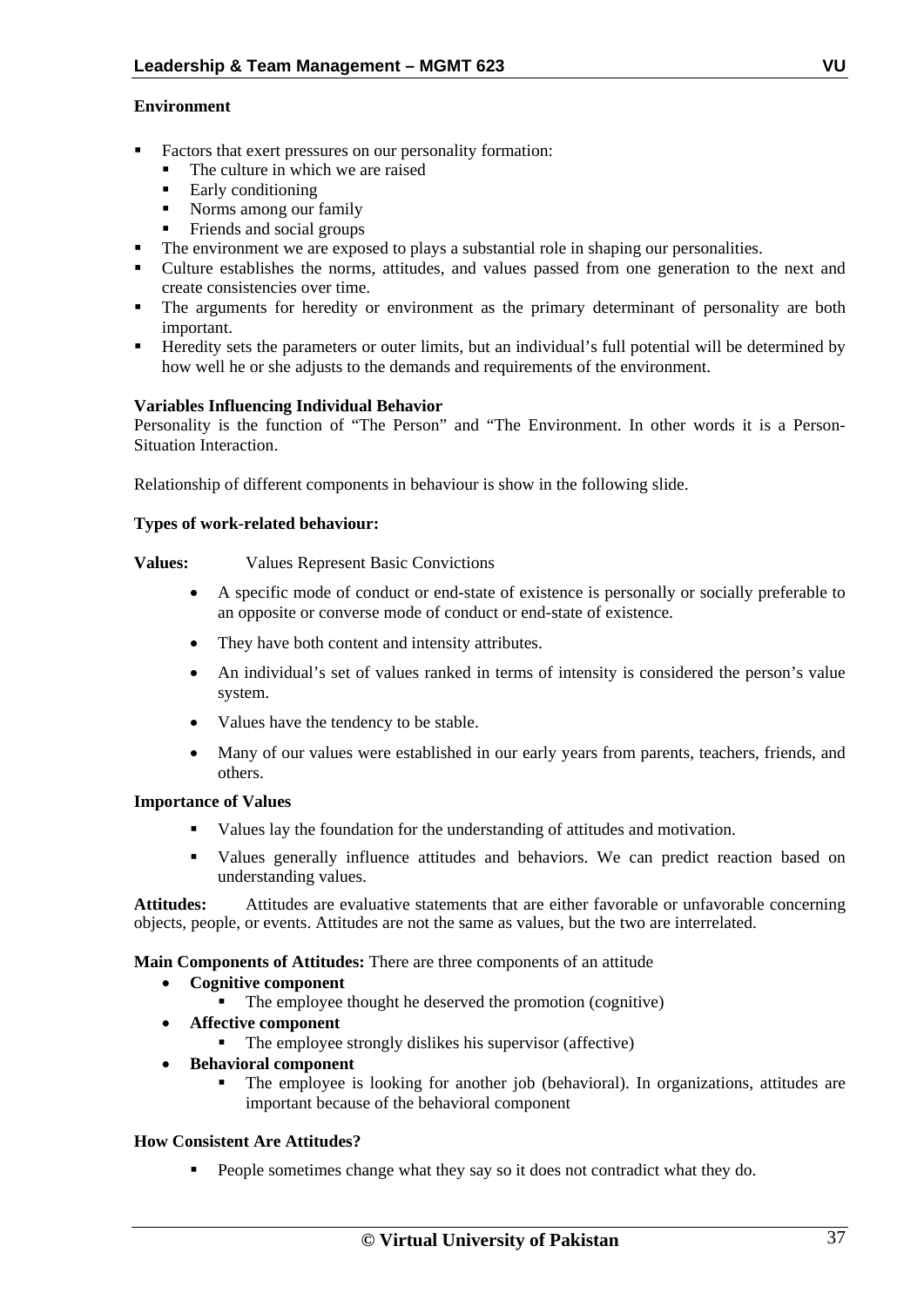**Environment**

- Factors that exert pressures on our personality formation:
  - The culture in which we are raised
  - Early conditioning
  - Norms among our family
  - Friends and social groups
- The environment we are exposed to plays a substantial role in shaping our personalities.
- Culture establishes the norms, attitudes, and values passed from one generation to the next and create consistencies over time.
- The arguments for heredity or environment as the primary determinant of personality are both important.
- Heredity sets the parameters or outer limits, but an individual's full potential will be determined by how well he or she adjusts to the demands and requirements of the environment.

**Variables Influencing Individual Behavior**

Personality is the function of "The Person" and "The Environment. In other words it is a Person-Situation Interaction.

Relationship of different components in behaviour is show in the following slide.

**Types of work-related behaviour:**

**Values:** Values Represent Basic Convictions

- A specific mode of conduct or end-state of existence is personally or socially preferable to an opposite or converse mode of conduct or end-state of existence.
- They have both content and intensity attributes.
- An individual's set of values ranked in terms of intensity is considered the person's value system.
- Values have the tendency to be stable.
- Many of our values were established in our early years from parents, teachers, friends, and others.

**Importance of Values**

- Values lay the foundation for the understanding of attitudes and motivation.
- Values generally influence attitudes and behaviors. We can predict reaction based on understanding values.

**Attitudes:** Attitudes are evaluative statements that are either favorable or unfavorable concerning objects, people, or events. Attitudes are not the same as values, but the two are interrelated.

**Main Components of Attitudes:** There are three components of an attitude

- **Cognitive component**
  - The employee thought he deserved the promotion (cognitive)
- **Affective component**
  - The employee strongly dislikes his supervisor (affective)
- **Behavioral component**
  - The employee is looking for another job (behavioral). In organizations, attitudes are important because of the behavioral component

**How Consistent Are Attitudes?**

- People sometimes change what they say so it does not contradict what they do.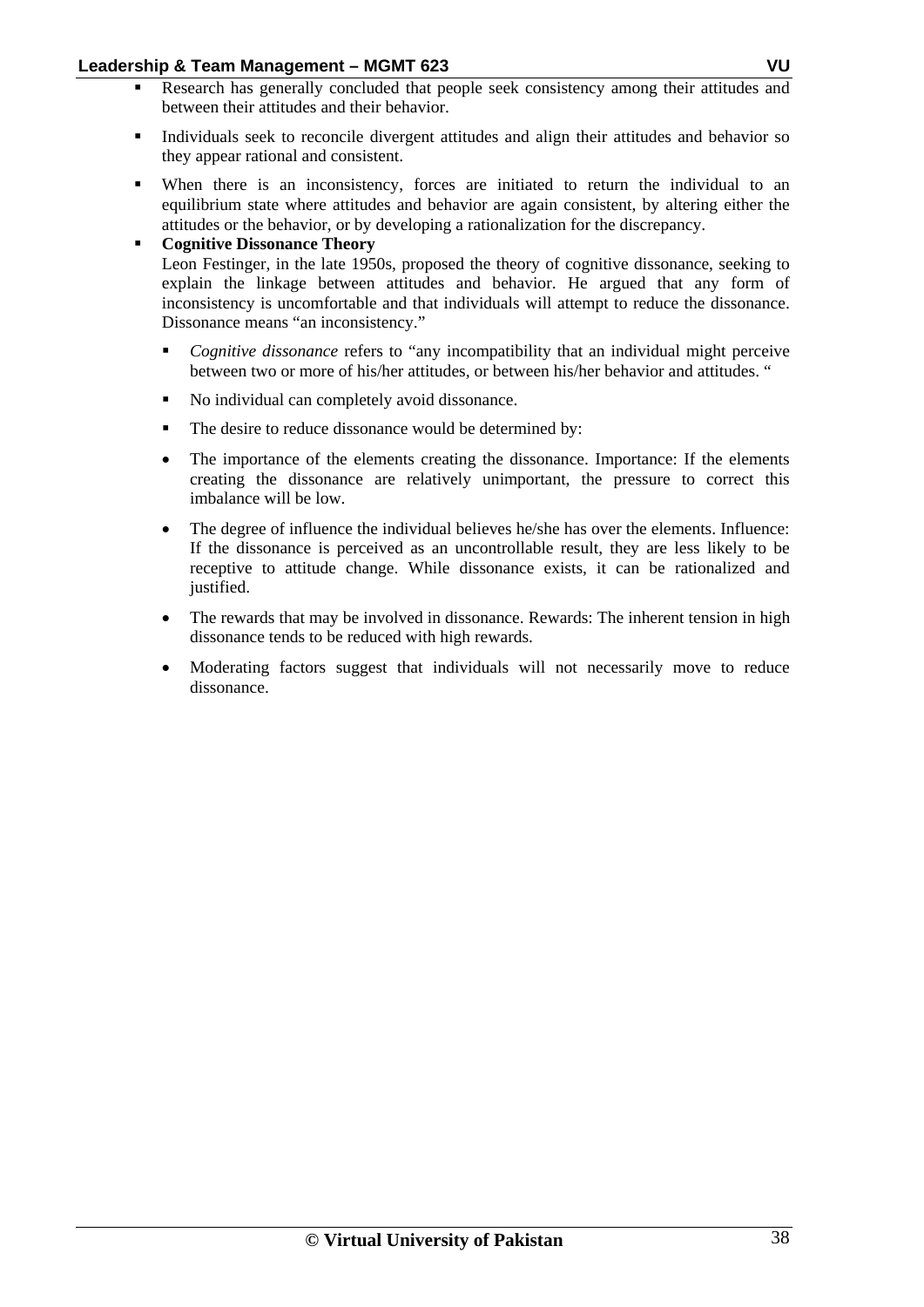- Research has generally concluded that people seek consistency among their attitudes and between their attitudes and their behavior.
- Individuals seek to reconcile divergent attitudes and align their attitudes and behavior so they appear rational and consistent.
- When there is an inconsistency, forces are initiated to return the individual to an equilibrium state where attitudes and behavior are again consistent, by altering either the attitudes or the behavior, or by developing a rationalization for the discrepancy.
- **Cognitive Dissonance Theory**
  Leon Festinger, in the late 1950s, proposed the theory of cognitive dissonance, seeking to explain the linkage between attitudes and behavior. He argued that any form of inconsistency is uncomfortable and that individuals will attempt to reduce the dissonance. Dissonance means "an inconsistency."
    - *Cognitive dissonance* refers to "any incompatibility that an individual might perceive between two or more of his/her attitudes, or between his/her behavior and attitudes. "
    - No individual can completely avoid dissonance.
    - The desire to reduce dissonance would be determined by:
    - The importance of the elements creating the dissonance. Importance: If the elements creating the dissonance are relatively unimportant, the pressure to correct this imbalance will be low.
    - The degree of influence the individual believes he/she has over the elements. Influence: If the dissonance is perceived as an uncontrollable result, they are less likely to be receptive to attitude change. While dissonance exists, it can be rationalized and justified.
    - The rewards that may be involved in dissonance. Rewards: The inherent tension in high dissonance tends to be reduced with high rewards.
    - Moderating factors suggest that individuals will not necessarily move to reduce dissonance.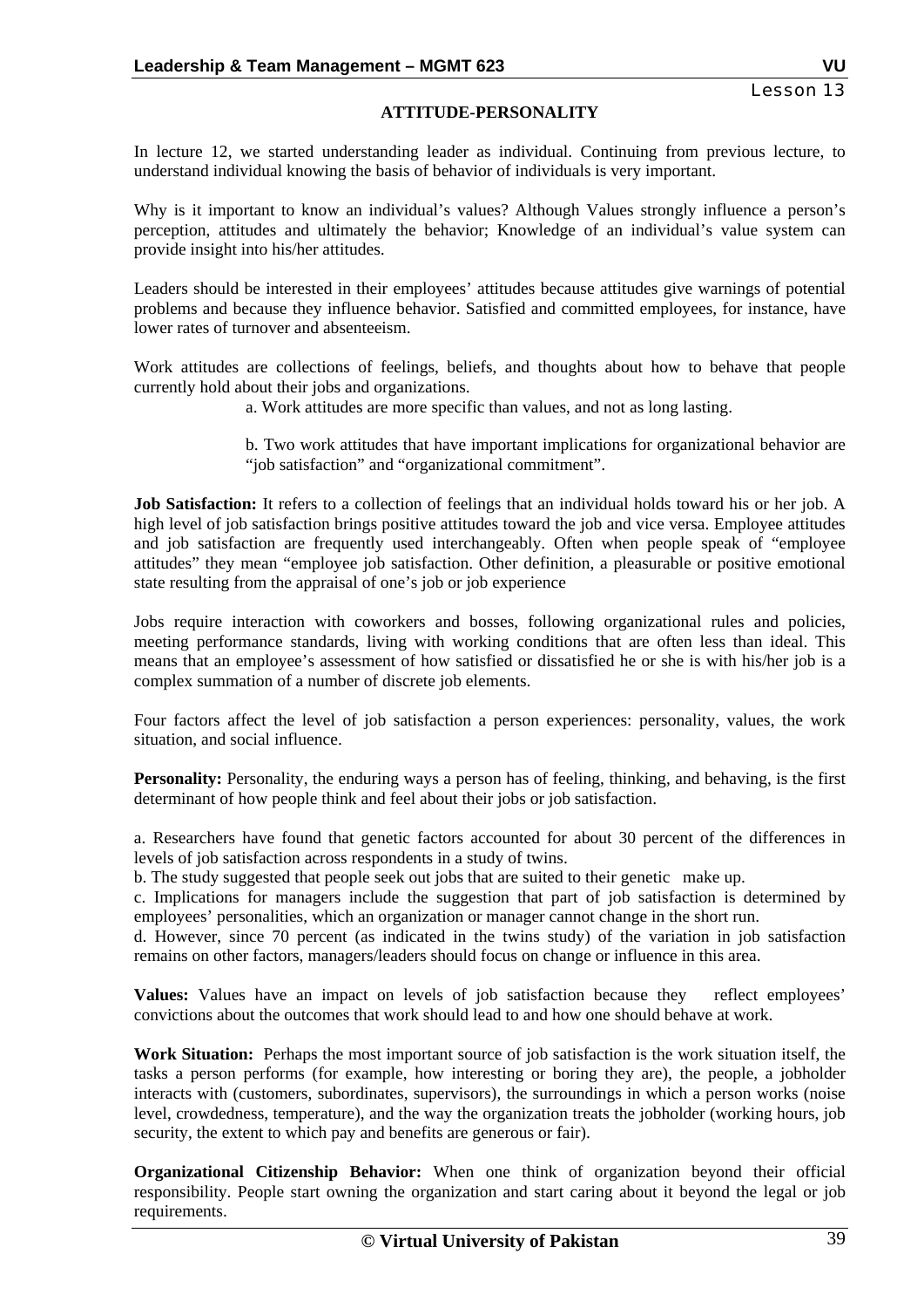Lesson 13

## ATTITUDE-PERSONALITY

In lecture 12, we started understanding leader as individual. Continuing from previous lecture, to understand individual knowing the basis of behavior of individuals is very important.

Why is it important to know an individual's values? Although Values strongly influence a person's perception, attitudes and ultimately the behavior; Knowledge of an individual's value system can provide insight into his/her attitudes.

Leaders should be interested in their employees' attitudes because attitudes give warnings of potential problems and because they influence behavior. Satisfied and committed employees, for instance, have lower rates of turnover and absenteeism.

Work attitudes are collections of feelings, beliefs, and thoughts about how to behave that people currently hold about their jobs and organizations.

> a. Work attitudes are more specific than values, and not as long lasting.
>
> b. Two work attitudes that have important implications for organizational behavior are "job satisfaction" and "organizational commitment".

**Job Satisfaction:** It refers to a collection of feelings that an individual holds toward his or her job. A high level of job satisfaction brings positive attitudes toward the job and vice versa. Employee attitudes and job satisfaction are frequently used interchangeably. Often when people speak of "employee attitudes" they mean "employee job satisfaction. Other definition, a pleasurable or positive emotional state resulting from the appraisal of one's job or job experience

Jobs require interaction with coworkers and bosses, following organizational rules and policies, meeting performance standards, living with working conditions that are often less than ideal. This means that an employee's assessment of how satisfied or dissatisfied he or she is with his/her job is a complex summation of a number of discrete job elements.

Four factors affect the level of job satisfaction a person experiences: personality, values, the work situation, and social influence.

**Personality:** Personality, the enduring ways a person has of feeling, thinking, and behaving, is the first determinant of how people think and feel about their jobs or job satisfaction.

a. Researchers have found that genetic factors accounted for about 30 percent of the differences in levels of job satisfaction across respondents in a study of twins.
b. The study suggested that people seek out jobs that are suited to their genetic make up.
c. Implications for managers include the suggestion that part of job satisfaction is determined by employees' personalities, which an organization or manager cannot change in the short run.
d. However, since 70 percent (as indicated in the twins study) of the variation in job satisfaction remains on other factors, managers/leaders should focus on change or influence in this area.

**Values:** Values have an impact on levels of job satisfaction because they reflect employees' convictions about the outcomes that work should lead to and how one should behave at work.

**Work Situation:** Perhaps the most important source of job satisfaction is the work situation itself, the tasks a person performs (for example, how interesting or boring they are), the people, a jobholder interacts with (customers, subordinates, supervisors), the surroundings in which a person works (noise level, crowdedness, temperature), and the way the organization treats the jobholder (working hours, job security, the extent to which pay and benefits are generous or fair).

**Organizational Citizenship Behavior:** When one think of organization beyond their official responsibility. People start owning the organization and start caring about it beyond the legal or job requirements.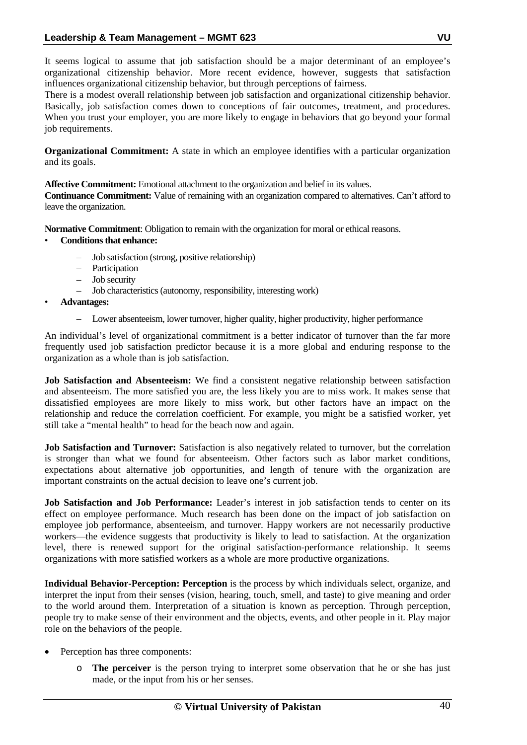It seems logical to assume that job satisfaction should be a major determinant of an employee's organizational citizenship behavior. More recent evidence, however, suggests that satisfaction influences organizational citizenship behavior, but through perceptions of fairness.
There is a modest overall relationship between job satisfaction and organizational citizenship behavior. Basically, job satisfaction comes down to conceptions of fair outcomes, treatment, and procedures. When you trust your employer, you are more likely to engage in behaviors that go beyond your formal job requirements.

**Organizational Commitment:** A state in which an employee identifies with a particular organization and its goals.

**Affective Commitment:** Emotional attachment to the organization and belief in its values.
**Continuance Commitment:** Value of remaining with an organization compared to alternatives. Can't afford to leave the organization.

**Normative Commitment**: Obligation to remain with the organization for moral or ethical reasons.

- **Conditions that enhance:**
  - Job satisfaction (strong, positive relationship)
  - Participation
  - Job security
  - Job characteristics (autonomy, responsibility, interesting work)
- **Advantages:**
  - Lower absenteeism, lower turnover, higher quality, higher productivity, higher performance

An individual's level of organizational commitment is a better indicator of turnover than the far more frequently used job satisfaction predictor because it is a more global and enduring response to the organization as a whole than is job satisfaction.

**Job Satisfaction and Absenteeism:** We find a consistent negative relationship between satisfaction and absenteeism. The more satisfied you are, the less likely you are to miss work. It makes sense that dissatisfied employees are more likely to miss work, but other factors have an impact on the relationship and reduce the correlation coefficient. For example, you might be a satisfied worker, yet still take a "mental health" to head for the beach now and again.

**Job Satisfaction and Turnover:** Satisfaction is also negatively related to turnover, but the correlation is stronger than what we found for absenteeism. Other factors such as labor market conditions, expectations about alternative job opportunities, and length of tenure with the organization are important constraints on the actual decision to leave one's current job.

**Job Satisfaction and Job Performance:** Leader's interest in job satisfaction tends to center on its effect on employee performance. Much research has been done on the impact of job satisfaction on employee job performance, absenteeism, and turnover. Happy workers are not necessarily productive workers—the evidence suggests that productivity is likely to lead to satisfaction. At the organization level, there is renewed support for the original satisfaction-performance relationship. It seems organizations with more satisfied workers as a whole are more productive organizations.

**Individual Behavior-Perception: Perception** is the process by which individuals select, organize, and interpret the input from their senses (vision, hearing, touch, smell, and taste) to give meaning and order to the world around them. Interpretation of a situation is known as perception. Through perception, people try to make sense of their environment and the objects, events, and other people in it. Play major role on the behaviors of the people.

- Perception has three components:
  - **The perceiver** is the person trying to interpret some observation that he or she has just made, or the input from his or her senses.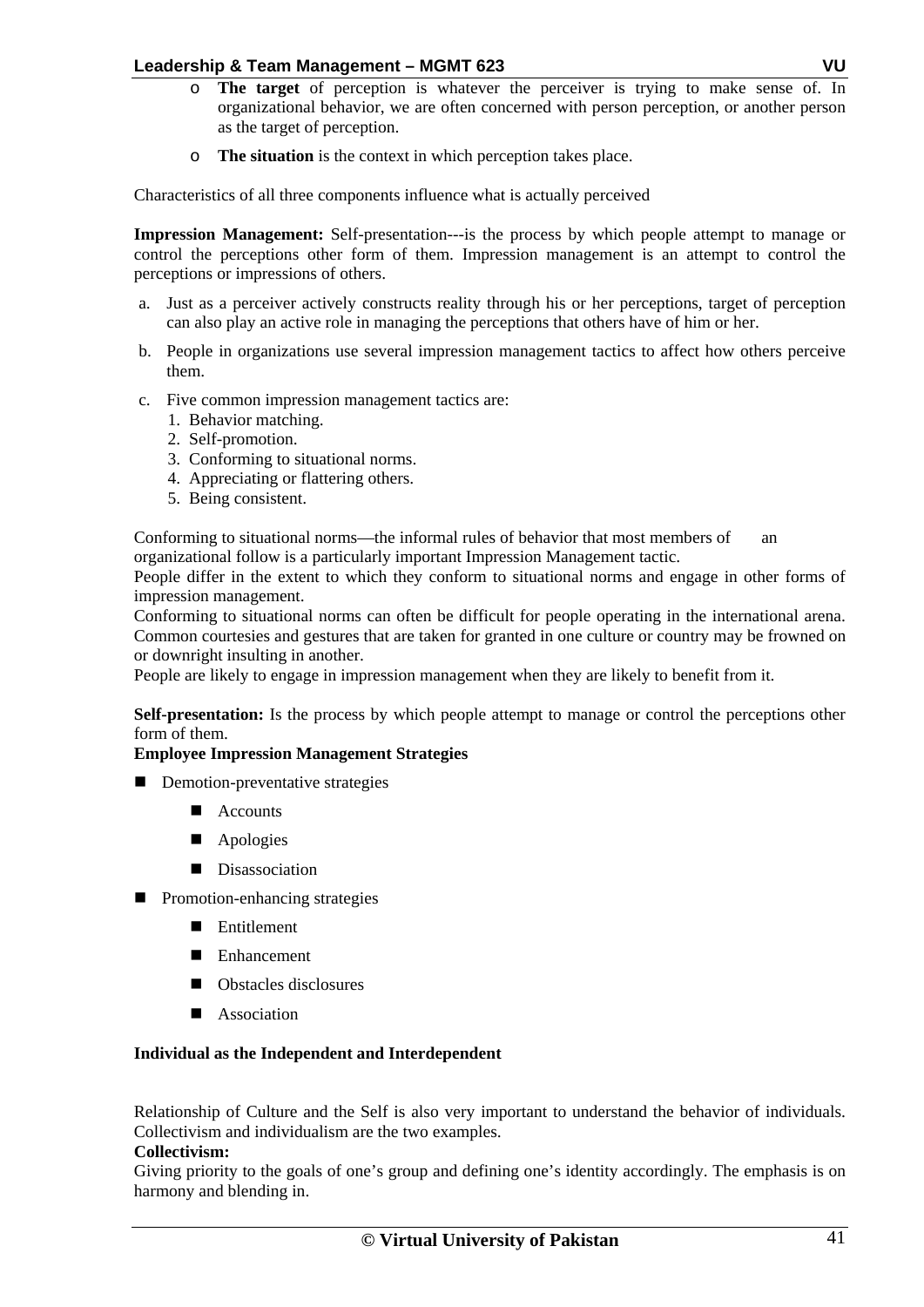- **The target** of perception is whatever the perceiver is trying to make sense of. In organizational behavior, we are often concerned with person perception, or another person as the target of perception.
- **The situation** is the context in which perception takes place.

Characteristics of all three components influence what is actually perceived

**Impression Management:** Self-presentation---is the process by which people attempt to manage or control the perceptions other form of them. Impression management is an attempt to control the perceptions or impressions of others.

a. Just as a perceiver actively constructs reality through his or her perceptions, target of perception can also play an active role in managing the perceptions that others have of him or her.

b. People in organizations use several impression management tactics to affect how others perceive them.

c. Five common impression management tactics are:
   1. Behavior matching.
   2. Self-promotion.
   3. Conforming to situational norms.
   4. Appreciating or flattering others.
   5. Being consistent.

Conforming to situational norms—the informal rules of behavior that most members of an organizational follow is a particularly important Impression Management tactic.
People differ in the extent to which they conform to situational norms and engage in other forms of impression management.
Conforming to situational norms can often be difficult for people operating in the international arena. Common courtesies and gestures that are taken for granted in one culture or country may be frowned on or downright insulting in another.
People are likely to engage in impression management when they are likely to benefit from it.

**Self-presentation:** Is the process by which people attempt to manage or control the perceptions other form of them.

**Employee Impression Management Strategies**

- Demotion-preventative strategies
  - Accounts
  - Apologies
  - Disassociation
- Promotion-enhancing strategies
  - Entitlement
  - Enhancement
  - Obstacles disclosures
  - Association

**Individual as the Independent and Interdependent**

Relationship of Culture and the Self is also very important to understand the behavior of individuals. Collectivism and individualism are the two examples.

**Collectivism:**

Giving priority to the goals of one's group and defining one's identity accordingly. The emphasis is on harmony and blending in.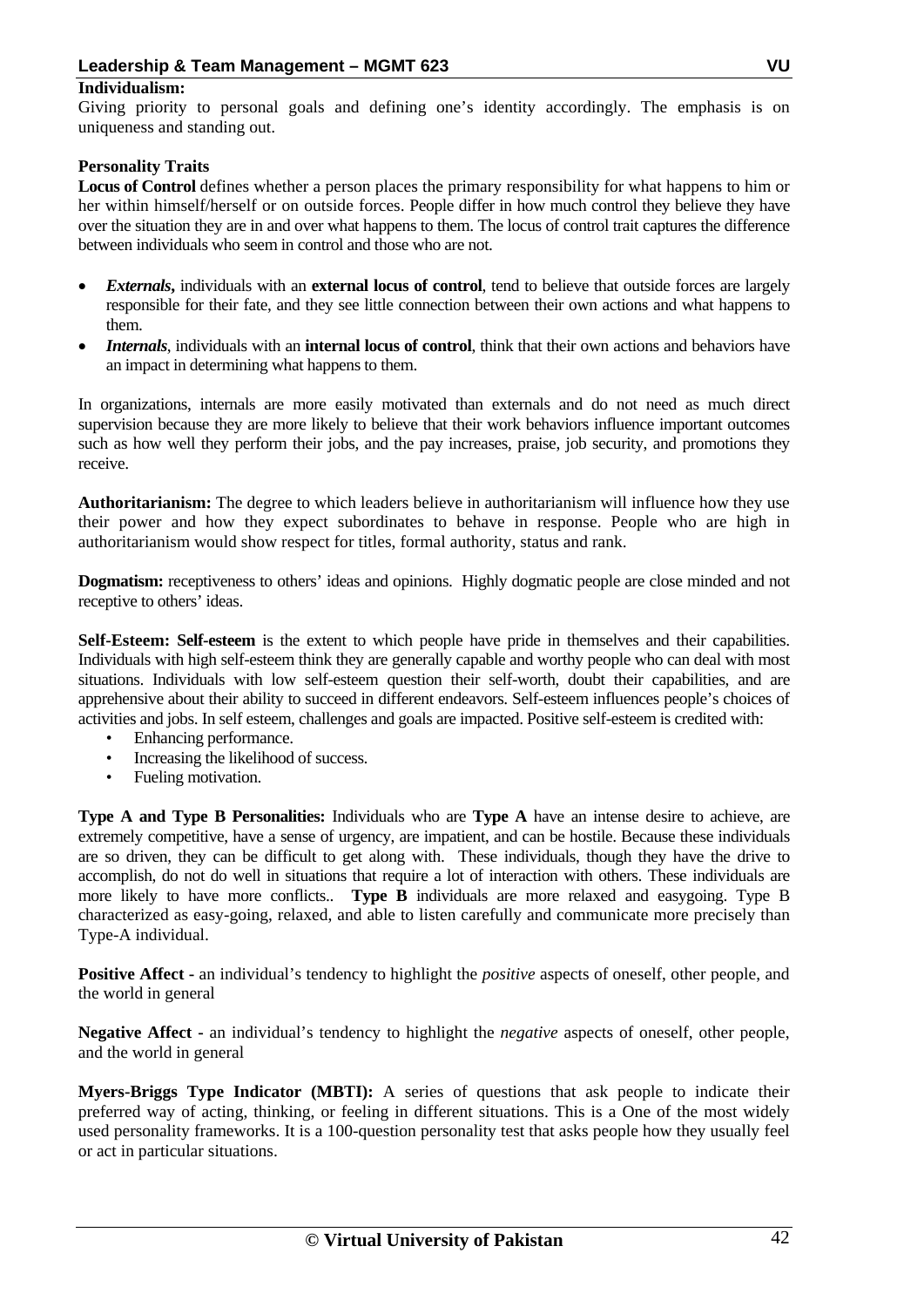**Individualism:**
Giving priority to personal goals and defining one's identity accordingly. The emphasis is on uniqueness and standing out.

**Personality Traits**

**Locus of Control** defines whether a person places the primary responsibility for what happens to him or her within himself/herself or on outside forces. People differ in how much control they believe they have over the situation they are in and over what happens to them. The locus of control trait captures the difference between individuals who seem in control and those who are not.

- ***Externals*,** individuals with an **external locus of control**, tend to believe that outside forces are largely responsible for their fate, and they see little connection between their own actions and what happens to them.
- ***Internals***, individuals with an **internal locus of control**, think that their own actions and behaviors have an impact in determining what happens to them.

In organizations, internals are more easily motivated than externals and do not need as much direct supervision because they are more likely to believe that their work behaviors influence important outcomes such as how well they perform their jobs, and the pay increases, praise, job security, and promotions they receive.

**Authoritarianism:** The degree to which leaders believe in authoritarianism will influence how they use their power and how they expect subordinates to behave in response. People who are high in authoritarianism would show respect for titles, formal authority, status and rank.

**Dogmatism:** receptiveness to others' ideas and opinions. Highly dogmatic people are close minded and not receptive to others' ideas.

**Self-Esteem: Self-esteem** is the extent to which people have pride in themselves and their capabilities. Individuals with high self-esteem think they are generally capable and worthy people who can deal with most situations. Individuals with low self-esteem question their self-worth, doubt their capabilities, and are apprehensive about their ability to succeed in different endeavors. Self-esteem influences people's choices of activities and jobs. In self esteem, challenges and goals are impacted. Positive self-esteem is credited with:

- Enhancing performance.
- Increasing the likelihood of success.
- Fueling motivation.

**Type A and Type B Personalities:** Individuals who are **Type A** have an intense desire to achieve, are extremely competitive, have a sense of urgency, are impatient, and can be hostile. Because these individuals are so driven, they can be difficult to get along with. These individuals, though they have the drive to accomplish, do not do well in situations that require a lot of interaction with others. These individuals are more likely to have more conflicts.. **Type B** individuals are more relaxed and easygoing. Type B characterized as easy-going, relaxed, and able to listen carefully and communicate more precisely than Type-A individual.

**Positive Affect** - an individual's tendency to highlight the *positive* aspects of oneself, other people, and the world in general

**Negative Affect** - an individual's tendency to highlight the *negative* aspects of oneself, other people, and the world in general

**Myers-Briggs Type Indicator (MBTI):** A series of questions that ask people to indicate their preferred way of acting, thinking, or feeling in different situations. This is a One of the most widely used personality frameworks. It is a 100-question personality test that asks people how they usually feel or act in particular situations.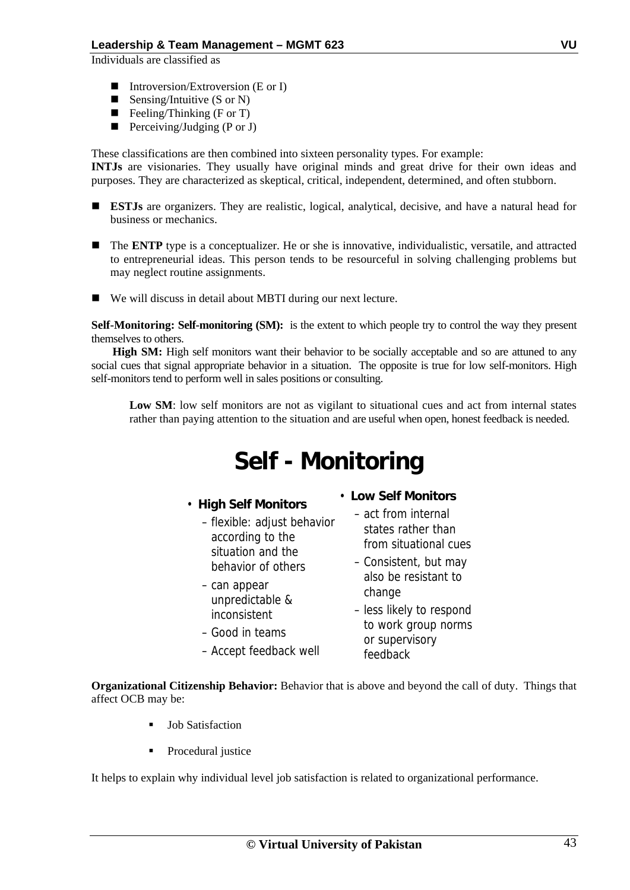Individuals are classified as

- Introversion/Extroversion (E or I)
- Sensing/Intuitive (S or N)
- Feeling/Thinking (F or T)
- Perceiving/Judging (P or J)

These classifications are then combined into sixteen personality types. For example:
**INTJs** are visionaries. They usually have original minds and great drive for their own ideas and purposes. They are characterized as skeptical, critical, independent, determined, and often stubborn.

- **ESTJs** are organizers. They are realistic, logical, analytical, decisive, and have a natural head for business or mechanics.

- The **ENTP** type is a conceptualizer. He or she is innovative, individualistic, versatile, and attracted to entrepreneurial ideas. This person tends to be resourceful in solving challenging problems but may neglect routine assignments.

- We will discuss in detail about MBTI during our next lecture.

**Self-Monitoring: Self-monitoring (SM):** is the extent to which people try to control the way they present themselves to others.

**High SM:** High self monitors want their behavior to be socially acceptable and so are attuned to any social cues that signal appropriate behavior in a situation. The opposite is true for low self-monitors. High self-monitors tend to perform well in sales positions or consulting.

**Low SM**: low self monitors are not as vigilant to situational cues and act from internal states rather than paying attention to the situation and are useful when open, honest feedback is needed.

# Self - Monitoring

- **High Self Monitors**
  - flexible: adjust behavior according to the situation and the behavior of others
  - can appear unpredictable & inconsistent
  - Good in teams
  - Accept feedback well

- **Low Self Monitors**
  - act from internal states rather than from situational cues
  - Consistent, but may also be resistant to change
  - less likely to respond to work group norms or supervisory feedback

**Organizational Citizenship Behavior:** Behavior that is above and beyond the call of duty. Things that affect OCB may be:

- Job Satisfaction
- Procedural justice

It helps to explain why individual level job satisfaction is related to organizational performance.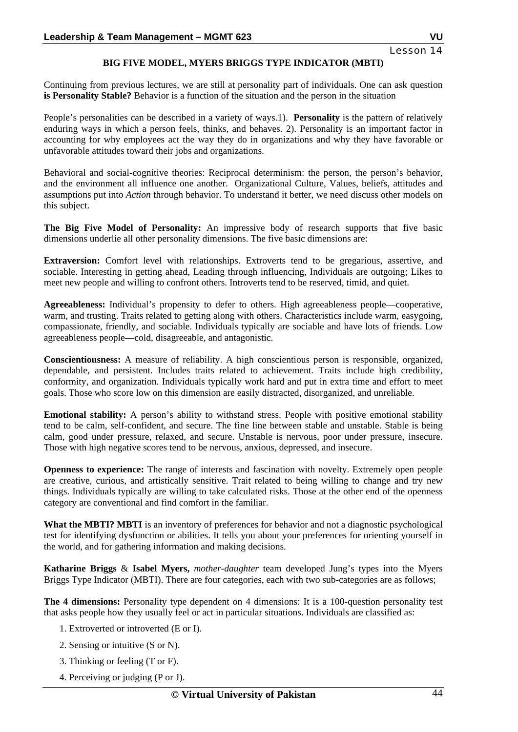Lesson 14

## BIG FIVE MODEL, MYERS BRIGGS TYPE INDICATOR (MBTI)

Continuing from previous lectures, we are still at personality part of individuals. One can ask question **is Personality Stable?** Behavior is a function of the situation and the person in the situation

People's personalities can be described in a variety of ways.1). **Personality** is the pattern of relatively enduring ways in which a person feels, thinks, and behaves. 2). Personality is an important factor in accounting for why employees act the way they do in organizations and why they have favorable or unfavorable attitudes toward their jobs and organizations.

Behavioral and social-cognitive theories: Reciprocal determinism: the person, the person's behavior, and the environment all influence one another. Organizational Culture, Values, beliefs, attitudes and assumptions put into *Action* through behavior. To understand it better, we need discuss other models on this subject.

**The Big Five Model of Personality:** An impressive body of research supports that five basic dimensions underlie all other personality dimensions. The five basic dimensions are:

**Extraversion:** Comfort level with relationships. Extroverts tend to be gregarious, assertive, and sociable. Interesting in getting ahead, Leading through influencing, Individuals are outgoing; Likes to meet new people and willing to confront others. Introverts tend to be reserved, timid, and quiet.

**Agreeableness:** Individual's propensity to defer to others. High agreeableness people—cooperative, warm, and trusting. Traits related to getting along with others. Characteristics include warm, easygoing, compassionate, friendly, and sociable. Individuals typically are sociable and have lots of friends. Low agreeableness people—cold, disagreeable, and antagonistic.

**Conscientiousness:** A measure of reliability. A high conscientious person is responsible, organized, dependable, and persistent. Includes traits related to achievement. Traits include high credibility, conformity, and organization. Individuals typically work hard and put in extra time and effort to meet goals. Those who score low on this dimension are easily distracted, disorganized, and unreliable.

**Emotional stability:** A person's ability to withstand stress. People with positive emotional stability tend to be calm, self-confident, and secure. The fine line between stable and unstable. Stable is being calm, good under pressure, relaxed, and secure. Unstable is nervous, poor under pressure, insecure. Those with high negative scores tend to be nervous, anxious, depressed, and insecure.

**Openness to experience:** The range of interests and fascination with novelty. Extremely open people are creative, curious, and artistically sensitive. Trait related to being willing to change and try new things. Individuals typically are willing to take calculated risks. Those at the other end of the openness category are conventional and find comfort in the familiar.

**What the MBTI? MBTI** is an inventory of preferences for behavior and not a diagnostic psychological test for identifying dysfunction or abilities. It tells you about your preferences for orienting yourself in the world, and for gathering information and making decisions.

**Katharine Briggs** & **Isabel Myers,** *mother-daughter* team developed Jung's types into the Myers Briggs Type Indicator (MBTI). There are four categories, each with two sub-categories are as follows;

**The 4 dimensions:** Personality type dependent on 4 dimensions: It is a 100-question personality test that asks people how they usually feel or act in particular situations. Individuals are classified as:

1. Extroverted or introverted (E or I).
2. Sensing or intuitive (S or N).
3. Thinking or feeling (T or F).
4. Perceiving or judging (P or J).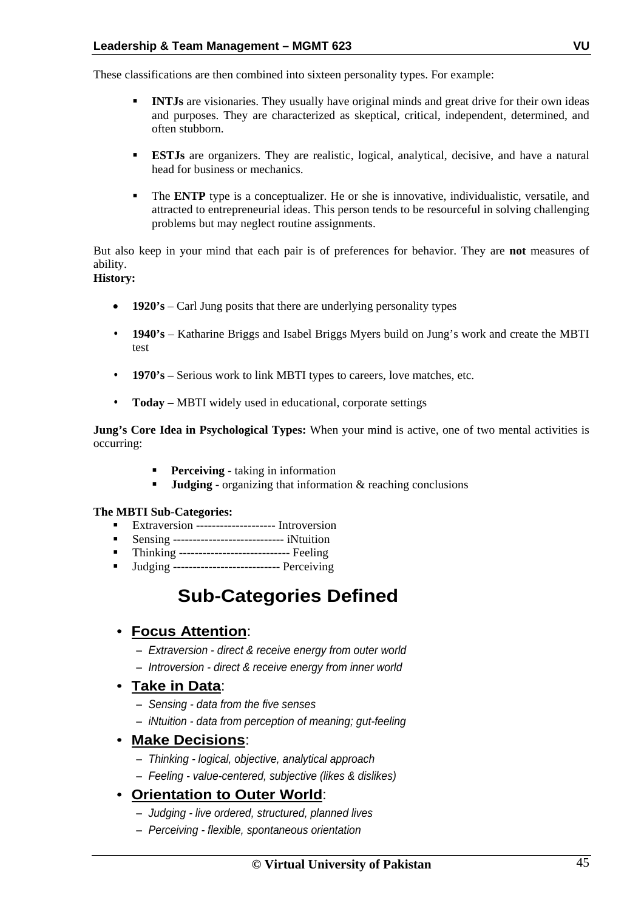These classifications are then combined into sixteen personality types. For example:

- **INTJs** are visionaries. They usually have original minds and great drive for their own ideas and purposes. They are characterized as skeptical, critical, independent, determined, and often stubborn.

- **ESTJs** are organizers. They are realistic, logical, analytical, decisive, and have a natural head for business or mechanics.

- The **ENTP** type is a conceptualizer. He or she is innovative, individualistic, versatile, and attracted to entrepreneurial ideas. This person tends to be resourceful in solving challenging problems but may neglect routine assignments.

But also keep in your mind that each pair is of preferences for behavior. They are **not** measures of ability.

**History:**

- **1920's** – Carl Jung posits that there are underlying personality types
- **1940's** – Katharine Briggs and Isabel Briggs Myers build on Jung's work and create the MBTI test
- **1970's** – Serious work to link MBTI types to careers, love matches, etc.
- **Today** – MBTI widely used in educational, corporate settings

**Jung's Core Idea in Psychological Types:** When your mind is active, one of two mental activities is occurring:

- **Perceiving** - taking in information
- **Judging** - organizing that information & reaching conclusions

**The MBTI Sub-Categories:**

- Extraversion -------------------- Introversion
- Sensing ---------------------------- iNtuition
- Thinking ---------------------------- Feeling
- Judging --------------------------- Perceiving

## Sub-Categories Defined

- **Focus Attention**:
  - *Extraversion - direct & receive energy from outer world*
  - *Introversion - direct & receive energy from inner world*
- **Take in Data**:
  - *Sensing - data from the five senses*
  - *iNtuition - data from perception of meaning; gut-feeling*
- **Make Decisions**:
  - *Thinking - logical, objective, analytical approach*
  - *Feeling - value-centered, subjective (likes & dislikes)*
- **Orientation to Outer World**:
  - *Judging - live ordered, structured, planned lives*
  - *Perceiving - flexible, spontaneous orientation*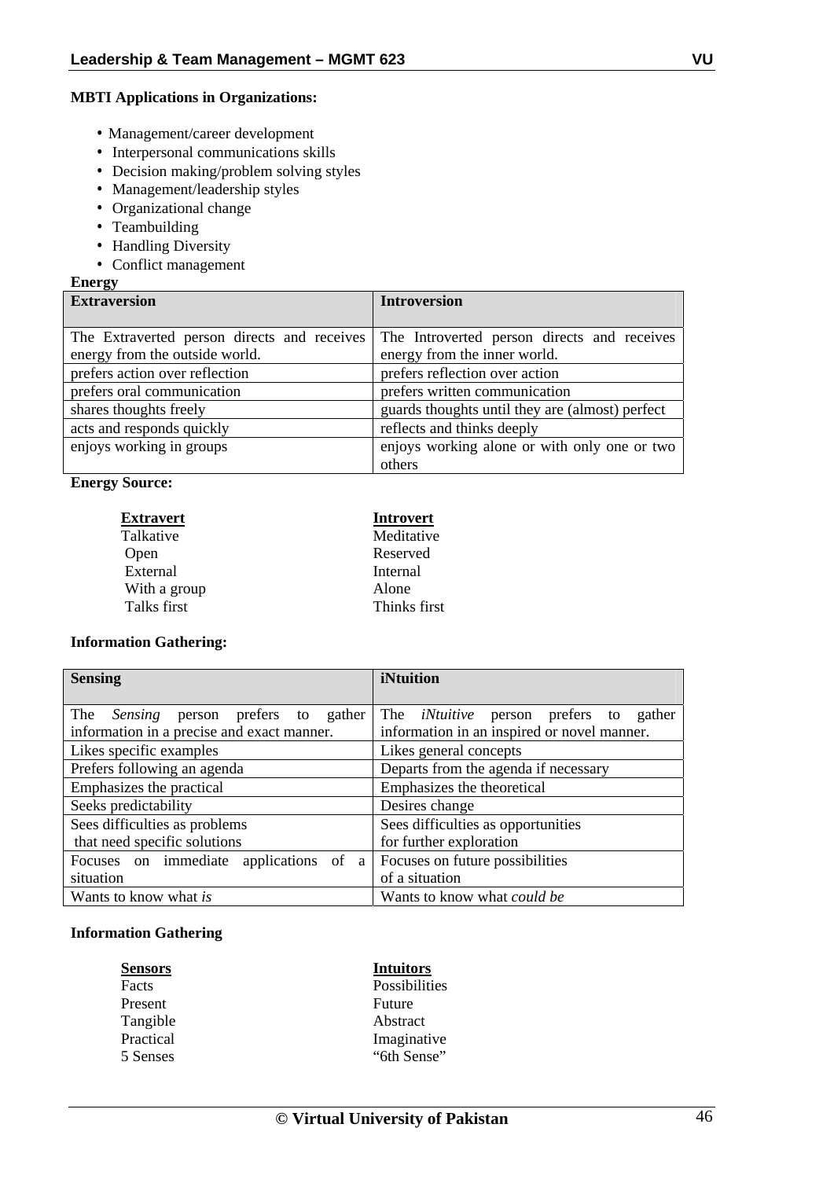**MBTI Applications in Organizations:**

- Management/career development
- Interpersonal communications skills
- Decision making/problem solving styles
- Management/leadership styles
- Organizational change
- Teambuilding
- Handling Diversity
- Conflict management

**Energy**

| Extraversion | Introversion |
|---|---|
| The Extraverted person directs and receives energy from the outside world. | The Introverted person directs and receives energy from the inner world. |
| prefers action over reflection | prefers reflection over action |
| prefers oral communication | prefers written communication |
| shares thoughts freely | guards thoughts until they are (almost) perfect |
| acts and responds quickly | reflects and thinks deeply |
| enjoys working in groups | enjoys working alone or with only one or two others |

**Energy Source:**

| Extravert | Introvert |
|---|---|
| Talkative | Meditative |
| Open | Reserved |
| External | Internal |
| With a group | Alone |
| Talks first | Thinks first |

**Information Gathering:**

| Sensing | iNtuition |
|---|---|
| The *Sensing* person prefers to gather information in a precise and exact manner. | The *iNtuitive* person prefers to gather information in an inspired or novel manner. |
| Likes specific examples | Likes general concepts |
| Prefers following an agenda | Departs from the agenda if necessary |
| Emphasizes the practical | Emphasizes the theoretical |
| Seeks predictability | Desires change |
| Sees difficulties as problems that need specific solutions | Sees difficulties as opportunities for further exploration |
| Focuses on immediate applications of a situation | Focuses on future possibilities of a situation |
| Wants to know what *is* | Wants to know what *could be* |

**Information Gathering**

| Sensors | Intuitors |
|---|---|
| Facts | Possibilities |
| Present | Future |
| Tangible | Abstract |
| Practical | Imaginative |
| 5 Senses | "6th Sense" |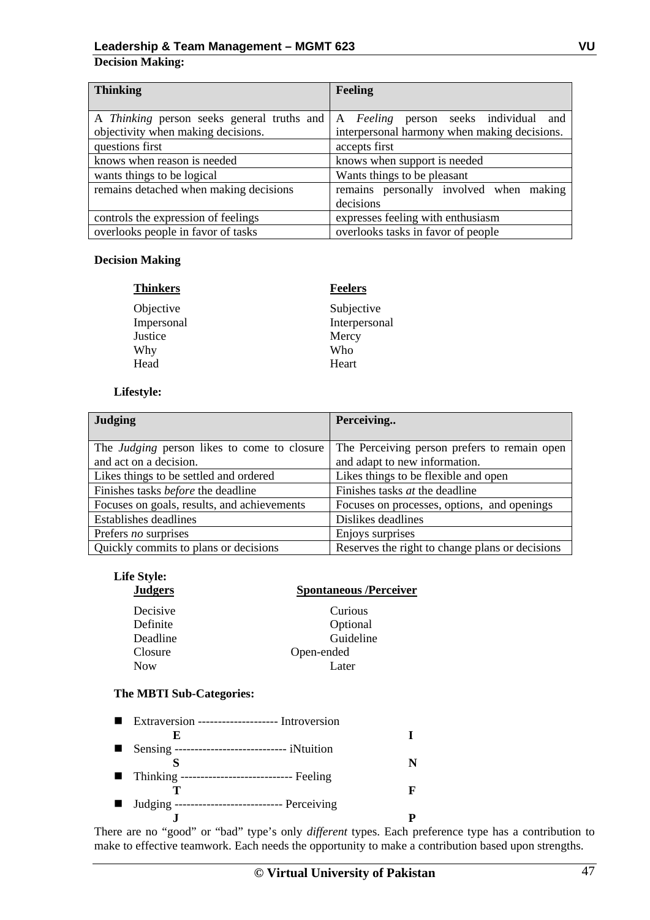**Decision Making:**

| **Thinking** | **Feeling** |
|---|---|
| A *Thinking* person seeks general truths and objectivity when making decisions. | A *Feeling* person seeks individual and interpersonal harmony when making decisions. |
| questions first | accepts first |
| knows when reason is needed | knows when support is needed |
| wants things to be logical | Wants things to be pleasant |
| remains detached when making decisions | remains personally involved when making decisions |
| controls the expression of feelings | expresses feeling with enthusiasm |
| overlooks people in favor of tasks | overlooks tasks in favor of people |

**Decision Making**

| **Thinkers** | **Feelers** |
|---|---|
| Objective | Subjective |
| Impersonal | Interpersonal |
| Justice | Mercy |
| Why | Who |
| Head | Heart |

**Lifestyle:**

| **Judging** | **Perceiving..** |
|---|---|
| The *Judging* person likes to come to closure and act on a decision. | The Perceiving person prefers to remain open and adapt to new information. |
| Likes things to be settled and ordered | Likes things to be flexible and open |
| Finishes tasks *before* the deadline | Finishes tasks *at* the deadline |
| Focuses on goals, results, and achievements | Focuses on processes, options, and openings |
| Establishes deadlines | Dislikes deadlines |
| Prefers *no* surprises | Enjoys surprises |
| Quickly commits to plans or decisions | Reserves the right to change plans or decisions |

**Life Style:**

| **Judgers** | **Spontaneous /Perceiver** |
|---|---|
| Decisive | Curious |
| Definite | Optional |
| Deadline | Guideline |
| Closure | Open-ended |
| Now | Later |

**The MBTI Sub-Categories:**

- Extraversion -------------------- Introversion
  **E** **I**
- Sensing ---------------------------- iNtuition
  **S** **N**
- Thinking ---------------------------- Feeling
  **T** **F**
- Judging --------------------------- Perceiving
  **J** **P**

There are no "good" or "bad" type's only *different* types. Each preference type has a contribution to make to effective teamwork. Each needs the opportunity to make a contribution based upon strengths.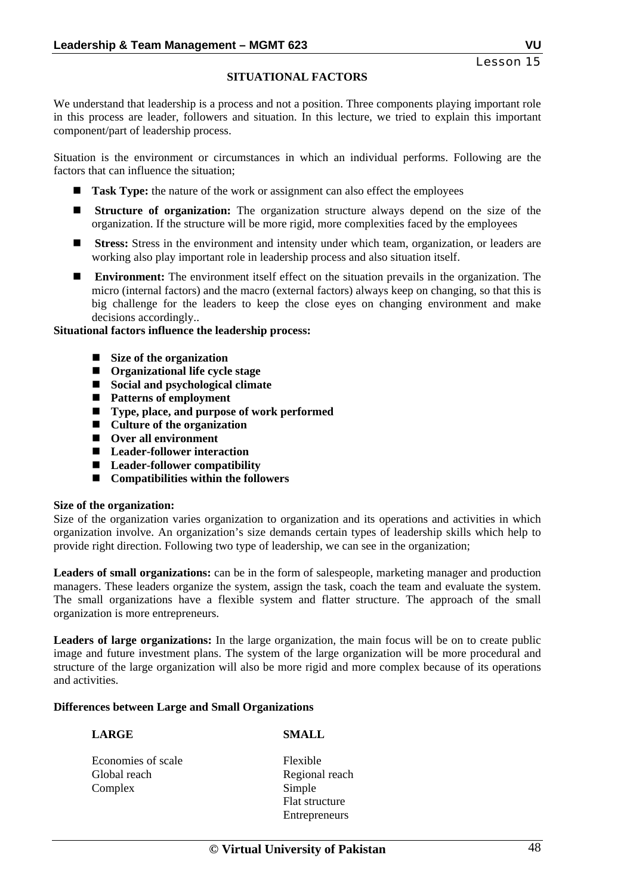Lesson 15

## SITUATIONAL FACTORS

We understand that leadership is a process and not a position. Three components playing important role in this process are leader, followers and situation. In this lecture, we tried to explain this important component/part of leadership process.

Situation is the environment or circumstances in which an individual performs. Following are the factors that can influence the situation;

- **Task Type:** the nature of the work or assignment can also effect the employees
- **Structure of organization:** The organization structure always depend on the size of the organization. If the structure will be more rigid, more complexities faced by the employees
- **Stress:** Stress in the environment and intensity under which team, organization, or leaders are working also play important role in leadership process and also situation itself.
- **Environment:** The environment itself effect on the situation prevails in the organization. The micro (internal factors) and the macro (external factors) always keep on changing, so that this is big challenge for the leaders to keep the close eyes on changing environment and make decisions accordingly..

**Situational factors influence the leadership process:**

- **Size of the organization**
- **Organizational life cycle stage**
- **Social and psychological climate**
- **Patterns of employment**
- **Type, place, and purpose of work performed**
- **Culture of the organization**
- **Over all environment**
- **Leader-follower interaction**
- **Leader-follower compatibility**
- **Compatibilities within the followers**

**Size of the organization:**
Size of the organization varies organization to organization and its operations and activities in which organization involve. An organization's size demands certain types of leadership skills which help to provide right direction. Following two type of leadership, we can see in the organization;

**Leaders of small organizations:** can be in the form of salespeople, marketing manager and production managers. These leaders organize the system, assign the task, coach the team and evaluate the system. The small organizations have a flexible system and flatter structure. The approach of the small organization is more entrepreneurs.

**Leaders of large organizations:** In the large organization, the main focus will be on to create public image and future investment plans. The system of the large organization will be more procedural and structure of the large organization will also be more rigid and more complex because of its operations and activities.

**Differences between Large and Small Organizations**

| LARGE | SMALL |
|---|---|
| Economies of scale | Flexible |
| Global reach | Regional reach |
| Complex | Simple |
| | Flat structure |
| | Entrepreneurs |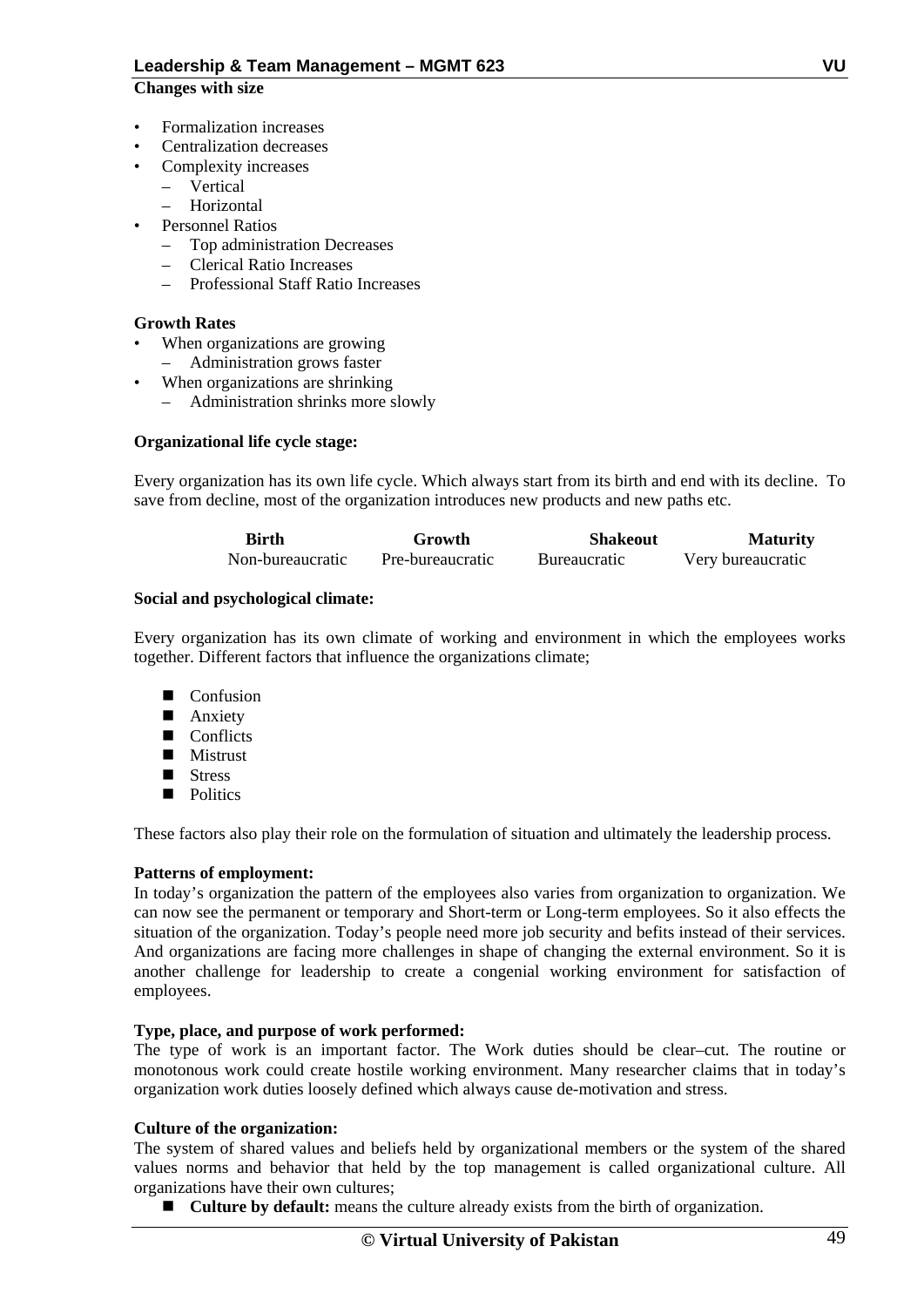**Changes with size**

- Formalization increases
- Centralization decreases
- Complexity increases
  - Vertical
  - Horizontal
- Personnel Ratios
  - Top administration Decreases
  - Clerical Ratio Increases
  - Professional Staff Ratio Increases

**Growth Rates**

- When organizations are growing
  - Administration grows faster
- When organizations are shrinking
  - Administration shrinks more slowly

**Organizational life cycle stage:**

Every organization has its own life cycle. Which always start from its birth and end with its decline. To save from decline, most of the organization introduces new products and new paths etc.

| Birth | Growth | Shakeout | Maturity |
|---|---|---|---|
| Non-bureaucratic | Pre-bureaucratic | Bureaucratic | Very bureaucratic |

**Social and psychological climate:**

Every organization has its own climate of working and environment in which the employees works together. Different factors that influence the organizations climate;

- Confusion
- Anxiety
- Conflicts
- Mistrust
- Stress
- Politics

These factors also play their role on the formulation of situation and ultimately the leadership process.

**Patterns of employment:**

In today's organization the pattern of the employees also varies from organization to organization. We can now see the permanent or temporary and Short-term or Long-term employees. So it also effects the situation of the organization. Today's people need more job security and befits instead of their services. And organizations are facing more challenges in shape of changing the external environment. So it is another challenge for leadership to create a congenial working environment for satisfaction of employees.

**Type, place, and purpose of work performed:**

The type of work is an important factor. The Work duties should be clear–cut. The routine or monotonous work could create hostile working environment. Many researcher claims that in today's organization work duties loosely defined which always cause de-motivation and stress.

**Culture of the organization:**

The system of shared values and beliefs held by organizational members or the system of the shared values norms and behavior that held by the top management is called organizational culture. All organizations have their own cultures;

- **Culture by default:** means the culture already exists from the birth of organization.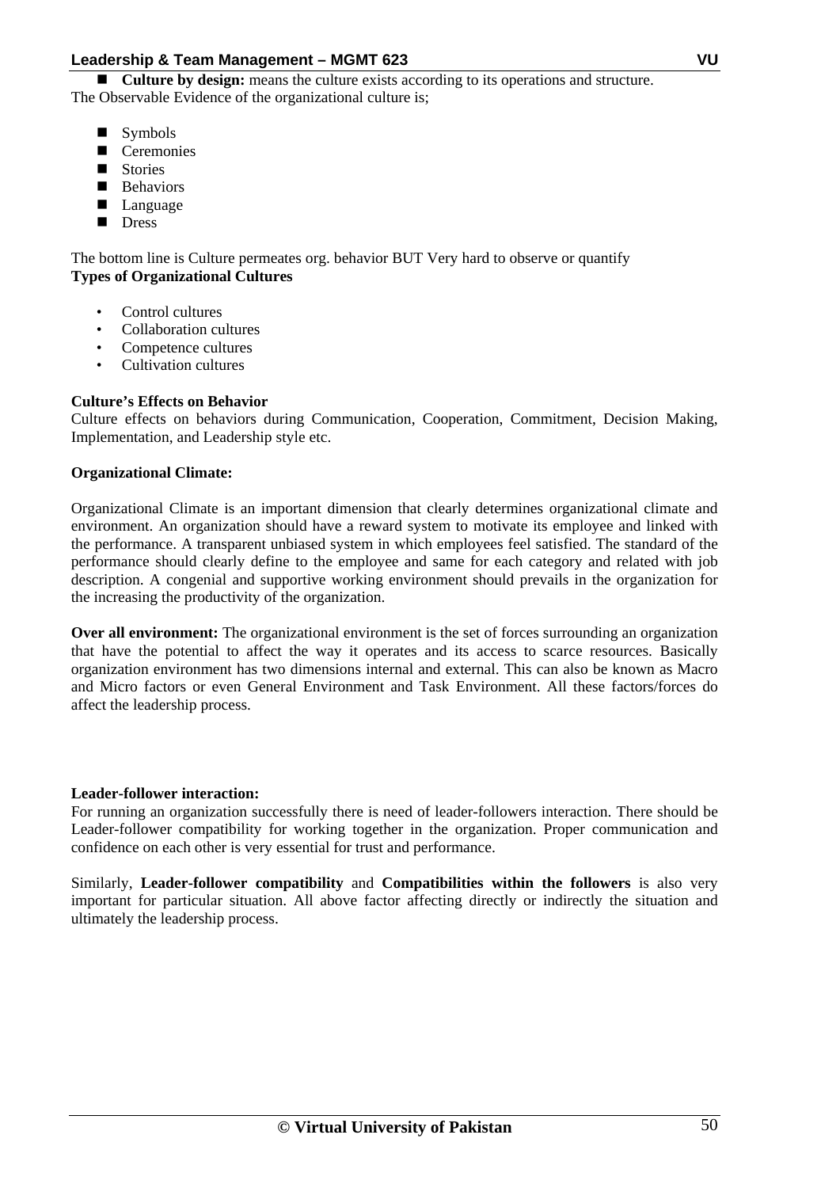- **Culture by design:** means the culture exists according to its operations and structure.

The Observable Evidence of the organizational culture is;

- Symbols
- Ceremonies
- Stories
- Behaviors
- Language
- Dress

The bottom line is Culture permeates org. behavior BUT Very hard to observe or quantify

**Types of Organizational Cultures**

- Control cultures
- Collaboration cultures
- Competence cultures
- Cultivation cultures

**Culture's Effects on Behavior**

Culture effects on behaviors during Communication, Cooperation, Commitment, Decision Making, Implementation, and Leadership style etc.

**Organizational Climate:**

Organizational Climate is an important dimension that clearly determines organizational climate and environment. An organization should have a reward system to motivate its employee and linked with the performance. A transparent unbiased system in which employees feel satisfied. The standard of the performance should clearly define to the employee and same for each category and related with job description. A congenial and supportive working environment should prevails in the organization for the increasing the productivity of the organization.

**Over all environment:** The organizational environment is the set of forces surrounding an organization that have the potential to affect the way it operates and its access to scarce resources. Basically organization environment has two dimensions internal and external. This can also be known as Macro and Micro factors or even General Environment and Task Environment. All these factors/forces do affect the leadership process.

**Leader-follower interaction:**

For running an organization successfully there is need of leader-followers interaction. There should be Leader-follower compatibility for working together in the organization. Proper communication and confidence on each other is very essential for trust and performance.

Similarly, **Leader-follower compatibility** and **Compatibilities within the followers** is also very important for particular situation. All above factor affecting directly or indirectly the situation and ultimately the leadership process.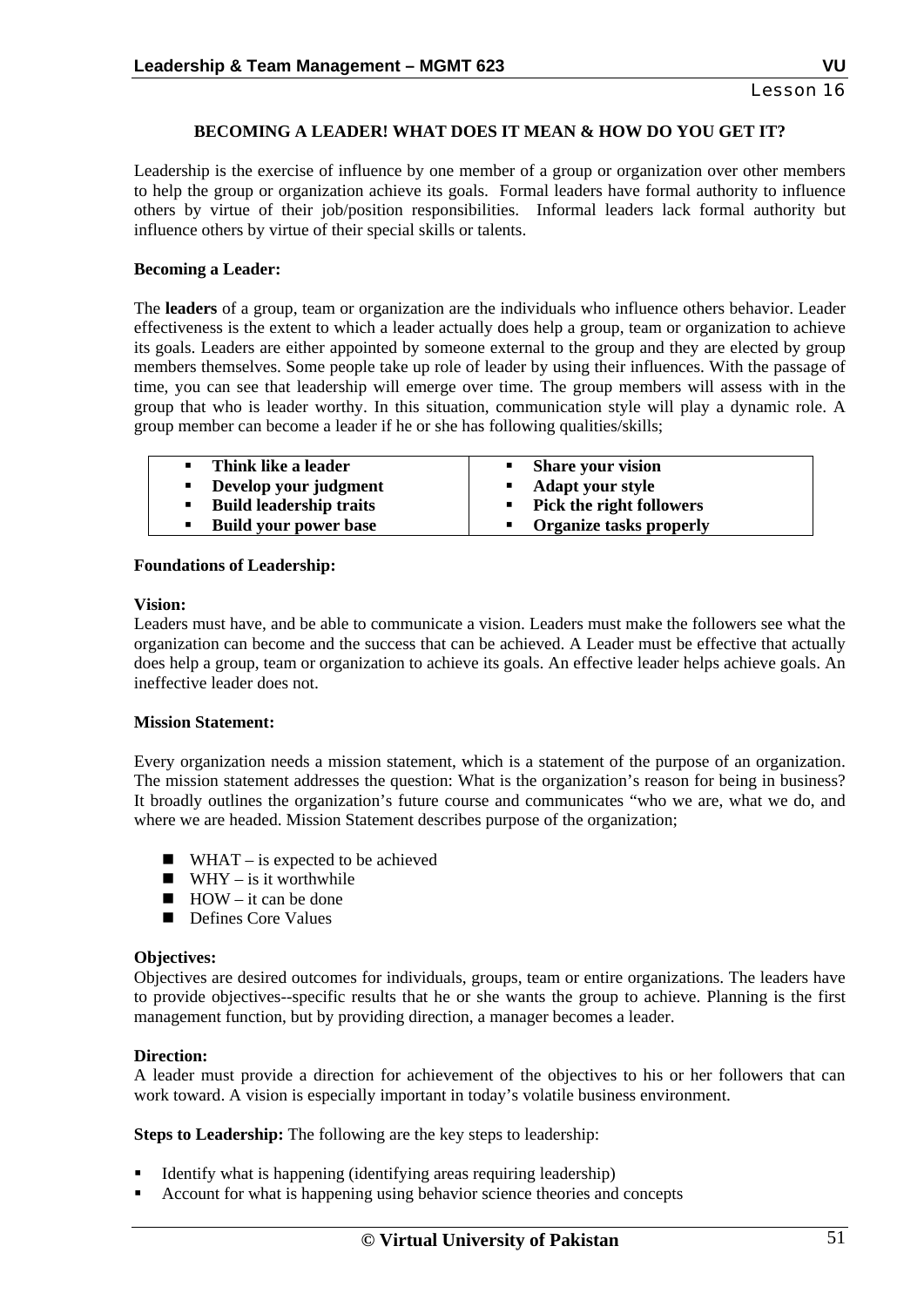Lesson 16

## BECOMING A LEADER! WHAT DOES IT MEAN & HOW DO YOU GET IT?

Leadership is the exercise of influence by one member of a group or organization over other members to help the group or organization achieve its goals. Formal leaders have formal authority to influence others by virtue of their job/position responsibilities. Informal leaders lack formal authority but influence others by virtue of their special skills or talents.

**Becoming a Leader:**

The **leaders** of a group, team or organization are the individuals who influence others behavior. Leader effectiveness is the extent to which a leader actually does help a group, team or organization to achieve its goals. Leaders are either appointed by someone external to the group and they are elected by group members themselves. Some people take up role of leader by using their influences. With the passage of time, you can see that leadership will emerge over time. The group members will assess with in the group that who is leader worthy. In this situation, communication style will play a dynamic role. A group member can become a leader if he or she has following qualities/skills;

| | |
|---|---|
| ▪ **Think like a leader**<br>▪ **Develop your judgment**<br>▪ **Build leadership traits**<br>▪ **Build your power base** | ▪ **Share your vision**<br>▪ **Adapt your style**<br>▪ **Pick the right followers**<br>▪ **Organize tasks properly** |

**Foundations of Leadership:**

**Vision:**
Leaders must have, and be able to communicate a vision. Leaders must make the followers see what the organization can become and the success that can be achieved. A Leader must be effective that actually does help a group, team or organization to achieve its goals. An effective leader helps achieve goals. An ineffective leader does not.

**Mission Statement:**

Every organization needs a mission statement, which is a statement of the purpose of an organization. The mission statement addresses the question: What is the organization's reason for being in business? It broadly outlines the organization's future course and communicates "who we are, what we do, and where we are headed. Mission Statement describes purpose of the organization;

- WHAT – is expected to be achieved
- WHY – is it worthwhile
- HOW – it can be done
- Defines Core Values

**Objectives:**
Objectives are desired outcomes for individuals, groups, team or entire organizations. The leaders have to provide objectives--specific results that he or she wants the group to achieve. Planning is the first management function, but by providing direction, a manager becomes a leader.

**Direction:**
A leader must provide a direction for achievement of the objectives to his or her followers that can work toward. A vision is especially important in today's volatile business environment.

**Steps to Leadership:** The following are the key steps to leadership:

- Identify what is happening (identifying areas requiring leadership)
- Account for what is happening using behavior science theories and concepts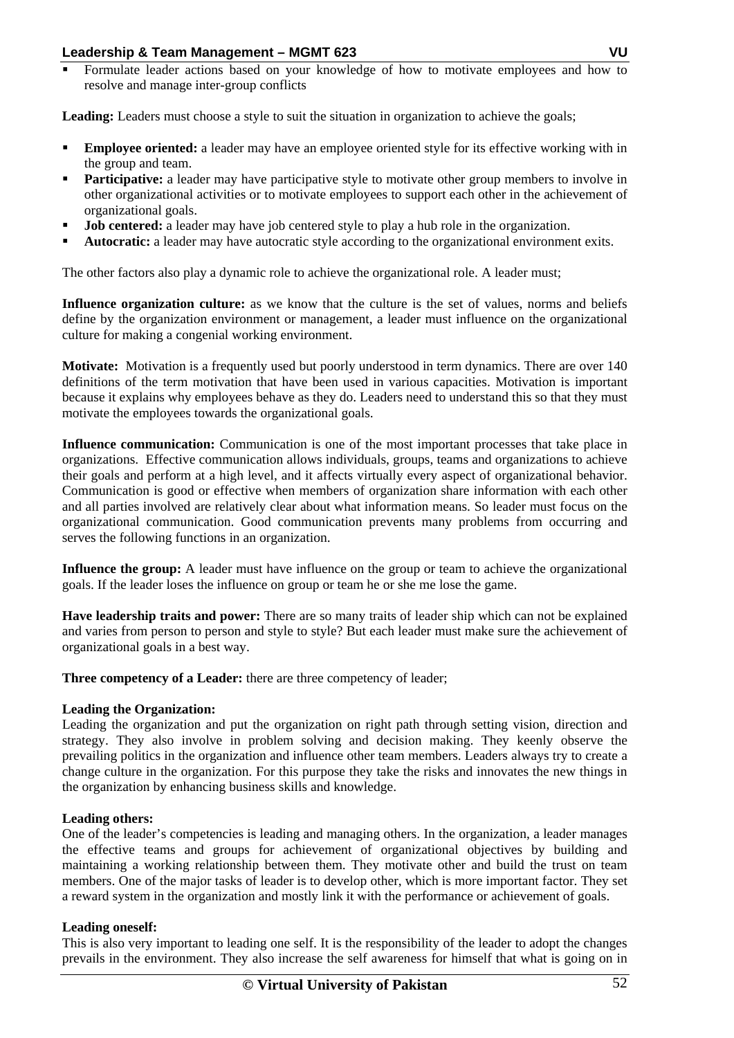- Formulate leader actions based on your knowledge of how to motivate employees and how to resolve and manage inter-group conflicts

**Leading:** Leaders must choose a style to suit the situation in organization to achieve the goals;

- **Employee oriented:** a leader may have an employee oriented style for its effective working with in the group and team.
- **Participative:** a leader may have participative style to motivate other group members to involve in other organizational activities or to motivate employees to support each other in the achievement of organizational goals.
- **Job centered:** a leader may have job centered style to play a hub role in the organization.
- **Autocratic:** a leader may have autocratic style according to the organizational environment exits.

The other factors also play a dynamic role to achieve the organizational role. A leader must;

**Influence organization culture:** as we know that the culture is the set of values, norms and beliefs define by the organization environment or management, a leader must influence on the organizational culture for making a congenial working environment.

**Motivate:** Motivation is a frequently used but poorly understood in term dynamics. There are over 140 definitions of the term motivation that have been used in various capacities. Motivation is important because it explains why employees behave as they do. Leaders need to understand this so that they must motivate the employees towards the organizational goals.

**Influence communication:** Communication is one of the most important processes that take place in organizations. Effective communication allows individuals, groups, teams and organizations to achieve their goals and perform at a high level, and it affects virtually every aspect of organizational behavior. Communication is good or effective when members of organization share information with each other and all parties involved are relatively clear about what information means. So leader must focus on the organizational communication. Good communication prevents many problems from occurring and serves the following functions in an organization.

**Influence the group:** A leader must have influence on the group or team to achieve the organizational goals. If the leader loses the influence on group or team he or she me lose the game.

**Have leadership traits and power:** There are so many traits of leader ship which can not be explained and varies from person to person and style to style? But each leader must make sure the achievement of organizational goals in a best way.

**Three competency of a Leader:** there are three competency of leader;

**Leading the Organization:**
Leading the organization and put the organization on right path through setting vision, direction and strategy. They also involve in problem solving and decision making. They keenly observe the prevailing politics in the organization and influence other team members. Leaders always try to create a change culture in the organization. For this purpose they take the risks and innovates the new things in the organization by enhancing business skills and knowledge.

**Leading others:**
One of the leader's competencies is leading and managing others. In the organization, a leader manages the effective teams and groups for achievement of organizational objectives by building and maintaining a working relationship between them. They motivate other and build the trust on team members. One of the major tasks of leader is to develop other, which is more important factor. They set a reward system in the organization and mostly link it with the performance or achievement of goals.

**Leading oneself:**
This is also very important to leading one self. It is the responsibility of the leader to adopt the changes prevails in the environment. They also increase the self awareness for himself that what is going on in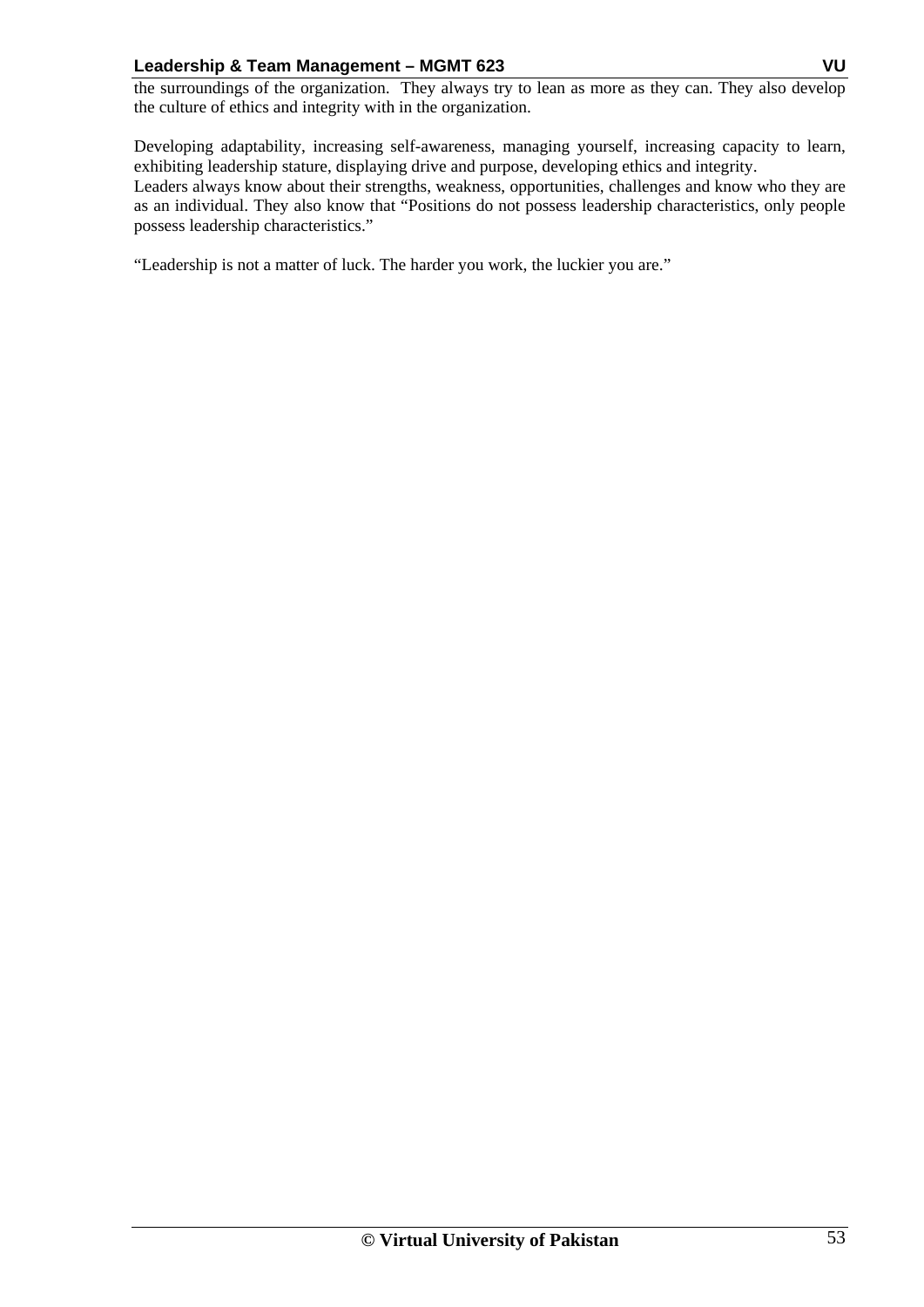the surroundings of the organization. They always try to lean as more as they can. They also develop the culture of ethics and integrity with in the organization.

Developing adaptability, increasing self-awareness, managing yourself, increasing capacity to learn, exhibiting leadership stature, displaying drive and purpose, developing ethics and integrity.
Leaders always know about their strengths, weakness, opportunities, challenges and know who they are as an individual. They also know that "Positions do not possess leadership characteristics, only people possess leadership characteristics."

"Leadership is not a matter of luck. The harder you work, the luckier you are."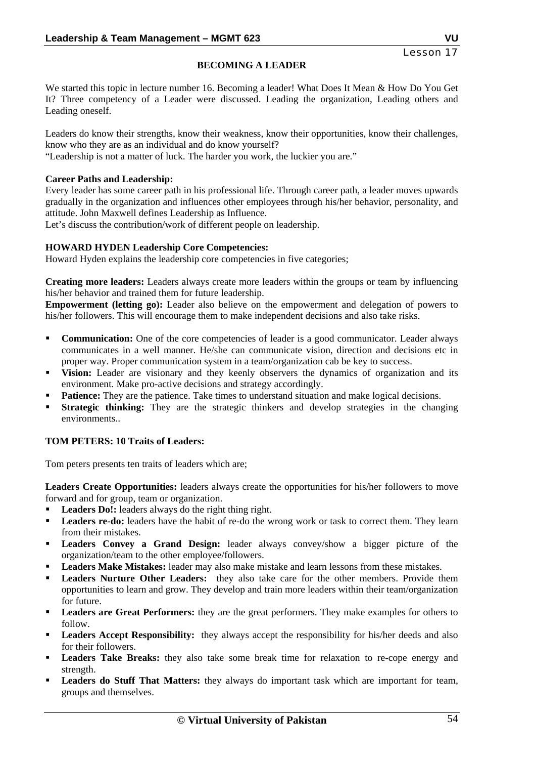Lesson 17

## BECOMING A LEADER

We started this topic in lecture number 16. Becoming a leader! What Does It Mean & How Do You Get It? Three competency of a Leader were discussed. Leading the organization, Leading others and Leading oneself.

Leaders do know their strengths, know their weakness, know their opportunities, know their challenges, know who they are as an individual and do know yourself?

"Leadership is not a matter of luck. The harder you work, the luckier you are."

**Career Paths and Leadership:**

Every leader has some career path in his professional life. Through career path, a leader moves upwards gradually in the organization and influences other employees through his/her behavior, personality, and attitude. John Maxwell defines Leadership as Influence.

Let's discuss the contribution/work of different people on leadership.

**HOWARD HYDEN Leadership Core Competencies:**

Howard Hyden explains the leadership core competencies in five categories;

**Creating more leaders:** Leaders always create more leaders within the groups or team by influencing his/her behavior and trained them for future leadership.

**Empowerment (letting go):** Leader also believe on the empowerment and delegation of powers to his/her followers. This will encourage them to make independent decisions and also take risks.

- **Communication:** One of the core competencies of leader is a good communicator. Leader always communicates in a well manner. He/she can communicate vision, direction and decisions etc in proper way. Proper communication system in a team/organization cab be key to success.
- **Vision:** Leader are visionary and they keenly observers the dynamics of organization and its environment. Make pro-active decisions and strategy accordingly.
- **Patience:** They are the patience. Take times to understand situation and make logical decisions.
- **Strategic thinking:** They are the strategic thinkers and develop strategies in the changing environments..

**TOM PETERS: 10 Traits of Leaders:**

Tom peters presents ten traits of leaders which are;

**Leaders Create Opportunities:** leaders always create the opportunities for his/her followers to move forward and for group, team or organization.

- **Leaders Do!:** leaders always do the right thing right.
- **Leaders re-do:** leaders have the habit of re-do the wrong work or task to correct them. They learn from their mistakes.
- **Leaders Convey a Grand Design:** leader always convey/show a bigger picture of the organization/team to the other employee/followers.
- **Leaders Make Mistakes:** leader may also make mistake and learn lessons from these mistakes.
- **Leaders Nurture Other Leaders:** they also take care for the other members. Provide them opportunities to learn and grow. They develop and train more leaders within their team/organization for future.
- **Leaders are Great Performers:** they are the great performers. They make examples for others to follow.
- **Leaders Accept Responsibility:** they always accept the responsibility for his/her deeds and also for their followers.
- **Leaders Take Breaks:** they also take some break time for relaxation to re-cope energy and strength.
- **Leaders do Stuff That Matters:** they always do important task which are important for team, groups and themselves.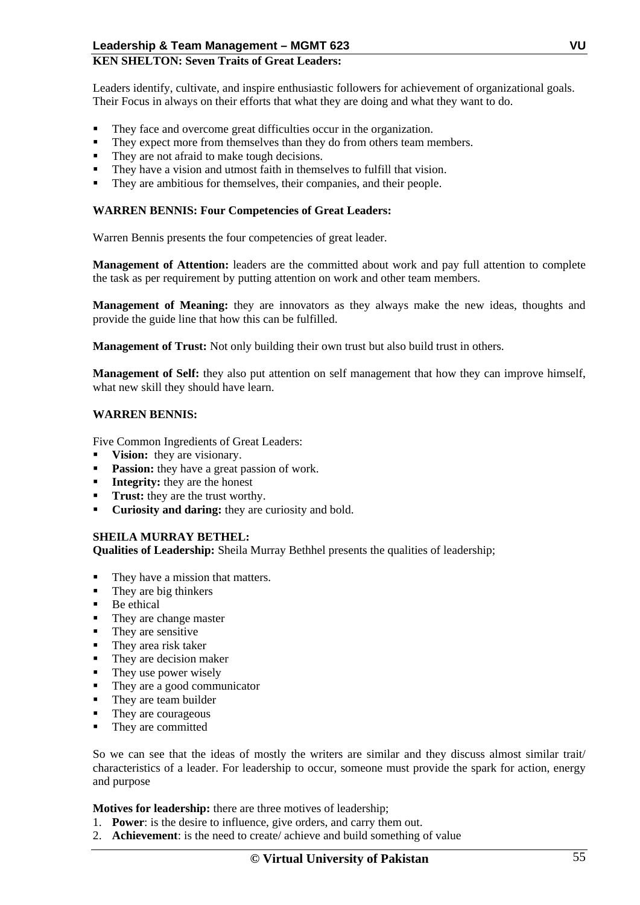**KEN SHELTON: Seven Traits of Great Leaders:**

Leaders identify, cultivate, and inspire enthusiastic followers for achievement of organizational goals. Their Focus in always on their efforts that what they are doing and what they want to do.

- They face and overcome great difficulties occur in the organization.
- They expect more from themselves than they do from others team members.
- They are not afraid to make tough decisions.
- They have a vision and utmost faith in themselves to fulfill that vision.
- They are ambitious for themselves, their companies, and their people.

**WARREN BENNIS: Four Competencies of Great Leaders:**

Warren Bennis presents the four competencies of great leader.

**Management of Attention:** leaders are the committed about work and pay full attention to complete the task as per requirement by putting attention on work and other team members.

**Management of Meaning:** they are innovators as they always make the new ideas, thoughts and provide the guide line that how this can be fulfilled.

**Management of Trust:** Not only building their own trust but also build trust in others.

**Management of Self:** they also put attention on self management that how they can improve himself, what new skill they should have learn.

**WARREN BENNIS:**

Five Common Ingredients of Great Leaders:

- **Vision:** they are visionary.
- **Passion:** they have a great passion of work.
- **Integrity:** they are the honest
- **Trust:** they are the trust worthy.
- **Curiosity and daring:** they are curiosity and bold.

**SHEILA MURRAY BETHEL:**

**Qualities of Leadership:** Sheila Murray Bethhel presents the qualities of leadership;

- They have a mission that matters.
- They are big thinkers
- Be ethical
- They are change master
- They are sensitive
- They area risk taker
- They are decision maker
- They use power wisely
- They are a good communicator
- They are team builder
- They are courageous
- They are committed

So we can see that the ideas of mostly the writers are similar and they discuss almost similar trait/ characteristics of a leader. For leadership to occur, someone must provide the spark for action, energy and purpose

**Motives for leadership:** there are three motives of leadership;

1. **Power**: is the desire to influence, give orders, and carry them out.
2. **Achievement**: is the need to create/ achieve and build something of value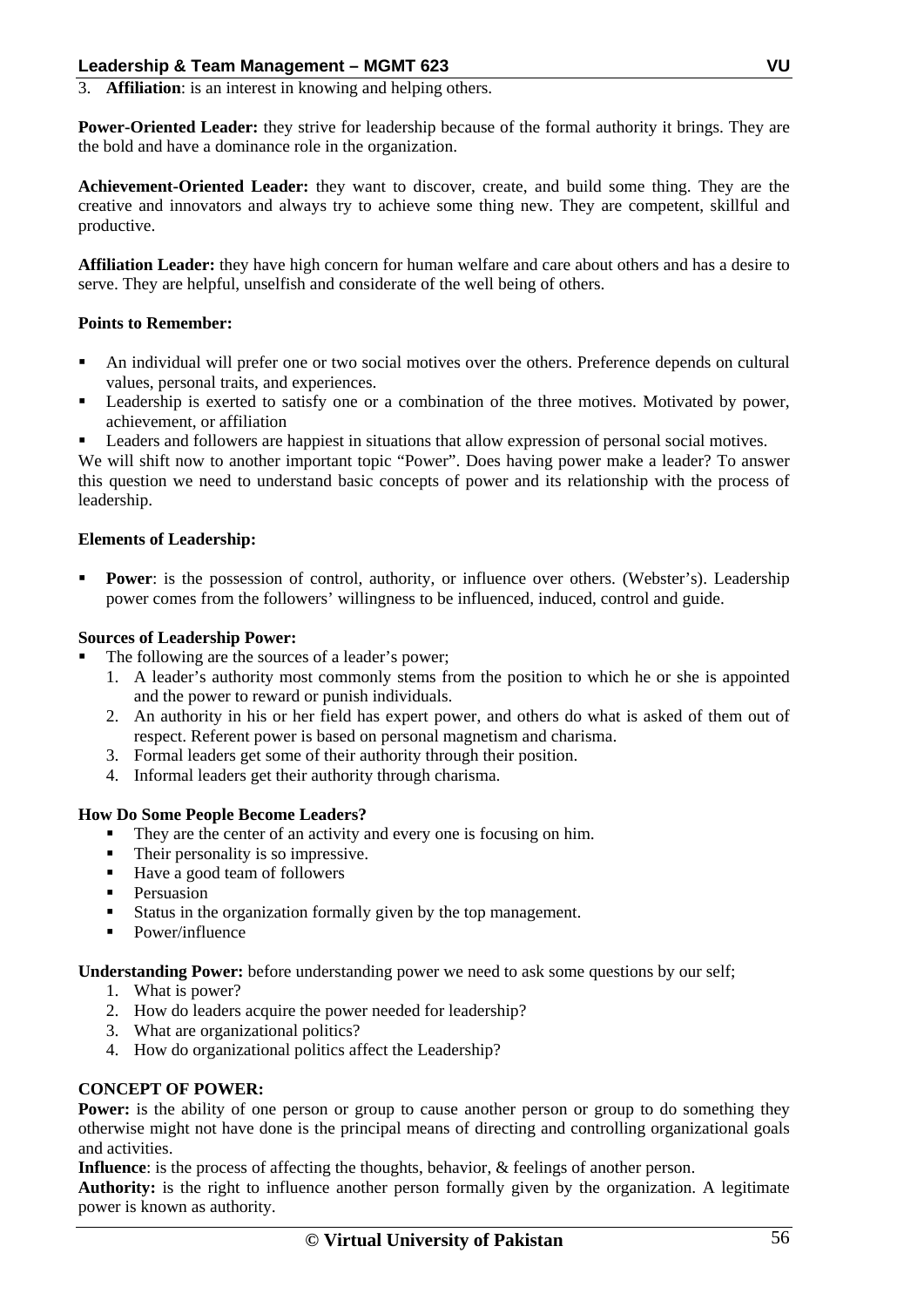3. **Affiliation**: is an interest in knowing and helping others.

**Power-Oriented Leader:** they strive for leadership because of the formal authority it brings. They are the bold and have a dominance role in the organization.

**Achievement-Oriented Leader:** they want to discover, create, and build some thing. They are the creative and innovators and always try to achieve some thing new. They are competent, skillful and productive.

**Affiliation Leader:** they have high concern for human welfare and care about others and has a desire to serve. They are helpful, unselfish and considerate of the well being of others.

**Points to Remember:**

- An individual will prefer one or two social motives over the others. Preference depends on cultural values, personal traits, and experiences.
- Leadership is exerted to satisfy one or a combination of the three motives. Motivated by power, achievement, or affiliation
- Leaders and followers are happiest in situations that allow expression of personal social motives.

We will shift now to another important topic "Power". Does having power make a leader? To answer this question we need to understand basic concepts of power and its relationship with the process of leadership.

**Elements of Leadership:**

- **Power**: is the possession of control, authority, or influence over others. (Webster's). Leadership power comes from the followers' willingness to be influenced, induced, control and guide.

**Sources of Leadership Power:**

- The following are the sources of a leader's power;
  1. A leader's authority most commonly stems from the position to which he or she is appointed and the power to reward or punish individuals.
  2. An authority in his or her field has expert power, and others do what is asked of them out of respect. Referent power is based on personal magnetism and charisma.
  3. Formal leaders get some of their authority through their position.
  4. Informal leaders get their authority through charisma.

**How Do Some People Become Leaders?**

- They are the center of an activity and every one is focusing on him.
- Their personality is so impressive.
- Have a good team of followers
- Persuasion
- Status in the organization formally given by the top management.
- Power/influence

**Understanding Power:** before understanding power we need to ask some questions by our self;

1. What is power?
2. How do leaders acquire the power needed for leadership?
3. What are organizational politics?
4. How do organizational politics affect the Leadership?

**CONCEPT OF POWER:**

**Power:** is the ability of one person or group to cause another person or group to do something they otherwise might not have done is the principal means of directing and controlling organizational goals and activities.

**Influence**: is the process of affecting the thoughts, behavior, & feelings of another person.

**Authority:** is the right to influence another person formally given by the organization. A legitimate power is known as authority.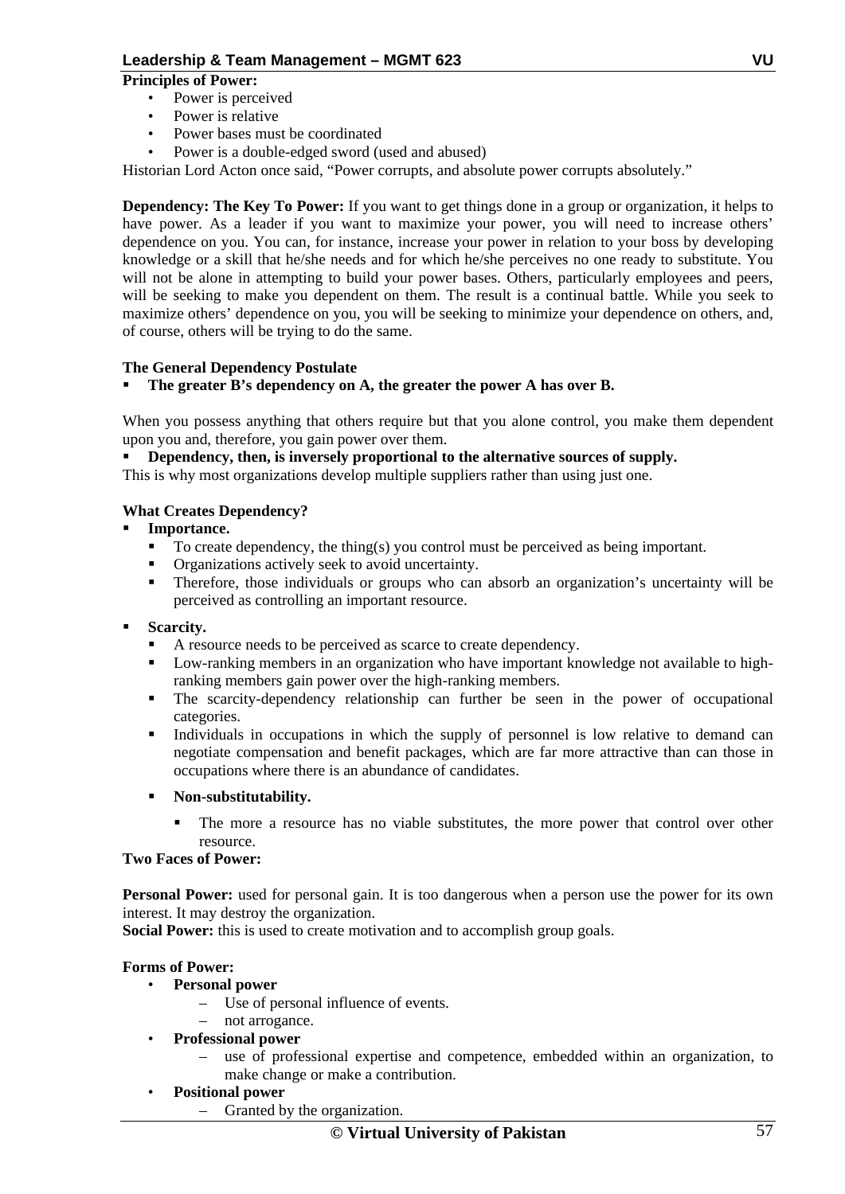**Principles of Power:**

- Power is perceived
- Power is relative
- Power bases must be coordinated
- Power is a double-edged sword (used and abused)

Historian Lord Acton once said, "Power corrupts, and absolute power corrupts absolutely."

**Dependency: The Key To Power:** If you want to get things done in a group or organization, it helps to have power. As a leader if you want to maximize your power, you will need to increase others' dependence on you. You can, for instance, increase your power in relation to your boss by developing knowledge or a skill that he/she needs and for which he/she perceives no one ready to substitute. You will not be alone in attempting to build your power bases. Others, particularly employees and peers, will be seeking to make you dependent on them. The result is a continual battle. While you seek to maximize others' dependence on you, you will be seeking to minimize your dependence on others, and, of course, others will be trying to do the same.

**The General Dependency Postulate**

- **The greater B's dependency on A, the greater the power A has over B.**

When you possess anything that others require but that you alone control, you make them dependent upon you and, therefore, you gain power over them.

- **Dependency, then, is inversely proportional to the alternative sources of supply.**

This is why most organizations develop multiple suppliers rather than using just one.

**What Creates Dependency?**

- **Importance.**
  - To create dependency, the thing(s) you control must be perceived as being important.
  - Organizations actively seek to avoid uncertainty.
  - Therefore, those individuals or groups who can absorb an organization's uncertainty will be perceived as controlling an important resource.
- **Scarcity.**
  - A resource needs to be perceived as scarce to create dependency.
  - Low-ranking members in an organization who have important knowledge not available to high-ranking members gain power over the high-ranking members.
  - The scarcity-dependency relationship can further be seen in the power of occupational categories.
  - Individuals in occupations in which the supply of personnel is low relative to demand can negotiate compensation and benefit packages, which are far more attractive than can those in occupations where there is an abundance of candidates.
  - **Non-substitutability.**
    - The more a resource has no viable substitutes, the more power that control over other resource.

**Two Faces of Power:**

**Personal Power:** used for personal gain. It is too dangerous when a person use the power for its own interest. It may destroy the organization.

**Social Power:** this is used to create motivation and to accomplish group goals.

**Forms of Power:**

- **Personal power**
  - Use of personal influence of events.
  - not arrogance.
- **Professional power**
  - use of professional expertise and competence, embedded within an organization, to make change or make a contribution.
- **Positional power**
  - Granted by the organization.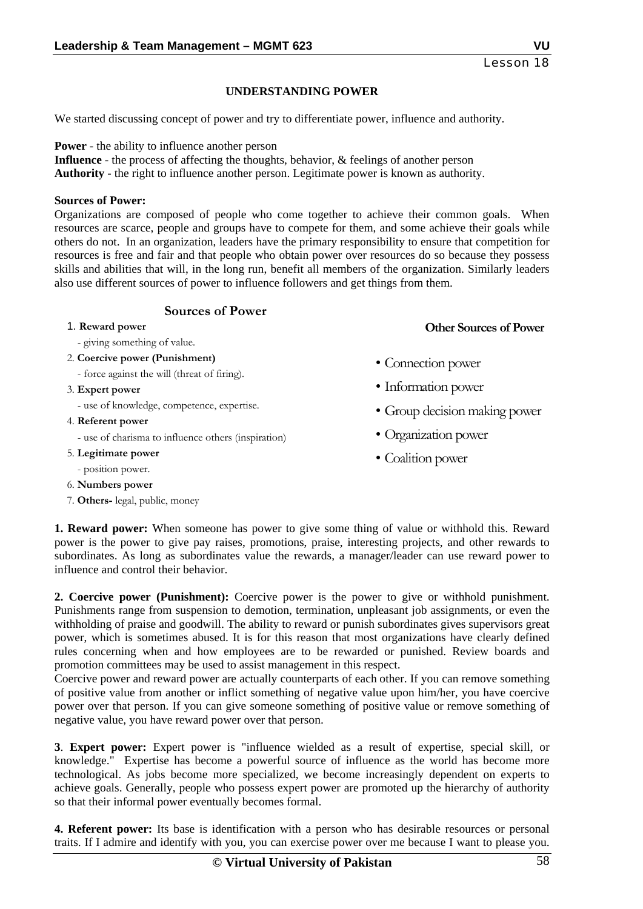# UNDERSTANDING POWER

We started discussing concept of power and try to differentiate power, influence and authority.

**Power** - the ability to influence another person
**Influence** - the process of affecting the thoughts, behavior, & feelings of another person
**Authority** - the right to influence another person. Legitimate power is known as authority.

**Sources of Power:**
Organizations are composed of people who come together to achieve their common goals. When resources are scarce, people and groups have to compete for them, and some achieve their goals while others do not. In an organization, leaders have the primary responsibility to ensure that competition for resources is free and fair and that people who obtain power over resources do so because they possess skills and abilities that will, in the long run, benefit all members of the organization. Similarly leaders also use different sources of power to influence followers and get things from them.

**Sources of Power**

1. **Reward power**
   - giving something of value.
2. **Coercive power (Punishment)**
   - force against the will (threat of firing).
3. **Expert power**
   - use of knowledge, competence, expertise.
4. **Referent power**
   - use of charisma to influence others (inspiration)
5. **Legitimate power**
   - position power.
6. **Numbers power**
7. **Others-** legal, public, money

**Other Sources of Power**

- Connection power
- Information power
- Group decision making power
- Organization power
- Coalition power

**1. Reward power:** When someone has power to give some thing of value or withhold this. Reward power is the power to give pay raises, promotions, praise, interesting projects, and other rewards to subordinates. As long as subordinates value the rewards, a manager/leader can use reward power to influence and control their behavior.

**2. Coercive power (Punishment):** Coercive power is the power to give or withhold punishment. Punishments range from suspension to demotion, termination, unpleasant job assignments, or even the withholding of praise and goodwill. The ability to reward or punish subordinates gives supervisors great power, which is sometimes abused. It is for this reason that most organizations have clearly defined rules concerning when and how employees are to be rewarded or punished. Review boards and promotion committees may be used to assist management in this respect.
Coercive power and reward power are actually counterparts of each other. If you can remove something of positive value from another or inflict something of negative value upon him/her, you have coercive power over that person. If you can give someone something of positive value or remove something of negative value, you have reward power over that person.

**3**. **Expert power:** Expert power is "influence wielded as a result of expertise, special skill, or knowledge." Expertise has become a powerful source of influence as the world has become more technological. As jobs become more specialized, we become increasingly dependent on experts to achieve goals. Generally, people who possess expert power are promoted up the hierarchy of authority so that their informal power eventually becomes formal.

**4. Referent power:** Its base is identification with a person who has desirable resources or personal traits. If I admire and identify with you, you can exercise power over me because I want to please you.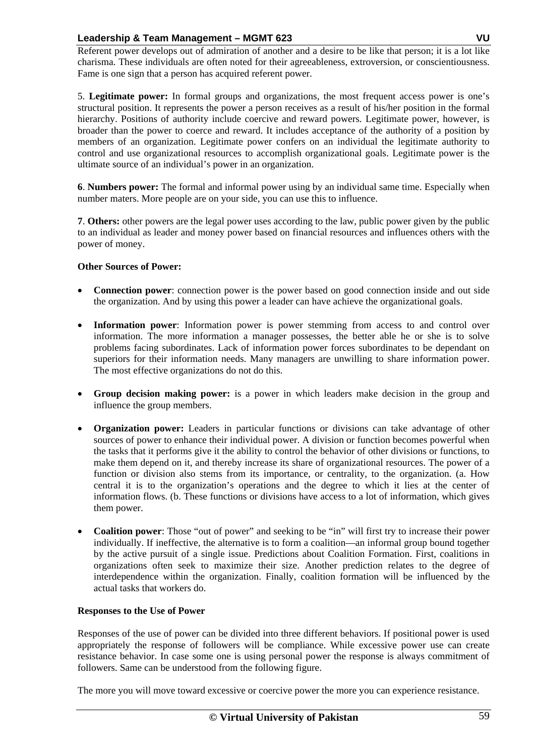Referent power develops out of admiration of another and a desire to be like that person; it is a lot like charisma. These individuals are often noted for their agreeableness, extroversion, or conscientiousness. Fame is one sign that a person has acquired referent power.

5. **Legitimate power:** In formal groups and organizations, the most frequent access power is one's structural position. It represents the power a person receives as a result of his/her position in the formal hierarchy. Positions of authority include coercive and reward powers. Legitimate power, however, is broader than the power to coerce and reward. It includes acceptance of the authority of a position by members of an organization. Legitimate power confers on an individual the legitimate authority to control and use organizational resources to accomplish organizational goals. Legitimate power is the ultimate source of an individual's power in an organization.

**6**. **Numbers power:** The formal and informal power using by an individual same time. Especially when number maters. More people are on your side, you can use this to influence.

**7**. **Others:** other powers are the legal power uses according to the law, public power given by the public to an individual as leader and money power based on financial resources and influences others with the power of money.

**Other Sources of Power:**

- **Connection power**: connection power is the power based on good connection inside and out side the organization. And by using this power a leader can have achieve the organizational goals.

- **Information power**: Information power is power stemming from access to and control over information. The more information a manager possesses, the better able he or she is to solve problems facing subordinates. Lack of information power forces subordinates to be dependant on superiors for their information needs. Many managers are unwilling to share information power. The most effective organizations do not do this.

- **Group decision making power:** is a power in which leaders make decision in the group and influence the group members.

- **Organization power:** Leaders in particular functions or divisions can take advantage of other sources of power to enhance their individual power. A division or function becomes powerful when the tasks that it performs give it the ability to control the behavior of other divisions or functions, to make them depend on it, and thereby increase its share of organizational resources. The power of a function or division also stems from its importance, or centrality, to the organization. (a. How central it is to the organization's operations and the degree to which it lies at the center of information flows. (b. These functions or divisions have access to a lot of information, which gives them power.

- **Coalition power**: Those "out of power" and seeking to be "in" will first try to increase their power individually. If ineffective, the alternative is to form a coalition—an informal group bound together by the active pursuit of a single issue. Predictions about Coalition Formation. First, coalitions in organizations often seek to maximize their size. Another prediction relates to the degree of interdependence within the organization. Finally, coalition formation will be influenced by the actual tasks that workers do.

**Responses to the Use of Power**

Responses of the use of power can be divided into three different behaviors. If positional power is used appropriately the response of followers will be compliance. While excessive power use can create resistance behavior. In case some one is using personal power the response is always commitment of followers. Same can be understood from the following figure.

The more you will move toward excessive or coercive power the more you can experience resistance.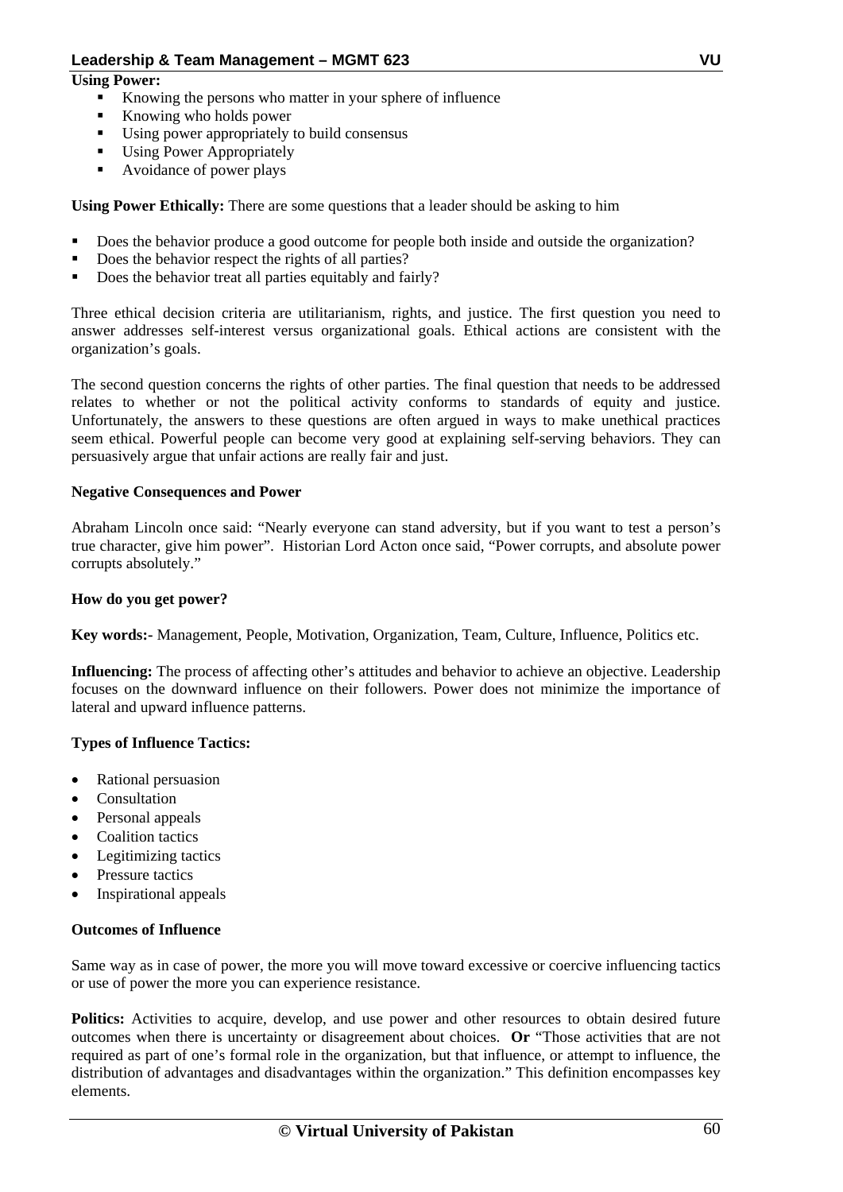**Using Power:**

- Knowing the persons who matter in your sphere of influence
- Knowing who holds power
- Using power appropriately to build consensus
- Using Power Appropriately
- Avoidance of power plays

**Using Power Ethically:** There are some questions that a leader should be asking to him

- Does the behavior produce a good outcome for people both inside and outside the organization?
- Does the behavior respect the rights of all parties?
- Does the behavior treat all parties equitably and fairly?

Three ethical decision criteria are utilitarianism, rights, and justice. The first question you need to answer addresses self-interest versus organizational goals. Ethical actions are consistent with the organization's goals.

The second question concerns the rights of other parties. The final question that needs to be addressed relates to whether or not the political activity conforms to standards of equity and justice. Unfortunately, the answers to these questions are often argued in ways to make unethical practices seem ethical. Powerful people can become very good at explaining self-serving behaviors. They can persuasively argue that unfair actions are really fair and just.

**Negative Consequences and Power**

Abraham Lincoln once said: "Nearly everyone can stand adversity, but if you want to test a person's true character, give him power". Historian Lord Acton once said, "Power corrupts, and absolute power corrupts absolutely."

**How do you get power?**

**Key words:-** Management, People, Motivation, Organization, Team, Culture, Influence, Politics etc.

**Influencing:** The process of affecting other's attitudes and behavior to achieve an objective. Leadership focuses on the downward influence on their followers. Power does not minimize the importance of lateral and upward influence patterns.

**Types of Influence Tactics:**

- Rational persuasion
- Consultation
- Personal appeals
- Coalition tactics
- Legitimizing tactics
- Pressure tactics
- Inspirational appeals

**Outcomes of Influence**

Same way as in case of power, the more you will move toward excessive or coercive influencing tactics or use of power the more you can experience resistance.

**Politics:** Activities to acquire, develop, and use power and other resources to obtain desired future outcomes when there is uncertainty or disagreement about choices. **Or** "Those activities that are not required as part of one's formal role in the organization, but that influence, or attempt to influence, the distribution of advantages and disadvantages within the organization." This definition encompasses key elements.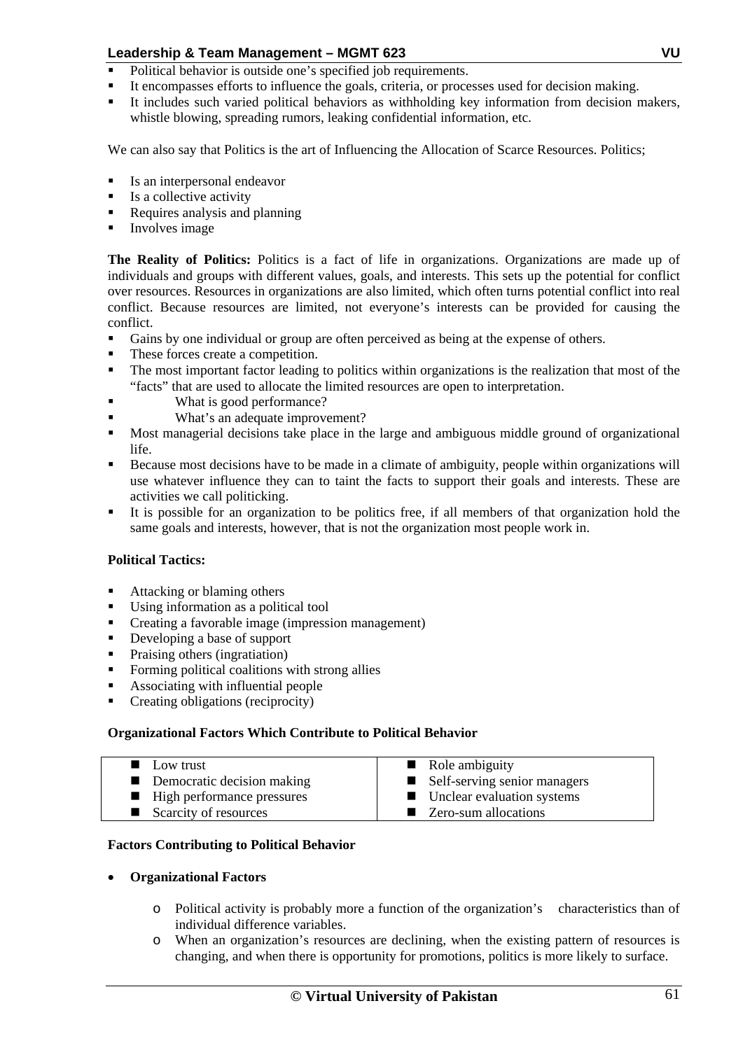- Political behavior is outside one's specified job requirements.
- It encompasses efforts to influence the goals, criteria, or processes used for decision making.
- It includes such varied political behaviors as withholding key information from decision makers, whistle blowing, spreading rumors, leaking confidential information, etc.

We can also say that Politics is the art of Influencing the Allocation of Scarce Resources. Politics;

- Is an interpersonal endeavor
- Is a collective activity
- Requires analysis and planning
- Involves image

**The Reality of Politics:** Politics is a fact of life in organizations. Organizations are made up of individuals and groups with different values, goals, and interests. This sets up the potential for conflict over resources. Resources in organizations are also limited, which often turns potential conflict into real conflict. Because resources are limited, not everyone's interests can be provided for causing the conflict.

- Gains by one individual or group are often perceived as being at the expense of others.
- These forces create a competition.
- The most important factor leading to politics within organizations is the realization that most of the "facts" that are used to allocate the limited resources are open to interpretation.
- What is good performance?
- What's an adequate improvement?
- Most managerial decisions take place in the large and ambiguous middle ground of organizational life.
- Because most decisions have to be made in a climate of ambiguity, people within organizations will use whatever influence they can to taint the facts to support their goals and interests. These are activities we call politicking.
- It is possible for an organization to be politics free, if all members of that organization hold the same goals and interests, however, that is not the organization most people work in.

**Political Tactics:**

- Attacking or blaming others
- Using information as a political tool
- Creating a favorable image (impression management)
- Developing a base of support
- Praising others (ingratiation)
- Forming political coalitions with strong allies
- Associating with influential people
- Creating obligations (reciprocity)

**Organizational Factors Which Contribute to Political Behavior**

| | |
|---|---|
| ■ Low trust | ■ Role ambiguity |
| ■ Democratic decision making | ■ Self-serving senior managers |
| ■ High performance pressures | ■ Unclear evaluation systems |
| ■ Scarcity of resources | ■ Zero-sum allocations |

**Factors Contributing to Political Behavior**

- **Organizational Factors**
    - Political activity is probably more a function of the organization's characteristics than of individual difference variables.
    - When an organization's resources are declining, when the existing pattern of resources is changing, and when there is opportunity for promotions, politics is more likely to surface.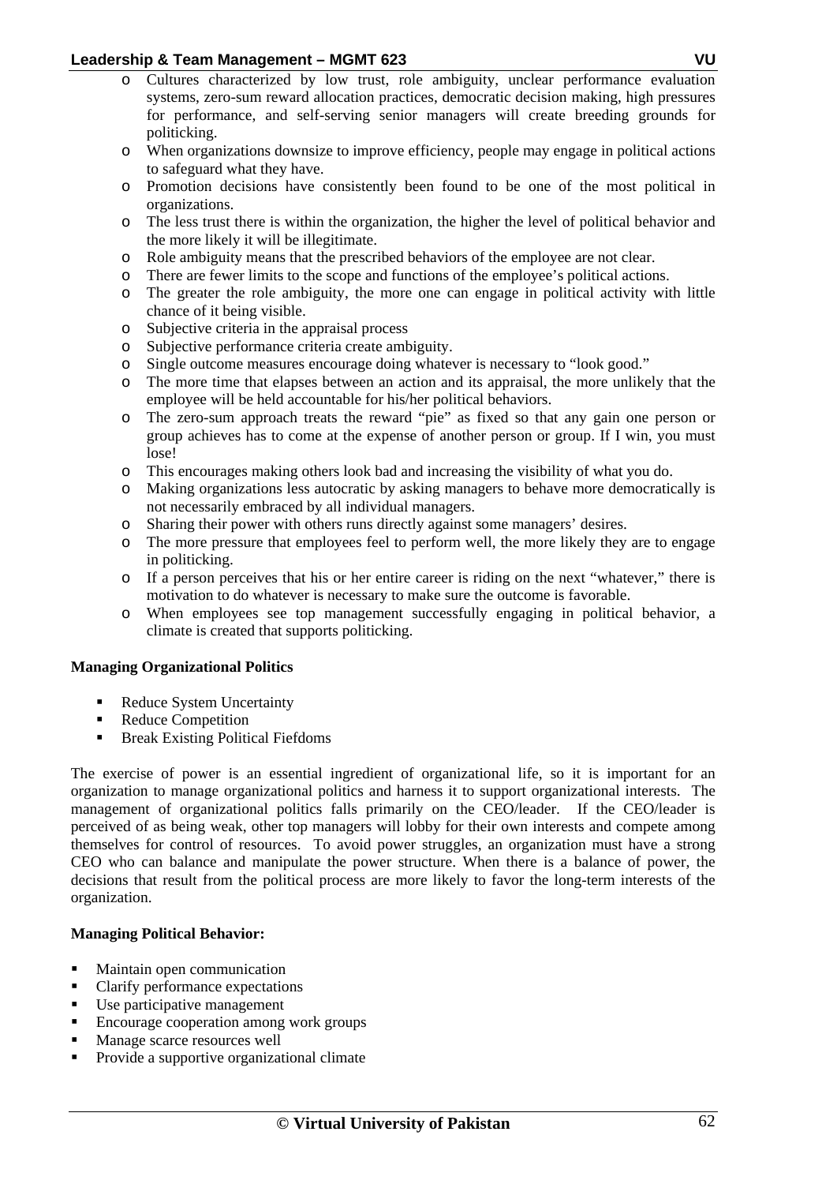- Cultures characterized by low trust, role ambiguity, unclear performance evaluation systems, zero-sum reward allocation practices, democratic decision making, high pressures for performance, and self-serving senior managers will create breeding grounds for politicking.
- When organizations downsize to improve efficiency, people may engage in political actions to safeguard what they have.
- Promotion decisions have consistently been found to be one of the most political in organizations.
- The less trust there is within the organization, the higher the level of political behavior and the more likely it will be illegitimate.
- Role ambiguity means that the prescribed behaviors of the employee are not clear.
- There are fewer limits to the scope and functions of the employee's political actions.
- The greater the role ambiguity, the more one can engage in political activity with little chance of it being visible.
- Subjective criteria in the appraisal process
- Subjective performance criteria create ambiguity.
- Single outcome measures encourage doing whatever is necessary to "look good."
- The more time that elapses between an action and its appraisal, the more unlikely that the employee will be held accountable for his/her political behaviors.
- The zero-sum approach treats the reward "pie" as fixed so that any gain one person or group achieves has to come at the expense of another person or group. If I win, you must lose!
- This encourages making others look bad and increasing the visibility of what you do.
- Making organizations less autocratic by asking managers to behave more democratically is not necessarily embraced by all individual managers.
- Sharing their power with others runs directly against some managers' desires.
- The more pressure that employees feel to perform well, the more likely they are to engage in politicking.
- If a person perceives that his or her entire career is riding on the next "whatever," there is motivation to do whatever is necessary to make sure the outcome is favorable.
- When employees see top management successfully engaging in political behavior, a climate is created that supports politicking.

**Managing Organizational Politics**

- Reduce System Uncertainty
- Reduce Competition
- Break Existing Political Fiefdoms

The exercise of power is an essential ingredient of organizational life, so it is important for an organization to manage organizational politics and harness it to support organizational interests. The management of organizational politics falls primarily on the CEO/leader. If the CEO/leader is perceived of as being weak, other top managers will lobby for their own interests and compete among themselves for control of resources. To avoid power struggles, an organization must have a strong CEO who can balance and manipulate the power structure. When there is a balance of power, the decisions that result from the political process are more likely to favor the long-term interests of the organization.

**Managing Political Behavior:**

- Maintain open communication
- Clarify performance expectations
- Use participative management
- Encourage cooperation among work groups
- Manage scarce resources well
- Provide a supportive organizational climate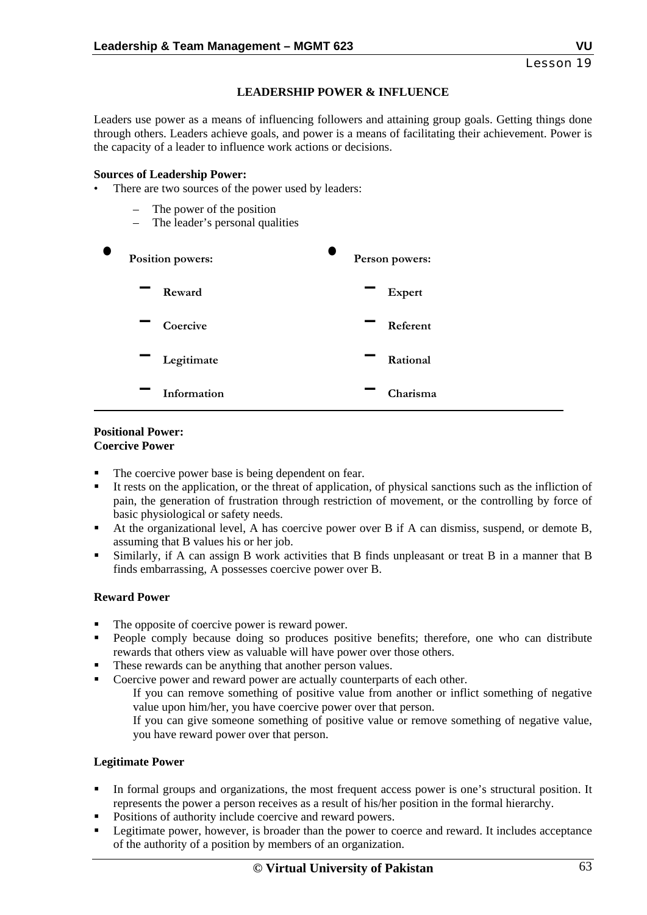## LEADERSHIP POWER & INFLUENCE

Leaders use power as a means of influencing followers and attaining group goals. Getting things done through others. Leaders achieve goals, and power is a means of facilitating their achievement. Power is the capacity of a leader to influence work actions or decisions.

**Sources of Leadership Power:**

- There are two sources of the power used by leaders:
  - The power of the position
  - The leader's personal qualities

- **Position powers:**
  - **Reward**
  - **Coercive**
  - **Legitimate**
  - **Information**
- **Person powers:**
  - **Expert**
  - **Referent**
  - **Rational**
  - **Charisma**

**Positional Power:**
**Coercive Power**

- The coercive power base is being dependent on fear.
- It rests on the application, or the threat of application, of physical sanctions such as the infliction of pain, the generation of frustration through restriction of movement, or the controlling by force of basic physiological or safety needs.
- At the organizational level, A has coercive power over B if A can dismiss, suspend, or demote B, assuming that B values his or her job.
- Similarly, if A can assign B work activities that B finds unpleasant or treat B in a manner that B finds embarrassing, A possesses coercive power over B.

**Reward Power**

- The opposite of coercive power is reward power.
- People comply because doing so produces positive benefits; therefore, one who can distribute rewards that others view as valuable will have power over those others.
- These rewards can be anything that another person values.
- Coercive power and reward power are actually counterparts of each other.

  If you can remove something of positive value from another or inflict something of negative value upon him/her, you have coercive power over that person.

  If you can give someone something of positive value or remove something of negative value, you have reward power over that person.

**Legitimate Power**

- In formal groups and organizations, the most frequent access power is one's structural position. It represents the power a person receives as a result of his/her position in the formal hierarchy.
- Positions of authority include coercive and reward powers.
- Legitimate power, however, is broader than the power to coerce and reward. It includes acceptance of the authority of a position by members of an organization.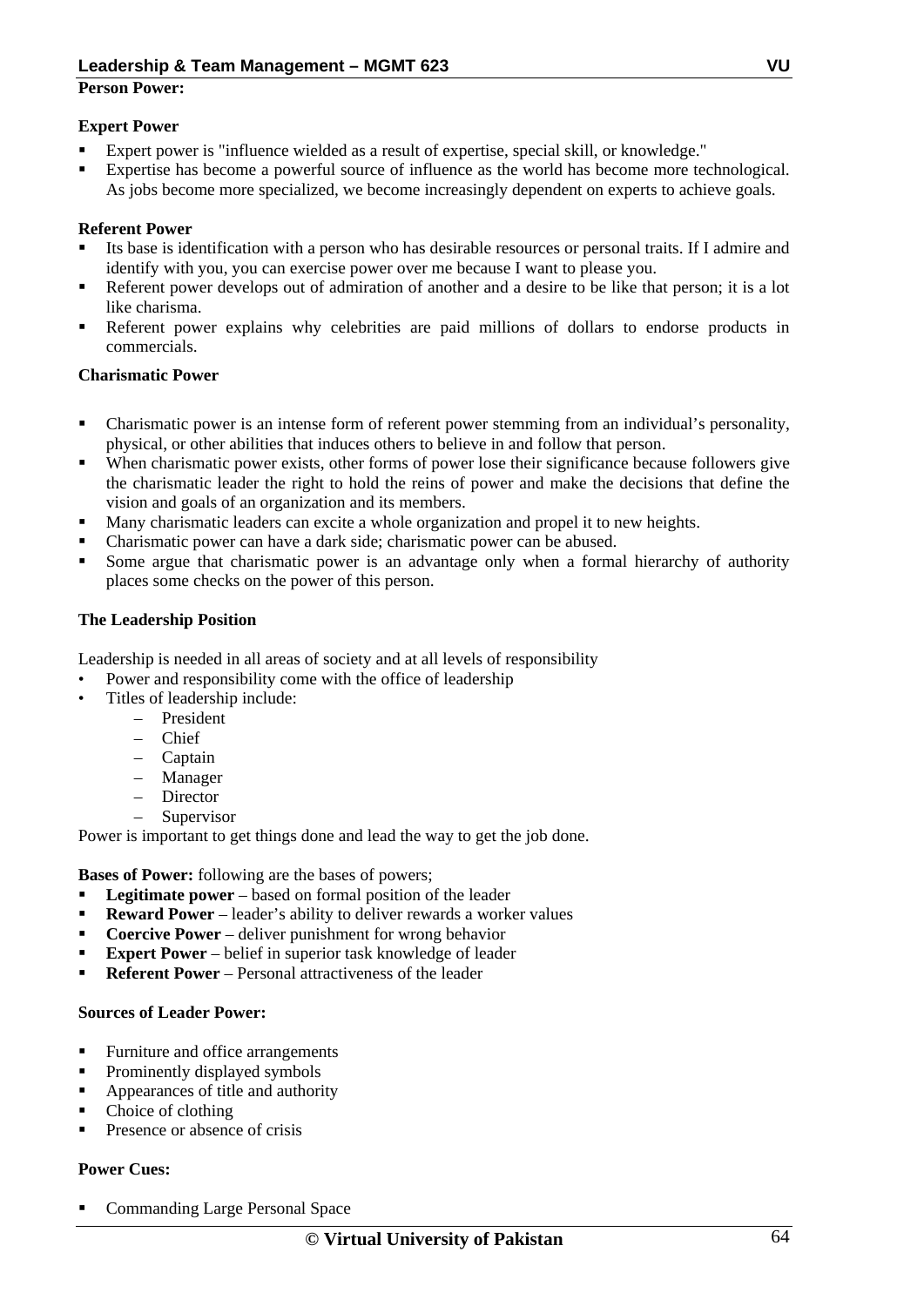**Person Power:**

**Expert Power**

- Expert power is "influence wielded as a result of expertise, special skill, or knowledge."
- Expertise has become a powerful source of influence as the world has become more technological. As jobs become more specialized, we become increasingly dependent on experts to achieve goals.

**Referent Power**

- Its base is identification with a person who has desirable resources or personal traits. If I admire and identify with you, you can exercise power over me because I want to please you.
- Referent power develops out of admiration of another and a desire to be like that person; it is a lot like charisma.
- Referent power explains why celebrities are paid millions of dollars to endorse products in commercials.

**Charismatic Power**

- Charismatic power is an intense form of referent power stemming from an individual's personality, physical, or other abilities that induces others to believe in and follow that person.
- When charismatic power exists, other forms of power lose their significance because followers give the charismatic leader the right to hold the reins of power and make the decisions that define the vision and goals of an organization and its members.
- Many charismatic leaders can excite a whole organization and propel it to new heights.
- Charismatic power can have a dark side; charismatic power can be abused.
- Some argue that charismatic power is an advantage only when a formal hierarchy of authority places some checks on the power of this person.

**The Leadership Position**

Leadership is needed in all areas of society and at all levels of responsibility

- Power and responsibility come with the office of leadership
- Titles of leadership include:
  - President
  - Chief
  - Captain
  - Manager
  - Director
  - Supervisor

Power is important to get things done and lead the way to get the job done.

**Bases of Power:** following are the bases of powers;

- **Legitimate power** – based on formal position of the leader
- **Reward Power** – leader's ability to deliver rewards a worker values
- **Coercive Power** – deliver punishment for wrong behavior
- **Expert Power** – belief in superior task knowledge of leader
- **Referent Power** – Personal attractiveness of the leader

**Sources of Leader Power:**

- Furniture and office arrangements
- Prominently displayed symbols
- Appearances of title and authority
- Choice of clothing
- Presence or absence of crisis

**Power Cues:**

- Commanding Large Personal Space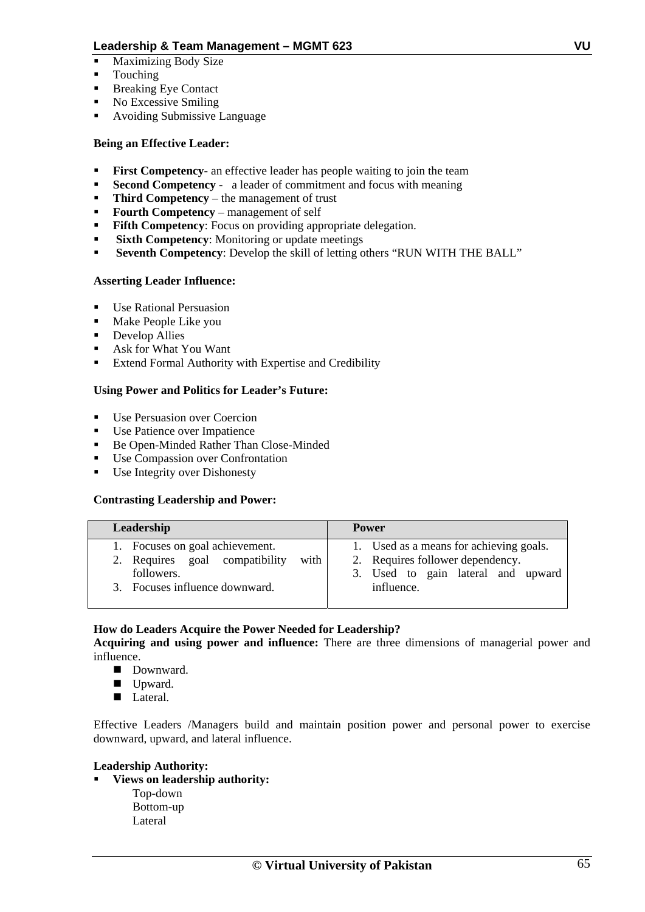- Maximizing Body Size
- Touching
- Breaking Eye Contact
- No Excessive Smiling
- Avoiding Submissive Language

**Being an Effective Leader:**

- **First Competency-** an effective leader has people waiting to join the team
- **Second Competency** - a leader of commitment and focus with meaning
- **Third Competency** – the management of trust
- **Fourth Competency** – management of self
- **Fifth Competency**: Focus on providing appropriate delegation.
- **Sixth Competency**: Monitoring or update meetings
- **Seventh Competency**: Develop the skill of letting others "RUN WITH THE BALL"

**Asserting Leader Influence:**

- Use Rational Persuasion
- Make People Like you
- Develop Allies
- Ask for What You Want
- Extend Formal Authority with Expertise and Credibility

**Using Power and Politics for Leader's Future:**

- Use Persuasion over Coercion
- Use Patience over Impatience
- Be Open-Minded Rather Than Close-Minded
- Use Compassion over Confrontation
- Use Integrity over Dishonesty

**Contrasting Leadership and Power:**

| Leadership | Power |
|---|---|
| 1. Focuses on goal achievement.<br>2. Requires goal compatibility with followers.<br>3. Focuses influence downward. | 1. Used as a means for achieving goals.<br>2. Requires follower dependency.<br>3. Used to gain lateral and upward influence. |

**How do Leaders Acquire the Power Needed for Leadership?**
**Acquiring and using power and influence:** There are three dimensions of managerial power and influence.

- Downward.
- Upward.
- Lateral.

Effective Leaders /Managers build and maintain position power and personal power to exercise downward, upward, and lateral influence.

**Leadership Authority:**

- **Views on leadership authority:**
  - Top-down
  - Bottom-up
  - Lateral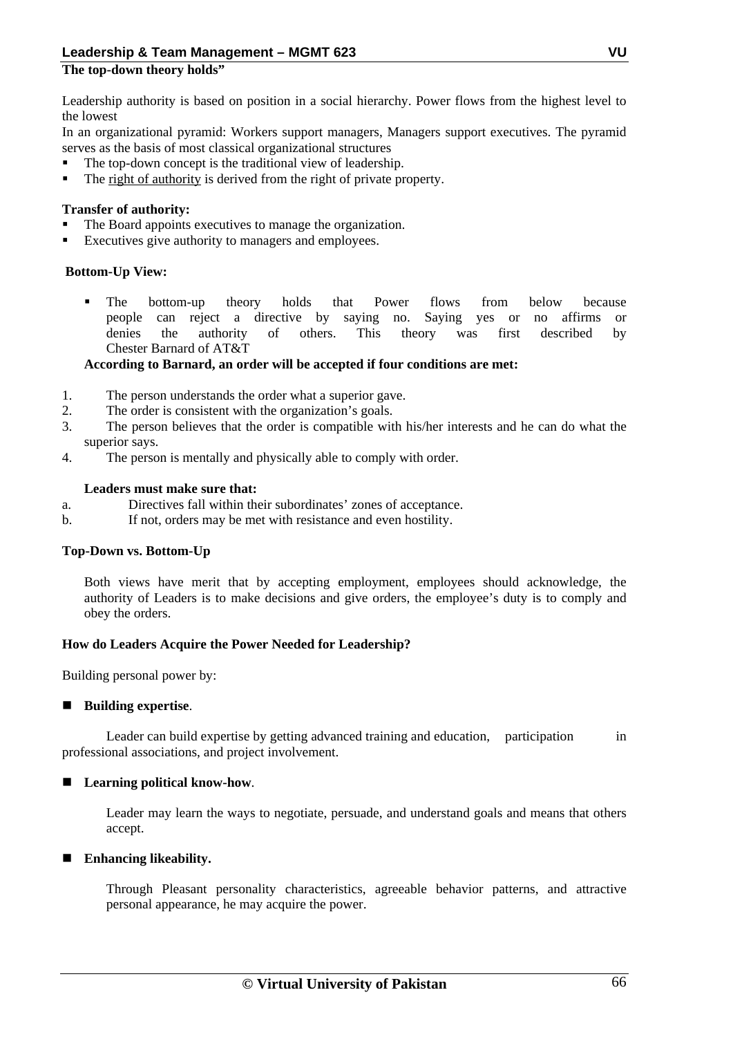**The top-down theory holds"**

Leadership authority is based on position in a social hierarchy. Power flows from the highest level to the lowest

In an organizational pyramid: Workers support managers, Managers support executives. The pyramid serves as the basis of most classical organizational structures

- The top-down concept is the traditional view of leadership.
- The right of authority is derived from the right of private property.

**Transfer of authority:**

- The Board appoints executives to manage the organization.
- Executives give authority to managers and employees.

**Bottom-Up View:**

- The bottom-up theory holds that Power flows from below because people can reject a directive by saying no. Saying yes or no affirms or denies the authority of others. This theory was first described by Chester Barnard of AT&T

**According to Barnard, an order will be accepted if four conditions are met:**

1. The person understands the order what a superior gave.
2. The order is consistent with the organization's goals.
3. The person believes that the order is compatible with his/her interests and he can do what the superior says.
4. The person is mentally and physically able to comply with order.

**Leaders must make sure that:**

a. Directives fall within their subordinates' zones of acceptance.
b. If not, orders may be met with resistance and even hostility.

**Top-Down vs. Bottom-Up**

Both views have merit that by accepting employment, employees should acknowledge, the authority of Leaders is to make decisions and give orders, the employee's duty is to comply and obey the orders.

**How do Leaders Acquire the Power Needed for Leadership?**

Building personal power by:

- **Building expertise**.

  Leader can build expertise by getting advanced training and education, participation in professional associations, and project involvement.

- **Learning political know-how**.

  Leader may learn the ways to negotiate, persuade, and understand goals and means that others accept.

- **Enhancing likeability.**

  Through Pleasant personality characteristics, agreeable behavior patterns, and attractive personal appearance, he may acquire the power.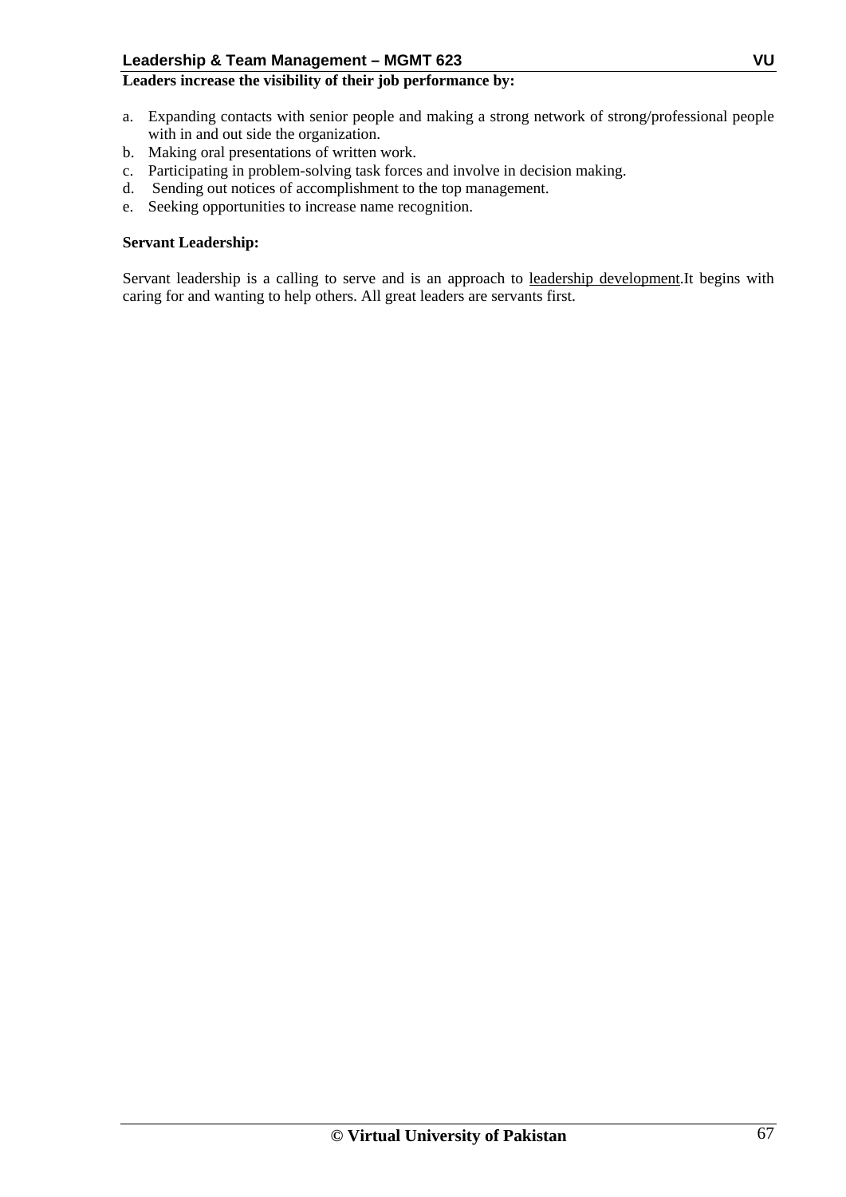**Leaders increase the visibility of their job performance by:**

a. Expanding contacts with senior people and making a strong network of strong/professional people with in and out side the organization.
b. Making oral presentations of written work.
c. Participating in problem-solving task forces and involve in decision making.
d. Sending out notices of accomplishment to the top management.
e. Seeking opportunities to increase name recognition.

**Servant Leadership:**

Servant leadership is a calling to serve and is an approach to leadership development.It begins with caring for and wanting to help others. All great leaders are servants first.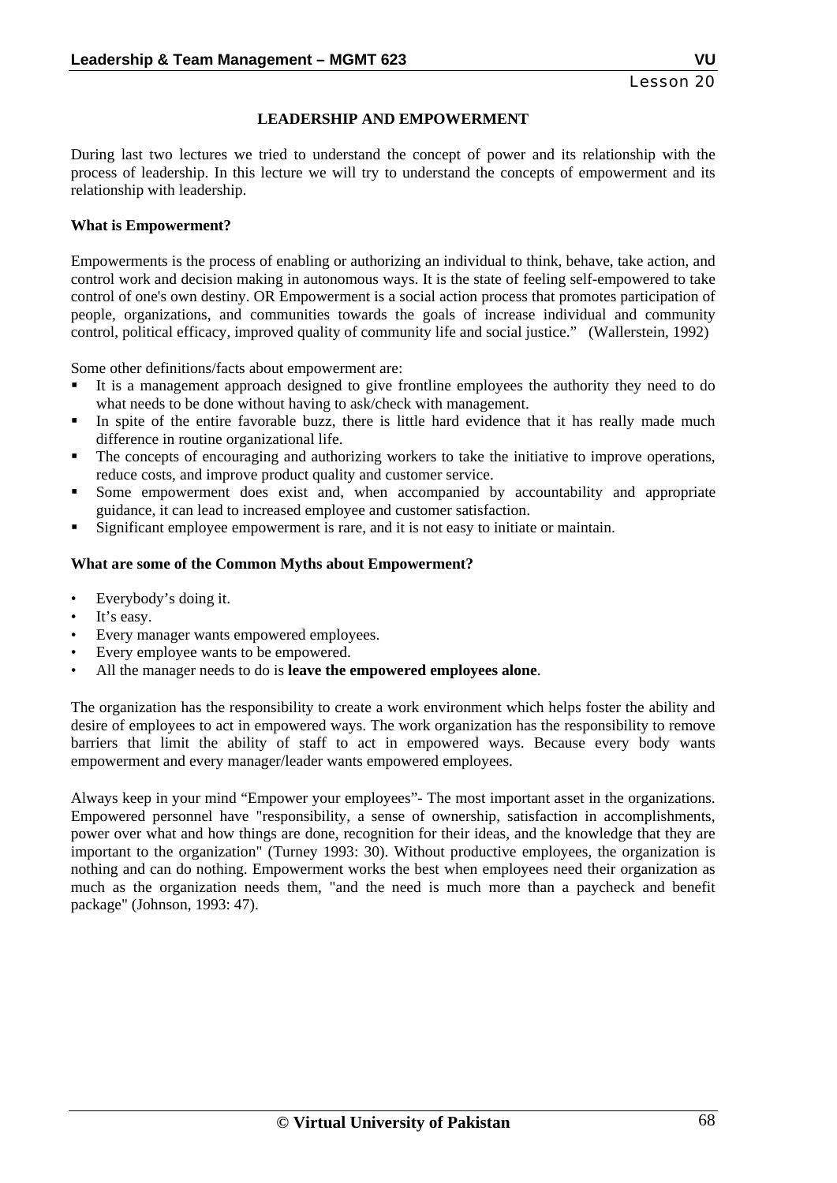Lesson 20

## LEADERSHIP AND EMPOWERMENT

During last two lectures we tried to understand the concept of power and its relationship with the process of leadership. In this lecture we will try to understand the concepts of empowerment and its relationship with leadership.

### What is Empowerment?

Empowerments is the process of enabling or authorizing an individual to think, behave, take action, and control work and decision making in autonomous ways. It is the state of feeling self-empowered to take control of one's own destiny. OR Empowerment is a social action process that promotes participation of people, organizations, and communities towards the goals of increase individual and community control, political efficacy, improved quality of community life and social justice." (Wallerstein, 1992)

Some other definitions/facts about empowerment are:

- It is a management approach designed to give frontline employees the authority they need to do what needs to be done without having to ask/check with management.
- In spite of the entire favorable buzz, there is little hard evidence that it has really made much difference in routine organizational life.
- The concepts of encouraging and authorizing workers to take the initiative to improve operations, reduce costs, and improve product quality and customer service.
- Some empowerment does exist and, when accompanied by accountability and appropriate guidance, it can lead to increased employee and customer satisfaction.
- Significant employee empowerment is rare, and it is not easy to initiate or maintain.

### What are some of the Common Myths about Empowerment?

- Everybody's doing it.
- It's easy.
- Every manager wants empowered employees.
- Every employee wants to be empowered.
- All the manager needs to do is **leave the empowered employees alone**.

The organization has the responsibility to create a work environment which helps foster the ability and desire of employees to act in empowered ways. The work organization has the responsibility to remove barriers that limit the ability of staff to act in empowered ways. Because every body wants empowerment and every manager/leader wants empowered employees.

Always keep in your mind "Empower your employees"- The most important asset in the organizations. Empowered personnel have "responsibility, a sense of ownership, satisfaction in accomplishments, power over what and how things are done, recognition for their ideas, and the knowledge that they are important to the organization" (Turney 1993: 30). Without productive employees, the organization is nothing and can do nothing. Empowerment works the best when employees need their organization as much as the organization needs them, "and the need is much more than a paycheck and benefit package" (Johnson, 1993: 47).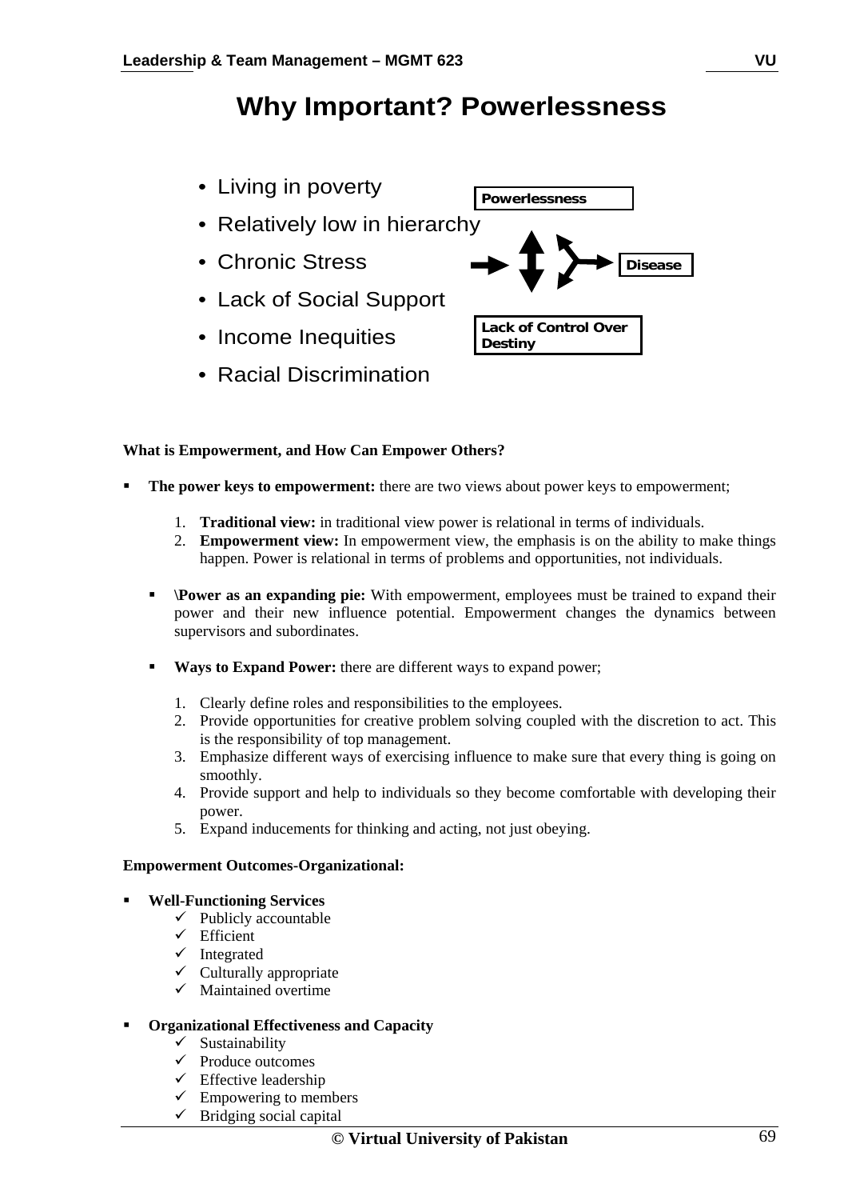# Why Important? Powerlessness

- Living in poverty
- Relatively low in hierarchy
- Chronic Stress
- Lack of Social Support
- Income Inequities
- Racial Discrimination

Powerlessness

Disease

Lack of Control Over Destiny

**What is Empowerment, and How Can Empower Others?**

- **The power keys to empowerment:** there are two views about power keys to empowerment;

    1. **Traditional view:** in traditional view power is relational in terms of individuals.
    2. **Empowerment view:** In empowerment view, the emphasis is on the ability to make things happen. Power is relational in terms of problems and opportunities, not individuals.

    - **\Power as an expanding pie:** With empowerment, employees must be trained to expand their power and their new influence potential. Empowerment changes the dynamics between supervisors and subordinates.

    - **Ways to Expand Power:** there are different ways to expand power;

    1. Clearly define roles and responsibilities to the employees.
    2. Provide opportunities for creative problem solving coupled with the discretion to act. This is the responsibility of top management.
    3. Emphasize different ways of exercising influence to make sure that every thing is going on smoothly.
    4. Provide support and help to individuals so they become comfortable with developing their power.
    5. Expand inducements for thinking and acting, not just obeying.

**Empowerment Outcomes-Organizational:**

- **Well-Functioning Services**
    - ✓ Publicly accountable
    - ✓ Efficient
    - ✓ Integrated
    - ✓ Culturally appropriate
    - ✓ Maintained overtime

- **Organizational Effectiveness and Capacity**
    - ✓ Sustainability
    - ✓ Produce outcomes
    - ✓ Effective leadership
    - ✓ Empowering to members
    - ✓ Bridging social capital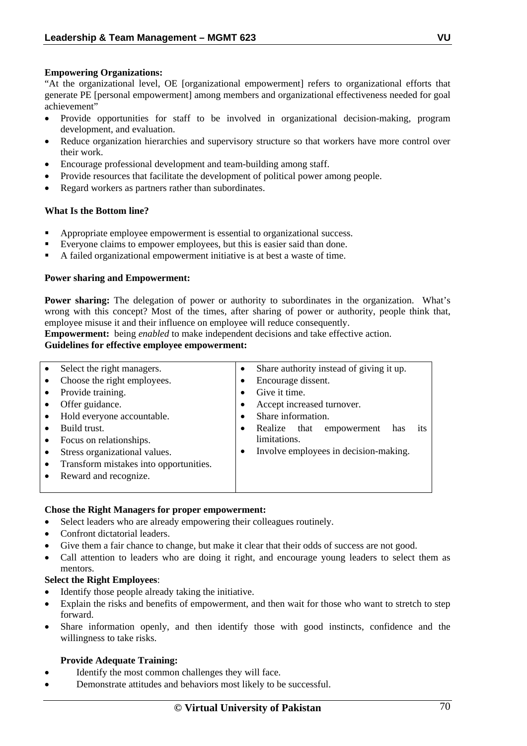**Empowering Organizations:**

"At the organizational level, OE [organizational empowerment] refers to organizational efforts that generate PE [personal empowerment] among members and organizational effectiveness needed for goal achievement"

- Provide opportunities for staff to be involved in organizational decision-making, program development, and evaluation.
- Reduce organization hierarchies and supervisory structure so that workers have more control over their work.
- Encourage professional development and team-building among staff.
- Provide resources that facilitate the development of political power among people.
- Regard workers as partners rather than subordinates.

**What Is the Bottom line?**

- Appropriate employee empowerment is essential to organizational success.
- Everyone claims to empower employees, but this is easier said than done.
- A failed organizational empowerment initiative is at best a waste of time.

**Power sharing and Empowerment:**

**Power sharing:** The delegation of power or authority to subordinates in the organization. What's wrong with this concept? Most of the times, after sharing of power or authority, people think that, employee misuse it and their influence on employee will reduce consequently.

**Empowerment:** being *enabled* to make independent decisions and take effective action.

**Guidelines for effective employee empowerment:**

| | |
|---|---|
| • Select the right managers.<br>• Choose the right employees.<br>• Provide training.<br>• Offer guidance.<br>• Hold everyone accountable.<br>• Build trust.<br>• Focus on relationships.<br>• Stress organizational values.<br>• Transform mistakes into opportunities.<br>• Reward and recognize. | • Share authority instead of giving it up.<br>• Encourage dissent.<br>• Give it time.<br>• Accept increased turnover.<br>• Share information.<br>• Realize that empowerment has its limitations.<br>• Involve employees in decision-making. |

**Chose the Right Managers for proper empowerment:**

- Select leaders who are already empowering their colleagues routinely.
- Confront dictatorial leaders.
- Give them a fair chance to change, but make it clear that their odds of success are not good.
- Call attention to leaders who are doing it right, and encourage young leaders to select them as mentors.

**Select the Right Employees**:

- Identify those people already taking the initiative.
- Explain the risks and benefits of empowerment, and then wait for those who want to stretch to step forward.
- Share information openly, and then identify those with good instincts, confidence and the willingness to take risks.

**Provide Adequate Training:**

- Identify the most common challenges they will face.
- Demonstrate attitudes and behaviors most likely to be successful.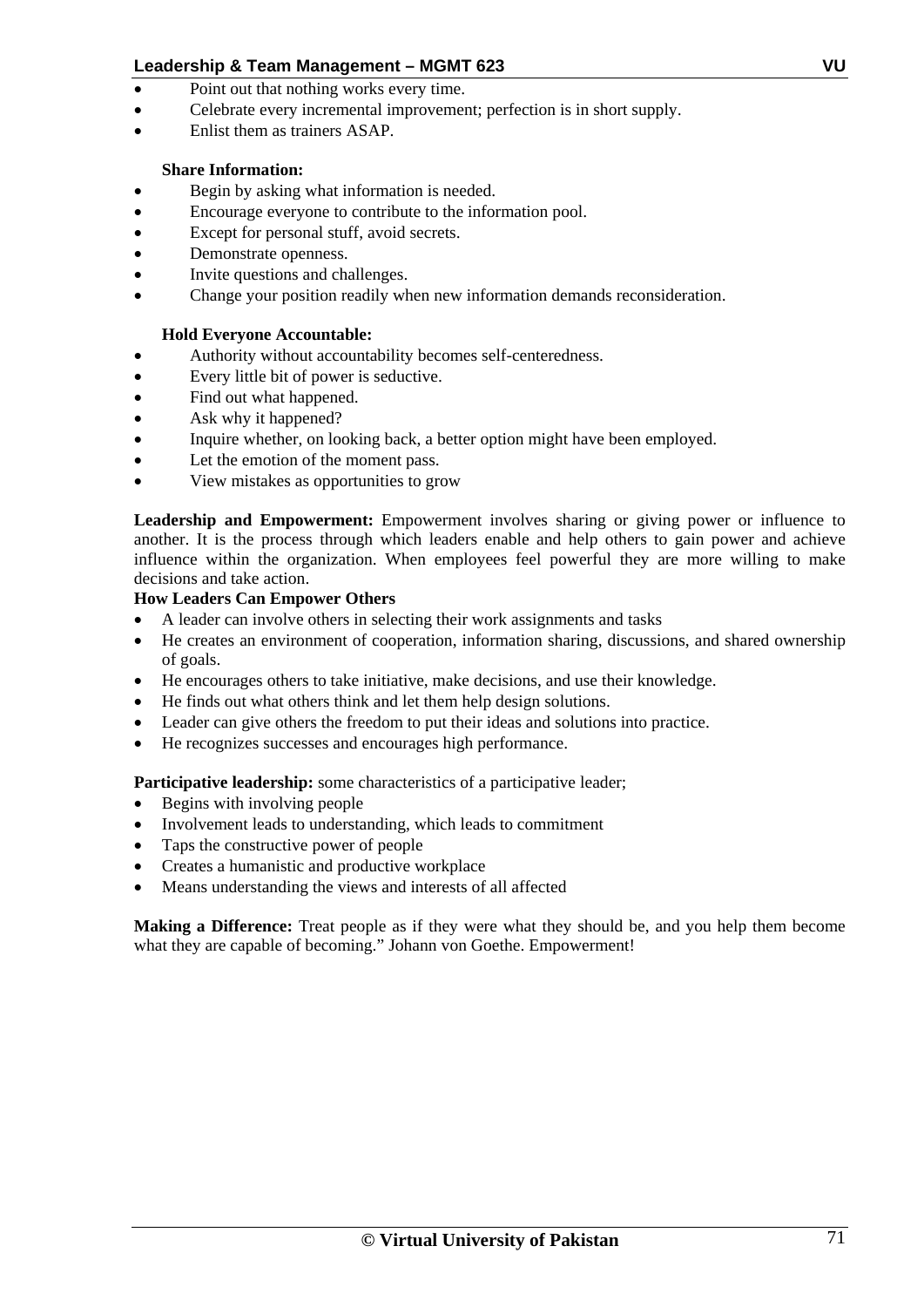- Point out that nothing works every time.
- Celebrate every incremental improvement; perfection is in short supply.
- Enlist them as trainers ASAP.

**Share Information:**

- Begin by asking what information is needed.
- Encourage everyone to contribute to the information pool.
- Except for personal stuff, avoid secrets.
- Demonstrate openness.
- Invite questions and challenges.
- Change your position readily when new information demands reconsideration.

**Hold Everyone Accountable:**

- Authority without accountability becomes self-centeredness.
- Every little bit of power is seductive.
- Find out what happened.
- Ask why it happened?
- Inquire whether, on looking back, a better option might have been employed.
- Let the emotion of the moment pass.
- View mistakes as opportunities to grow

**Leadership and Empowerment:** Empowerment involves sharing or giving power or influence to another. It is the process through which leaders enable and help others to gain power and achieve influence within the organization. When employees feel powerful they are more willing to make decisions and take action.

**How Leaders Can Empower Others**

- A leader can involve others in selecting their work assignments and tasks
- He creates an environment of cooperation, information sharing, discussions, and shared ownership of goals.
- He encourages others to take initiative, make decisions, and use their knowledge.
- He finds out what others think and let them help design solutions.
- Leader can give others the freedom to put their ideas and solutions into practice.
- He recognizes successes and encourages high performance.

**Participative leadership:** some characteristics of a participative leader;

- Begins with involving people
- Involvement leads to understanding, which leads to commitment
- Taps the constructive power of people
- Creates a humanistic and productive workplace
- Means understanding the views and interests of all affected

**Making a Difference:** Treat people as if they were what they should be, and you help them become what they are capable of becoming." Johann von Goethe. Empowerment!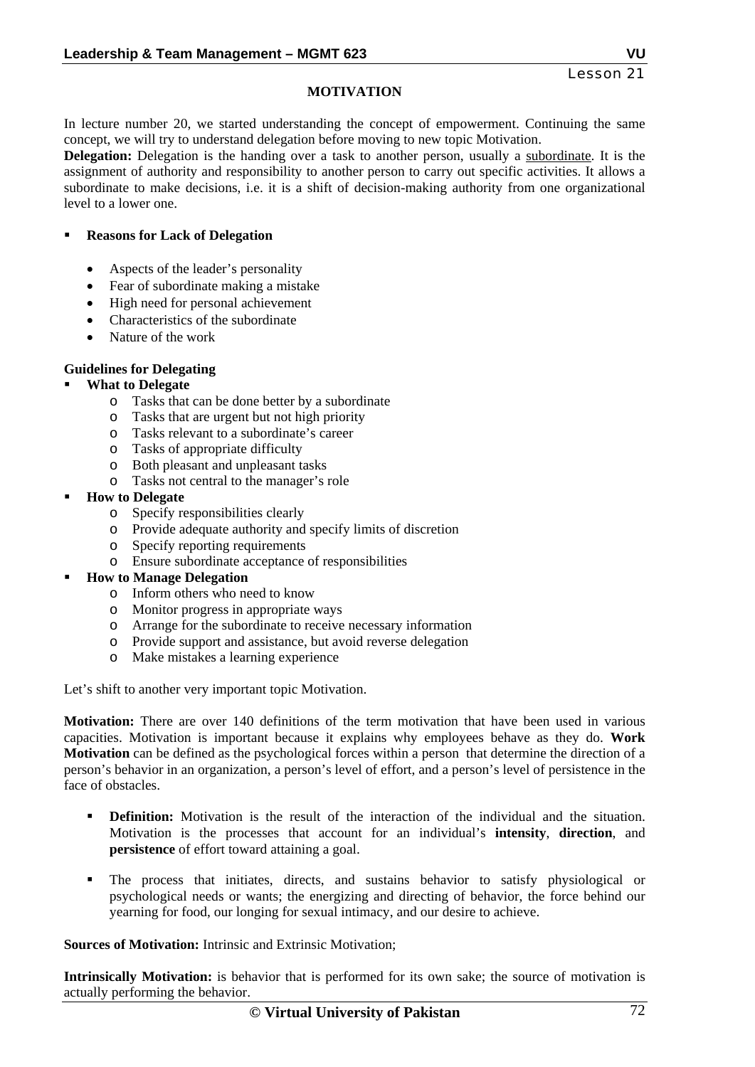## MOTIVATION

In lecture number 20, we started understanding the concept of empowerment. Continuing the same concept, we will try to understand delegation before moving to new topic Motivation.

**Delegation:** Delegation is the handing over a task to another person, usually a subordinate. It is the assignment of authority and responsibility to another person to carry out specific activities. It allows a subordinate to make decisions, i.e. it is a shift of decision-making authority from one organizational level to a lower one.

- **Reasons for Lack of Delegation**
  - Aspects of the leader's personality
  - Fear of subordinate making a mistake
  - High need for personal achievement
  - Characteristics of the subordinate
  - Nature of the work

**Guidelines for Delegating**

- **What to Delegate**
  - Tasks that can be done better by a subordinate
  - Tasks that are urgent but not high priority
  - Tasks relevant to a subordinate's career
  - Tasks of appropriate difficulty
  - Both pleasant and unpleasant tasks
  - Tasks not central to the manager's role
- **How to Delegate**
  - Specify responsibilities clearly
  - Provide adequate authority and specify limits of discretion
  - Specify reporting requirements
  - Ensure subordinate acceptance of responsibilities
- **How to Manage Delegation**
  - Inform others who need to know
  - Monitor progress in appropriate ways
  - Arrange for the subordinate to receive necessary information
  - Provide support and assistance, but avoid reverse delegation
  - Make mistakes a learning experience

Let's shift to another very important topic Motivation.

**Motivation:** There are over 140 definitions of the term motivation that have been used in various capacities. Motivation is important because it explains why employees behave as they do. **Work Motivation** can be defined as the psychological forces within a person that determine the direction of a person's behavior in an organization, a person's level of effort, and a person's level of persistence in the face of obstacles.

- **Definition:** Motivation is the result of the interaction of the individual and the situation. Motivation is the processes that account for an individual's **intensity**, **direction**, and **persistence** of effort toward attaining a goal.

- The process that initiates, directs, and sustains behavior to satisfy physiological or psychological needs or wants; the energizing and directing of behavior, the force behind our yearning for food, our longing for sexual intimacy, and our desire to achieve.

**Sources of Motivation:** Intrinsic and Extrinsic Motivation;

**Intrinsically Motivation:** is behavior that is performed for its own sake; the source of motivation is actually performing the behavior.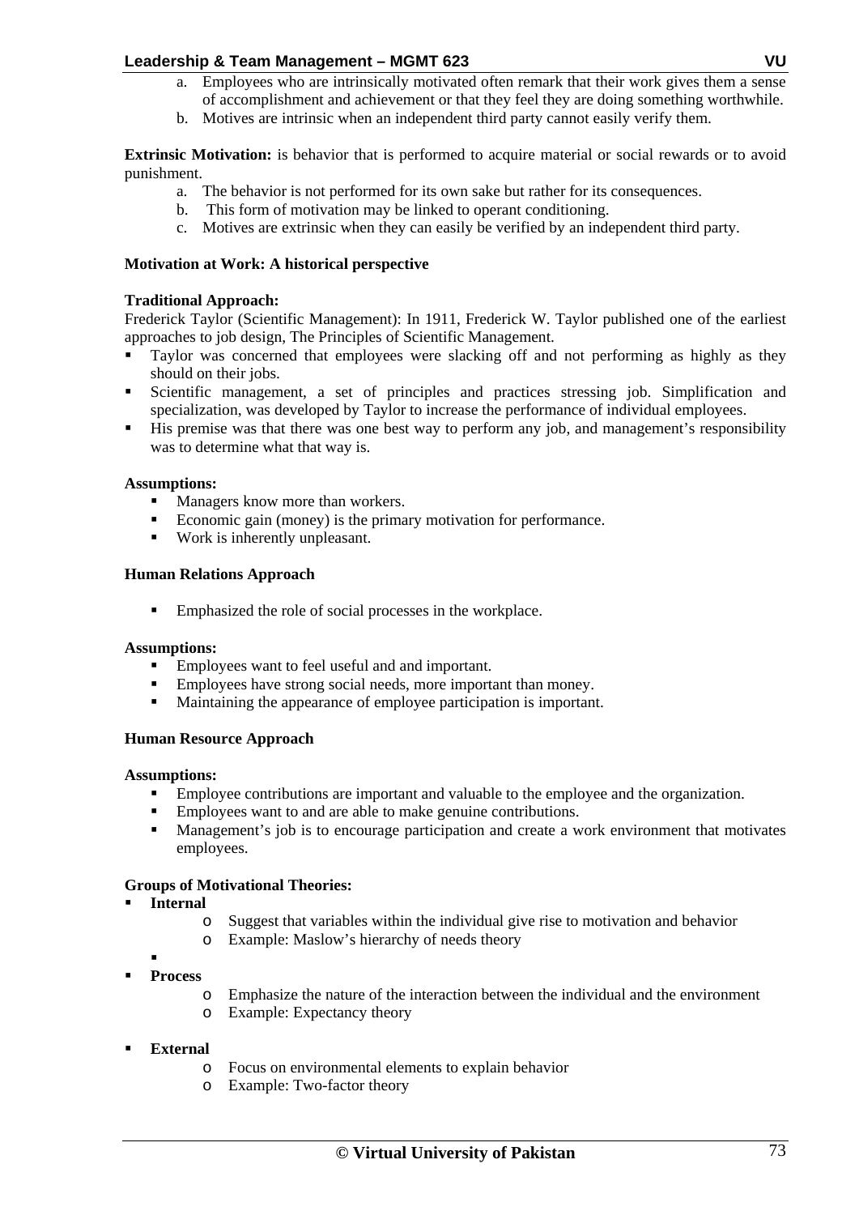a. Employees who are intrinsically motivated often remark that their work gives them a sense of accomplishment and achievement or that they feel they are doing something worthwhile.
b. Motives are intrinsic when an independent third party cannot easily verify them.

**Extrinsic Motivation:** is behavior that is performed to acquire material or social rewards or to avoid punishment.

a. The behavior is not performed for its own sake but rather for its consequences.
b. This form of motivation may be linked to operant conditioning.
c. Motives are extrinsic when they can easily be verified by an independent third party.

**Motivation at Work: A historical perspective**

**Traditional Approach:**
Frederick Taylor (Scientific Management): In 1911, Frederick W. Taylor published one of the earliest approaches to job design, The Principles of Scientific Management.

- Taylor was concerned that employees were slacking off and not performing as highly as they should on their jobs.
- Scientific management, a set of principles and practices stressing job. Simplification and specialization, was developed by Taylor to increase the performance of individual employees.
- His premise was that there was one best way to perform any job, and management's responsibility was to determine what that way is.

**Assumptions:**

- Managers know more than workers.
- Economic gain (money) is the primary motivation for performance.
- Work is inherently unpleasant.

**Human Relations Approach**

- Emphasized the role of social processes in the workplace.

**Assumptions:**

- Employees want to feel useful and and important.
- Employees have strong social needs, more important than money.
- Maintaining the appearance of employee participation is important.

**Human Resource Approach**

**Assumptions:**

- Employee contributions are important and valuable to the employee and the organization.
- Employees want to and are able to make genuine contributions.
- Management's job is to encourage participation and create a work environment that motivates employees.

**Groups of Motivational Theories:**

- **Internal**
  - Suggest that variables within the individual give rise to motivation and behavior
  - Example: Maslow's hierarchy of needs theory
- **Process**
  - Emphasize the nature of the interaction between the individual and the environment
  - Example: Expectancy theory
- **External**
  - Focus on environmental elements to explain behavior
  - Example: Two-factor theory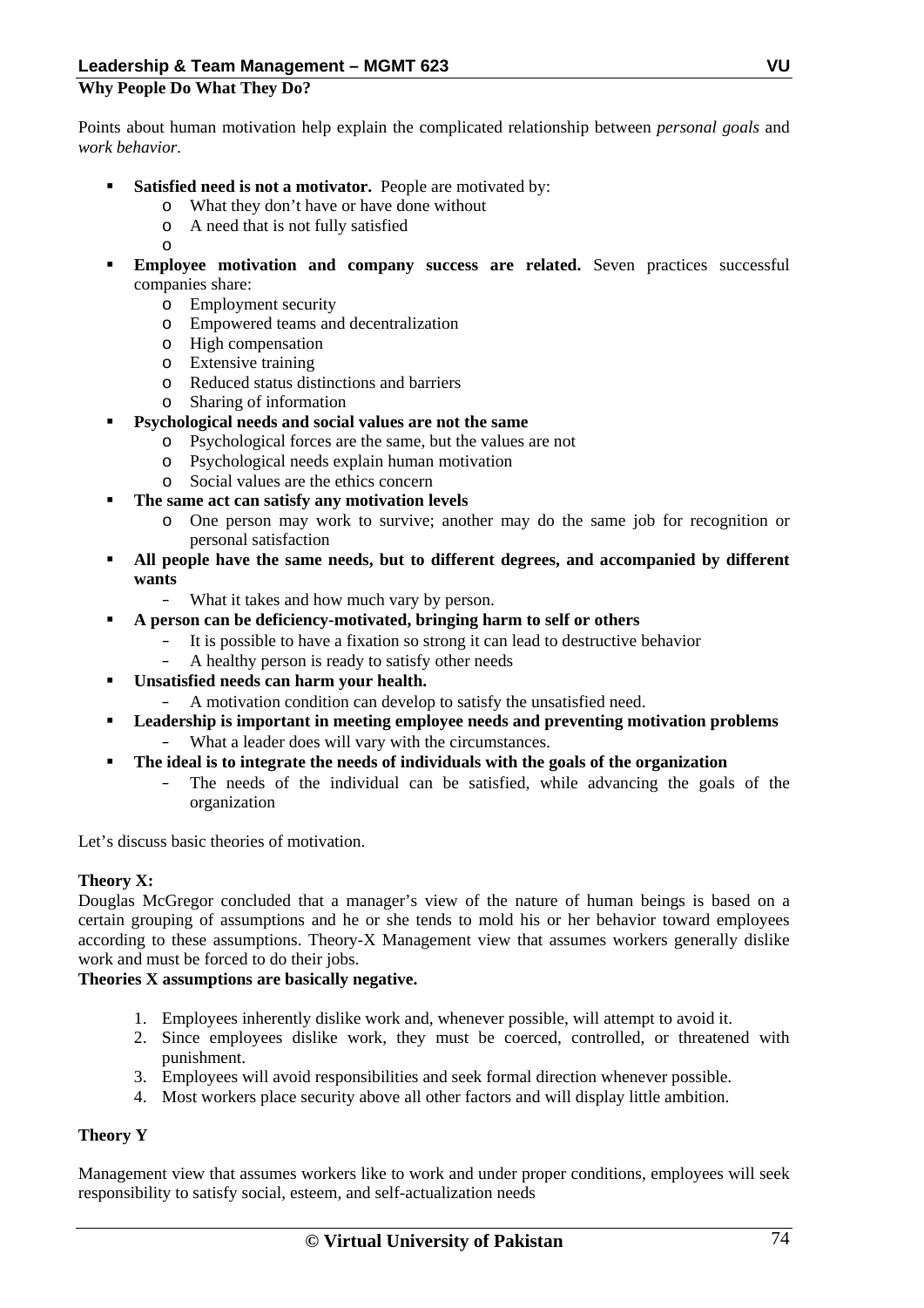**Why People Do What They Do?**

Points about human motivation help explain the complicated relationship between *personal goals* and *work behavior*.

- **Satisfied need is not a motivator.** People are motivated by:
  - What they don't have or have done without
  - A need that is not fully satisfied
- **Employee motivation and company success are related.** Seven practices successful companies share:
  - Employment security
  - Empowered teams and decentralization
  - High compensation
  - Extensive training
  - Reduced status distinctions and barriers
  - Sharing of information
- **Psychological needs and social values are not the same**
  - Psychological forces are the same, but the values are not
  - Psychological needs explain human motivation
  - Social values are the ethics concern
- **The same act can satisfy any motivation levels**
  - One person may work to survive; another may do the same job for recognition or personal satisfaction
- **All people have the same needs, but to different degrees, and accompanied by different wants**
  - What it takes and how much vary by person.
- **A person can be deficiency-motivated, bringing harm to self or others**
  - It is possible to have a fixation so strong it can lead to destructive behavior
  - A healthy person is ready to satisfy other needs
- **Unsatisfied needs can harm your health.**
  - A motivation condition can develop to satisfy the unsatisfied need.
- **Leadership is important in meeting employee needs and preventing motivation problems**
  - What a leader does will vary with the circumstances.
- **The ideal is to integrate the needs of individuals with the goals of the organization**
  - The needs of the individual can be satisfied, while advancing the goals of the organization

Let's discuss basic theories of motivation.

**Theory X:**

Douglas McGregor concluded that a manager's view of the nature of human beings is based on a certain grouping of assumptions and he or she tends to mold his or her behavior toward employees according to these assumptions. Theory-X Management view that assumes workers generally dislike work and must be forced to do their jobs.

**Theories X assumptions are basically negative.**

1. Employees inherently dislike work and, whenever possible, will attempt to avoid it.
2. Since employees dislike work, they must be coerced, controlled, or threatened with punishment.
3. Employees will avoid responsibilities and seek formal direction whenever possible.
4. Most workers place security above all other factors and will display little ambition.

**Theory Y**

Management view that assumes workers like to work and under proper conditions, employees will seek responsibility to satisfy social, esteem, and self-actualization needs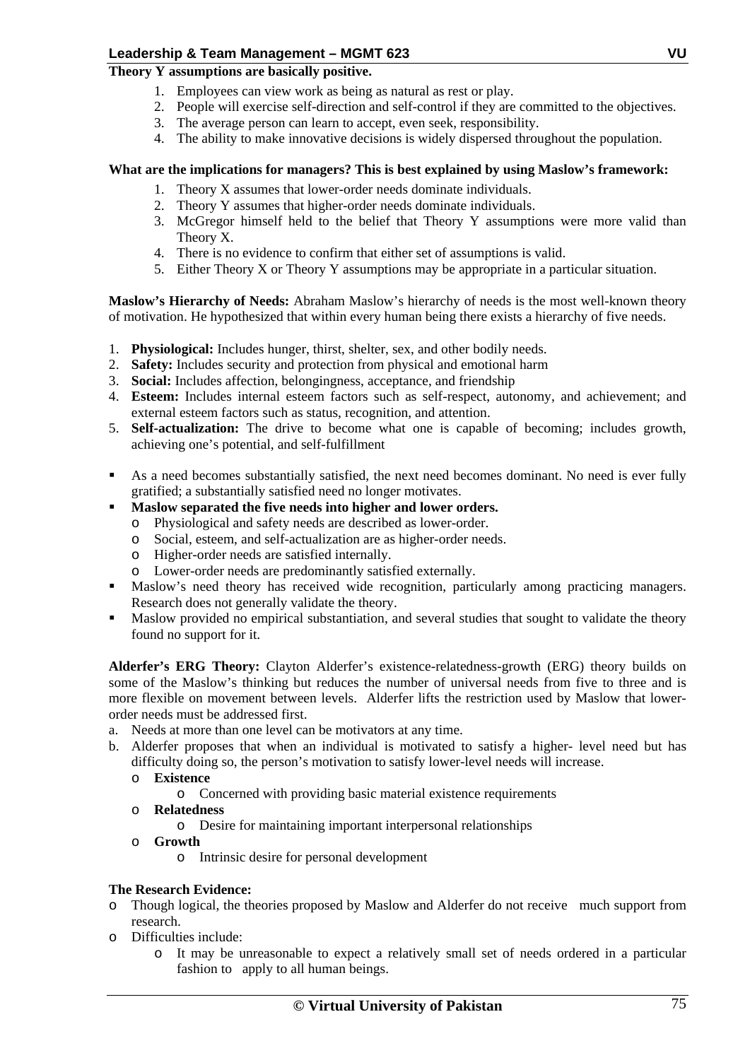**Theory Y assumptions are basically positive.**

1. Employees can view work as being as natural as rest or play.
2. People will exercise self-direction and self-control if they are committed to the objectives.
3. The average person can learn to accept, even seek, responsibility.
4. The ability to make innovative decisions is widely dispersed throughout the population.

**What are the implications for managers? This is best explained by using Maslow's framework:**

1. Theory X assumes that lower-order needs dominate individuals.
2. Theory Y assumes that higher-order needs dominate individuals.
3. McGregor himself held to the belief that Theory Y assumptions were more valid than Theory X.
4. There is no evidence to confirm that either set of assumptions is valid.
5. Either Theory X or Theory Y assumptions may be appropriate in a particular situation.

**Maslow's Hierarchy of Needs:** Abraham Maslow's hierarchy of needs is the most well-known theory of motivation. He hypothesized that within every human being there exists a hierarchy of five needs.

1. **Physiological:** Includes hunger, thirst, shelter, sex, and other bodily needs.
2. **Safety:** Includes security and protection from physical and emotional harm
3. **Social:** Includes affection, belongingness, acceptance, and friendship
4. **Esteem:** Includes internal esteem factors such as self-respect, autonomy, and achievement; and external esteem factors such as status, recognition, and attention.
5. **Self-actualization:** The drive to become what one is capable of becoming; includes growth, achieving one's potential, and self-fulfillment

- As a need becomes substantially satisfied, the next need becomes dominant. No need is ever fully gratified; a substantially satisfied need no longer motivates.
- **Maslow separated the five needs into higher and lower orders.**
  - Physiological and safety needs are described as lower-order.
  - Social, esteem, and self-actualization are as higher-order needs.
  - Higher-order needs are satisfied internally.
  - Lower-order needs are predominantly satisfied externally.
- Maslow's need theory has received wide recognition, particularly among practicing managers. Research does not generally validate the theory.
- Maslow provided no empirical substantiation, and several studies that sought to validate the theory found no support for it.

**Alderfer's ERG Theory:** Clayton Alderfer's existence-relatedness-growth (ERG) theory builds on some of the Maslow's thinking but reduces the number of universal needs from five to three and is more flexible on movement between levels. Alderfer lifts the restriction used by Maslow that lower-order needs must be addressed first.

a. Needs at more than one level can be motivators at any time.
b. Alderfer proposes that when an individual is motivated to satisfy a higher- level need but has difficulty doing so, the person's motivation to satisfy lower-level needs will increase.
   - **Existence**
     - Concerned with providing basic material existence requirements
   - **Relatedness**
     - Desire for maintaining important interpersonal relationships
   - **Growth**
     - Intrinsic desire for personal development

**The Research Evidence:**

- Though logical, the theories proposed by Maslow and Alderfer do not receive much support from research.
- Difficulties include:
  - It may be unreasonable to expect a relatively small set of needs ordered in a particular fashion to apply to all human beings.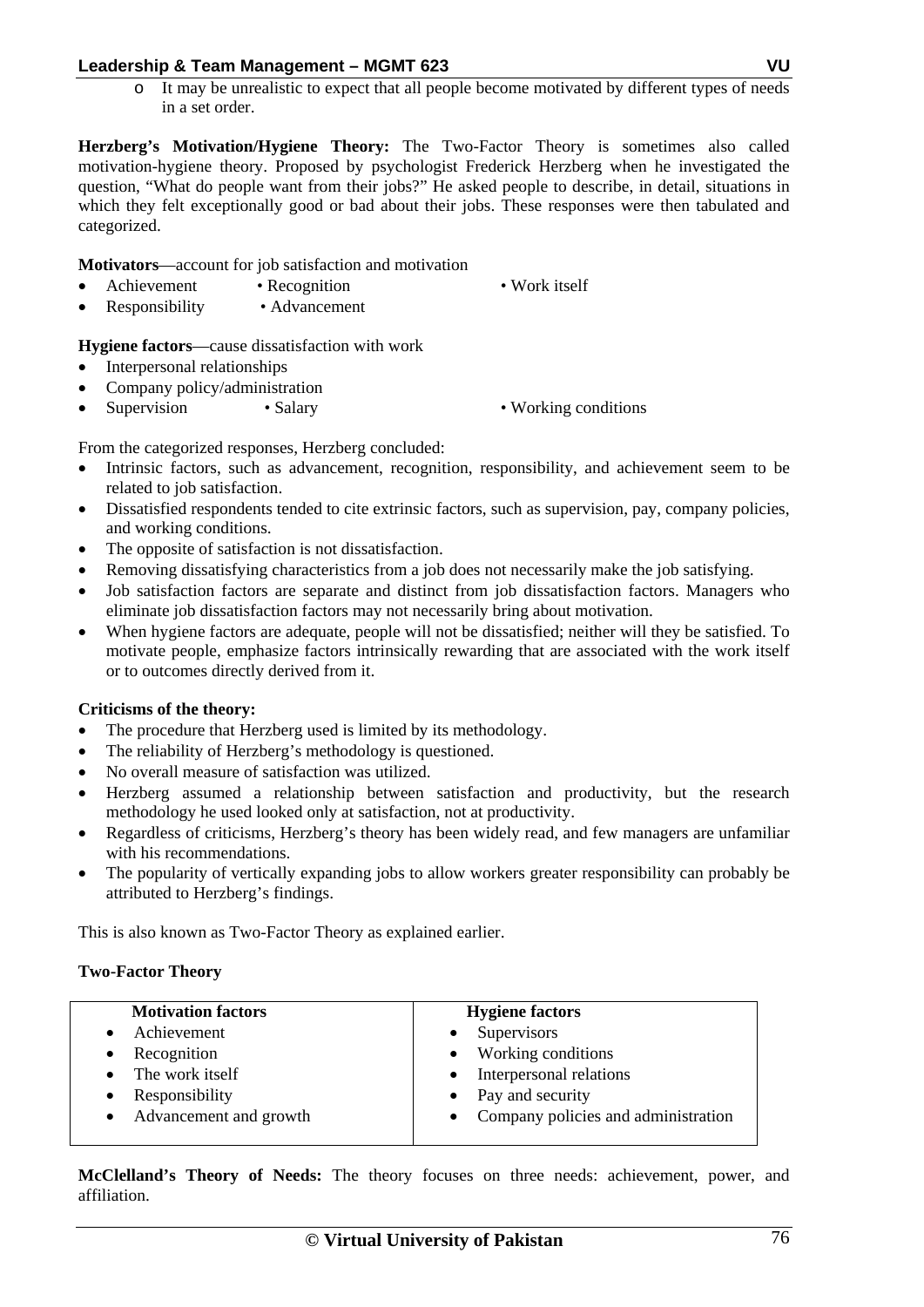- It may be unrealistic to expect that all people become motivated by different types of needs in a set order.

**Herzberg's Motivation/Hygiene Theory:** The Two-Factor Theory is sometimes also called motivation-hygiene theory. Proposed by psychologist Frederick Herzberg when he investigated the question, "What do people want from their jobs?" He asked people to describe, in detail, situations in which they felt exceptionally good or bad about their jobs. These responses were then tabulated and categorized.

**Motivators**—account for job satisfaction and motivation

- Achievement • Recognition • Work itself
- Responsibility • Advancement

**Hygiene factors**—cause dissatisfaction with work

- Interpersonal relationships
- Company policy/administration
- Supervision • Salary • Working conditions

From the categorized responses, Herzberg concluded:

- Intrinsic factors, such as advancement, recognition, responsibility, and achievement seem to be related to job satisfaction.
- Dissatisfied respondents tended to cite extrinsic factors, such as supervision, pay, company policies, and working conditions.
- The opposite of satisfaction is not dissatisfaction.
- Removing dissatisfying characteristics from a job does not necessarily make the job satisfying.
- Job satisfaction factors are separate and distinct from job dissatisfaction factors. Managers who eliminate job dissatisfaction factors may not necessarily bring about motivation.
- When hygiene factors are adequate, people will not be dissatisfied; neither will they be satisfied. To motivate people, emphasize factors intrinsically rewarding that are associated with the work itself or to outcomes directly derived from it.

**Criticisms of the theory:**

- The procedure that Herzberg used is limited by its methodology.
- The reliability of Herzberg's methodology is questioned.
- No overall measure of satisfaction was utilized.
- Herzberg assumed a relationship between satisfaction and productivity, but the research methodology he used looked only at satisfaction, not at productivity.
- Regardless of criticisms, Herzberg's theory has been widely read, and few managers are unfamiliar with his recommendations.
- The popularity of vertically expanding jobs to allow workers greater responsibility can probably be attributed to Herzberg's findings.

This is also known as Two-Factor Theory as explained earlier.

**Two-Factor Theory**

| Motivation factors | Hygiene factors |
|---|---|
| • Achievement | • Supervisors |
| • Recognition | • Working conditions |
| • The work itself | • Interpersonal relations |
| • Responsibility | • Pay and security |
| • Advancement and growth | • Company policies and administration |

**McClelland's Theory of Needs:** The theory focuses on three needs: achievement, power, and affiliation.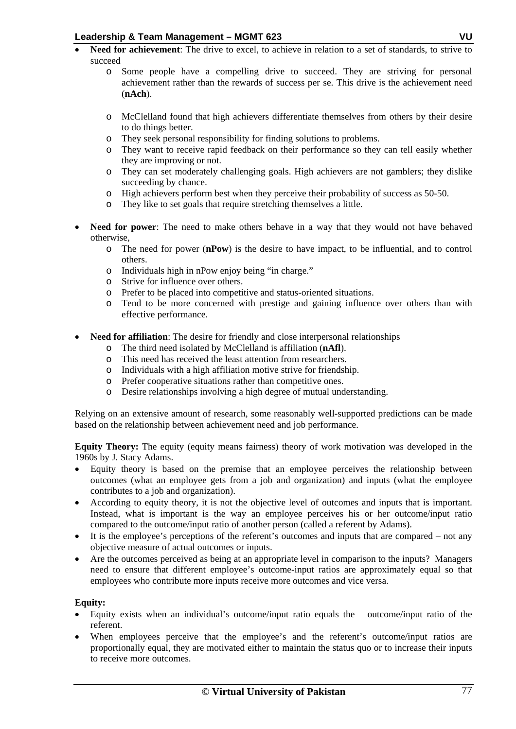- **Need for achievement**: The drive to excel, to achieve in relation to a set of standards, to strive to succeed
    - Some people have a compelling drive to succeed. They are striving for personal achievement rather than the rewards of success per se. This drive is the achievement need (**nAch**).
    - McClelland found that high achievers differentiate themselves from others by their desire to do things better.
    - They seek personal responsibility for finding solutions to problems.
    - They want to receive rapid feedback on their performance so they can tell easily whether they are improving or not.
    - They can set moderately challenging goals. High achievers are not gamblers; they dislike succeeding by chance.
    - High achievers perform best when they perceive their probability of success as 50-50.
    - They like to set goals that require stretching themselves a little.

- **Need for power**: The need to make others behave in a way that they would not have behaved otherwise,
    - The need for power (**nPow**) is the desire to have impact, to be influential, and to control others.
    - Individuals high in nPow enjoy being "in charge."
    - Strive for influence over others.
    - Prefer to be placed into competitive and status-oriented situations.
    - Tend to be more concerned with prestige and gaining influence over others than with effective performance.

- **Need for affiliation**: The desire for friendly and close interpersonal relationships
    - The third need isolated by McClelland is affiliation (**nAfl**).
    - This need has received the least attention from researchers.
    - Individuals with a high affiliation motive strive for friendship.
    - Prefer cooperative situations rather than competitive ones.
    - Desire relationships involving a high degree of mutual understanding.

Relying on an extensive amount of research, some reasonably well-supported predictions can be made based on the relationship between achievement need and job performance.

**Equity Theory:** The equity (equity means fairness) theory of work motivation was developed in the 1960s by J. Stacy Adams.

- Equity theory is based on the premise that an employee perceives the relationship between outcomes (what an employee gets from a job and organization) and inputs (what the employee contributes to a job and organization).
- According to equity theory, it is not the objective level of outcomes and inputs that is important. Instead, what is important is the way an employee perceives his or her outcome/input ratio compared to the outcome/input ratio of another person (called a referent by Adams).
- It is the employee's perceptions of the referent's outcomes and inputs that are compared – not any objective measure of actual outcomes or inputs.
- Are the outcomes perceived as being at an appropriate level in comparison to the inputs? Managers need to ensure that different employee's outcome-input ratios are approximately equal so that employees who contribute more inputs receive more outcomes and vice versa.

**Equity:**

- Equity exists when an individual's outcome/input ratio equals the outcome/input ratio of the referent.
- When employees perceive that the employee's and the referent's outcome/input ratios are proportionally equal, they are motivated either to maintain the status quo or to increase their inputs to receive more outcomes.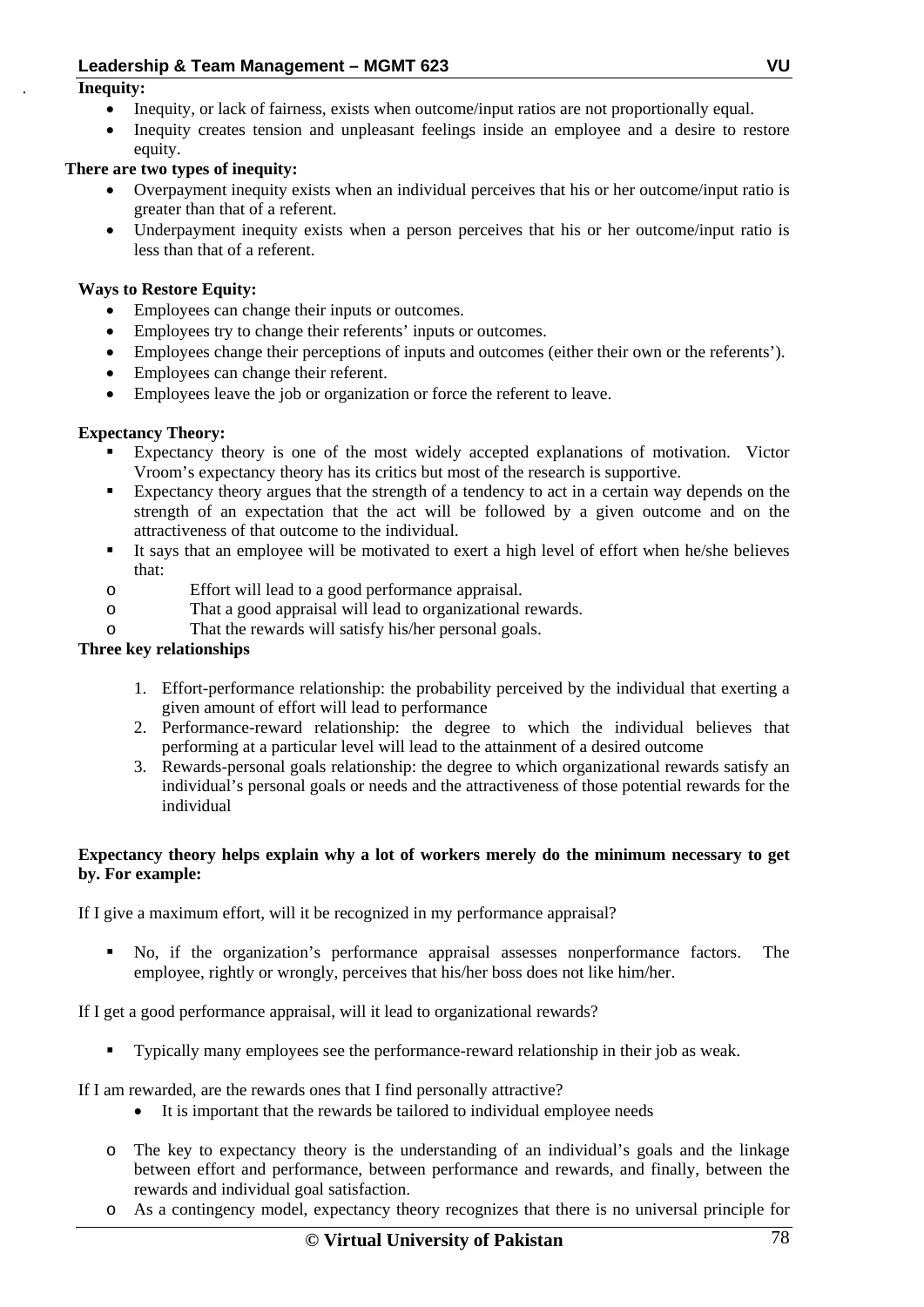**Inequity:**

- Inequity, or lack of fairness, exists when outcome/input ratios are not proportionally equal.
- Inequity creates tension and unpleasant feelings inside an employee and a desire to restore equity.

**There are two types of inequity:**

- Overpayment inequity exists when an individual perceives that his or her outcome/input ratio is greater than that of a referent.
- Underpayment inequity exists when a person perceives that his or her outcome/input ratio is less than that of a referent.

**Ways to Restore Equity:**

- Employees can change their inputs or outcomes.
- Employees try to change their referents' inputs or outcomes.
- Employees change their perceptions of inputs and outcomes (either their own or the referents').
- Employees can change their referent.
- Employees leave the job or organization or force the referent to leave.

**Expectancy Theory:**

- Expectancy theory is one of the most widely accepted explanations of motivation. Victor Vroom's expectancy theory has its critics but most of the research is supportive.
- Expectancy theory argues that the strength of a tendency to act in a certain way depends on the strength of an expectation that the act will be followed by a given outcome and on the attractiveness of that outcome to the individual.
- It says that an employee will be motivated to exert a high level of effort when he/she believes that:
  - Effort will lead to a good performance appraisal.
  - That a good appraisal will lead to organizational rewards.
  - That the rewards will satisfy his/her personal goals.

**Three key relationships**

1. Effort-performance relationship: the probability perceived by the individual that exerting a given amount of effort will lead to performance
2. Performance-reward relationship: the degree to which the individual believes that performing at a particular level will lead to the attainment of a desired outcome
3. Rewards-personal goals relationship: the degree to which organizational rewards satisfy an individual's personal goals or needs and the attractiveness of those potential rewards for the individual

**Expectancy theory helps explain why a lot of workers merely do the minimum necessary to get by. For example:**

If I give a maximum effort, will it be recognized in my performance appraisal?

- No, if the organization's performance appraisal assesses nonperformance factors. The employee, rightly or wrongly, perceives that his/her boss does not like him/her.

If I get a good performance appraisal, will it lead to organizational rewards?

- Typically many employees see the performance-reward relationship in their job as weak.

If I am rewarded, are the rewards ones that I find personally attractive?

- It is important that the rewards be tailored to individual employee needs

- The key to expectancy theory is the understanding of an individual's goals and the linkage between effort and performance, between performance and rewards, and finally, between the rewards and individual goal satisfaction.
- As a contingency model, expectancy theory recognizes that there is no universal principle for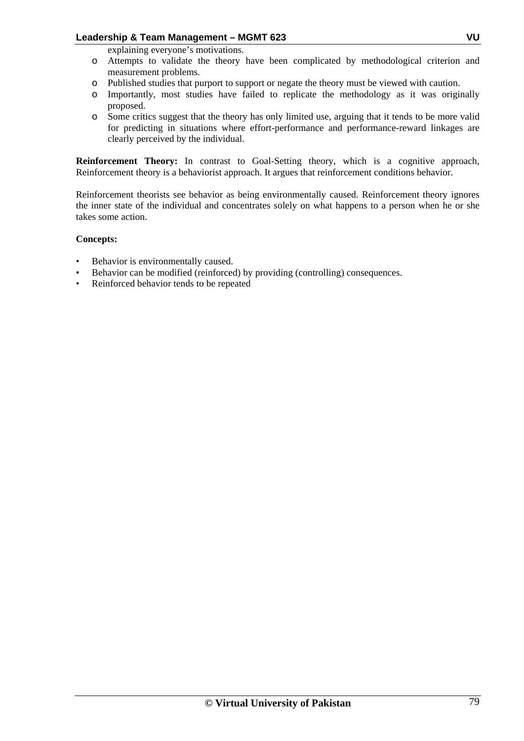explaining everyone's motivations.

- Attempts to validate the theory have been complicated by methodological criterion and measurement problems.
- Published studies that purport to support or negate the theory must be viewed with caution.
- Importantly, most studies have failed to replicate the methodology as it was originally proposed.
- Some critics suggest that the theory has only limited use, arguing that it tends to be more valid for predicting in situations where effort-performance and performance-reward linkages are clearly perceived by the individual.

**Reinforcement Theory:** In contrast to Goal-Setting theory, which is a cognitive approach, Reinforcement theory is a behaviorist approach. It argues that reinforcement conditions behavior.

Reinforcement theorists see behavior as being environmentally caused. Reinforcement theory ignores the inner state of the individual and concentrates solely on what happens to a person when he or she takes some action.

**Concepts:**

- Behavior is environmentally caused.
- Behavior can be modified (reinforced) by providing (controlling) consequences.
- Reinforced behavior tends to be repeated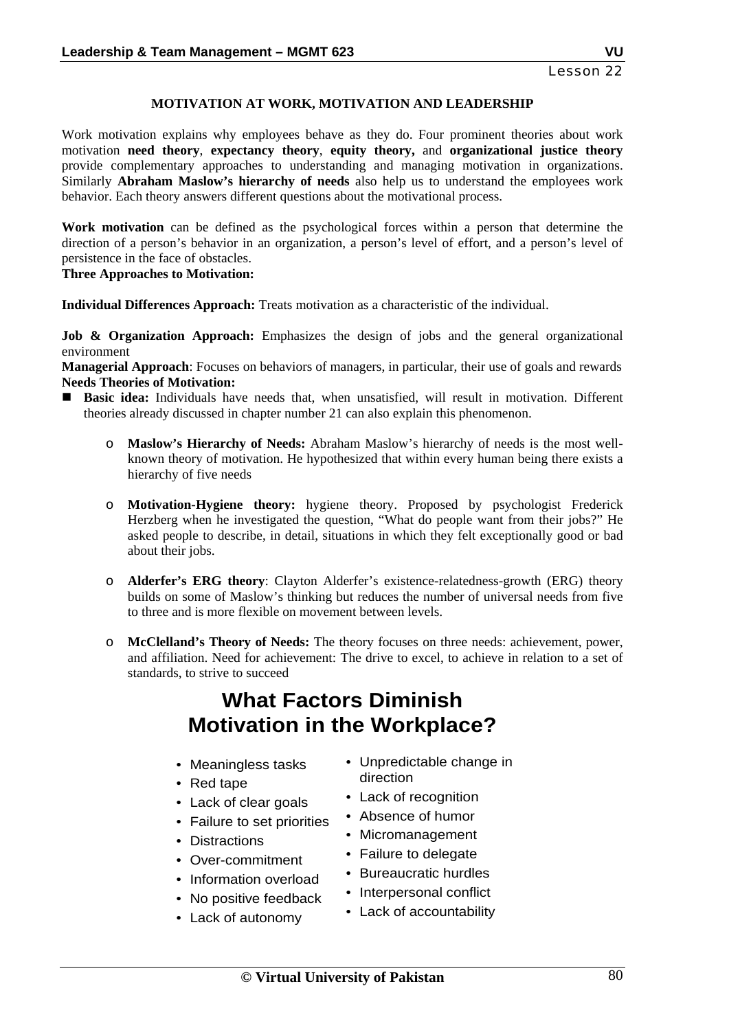## MOTIVATION AT WORK, MOTIVATION AND LEADERSHIP

Work motivation explains why employees behave as they do. Four prominent theories about work motivation **need theory**, **expectancy theory**, **equity theory,** and **organizational justice theory** provide complementary approaches to understanding and managing motivation in organizations. Similarly **Abraham Maslow's hierarchy of needs** also help us to understand the employees work behavior. Each theory answers different questions about the motivational process.

**Work motivation** can be defined as the psychological forces within a person that determine the direction of a person's behavior in an organization, a person's level of effort, and a person's level of persistence in the face of obstacles.

**Three Approaches to Motivation:**

**Individual Differences Approach:** Treats motivation as a characteristic of the individual.

**Job & Organization Approach:** Emphasizes the design of jobs and the general organizational environment

**Managerial Approach**: Focuses on behaviors of managers, in particular, their use of goals and rewards

**Needs Theories of Motivation:**

- **Basic idea:** Individuals have needs that, when unsatisfied, will result in motivation. Different theories already discussed in chapter number 21 can also explain this phenomenon.

  - **Maslow's Hierarchy of Needs:** Abraham Maslow's hierarchy of needs is the most well-known theory of motivation. He hypothesized that within every human being there exists a hierarchy of five needs

  - **Motivation-Hygiene theory:** hygiene theory. Proposed by psychologist Frederick Herzberg when he investigated the question, "What do people want from their jobs?" He asked people to describe, in detail, situations in which they felt exceptionally good or bad about their jobs.

  - **Alderfer's ERG theory**: Clayton Alderfer's existence-relatedness-growth (ERG) theory builds on some of Maslow's thinking but reduces the number of universal needs from five to three and is more flexible on movement between levels.

  - **McClelland's Theory of Needs:** The theory focuses on three needs: achievement, power, and affiliation. Need for achievement: The drive to excel, to achieve in relation to a set of standards, to strive to succeed

## What Factors Diminish Motivation in the Workplace?

- Meaningless tasks
- Red tape
- Lack of clear goals
- Failure to set priorities
- Distractions
- Over-commitment
- Information overload
- No positive feedback
- Lack of autonomy
- Unpredictable change in direction
- Lack of recognition
- Absence of humor
- Micromanagement
- Failure to delegate
- Bureaucratic hurdles
- Interpersonal conflict
- Lack of accountability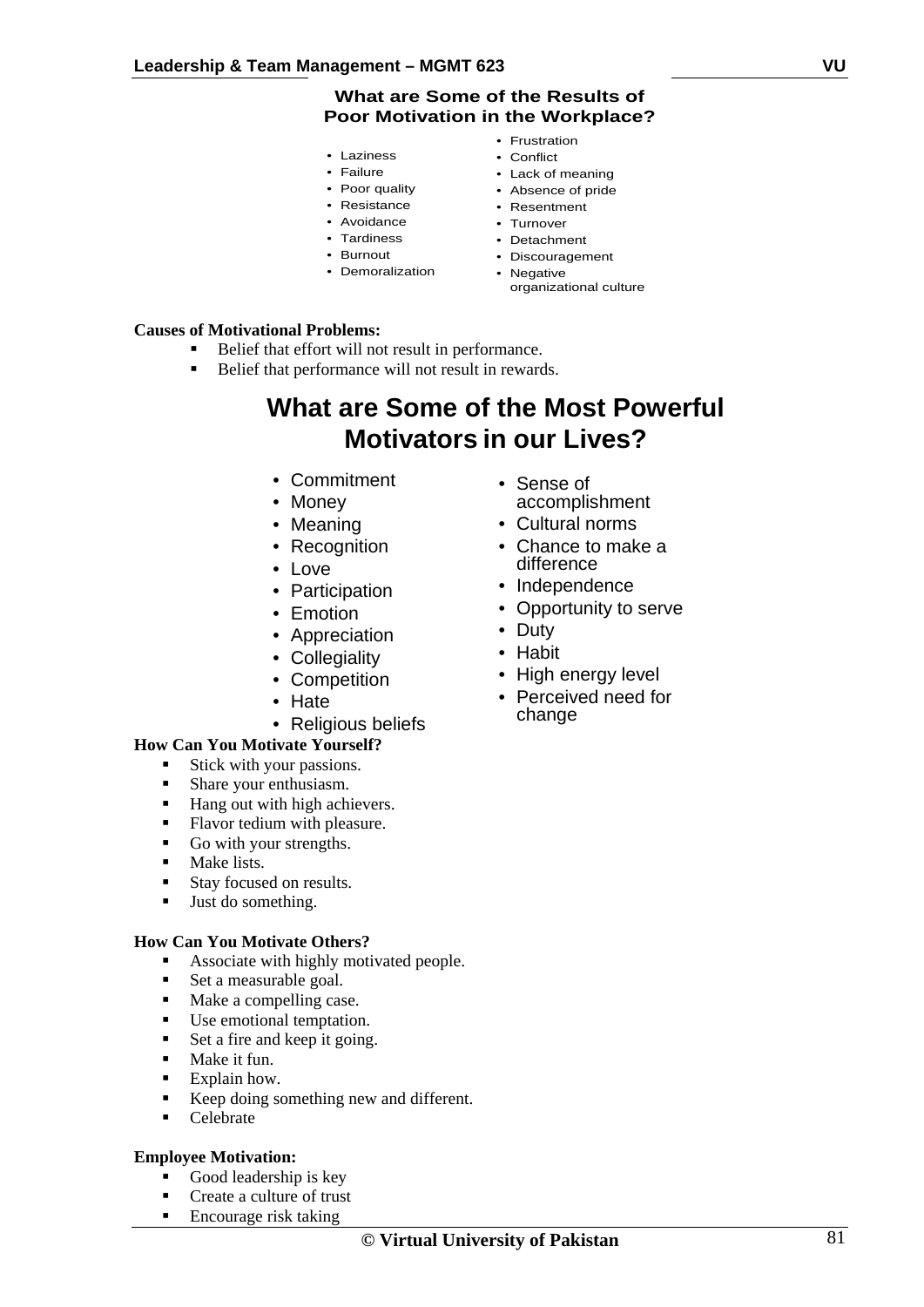## What are Some of the Results of Poor Motivation in the Workplace?

- Laziness
- Failure
- Poor quality
- Resistance
- Avoidance
- Tardiness
- Burnout
- Demoralization
- Frustration
- Conflict
- Lack of meaning
- Absence of pride
- Resentment
- Turnover
- Detachment
- Discouragement
- Negative organizational culture

**Causes of Motivational Problems:**

- Belief that effort will not result in performance.
- Belief that performance will not result in rewards.

## What are Some of the Most Powerful Motivators in our Lives?

- Commitment
- Money
- Meaning
- Recognition
- Love
- Participation
- Emotion
- Appreciation
- Collegiality
- Competition
- Hate
- Religious beliefs
- Sense of accomplishment
- Cultural norms
- Chance to make a difference
- Independence
- Opportunity to serve
- Duty
- Habit
- High energy level
- Perceived need for change

**How Can You Motivate Yourself?**

- Stick with your passions.
- Share your enthusiasm.
- Hang out with high achievers.
- Flavor tedium with pleasure.
- Go with your strengths.
- Make lists.
- Stay focused on results.
- Just do something.

**How Can You Motivate Others?**

- Associate with highly motivated people.
- Set a measurable goal.
- Make a compelling case.
- Use emotional temptation.
- Set a fire and keep it going.
- Make it fun.
- Explain how.
- Keep doing something new and different.
- Celebrate

**Employee Motivation:**

- Good leadership is key
- Create a culture of trust
- Encourage risk taking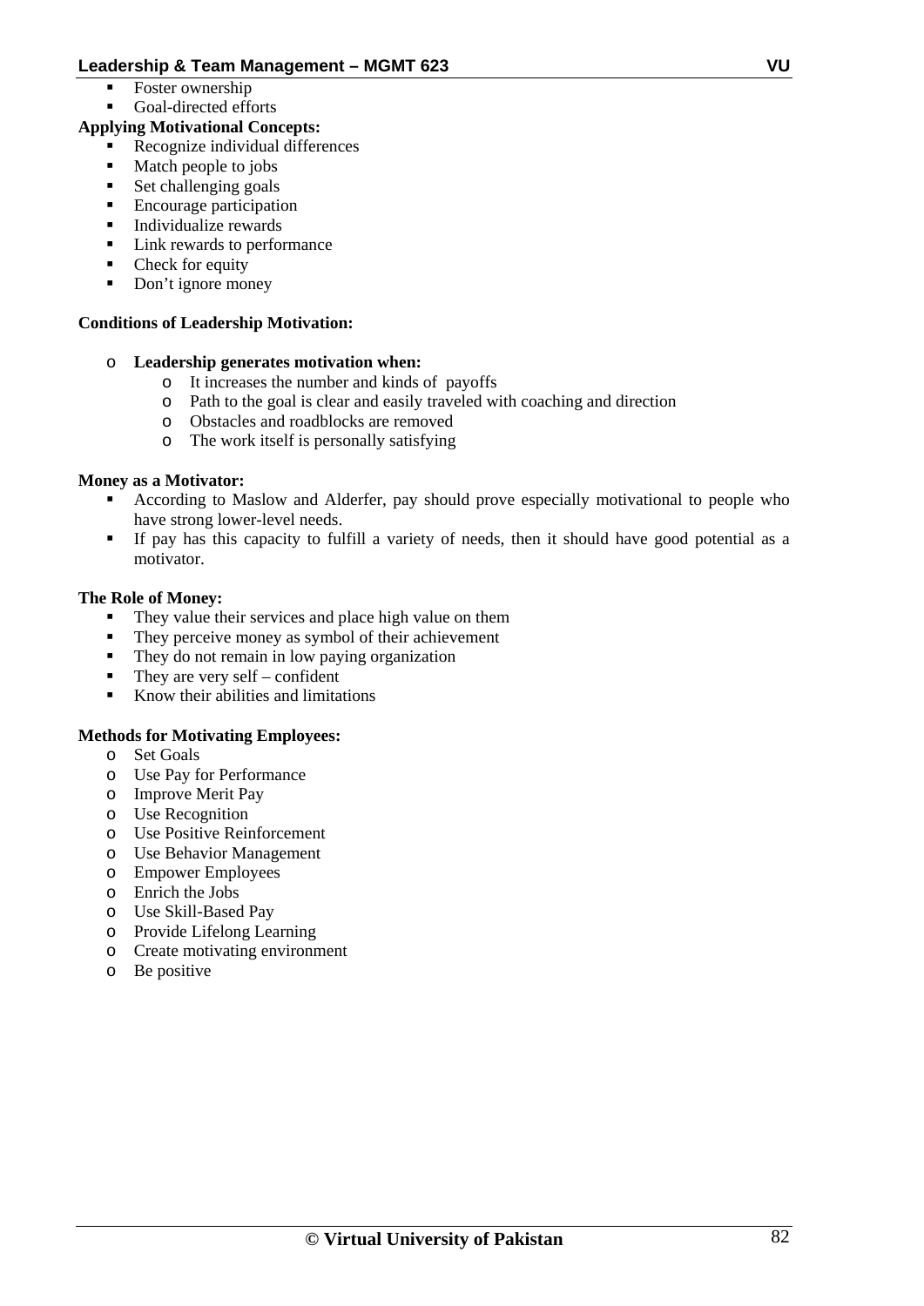- Foster ownership
- Goal-directed efforts

**Applying Motivational Concepts:**

- Recognize individual differences
- Match people to jobs
- Set challenging goals
- Encourage participation
- Individualize rewards
- Link rewards to performance
- Check for equity
- Don't ignore money

**Conditions of Leadership Motivation:**

- **Leadership generates motivation when:**
  - It increases the number and kinds of payoffs
  - Path to the goal is clear and easily traveled with coaching and direction
  - Obstacles and roadblocks are removed
  - The work itself is personally satisfying

**Money as a Motivator:**

- According to Maslow and Alderfer, pay should prove especially motivational to people who have strong lower-level needs.
- If pay has this capacity to fulfill a variety of needs, then it should have good potential as a motivator.

**The Role of Money:**

- They value their services and place high value on them
- They perceive money as symbol of their achievement
- They do not remain in low paying organization
- They are very self – confident
- Know their abilities and limitations

**Methods for Motivating Employees:**

- Set Goals
- Use Pay for Performance
- Improve Merit Pay
- Use Recognition
- Use Positive Reinforcement
- Use Behavior Management
- Empower Employees
- Enrich the Jobs
- Use Skill-Based Pay
- Provide Lifelong Learning
- Create motivating environment
- Be positive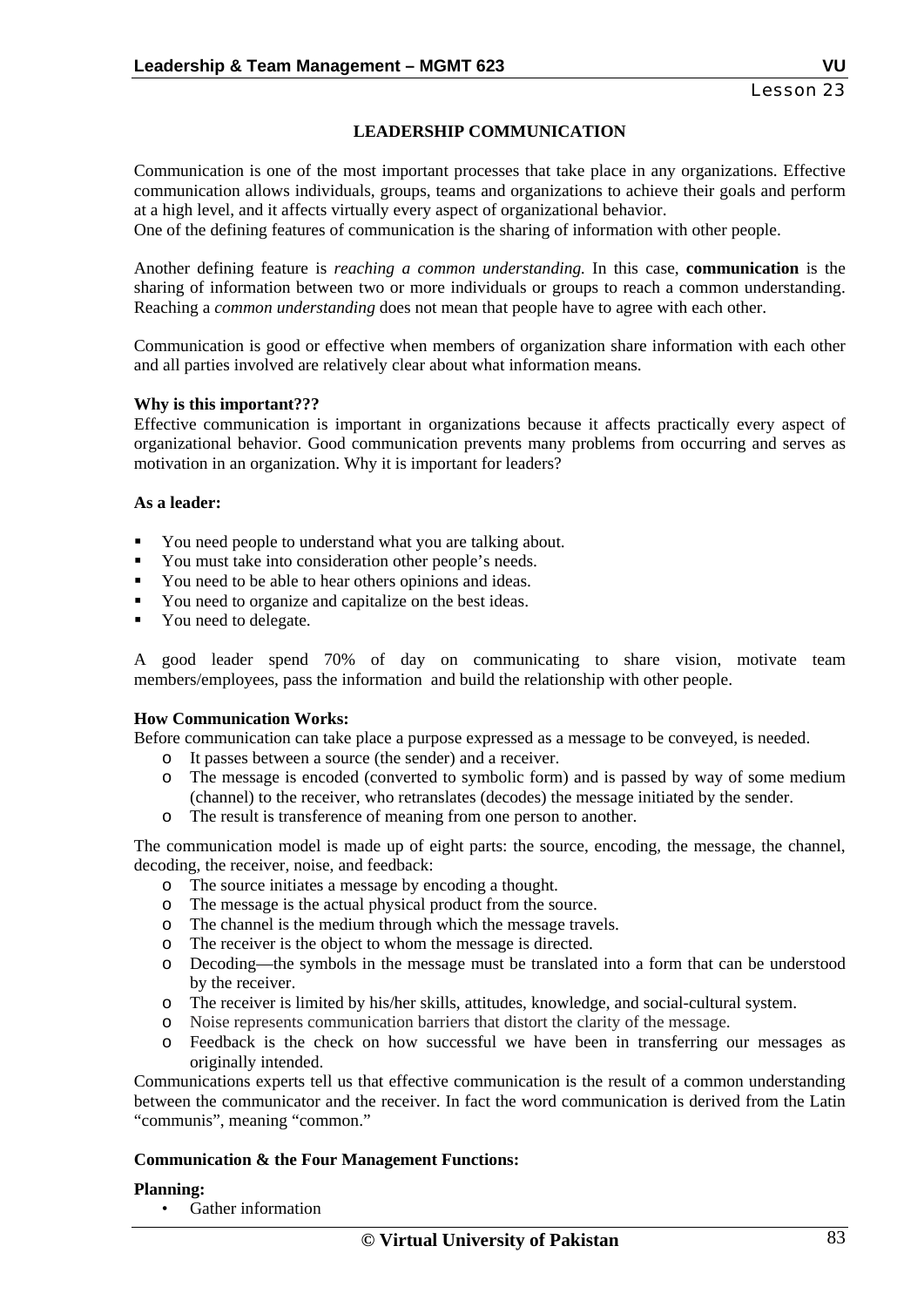Lesson 23

## LEADERSHIP COMMUNICATION

Communication is one of the most important processes that take place in any organizations. Effective communication allows individuals, groups, teams and organizations to achieve their goals and perform at a high level, and it affects virtually every aspect of organizational behavior.
One of the defining features of communication is the sharing of information with other people.

Another defining feature is *reaching a common understanding.* In this case, **communication** is the sharing of information between two or more individuals or groups to reach a common understanding. Reaching a *common understanding* does not mean that people have to agree with each other.

Communication is good or effective when members of organization share information with each other and all parties involved are relatively clear about what information means.

**Why is this important???**
Effective communication is important in organizations because it affects practically every aspect of organizational behavior. Good communication prevents many problems from occurring and serves as motivation in an organization. Why it is important for leaders?

**As a leader:**

- You need people to understand what you are talking about.
- You must take into consideration other people's needs.
- You need to be able to hear others opinions and ideas.
- You need to organize and capitalize on the best ideas.
- You need to delegate.

A good leader spend 70% of day on communicating to share vision, motivate team members/employees, pass the information and build the relationship with other people.

**How Communication Works:**
Before communication can take place a purpose expressed as a message to be conveyed, is needed.

- It passes between a source (the sender) and a receiver.
- The message is encoded (converted to symbolic form) and is passed by way of some medium (channel) to the receiver, who retranslates (decodes) the message initiated by the sender.
- The result is transference of meaning from one person to another.

The communication model is made up of eight parts: the source, encoding, the message, the channel, decoding, the receiver, noise, and feedback:

- The source initiates a message by encoding a thought.
- The message is the actual physical product from the source.
- The channel is the medium through which the message travels.
- The receiver is the object to whom the message is directed.
- Decoding—the symbols in the message must be translated into a form that can be understood by the receiver.
- The receiver is limited by his/her skills, attitudes, knowledge, and social-cultural system.
- Noise represents communication barriers that distort the clarity of the message.
- Feedback is the check on how successful we have been in transferring our messages as originally intended.

Communications experts tell us that effective communication is the result of a common understanding between the communicator and the receiver. In fact the word communication is derived from the Latin "communis", meaning "common."

**Communication & the Four Management Functions:**

**Planning:**

- Gather information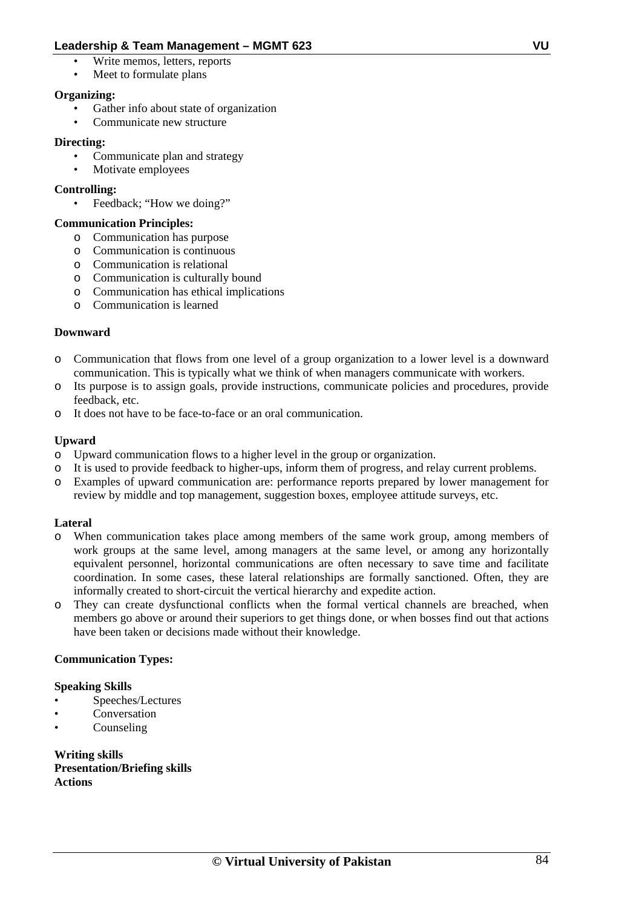- Write memos, letters, reports
- Meet to formulate plans

**Organizing:**

- Gather info about state of organization
- Communicate new structure

**Directing:**

- Communicate plan and strategy
- Motivate employees

**Controlling:**

- Feedback; "How we doing?"

**Communication Principles:**

- Communication has purpose
- Communication is continuous
- Communication is relational
- Communication is culturally bound
- Communication has ethical implications
- Communication is learned

**Downward**

- Communication that flows from one level of a group organization to a lower level is a downward communication. This is typically what we think of when managers communicate with workers.
- Its purpose is to assign goals, provide instructions, communicate policies and procedures, provide feedback, etc.
- It does not have to be face-to-face or an oral communication.

**Upward**

- Upward communication flows to a higher level in the group or organization.
- It is used to provide feedback to higher-ups, inform them of progress, and relay current problems.
- Examples of upward communication are: performance reports prepared by lower management for review by middle and top management, suggestion boxes, employee attitude surveys, etc.

**Lateral**

- When communication takes place among members of the same work group, among members of work groups at the same level, among managers at the same level, or among any horizontally equivalent personnel, horizontal communications are often necessary to save time and facilitate coordination. In some cases, these lateral relationships are formally sanctioned. Often, they are informally created to short-circuit the vertical hierarchy and expedite action.
- They can create dysfunctional conflicts when the formal vertical channels are breached, when members go above or around their superiors to get things done, or when bosses find out that actions have been taken or decisions made without their knowledge.

**Communication Types:**

**Speaking Skills**

- Speeches/Lectures
- Conversation
- Counseling

**Writing skills**
**Presentation/Briefing skills**
**Actions**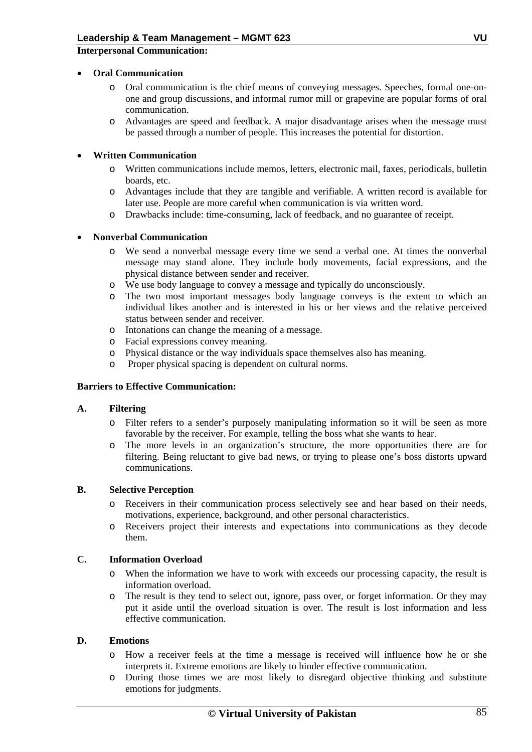**Interpersonal Communication:**

- **Oral Communication**
  - Oral communication is the chief means of conveying messages. Speeches, formal one-on-one and group discussions, and informal rumor mill or grapevine are popular forms of oral communication.
  - Advantages are speed and feedback. A major disadvantage arises when the message must be passed through a number of people. This increases the potential for distortion.

- **Written Communication**
  - Written communications include memos, letters, electronic mail, faxes, periodicals, bulletin boards, etc.
  - Advantages include that they are tangible and verifiable. A written record is available for later use. People are more careful when communication is via written word.
  - Drawbacks include: time-consuming, lack of feedback, and no guarantee of receipt.

- **Nonverbal Communication**
  - We send a nonverbal message every time we send a verbal one. At times the nonverbal message may stand alone. They include body movements, facial expressions, and the physical distance between sender and receiver.
  - We use body language to convey a message and typically do unconsciously.
  - The two most important messages body language conveys is the extent to which an individual likes another and is interested in his or her views and the relative perceived status between sender and receiver.
  - Intonations can change the meaning of a message.
  - Facial expressions convey meaning.
  - Physical distance or the way individuals space themselves also has meaning.
  - Proper physical spacing is dependent on cultural norms.

**Barriers to Effective Communication:**

**A. Filtering**

- Filter refers to a sender's purposely manipulating information so it will be seen as more favorable by the receiver. For example, telling the boss what she wants to hear.
- The more levels in an organization's structure, the more opportunities there are for filtering. Being reluctant to give bad news, or trying to please one's boss distorts upward communications.

**B. Selective Perception**

- Receivers in their communication process selectively see and hear based on their needs, motivations, experience, background, and other personal characteristics.
- Receivers project their interests and expectations into communications as they decode them.

**C. Information Overload**

- When the information we have to work with exceeds our processing capacity, the result is information overload.
- The result is they tend to select out, ignore, pass over, or forget information. Or they may put it aside until the overload situation is over. The result is lost information and less effective communication.

**D. Emotions**

- How a receiver feels at the time a message is received will influence how he or she interprets it. Extreme emotions are likely to hinder effective communication.
- During those times we are most likely to disregard objective thinking and substitute emotions for judgments.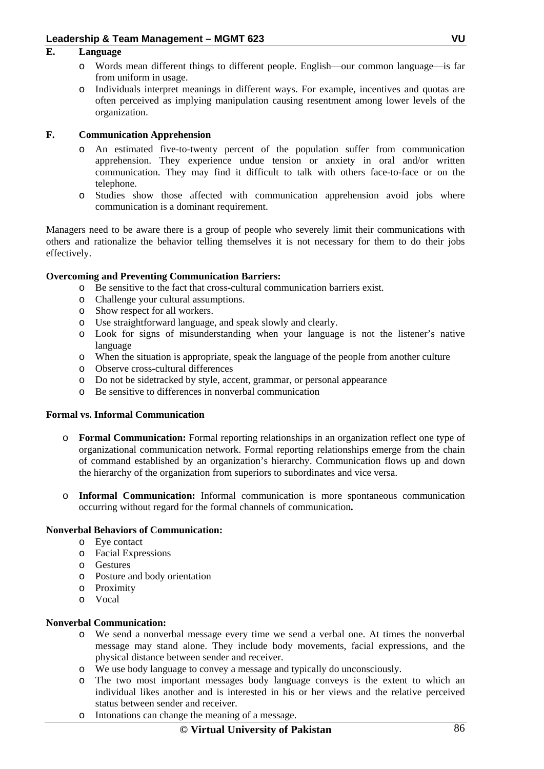### E. Language

- Words mean different things to different people. English—our common language—is far from uniform in usage.
- Individuals interpret meanings in different ways. For example, incentives and quotas are often perceived as implying manipulation causing resentment among lower levels of the organization.

### F. Communication Apprehension

- An estimated five-to-twenty percent of the population suffer from communication apprehension. They experience undue tension or anxiety in oral and/or written communication. They may find it difficult to talk with others face-to-face or on the telephone.
- Studies show those affected with communication apprehension avoid jobs where communication is a dominant requirement.

Managers need to be aware there is a group of people who severely limit their communications with others and rationalize the behavior telling themselves it is not necessary for them to do their jobs effectively.

**Overcoming and Preventing Communication Barriers:**

- Be sensitive to the fact that cross-cultural communication barriers exist.
- Challenge your cultural assumptions.
- Show respect for all workers.
- Use straightforward language, and speak slowly and clearly.
- Look for signs of misunderstanding when your language is not the listener's native language
- When the situation is appropriate, speak the language of the people from another culture
- Observe cross-cultural differences
- Do not be sidetracked by style, accent, grammar, or personal appearance
- Be sensitive to differences in nonverbal communication

**Formal vs. Informal Communication**

- **Formal Communication:** Formal reporting relationships in an organization reflect one type of organizational communication network. Formal reporting relationships emerge from the chain of command established by an organization's hierarchy. Communication flows up and down the hierarchy of the organization from superiors to subordinates and vice versa.

- **Informal Communication:** Informal communication is more spontaneous communication occurring without regard for the formal channels of communication**.**

**Nonverbal Behaviors of Communication:**

- Eye contact
- Facial Expressions
- Gestures
- Posture and body orientation
- Proximity
- Vocal

**Nonverbal Communication:**

- We send a nonverbal message every time we send a verbal one. At times the nonverbal message may stand alone. They include body movements, facial expressions, and the physical distance between sender and receiver.
- We use body language to convey a message and typically do unconsciously.
- The two most important messages body language conveys is the extent to which an individual likes another and is interested in his or her views and the relative perceived status between sender and receiver.
- Intonations can change the meaning of a message.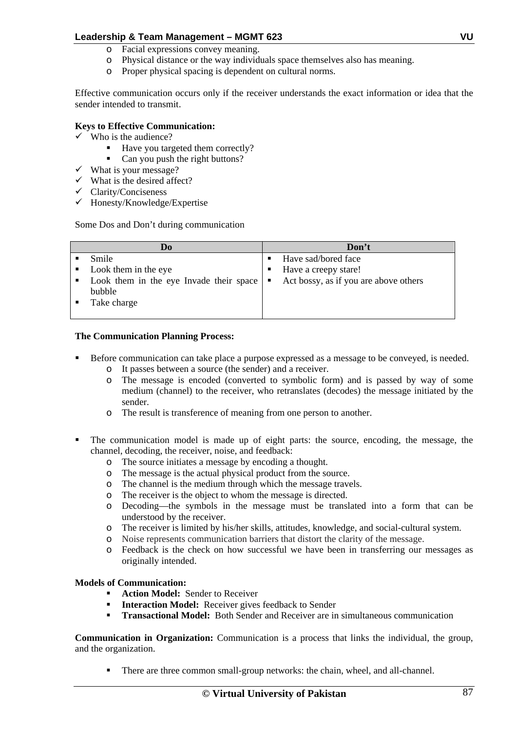- Facial expressions convey meaning.
- Physical distance or the way individuals space themselves also has meaning.
- Proper physical spacing is dependent on cultural norms.

Effective communication occurs only if the receiver understands the exact information or idea that the sender intended to transmit.

**Keys to Effective Communication:**

- ✓ Who is the audience?
  - Have you targeted them correctly?
  - Can you push the right buttons?
- ✓ What is your message?
- ✓ What is the desired affect?
- ✓ Clarity/Conciseness
- ✓ Honesty/Knowledge/Expertise

Some Dos and Don't during communication

| Do | Don't |
|---|---|
| ▪ Smile<br>▪ Look them in the eye<br>▪ Look them in the eye Invade their space bubble<br>▪ Take charge | ▪ Have sad/bored face<br>▪ Have a creepy stare!<br>▪ Act bossy, as if you are above others |

**The Communication Planning Process:**

- Before communication can take place a purpose expressed as a message to be conveyed, is needed.
  - It passes between a source (the sender) and a receiver.
  - The message is encoded (converted to symbolic form) and is passed by way of some medium (channel) to the receiver, who retranslates (decodes) the message initiated by the sender.
  - The result is transference of meaning from one person to another.

- The communication model is made up of eight parts: the source, encoding, the message, the channel, decoding, the receiver, noise, and feedback:
  - The source initiates a message by encoding a thought.
  - The message is the actual physical product from the source.
  - The channel is the medium through which the message travels.
  - The receiver is the object to whom the message is directed.
  - Decoding—the symbols in the message must be translated into a form that can be understood by the receiver.
  - The receiver is limited by his/her skills, attitudes, knowledge, and social-cultural system.
  - Noise represents communication barriers that distort the clarity of the message.
  - Feedback is the check on how successful we have been in transferring our messages as originally intended.

**Models of Communication:**

- **Action Model:** Sender to Receiver
- **Interaction Model:** Receiver gives feedback to Sender
- **Transactional Model:** Both Sender and Receiver are in simultaneous communication

**Communication in Organization:** Communication is a process that links the individual, the group, and the organization.

- There are three common small-group networks: the chain, wheel, and all-channel.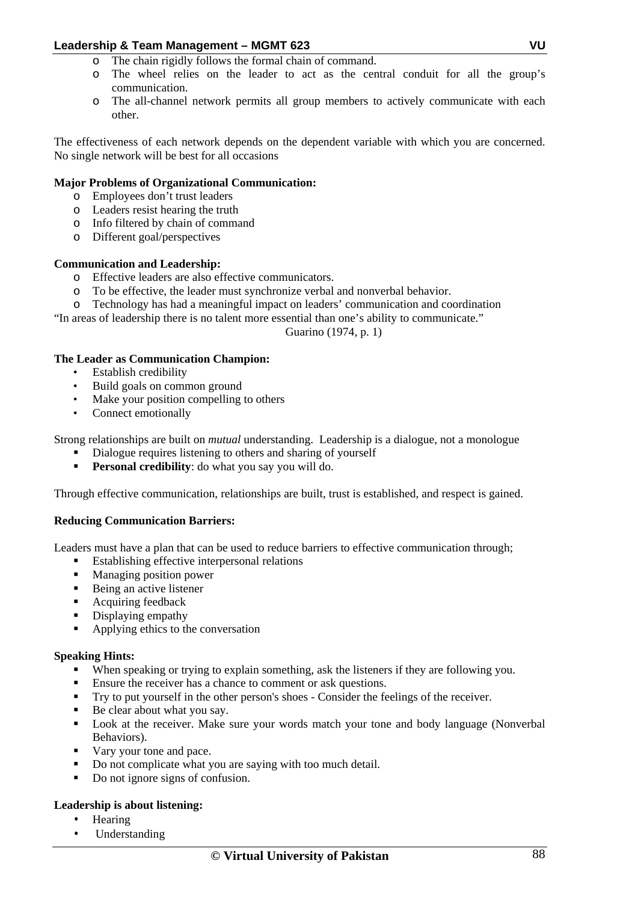- The chain rigidly follows the formal chain of command.
- The wheel relies on the leader to act as the central conduit for all the group's communication.
- The all-channel network permits all group members to actively communicate with each other.

The effectiveness of each network depends on the dependent variable with which you are concerned. No single network will be best for all occasions

**Major Problems of Organizational Communication:**

- Employees don't trust leaders
- Leaders resist hearing the truth
- Info filtered by chain of command
- Different goal/perspectives

**Communication and Leadership:**

- Effective leaders are also effective communicators.
- To be effective, the leader must synchronize verbal and nonverbal behavior.
- Technology has had a meaningful impact on leaders' communication and coordination

"In areas of leadership there is no talent more essential than one's ability to communicate."

Guarino (1974, p. 1)

**The Leader as Communication Champion:**

- Establish credibility
- Build goals on common ground
- Make your position compelling to others
- Connect emotionally

Strong relationships are built on *mutual* understanding. Leadership is a dialogue, not a monologue

- Dialogue requires listening to others and sharing of yourself
- **Personal credibility**: do what you say you will do.

Through effective communication, relationships are built, trust is established, and respect is gained.

**Reducing Communication Barriers:**

Leaders must have a plan that can be used to reduce barriers to effective communication through;

- Establishing effective interpersonal relations
- Managing position power
- Being an active listener
- Acquiring feedback
- Displaying empathy
- Applying ethics to the conversation

**Speaking Hints:**

- When speaking or trying to explain something, ask the listeners if they are following you.
- Ensure the receiver has a chance to comment or ask questions.
- Try to put yourself in the other person's shoes - Consider the feelings of the receiver.
- Be clear about what you say.
- Look at the receiver. Make sure your words match your tone and body language (Nonverbal Behaviors).
- Vary your tone and pace.
- Do not complicate what you are saying with too much detail.
- Do not ignore signs of confusion.

**Leadership is about listening:**

- Hearing
- Understanding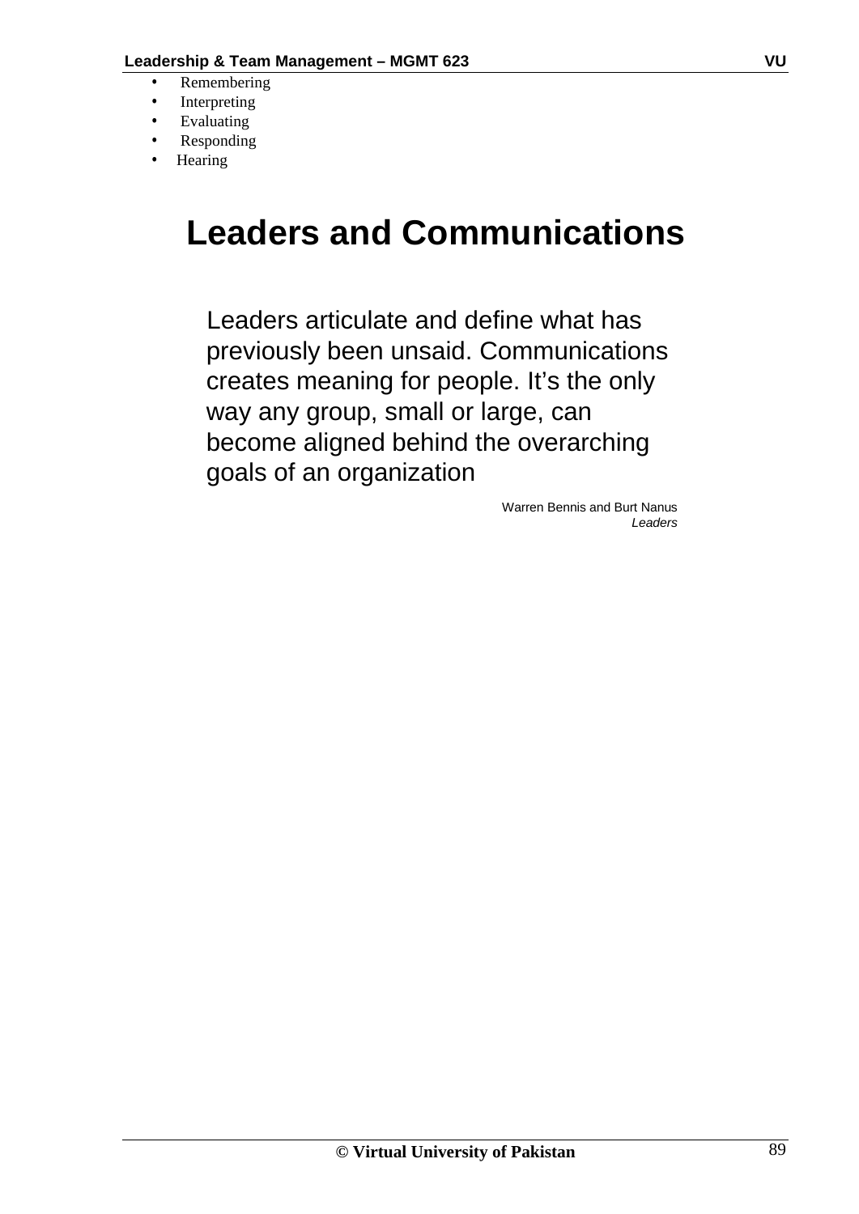- Remembering
- Interpreting
- Evaluating
- Responding
- Hearing

# Leaders and Communications

Leaders articulate and define what has previously been unsaid. Communications creates meaning for people. It's the only way any group, small or large, can become aligned behind the overarching goals of an organization

Warren Bennis and Burt Nanus
*Leaders*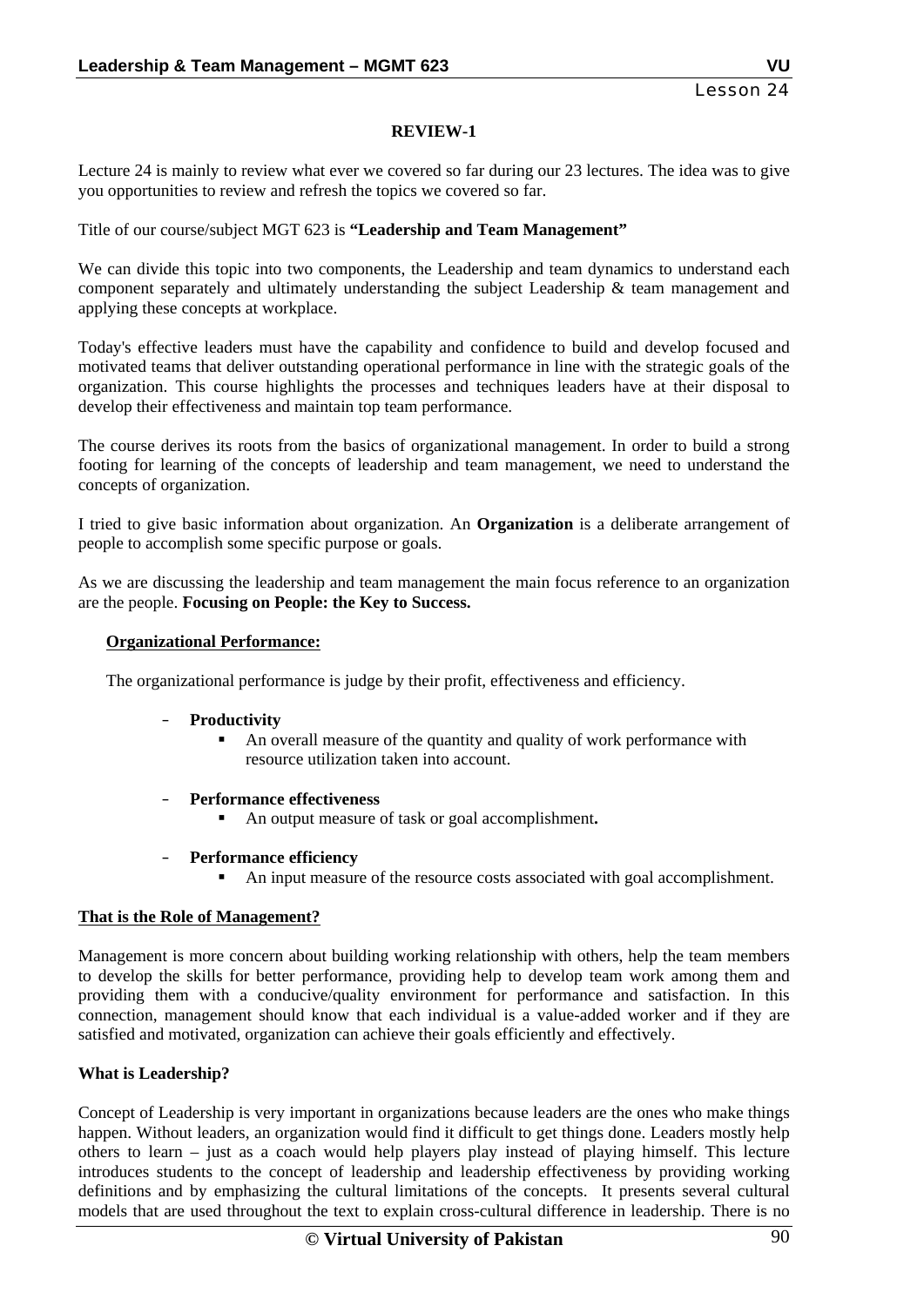Lesson 24

## REVIEW-1

Lecture 24 is mainly to review what ever we covered so far during our 23 lectures. The idea was to give you opportunities to review and refresh the topics we covered so far.

Title of our course/subject MGT 623 is **"Leadership and Team Management"**

We can divide this topic into two components, the Leadership and team dynamics to understand each component separately and ultimately understanding the subject Leadership & team management and applying these concepts at workplace.

Today's effective leaders must have the capability and confidence to build and develop focused and motivated teams that deliver outstanding operational performance in line with the strategic goals of the organization. This course highlights the processes and techniques leaders have at their disposal to develop their effectiveness and maintain top team performance.

The course derives its roots from the basics of organizational management. In order to build a strong footing for learning of the concepts of leadership and team management, we need to understand the concepts of organization.

I tried to give basic information about organization. An **Organization** is a deliberate arrangement of people to accomplish some specific purpose or goals.

As we are discussing the leadership and team management the main focus reference to an organization are the people. **Focusing on People: the Key to Success.**

**<u>Organizational Performance:</u>**

The organizational performance is judge by their profit, effectiveness and efficiency.

- **Productivity**
  - An overall measure of the quantity and quality of work performance with resource utilization taken into account.
- **Performance effectiveness**
  - An output measure of task or goal accomplishment**.**
- **Performance efficiency**
  - An input measure of the resource costs associated with goal accomplishment.

**<u>That is the Role of Management?</u>**

Management is more concern about building working relationship with others, help the team members to develop the skills for better performance, providing help to develop team work among them and providing them with a conducive/quality environment for performance and satisfaction. In this connection, management should know that each individual is a value-added worker and if they are satisfied and motivated, organization can achieve their goals efficiently and effectively.

**What is Leadership?**

Concept of Leadership is very important in organizations because leaders are the ones who make things happen. Without leaders, an organization would find it difficult to get things done. Leaders mostly help others to learn – just as a coach would help players play instead of playing himself. This lecture introduces students to the concept of leadership and leadership effectiveness by providing working definitions and by emphasizing the cultural limitations of the concepts. It presents several cultural models that are used throughout the text to explain cross-cultural difference in leadership. There is no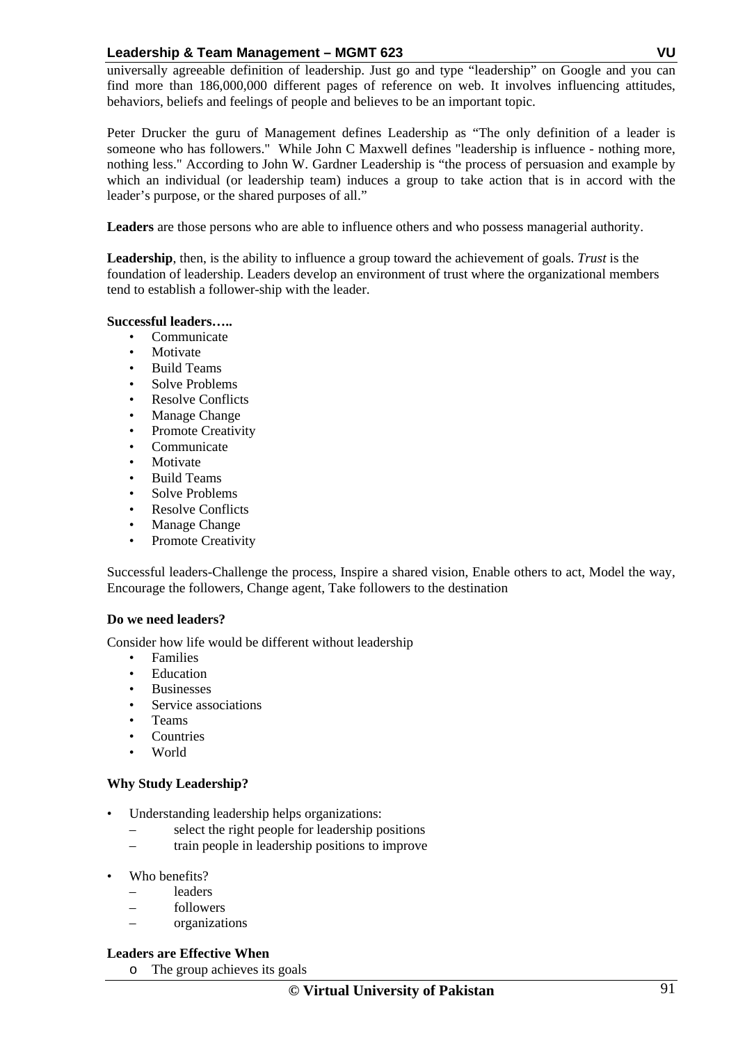universally agreeable definition of leadership. Just go and type "leadership" on Google and you can find more than 186,000,000 different pages of reference on web. It involves influencing attitudes, behaviors, beliefs and feelings of people and believes to be an important topic.

Peter Drucker the guru of Management defines Leadership as "The only definition of a leader is someone who has followers." While John C Maxwell defines "leadership is influence - nothing more, nothing less." According to John W. Gardner Leadership is "the process of persuasion and example by which an individual (or leadership team) induces a group to take action that is in accord with the leader's purpose, or the shared purposes of all."

**Leaders** are those persons who are able to influence others and who possess managerial authority.

**Leadership**, then, is the ability to influence a group toward the achievement of goals. *Trust* is the foundation of leadership. Leaders develop an environment of trust where the organizational members tend to establish a follower-ship with the leader.

**Successful leaders…..**

- Communicate
- Motivate
- Build Teams
- Solve Problems
- Resolve Conflicts
- Manage Change
- Promote Creativity
- Communicate
- Motivate
- Build Teams
- Solve Problems
- Resolve Conflicts
- Manage Change
- Promote Creativity

Successful leaders-Challenge the process, Inspire a shared vision, Enable others to act, Model the way, Encourage the followers, Change agent, Take followers to the destination

**Do we need leaders?**

Consider how life would be different without leadership

- Families
- Education
- Businesses
- Service associations
- Teams
- Countries
- World

**Why Study Leadership?**

- Understanding leadership helps organizations:
  - select the right people for leadership positions
  - train people in leadership positions to improve
- Who benefits?
  - leaders
  - followers
  - organizations

**Leaders are Effective When**

- The group achieves its goals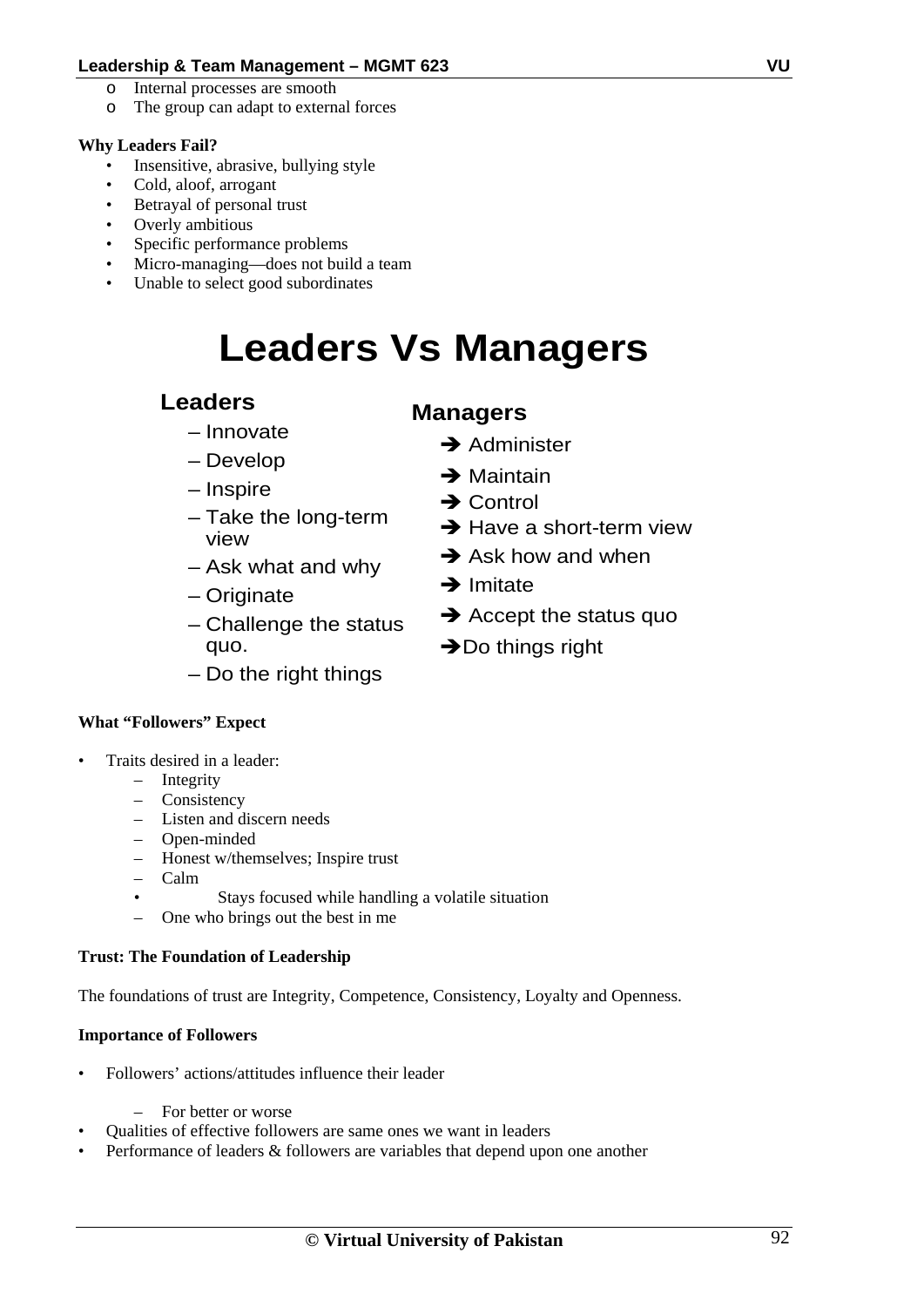- Internal processes are smooth
- The group can adapt to external forces

**Why Leaders Fail?**

- Insensitive, abrasive, bullying style
- Cold, aloof, arrogant
- Betrayal of personal trust
- Overly ambitious
- Specific performance problems
- Micro-managing—does not build a team
- Unable to select good subordinates

# Leaders Vs Managers

## Leaders

- Innovate
- Develop
- Inspire
- Take the long-term view
- Ask what and why
- Originate
- Challenge the status quo.
- Do the right things

## Managers

- ➔ Administer
- ➔ Maintain
- ➔ Control
- ➔ Have a short-term view
- ➔ Ask how and when
- ➔ Imitate
- ➔ Accept the status quo
- ➔ Do things right

**What "Followers" Expect**

- Traits desired in a leader:
  - Integrity
  - Consistency
  - Listen and discern needs
  - Open-minded
  - Honest w/themselves; Inspire trust
  - Calm
    - Stays focused while handling a volatile situation
  - One who brings out the best in me

**Trust: The Foundation of Leadership**

The foundations of trust are Integrity, Competence, Consistency, Loyalty and Openness.

**Importance of Followers**

- Followers' actions/attitudes influence their leader
  - For better or worse
- Qualities of effective followers are same ones we want in leaders
- Performance of leaders & followers are variables that depend upon one another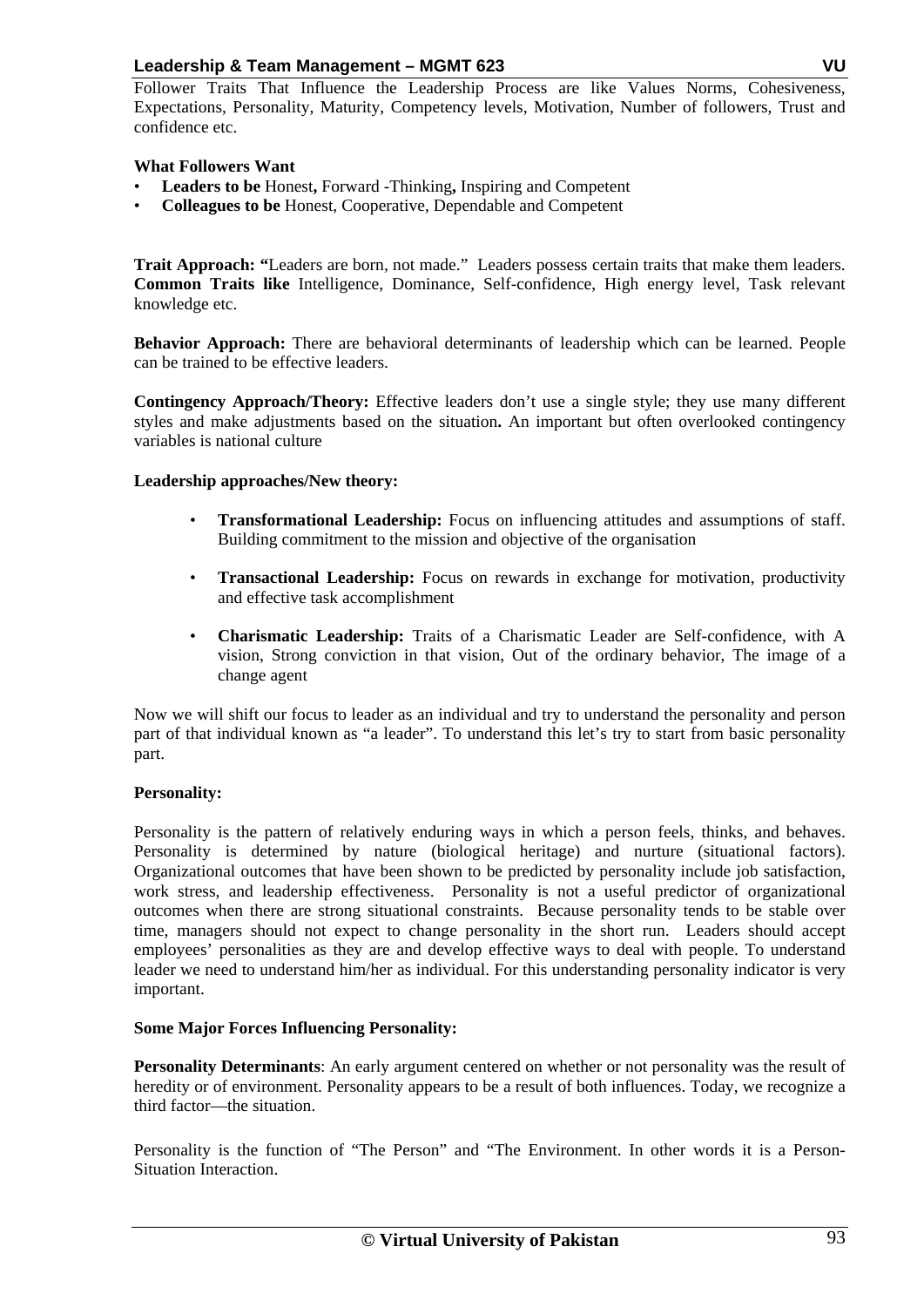Follower Traits That Influence the Leadership Process are like Values Norms, Cohesiveness, Expectations, Personality, Maturity, Competency levels, Motivation, Number of followers, Trust and confidence etc.

**What Followers Want**

- **Leaders to be** Honest**,** Forward -Thinking**,** Inspiring and Competent
- **Colleagues to be** Honest, Cooperative, Dependable and Competent

**Trait Approach: "**Leaders are born, not made." Leaders possess certain traits that make them leaders. **Common Traits like** Intelligence, Dominance, Self-confidence, High energy level, Task relevant knowledge etc.

**Behavior Approach:** There are behavioral determinants of leadership which can be learned. People can be trained to be effective leaders.

**Contingency Approach/Theory:** Effective leaders don't use a single style; they use many different styles and make adjustments based on the situation**.** An important but often overlooked contingency variables is national culture

**Leadership approaches/New theory:**

- **Transformational Leadership:** Focus on influencing attitudes and assumptions of staff. Building commitment to the mission and objective of the organisation
- **Transactional Leadership:** Focus on rewards in exchange for motivation, productivity and effective task accomplishment
- **Charismatic Leadership:** Traits of a Charismatic Leader are Self-confidence, with A vision, Strong conviction in that vision, Out of the ordinary behavior, The image of a change agent

Now we will shift our focus to leader as an individual and try to understand the personality and person part of that individual known as "a leader". To understand this let's try to start from basic personality part.

**Personality:**

Personality is the pattern of relatively enduring ways in which a person feels, thinks, and behaves. Personality is determined by nature (biological heritage) and nurture (situational factors). Organizational outcomes that have been shown to be predicted by personality include job satisfaction, work stress, and leadership effectiveness. Personality is not a useful predictor of organizational outcomes when there are strong situational constraints. Because personality tends to be stable over time, managers should not expect to change personality in the short run. Leaders should accept employees' personalities as they are and develop effective ways to deal with people. To understand leader we need to understand him/her as individual. For this understanding personality indicator is very important.

**Some Major Forces Influencing Personality:**

**Personality Determinants**: An early argument centered on whether or not personality was the result of heredity or of environment. Personality appears to be a result of both influences. Today, we recognize a third factor—the situation.

Personality is the function of "The Person" and "The Environment. In other words it is a Person-Situation Interaction.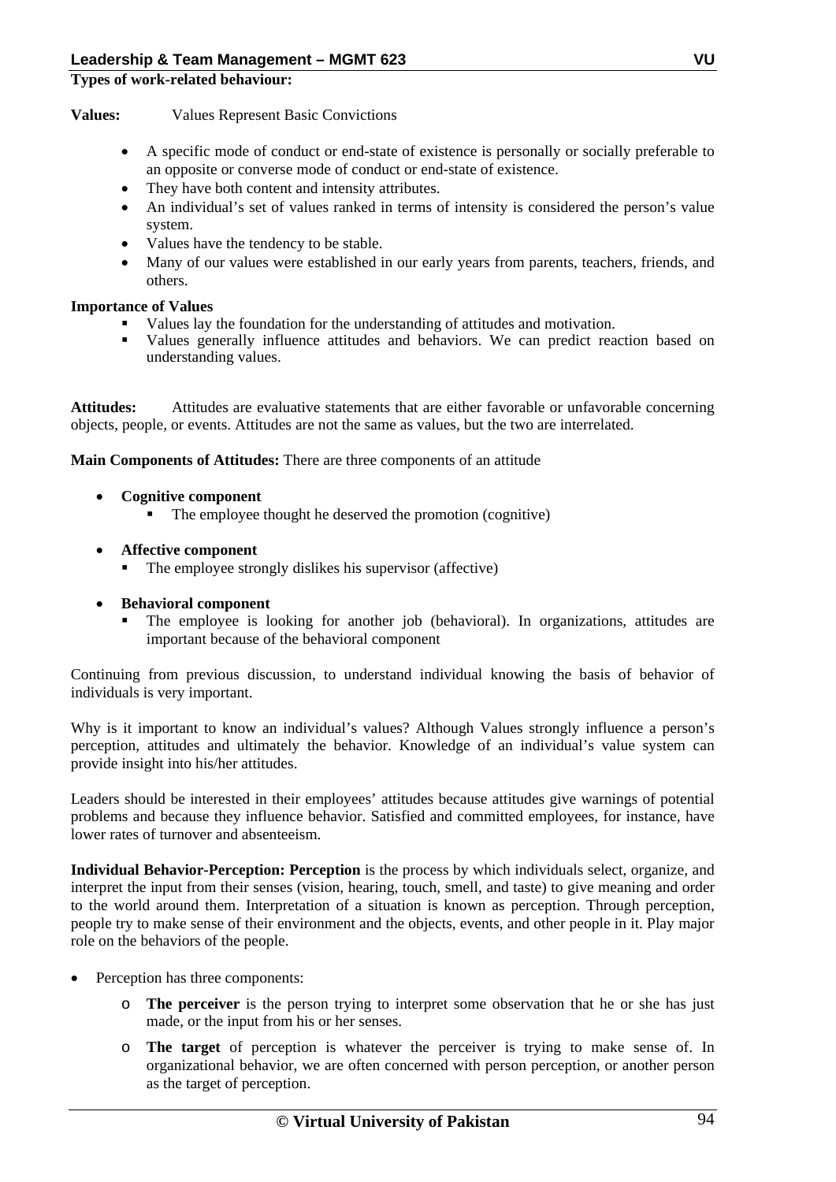**Types of work-related behaviour:**

**Values:** Values Represent Basic Convictions

- A specific mode of conduct or end-state of existence is personally or socially preferable to an opposite or converse mode of conduct or end-state of existence.
- They have both content and intensity attributes.
- An individual's set of values ranked in terms of intensity is considered the person's value system.
- Values have the tendency to be stable.
- Many of our values were established in our early years from parents, teachers, friends, and others.

**Importance of Values**

- Values lay the foundation for the understanding of attitudes and motivation.
- Values generally influence attitudes and behaviors. We can predict reaction based on understanding values.

**Attitudes:** Attitudes are evaluative statements that are either favorable or unfavorable concerning objects, people, or events. Attitudes are not the same as values, but the two are interrelated.

**Main Components of Attitudes:** There are three components of an attitude

- **Cognitive component**
  - The employee thought he deserved the promotion (cognitive)
- **Affective component**
  - The employee strongly dislikes his supervisor (affective)
- **Behavioral component**
  - The employee is looking for another job (behavioral). In organizations, attitudes are important because of the behavioral component

Continuing from previous discussion, to understand individual knowing the basis of behavior of individuals is very important.

Why is it important to know an individual's values? Although Values strongly influence a person's perception, attitudes and ultimately the behavior. Knowledge of an individual's value system can provide insight into his/her attitudes.

Leaders should be interested in their employees' attitudes because attitudes give warnings of potential problems and because they influence behavior. Satisfied and committed employees, for instance, have lower rates of turnover and absenteeism.

**Individual Behavior-Perception: Perception** is the process by which individuals select, organize, and interpret the input from their senses (vision, hearing, touch, smell, and taste) to give meaning and order to the world around them. Interpretation of a situation is known as perception. Through perception, people try to make sense of their environment and the objects, events, and other people in it. Play major role on the behaviors of the people.

- Perception has three components:
  - **The perceiver** is the person trying to interpret some observation that he or she has just made, or the input from his or her senses.
  - **The target** of perception is whatever the perceiver is trying to make sense of. In organizational behavior, we are often concerned with person perception, or another person as the target of perception.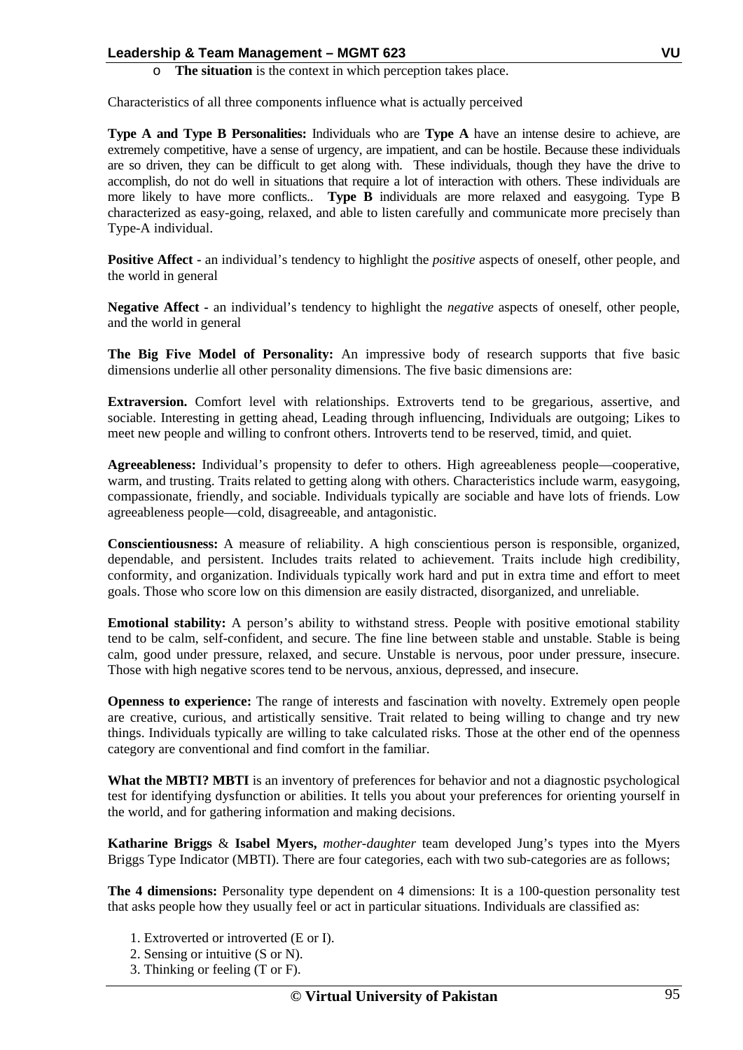- **The situation** is the context in which perception takes place.

Characteristics of all three components influence what is actually perceived

**Type A and Type B Personalities:** Individuals who are **Type A** have an intense desire to achieve, are extremely competitive, have a sense of urgency, are impatient, and can be hostile. Because these individuals are so driven, they can be difficult to get along with. These individuals, though they have the drive to accomplish, do not do well in situations that require a lot of interaction with others. These individuals are more likely to have more conflicts.. **Type B** individuals are more relaxed and easygoing. Type B characterized as easy-going, relaxed, and able to listen carefully and communicate more precisely than Type-A individual.

**Positive Affect** - an individual's tendency to highlight the *positive* aspects of oneself, other people, and the world in general

**Negative Affect** - an individual's tendency to highlight the *negative* aspects of oneself, other people, and the world in general

**The Big Five Model of Personality:** An impressive body of research supports that five basic dimensions underlie all other personality dimensions. The five basic dimensions are:

**Extraversion.** Comfort level with relationships. Extroverts tend to be gregarious, assertive, and sociable. Interesting in getting ahead, Leading through influencing, Individuals are outgoing; Likes to meet new people and willing to confront others. Introverts tend to be reserved, timid, and quiet.

**Agreeableness:** Individual's propensity to defer to others. High agreeableness people—cooperative, warm, and trusting. Traits related to getting along with others. Characteristics include warm, easygoing, compassionate, friendly, and sociable. Individuals typically are sociable and have lots of friends. Low agreeableness people—cold, disagreeable, and antagonistic.

**Conscientiousness:** A measure of reliability. A high conscientious person is responsible, organized, dependable, and persistent. Includes traits related to achievement. Traits include high credibility, conformity, and organization. Individuals typically work hard and put in extra time and effort to meet goals. Those who score low on this dimension are easily distracted, disorganized, and unreliable.

**Emotional stability:** A person's ability to withstand stress. People with positive emotional stability tend to be calm, self-confident, and secure. The fine line between stable and unstable. Stable is being calm, good under pressure, relaxed, and secure. Unstable is nervous, poor under pressure, insecure. Those with high negative scores tend to be nervous, anxious, depressed, and insecure.

**Openness to experience:** The range of interests and fascination with novelty. Extremely open people are creative, curious, and artistically sensitive. Trait related to being willing to change and try new things. Individuals typically are willing to take calculated risks. Those at the other end of the openness category are conventional and find comfort in the familiar.

**What the MBTI? MBTI** is an inventory of preferences for behavior and not a diagnostic psychological test for identifying dysfunction or abilities. It tells you about your preferences for orienting yourself in the world, and for gathering information and making decisions.

**Katharine Briggs** & **Isabel Myers,** *mother-daughter* team developed Jung's types into the Myers Briggs Type Indicator (MBTI). There are four categories, each with two sub-categories are as follows;

**The 4 dimensions:** Personality type dependent on 4 dimensions: It is a 100-question personality test that asks people how they usually feel or act in particular situations. Individuals are classified as:

1. Extroverted or introverted (E or I).
2. Sensing or intuitive (S or N).
3. Thinking or feeling (T or F).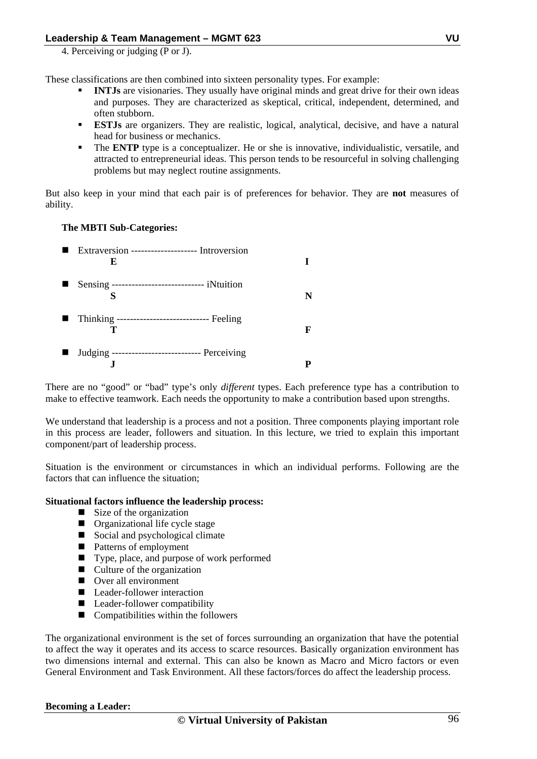4. Perceiving or judging (P or J).

These classifications are then combined into sixteen personality types. For example:

- **INTJs** are visionaries. They usually have original minds and great drive for their own ideas and purposes. They are characterized as skeptical, critical, independent, determined, and often stubborn.
- **ESTJs** are organizers. They are realistic, logical, analytical, decisive, and have a natural head for business or mechanics.
- The **ENTP** type is a conceptualizer. He or she is innovative, individualistic, versatile, and attracted to entrepreneurial ideas. This person tends to be resourceful in solving challenging problems but may neglect routine assignments.

But also keep in your mind that each pair is of preferences for behavior. They are **not** measures of ability.

**The MBTI Sub-Categories:**

- Extraversion ------------------- Introversion
  **E** **I**
- Sensing --------------------------- iNtuition
  **S** **N**
- Thinking --------------------------- Feeling
  **T** **F**
- Judging -------------------------- Perceiving
  **J** **P**

There are no "good" or "bad" type's only *different* types. Each preference type has a contribution to make to effective teamwork. Each needs the opportunity to make a contribution based upon strengths.

We understand that leadership is a process and not a position. Three components playing important role in this process are leader, followers and situation. In this lecture, we tried to explain this important component/part of leadership process.

Situation is the environment or circumstances in which an individual performs. Following are the factors that can influence the situation;

**Situational factors influence the leadership process:**

- Size of the organization
- Organizational life cycle stage
- Social and psychological climate
- Patterns of employment
- Type, place, and purpose of work performed
- Culture of the organization
- Over all environment
- Leader-follower interaction
- Leader-follower compatibility
- Compatibilities within the followers

The organizational environment is the set of forces surrounding an organization that have the potential to affect the way it operates and its access to scarce resources. Basically organization environment has two dimensions internal and external. This can also be known as Macro and Micro factors or even General Environment and Task Environment. All these factors/forces do affect the leadership process.

**Becoming a Leader:**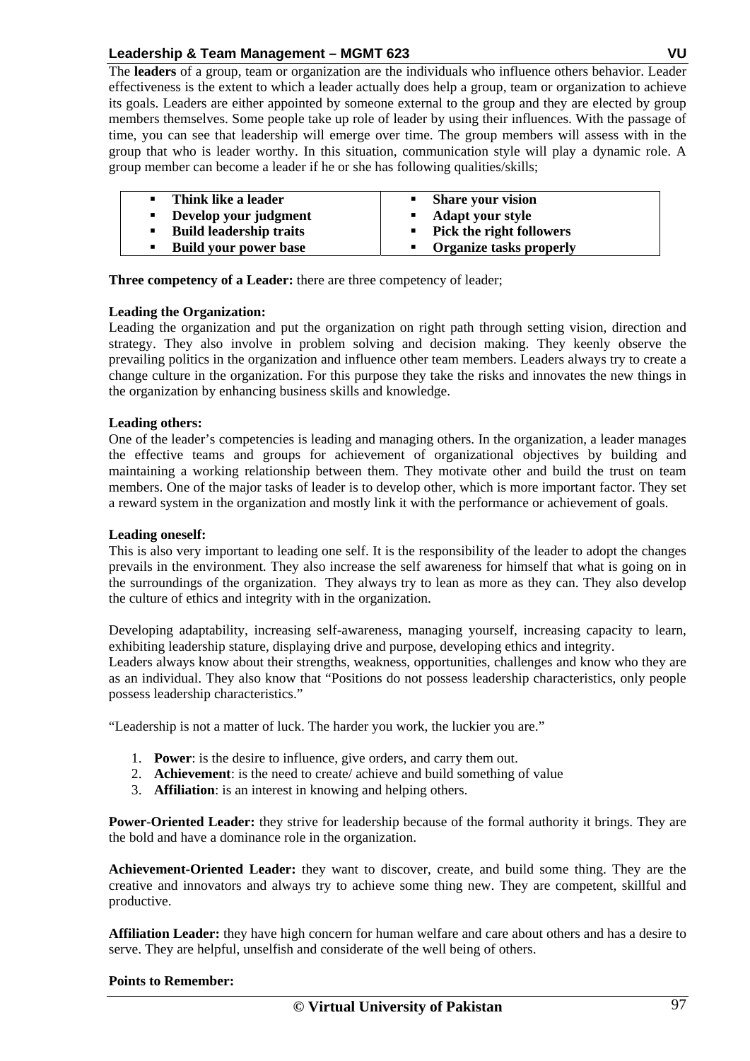The **leaders** of a group, team or organization are the individuals who influence others behavior. Leader effectiveness is the extent to which a leader actually does help a group, team or organization to achieve its goals. Leaders are either appointed by someone external to the group and they are elected by group members themselves. Some people take up role of leader by using their influences. With the passage of time, you can see that leadership will emerge over time. The group members will assess with in the group that who is leader worthy. In this situation, communication style will play a dynamic role. A group member can become a leader if he or she has following qualities/skills;

| | |
|---|---|
| ▪ **Think like a leader**<br>▪ **Develop your judgment**<br>▪ **Build leadership traits**<br>▪ **Build your power base** | ▪ **Share your vision**<br>▪ **Adapt your style**<br>▪ **Pick the right followers**<br>▪ **Organize tasks properly** |

**Three competency of a Leader:** there are three competency of leader;

**Leading the Organization:**
Leading the organization and put the organization on right path through setting vision, direction and strategy. They also involve in problem solving and decision making. They keenly observe the prevailing politics in the organization and influence other team members. Leaders always try to create a change culture in the organization. For this purpose they take the risks and innovates the new things in the organization by enhancing business skills and knowledge.

**Leading others:**
One of the leader's competencies is leading and managing others. In the organization, a leader manages the effective teams and groups for achievement of organizational objectives by building and maintaining a working relationship between them. They motivate other and build the trust on team members. One of the major tasks of leader is to develop other, which is more important factor. They set a reward system in the organization and mostly link it with the performance or achievement of goals.

**Leading oneself:**
This is also very important to leading one self. It is the responsibility of the leader to adopt the changes prevails in the environment. They also increase the self awareness for himself that what is going on in the surroundings of the organization. They always try to lean as more as they can. They also develop the culture of ethics and integrity with in the organization.

Developing adaptability, increasing self-awareness, managing yourself, increasing capacity to learn, exhibiting leadership stature, displaying drive and purpose, developing ethics and integrity.
Leaders always know about their strengths, weakness, opportunities, challenges and know who they are as an individual. They also know that "Positions do not possess leadership characteristics, only people possess leadership characteristics."

"Leadership is not a matter of luck. The harder you work, the luckier you are."

1. **Power**: is the desire to influence, give orders, and carry them out.
2. **Achievement**: is the need to create/ achieve and build something of value
3. **Affiliation**: is an interest in knowing and helping others.

**Power-Oriented Leader:** they strive for leadership because of the formal authority it brings. They are the bold and have a dominance role in the organization.

**Achievement-Oriented Leader:** they want to discover, create, and build some thing. They are the creative and innovators and always try to achieve some thing new. They are competent, skillful and productive.

**Affiliation Leader:** they have high concern for human welfare and care about others and has a desire to serve. They are helpful, unselfish and considerate of the well being of others.

**Points to Remember:**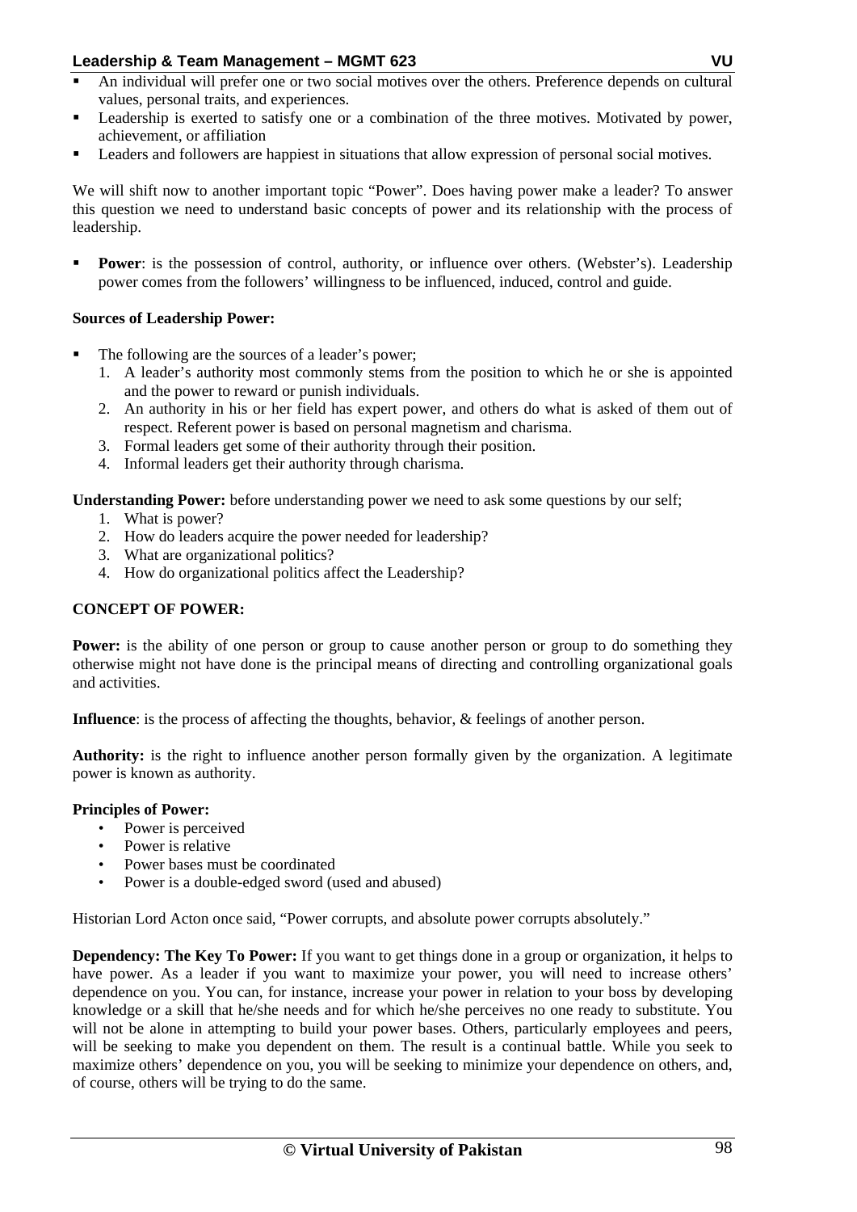- An individual will prefer one or two social motives over the others. Preference depends on cultural values, personal traits, and experiences.
- Leadership is exerted to satisfy one or a combination of the three motives. Motivated by power, achievement, or affiliation
- Leaders and followers are happiest in situations that allow expression of personal social motives.

We will shift now to another important topic "Power". Does having power make a leader? To answer this question we need to understand basic concepts of power and its relationship with the process of leadership.

- **Power**: is the possession of control, authority, or influence over others. (Webster's). Leadership power comes from the followers' willingness to be influenced, induced, control and guide.

**Sources of Leadership Power:**

- The following are the sources of a leader's power;
  1. A leader's authority most commonly stems from the position to which he or she is appointed and the power to reward or punish individuals.
  2. An authority in his or her field has expert power, and others do what is asked of them out of respect. Referent power is based on personal magnetism and charisma.
  3. Formal leaders get some of their authority through their position.
  4. Informal leaders get their authority through charisma.

**Understanding Power:** before understanding power we need to ask some questions by our self;

1. What is power?
2. How do leaders acquire the power needed for leadership?
3. What are organizational politics?
4. How do organizational politics affect the Leadership?

**CONCEPT OF POWER:**

**Power:** is the ability of one person or group to cause another person or group to do something they otherwise might not have done is the principal means of directing and controlling organizational goals and activities.

**Influence**: is the process of affecting the thoughts, behavior, & feelings of another person.

**Authority:** is the right to influence another person formally given by the organization. A legitimate power is known as authority.

**Principles of Power:**

- Power is perceived
- Power is relative
- Power bases must be coordinated
- Power is a double-edged sword (used and abused)

Historian Lord Acton once said, "Power corrupts, and absolute power corrupts absolutely."

**Dependency: The Key To Power:** If you want to get things done in a group or organization, it helps to have power. As a leader if you want to maximize your power, you will need to increase others' dependence on you. You can, for instance, increase your power in relation to your boss by developing knowledge or a skill that he/she needs and for which he/she perceives no one ready to substitute. You will not be alone in attempting to build your power bases. Others, particularly employees and peers, will be seeking to make you dependent on them. The result is a continual battle. While you seek to maximize others' dependence on you, you will be seeking to minimize your dependence on others, and, of course, others will be trying to do the same.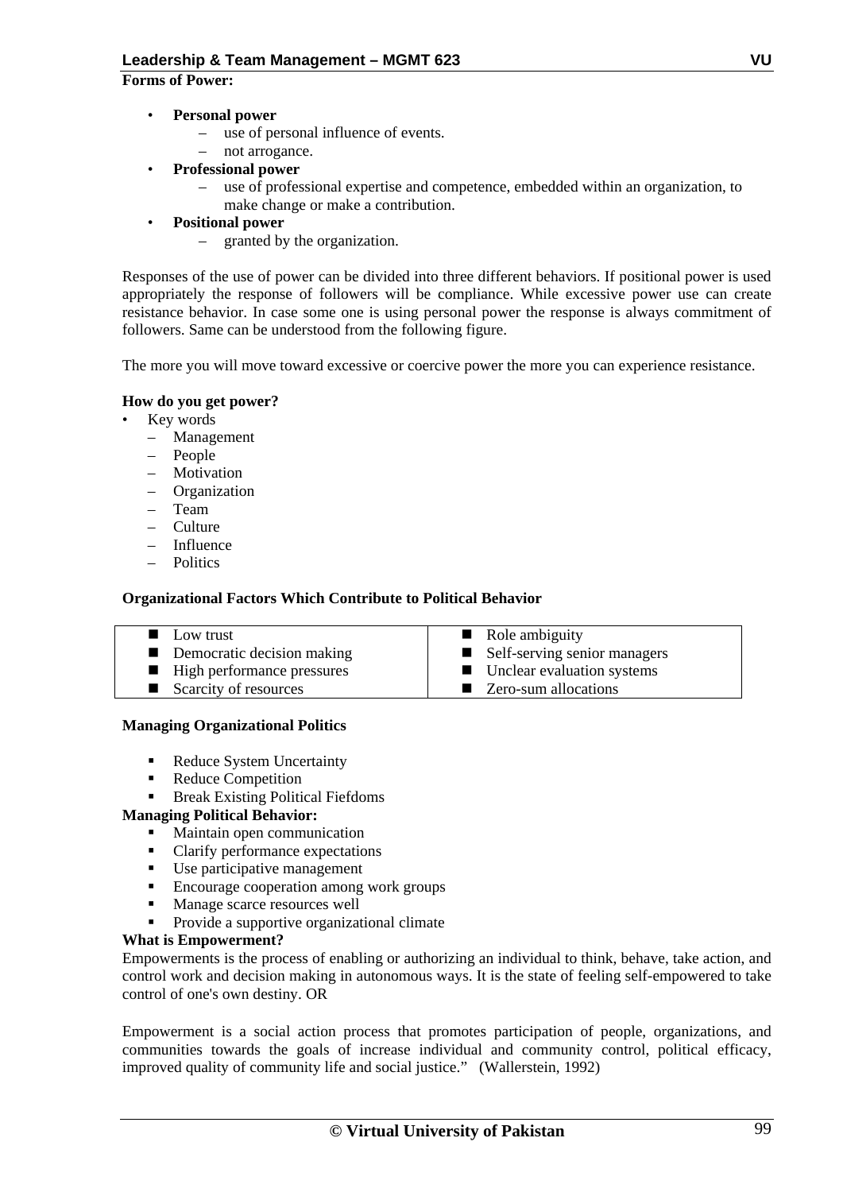**Forms of Power:**

- **Personal power**
  - use of personal influence of events.
  - not arrogance.
- **Professional power**
  - use of professional expertise and competence, embedded within an organization, to make change or make a contribution.
- **Positional power**
  - granted by the organization.

Responses of the use of power can be divided into three different behaviors. If positional power is used appropriately the response of followers will be compliance. While excessive power use can create resistance behavior. In case some one is using personal power the response is always commitment of followers. Same can be understood from the following figure.

The more you will move toward excessive or coercive power the more you can experience resistance.

**How do you get power?**

- Key words
  - Management
  - People
  - Motivation
  - Organization
  - Team
  - Culture
  - Influence
  - Politics

**Organizational Factors Which Contribute to Political Behavior**

| | |
|---|---|
| ■ Low trust | ■ Role ambiguity |
| ■ Democratic decision making | ■ Self-serving senior managers |
| ■ High performance pressures | ■ Unclear evaluation systems |
| ■ Scarcity of resources | ■ Zero-sum allocations |

**Managing Organizational Politics**

- Reduce System Uncertainty
- Reduce Competition
- Break Existing Political Fiefdoms

**Managing Political Behavior:**

- Maintain open communication
- Clarify performance expectations
- Use participative management
- Encourage cooperation among work groups
- Manage scarce resources well
- Provide a supportive organizational climate

**What is Empowerment?**

Empowerments is the process of enabling or authorizing an individual to think, behave, take action, and control work and decision making in autonomous ways. It is the state of feeling self-empowered to take control of one's own destiny. OR

Empowerment is a social action process that promotes participation of people, organizations, and communities towards the goals of increase individual and community control, political efficacy, improved quality of community life and social justice." (Wallerstein, 1992)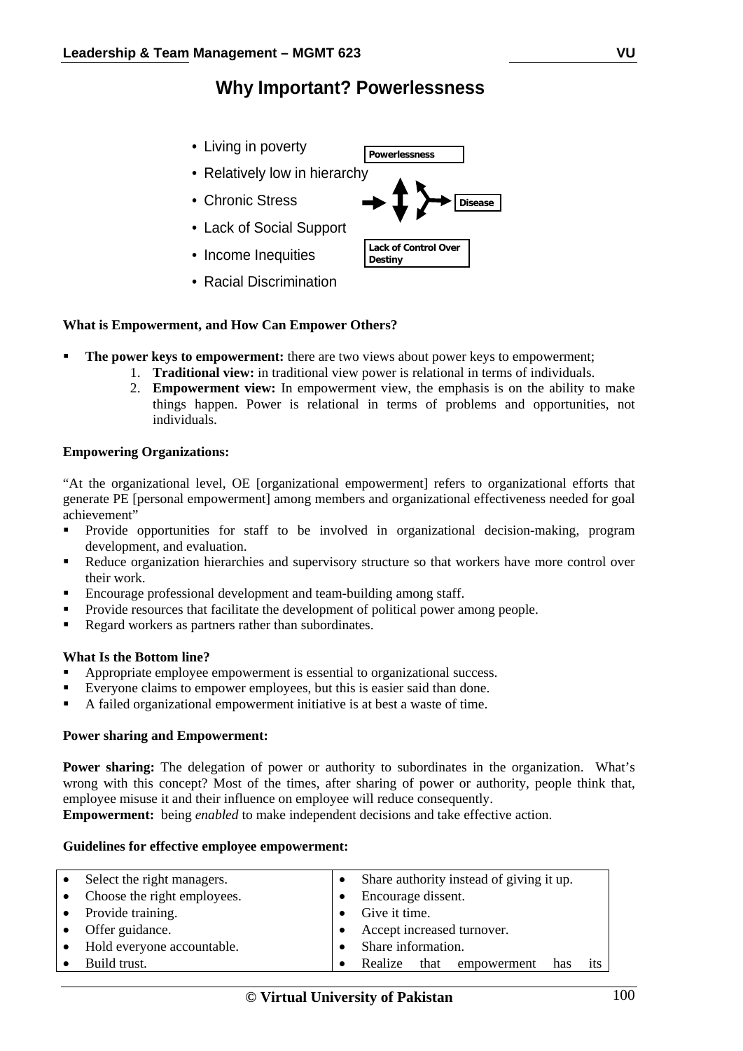## Why Important? Powerlessness

- Living in poverty
- Relatively low in hierarchy
- Chronic Stress
- Lack of Social Support
- Income Inequities
- Racial Discrimination

Powerlessness

Disease

Lack of Control Over Destiny

**What is Empowerment, and How Can Empower Others?**

- **The power keys to empowerment:** there are two views about power keys to empowerment;
  1. **Traditional view:** in traditional view power is relational in terms of individuals.
  2. **Empowerment view:** In empowerment view, the emphasis is on the ability to make things happen. Power is relational in terms of problems and opportunities, not individuals.

**Empowering Organizations:**

"At the organizational level, OE [organizational empowerment] refers to organizational efforts that generate PE [personal empowerment] among members and organizational effectiveness needed for goal achievement"

- Provide opportunities for staff to be involved in organizational decision-making, program development, and evaluation.
- Reduce organization hierarchies and supervisory structure so that workers have more control over their work.
- Encourage professional development and team-building among staff.
- Provide resources that facilitate the development of political power among people.
- Regard workers as partners rather than subordinates.

**What Is the Bottom line?**

- Appropriate employee empowerment is essential to organizational success.
- Everyone claims to empower employees, but this is easier said than done.
- A failed organizational empowerment initiative is at best a waste of time.

**Power sharing and Empowerment:**

**Power sharing:** The delegation of power or authority to subordinates in the organization. What's wrong with this concept? Most of the times, after sharing of power or authority, people think that, employee misuse it and their influence on employee will reduce consequently.

**Empowerment:** being *enabled* to make independent decisions and take effective action.

**Guidelines for effective employee empowerment:**

| | |
|---|---|
| • Select the right managers. | • Share authority instead of giving it up. |
| • Choose the right employees. | • Encourage dissent. |
| • Provide training. | • Give it time. |
| • Offer guidance. | • Accept increased turnover. |
| • Hold everyone accountable. | • Share information. |
| • Build trust. | • Realize that empowerment has its |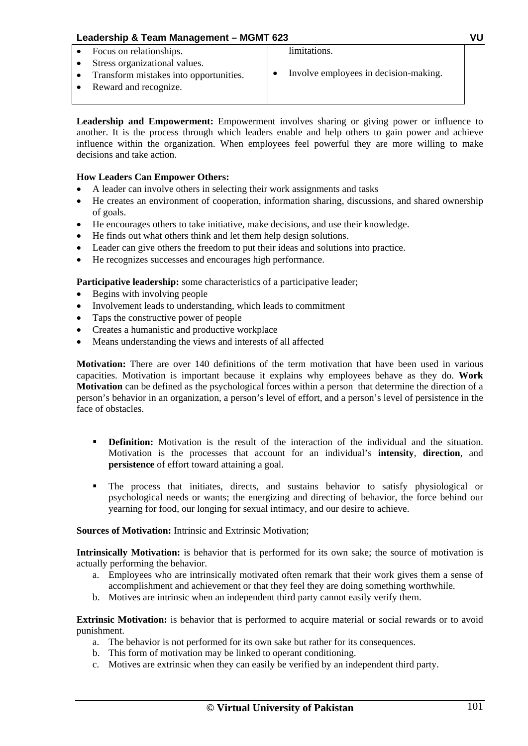| | |
|---|---|
| • Focus on relationships.<br>• Stress organizational values.<br>• Transform mistakes into opportunities.<br>• Reward and recognize. | limitations.<br><br>• Involve employees in decision-making. |

**Leadership and Empowerment:** Empowerment involves sharing or giving power or influence to another. It is the process through which leaders enable and help others to gain power and achieve influence within the organization. When employees feel powerful they are more willing to make decisions and take action.

**How Leaders Can Empower Others:**

- A leader can involve others in selecting their work assignments and tasks
- He creates an environment of cooperation, information sharing, discussions, and shared ownership of goals.
- He encourages others to take initiative, make decisions, and use their knowledge.
- He finds out what others think and let them help design solutions.
- Leader can give others the freedom to put their ideas and solutions into practice.
- He recognizes successes and encourages high performance.

**Participative leadership:** some characteristics of a participative leader;

- Begins with involving people
- Involvement leads to understanding, which leads to commitment
- Taps the constructive power of people
- Creates a humanistic and productive workplace
- Means understanding the views and interests of all affected

**Motivation:** There are over 140 definitions of the term motivation that have been used in various capacities. Motivation is important because it explains why employees behave as they do. **Work Motivation** can be defined as the psychological forces within a person that determine the direction of a person's behavior in an organization, a person's level of effort, and a person's level of persistence in the face of obstacles.

- **Definition:** Motivation is the result of the interaction of the individual and the situation. Motivation is the processes that account for an individual's **intensity**, **direction**, and **persistence** of effort toward attaining a goal.

- The process that initiates, directs, and sustains behavior to satisfy physiological or psychological needs or wants; the energizing and directing of behavior, the force behind our yearning for food, our longing for sexual intimacy, and our desire to achieve.

**Sources of Motivation:** Intrinsic and Extrinsic Motivation;

**Intrinsically Motivation:** is behavior that is performed for its own sake; the source of motivation is actually performing the behavior.

a. Employees who are intrinsically motivated often remark that their work gives them a sense of accomplishment and achievement or that they feel they are doing something worthwhile.
b. Motives are intrinsic when an independent third party cannot easily verify them.

**Extrinsic Motivation:** is behavior that is performed to acquire material or social rewards or to avoid punishment.

a. The behavior is not performed for its own sake but rather for its consequences.
b. This form of motivation may be linked to operant conditioning.
c. Motives are extrinsic when they can easily be verified by an independent third party.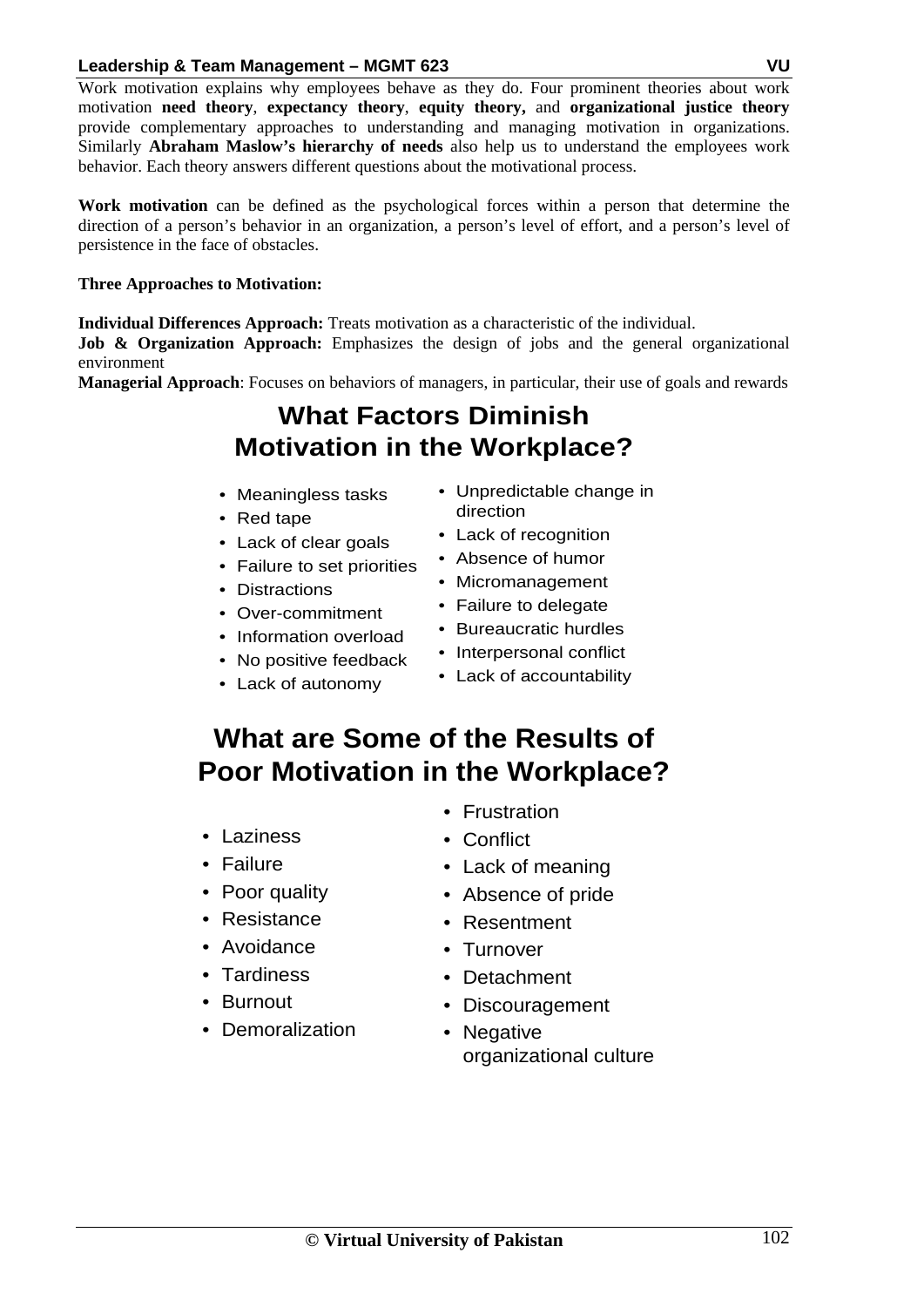Work motivation explains why employees behave as they do. Four prominent theories about work motivation **need theory**, **expectancy theory**, **equity theory,** and **organizational justice theory** provide complementary approaches to understanding and managing motivation in organizations. Similarly **Abraham Maslow's hierarchy of needs** also help us to understand the employees work behavior. Each theory answers different questions about the motivational process.

**Work motivation** can be defined as the psychological forces within a person that determine the direction of a person's behavior in an organization, a person's level of effort, and a person's level of persistence in the face of obstacles.

**Three Approaches to Motivation:**

**Individual Differences Approach:** Treats motivation as a characteristic of the individual.
**Job & Organization Approach:** Emphasizes the design of jobs and the general organizational environment
**Managerial Approach**: Focuses on behaviors of managers, in particular, their use of goals and rewards

## What Factors Diminish Motivation in the Workplace?

- Meaningless tasks
- Red tape
- Lack of clear goals
- Failure to set priorities
- Distractions
- Over-commitment
- Information overload
- No positive feedback
- Lack of autonomy
- Unpredictable change in direction
- Lack of recognition
- Absence of humor
- Micromanagement
- Failure to delegate
- Bureaucratic hurdles
- Interpersonal conflict
- Lack of accountability

## What are Some of the Results of Poor Motivation in the Workplace?

- Laziness
- Failure
- Poor quality
- Resistance
- Avoidance
- Tardiness
- Burnout
- Demoralization
- Frustration
- Conflict
- Lack of meaning
- Absence of pride
- Resentment
- Turnover
- Detachment
- Discouragement
- Negative organizational culture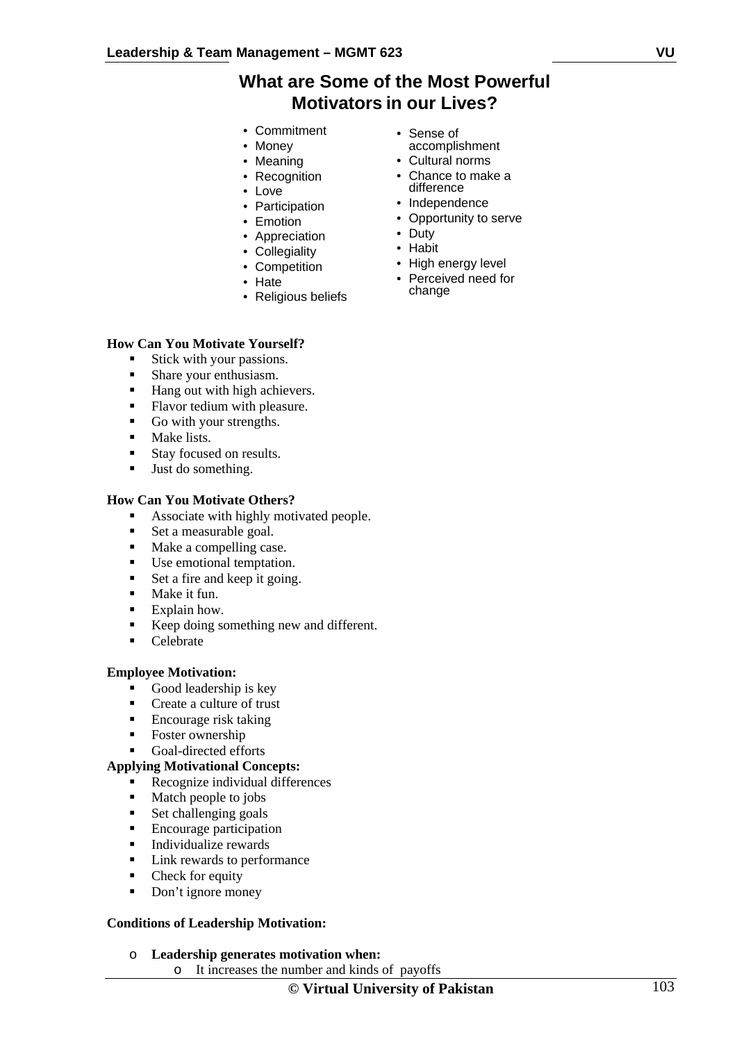## What are Some of the Most Powerful Motivators in our Lives?

- Commitment
- Money
- Meaning
- Recognition
- Love
- Participation
- Emotion
- Appreciation
- Collegiality
- Competition
- Hate
- Religious beliefs
- Sense of accomplishment
- Cultural norms
- Chance to make a difference
- Independence
- Opportunity to serve
- Duty
- Habit
- High energy level
- Perceived need for change

**How Can You Motivate Yourself?**

- Stick with your passions.
- Share your enthusiasm.
- Hang out with high achievers.
- Flavor tedium with pleasure.
- Go with your strengths.
- Make lists.
- Stay focused on results.
- Just do something.

**How Can You Motivate Others?**

- Associate with highly motivated people.
- Set a measurable goal.
- Make a compelling case.
- Use emotional temptation.
- Set a fire and keep it going.
- Make it fun.
- Explain how.
- Keep doing something new and different.
- Celebrate

**Employee Motivation:**

- Good leadership is key
- Create a culture of trust
- Encourage risk taking
- Foster ownership
- Goal-directed efforts

**Applying Motivational Concepts:**

- Recognize individual differences
- Match people to jobs
- Set challenging goals
- Encourage participation
- Individualize rewards
- Link rewards to performance
- Check for equity
- Don't ignore money

**Conditions of Leadership Motivation:**

- **Leadership generates motivation when:**
  - It increases the number and kinds of payoffs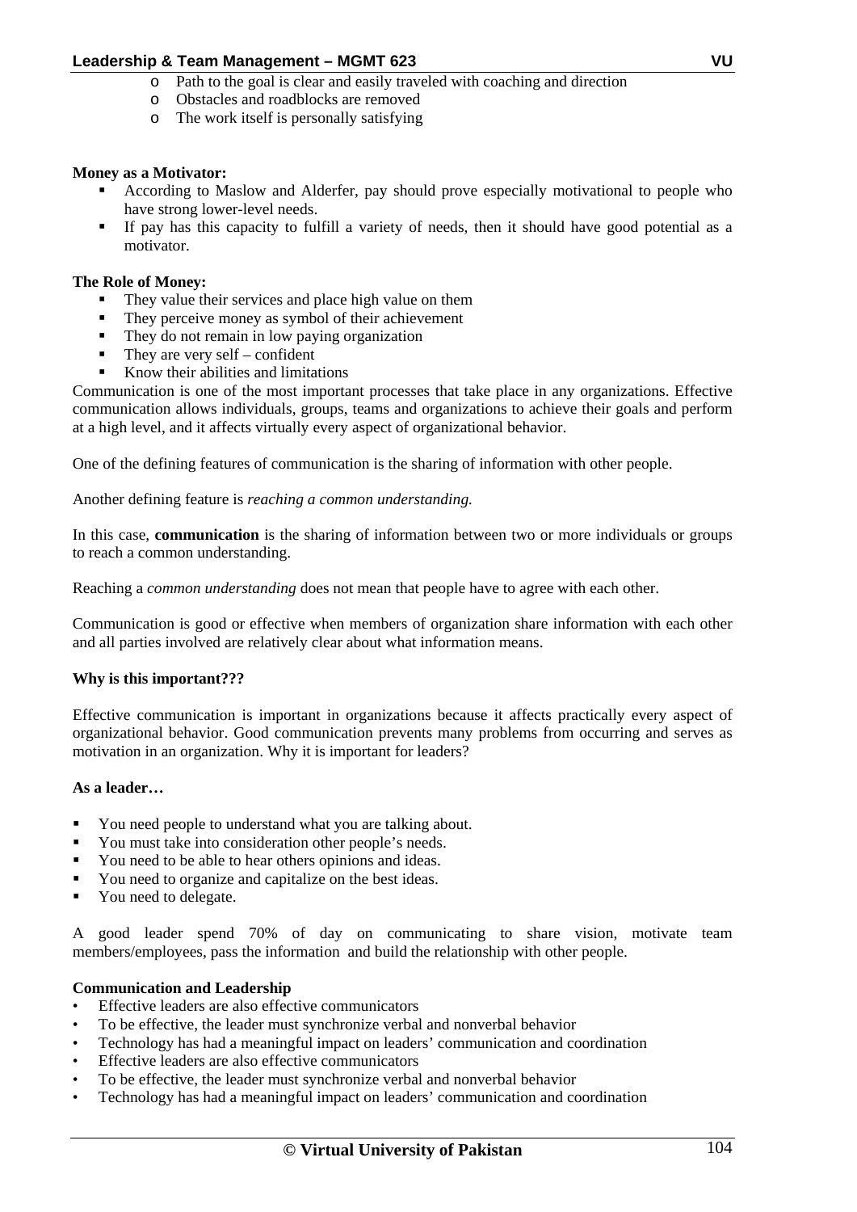- Path to the goal is clear and easily traveled with coaching and direction
- Obstacles and roadblocks are removed
- The work itself is personally satisfying

**Money as a Motivator:**

- According to Maslow and Alderfer, pay should prove especially motivational to people who have strong lower-level needs.
- If pay has this capacity to fulfill a variety of needs, then it should have good potential as a motivator.

**The Role of Money:**

- They value their services and place high value on them
- They perceive money as symbol of their achievement
- They do not remain in low paying organization
- They are very self – confident
- Know their abilities and limitations

Communication is one of the most important processes that take place in any organizations. Effective communication allows individuals, groups, teams and organizations to achieve their goals and perform at a high level, and it affects virtually every aspect of organizational behavior.

One of the defining features of communication is the sharing of information with other people.

Another defining feature is *reaching a common understanding.*

In this case, **communication** is the sharing of information between two or more individuals or groups to reach a common understanding.

Reaching a *common understanding* does not mean that people have to agree with each other.

Communication is good or effective when members of organization share information with each other and all parties involved are relatively clear about what information means.

**Why is this important???**

Effective communication is important in organizations because it affects practically every aspect of organizational behavior. Good communication prevents many problems from occurring and serves as motivation in an organization. Why it is important for leaders?

**As a leader…**

- You need people to understand what you are talking about.
- You must take into consideration other people's needs.
- You need to be able to hear others opinions and ideas.
- You need to organize and capitalize on the best ideas.
- You need to delegate.

A good leader spend 70% of day on communicating to share vision, motivate team members/employees, pass the information and build the relationship with other people.

**Communication and Leadership**

- Effective leaders are also effective communicators
- To be effective, the leader must synchronize verbal and nonverbal behavior
- Technology has had a meaningful impact on leaders' communication and coordination
- Effective leaders are also effective communicators
- To be effective, the leader must synchronize verbal and nonverbal behavior
- Technology has had a meaningful impact on leaders' communication and coordination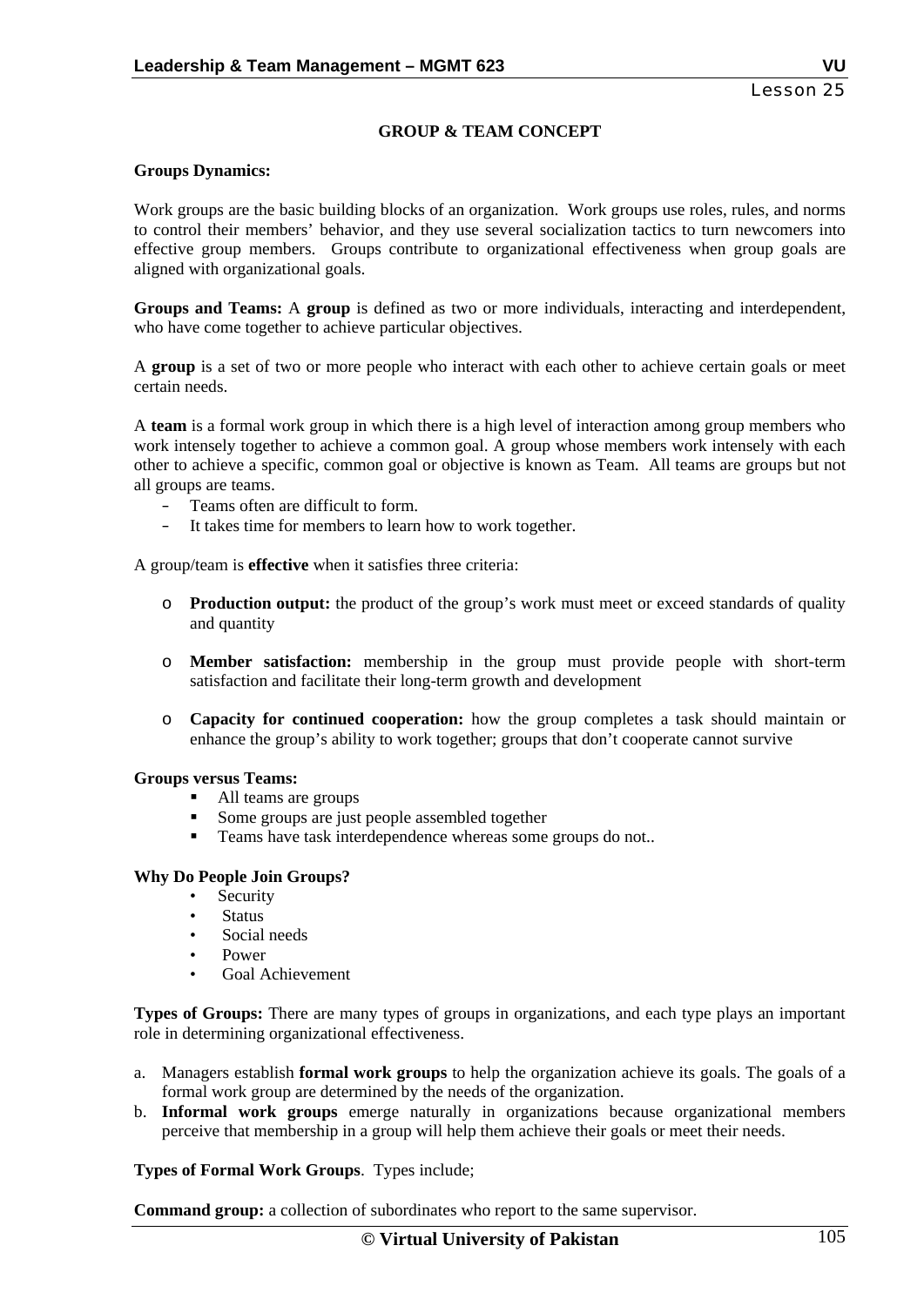Lesson 25

## GROUP & TEAM CONCEPT

**Groups Dynamics:**

Work groups are the basic building blocks of an organization. Work groups use roles, rules, and norms to control their members' behavior, and they use several socialization tactics to turn newcomers into effective group members. Groups contribute to organizational effectiveness when group goals are aligned with organizational goals.

**Groups and Teams:** A **group** is defined as two or more individuals, interacting and interdependent, who have come together to achieve particular objectives.

A **group** is a set of two or more people who interact with each other to achieve certain goals or meet certain needs.

A **team** is a formal work group in which there is a high level of interaction among group members who work intensely together to achieve a common goal. A group whose members work intensely with each other to achieve a specific, common goal or objective is known as Team. All teams are groups but not all groups are teams.

- Teams often are difficult to form.
- It takes time for members to learn how to work together.

A group/team is **effective** when it satisfies three criteria:

- **Production output:** the product of the group's work must meet or exceed standards of quality and quantity
- **Member satisfaction:** membership in the group must provide people with short-term satisfaction and facilitate their long-term growth and development
- **Capacity for continued cooperation:** how the group completes a task should maintain or enhance the group's ability to work together; groups that don't cooperate cannot survive

**Groups versus Teams:**

- All teams are groups
- Some groups are just people assembled together
- Teams have task interdependence whereas some groups do not..

**Why Do People Join Groups?**

- Security
- Status
- Social needs
- Power
- Goal Achievement

**Types of Groups:** There are many types of groups in organizations, and each type plays an important role in determining organizational effectiveness.

a. Managers establish **formal work groups** to help the organization achieve its goals. The goals of a formal work group are determined by the needs of the organization.
b. **Informal work groups** emerge naturally in organizations because organizational members perceive that membership in a group will help them achieve their goals or meet their needs.

**Types of Formal Work Groups**. Types include;

**Command group:** a collection of subordinates who report to the same supervisor.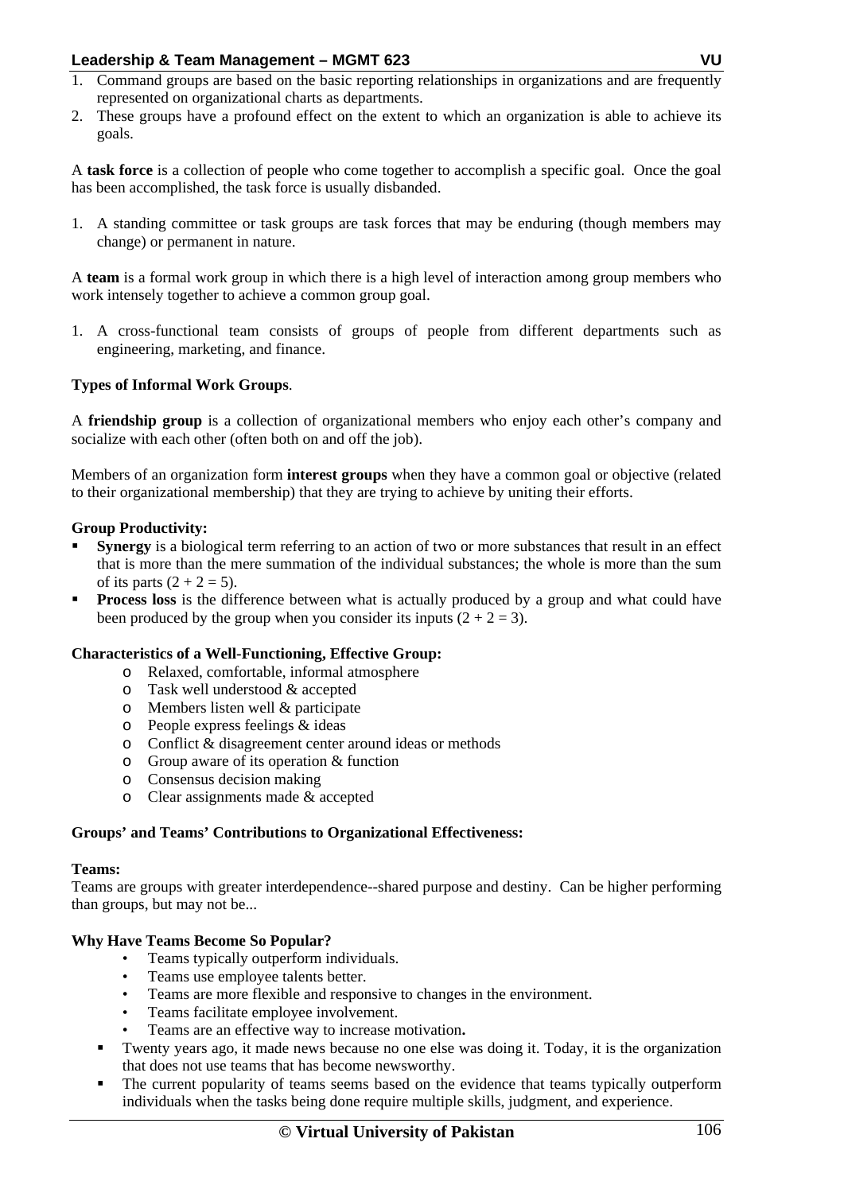1. Command groups are based on the basic reporting relationships in organizations and are frequently represented on organizational charts as departments.
2. These groups have a profound effect on the extent to which an organization is able to achieve its goals.

A **task force** is a collection of people who come together to accomplish a specific goal. Once the goal has been accomplished, the task force is usually disbanded.

1. A standing committee or task groups are task forces that may be enduring (though members may change) or permanent in nature.

A **team** is a formal work group in which there is a high level of interaction among group members who work intensely together to achieve a common group goal.

1. A cross-functional team consists of groups of people from different departments such as engineering, marketing, and finance.

**Types of Informal Work Groups**.

A **friendship group** is a collection of organizational members who enjoy each other's company and socialize with each other (often both on and off the job).

Members of an organization form **interest groups** when they have a common goal or objective (related to their organizational membership) that they are trying to achieve by uniting their efforts.

**Group Productivity:**

- **Synergy** is a biological term referring to an action of two or more substances that result in an effect that is more than the mere summation of the individual substances; the whole is more than the sum of its parts (2 + 2 = 5).
- **Process loss** is the difference between what is actually produced by a group and what could have been produced by the group when you consider its inputs (2 + 2 = 3).

**Characteristics of a Well-Functioning, Effective Group:**

- Relaxed, comfortable, informal atmosphere
- Task well understood & accepted
- Members listen well & participate
- People express feelings & ideas
- Conflict & disagreement center around ideas or methods
- Group aware of its operation & function
- Consensus decision making
- Clear assignments made & accepted

**Groups' and Teams' Contributions to Organizational Effectiveness:**

**Teams:**
Teams are groups with greater interdependence--shared purpose and destiny. Can be higher performing than groups, but may not be...

**Why Have Teams Become So Popular?**

- Teams typically outperform individuals.
- Teams use employee talents better.
- Teams are more flexible and responsive to changes in the environment.
- Teams facilitate employee involvement.
- Teams are an effective way to increase motivation**.**

- Twenty years ago, it made news because no one else was doing it. Today, it is the organization that does not use teams that has become newsworthy.
- The current popularity of teams seems based on the evidence that teams typically outperform individuals when the tasks being done require multiple skills, judgment, and experience.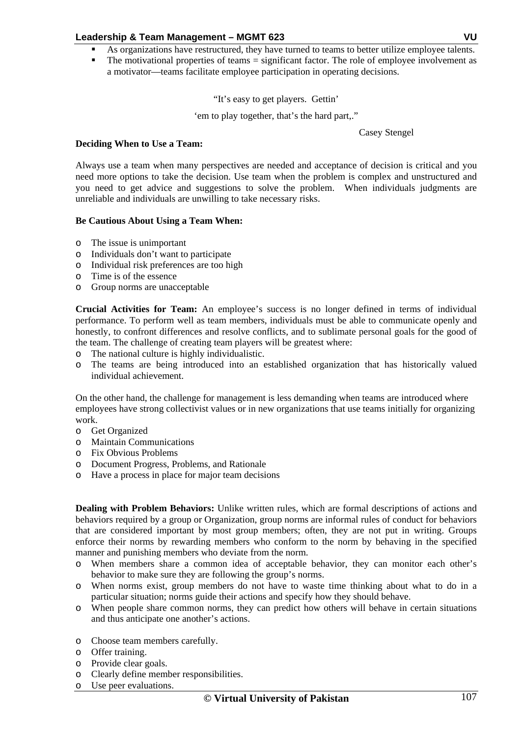- As organizations have restructured, they have turned to teams to better utilize employee talents.
- The motivational properties of teams = significant factor. The role of employee involvement as a motivator—teams facilitate employee participation in operating decisions.

"It's easy to get players. Gettin'

'em to play together, that's the hard part,."

Casey Stengel

**Deciding When to Use a Team:**

Always use a team when many perspectives are needed and acceptance of decision is critical and you need more options to take the decision. Use team when the problem is complex and unstructured and you need to get advice and suggestions to solve the problem. When individuals judgments are unreliable and individuals are unwilling to take necessary risks.

**Be Cautious About Using a Team When:**

- The issue is unimportant
- Individuals don't want to participate
- Individual risk preferences are too high
- Time is of the essence
- Group norms are unacceptable

**Crucial Activities for Team:** An employee's success is no longer defined in terms of individual performance. To perform well as team members, individuals must be able to communicate openly and honestly, to confront differences and resolve conflicts, and to sublimate personal goals for the good of the team. The challenge of creating team players will be greatest where:

- The national culture is highly individualistic.
- The teams are being introduced into an established organization that has historically valued individual achievement.

On the other hand, the challenge for management is less demanding when teams are introduced where employees have strong collectivist values or in new organizations that use teams initially for organizing work.

- Get Organized
- Maintain Communications
- Fix Obvious Problems
- Document Progress, Problems, and Rationale
- Have a process in place for major team decisions

**Dealing with Problem Behaviors:** Unlike written rules, which are formal descriptions of actions and behaviors required by a group or Organization, group norms are informal rules of conduct for behaviors that are considered important by most group members; often, they are not put in writing. Groups enforce their norms by rewarding members who conform to the norm by behaving in the specified manner and punishing members who deviate from the norm.

- When members share a common idea of acceptable behavior, they can monitor each other's behavior to make sure they are following the group's norms.
- When norms exist, group members do not have to waste time thinking about what to do in a particular situation; norms guide their actions and specify how they should behave.
- When people share common norms, they can predict how others will behave in certain situations and thus anticipate one another's actions.

- Choose team members carefully.
- Offer training.
- Provide clear goals.
- Clearly define member responsibilities.
- Use peer evaluations.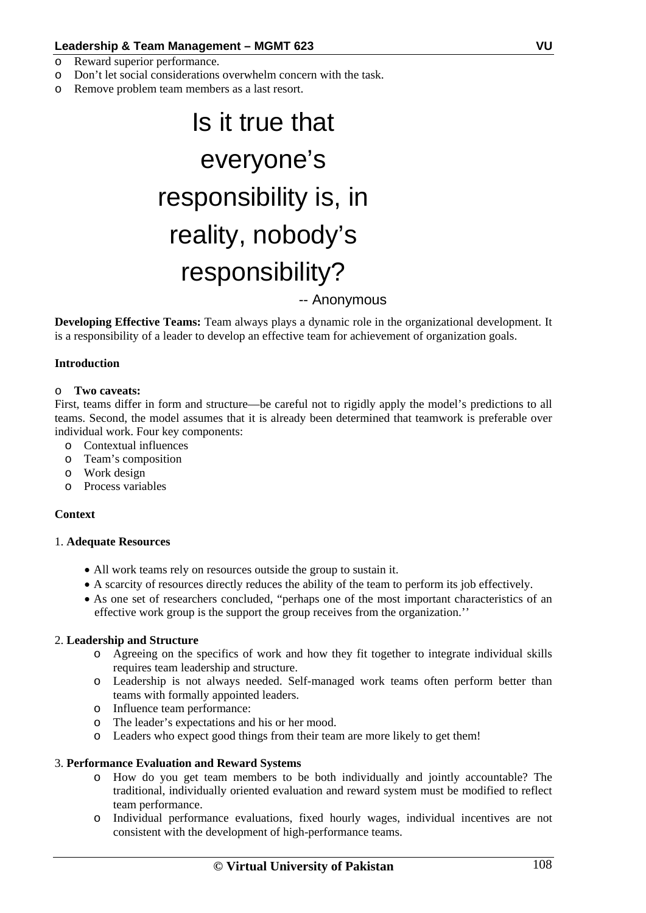- Reward superior performance.
- Don't let social considerations overwhelm concern with the task.
- Remove problem team members as a last resort.

# Is it true that everyone's responsibility is, in reality, nobody's responsibility?

-- Anonymous

**Developing Effective Teams:** Team always plays a dynamic role in the organizational development. It is a responsibility of a leader to develop an effective team for achievement of organization goals.

**Introduction**

- **Two caveats:**

First, teams differ in form and structure—be careful not to rigidly apply the model's predictions to all teams. Second, the model assumes that it is already been determined that teamwork is preferable over individual work. Four key components:

- Contextual influences
- Team's composition
- Work design
- Process variables

**Context**

1. **Adequate Resources**

- All work teams rely on resources outside the group to sustain it.
- A scarcity of resources directly reduces the ability of the team to perform its job effectively.
- As one set of researchers concluded, "perhaps one of the most important characteristics of an effective work group is the support the group receives from the organization.''

2. **Leadership and Structure**

- Agreeing on the specifics of work and how they fit together to integrate individual skills requires team leadership and structure.
- Leadership is not always needed. Self-managed work teams often perform better than teams with formally appointed leaders.
- Influence team performance:
- The leader's expectations and his or her mood.
- Leaders who expect good things from their team are more likely to get them!

3. **Performance Evaluation and Reward Systems**

- How do you get team members to be both individually and jointly accountable? The traditional, individually oriented evaluation and reward system must be modified to reflect team performance.
- Individual performance evaluations, fixed hourly wages, individual incentives are not consistent with the development of high-performance teams.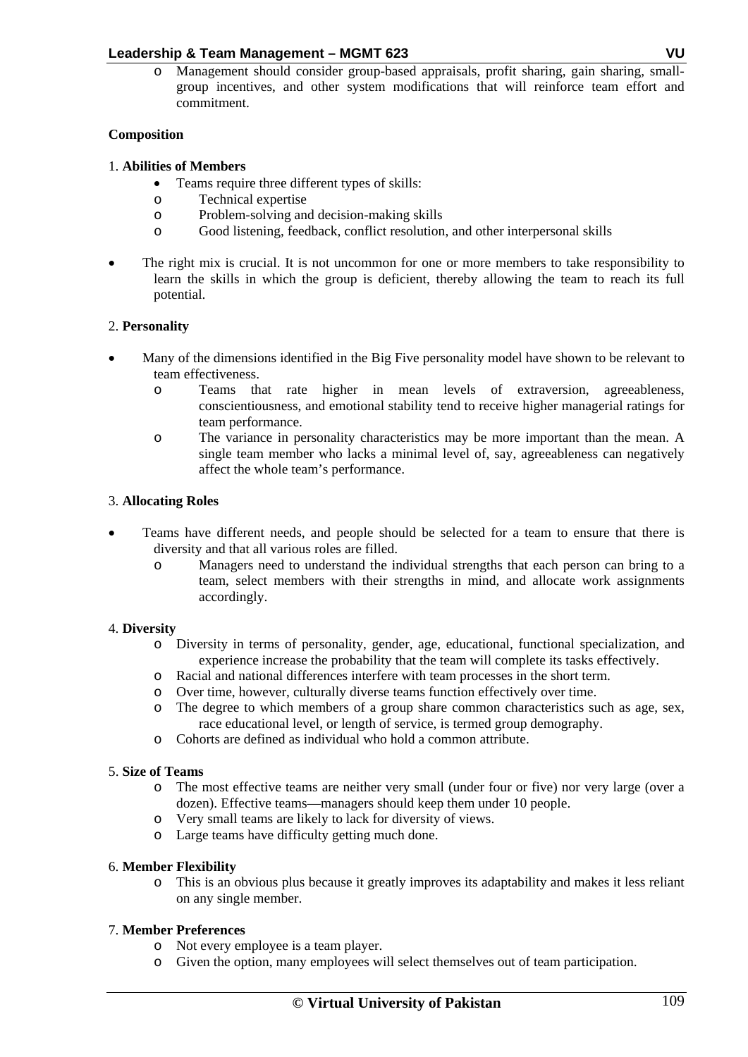- Management should consider group-based appraisals, profit sharing, gain sharing, small-group incentives, and other system modifications that will reinforce team effort and commitment.

**Composition**

1. **Abilities of Members**

- Teams require three different types of skills:
    - Technical expertise
    - Problem-solving and decision-making skills
    - Good listening, feedback, conflict resolution, and other interpersonal skills

- The right mix is crucial. It is not uncommon for one or more members to take responsibility to learn the skills in which the group is deficient, thereby allowing the team to reach its full potential.

2. **Personality**

- Many of the dimensions identified in the Big Five personality model have shown to be relevant to team effectiveness.
    - Teams that rate higher in mean levels of extraversion, agreeableness, conscientiousness, and emotional stability tend to receive higher managerial ratings for team performance.
    - The variance in personality characteristics may be more important than the mean. A single team member who lacks a minimal level of, say, agreeableness can negatively affect the whole team's performance.

3. **Allocating Roles**

- Teams have different needs, and people should be selected for a team to ensure that there is diversity and that all various roles are filled.
    - Managers need to understand the individual strengths that each person can bring to a team, select members with their strengths in mind, and allocate work assignments accordingly.

4. **Diversity**

- Diversity in terms of personality, gender, age, educational, functional specialization, and experience increase the probability that the team will complete its tasks effectively.
- Racial and national differences interfere with team processes in the short term.
- Over time, however, culturally diverse teams function effectively over time.
- The degree to which members of a group share common characteristics such as age, sex, race educational level, or length of service, is termed group demography.
- Cohorts are defined as individual who hold a common attribute.

5. **Size of Teams**

- The most effective teams are neither very small (under four or five) nor very large (over a dozen). Effective teams—managers should keep them under 10 people.
- Very small teams are likely to lack for diversity of views.
- Large teams have difficulty getting much done.

6. **Member Flexibility**

- This is an obvious plus because it greatly improves its adaptability and makes it less reliant on any single member.

7. **Member Preferences**

- Not every employee is a team player.
- Given the option, many employees will select themselves out of team participation.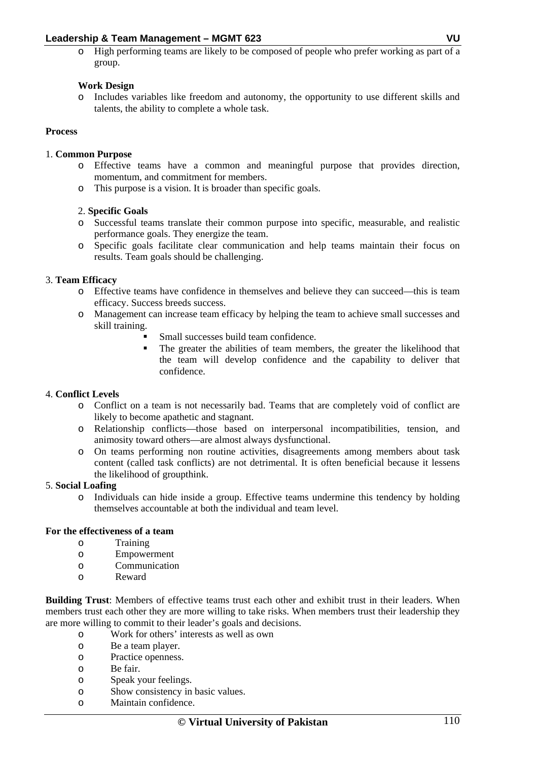- High performing teams are likely to be composed of people who prefer working as part of a group.

**Work Design**

- Includes variables like freedom and autonomy, the opportunity to use different skills and talents, the ability to complete a whole task.

**Process**

1. **Common Purpose**
   - Effective teams have a common and meaningful purpose that provides direction, momentum, and commitment for members.
   - This purpose is a vision. It is broader than specific goals.

2. **Specific Goals**
   - Successful teams translate their common purpose into specific, measurable, and realistic performance goals. They energize the team.
   - Specific goals facilitate clear communication and help teams maintain their focus on results. Team goals should be challenging.

3. **Team Efficacy**
   - Effective teams have confidence in themselves and believe they can succeed—this is team efficacy. Success breeds success.
   - Management can increase team efficacy by helping the team to achieve small successes and skill training.
     - Small successes build team confidence.
     - The greater the abilities of team members, the greater the likelihood that the team will develop confidence and the capability to deliver that confidence.

4. **Conflict Levels**
   - Conflict on a team is not necessarily bad. Teams that are completely void of conflict are likely to become apathetic and stagnant.
   - Relationship conflicts—those based on interpersonal incompatibilities, tension, and animosity toward others—are almost always dysfunctional.
   - On teams performing non routine activities, disagreements among members about task content (called task conflicts) are not detrimental. It is often beneficial because it lessens the likelihood of groupthink.

5. **Social Loafing**
   - Individuals can hide inside a group. Effective teams undermine this tendency by holding themselves accountable at both the individual and team level.

**For the effectiveness of a team**

- Training
- Empowerment
- Communication
- Reward

**Building Trust**: Members of effective teams trust each other and exhibit trust in their leaders. When members trust each other they are more willing to take risks. When members trust their leadership they are more willing to commit to their leader's goals and decisions.

- Work for others' interests as well as own
- Be a team player.
- Practice openness.
- Be fair.
- Speak your feelings.
- Show consistency in basic values.
- Maintain confidence.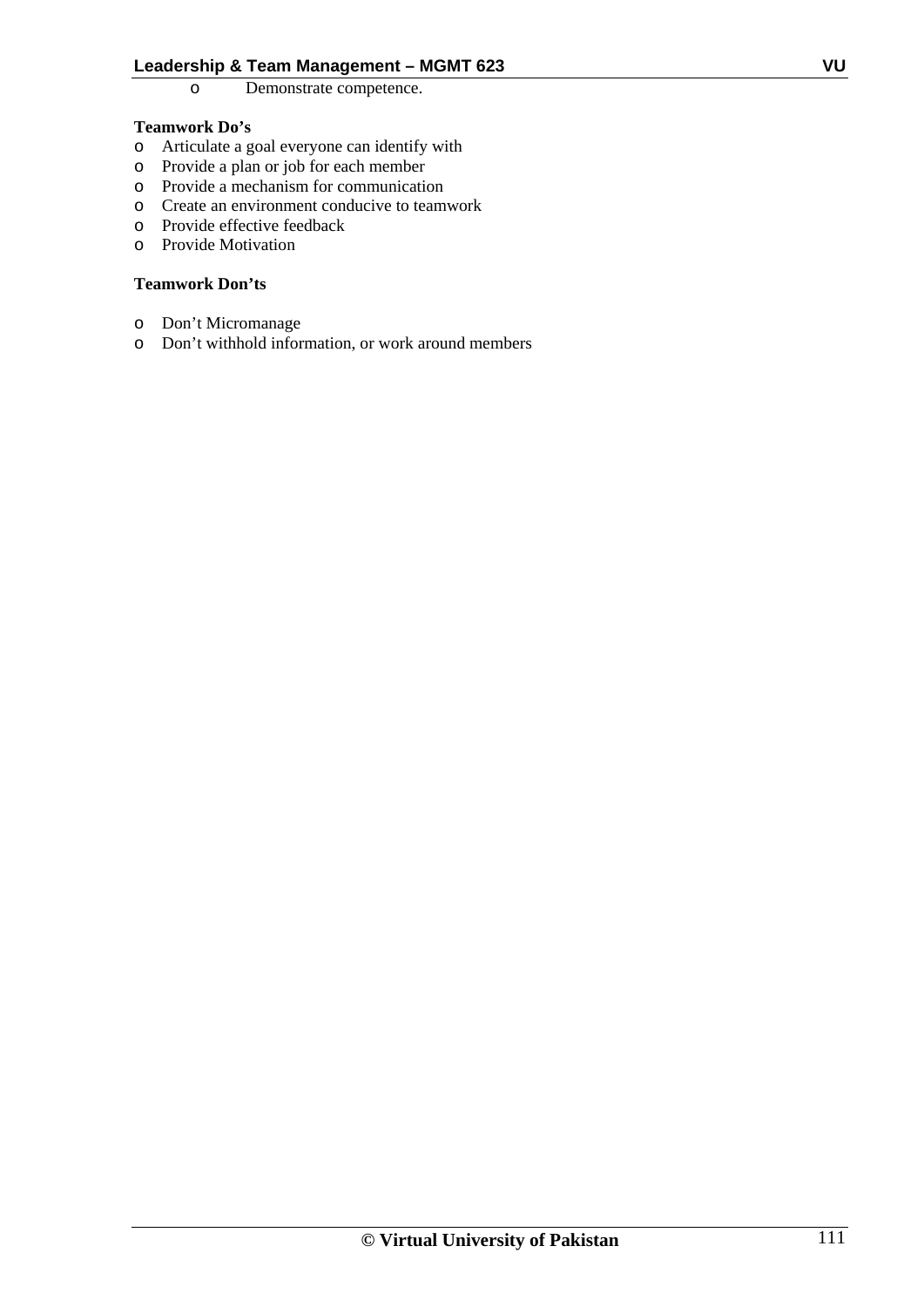- Demonstrate competence.

**Teamwork Do's**

- Articulate a goal everyone can identify with
- Provide a plan or job for each member
- Provide a mechanism for communication
- Create an environment conducive to teamwork
- Provide effective feedback
- Provide Motivation

**Teamwork Don'ts**

- Don't Micromanage
- Don't withhold information, or work around members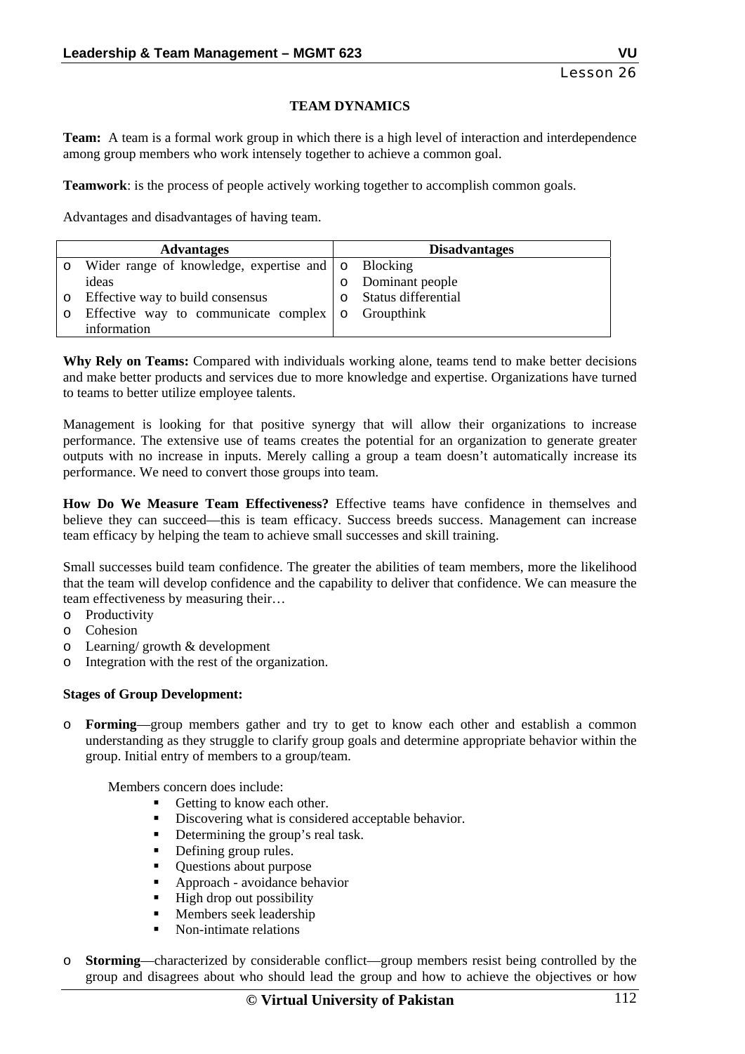## TEAM DYNAMICS

**Team:** A team is a formal work group in which there is a high level of interaction and interdependence among group members who work intensely together to achieve a common goal.

**Teamwork**: is the process of people actively working together to accomplish common goals.

Advantages and disadvantages of having team.

| Advantages | Disadvantages |
|---|---|
| o Wider range of knowledge, expertise and ideas | o Blocking |
| o Effective way to build consensus | o Dominant people |
| o Effective way to communicate complex information | o Status differential |
| | o Groupthink |

**Why Rely on Teams:** Compared with individuals working alone, teams tend to make better decisions and make better products and services due to more knowledge and expertise. Organizations have turned to teams to better utilize employee talents.

Management is looking for that positive synergy that will allow their organizations to increase performance. The extensive use of teams creates the potential for an organization to generate greater outputs with no increase in inputs. Merely calling a group a team doesn't automatically increase its performance. We need to convert those groups into team.

**How Do We Measure Team Effectiveness?** Effective teams have confidence in themselves and believe they can succeed—this is team efficacy. Success breeds success. Management can increase team efficacy by helping the team to achieve small successes and skill training.

Small successes build team confidence. The greater the abilities of team members, more the likelihood that the team will develop confidence and the capability to deliver that confidence. We can measure the team effectiveness by measuring their…

- o Productivity
- o Cohesion
- o Learning/ growth & development
- o Integration with the rest of the organization.

**Stages of Group Development:**

- o **Forming**—group members gather and try to get to know each other and establish a common understanding as they struggle to clarify group goals and determine appropriate behavior within the group. Initial entry of members to a group/team.

  Members concern does include:
  - Getting to know each other.
  - Discovering what is considered acceptable behavior.
  - Determining the group's real task.
  - Defining group rules.
  - Questions about purpose
  - Approach - avoidance behavior
  - High drop out possibility
  - Members seek leadership
  - Non-intimate relations

- o **Storming**—characterized by considerable conflict—group members resist being controlled by the group and disagrees about who should lead the group and how to achieve the objectives or how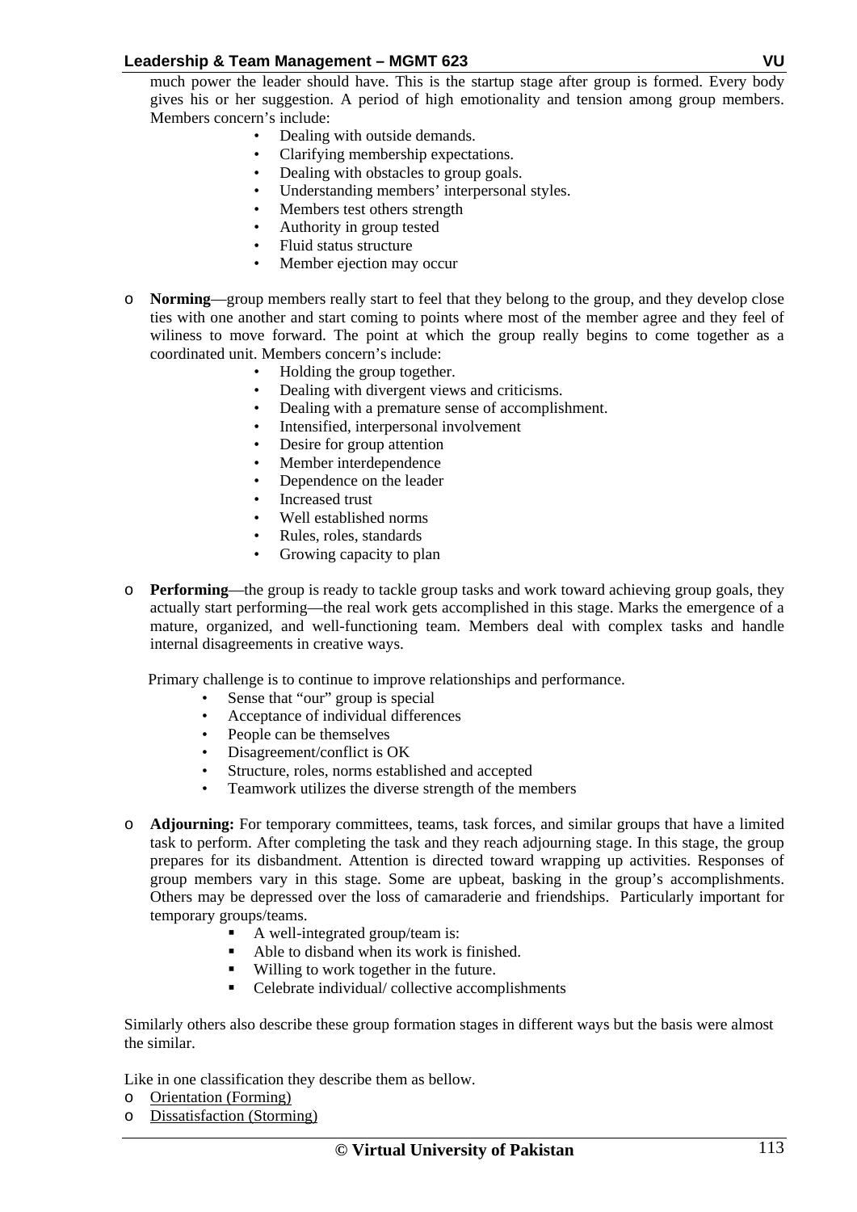much power the leader should have. This is the startup stage after group is formed. Every body gives his or her suggestion. A period of high emotionality and tension among group members. Members concern's include:

- Dealing with outside demands.
- Clarifying membership expectations.
- Dealing with obstacles to group goals.
- Understanding members' interpersonal styles.
- Members test others strength
- Authority in group tested
- Fluid status structure
- Member ejection may occur

- **Norming**—group members really start to feel that they belong to the group, and they develop close ties with one another and start coming to points where most of the member agree and they feel of wiliness to move forward. The point at which the group really begins to come together as a coordinated unit. Members concern's include:
  - Holding the group together.
  - Dealing with divergent views and criticisms.
  - Dealing with a premature sense of accomplishment.
  - Intensified, interpersonal involvement
  - Desire for group attention
  - Member interdependence
  - Dependence on the leader
  - Increased trust
  - Well established norms
  - Rules, roles, standards
  - Growing capacity to plan

- **Performing**—the group is ready to tackle group tasks and work toward achieving group goals, they actually start performing—the real work gets accomplished in this stage. Marks the emergence of a mature, organized, and well-functioning team. Members deal with complex tasks and handle internal disagreements in creative ways.

  Primary challenge is to continue to improve relationships and performance.
  - Sense that "our" group is special
  - Acceptance of individual differences
  - People can be themselves
  - Disagreement/conflict is OK
  - Structure, roles, norms established and accepted
  - Teamwork utilizes the diverse strength of the members

- **Adjourning:** For temporary committees, teams, task forces, and similar groups that have a limited task to perform. After completing the task and they reach adjourning stage. In this stage, the group prepares for its disbandment. Attention is directed toward wrapping up activities. Responses of group members vary in this stage. Some are upbeat, basking in the group's accomplishments. Others may be depressed over the loss of camaraderie and friendships. Particularly important for temporary groups/teams.
  - A well-integrated group/team is:
  - Able to disband when its work is finished.
  - Willing to work together in the future.
  - Celebrate individual/ collective accomplishments

Similarly others also describe these group formation stages in different ways but the basis were almost the similar.

Like in one classification they describe them as bellow.

- Orientation (Forming)
- Dissatisfaction (Storming)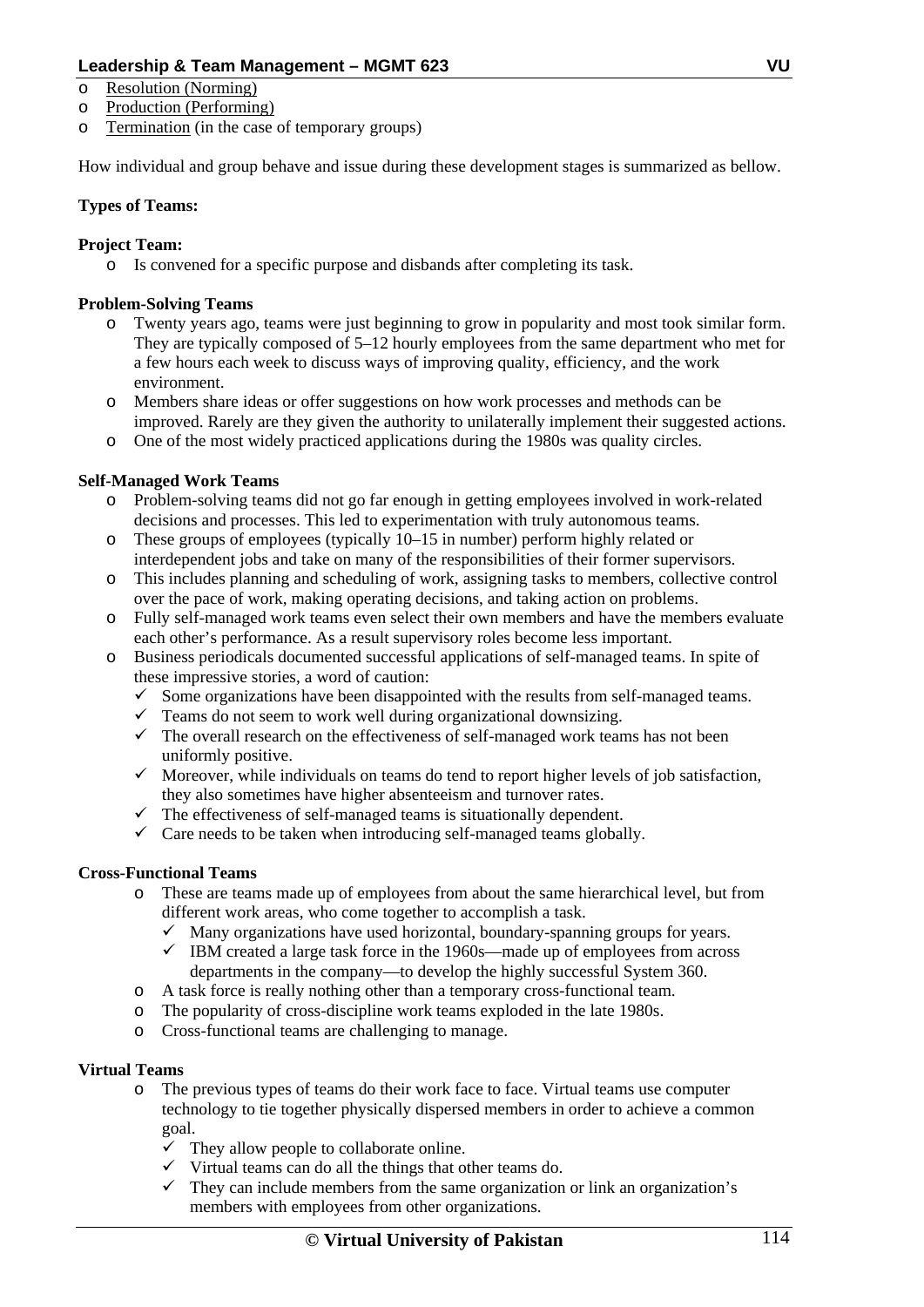- Resolution (Norming)
- Production (Performing)
- Termination (in the case of temporary groups)

How individual and group behave and issue during these development stages is summarized as bellow.

**Types of Teams:**

**Project Team:**

- Is convened for a specific purpose and disbands after completing its task.

**Problem-Solving Teams**

- Twenty years ago, teams were just beginning to grow in popularity and most took similar form. They are typically composed of 5–12 hourly employees from the same department who met for a few hours each week to discuss ways of improving quality, efficiency, and the work environment.
- Members share ideas or offer suggestions on how work processes and methods can be improved. Rarely are they given the authority to unilaterally implement their suggested actions.
- One of the most widely practiced applications during the 1980s was quality circles.

**Self-Managed Work Teams**

- Problem-solving teams did not go far enough in getting employees involved in work-related decisions and processes. This led to experimentation with truly autonomous teams.
- These groups of employees (typically 10–15 in number) perform highly related or interdependent jobs and take on many of the responsibilities of their former supervisors.
- This includes planning and scheduling of work, assigning tasks to members, collective control over the pace of work, making operating decisions, and taking action on problems.
- Fully self-managed work teams even select their own members and have the members evaluate each other's performance. As a result supervisory roles become less important.
- Business periodicals documented successful applications of self-managed teams. In spite of these impressive stories, a word of caution:
  - ✓ Some organizations have been disappointed with the results from self-managed teams.
  - ✓ Teams do not seem to work well during organizational downsizing.
  - ✓ The overall research on the effectiveness of self-managed work teams has not been uniformly positive.
  - ✓ Moreover, while individuals on teams do tend to report higher levels of job satisfaction, they also sometimes have higher absenteeism and turnover rates.
  - ✓ The effectiveness of self-managed teams is situationally dependent.
  - ✓ Care needs to be taken when introducing self-managed teams globally.

**Cross-Functional Teams**

- These are teams made up of employees from about the same hierarchical level, but from different work areas, who come together to accomplish a task.
  - ✓ Many organizations have used horizontal, boundary-spanning groups for years.
  - ✓ IBM created a large task force in the 1960s—made up of employees from across departments in the company—to develop the highly successful System 360.
- A task force is really nothing other than a temporary cross-functional team.
- The popularity of cross-discipline work teams exploded in the late 1980s.
- Cross-functional teams are challenging to manage.

**Virtual Teams**

- The previous types of teams do their work face to face. Virtual teams use computer technology to tie together physically dispersed members in order to achieve a common goal.
  - ✓ They allow people to collaborate online.
  - ✓ Virtual teams can do all the things that other teams do.
  - ✓ They can include members from the same organization or link an organization's members with employees from other organizations.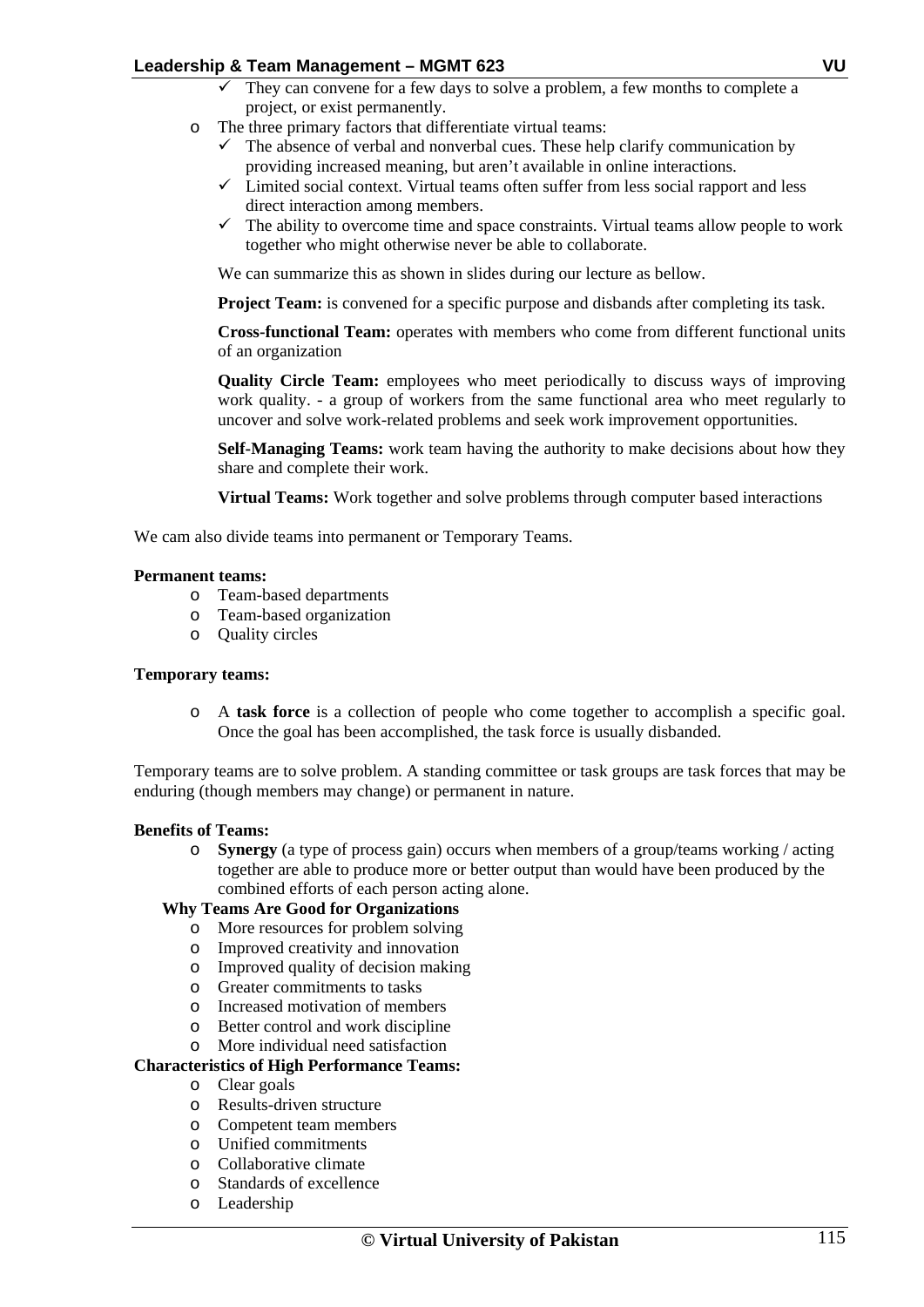- ✓ They can convene for a few days to solve a problem, a few months to complete a project, or exist permanently.
- The three primary factors that differentiate virtual teams:
  - ✓ The absence of verbal and nonverbal cues. These help clarify communication by providing increased meaning, but aren't available in online interactions.
  - ✓ Limited social context. Virtual teams often suffer from less social rapport and less direct interaction among members.
  - ✓ The ability to overcome time and space constraints. Virtual teams allow people to work together who might otherwise never be able to collaborate.

We can summarize this as shown in slides during our lecture as bellow.

**Project Team:** is convened for a specific purpose and disbands after completing its task.

**Cross-functional Team:** operates with members who come from different functional units of an organization

**Quality Circle Team:** employees who meet periodically to discuss ways of improving work quality. - a group of workers from the same functional area who meet regularly to uncover and solve work-related problems and seek work improvement opportunities.

**Self-Managing Teams:** work team having the authority to make decisions about how they share and complete their work.

**Virtual Teams:** Work together and solve problems through computer based interactions

We cam also divide teams into permanent or Temporary Teams.

**Permanent teams:**

- Team-based departments
- Team-based organization
- Quality circles

**Temporary teams:**

- A **task force** is a collection of people who come together to accomplish a specific goal. Once the goal has been accomplished, the task force is usually disbanded.

Temporary teams are to solve problem. A standing committee or task groups are task forces that may be enduring (though members may change) or permanent in nature.

**Benefits of Teams:**

- **Synergy** (a type of process gain) occurs when members of a group/teams working / acting together are able to produce more or better output than would have been produced by the combined efforts of each person acting alone.

**Why Teams Are Good for Organizations**

- More resources for problem solving
- Improved creativity and innovation
- Improved quality of decision making
- Greater commitments to tasks
- Increased motivation of members
- Better control and work discipline
- More individual need satisfaction

**Characteristics of High Performance Teams:**

- Clear goals
- Results-driven structure
- Competent team members
- Unified commitments
- Collaborative climate
- Standards of excellence
- Leadership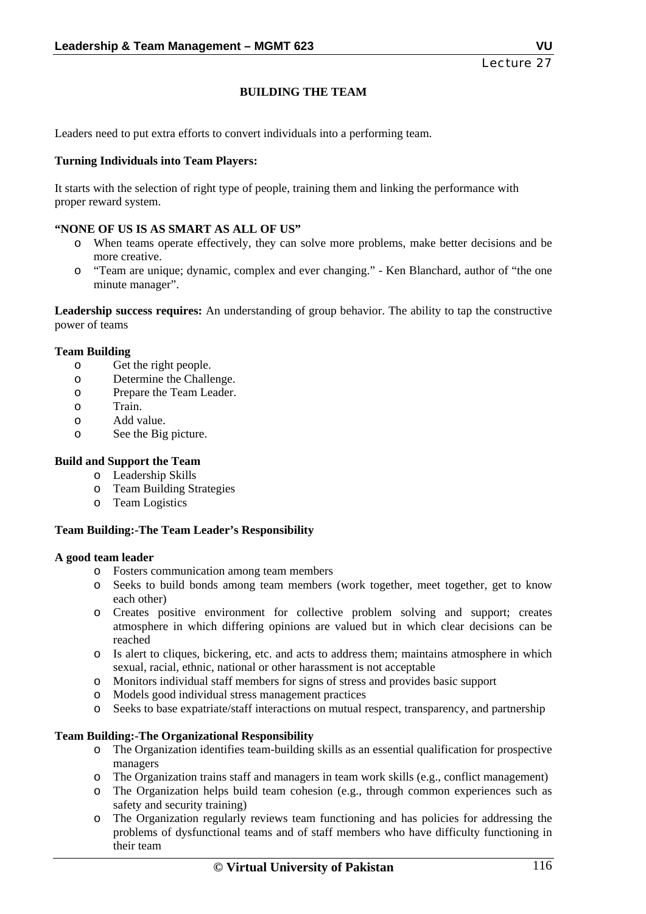# Lecture 27

## BUILDING THE TEAM

Leaders need to put extra efforts to convert individuals into a performing team.

**Turning Individuals into Team Players:**

It starts with the selection of right type of people, training them and linking the performance with proper reward system.

**"NONE OF US IS AS SMART AS ALL OF US"**

- When teams operate effectively, they can solve more problems, make better decisions and be more creative.
- "Team are unique; dynamic, complex and ever changing." - Ken Blanchard, author of "the one minute manager".

**Leadership success requires:** An understanding of group behavior. The ability to tap the constructive power of teams

**Team Building**

- Get the right people.
- Determine the Challenge.
- Prepare the Team Leader.
- Train.
- Add value.
- See the Big picture.

**Build and Support the Team**

- Leadership Skills
- Team Building Strategies
- Team Logistics

**Team Building:-The Team Leader's Responsibility**

**A good team leader**

- Fosters communication among team members
- Seeks to build bonds among team members (work together, meet together, get to know each other)
- Creates positive environment for collective problem solving and support; creates atmosphere in which differing opinions are valued but in which clear decisions can be reached
- Is alert to cliques, bickering, etc. and acts to address them; maintains atmosphere in which sexual, racial, ethnic, national or other harassment is not acceptable
- Monitors individual staff members for signs of stress and provides basic support
- Models good individual stress management practices
- Seeks to base expatriate/staff interactions on mutual respect, transparency, and partnership

**Team Building:-The Organizational Responsibility**

- The Organization identifies team-building skills as an essential qualification for prospective managers
- The Organization trains staff and managers in team work skills (e.g., conflict management)
- The Organization helps build team cohesion (e.g., through common experiences such as safety and security training)
- The Organization regularly reviews team functioning and has policies for addressing the problems of dysfunctional teams and of staff members who have difficulty functioning in their team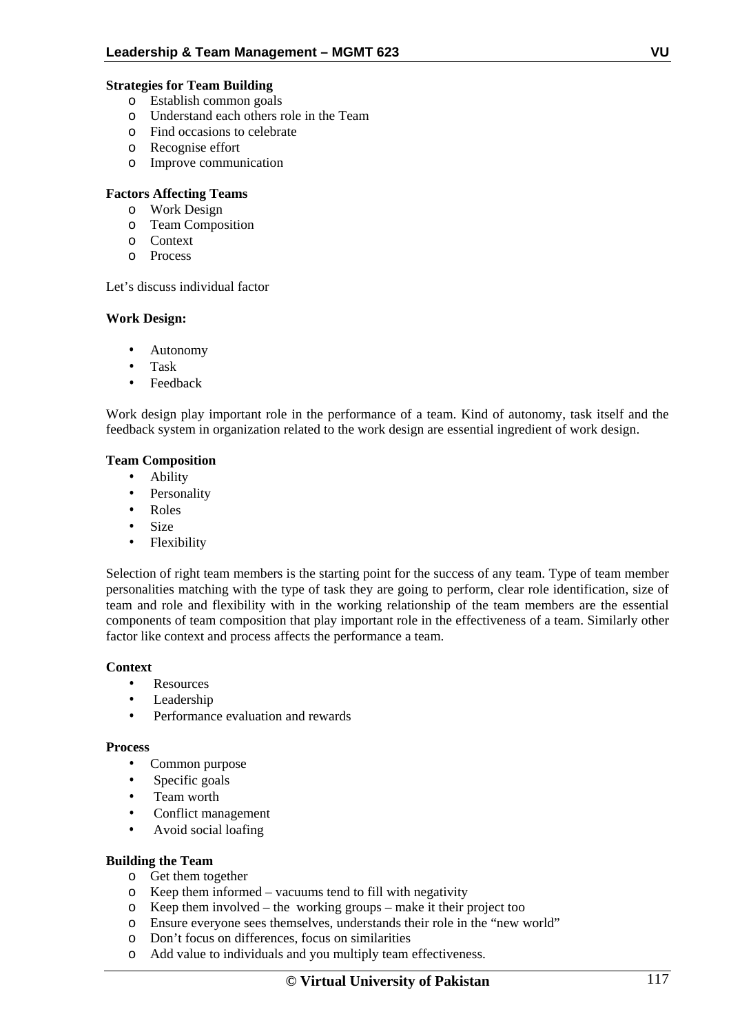**Strategies for Team Building**

- Establish common goals
- Understand each others role in the Team
- Find occasions to celebrate
- Recognise effort
- Improve communication

**Factors Affecting Teams**

- Work Design
- Team Composition
- Context
- Process

Let's discuss individual factor

**Work Design:**

- Autonomy
- Task
- Feedback

Work design play important role in the performance of a team. Kind of autonomy, task itself and the feedback system in organization related to the work design are essential ingredient of work design.

**Team Composition**

- Ability
- Personality
- Roles
- Size
- Flexibility

Selection of right team members is the starting point for the success of any team. Type of team member personalities matching with the type of task they are going to perform, clear role identification, size of team and role and flexibility with in the working relationship of the team members are the essential components of team composition that play important role in the effectiveness of a team. Similarly other factor like context and process affects the performance a team.

**Context**

- Resources
- Leadership
- Performance evaluation and rewards

**Process**

- Common purpose
- Specific goals
- Team worth
- Conflict management
- Avoid social loafing

**Building the Team**

- Get them together
- Keep them informed – vacuums tend to fill with negativity
- Keep them involved – the working groups – make it their project too
- Ensure everyone sees themselves, understands their role in the "new world"
- Don't focus on differences, focus on similarities
- Add value to individuals and you multiply team effectiveness.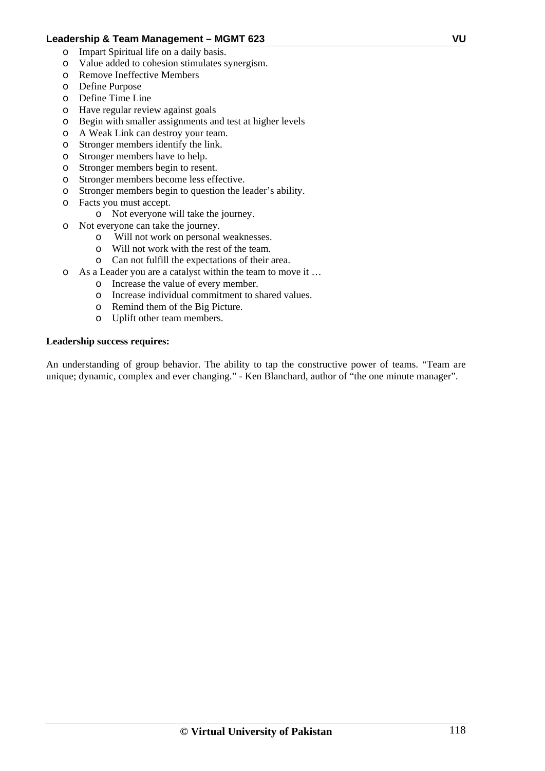- Impart Spiritual life on a daily basis.
- Value added to cohesion stimulates synergism.
- Remove Ineffective Members
- Define Purpose
- Define Time Line
- Have regular review against goals
- Begin with smaller assignments and test at higher levels
- A Weak Link can destroy your team.
- Stronger members identify the link.
- Stronger members have to help.
- Stronger members begin to resent.
- Stronger members become less effective.
- Stronger members begin to question the leader's ability.
- Facts you must accept.
  - Not everyone will take the journey.
- Not everyone can take the journey.
  - Will not work on personal weaknesses.
  - Will not work with the rest of the team.
  - Can not fulfill the expectations of their area.
- As a Leader you are a catalyst within the team to move it …
  - Increase the value of every member.
  - Increase individual commitment to shared values.
  - Remind them of the Big Picture.
  - Uplift other team members.

**Leadership success requires:**

An understanding of group behavior. The ability to tap the constructive power of teams. "Team are unique; dynamic, complex and ever changing." - Ken Blanchard, author of "the one minute manager".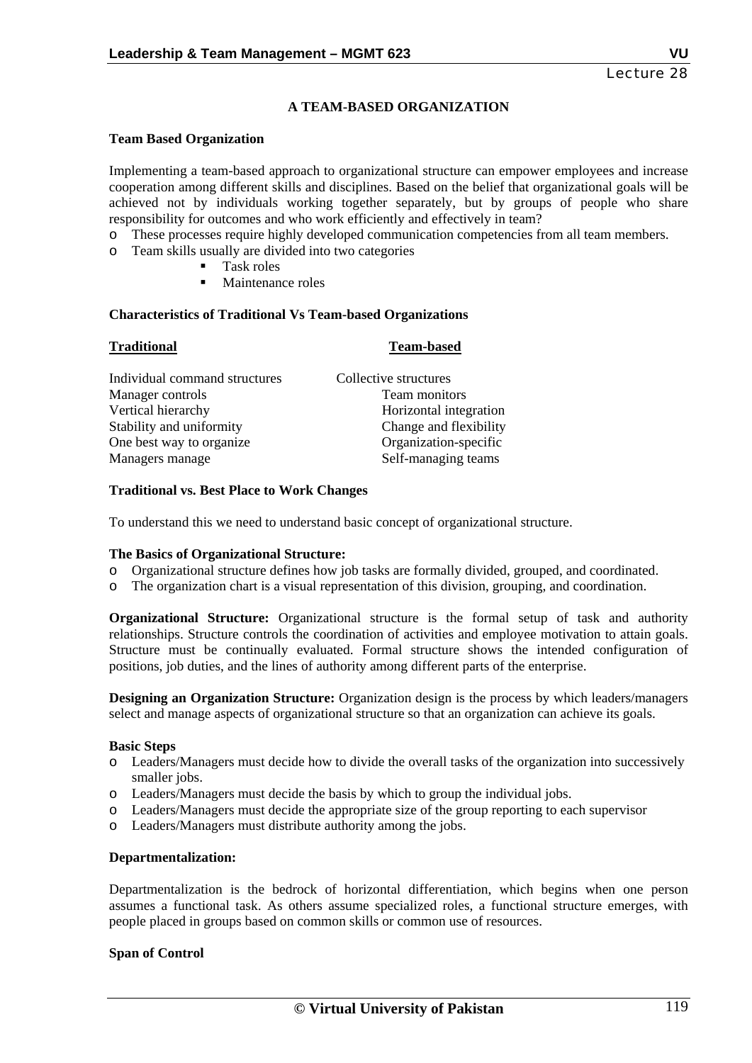## Lecture 28

### A TEAM-BASED ORGANIZATION

**Team Based Organization**

Implementing a team-based approach to organizational structure can empower employees and increase cooperation among different skills and disciplines. Based on the belief that organizational goals will be achieved not by individuals working together separately, but by groups of people who share responsibility for outcomes and who work efficiently and effectively in team?

- These processes require highly developed communication competencies from all team members.
- Team skills usually are divided into two categories
  - Task roles
  - Maintenance roles

**Characteristics of Traditional Vs Team-based Organizations**

| Traditional | Team-based |
|---|---|
| Individual command structures | Collective structures |
| Manager controls | Team monitors |
| Vertical hierarchy | Horizontal integration |
| Stability and uniformity | Change and flexibility |
| One best way to organize | Organization-specific |
| Managers manage | Self-managing teams |

**Traditional vs. Best Place to Work Changes**

To understand this we need to understand basic concept of organizational structure.

**The Basics of Organizational Structure:**

- Organizational structure defines how job tasks are formally divided, grouped, and coordinated.
- The organization chart is a visual representation of this division, grouping, and coordination.

**Organizational Structure:** Organizational structure is the formal setup of task and authority relationships. Structure controls the coordination of activities and employee motivation to attain goals. Structure must be continually evaluated. Formal structure shows the intended configuration of positions, job duties, and the lines of authority among different parts of the enterprise.

**Designing an Organization Structure:** Organization design is the process by which leaders/managers select and manage aspects of organizational structure so that an organization can achieve its goals.

**Basic Steps**

- Leaders/Managers must decide how to divide the overall tasks of the organization into successively smaller jobs.
- Leaders/Managers must decide the basis by which to group the individual jobs.
- Leaders/Managers must decide the appropriate size of the group reporting to each supervisor
- Leaders/Managers must distribute authority among the jobs.

**Departmentalization:**

Departmentalization is the bedrock of horizontal differentiation, which begins when one person assumes a functional task. As others assume specialized roles, a functional structure emerges, with people placed in groups based on common skills or common use of resources.

**Span of Control**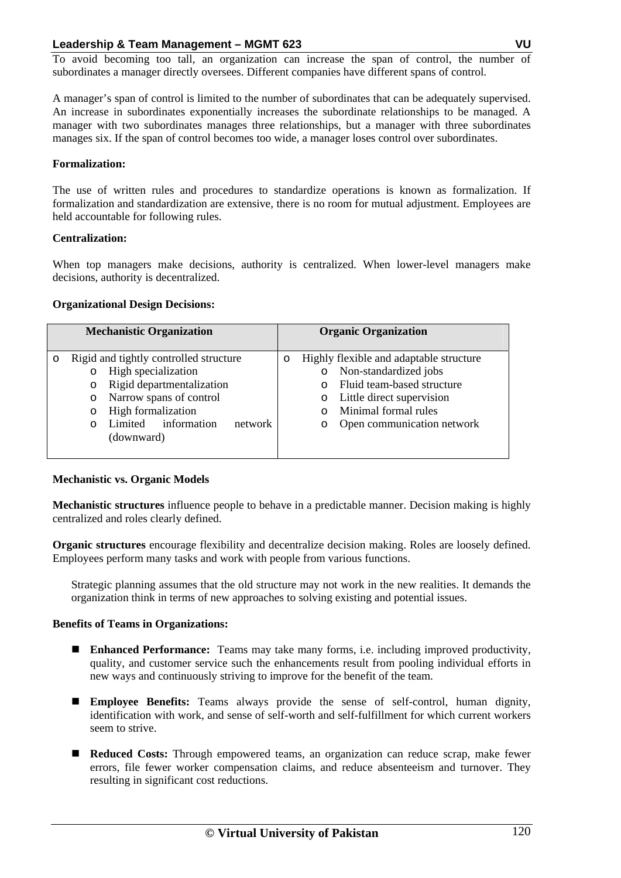To avoid becoming too tall, an organization can increase the span of control, the number of subordinates a manager directly oversees. Different companies have different spans of control.

A manager's span of control is limited to the number of subordinates that can be adequately supervised. An increase in subordinates exponentially increases the subordinate relationships to be managed. A manager with two subordinates manages three relationships, but a manager with three subordinates manages six. If the span of control becomes too wide, a manager loses control over subordinates.

**Formalization:**

The use of written rules and procedures to standardize operations is known as formalization. If formalization and standardization are extensive, there is no room for mutual adjustment. Employees are held accountable for following rules.

**Centralization:**

When top managers make decisions, authority is centralized. When lower-level managers make decisions, authority is decentralized.

**Organizational Design Decisions:**

| Mechanistic Organization | Organic Organization |
|---|---|
| Rigid and tightly controlled structure<br>- High specialization<br>- Rigid departmentalization<br>- Narrow spans of control<br>- High formalization<br>- Limited information network (downward) | Highly flexible and adaptable structure<br>- Non-standardized jobs<br>- Fluid team-based structure<br>- Little direct supervision<br>- Minimal formal rules<br>- Open communication network |

**Mechanistic vs. Organic Models**

**Mechanistic structures** influence people to behave in a predictable manner. Decision making is highly centralized and roles clearly defined.

**Organic structures** encourage flexibility and decentralize decision making. Roles are loosely defined. Employees perform many tasks and work with people from various functions.

Strategic planning assumes that the old structure may not work in the new realities. It demands the organization think in terms of new approaches to solving existing and potential issues.

**Benefits of Teams in Organizations:**

- **Enhanced Performance:** Teams may take many forms, i.e. including improved productivity, quality, and customer service such the enhancements result from pooling individual efforts in new ways and continuously striving to improve for the benefit of the team.

- **Employee Benefits:** Teams always provide the sense of self-control, human dignity, identification with work, and sense of self-worth and self-fulfillment for which current workers seem to strive.

- **Reduced Costs:** Through empowered teams, an organization can reduce scrap, make fewer errors, file fewer worker compensation claims, and reduce absenteeism and turnover. They resulting in significant cost reductions.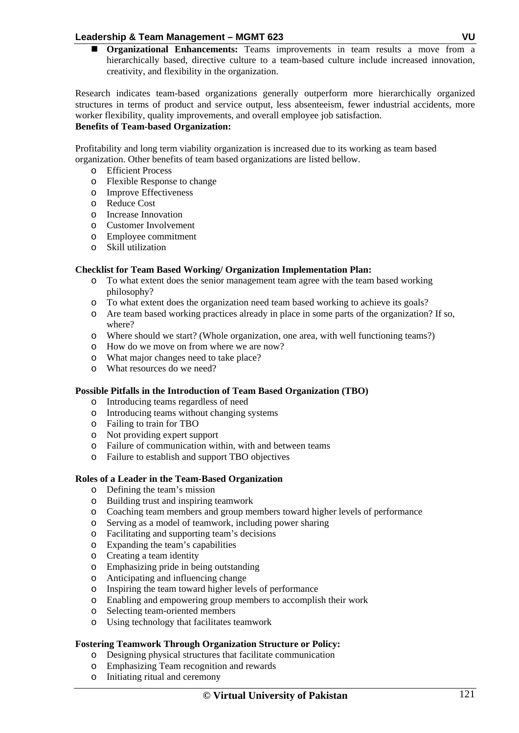- **Organizational Enhancements:** Teams improvements in team results a move from a hierarchically based, directive culture to a team-based culture include increased innovation, creativity, and flexibility in the organization.

Research indicates team-based organizations generally outperform more hierarchically organized structures in terms of product and service output, less absenteeism, fewer industrial accidents, more worker flexibility, quality improvements, and overall employee job satisfaction.

**Benefits of Team-based Organization:**

Profitability and long term viability organization is increased due to its working as team based organization. Other benefits of team based organizations are listed bellow.

- Efficient Process
- Flexible Response to change
- Improve Effectiveness
- Reduce Cost
- Increase Innovation
- Customer Involvement
- Employee commitment
- Skill utilization

**Checklist for Team Based Working/ Organization Implementation Plan:**

- To what extent does the senior management team agree with the team based working philosophy?
- To what extent does the organization need team based working to achieve its goals?
- Are team based working practices already in place in some parts of the organization? If so, where?
- Where should we start? (Whole organization, one area, with well functioning teams?)
- How do we move on from where we are now?
- What major changes need to take place?
- What resources do we need?

**Possible Pitfalls in the Introduction of Team Based Organization (TBO)**

- Introducing teams regardless of need
- Introducing teams without changing systems
- Failing to train for TBO
- Not providing expert support
- Failure of communication within, with and between teams
- Failure to establish and support TBO objectives

**Roles of a Leader in the Team-Based Organization**

- Defining the team's mission
- Building trust and inspiring teamwork
- Coaching team members and group members toward higher levels of performance
- Serving as a model of teamwork, including power sharing
- Facilitating and supporting team's decisions
- Expanding the team's capabilities
- Creating a team identity
- Emphasizing pride in being outstanding
- Anticipating and influencing change
- Inspiring the team toward higher levels of performance
- Enabling and empowering group members to accomplish their work
- Selecting team-oriented members
- Using technology that facilitates teamwork

**Fostering Teamwork Through Organization Structure or Policy:**

- Designing physical structures that facilitate communication
- Emphasizing Team recognition and rewards
- Initiating ritual and ceremony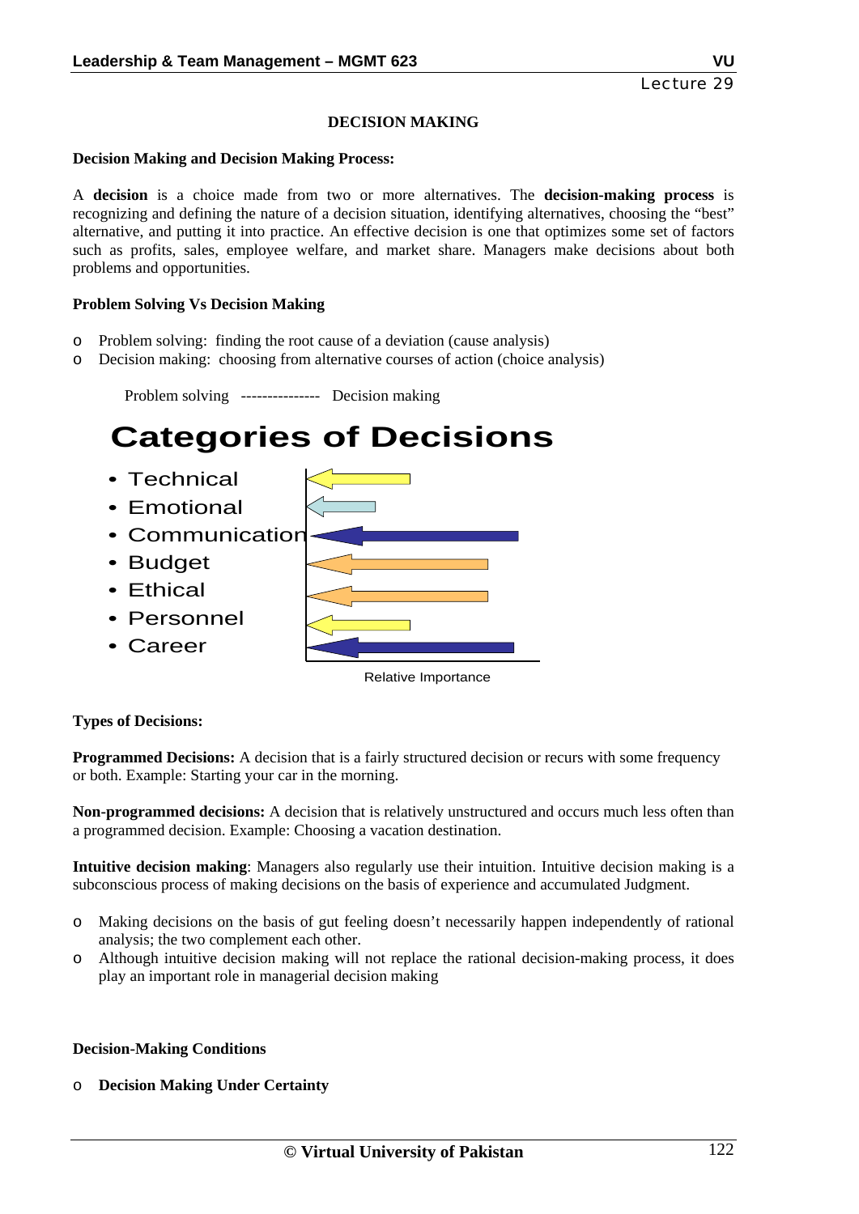Lecture 29

# DECISION MAKING

**Decision Making and Decision Making Process:**

A **decision** is a choice made from two or more alternatives. The **decision-making process** is recognizing and defining the nature of a decision situation, identifying alternatives, choosing the "best" alternative, and putting it into practice. An effective decision is one that optimizes some set of factors such as profits, sales, employee welfare, and market share. Managers make decisions about both problems and opportunities.

**Problem Solving Vs Decision Making**

- Problem solving: finding the root cause of a deviation (cause analysis)
- Decision making: choosing from alternative courses of action (choice analysis)

Problem solving --------------- Decision making

## Categories of Decisions

- Technical
- Emotional
- Communication
- Budget
- Ethical
- Personnel
- Career

Relative Importance

**Types of Decisions:**

**Programmed Decisions:** A decision that is a fairly structured decision or recurs with some frequency or both. Example: Starting your car in the morning.

**Non-programmed decisions:** A decision that is relatively unstructured and occurs much less often than a programmed decision. Example: Choosing a vacation destination.

**Intuitive decision making**: Managers also regularly use their intuition. Intuitive decision making is a subconscious process of making decisions on the basis of experience and accumulated Judgment.

- Making decisions on the basis of gut feeling doesn't necessarily happen independently of rational analysis; the two complement each other.
- Although intuitive decision making will not replace the rational decision-making process, it does play an important role in managerial decision making

**Decision-Making Conditions**

- **Decision Making Under Certainty**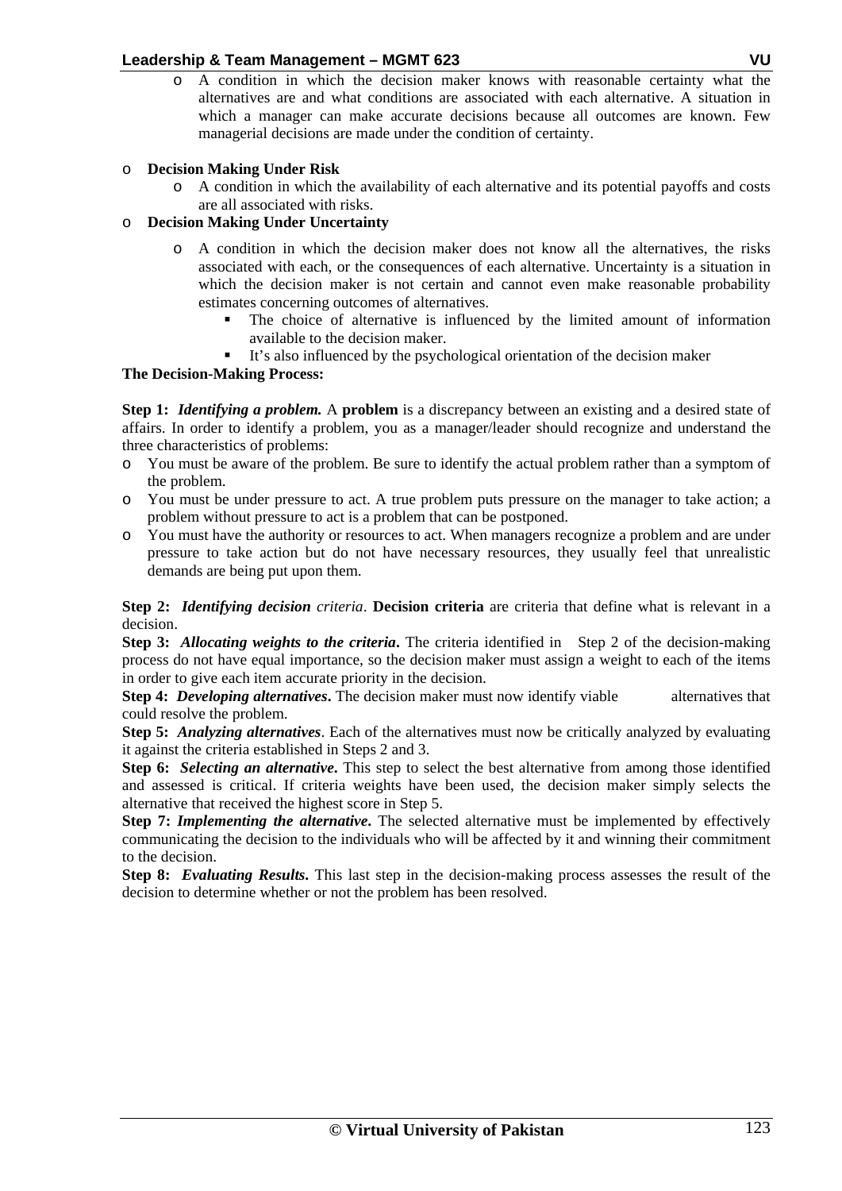- A condition in which the decision maker knows with reasonable certainty what the alternatives are and what conditions are associated with each alternative. A situation in which a manager can make accurate decisions because all outcomes are known. Few managerial decisions are made under the condition of certainty.

- **Decision Making Under Risk**
  - A condition in which the availability of each alternative and its potential payoffs and costs are all associated with risks.
- **Decision Making Under Uncertainty**
  - A condition in which the decision maker does not know all the alternatives, the risks associated with each, or the consequences of each alternative. Uncertainty is a situation in which the decision maker is not certain and cannot even make reasonable probability estimates concerning outcomes of alternatives.
    - The choice of alternative is influenced by the limited amount of information available to the decision maker.
    - It's also influenced by the psychological orientation of the decision maker

**The Decision-Making Process:**

**Step 1:** ***Identifying a problem.*** A **problem** is a discrepancy between an existing and a desired state of affairs. In order to identify a problem, you as a manager/leader should recognize and understand the three characteristics of problems:

- You must be aware of the problem. Be sure to identify the actual problem rather than a symptom of the problem.
- You must be under pressure to act. A true problem puts pressure on the manager to take action; a problem without pressure to act is a problem that can be postponed.
- You must have the authority or resources to act. When managers recognize a problem and are under pressure to take action but do not have necessary resources, they usually feel that unrealistic demands are being put upon them.

**Step 2:** ***Identifying decision*** *criteria*. **Decision criteria** are criteria that define what is relevant in a decision.

**Step 3:** ***Allocating weights to the criteria*.** The criteria identified in Step 2 of the decision-making process do not have equal importance, so the decision maker must assign a weight to each of the items in order to give each item accurate priority in the decision.

**Step 4:** ***Developing alternatives*.** The decision maker must now identify viable alternatives that could resolve the problem.

**Step 5:** ***Analyzing alternatives***. Each of the alternatives must now be critically analyzed by evaluating it against the criteria established in Steps 2 and 3.

**Step 6:** ***Selecting an alternative*.** This step to select the best alternative from among those identified and assessed is critical. If criteria weights have been used, the decision maker simply selects the alternative that received the highest score in Step 5.

**Step 7:** ***Implementing the alternative*.** The selected alternative must be implemented by effectively communicating the decision to the individuals who will be affected by it and winning their commitment to the decision.

**Step 8:** ***Evaluating Results*.** This last step in the decision-making process assesses the result of the decision to determine whether or not the problem has been resolved.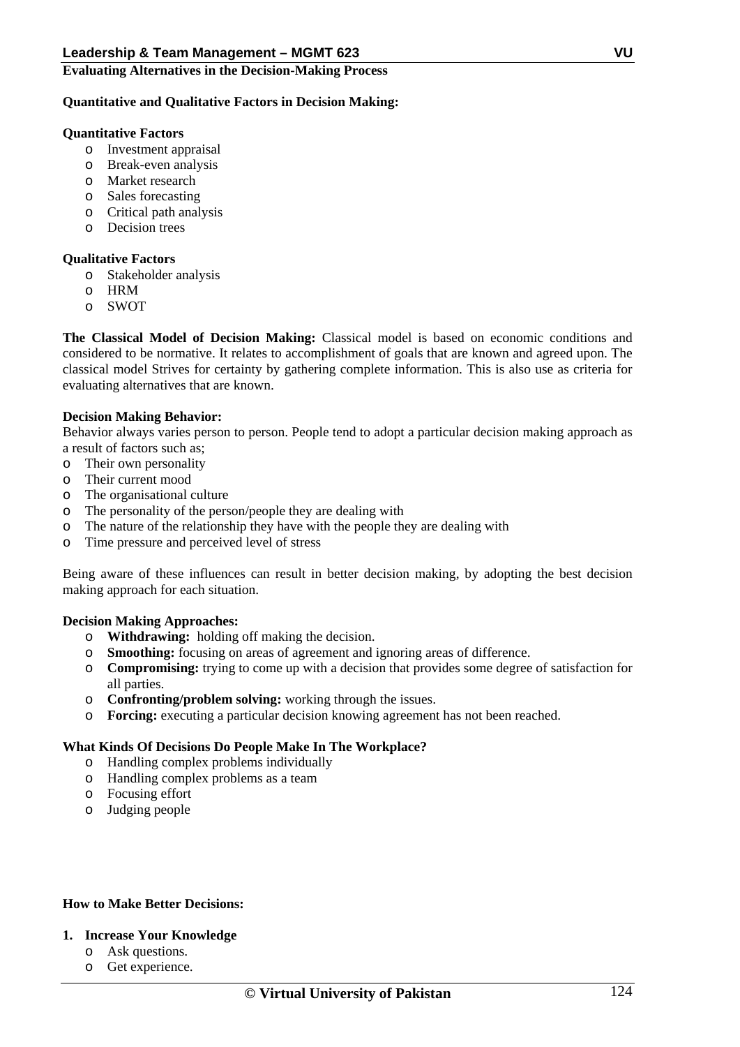**Evaluating Alternatives in the Decision-Making Process**

**Quantitative and Qualitative Factors in Decision Making:**

**Quantitative Factors**

- Investment appraisal
- Break-even analysis
- Market research
- Sales forecasting
- Critical path analysis
- Decision trees

**Qualitative Factors**

- Stakeholder analysis
- HRM
- SWOT

**The Classical Model of Decision Making:** Classical model is based on economic conditions and considered to be normative. It relates to accomplishment of goals that are known and agreed upon. The classical model Strives for certainty by gathering complete information. This is also use as criteria for evaluating alternatives that are known.

**Decision Making Behavior:**

Behavior always varies person to person. People tend to adopt a particular decision making approach as a result of factors such as;

- Their own personality
- Their current mood
- The organisational culture
- The personality of the person/people they are dealing with
- The nature of the relationship they have with the people they are dealing with
- Time pressure and perceived level of stress

Being aware of these influences can result in better decision making, by adopting the best decision making approach for each situation.

**Decision Making Approaches:**

- **Withdrawing:** holding off making the decision.
- **Smoothing:** focusing on areas of agreement and ignoring areas of difference.
- **Compromising:** trying to come up with a decision that provides some degree of satisfaction for all parties.
- **Confronting/problem solving:** working through the issues.
- **Forcing:** executing a particular decision knowing agreement has not been reached.

**What Kinds Of Decisions Do People Make In The Workplace?**

- Handling complex problems individually
- Handling complex problems as a team
- Focusing effort
- Judging people

**How to Make Better Decisions:**

**1. Increase Your Knowledge**

- Ask questions.
- Get experience.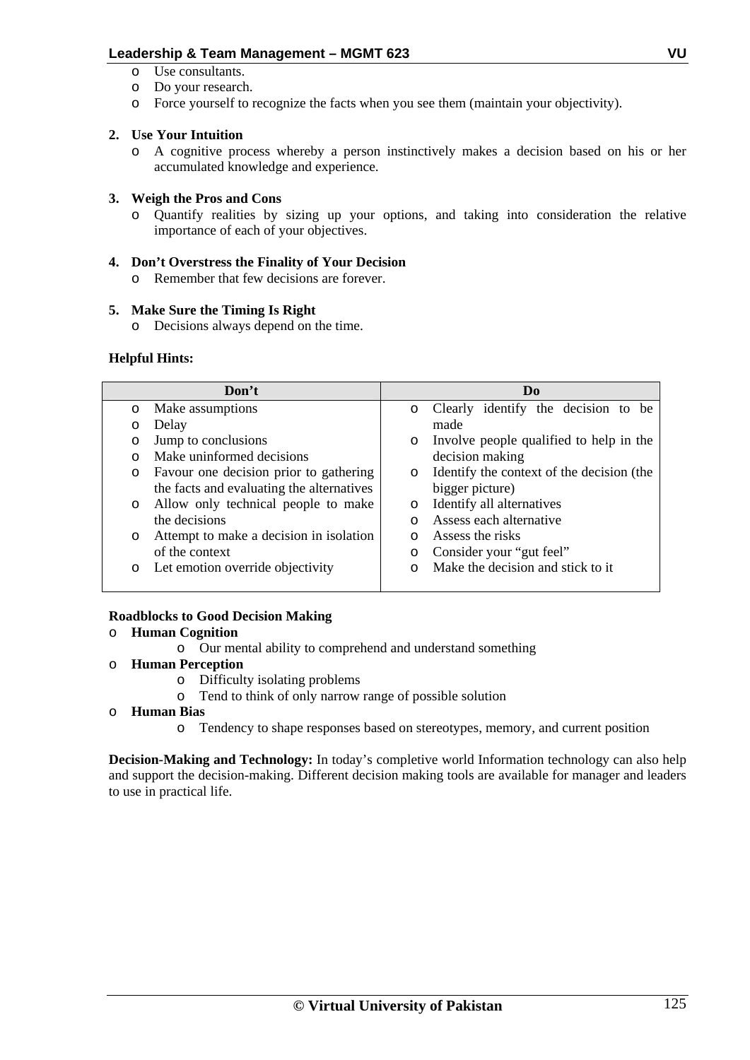- Use consultants.
- Do your research.
- Force yourself to recognize the facts when you see them (maintain your objectivity).

**2. Use Your Intuition**

- A cognitive process whereby a person instinctively makes a decision based on his or her accumulated knowledge and experience.

**3. Weigh the Pros and Cons**

- Quantify realities by sizing up your options, and taking into consideration the relative importance of each of your objectives.

**4. Don't Overstress the Finality of Your Decision**

- Remember that few decisions are forever.

**5. Make Sure the Timing Is Right**

- Decisions always depend on the time.

**Helpful Hints:**

| Don't | Do |
|---|---|
| o Make assumptions<br>o Delay<br>o Jump to conclusions<br>o Make uninformed decisions<br>o Favour one decision prior to gathering the facts and evaluating the alternatives<br>o Allow only technical people to make the decisions<br>o Attempt to make a decision in isolation of the context<br>o Let emotion override objectivity | o Clearly identify the decision to be made<br>o Involve people qualified to help in the decision making<br>o Identify the context of the decision (the bigger picture)<br>o Identify all alternatives<br>o Assess each alternative<br>o Assess the risks<br>o Consider your "gut feel"<br>o Make the decision and stick to it |

**Roadblocks to Good Decision Making**

- **Human Cognition**
    - Our mental ability to comprehend and understand something
- **Human Perception**
    - Difficulty isolating problems
    - Tend to think of only narrow range of possible solution
- **Human Bias**
    - Tendency to shape responses based on stereotypes, memory, and current position

**Decision-Making and Technology:** In today's completive world Information technology can also help and support the decision-making. Different decision making tools are available for manager and leaders to use in practical life.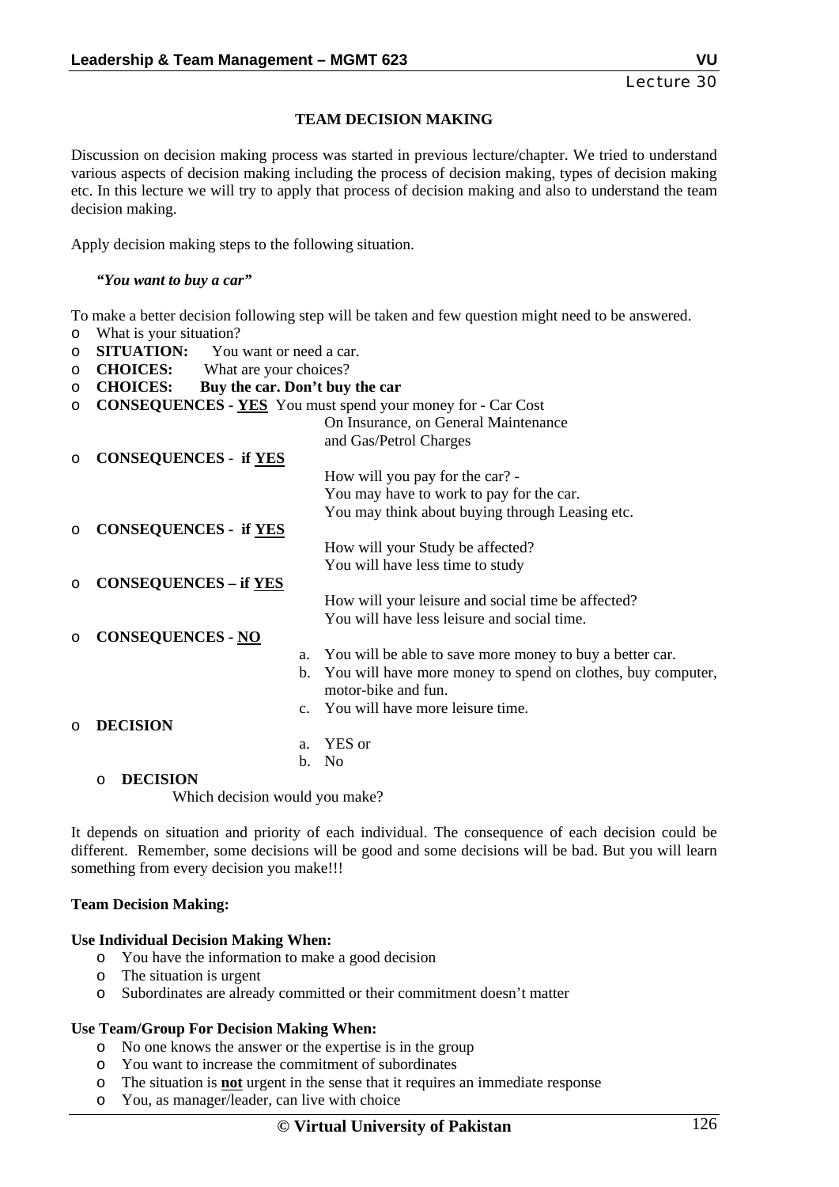Lecture 30

# TEAM DECISION MAKING

Discussion on decision making process was started in previous lecture/chapter. We tried to understand various aspects of decision making including the process of decision making, types of decision making etc. In this lecture we will try to apply that process of decision making and also to understand the team decision making.

Apply decision making steps to the following situation.

***"You want to buy a car"***

To make a better decision following step will be taken and few question might need to be answered.

- What is your situation?
- **SITUATION:** You want or need a car.
- **CHOICES:** What are your choices?
- **CHOICES: Buy the car. Don't buy the car**
- **CONSEQUENCES - <u>YES</u>** You must spend your money for - Car Cost
  On Insurance, on General Maintenance
  and Gas/Petrol Charges
- **CONSEQUENCES - if <u>YES</u>**
  How will you pay for the car? -
  You may have to work to pay for the car.
  You may think about buying through Leasing etc.
- **CONSEQUENCES - if <u>YES</u>**
  How will your Study be affected?
  You will have less time to study
- **CONSEQUENCES – if <u>YES</u>**
  How will your leisure and social time be affected?
  You will have less leisure and social time.
- **CONSEQUENCES - <u>NO</u>**
  a. You will be able to save more money to buy a better car.
  b. You will have more money to spend on clothes, buy computer, motor-bike and fun.
  c. You will have more leisure time.
- **DECISION**
  a. YES or
  b. No
  - **DECISION**
    Which decision would you make?

It depends on situation and priority of each individual. The consequence of each decision could be different. Remember, some decisions will be good and some decisions will be bad. But you will learn something from every decision you make!!!

**Team Decision Making:**

**Use Individual Decision Making When:**

- You have the information to make a good decision
- The situation is urgent
- Subordinates are already committed or their commitment doesn't matter

**Use Team/Group For Decision Making When:**

- No one knows the answer or the expertise is in the group
- You want to increase the commitment of subordinates
- The situation is **<u>not</u>** urgent in the sense that it requires an immediate response
- You, as manager/leader, can live with choice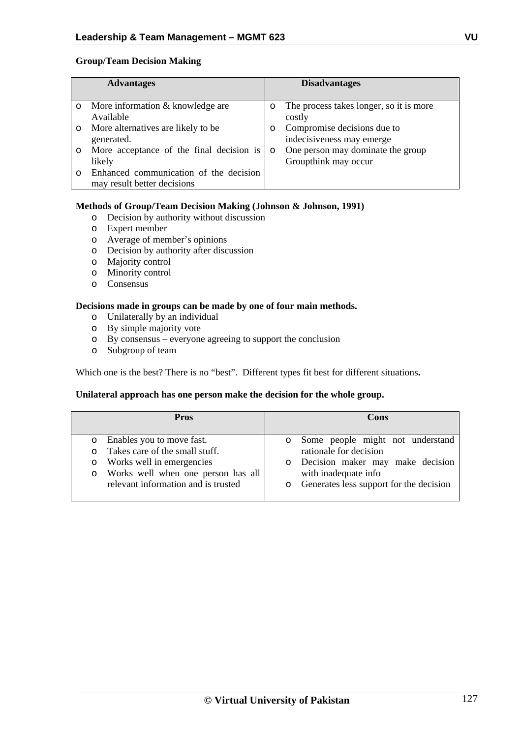**Group/Team Decision Making**

| Advantages | Disadvantages |
|---|---|
| o More information & knowledge are Available<br>o More alternatives are likely to be generated.<br>o More acceptance of the final decision is likely<br>o Enhanced communication of the decision may result better decisions | o The process takes longer, so it is more costly<br>o Compromise decisions due to indecisiveness may emerge<br>o One person may dominate the group Groupthink may occur |

**Methods of Group/Team Decision Making (Johnson & Johnson, 1991)**

- Decision by authority without discussion
- Expert member
- Average of member's opinions
- Decision by authority after discussion
- Majority control
- Minority control
- Consensus

**Decisions made in groups can be made by one of four main methods.**

- Unilaterally by an individual
- By simple majority vote
- By consensus – everyone agreeing to support the conclusion
- Subgroup of team

Which one is the best? There is no "best". Different types fit best for different situations**.**

**Unilateral approach has one person make the decision for the whole group.**

| Pros | Cons |
|---|---|
| o Enables you to move fast.<br>o Takes care of the small stuff.<br>o Works well in emergencies<br>o Works well when one person has all relevant information and is trusted | o Some people might not understand rationale for decision<br>o Decision maker may make decision with inadequate info<br>o Generates less support for the decision |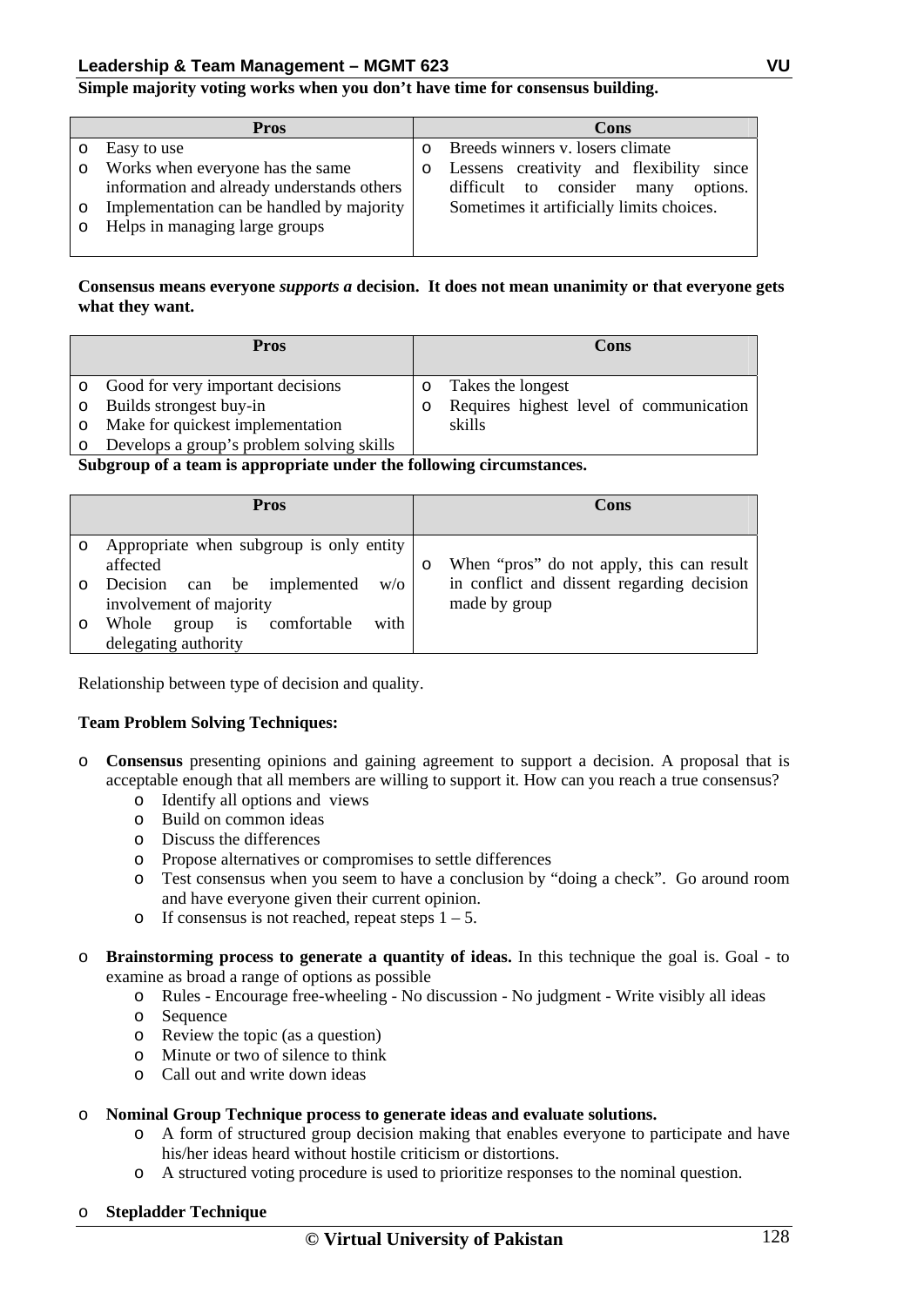**Simple majority voting works when you don't have time for consensus building.**

| Pros | Cons |
|---|---|
| o Easy to use<br>o Works when everyone has the same information and already understands others<br>o Implementation can be handled by majority<br>o Helps in managing large groups | o Breeds winners v. losers climate<br>o Lessens creativity and flexibility since difficult to consider many options. Sometimes it artificially limits choices. |

**Consensus means everyone *supports a* decision. It does not mean unanimity or that everyone gets what they want.**

| Pros | Cons |
|---|---|
| o Good for very important decisions<br>o Builds strongest buy-in<br>o Make for quickest implementation<br>o Develops a group's problem solving skills | o Takes the longest<br>o Requires highest level of communication skills |

**Subgroup of a team is appropriate under the following circumstances.**

| Pros | Cons |
|---|---|
| o Appropriate when subgroup is only entity affected<br>o Decision can be implemented w/o involvement of majority<br>o Whole group is comfortable with delegating authority | o When "pros" do not apply, this can result in conflict and dissent regarding decision made by group |

Relationship between type of decision and quality.

**Team Problem Solving Techniques:**

- **Consensus** presenting opinions and gaining agreement to support a decision. A proposal that is acceptable enough that all members are willing to support it. How can you reach a true consensus?
  - Identify all options and views
  - Build on common ideas
  - Discuss the differences
  - Propose alternatives or compromises to settle differences
  - Test consensus when you seem to have a conclusion by "doing a check". Go around room and have everyone given their current opinion.
  - If consensus is not reached, repeat steps 1 – 5.

- **Brainstorming process to generate a quantity of ideas.** In this technique the goal is. Goal - to examine as broad a range of options as possible
  - Rules - Encourage free-wheeling - No discussion - No judgment - Write visibly all ideas
  - Sequence
  - Review the topic (as a question)
  - Minute or two of silence to think
  - Call out and write down ideas

- **Nominal Group Technique process to generate ideas and evaluate solutions.**
  - A form of structured group decision making that enables everyone to participate and have his/her ideas heard without hostile criticism or distortions.
  - A structured voting procedure is used to prioritize responses to the nominal question.

- **Stepladder Technique**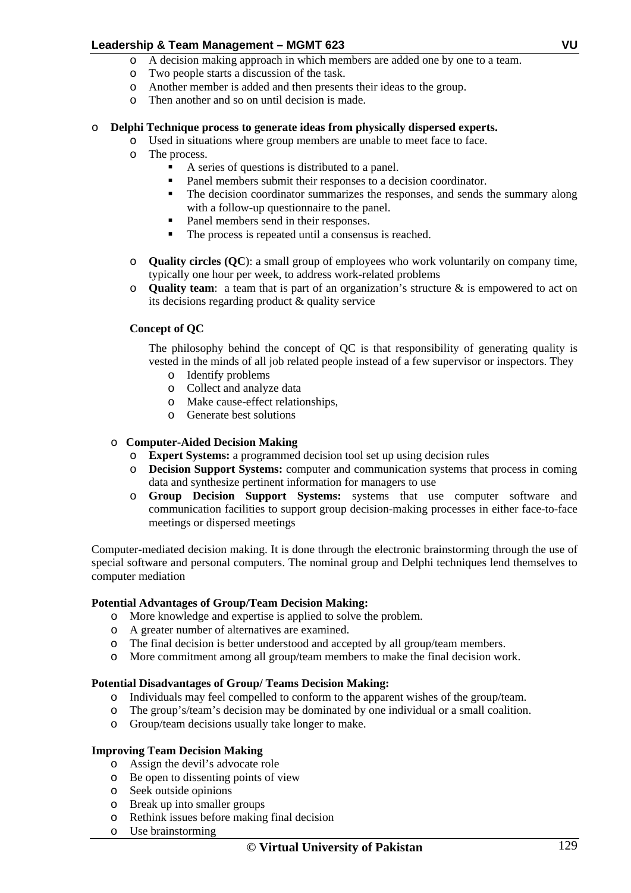- A decision making approach in which members are added one by one to a team.
  - Two people starts a discussion of the task.
  - Another member is added and then presents their ideas to the group.
  - Then another and so on until decision is made.

- **Delphi Technique process to generate ideas from physically dispersed experts.**
  - Used in situations where group members are unable to meet face to face.
  - The process.
    - A series of questions is distributed to a panel.
    - Panel members submit their responses to a decision coordinator.
    - The decision coordinator summarizes the responses, and sends the summary along with a follow-up questionnaire to the panel.
    - Panel members send in their responses.
    - The process is repeated until a consensus is reached.

  - **Quality circles (QC)**: a small group of employees who work voluntarily on company time, typically one hour per week, to address work-related problems
  - **Quality team**: a team that is part of an organization's structure & is empowered to act on its decisions regarding product & quality service

**Concept of QC**

The philosophy behind the concept of QC is that responsibility of generating quality is vested in the minds of all job related people instead of a few supervisor or inspectors. They

- Identify problems
- Collect and analyze data
- Make cause-effect relationships,
- Generate best solutions

- **Computer-Aided Decision Making**
  - **Expert Systems:** a programmed decision tool set up using decision rules
  - **Decision Support Systems:** computer and communication systems that process in coming data and synthesize pertinent information for managers to use
  - **Group Decision Support Systems:** systems that use computer software and communication facilities to support group decision-making processes in either face-to-face meetings or dispersed meetings

Computer-mediated decision making. It is done through the electronic brainstorming through the use of special software and personal computers. The nominal group and Delphi techniques lend themselves to computer mediation

**Potential Advantages of Group/Team Decision Making:**

- More knowledge and expertise is applied to solve the problem.
- A greater number of alternatives are examined.
- The final decision is better understood and accepted by all group/team members.
- More commitment among all group/team members to make the final decision work.

**Potential Disadvantages of Group/ Teams Decision Making:**

- Individuals may feel compelled to conform to the apparent wishes of the group/team.
- The group's/team's decision may be dominated by one individual or a small coalition.
- Group/team decisions usually take longer to make.

**Improving Team Decision Making**

- Assign the devil's advocate role
- Be open to dissenting points of view
- Seek outside opinions
- Break up into smaller groups
- Rethink issues before making final decision
- Use brainstorming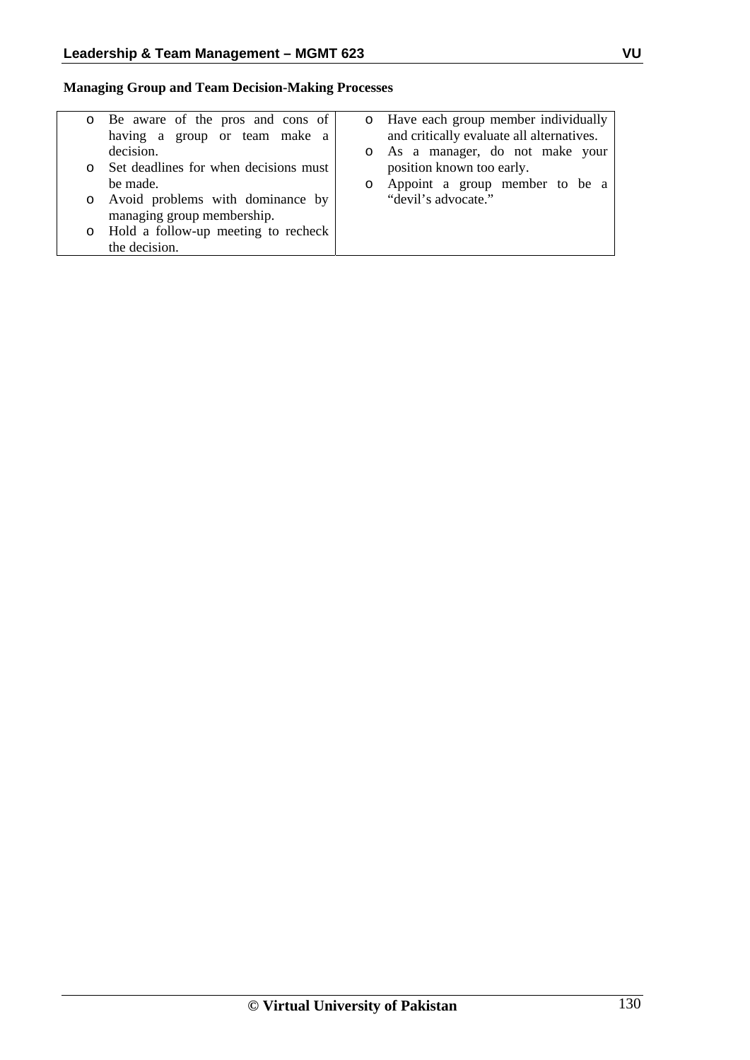**Managing Group and Team Decision-Making Processes**

| | |
|---|---|
| o Be aware of the pros and cons of having a group or team make a decision.<br>o Set deadlines for when decisions must be made.<br>o Avoid problems with dominance by managing group membership.<br>o Hold a follow-up meeting to recheck the decision. | o Have each group member individually and critically evaluate all alternatives.<br>o As a manager, do not make your position known too early.<br>o Appoint a group member to be a "devil's advocate." |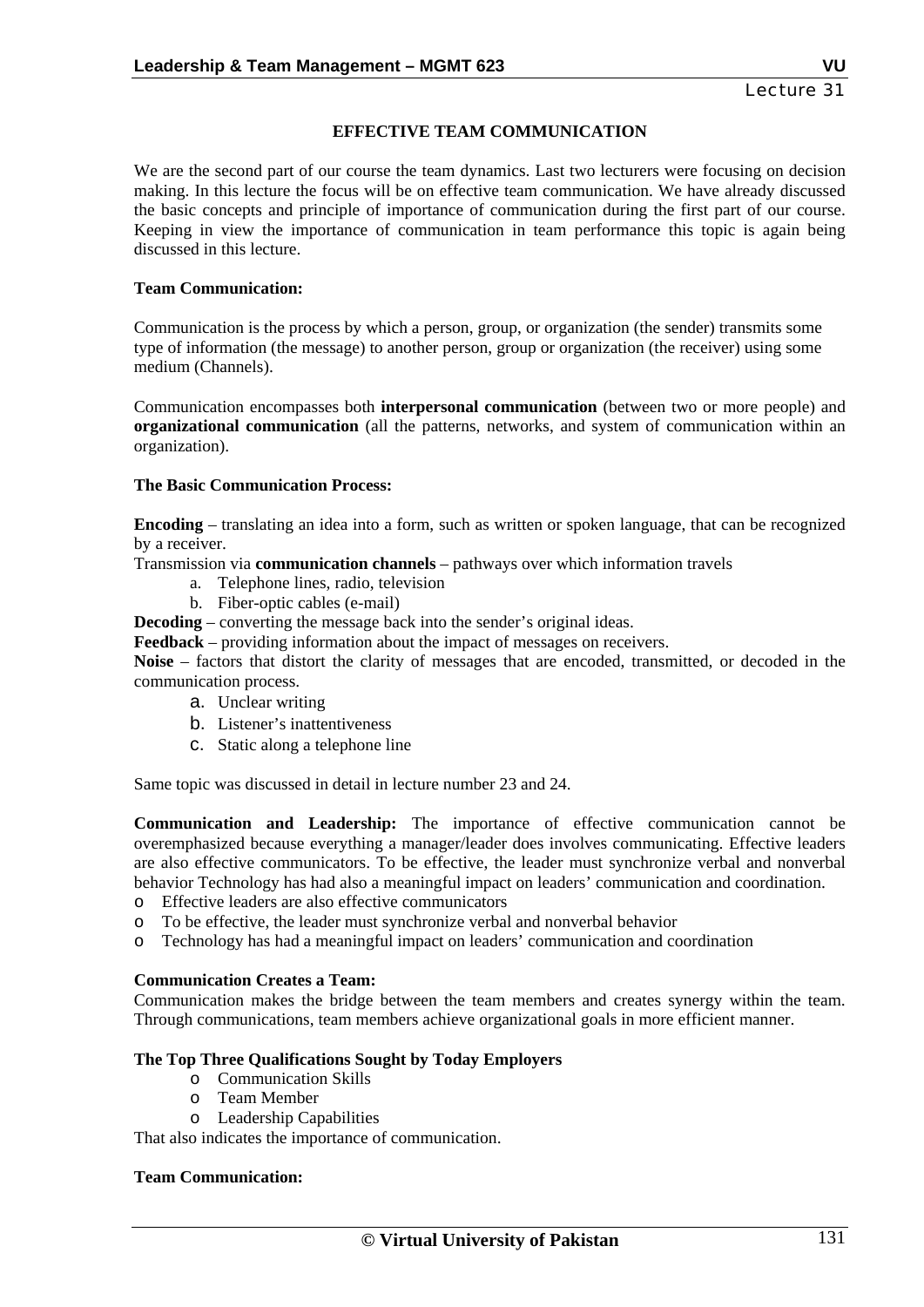Lecture 31

## EFFECTIVE TEAM COMMUNICATION

We are the second part of our course the team dynamics. Last two lecturers were focusing on decision making. In this lecture the focus will be on effective team communication. We have already discussed the basic concepts and principle of importance of communication during the first part of our course. Keeping in view the importance of communication in team performance this topic is again being discussed in this lecture.

**Team Communication:**

Communication is the process by which a person, group, or organization (the sender) transmits some type of information (the message) to another person, group or organization (the receiver) using some medium (Channels).

Communication encompasses both **interpersonal communication** (between two or more people) and **organizational communication** (all the patterns, networks, and system of communication within an organization).

**The Basic Communication Process:**

**Encoding** – translating an idea into a form, such as written or spoken language, that can be recognized by a receiver.
Transmission via **communication channels** – pathways over which information travels

a. Telephone lines, radio, television
b. Fiber-optic cables (e-mail)

**Decoding** – converting the message back into the sender's original ideas.
**Feedback** – providing information about the impact of messages on receivers.
**Noise** – factors that distort the clarity of messages that are encoded, transmitted, or decoded in the communication process.

a. Unclear writing
b. Listener's inattentiveness
c. Static along a telephone line

Same topic was discussed in detail in lecture number 23 and 24.

**Communication and Leadership:** The importance of effective communication cannot be overemphasized because everything a manager/leader does involves communicating. Effective leaders are also effective communicators. To be effective, the leader must synchronize verbal and nonverbal behavior Technology has had also a meaningful impact on leaders' communication and coordination.

- Effective leaders are also effective communicators
- To be effective, the leader must synchronize verbal and nonverbal behavior
- Technology has had a meaningful impact on leaders' communication and coordination

**Communication Creates a Team:**
Communication makes the bridge between the team members and creates synergy within the team. Through communications, team members achieve organizational goals in more efficient manner.

**The Top Three Qualifications Sought by Today Employers**

- Communication Skills
- Team Member
- Leadership Capabilities

That also indicates the importance of communication.

**Team Communication:**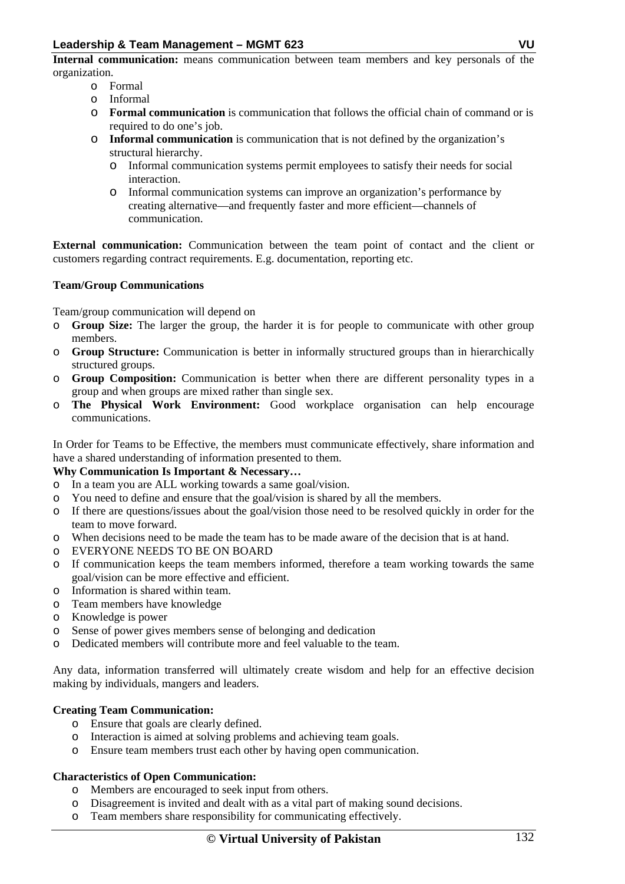**Internal communication:** means communication between team members and key personals of the organization.

- Formal
- Informal
- **Formal communication** is communication that follows the official chain of command or is required to do one's job.
- **Informal communication** is communication that is not defined by the organization's structural hierarchy.
  - Informal communication systems permit employees to satisfy their needs for social interaction.
  - Informal communication systems can improve an organization's performance by creating alternative—and frequently faster and more efficient—channels of communication.

**External communication:** Communication between the team point of contact and the client or customers regarding contract requirements. E.g. documentation, reporting etc.

**Team/Group Communications**

Team/group communication will depend on

- **Group Size:** The larger the group, the harder it is for people to communicate with other group members.
- **Group Structure:** Communication is better in informally structured groups than in hierarchically structured groups.
- **Group Composition:** Communication is better when there are different personality types in a group and when groups are mixed rather than single sex.
- **The Physical Work Environment:** Good workplace organisation can help encourage communications.

In Order for Teams to be Effective, the members must communicate effectively, share information and have a shared understanding of information presented to them.

**Why Communication Is Important & Necessary…**

- In a team you are ALL working towards a same goal/vision.
- You need to define and ensure that the goal/vision is shared by all the members.
- If there are questions/issues about the goal/vision those need to be resolved quickly in order for the team to move forward.
- When decisions need to be made the team has to be made aware of the decision that is at hand.
- EVERYONE NEEDS TO BE ON BOARD
- If communication keeps the team members informed, therefore a team working towards the same goal/vision can be more effective and efficient.
- Information is shared within team.
- Team members have knowledge
- Knowledge is power
- Sense of power gives members sense of belonging and dedication
- Dedicated members will contribute more and feel valuable to the team.

Any data, information transferred will ultimately create wisdom and help for an effective decision making by individuals, mangers and leaders.

**Creating Team Communication:**

- Ensure that goals are clearly defined.
- Interaction is aimed at solving problems and achieving team goals.
- Ensure team members trust each other by having open communication.

**Characteristics of Open Communication:**

- Members are encouraged to seek input from others.
- Disagreement is invited and dealt with as a vital part of making sound decisions.
- Team members share responsibility for communicating effectively.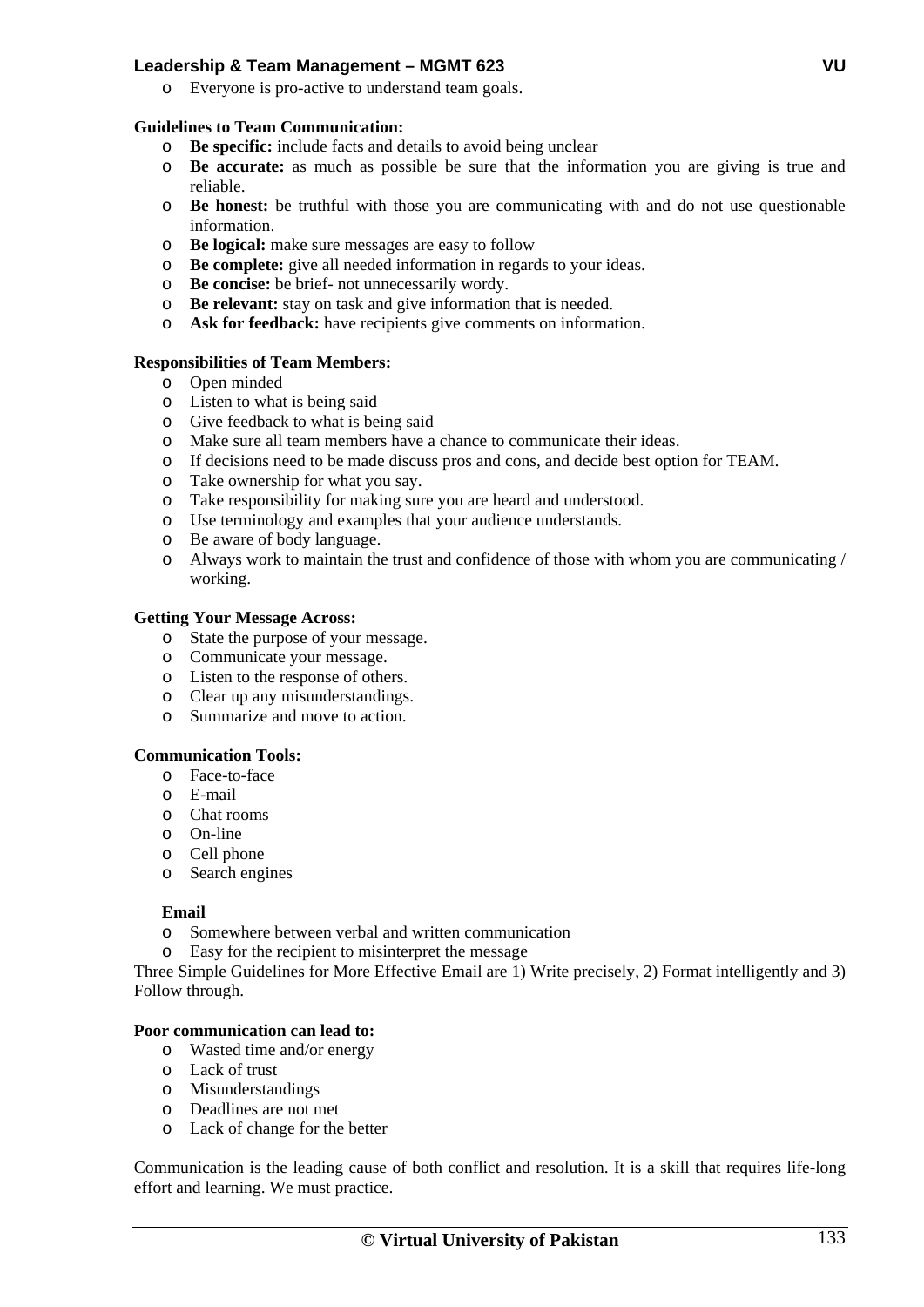- Everyone is pro-active to understand team goals.

**Guidelines to Team Communication:**

- **Be specific:** include facts and details to avoid being unclear
- **Be accurate:** as much as possible be sure that the information you are giving is true and reliable.
- **Be honest:** be truthful with those you are communicating with and do not use questionable information.
- **Be logical:** make sure messages are easy to follow
- **Be complete:** give all needed information in regards to your ideas.
- **Be concise:** be brief- not unnecessarily wordy.
- **Be relevant:** stay on task and give information that is needed.
- **Ask for feedback:** have recipients give comments on information.

**Responsibilities of Team Members:**

- Open minded
- Listen to what is being said
- Give feedback to what is being said
- Make sure all team members have a chance to communicate their ideas.
- If decisions need to be made discuss pros and cons, and decide best option for TEAM.
- Take ownership for what you say.
- Take responsibility for making sure you are heard and understood.
- Use terminology and examples that your audience understands.
- Be aware of body language.
- Always work to maintain the trust and confidence of those with whom you are communicating / working.

**Getting Your Message Across:**

- State the purpose of your message.
- Communicate your message.
- Listen to the response of others.
- Clear up any misunderstandings.
- Summarize and move to action.

**Communication Tools:**

- Face-to-face
- E-mail
- Chat rooms
- On-line
- Cell phone
- Search engines

**Email**

- Somewhere between verbal and written communication
- Easy for the recipient to misinterpret the message

Three Simple Guidelines for More Effective Email are 1) Write precisely, 2) Format intelligently and 3) Follow through.

**Poor communication can lead to:**

- Wasted time and/or energy
- Lack of trust
- Misunderstandings
- Deadlines are not met
- Lack of change for the better

Communication is the leading cause of both conflict and resolution. It is a skill that requires life-long effort and learning. We must practice.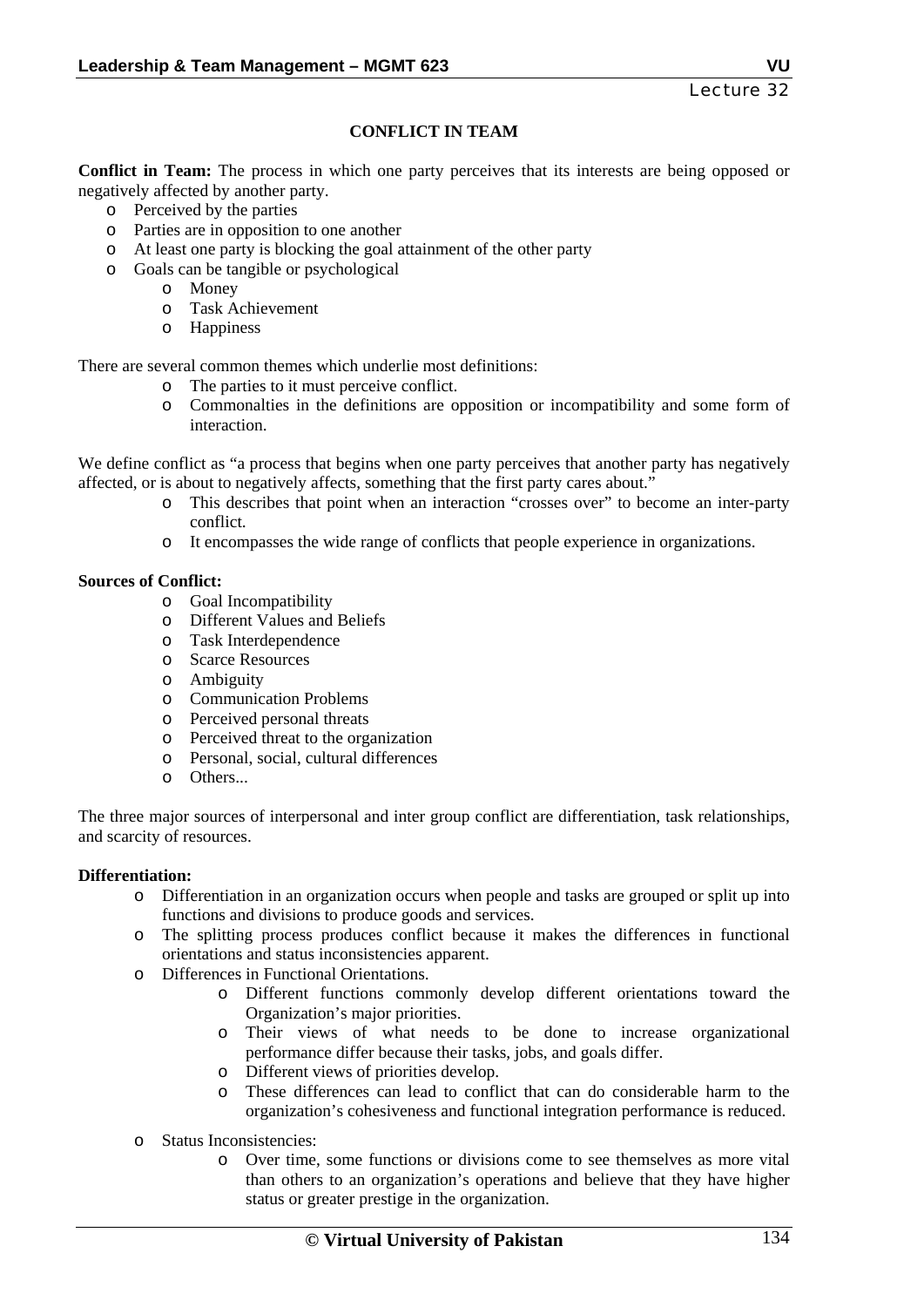# CONFLICT IN TEAM

**Conflict in Team:** The process in which one party perceives that its interests are being opposed or negatively affected by another party.

- Perceived by the parties
- Parties are in opposition to one another
- At least one party is blocking the goal attainment of the other party
- Goals can be tangible or psychological
    - Money
    - Task Achievement
    - Happiness

There are several common themes which underlie most definitions:

- The parties to it must perceive conflict.
- Commonalties in the definitions are opposition or incompatibility and some form of interaction.

We define conflict as "a process that begins when one party perceives that another party has negatively affected, or is about to negatively affects, something that the first party cares about."

- This describes that point when an interaction "crosses over" to become an inter-party conflict.
- It encompasses the wide range of conflicts that people experience in organizations.

**Sources of Conflict:**

- Goal Incompatibility
- Different Values and Beliefs
- Task Interdependence
- Scarce Resources
- Ambiguity
- Communication Problems
- Perceived personal threats
- Perceived threat to the organization
- Personal, social, cultural differences
- Others...

The three major sources of interpersonal and inter group conflict are differentiation, task relationships, and scarcity of resources.

**Differentiation:**

- Differentiation in an organization occurs when people and tasks are grouped or split up into functions and divisions to produce goods and services.
- The splitting process produces conflict because it makes the differences in functional orientations and status inconsistencies apparent.
- Differences in Functional Orientations.
    - Different functions commonly develop different orientations toward the Organization's major priorities.
    - Their views of what needs to be done to increase organizational performance differ because their tasks, jobs, and goals differ.
    - Different views of priorities develop.
    - These differences can lead to conflict that can do considerable harm to the organization's cohesiveness and functional integration performance is reduced.
- Status Inconsistencies:
    - Over time, some functions or divisions come to see themselves as more vital than others to an organization's operations and believe that they have higher status or greater prestige in the organization.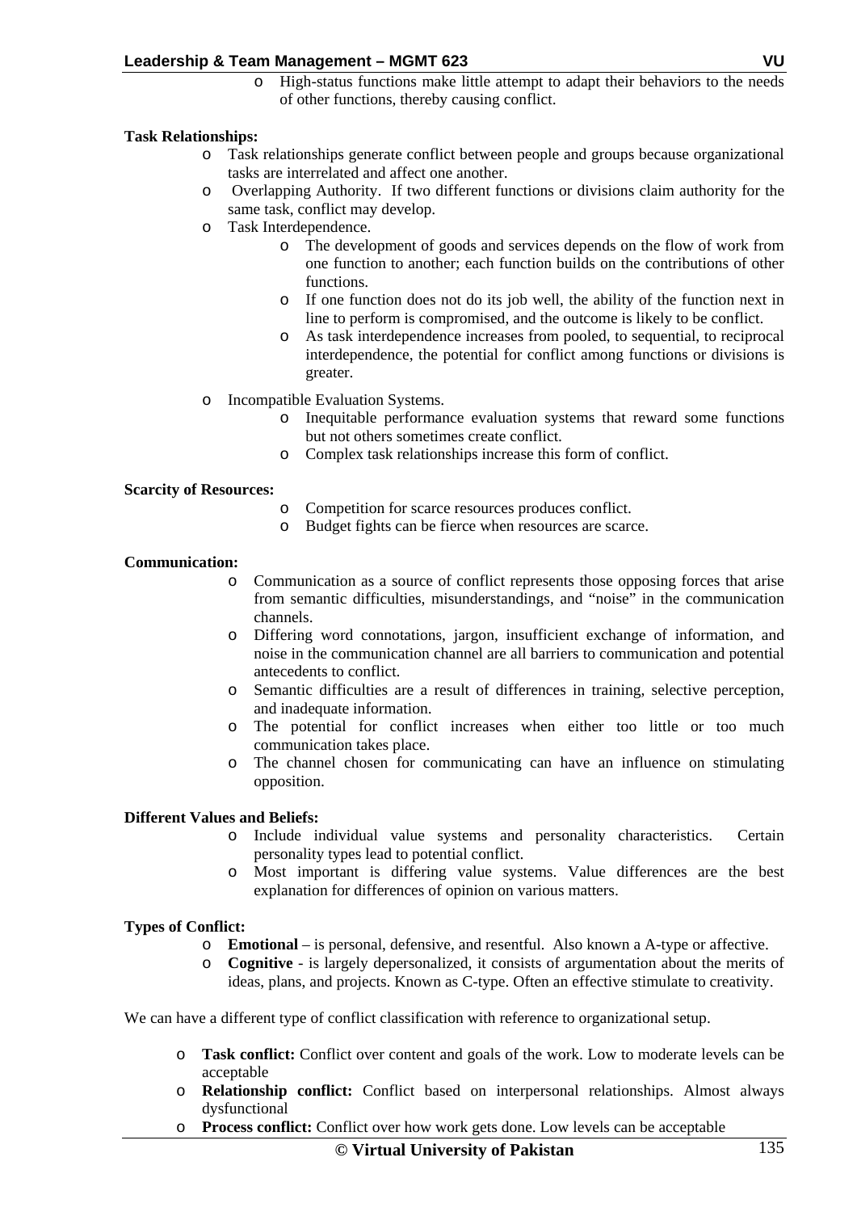- High-status functions make little attempt to adapt their behaviors to the needs of other functions, thereby causing conflict.

**Task Relationships:**

- Task relationships generate conflict between people and groups because organizational tasks are interrelated and affect one another.
- Overlapping Authority. If two different functions or divisions claim authority for the same task, conflict may develop.
- Task Interdependence.
  - The development of goods and services depends on the flow of work from one function to another; each function builds on the contributions of other functions.
  - If one function does not do its job well, the ability of the function next in line to perform is compromised, and the outcome is likely to be conflict.
  - As task interdependence increases from pooled, to sequential, to reciprocal interdependence, the potential for conflict among functions or divisions is greater.
- Incompatible Evaluation Systems.
  - Inequitable performance evaluation systems that reward some functions but not others sometimes create conflict.
  - Complex task relationships increase this form of conflict.

**Scarcity of Resources:**

- Competition for scarce resources produces conflict.
- Budget fights can be fierce when resources are scarce.

**Communication:**

- Communication as a source of conflict represents those opposing forces that arise from semantic difficulties, misunderstandings, and "noise" in the communication channels.
- Differing word connotations, jargon, insufficient exchange of information, and noise in the communication channel are all barriers to communication and potential antecedents to conflict.
- Semantic difficulties are a result of differences in training, selective perception, and inadequate information.
- The potential for conflict increases when either too little or too much communication takes place.
- The channel chosen for communicating can have an influence on stimulating opposition.

**Different Values and Beliefs:**

- Include individual value systems and personality characteristics. Certain personality types lead to potential conflict.
- Most important is differing value systems. Value differences are the best explanation for differences of opinion on various matters.

**Types of Conflict:**

- **Emotional** – is personal, defensive, and resentful. Also known a A-type or affective.
- **Cognitive** - is largely depersonalized, it consists of argumentation about the merits of ideas, plans, and projects. Known as C-type. Often an effective stimulate to creativity.

We can have a different type of conflict classification with reference to organizational setup.

- **Task conflict:** Conflict over content and goals of the work. Low to moderate levels can be acceptable
- **Relationship conflict:** Conflict based on interpersonal relationships. Almost always dysfunctional
- **Process conflict:** Conflict over how work gets done. Low levels can be acceptable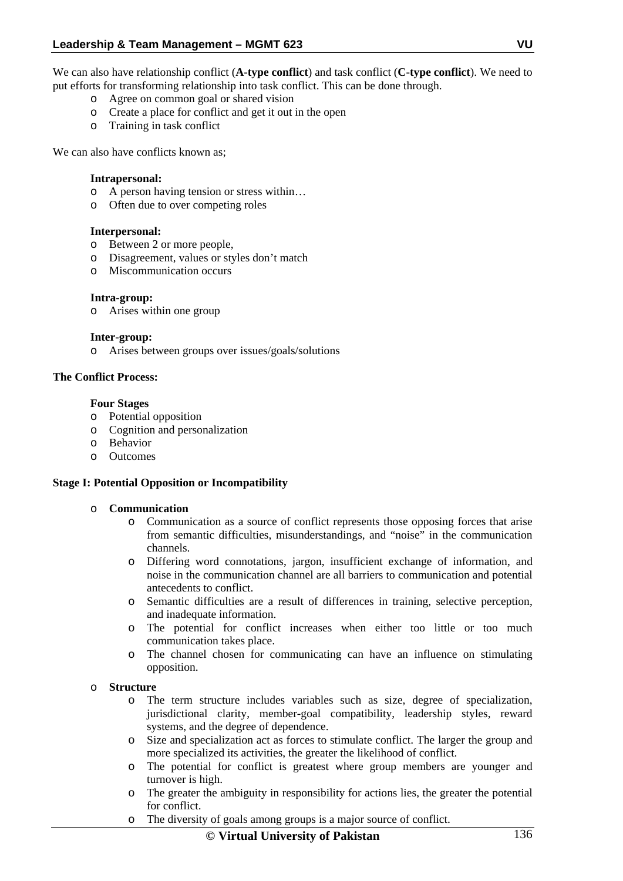We can also have relationship conflict (**A-type conflict**) and task conflict (**C-type conflict**). We need to put efforts for transforming relationship into task conflict. This can be done through.

- Agree on common goal or shared vision
- Create a place for conflict and get it out in the open
- Training in task conflict

We can also have conflicts known as;

**Intrapersonal:**

- A person having tension or stress within…
- Often due to over competing roles

**Interpersonal:**

- Between 2 or more people,
- Disagreement, values or styles don't match
- Miscommunication occurs

**Intra-group:**

- Arises within one group

**Inter-group:**

- Arises between groups over issues/goals/solutions

**The Conflict Process:**

**Four Stages**

- Potential opposition
- Cognition and personalization
- Behavior
- Outcomes

**Stage I: Potential Opposition or Incompatibility**

- **Communication**
  - Communication as a source of conflict represents those opposing forces that arise from semantic difficulties, misunderstandings, and "noise" in the communication channels.
  - Differing word connotations, jargon, insufficient exchange of information, and noise in the communication channel are all barriers to communication and potential antecedents to conflict.
  - Semantic difficulties are a result of differences in training, selective perception, and inadequate information.
  - The potential for conflict increases when either too little or too much communication takes place.
  - The channel chosen for communicating can have an influence on stimulating opposition.
- **Structure**
  - The term structure includes variables such as size, degree of specialization, jurisdictional clarity, member-goal compatibility, leadership styles, reward systems, and the degree of dependence.
  - Size and specialization act as forces to stimulate conflict. The larger the group and more specialized its activities, the greater the likelihood of conflict.
  - The potential for conflict is greatest where group members are younger and turnover is high.
  - The greater the ambiguity in responsibility for actions lies, the greater the potential for conflict.
  - The diversity of goals among groups is a major source of conflict.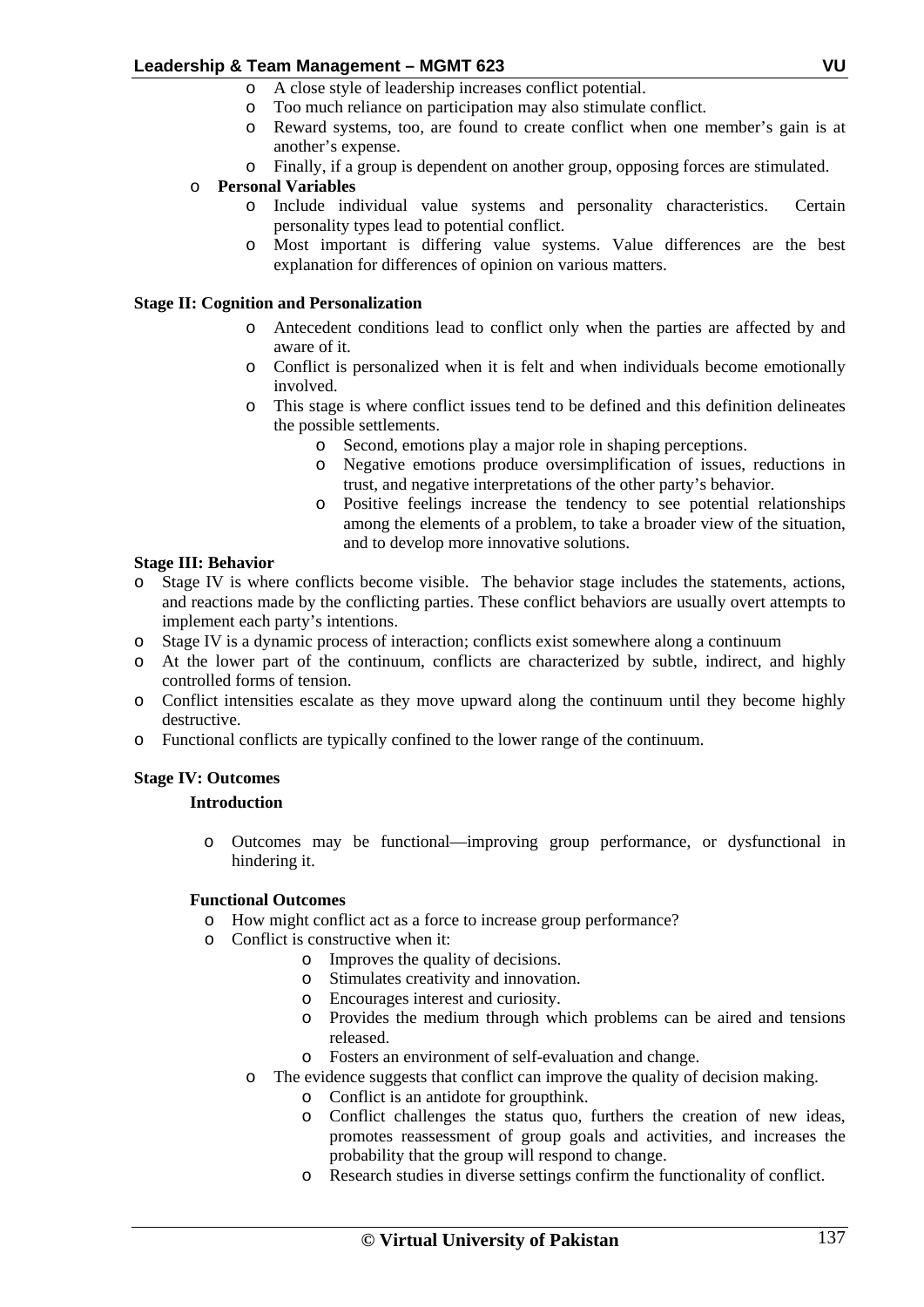- A close style of leadership increases conflict potential.
- Too much reliance on participation may also stimulate conflict.
- Reward systems, too, are found to create conflict when one member's gain is at another's expense.
- Finally, if a group is dependent on another group, opposing forces are stimulated.

- **Personal Variables**
  - Include individual value systems and personality characteristics. Certain personality types lead to potential conflict.
  - Most important is differing value systems. Value differences are the best explanation for differences of opinion on various matters.

**Stage II: Cognition and Personalization**

- Antecedent conditions lead to conflict only when the parties are affected by and aware of it.
- Conflict is personalized when it is felt and when individuals become emotionally involved.
- This stage is where conflict issues tend to be defined and this definition delineates the possible settlements.
  - Second, emotions play a major role in shaping perceptions.
  - Negative emotions produce oversimplification of issues, reductions in trust, and negative interpretations of the other party's behavior.
  - Positive feelings increase the tendency to see potential relationships among the elements of a problem, to take a broader view of the situation, and to develop more innovative solutions.

**Stage III: Behavior**

- Stage IV is where conflicts become visible. The behavior stage includes the statements, actions, and reactions made by the conflicting parties. These conflict behaviors are usually overt attempts to implement each party's intentions.
- Stage IV is a dynamic process of interaction; conflicts exist somewhere along a continuum
- At the lower part of the continuum, conflicts are characterized by subtle, indirect, and highly controlled forms of tension.
- Conflict intensities escalate as they move upward along the continuum until they become highly destructive.
- Functional conflicts are typically confined to the lower range of the continuum.

**Stage IV: Outcomes**

**Introduction**

- Outcomes may be functional—improving group performance, or dysfunctional in hindering it.

**Functional Outcomes**

- How might conflict act as a force to increase group performance?
- Conflict is constructive when it:
  - Improves the quality of decisions.
  - Stimulates creativity and innovation.
  - Encourages interest and curiosity.
  - Provides the medium through which problems can be aired and tensions released.
  - Fosters an environment of self-evaluation and change.
- The evidence suggests that conflict can improve the quality of decision making.
  - Conflict is an antidote for groupthink.
  - Conflict challenges the status quo, furthers the creation of new ideas, promotes reassessment of group goals and activities, and increases the probability that the group will respond to change.
  - Research studies in diverse settings confirm the functionality of conflict.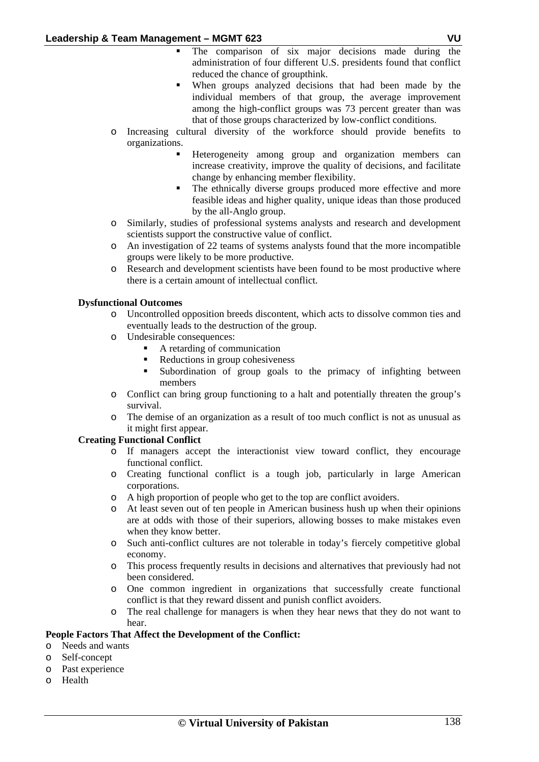- The comparison of six major decisions made during the administration of four different U.S. presidents found that conflict reduced the chance of groupthink.
        - When groups analyzed decisions that had been made by the individual members of that group, the average improvement among the high-conflict groups was 73 percent greater than was that of those groups characterized by low-conflict conditions.
    - Increasing cultural diversity of the workforce should provide benefits to organizations.
        - Heterogeneity among group and organization members can increase creativity, improve the quality of decisions, and facilitate change by enhancing member flexibility.
        - The ethnically diverse groups produced more effective and more feasible ideas and higher quality, unique ideas than those produced by the all-Anglo group.
    - Similarly, studies of professional systems analysts and research and development scientists support the constructive value of conflict.
    - An investigation of 22 teams of systems analysts found that the more incompatible groups were likely to be more productive.
    - Research and development scientists have been found to be most productive where there is a certain amount of intellectual conflict.

**Dysfunctional Outcomes**

- Uncontrolled opposition breeds discontent, which acts to dissolve common ties and eventually leads to the destruction of the group.
- Undesirable consequences:
    - A retarding of communication
    - Reductions in group cohesiveness
    - Subordination of group goals to the primacy of infighting between members
- Conflict can bring group functioning to a halt and potentially threaten the group's survival.
- The demise of an organization as a result of too much conflict is not as unusual as it might first appear.

**Creating Functional Conflict**

- If managers accept the interactionist view toward conflict, they encourage functional conflict.
- Creating functional conflict is a tough job, particularly in large American corporations.
- A high proportion of people who get to the top are conflict avoiders.
- At least seven out of ten people in American business hush up when their opinions are at odds with those of their superiors, allowing bosses to make mistakes even when they know better.
- Such anti-conflict cultures are not tolerable in today's fiercely competitive global economy.
- This process frequently results in decisions and alternatives that previously had not been considered.
- One common ingredient in organizations that successfully create functional conflict is that they reward dissent and punish conflict avoiders.
- The real challenge for managers is when they hear news that they do not want to hear.

**People Factors That Affect the Development of the Conflict:**

- Needs and wants
- Self-concept
- Past experience
- Health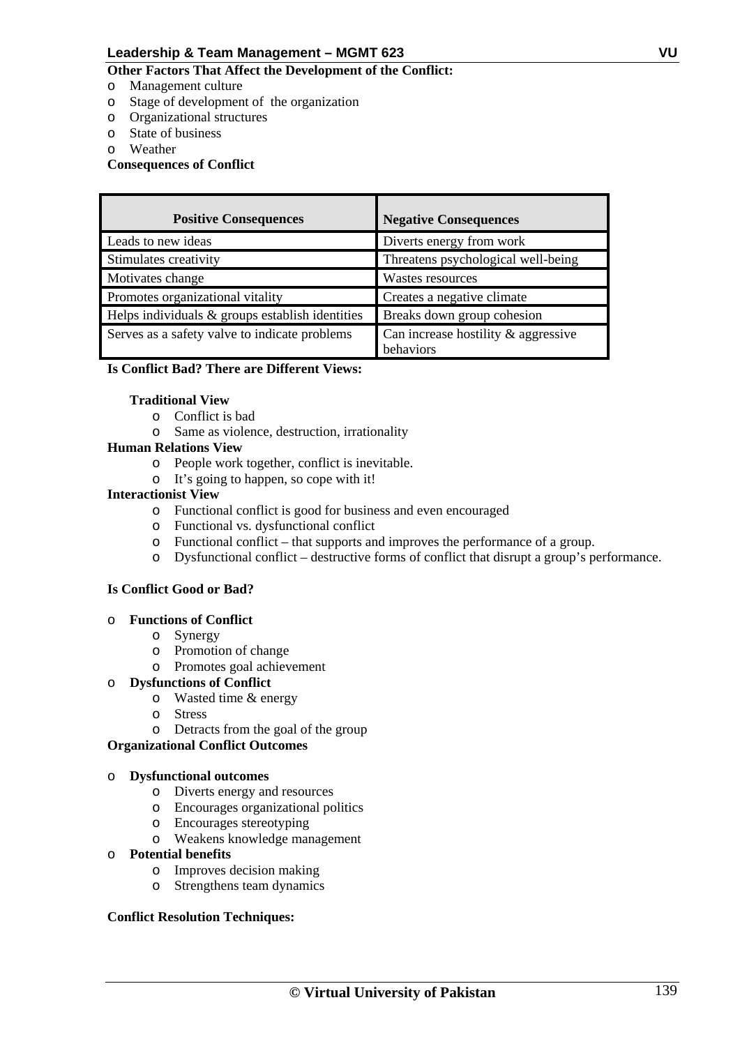**Other Factors That Affect the Development of the Conflict:**

- Management culture
- Stage of development of the organization
- Organizational structures
- State of business
- Weather

**Consequences of Conflict**

| Positive Consequences | Negative Consequences |
|---|---|
| Leads to new ideas | Diverts energy from work |
| Stimulates creativity | Threatens psychological well-being |
| Motivates change | Wastes resources |
| Promotes organizational vitality | Creates a negative climate |
| Helps individuals & groups establish identities | Breaks down group cohesion |
| Serves as a safety valve to indicate problems | Can increase hostility & aggressive behaviors |

**Is Conflict Bad? There are Different Views:**

**Traditional View**

- Conflict is bad
- Same as violence, destruction, irrationality

**Human Relations View**

- People work together, conflict is inevitable.
- It's going to happen, so cope with it!

**Interactionist View**

- Functional conflict is good for business and even encouraged
- Functional vs. dysfunctional conflict
- Functional conflict – that supports and improves the performance of a group.
- Dysfunctional conflict – destructive forms of conflict that disrupt a group's performance.

**Is Conflict Good or Bad?**

- **Functions of Conflict**
  - Synergy
  - Promotion of change
  - Promotes goal achievement
- **Dysfunctions of Conflict**
  - Wasted time & energy
  - Stress
  - Detracts from the goal of the group

**Organizational Conflict Outcomes**

- **Dysfunctional outcomes**
  - Diverts energy and resources
  - Encourages organizational politics
  - Encourages stereotyping
  - Weakens knowledge management
- **Potential benefits**
  - Improves decision making
  - Strengthens team dynamics

**Conflict Resolution Techniques:**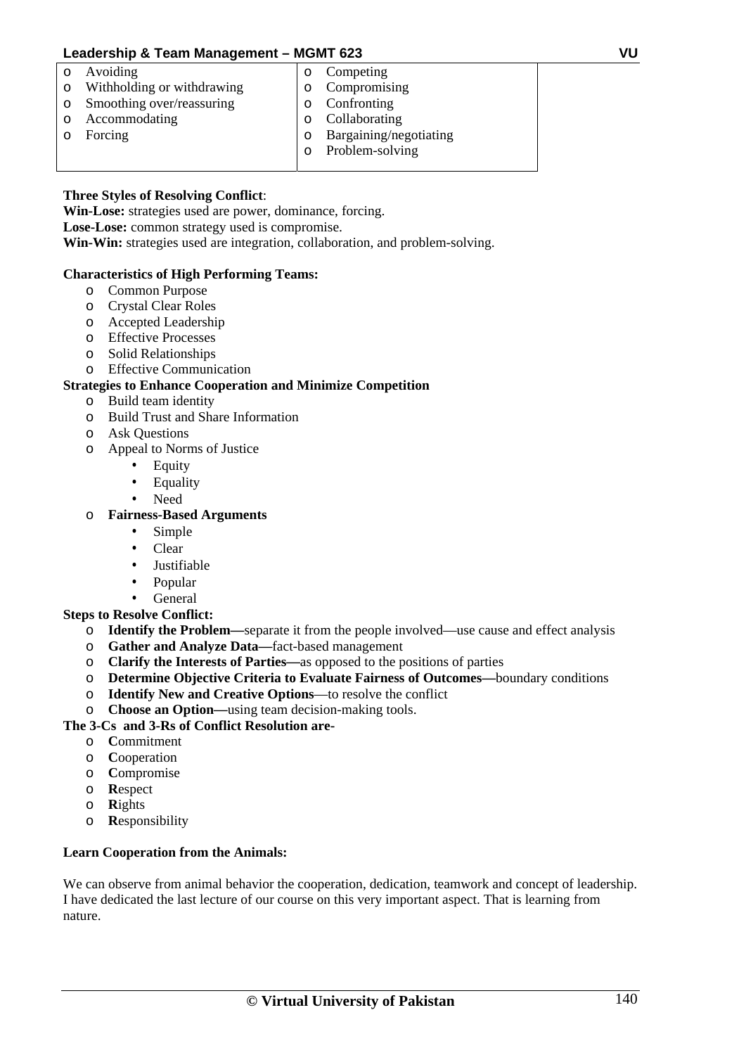| | |
|---|---|
| o Avoiding | o Competing |
| o Withholding or withdrawing | o Compromising |
| o Smoothing over/reassuring | o Confronting |
| o Accommodating | o Collaborating |
| o Forcing | o Bargaining/negotiating |
| | o Problem-solving |

**Three Styles of Resolving Conflict**:
**Win-Lose:** strategies used are power, dominance, forcing.
**Lose-Lose:** common strategy used is compromise.
**Win-Win:** strategies used are integration, collaboration, and problem-solving.

**Characteristics of High Performing Teams:**

- Common Purpose
- Crystal Clear Roles
- Accepted Leadership
- Effective Processes
- Solid Relationships
- Effective Communication

**Strategies to Enhance Cooperation and Minimize Competition**

- Build team identity
- Build Trust and Share Information
- Ask Questions
- Appeal to Norms of Justice
  - Equity
  - Equality
  - Need
- **Fairness-Based Arguments**
  - Simple
  - Clear
  - Justifiable
  - Popular
  - General

**Steps to Resolve Conflict:**

- **Identify the Problem—**separate it from the people involved—use cause and effect analysis
- **Gather and Analyze Data—**fact-based management
- **Clarify the Interests of Parties—**as opposed to the positions of parties
- **Determine Objective Criteria to Evaluate Fairness of Outcomes—**boundary conditions
- **Identify New and Creative Options**—to resolve the conflict
- **Choose an Option—**using team decision-making tools.

**The 3-Cs and 3-Rs of Conflict Resolution are-**

- **C**ommitment
- **C**ooperation
- **C**ompromise
- **R**espect
- **R**ights
- **R**esponsibility

**Learn Cooperation from the Animals:**

We can observe from animal behavior the cooperation, dedication, teamwork and concept of leadership. I have dedicated the last lecture of our course on this very important aspect. That is learning from nature.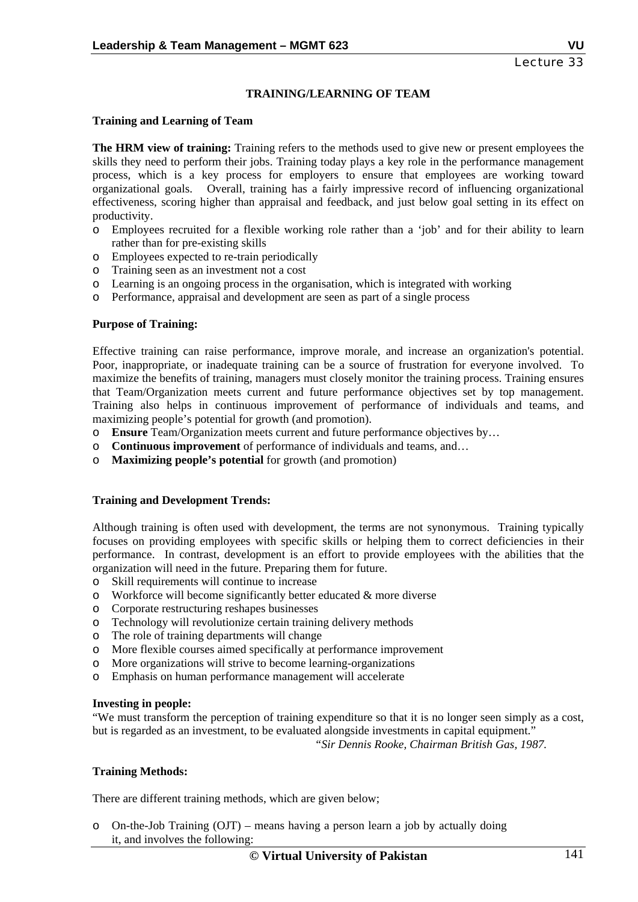Lecture 33

# TRAINING/LEARNING OF TEAM

## Training and Learning of Team

**The HRM view of training:** Training refers to the methods used to give new or present employees the skills they need to perform their jobs. Training today plays a key role in the performance management process, which is a key process for employers to ensure that employees are working toward organizational goals. Overall, training has a fairly impressive record of influencing organizational effectiveness, scoring higher than appraisal and feedback, and just below goal setting in its effect on productivity.

- Employees recruited for a flexible working role rather than a 'job' and for their ability to learn rather than for pre-existing skills
- Employees expected to re-train periodically
- Training seen as an investment not a cost
- Learning is an ongoing process in the organisation, which is integrated with working
- Performance, appraisal and development are seen as part of a single process

## Purpose of Training:

Effective training can raise performance, improve morale, and increase an organization's potential. Poor, inappropriate, or inadequate training can be a source of frustration for everyone involved. To maximize the benefits of training, managers must closely monitor the training process. Training ensures that Team/Organization meets current and future performance objectives set by top management. Training also helps in continuous improvement of performance of individuals and teams, and maximizing people's potential for growth (and promotion).

- **Ensure** Team/Organization meets current and future performance objectives by…
- **Continuous improvement** of performance of individuals and teams, and…
- **Maximizing people's potential** for growth (and promotion)

## Training and Development Trends:

Although training is often used with development, the terms are not synonymous. Training typically focuses on providing employees with specific skills or helping them to correct deficiencies in their performance. In contrast, development is an effort to provide employees with the abilities that the organization will need in the future. Preparing them for future.

- Skill requirements will continue to increase
- Workforce will become significantly better educated & more diverse
- Corporate restructuring reshapes businesses
- Technology will revolutionize certain training delivery methods
- The role of training departments will change
- More flexible courses aimed specifically at performance improvement
- More organizations will strive to become learning-organizations
- Emphasis on human performance management will accelerate

## Investing in people:

"We must transform the perception of training expenditure so that it is no longer seen simply as a cost, but is regarded as an investment, to be evaluated alongside investments in capital equipment."

*"Sir Dennis Rooke, Chairman British Gas, 1987.*

## Training Methods:

There are different training methods, which are given below;

- On-the-Job Training (OJT) – means having a person learn a job by actually doing it, and involves the following: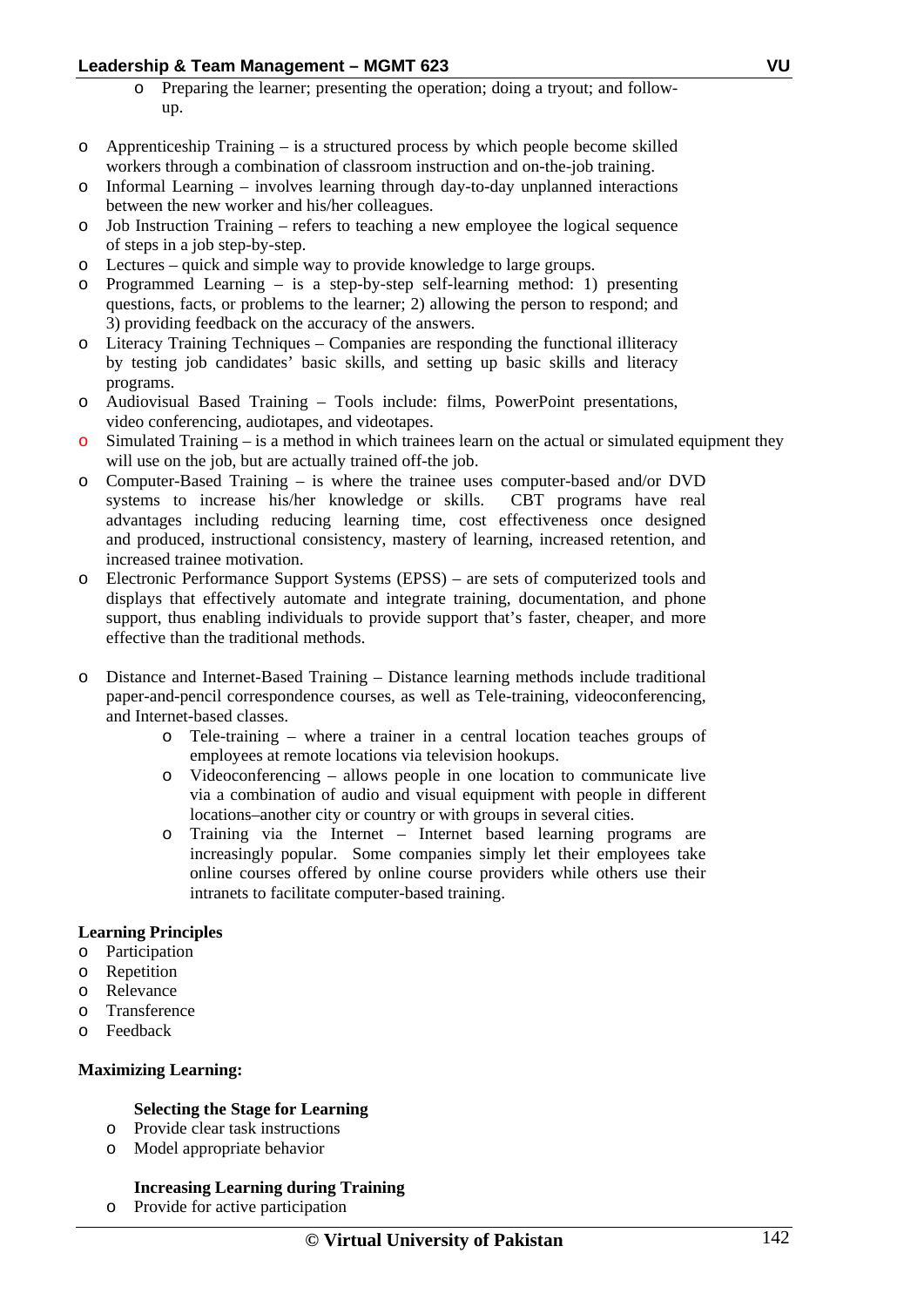- Preparing the learner; presenting the operation; doing a tryout; and follow-up.

- Apprenticeship Training – is a structured process by which people become skilled workers through a combination of classroom instruction and on-the-job training.
- Informal Learning – involves learning through day-to-day unplanned interactions between the new worker and his/her colleagues.
- Job Instruction Training – refers to teaching a new employee the logical sequence of steps in a job step-by-step.
- Lectures – quick and simple way to provide knowledge to large groups.
- Programmed Learning – is a step-by-step self-learning method: 1) presenting questions, facts, or problems to the learner; 2) allowing the person to respond; and 3) providing feedback on the accuracy of the answers.
- Literacy Training Techniques – Companies are responding the functional illiteracy by testing job candidates' basic skills, and setting up basic skills and literacy programs.
- Audiovisual Based Training – Tools include: films, PowerPoint presentations, video conferencing, audiotapes, and videotapes.
- Simulated Training – is a method in which trainees learn on the actual or simulated equipment they will use on the job, but are actually trained off-the job.
- Computer-Based Training – is where the trainee uses computer-based and/or DVD systems to increase his/her knowledge or skills. CBT programs have real advantages including reducing learning time, cost effectiveness once designed and produced, instructional consistency, mastery of learning, increased retention, and increased trainee motivation.
- Electronic Performance Support Systems (EPSS) – are sets of computerized tools and displays that effectively automate and integrate training, documentation, and phone support, thus enabling individuals to provide support that's faster, cheaper, and more effective than the traditional methods.

- Distance and Internet-Based Training – Distance learning methods include traditional paper-and-pencil correspondence courses, as well as Tele-training, videoconferencing, and Internet-based classes.
   - Tele-training – where a trainer in a central location teaches groups of employees at remote locations via television hookups.
   - Videoconferencing – allows people in one location to communicate live via a combination of audio and visual equipment with people in different locations–another city or country or with groups in several cities.
   - Training via the Internet – Internet based learning programs are increasingly popular. Some companies simply let their employees take online courses offered by online course providers while others use their intranets to facilitate computer-based training.

**Learning Principles**

- Participation
- Repetition
- Relevance
- Transference
- Feedback

**Maximizing Learning:**

**Selecting the Stage for Learning**

- Provide clear task instructions
- Model appropriate behavior

**Increasing Learning during Training**

- Provide for active participation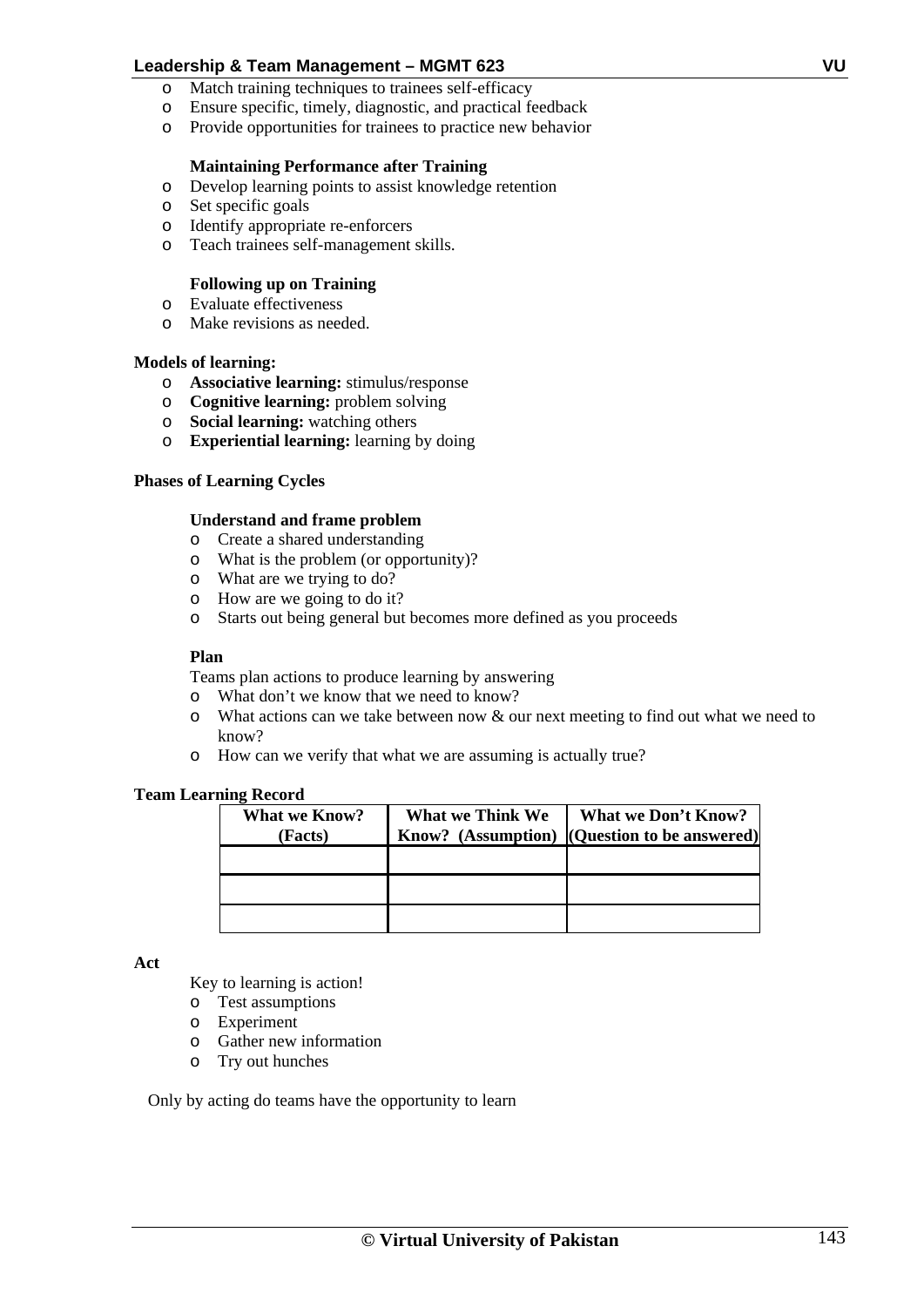- Match training techniques to trainees self-efficacy
- Ensure specific, timely, diagnostic, and practical feedback
- Provide opportunities for trainees to practice new behavior

**Maintaining Performance after Training**

- Develop learning points to assist knowledge retention
- Set specific goals
- Identify appropriate re-enforcers
- Teach trainees self-management skills.

**Following up on Training**

- Evaluate effectiveness
- Make revisions as needed.

**Models of learning:**

- **Associative learning:** stimulus/response
- **Cognitive learning:** problem solving
- **Social learning:** watching others
- **Experiential learning:** learning by doing

**Phases of Learning Cycles**

**Understand and frame problem**

- Create a shared understanding
- What is the problem (or opportunity)?
- What are we trying to do?
- How are we going to do it?
- Starts out being general but becomes more defined as you proceeds

**Plan**

Teams plan actions to produce learning by answering

- What don't we know that we need to know?
- What actions can we take between now & our next meeting to find out what we need to know?
- How can we verify that what we are assuming is actually true?

**Team Learning Record**

| What we Know? (Facts) | What we Think We Know? (Assumption) | What we Don't Know? (Question to be answered) |
|---|---|---|
| | | |
| | | |
| | | |

**Act**

Key to learning is action!

- Test assumptions
- Experiment
- Gather new information
- Try out hunches

Only by acting do teams have the opportunity to learn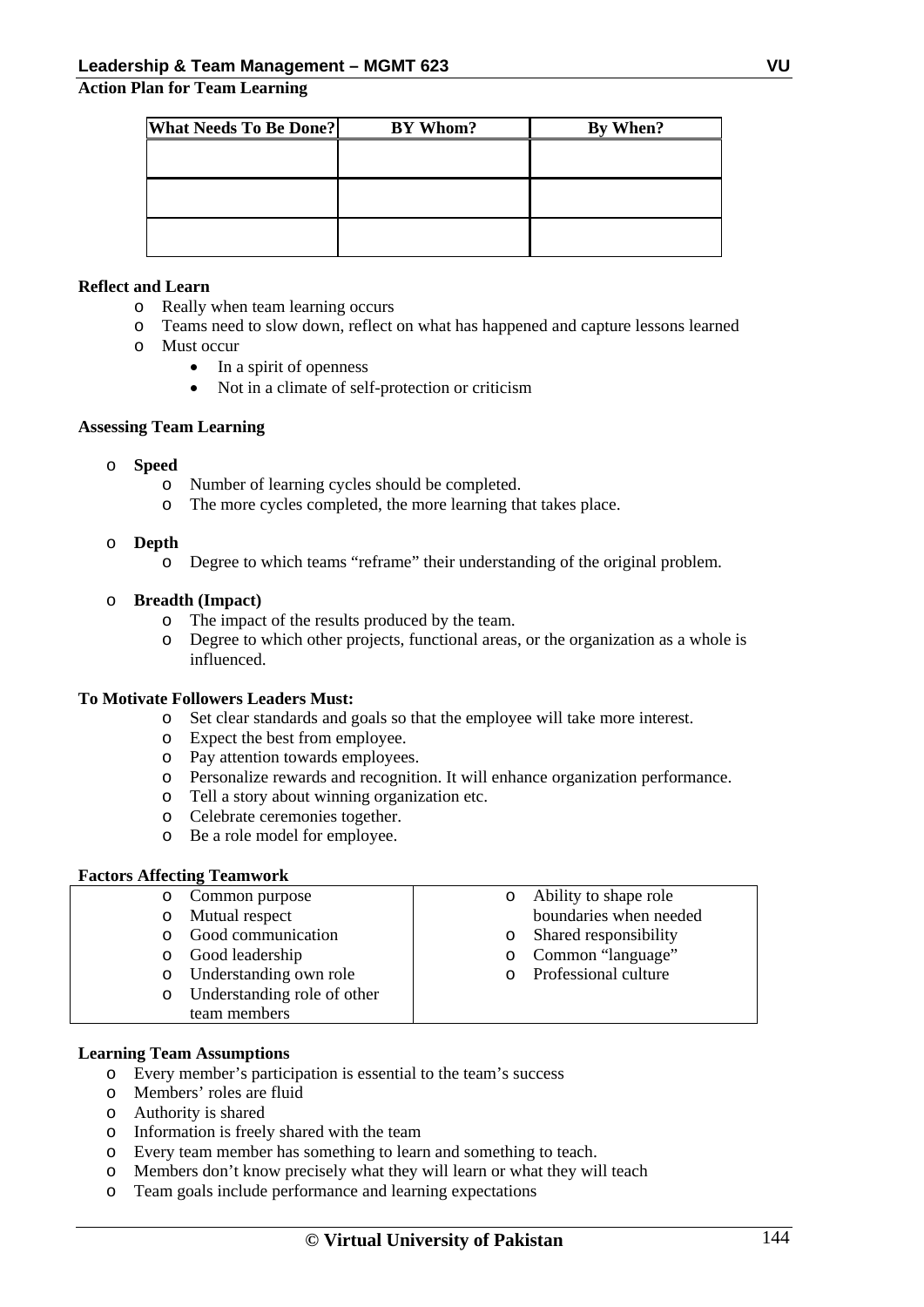**Action Plan for Team Learning**

| What Needs To Be Done? | BY Whom? | By When? |
|---|---|---|
| | | |
| | | |
| | | |

**Reflect and Learn**

- Really when team learning occurs
- Teams need to slow down, reflect on what has happened and capture lessons learned
- Must occur
  - In a spirit of openness
  - Not in a climate of self-protection or criticism

**Assessing Team Learning**

- **Speed**
  - Number of learning cycles should be completed.
  - The more cycles completed, the more learning that takes place.
- **Depth**
  - Degree to which teams "reframe" their understanding of the original problem.
- **Breadth (Impact)**
  - The impact of the results produced by the team.
  - Degree to which other projects, functional areas, or the organization as a whole is influenced.

**To Motivate Followers Leaders Must:**

- Set clear standards and goals so that the employee will take more interest.
- Expect the best from employee.
- Pay attention towards employees.
- Personalize rewards and recognition. It will enhance organization performance.
- Tell a story about winning organization etc.
- Celebrate ceremonies together.
- Be a role model for employee.

**Factors Affecting Teamwork**

- Common purpose
- Mutual respect
- Good communication
- Good leadership
- Understanding own role
- Understanding role of other team members
- Ability to shape role boundaries when needed
- Shared responsibility
- Common "language"
- Professional culture

**Learning Team Assumptions**

- Every member's participation is essential to the team's success
- Members' roles are fluid
- Authority is shared
- Information is freely shared with the team
- Every team member has something to learn and something to teach.
- Members don't know precisely what they will learn or what they will teach
- Team goals include performance and learning expectations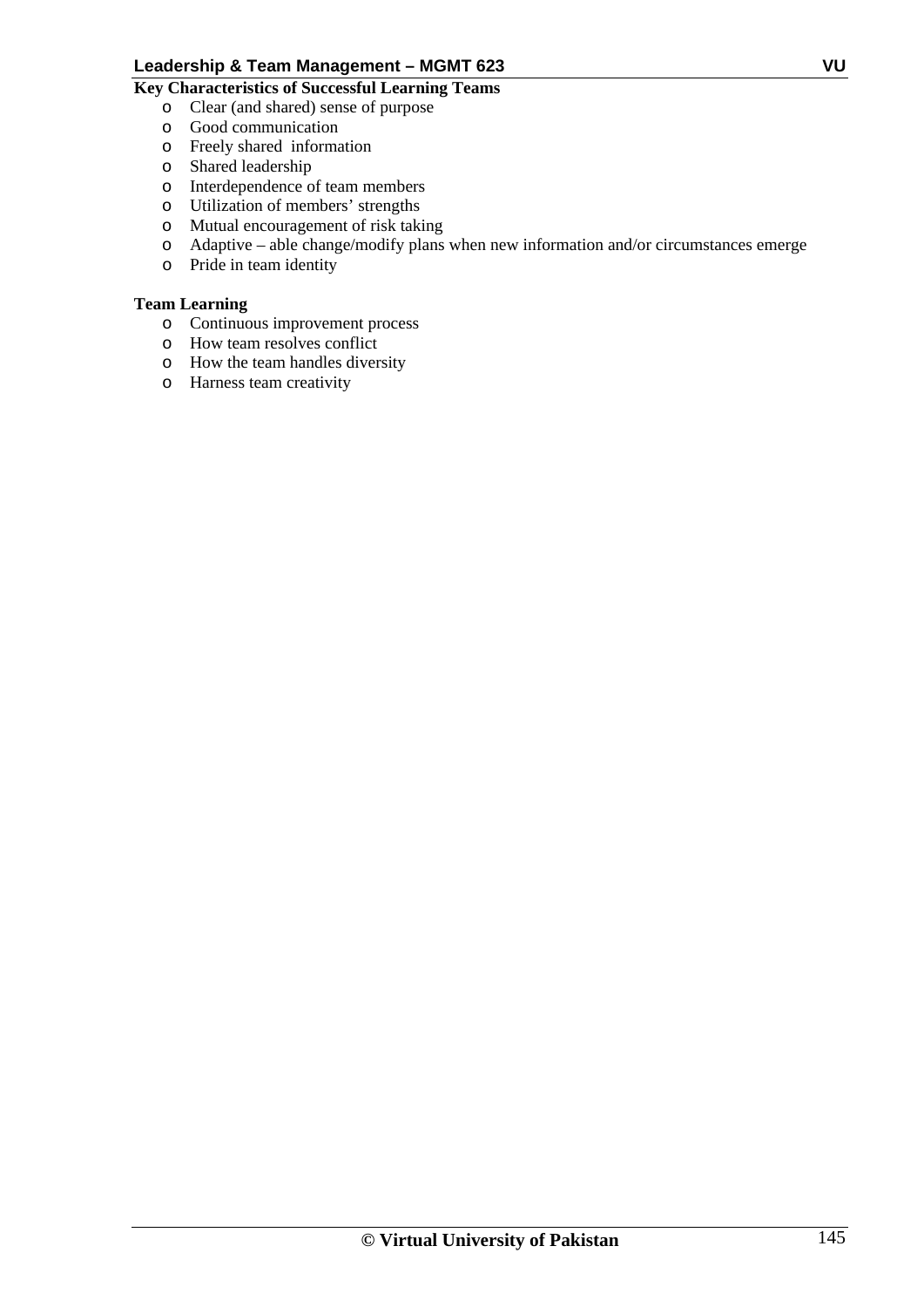**Key Characteristics of Successful Learning Teams**

- Clear (and shared) sense of purpose
- Good communication
- Freely shared information
- Shared leadership
- Interdependence of team members
- Utilization of members' strengths
- Mutual encouragement of risk taking
- Adaptive – able change/modify plans when new information and/or circumstances emerge
- Pride in team identity

**Team Learning**

- Continuous improvement process
- How team resolves conflict
- How the team handles diversity
- Harness team creativity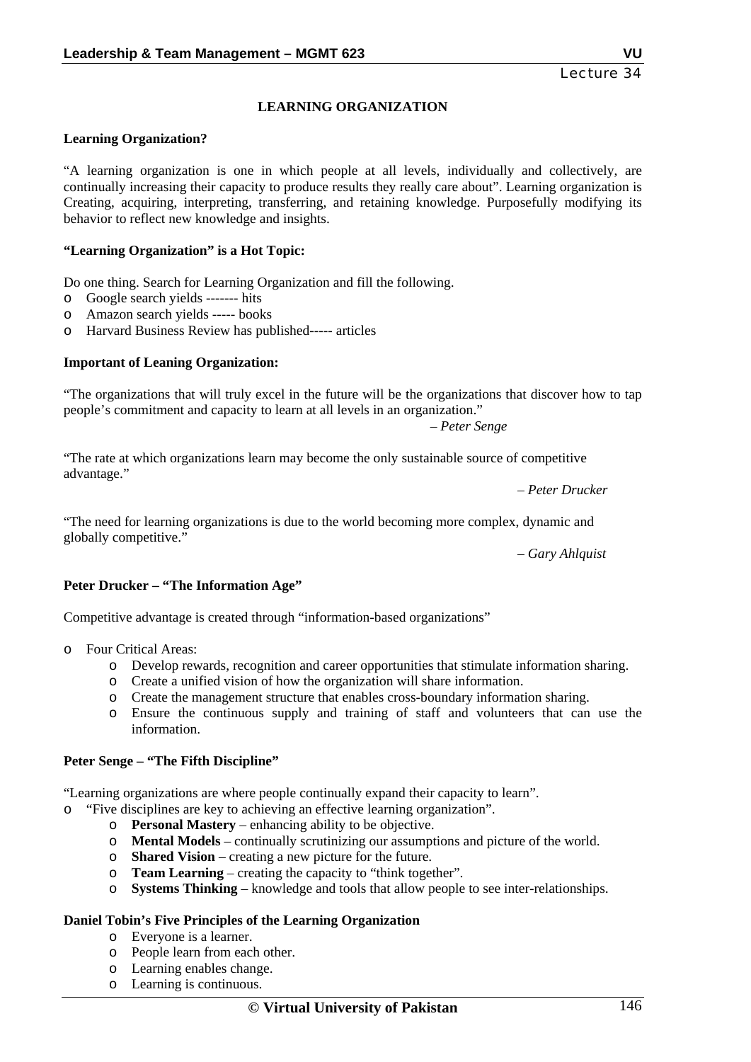Lecture 34

## LEARNING ORGANIZATION

**Learning Organization?**

"A learning organization is one in which people at all levels, individually and collectively, are continually increasing their capacity to produce results they really care about". Learning organization is Creating, acquiring, interpreting, transferring, and retaining knowledge. Purposefully modifying its behavior to reflect new knowledge and insights.

**"Learning Organization" is a Hot Topic:**

Do one thing. Search for Learning Organization and fill the following.

- Google search yields ------- hits
- Amazon search yields ----- books
- Harvard Business Review has published----- articles

**Important of Leaning Organization:**

"The organizations that will truly excel in the future will be the organizations that discover how to tap people's commitment and capacity to learn at all levels in an organization."

*– Peter Senge*

"The rate at which organizations learn may become the only sustainable source of competitive advantage."

*– Peter Drucker*

"The need for learning organizations is due to the world becoming more complex, dynamic and globally competitive."

*– Gary Ahlquist*

**Peter Drucker – "The Information Age"**

Competitive advantage is created through "information-based organizations"

- Four Critical Areas:
  - Develop rewards, recognition and career opportunities that stimulate information sharing.
  - Create a unified vision of how the organization will share information.
  - Create the management structure that enables cross-boundary information sharing.
  - Ensure the continuous supply and training of staff and volunteers that can use the information.

**Peter Senge – "The Fifth Discipline"**

"Learning organizations are where people continually expand their capacity to learn".

- "Five disciplines are key to achieving an effective learning organization".
  - **Personal Mastery** – enhancing ability to be objective.
  - **Mental Models** – continually scrutinizing our assumptions and picture of the world.
  - **Shared Vision** – creating a new picture for the future.
  - **Team Learning** – creating the capacity to "think together".
  - **Systems Thinking** – knowledge and tools that allow people to see inter-relationships.

**Daniel Tobin's Five Principles of the Learning Organization**

- Everyone is a learner.
- People learn from each other.
- Learning enables change.
- Learning is continuous.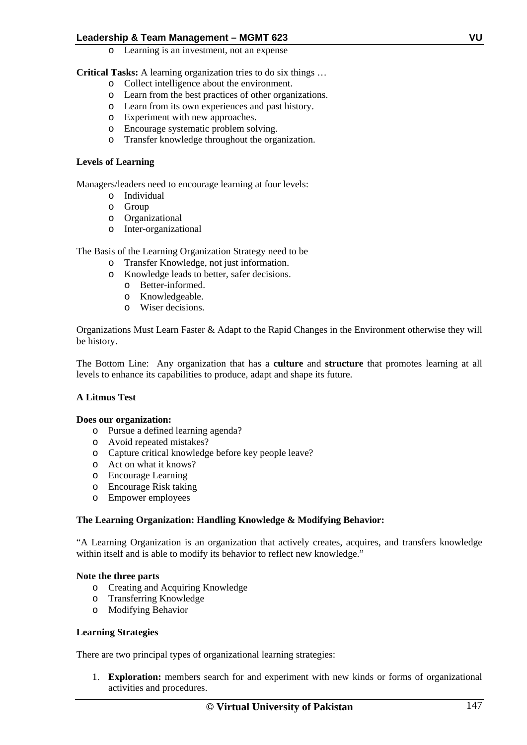- Learning is an investment, not an expense

**Critical Tasks:** A learning organization tries to do six things …

- Collect intelligence about the environment.
- Learn from the best practices of other organizations.
- Learn from its own experiences and past history.
- Experiment with new approaches.
- Encourage systematic problem solving.
- Transfer knowledge throughout the organization.

**Levels of Learning**

Managers/leaders need to encourage learning at four levels:

- Individual
- Group
- Organizational
- Inter-organizational

The Basis of the Learning Organization Strategy need to be

- Transfer Knowledge, not just information.
- Knowledge leads to better, safer decisions.
    - Better-informed.
    - Knowledgeable.
    - Wiser decisions.

Organizations Must Learn Faster & Adapt to the Rapid Changes in the Environment otherwise they will be history.

The Bottom Line: Any organization that has a **culture** and **structure** that promotes learning at all levels to enhance its capabilities to produce, adapt and shape its future.

**A Litmus Test**

**Does our organization:**

- Pursue a defined learning agenda?
- Avoid repeated mistakes?
- Capture critical knowledge before key people leave?
- Act on what it knows?
- Encourage Learning
- Encourage Risk taking
- Empower employees

**The Learning Organization: Handling Knowledge & Modifying Behavior:**

"A Learning Organization is an organization that actively creates, acquires, and transfers knowledge within itself and is able to modify its behavior to reflect new knowledge."

**Note the three parts**

- Creating and Acquiring Knowledge
- Transferring Knowledge
- Modifying Behavior

**Learning Strategies**

There are two principal types of organizational learning strategies:

1. **Exploration:** members search for and experiment with new kinds or forms of organizational activities and procedures.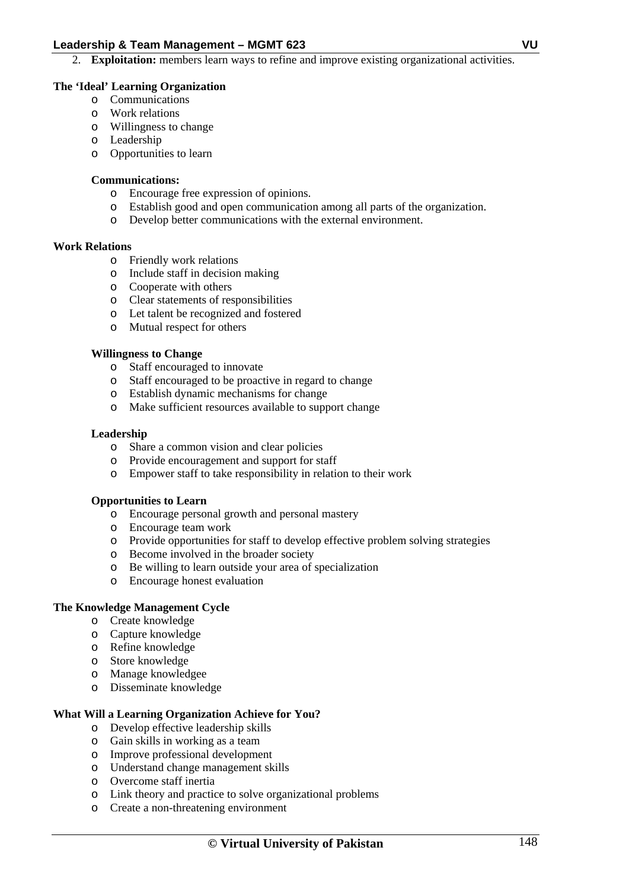2. **Exploitation:** members learn ways to refine and improve existing organizational activities.

**The 'Ideal' Learning Organization**

- Communications
- Work relations
- Willingness to change
- Leadership
- Opportunities to learn

**Communications:**

- Encourage free expression of opinions.
- Establish good and open communication among all parts of the organization.
- Develop better communications with the external environment.

**Work Relations**

- Friendly work relations
- Include staff in decision making
- Cooperate with others
- Clear statements of responsibilities
- Let talent be recognized and fostered
- Mutual respect for others

**Willingness to Change**

- Staff encouraged to innovate
- Staff encouraged to be proactive in regard to change
- Establish dynamic mechanisms for change
- Make sufficient resources available to support change

**Leadership**

- Share a common vision and clear policies
- Provide encouragement and support for staff
- Empower staff to take responsibility in relation to their work

**Opportunities to Learn**

- Encourage personal growth and personal mastery
- Encourage team work
- Provide opportunities for staff to develop effective problem solving strategies
- Become involved in the broader society
- Be willing to learn outside your area of specialization
- Encourage honest evaluation

**The Knowledge Management Cycle**

- Create knowledge
- Capture knowledge
- Refine knowledge
- Store knowledge
- Manage knowledgee
- Disseminate knowledge

**What Will a Learning Organization Achieve for You?**

- Develop effective leadership skills
- Gain skills in working as a team
- Improve professional development
- Understand change management skills
- Overcome staff inertia
- Link theory and practice to solve organizational problems
- Create a non-threatening environment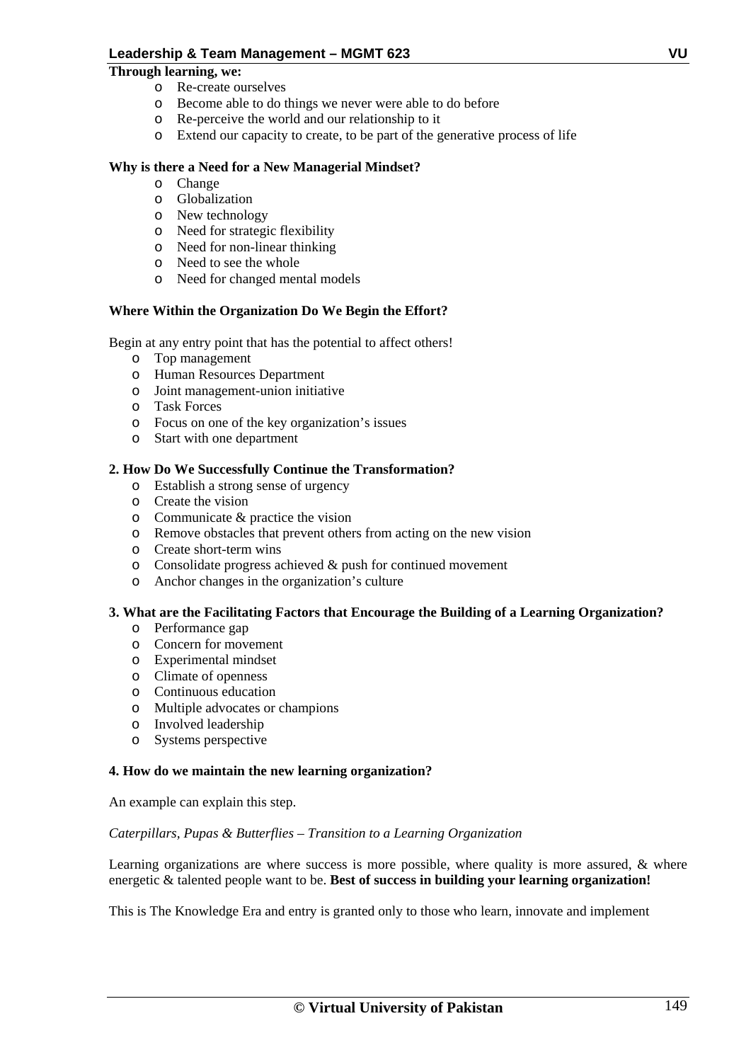**Through learning, we:**

- Re-create ourselves
- Become able to do things we never were able to do before
- Re-perceive the world and our relationship to it
- Extend our capacity to create, to be part of the generative process of life

**Why is there a Need for a New Managerial Mindset?**

- Change
- Globalization
- New technology
- Need for strategic flexibility
- Need for non-linear thinking
- Need to see the whole
- Need for changed mental models

**Where Within the Organization Do We Begin the Effort?**

Begin at any entry point that has the potential to affect others!

- Top management
- Human Resources Department
- Joint management-union initiative
- Task Forces
- Focus on one of the key organization's issues
- Start with one department

**2. How Do We Successfully Continue the Transformation?**

- Establish a strong sense of urgency
- Create the vision
- Communicate & practice the vision
- Remove obstacles that prevent others from acting on the new vision
- Create short-term wins
- Consolidate progress achieved & push for continued movement
- Anchor changes in the organization's culture

**3. What are the Facilitating Factors that Encourage the Building of a Learning Organization?**

- Performance gap
- Concern for movement
- Experimental mindset
- Climate of openness
- Continuous education
- Multiple advocates or champions
- Involved leadership
- Systems perspective

**4. How do we maintain the new learning organization?**

An example can explain this step.

*Caterpillars, Pupas & Butterflies – Transition to a Learning Organization*

Learning organizations are where success is more possible, where quality is more assured, & where energetic & talented people want to be. **Best of success in building your learning organization!**

This is The Knowledge Era and entry is granted only to those who learn, innovate and implement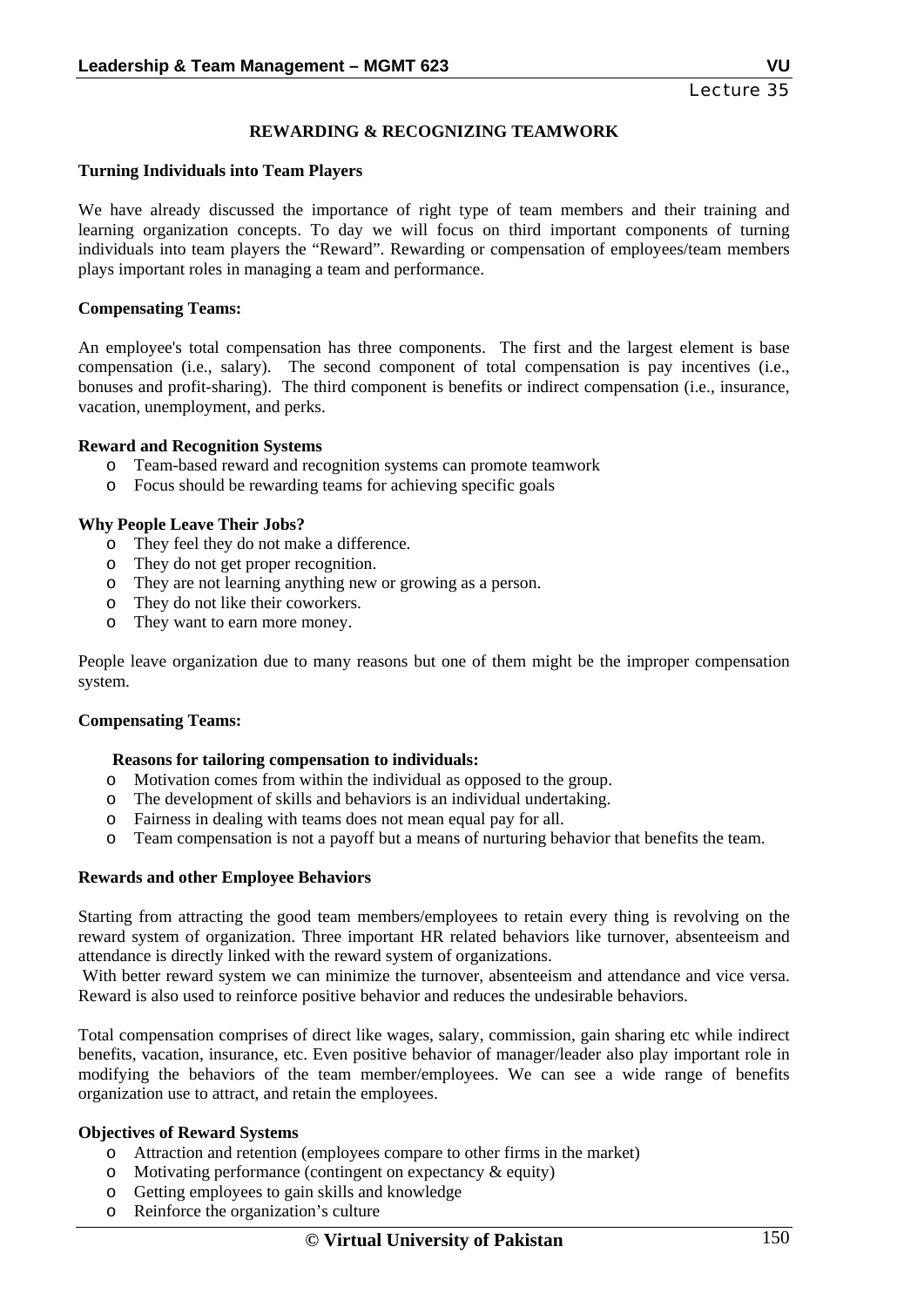Lecture 35

## REWARDING & RECOGNIZING TEAMWORK

### Turning Individuals into Team Players

We have already discussed the importance of right type of team members and their training and learning organization concepts. To day we will focus on third important components of turning individuals into team players the "Reward". Rewarding or compensation of employees/team members plays important roles in managing a team and performance.

### Compensating Teams:

An employee's total compensation has three components. The first and the largest element is base compensation (i.e., salary). The second component of total compensation is pay incentives (i.e., bonuses and profit-sharing). The third component is benefits or indirect compensation (i.e., insurance, vacation, unemployment, and perks.

### Reward and Recognition Systems

- Team-based reward and recognition systems can promote teamwork
- Focus should be rewarding teams for achieving specific goals

### Why People Leave Their Jobs?

- They feel they do not make a difference.
- They do not get proper recognition.
- They are not learning anything new or growing as a person.
- They do not like their coworkers.
- They want to earn more money.

People leave organization due to many reasons but one of them might be the improper compensation system.

### Compensating Teams:

**Reasons for tailoring compensation to individuals:**

- Motivation comes from within the individual as opposed to the group.
- The development of skills and behaviors is an individual undertaking.
- Fairness in dealing with teams does not mean equal pay for all.
- Team compensation is not a payoff but a means of nurturing behavior that benefits the team.

### Rewards and other Employee Behaviors

Starting from attracting the good team members/employees to retain every thing is revolving on the reward system of organization. Three important HR related behaviors like turnover, absenteeism and attendance is directly linked with the reward system of organizations.

With better reward system we can minimize the turnover, absenteeism and attendance and vice versa. Reward is also used to reinforce positive behavior and reduces the undesirable behaviors.

Total compensation comprises of direct like wages, salary, commission, gain sharing etc while indirect benefits, vacation, insurance, etc. Even positive behavior of manager/leader also play important role in modifying the behaviors of the team member/employees. We can see a wide range of benefits organization use to attract, and retain the employees.

### Objectives of Reward Systems

- Attraction and retention (employees compare to other firms in the market)
- Motivating performance (contingent on expectancy & equity)
- Getting employees to gain skills and knowledge
- Reinforce the organization's culture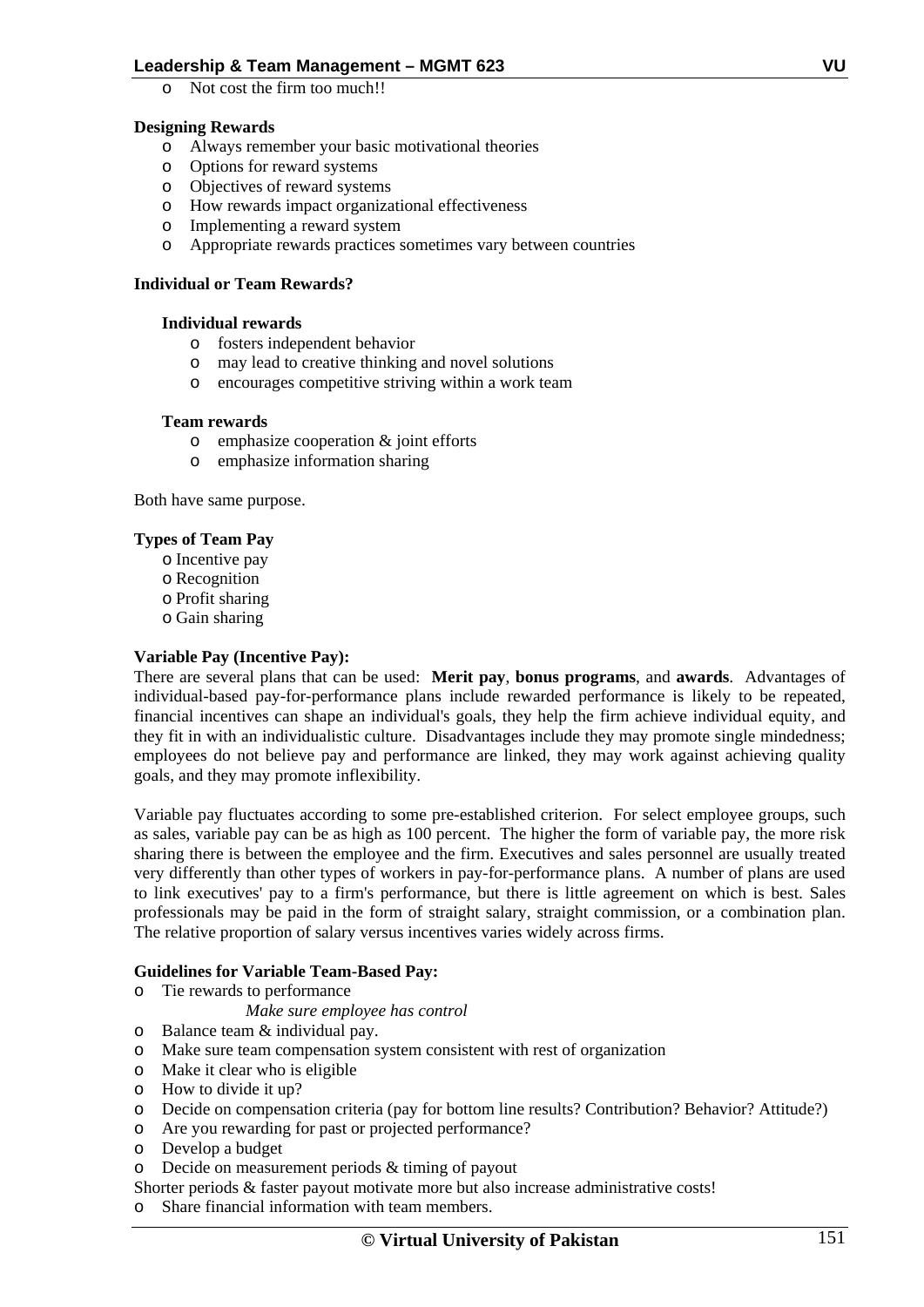- Not cost the firm too much!!

**Designing Rewards**

- Always remember your basic motivational theories
- Options for reward systems
- Objectives of reward systems
- How rewards impact organizational effectiveness
- Implementing a reward system
- Appropriate rewards practices sometimes vary between countries

**Individual or Team Rewards?**

**Individual rewards**

- fosters independent behavior
- may lead to creative thinking and novel solutions
- encourages competitive striving within a work team

**Team rewards**

- emphasize cooperation & joint efforts
- emphasize information sharing

Both have same purpose.

**Types of Team Pay**

- Incentive pay
- Recognition
- Profit sharing
- Gain sharing

**Variable Pay (Incentive Pay):**

There are several plans that can be used: **Merit pay**, **bonus programs**, and **awards**. Advantages of individual-based pay-for-performance plans include rewarded performance is likely to be repeated, financial incentives can shape an individual's goals, they help the firm achieve individual equity, and they fit in with an individualistic culture. Disadvantages include they may promote single mindedness; employees do not believe pay and performance are linked, they may work against achieving quality goals, and they may promote inflexibility.

Variable pay fluctuates according to some pre-established criterion. For select employee groups, such as sales, variable pay can be as high as 100 percent. The higher the form of variable pay, the more risk sharing there is between the employee and the firm. Executives and sales personnel are usually treated very differently than other types of workers in pay-for-performance plans. A number of plans are used to link executives' pay to a firm's performance, but there is little agreement on which is best. Sales professionals may be paid in the form of straight salary, straight commission, or a combination plan. The relative proportion of salary versus incentives varies widely across firms.

**Guidelines for Variable Team-Based Pay:**

- Tie rewards to performance
  *Make sure employee has control*
- Balance team & individual pay.
- Make sure team compensation system consistent with rest of organization
- Make it clear who is eligible
- How to divide it up?
- Decide on compensation criteria (pay for bottom line results? Contribution? Behavior? Attitude?)
- Are you rewarding for past or projected performance?
- Develop a budget
- Decide on measurement periods & timing of payout

Shorter periods & faster payout motivate more but also increase administrative costs!

- Share financial information with team members.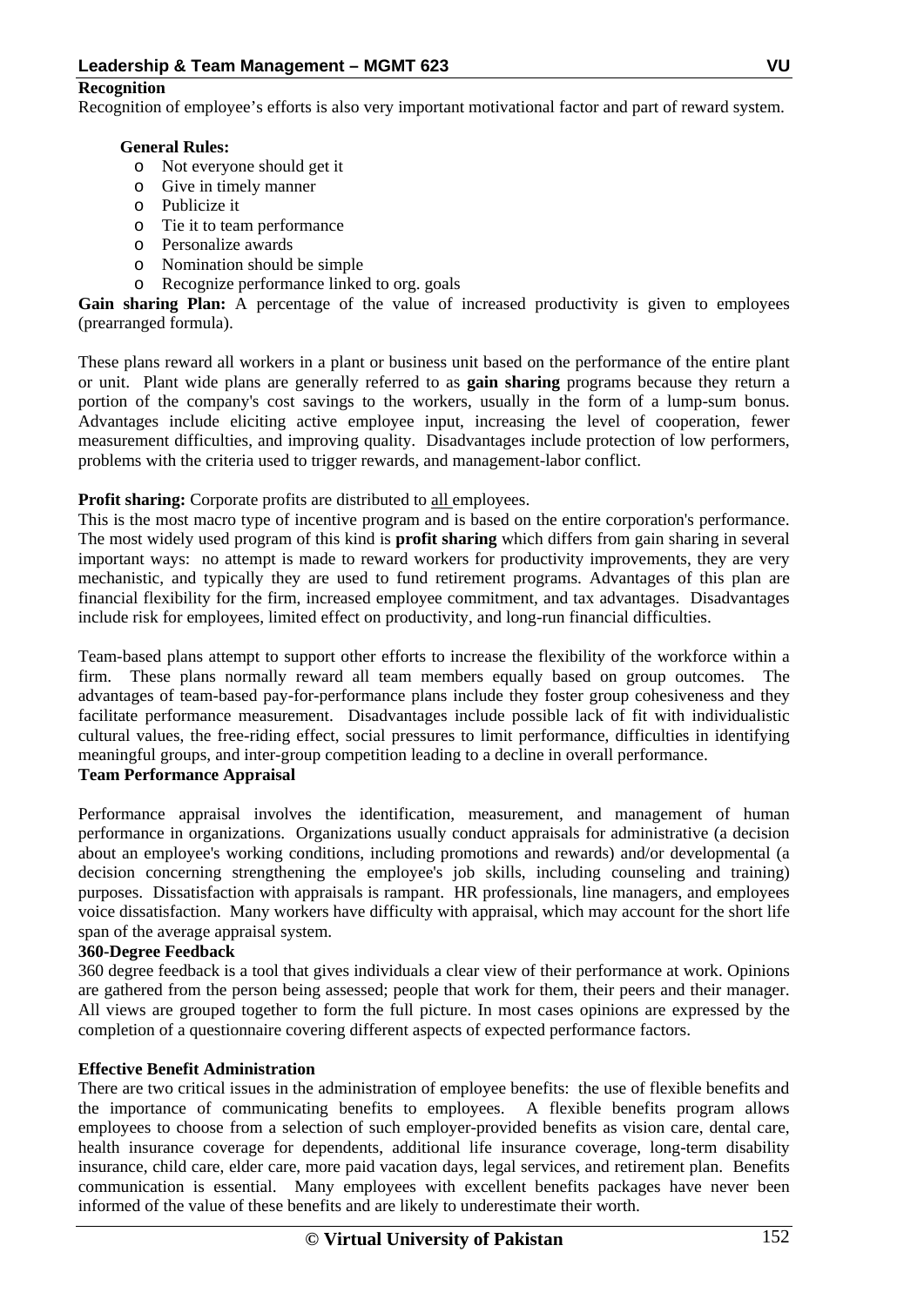**Recognition**

Recognition of employee's efforts is also very important motivational factor and part of reward system.

**General Rules:**

- Not everyone should get it
- Give in timely manner
- Publicize it
- Tie it to team performance
- Personalize awards
- Nomination should be simple
- Recognize performance linked to org. goals

**Gain sharing Plan:** A percentage of the value of increased productivity is given to employees (prearranged formula).

These plans reward all workers in a plant or business unit based on the performance of the entire plant or unit. Plant wide plans are generally referred to as **gain sharing** programs because they return a portion of the company's cost savings to the workers, usually in the form of a lump-sum bonus. Advantages include eliciting active employee input, increasing the level of cooperation, fewer measurement difficulties, and improving quality. Disadvantages include protection of low performers, problems with the criteria used to trigger rewards, and management-labor conflict.

**Profit sharing:** Corporate profits are distributed to all employees.

This is the most macro type of incentive program and is based on the entire corporation's performance. The most widely used program of this kind is **profit sharing** which differs from gain sharing in several important ways: no attempt is made to reward workers for productivity improvements, they are very mechanistic, and typically they are used to fund retirement programs. Advantages of this plan are financial flexibility for the firm, increased employee commitment, and tax advantages. Disadvantages include risk for employees, limited effect on productivity, and long-run financial difficulties.

Team-based plans attempt to support other efforts to increase the flexibility of the workforce within a firm. These plans normally reward all team members equally based on group outcomes. The advantages of team-based pay-for-performance plans include they foster group cohesiveness and they facilitate performance measurement. Disadvantages include possible lack of fit with individualistic cultural values, the free-riding effect, social pressures to limit performance, difficulties in identifying meaningful groups, and inter-group competition leading to a decline in overall performance.

**Team Performance Appraisal**

Performance appraisal involves the identification, measurement, and management of human performance in organizations. Organizations usually conduct appraisals for administrative (a decision about an employee's working conditions, including promotions and rewards) and/or developmental (a decision concerning strengthening the employee's job skills, including counseling and training) purposes. Dissatisfaction with appraisals is rampant. HR professionals, line managers, and employees voice dissatisfaction. Many workers have difficulty with appraisal, which may account for the short life span of the average appraisal system.

**360-Degree Feedback**

360 degree feedback is a tool that gives individuals a clear view of their performance at work. Opinions are gathered from the person being assessed; people that work for them, their peers and their manager. All views are grouped together to form the full picture. In most cases opinions are expressed by the completion of a questionnaire covering different aspects of expected performance factors.

**Effective Benefit Administration**

There are two critical issues in the administration of employee benefits: the use of flexible benefits and the importance of communicating benefits to employees. A flexible benefits program allows employees to choose from a selection of such employer-provided benefits as vision care, dental care, health insurance coverage for dependents, additional life insurance coverage, long-term disability insurance, child care, elder care, more paid vacation days, legal services, and retirement plan. Benefits communication is essential. Many employees with excellent benefits packages have never been informed of the value of these benefits and are likely to underestimate their worth.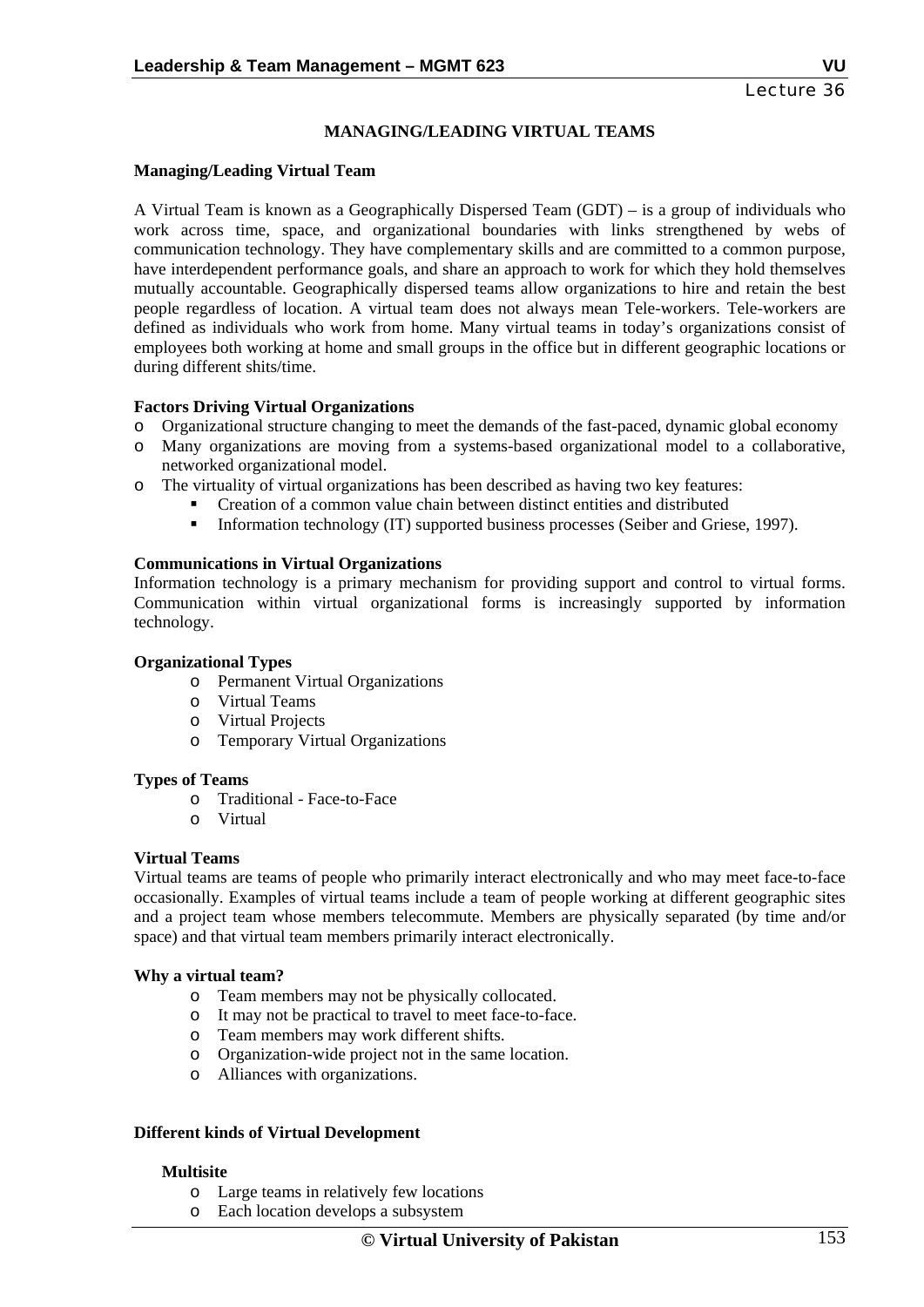## MANAGING/LEADING VIRTUAL TEAMS

**Managing/Leading Virtual Team**

A Virtual Team is known as a Geographically Dispersed Team (GDT) – is a group of individuals who work across time, space, and organizational boundaries with links strengthened by webs of communication technology. They have complementary skills and are committed to a common purpose, have interdependent performance goals, and share an approach to work for which they hold themselves mutually accountable. Geographically dispersed teams allow organizations to hire and retain the best people regardless of location. A virtual team does not always mean Tele-workers. Tele-workers are defined as individuals who work from home. Many virtual teams in today's organizations consist of employees both working at home and small groups in the office but in different geographic locations or during different shits/time.

**Factors Driving Virtual Organizations**

- Organizational structure changing to meet the demands of the fast-paced, dynamic global economy
- Many organizations are moving from a systems-based organizational model to a collaborative, networked organizational model.
- The virtuality of virtual organizations has been described as having two key features:
  - Creation of a common value chain between distinct entities and distributed
  - Information technology (IT) supported business processes (Seiber and Griese, 1997).

**Communications in Virtual Organizations**

Information technology is a primary mechanism for providing support and control to virtual forms. Communication within virtual organizational forms is increasingly supported by information technology.

**Organizational Types**

- Permanent Virtual Organizations
- Virtual Teams
- Virtual Projects
- Temporary Virtual Organizations

**Types of Teams**

- Traditional - Face-to-Face
- Virtual

**Virtual Teams**

Virtual teams are teams of people who primarily interact electronically and who may meet face-to-face occasionally. Examples of virtual teams include a team of people working at different geographic sites and a project team whose members telecommute. Members are physically separated (by time and/or space) and that virtual team members primarily interact electronically.

**Why a virtual team?**

- Team members may not be physically collocated.
- It may not be practical to travel to meet face-to-face.
- Team members may work different shifts.
- Organization-wide project not in the same location.
- Alliances with organizations.

**Different kinds of Virtual Development**

**Multisite**

- Large teams in relatively few locations
- Each location develops a subsystem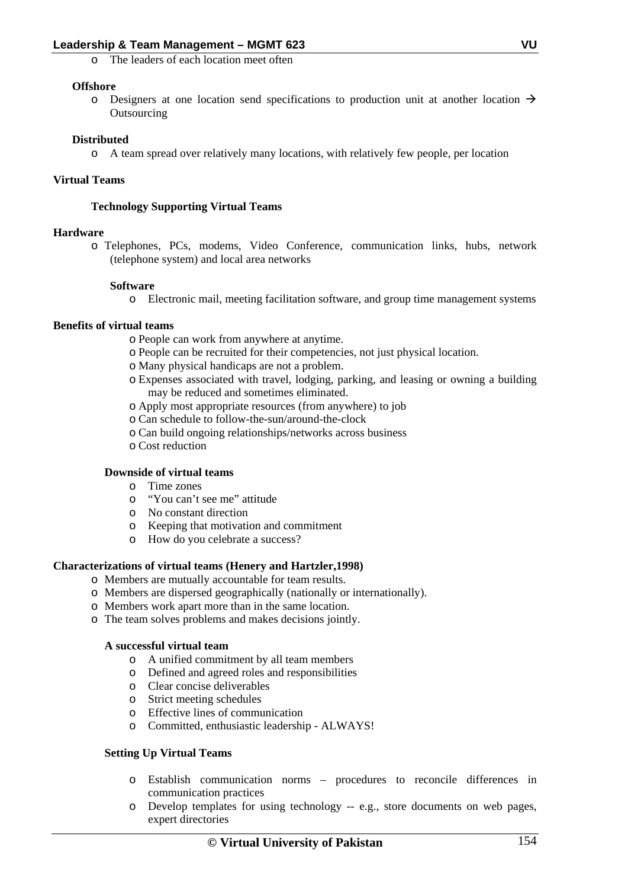- The leaders of each location meet often

**Offshore**

- Designers at one location send specifications to production unit at another location → Outsourcing

**Distributed**

- A team spread over relatively many locations, with relatively few people, per location

## Virtual Teams

### Technology Supporting Virtual Teams

**Hardware**

- Telephones, PCs, modems, Video Conference, communication links, hubs, network (telephone system) and local area networks

**Software**

- Electronic mail, meeting facilitation software, and group time management systems

**Benefits of virtual teams**

- People can work from anywhere at anytime.
- People can be recruited for their competencies, not just physical location.
- Many physical handicaps are not a problem.
- Expenses associated with travel, lodging, parking, and leasing or owning a building may be reduced and sometimes eliminated.
- Apply most appropriate resources (from anywhere) to job
- Can schedule to follow-the-sun/around-the-clock
- Can build ongoing relationships/networks across business
- Cost reduction

**Downside of virtual teams**

- Time zones
- "You can't see me" attitude
- No constant direction
- Keeping that motivation and commitment
- How do you celebrate a success?

**Characterizations of virtual teams (Henery and Hartzler,1998)**

- Members are mutually accountable for team results.
- Members are dispersed geographically (nationally or internationally).
- Members work apart more than in the same location.
- The team solves problems and makes decisions jointly.

**A successful virtual team**

- A unified commitment by all team members
- Defined and agreed roles and responsibilities
- Clear concise deliverables
- Strict meeting schedules
- Effective lines of communication
- Committed, enthusiastic leadership - ALWAYS!

**Setting Up Virtual Teams**

- Establish communication norms – procedures to reconcile differences in communication practices
- Develop templates for using technology -- e.g., store documents on web pages, expert directories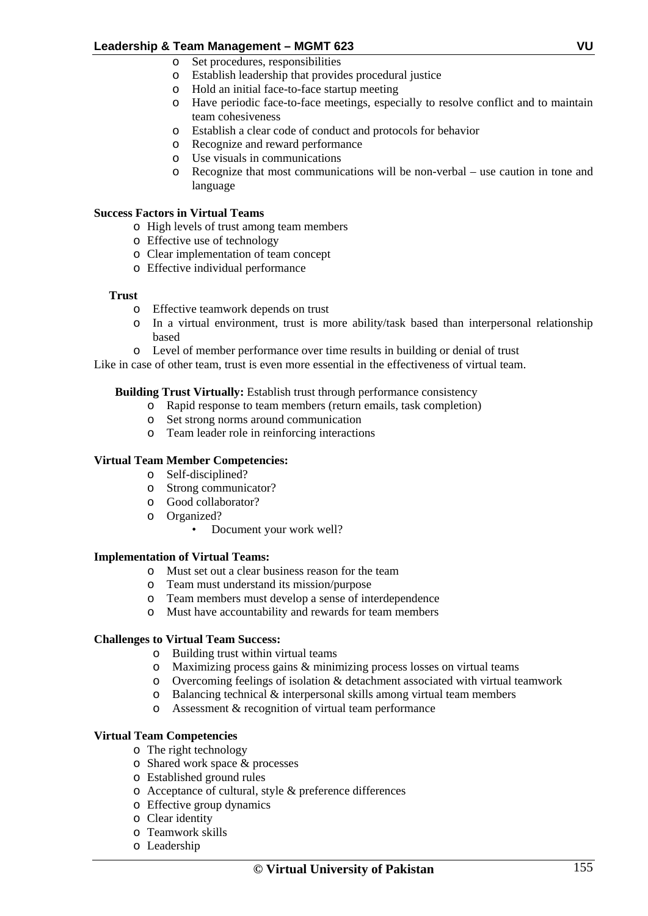- Set procedures, responsibilities
- Establish leadership that provides procedural justice
- Hold an initial face-to-face startup meeting
- Have periodic face-to-face meetings, especially to resolve conflict and to maintain team cohesiveness
- Establish a clear code of conduct and protocols for behavior
- Recognize and reward performance
- Use visuals in communications
- Recognize that most communications will be non-verbal – use caution in tone and language

**Success Factors in Virtual Teams**

- High levels of trust among team members
- Effective use of technology
- Clear implementation of team concept
- Effective individual performance

**Trust**

- Effective teamwork depends on trust
- In a virtual environment, trust is more ability/task based than interpersonal relationship based
- Level of member performance over time results in building or denial of trust

Like in case of other team, trust is even more essential in the effectiveness of virtual team.

**Building Trust Virtually:** Establish trust through performance consistency

- Rapid response to team members (return emails, task completion)
- Set strong norms around communication
- Team leader role in reinforcing interactions

**Virtual Team Member Competencies:**

- Self-disciplined?
- Strong communicator?
- Good collaborator?
- Organized?
    - Document your work well?

**Implementation of Virtual Teams:**

- Must set out a clear business reason for the team
- Team must understand its mission/purpose
- Team members must develop a sense of interdependence
- Must have accountability and rewards for team members

**Challenges to Virtual Team Success:**

- Building trust within virtual teams
- Maximizing process gains & minimizing process losses on virtual teams
- Overcoming feelings of isolation & detachment associated with virtual teamwork
- Balancing technical & interpersonal skills among virtual team members
- Assessment & recognition of virtual team performance

**Virtual Team Competencies**

- The right technology
- Shared work space & processes
- Established ground rules
- Acceptance of cultural, style & preference differences
- Effective group dynamics
- Clear identity
- Teamwork skills
- Leadership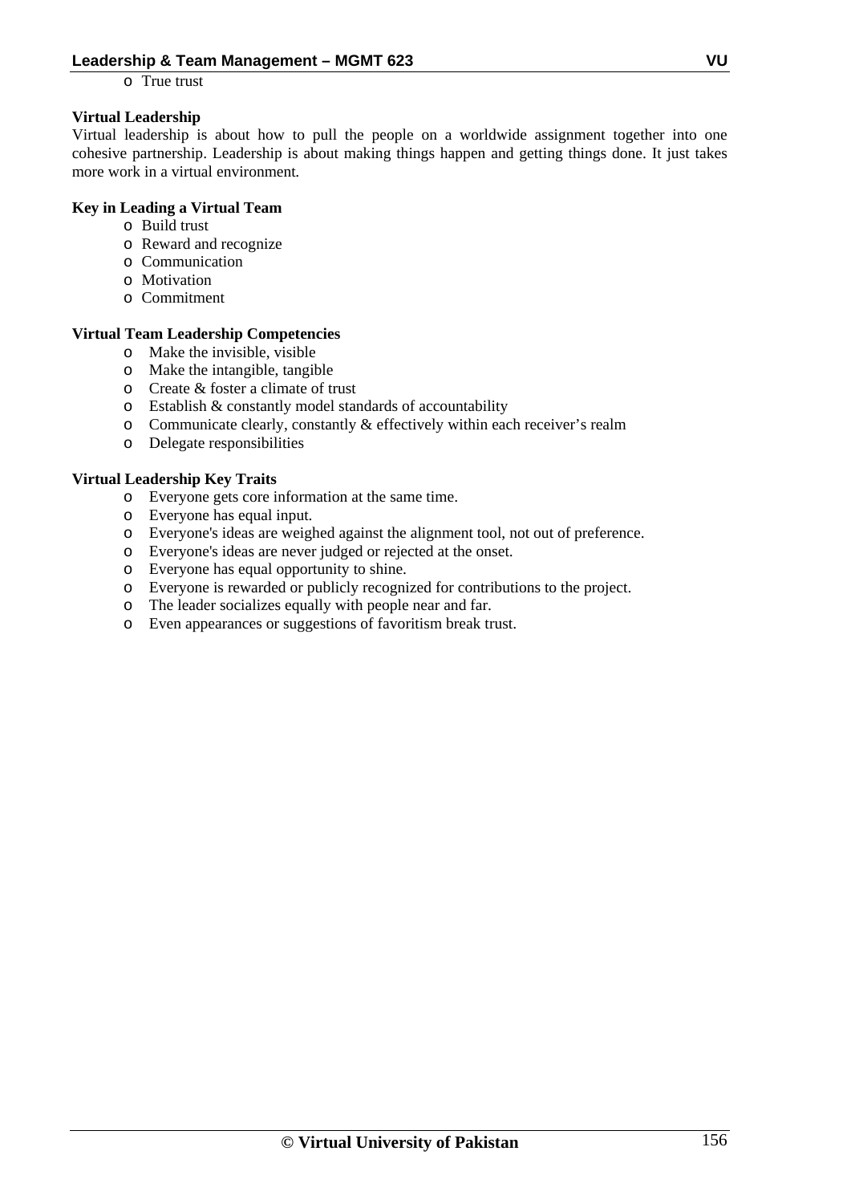- True trust

**Virtual Leadership**

Virtual leadership is about how to pull the people on a worldwide assignment together into one cohesive partnership. Leadership is about making things happen and getting things done. It just takes more work in a virtual environment.

**Key in Leading a Virtual Team**

- Build trust
- Reward and recognize
- Communication
- Motivation
- Commitment

**Virtual Team Leadership Competencies**

- Make the invisible, visible
- Make the intangible, tangible
- Create & foster a climate of trust
- Establish & constantly model standards of accountability
- Communicate clearly, constantly & effectively within each receiver's realm
- Delegate responsibilities

**Virtual Leadership Key Traits**

- Everyone gets core information at the same time.
- Everyone has equal input.
- Everyone's ideas are weighed against the alignment tool, not out of preference.
- Everyone's ideas are never judged or rejected at the onset.
- Everyone has equal opportunity to shine.
- Everyone is rewarded or publicly recognized for contributions to the project.
- The leader socializes equally with people near and far.
- Even appearances or suggestions of favoritism break trust.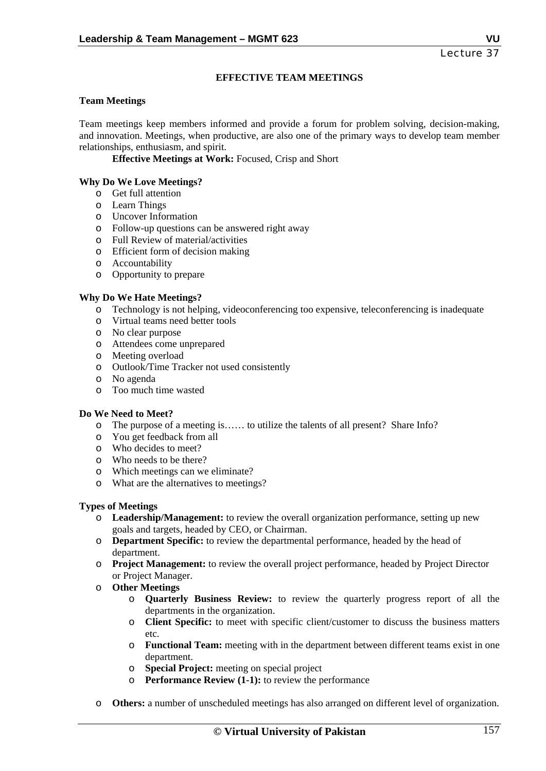Lecture 37

# EFFECTIVE TEAM MEETINGS

**Team Meetings**

Team meetings keep members informed and provide a forum for problem solving, decision-making, and innovation. Meetings, when productive, are also one of the primary ways to develop team member relationships, enthusiasm, and spirit.

**Effective Meetings at Work:** Focused, Crisp and Short

**Why Do We Love Meetings?**

- Get full attention
- Learn Things
- Uncover Information
- Follow-up questions can be answered right away
- Full Review of material/activities
- Efficient form of decision making
- Accountability
- Opportunity to prepare

**Why Do We Hate Meetings?**

- Technology is not helping, videoconferencing too expensive, teleconferencing is inadequate
- Virtual teams need better tools
- No clear purpose
- Attendees come unprepared
- Meeting overload
- Outlook/Time Tracker not used consistently
- No agenda
- Too much time wasted

**Do We Need to Meet?**

- The purpose of a meeting is…… to utilize the talents of all present? Share Info?
- You get feedback from all
- Who decides to meet?
- Who needs to be there?
- Which meetings can we eliminate?
- What are the alternatives to meetings?

**Types of Meetings**

- **Leadership/Management:** to review the overall organization performance, setting up new goals and targets, headed by CEO, or Chairman.
- **Department Specific:** to review the departmental performance, headed by the head of department.
- **Project Management:** to review the overall project performance, headed by Project Director or Project Manager.
- **Other Meetings**
  - **Quarterly Business Review:** to review the quarterly progress report of all the departments in the organization.
  - **Client Specific:** to meet with specific client/customer to discuss the business matters etc.
  - **Functional Team:** meeting with in the department between different teams exist in one department.
  - **Special Project:** meeting on special project
  - **Performance Review (1-1):** to review the performance
- **Others:** a number of unscheduled meetings has also arranged on different level of organization.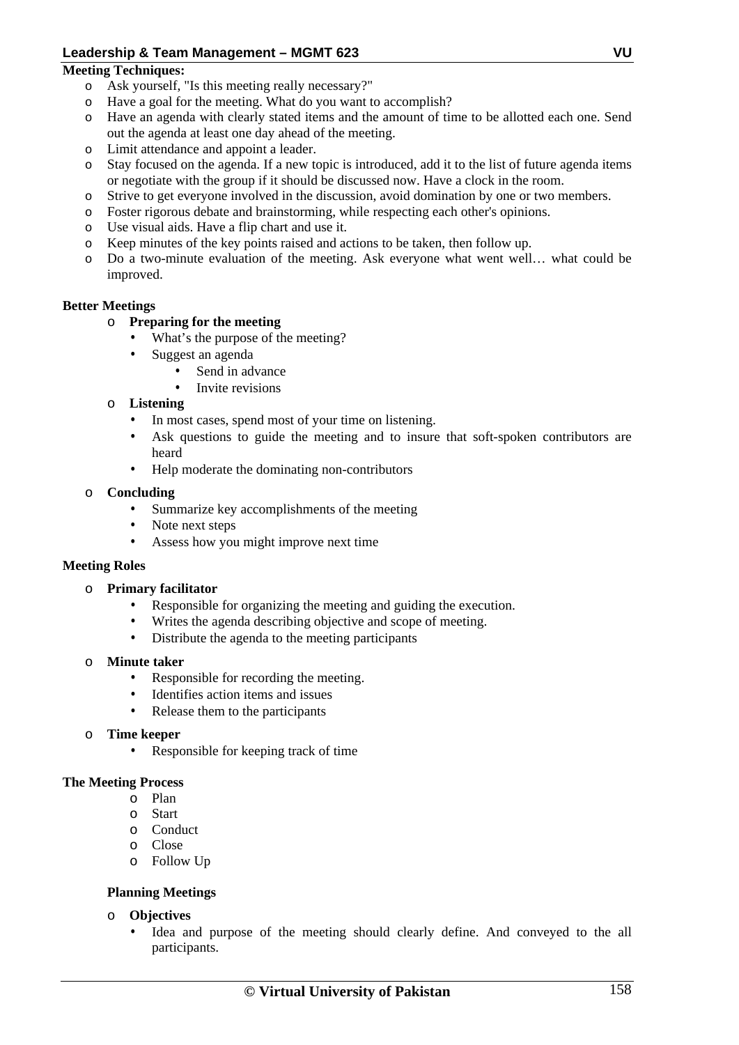**Meeting Techniques:**

- Ask yourself, "Is this meeting really necessary?"
- Have a goal for the meeting. What do you want to accomplish?
- Have an agenda with clearly stated items and the amount of time to be allotted each one. Send out the agenda at least one day ahead of the meeting.
- Limit attendance and appoint a leader.
- Stay focused on the agenda. If a new topic is introduced, add it to the list of future agenda items or negotiate with the group if it should be discussed now. Have a clock in the room.
- Strive to get everyone involved in the discussion, avoid domination by one or two members.
- Foster rigorous debate and brainstorming, while respecting each other's opinions.
- Use visual aids. Have a flip chart and use it.
- Keep minutes of the key points raised and actions to be taken, then follow up.
- Do a two-minute evaluation of the meeting. Ask everyone what went well… what could be improved.

**Better Meetings**

- **Preparing for the meeting**
  - What's the purpose of the meeting?
  - Suggest an agenda
    - Send in advance
    - Invite revisions
- **Listening**
  - In most cases, spend most of your time on listening.
  - Ask questions to guide the meeting and to insure that soft-spoken contributors are heard
  - Help moderate the dominating non-contributors
- **Concluding**
  - Summarize key accomplishments of the meeting
  - Note next steps
  - Assess how you might improve next time

**Meeting Roles**

- **Primary facilitator**
  - Responsible for organizing the meeting and guiding the execution.
  - Writes the agenda describing objective and scope of meeting.
  - Distribute the agenda to the meeting participants
- **Minute taker**
  - Responsible for recording the meeting.
  - Identifies action items and issues
  - Release them to the participants
- **Time keeper**
  - Responsible for keeping track of time

**The Meeting Process**

- Plan
- Start
- Conduct
- Close
- Follow Up

**Planning Meetings**

- **Objectives**
  - Idea and purpose of the meeting should clearly define. And conveyed to the all participants.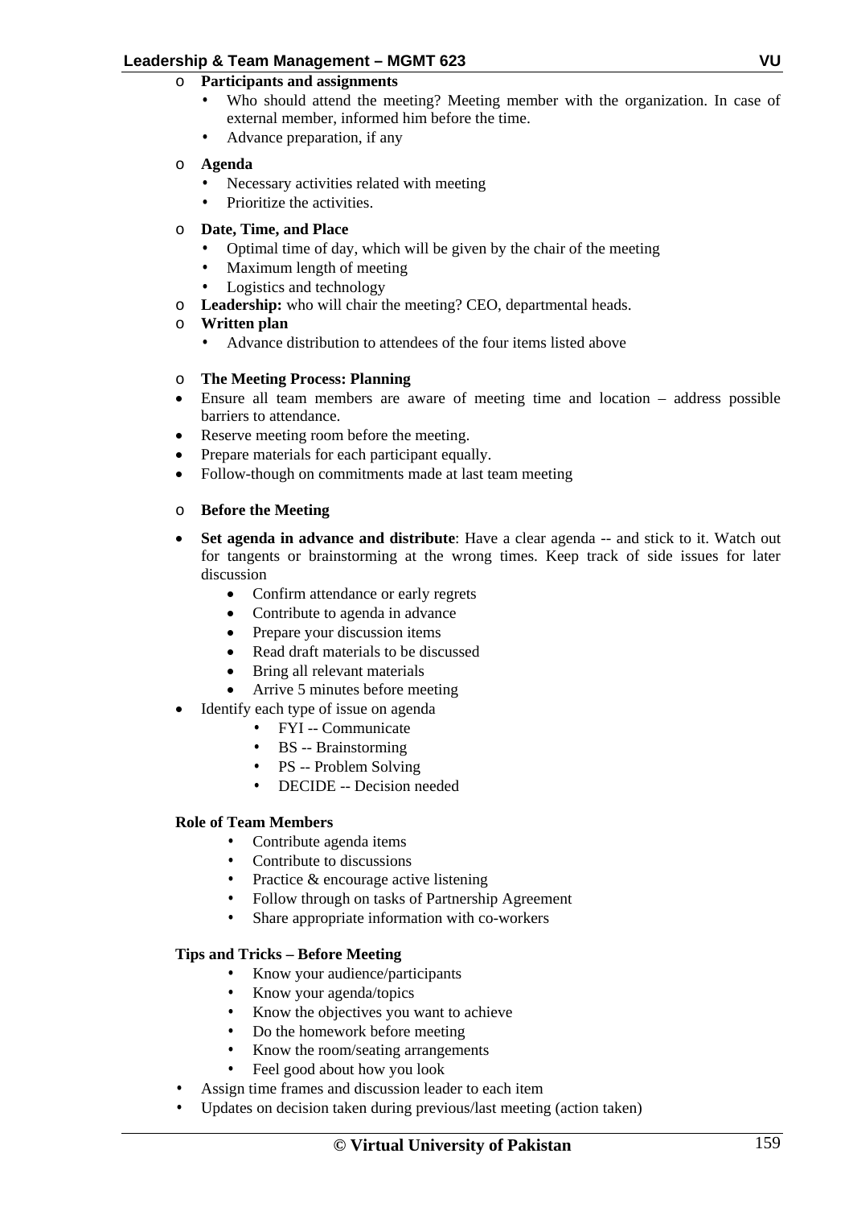- **Participants and assignments**
  - Who should attend the meeting? Meeting member with the organization. In case of external member, informed him before the time.
  - Advance preparation, if any
- **Agenda**
  - Necessary activities related with meeting
  - Prioritize the activities.
- **Date, Time, and Place**
  - Optimal time of day, which will be given by the chair of the meeting
  - Maximum length of meeting
  - Logistics and technology
- **Leadership:** who will chair the meeting? CEO, departmental heads.
- **Written plan**
  - Advance distribution to attendees of the four items listed above

- **The Meeting Process: Planning**

- Ensure all team members are aware of meeting time and location – address possible barriers to attendance.
- Reserve meeting room before the meeting.
- Prepare materials for each participant equally.
- Follow-though on commitments made at last team meeting

- **Before the Meeting**

- **Set agenda in advance and distribute**: Have a clear agenda -- and stick to it. Watch out for tangents or brainstorming at the wrong times. Keep track of side issues for later discussion
  - Confirm attendance or early regrets
  - Contribute to agenda in advance
  - Prepare your discussion items
  - Read draft materials to be discussed
  - Bring all relevant materials
  - Arrive 5 minutes before meeting
- Identify each type of issue on agenda
  - FYI -- Communicate
  - BS -- Brainstorming
  - PS -- Problem Solving
  - DECIDE -- Decision needed

**Role of Team Members**

- Contribute agenda items
- Contribute to discussions
- Practice & encourage active listening
- Follow through on tasks of Partnership Agreement
- Share appropriate information with co-workers

**Tips and Tricks – Before Meeting**

- Know your audience/participants
- Know your agenda/topics
- Know the objectives you want to achieve
- Do the homework before meeting
- Know the room/seating arrangements
- Feel good about how you look

- Assign time frames and discussion leader to each item
- Updates on decision taken during previous/last meeting (action taken)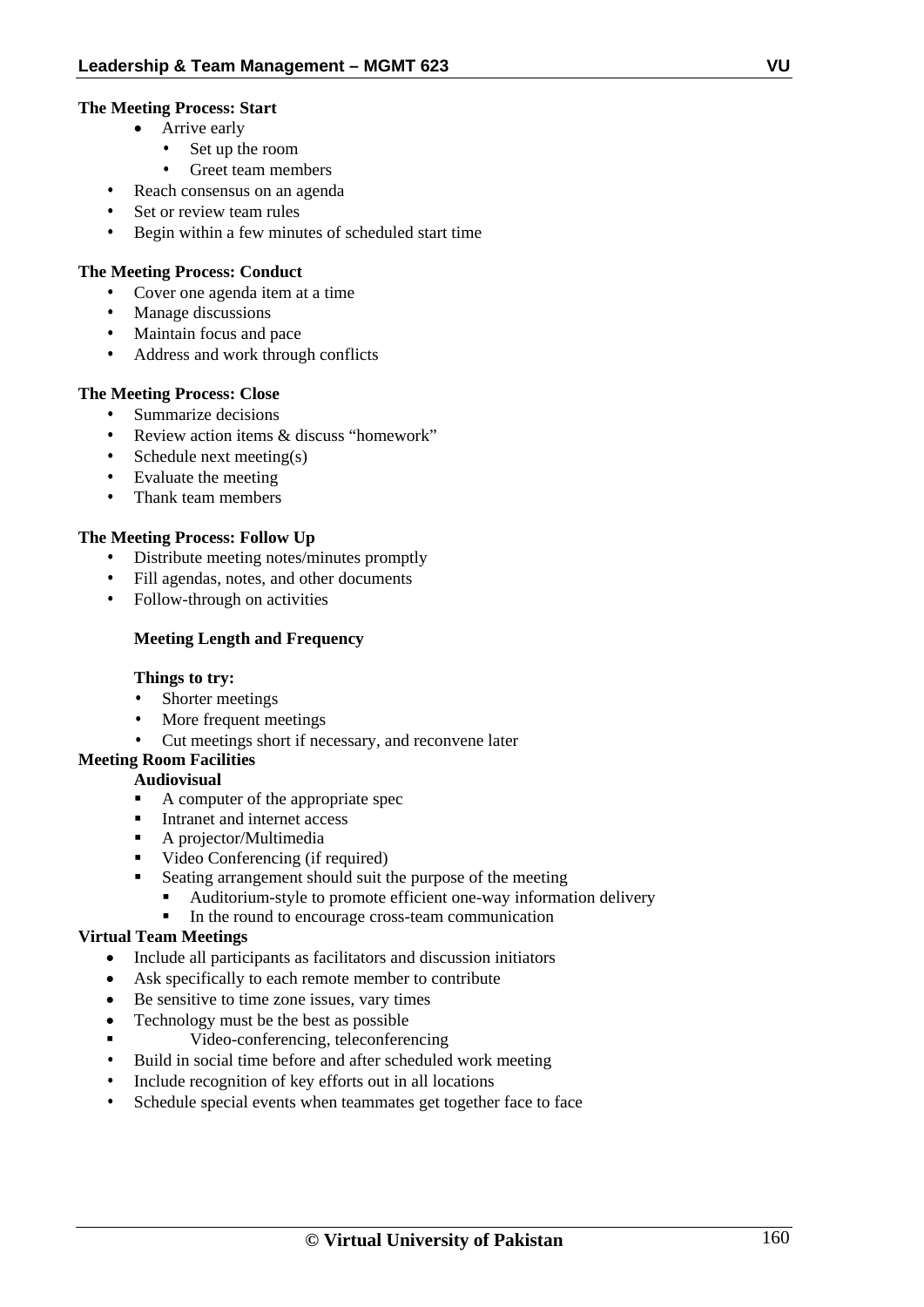**The Meeting Process: Start**

- Arrive early
  - Set up the room
  - Greet team members
- Reach consensus on an agenda
- Set or review team rules
- Begin within a few minutes of scheduled start time

**The Meeting Process: Conduct**

- Cover one agenda item at a time
- Manage discussions
- Maintain focus and pace
- Address and work through conflicts

**The Meeting Process: Close**

- Summarize decisions
- Review action items & discuss "homework"
- Schedule next meeting(s)
- Evaluate the meeting
- Thank team members

**The Meeting Process: Follow Up**

- Distribute meeting notes/minutes promptly
- Fill agendas, notes, and other documents
- Follow-through on activities

**Meeting Length and Frequency**

**Things to try:**

- Shorter meetings
- More frequent meetings
- Cut meetings short if necessary, and reconvene later

**Meeting Room Facilities**

**Audiovisual**

- A computer of the appropriate spec
- Intranet and internet access
- A projector/Multimedia
- Video Conferencing (if required)
- Seating arrangement should suit the purpose of the meeting
  - Auditorium-style to promote efficient one-way information delivery
  - In the round to encourage cross-team communication

**Virtual Team Meetings**

- Include all participants as facilitators and discussion initiators
- Ask specifically to each remote member to contribute
- Be sensitive to time zone issues, vary times
- Technology must be the best as possible
- Video-conferencing, teleconferencing
- Build in social time before and after scheduled work meeting
- Include recognition of key efforts out in all locations
- Schedule special events when teammates get together face to face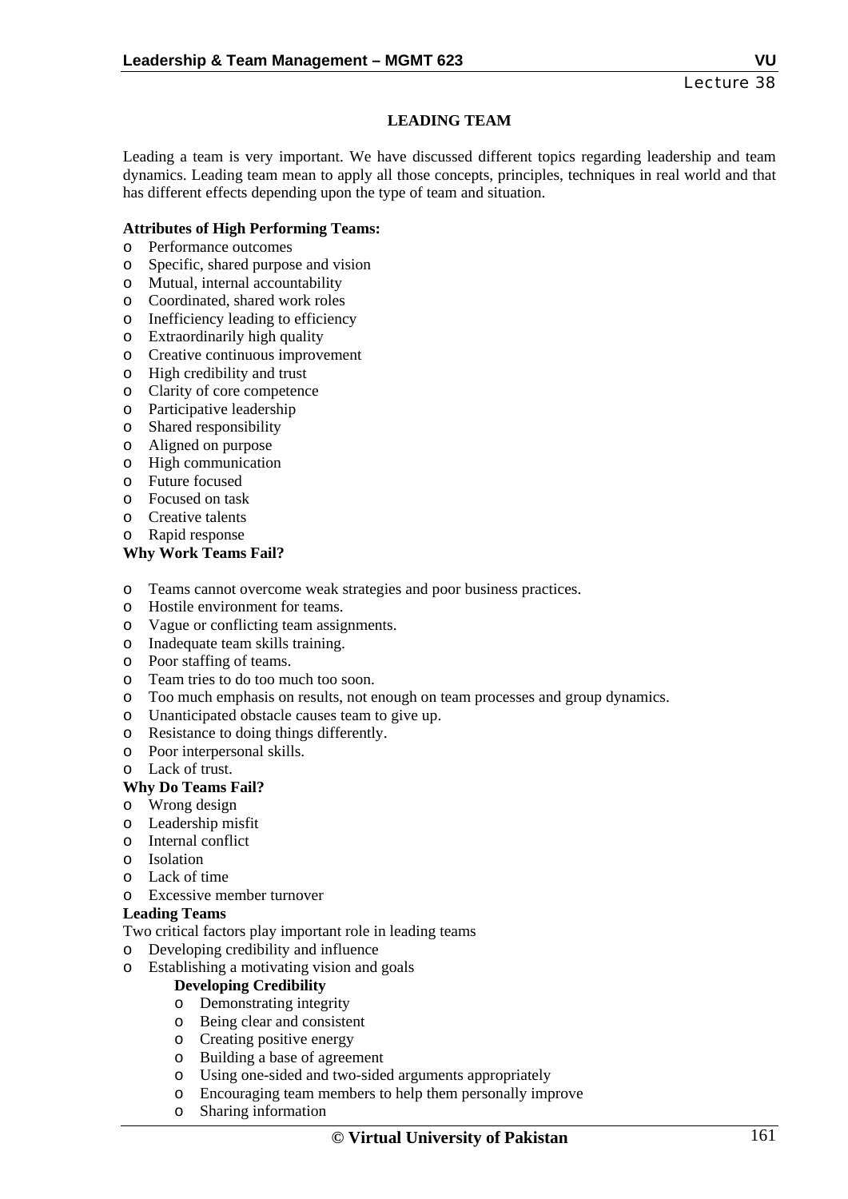## LEADING TEAM

Leading a team is very important. We have discussed different topics regarding leadership and team dynamics. Leading team mean to apply all those concepts, principles, techniques in real world and that has different effects depending upon the type of team and situation.

**Attributes of High Performing Teams:**

- Performance outcomes
- Specific, shared purpose and vision
- Mutual, internal accountability
- Coordinated, shared work roles
- Inefficiency leading to efficiency
- Extraordinarily high quality
- Creative continuous improvement
- High credibility and trust
- Clarity of core competence
- Participative leadership
- Shared responsibility
- Aligned on purpose
- High communication
- Future focused
- Focused on task
- Creative talents
- Rapid response

**Why Work Teams Fail?**

- Teams cannot overcome weak strategies and poor business practices.
- Hostile environment for teams.
- Vague or conflicting team assignments.
- Inadequate team skills training.
- Poor staffing of teams.
- Team tries to do too much too soon.
- Too much emphasis on results, not enough on team processes and group dynamics.
- Unanticipated obstacle causes team to give up.
- Resistance to doing things differently.
- Poor interpersonal skills.
- Lack of trust.

**Why Do Teams Fail?**

- Wrong design
- Leadership misfit
- Internal conflict
- Isolation
- Lack of time
- Excessive member turnover

**Leading Teams**

Two critical factors play important role in leading teams

- Developing credibility and influence
- Establishing a motivating vision and goals

  **Developing Credibility**

  - Demonstrating integrity
  - Being clear and consistent
  - Creating positive energy
  - Building a base of agreement
  - Using one-sided and two-sided arguments appropriately
  - Encouraging team members to help them personally improve
  - Sharing information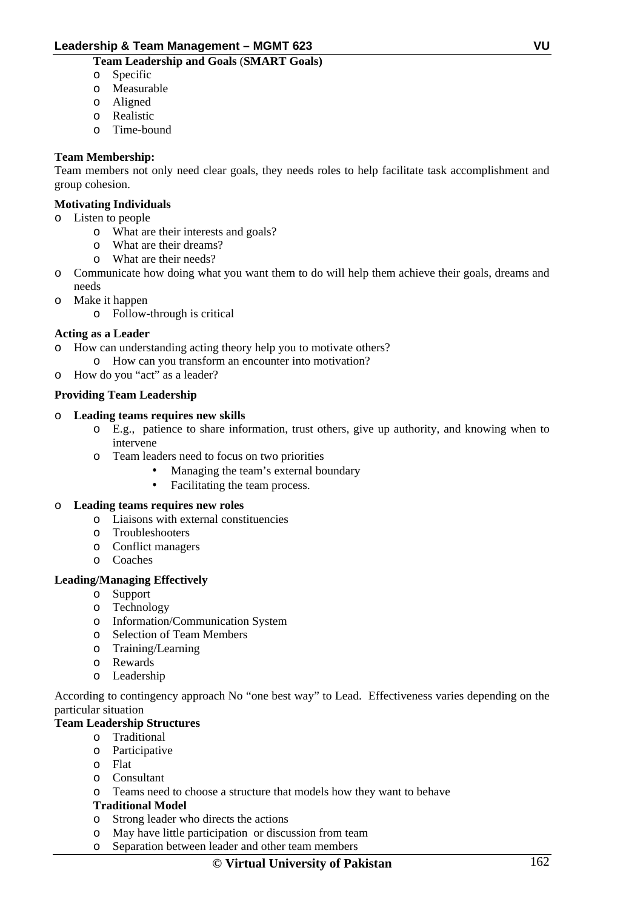**Team Leadership and Goals (SMART Goals)**

- Specific
- Measurable
- Aligned
- Realistic
- Time-bound

**Team Membership:**

Team members not only need clear goals, they needs roles to help facilitate task accomplishment and group cohesion.

**Motivating Individuals**

- Listen to people
  - What are their interests and goals?
  - What are their dreams?
  - What are their needs?
- Communicate how doing what you want them to do will help them achieve their goals, dreams and needs
- Make it happen
  - Follow-through is critical

**Acting as a Leader**

- How can understanding acting theory help you to motivate others?
  - How can you transform an encounter into motivation?
- How do you "act" as a leader?

**Providing Team Leadership**

- **Leading teams requires new skills**
  - E.g., patience to share information, trust others, give up authority, and knowing when to intervene
  - Team leaders need to focus on two priorities
    - Managing the team's external boundary
    - Facilitating the team process.
- **Leading teams requires new roles**
  - Liaisons with external constituencies
  - Troubleshooters
  - Conflict managers
  - Coaches

**Leading/Managing Effectively**

- Support
- Technology
- Information/Communication System
- Selection of Team Members
- Training/Learning
- Rewards
- Leadership

According to contingency approach No "one best way" to Lead. Effectiveness varies depending on the particular situation

**Team Leadership Structures**

- Traditional
- Participative
- Flat
- Consultant
- Teams need to choose a structure that models how they want to behave

**Traditional Model**

- Strong leader who directs the actions
- May have little participation or discussion from team
- Separation between leader and other team members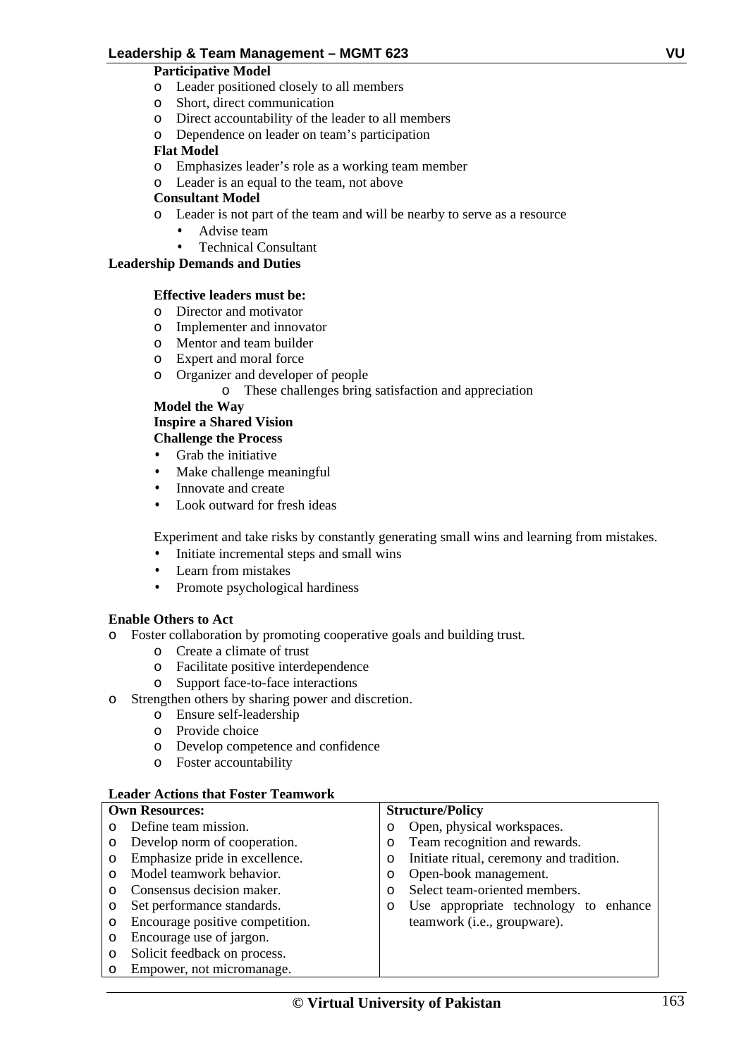**Participative Model**

- Leader positioned closely to all members
- Short, direct communication
- Direct accountability of the leader to all members
- Dependence on leader on team's participation

**Flat Model**

- Emphasizes leader's role as a working team member
- Leader is an equal to the team, not above

**Consultant Model**

- Leader is not part of the team and will be nearby to serve as a resource
  - Advise team
  - Technical Consultant

**Leadership Demands and Duties**

**Effective leaders must be:**

- Director and motivator
- Implementer and innovator
- Mentor and team builder
- Expert and moral force
- Organizer and developer of people
  - These challenges bring satisfaction and appreciation

**Model the Way**

**Inspire a Shared Vision**

**Challenge the Process**

- Grab the initiative
- Make challenge meaningful
- Innovate and create
- Look outward for fresh ideas

Experiment and take risks by constantly generating small wins and learning from mistakes.

- Initiate incremental steps and small wins
- Learn from mistakes
- Promote psychological hardiness

**Enable Others to Act**

- Foster collaboration by promoting cooperative goals and building trust.
  - Create a climate of trust
  - Facilitate positive interdependence
  - Support face-to-face interactions
- Strengthen others by sharing power and discretion.
  - Ensure self-leadership
  - Provide choice
  - Develop competence and confidence
  - Foster accountability

**Leader Actions that Foster Teamwork**

| **Own Resources:** | **Structure/Policy** |
|---|---|
| o Define team mission. | o Open, physical workspaces. |
| o Develop norm of cooperation. | o Team recognition and rewards. |
| o Emphasize pride in excellence. | o Initiate ritual, ceremony and tradition. |
| o Model teamwork behavior. | o Open-book management. |
| o Consensus decision maker. | o Select team-oriented members. |
| o Set performance standards. | o Use appropriate technology to enhance teamwork (i.e., groupware). |
| o Encourage positive competition. | |
| o Encourage use of jargon. | |
| o Solicit feedback on process. | |
| o Empower, not micromanage. | |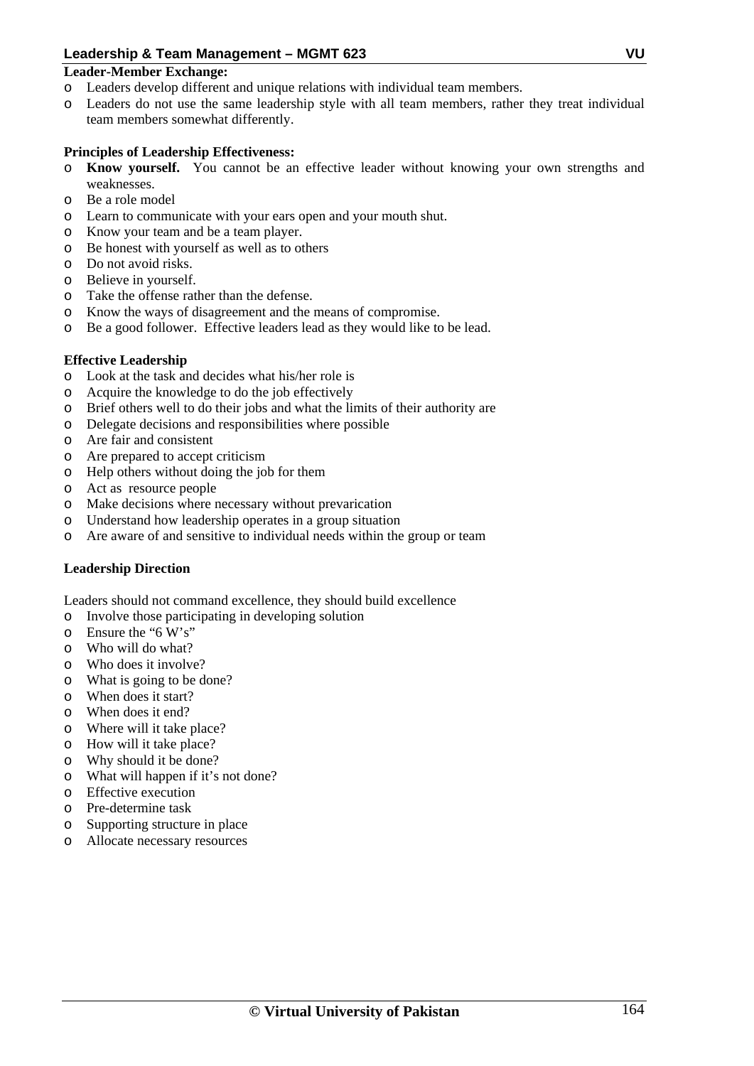**Leader-Member Exchange:**

- Leaders develop different and unique relations with individual team members.
- Leaders do not use the same leadership style with all team members, rather they treat individual team members somewhat differently.

**Principles of Leadership Effectiveness:**

- **Know yourself.** You cannot be an effective leader without knowing your own strengths and weaknesses.
- Be a role model
- Learn to communicate with your ears open and your mouth shut.
- Know your team and be a team player.
- Be honest with yourself as well as to others
- Do not avoid risks.
- Believe in yourself.
- Take the offense rather than the defense.
- Know the ways of disagreement and the means of compromise.
- Be a good follower. Effective leaders lead as they would like to be lead.

**Effective Leadership**

- Look at the task and decides what his/her role is
- Acquire the knowledge to do the job effectively
- Brief others well to do their jobs and what the limits of their authority are
- Delegate decisions and responsibilities where possible
- Are fair and consistent
- Are prepared to accept criticism
- Help others without doing the job for them
- Act as resource people
- Make decisions where necessary without prevarication
- Understand how leadership operates in a group situation
- Are aware of and sensitive to individual needs within the group or team

**Leadership Direction**

Leaders should not command excellence, they should build excellence

- Involve those participating in developing solution
- Ensure the "6 W's"
- Who will do what?
- Who does it involve?
- What is going to be done?
- When does it start?
- When does it end?
- Where will it take place?
- How will it take place?
- Why should it be done?
- What will happen if it's not done?
- Effective execution
- Pre-determine task
- Supporting structure in place
- Allocate necessary resources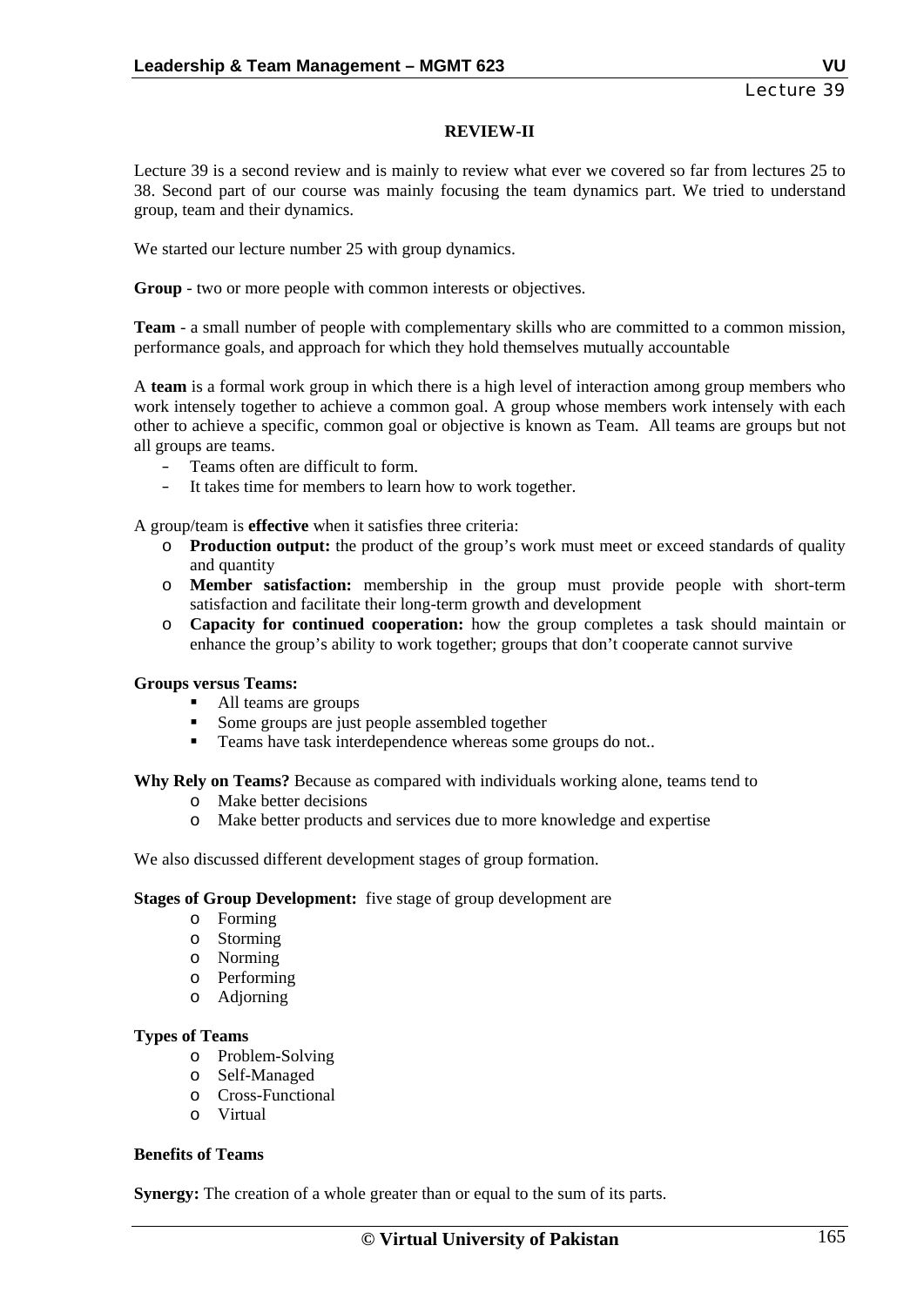## REVIEW-II

Lecture 39 is a second review and is mainly to review what ever we covered so far from lectures 25 to 38. Second part of our course was mainly focusing the team dynamics part. We tried to understand group, team and their dynamics.

We started our lecture number 25 with group dynamics.

**Group** - two or more people with common interests or objectives.

**Team** - a small number of people with complementary skills who are committed to a common mission, performance goals, and approach for which they hold themselves mutually accountable

A **team** is a formal work group in which there is a high level of interaction among group members who work intensely together to achieve a common goal. A group whose members work intensely with each other to achieve a specific, common goal or objective is known as Team. All teams are groups but not all groups are teams.

- Teams often are difficult to form.
- It takes time for members to learn how to work together.

A group/team is **effective** when it satisfies three criteria:

- **Production output:** the product of the group's work must meet or exceed standards of quality and quantity
- **Member satisfaction:** membership in the group must provide people with short-term satisfaction and facilitate their long-term growth and development
- **Capacity for continued cooperation:** how the group completes a task should maintain or enhance the group's ability to work together; groups that don't cooperate cannot survive

**Groups versus Teams:**

- All teams are groups
- Some groups are just people assembled together
- Teams have task interdependence whereas some groups do not..

**Why Rely on Teams?** Because as compared with individuals working alone, teams tend to

- Make better decisions
- Make better products and services due to more knowledge and expertise

We also discussed different development stages of group formation.

**Stages of Group Development:** five stage of group development are

- Forming
- Storming
- Norming
- Performing
- Adjorning

**Types of Teams**

- Problem-Solving
- Self-Managed
- Cross-Functional
- Virtual

**Benefits of Teams**

**Synergy:** The creation of a whole greater than or equal to the sum of its parts.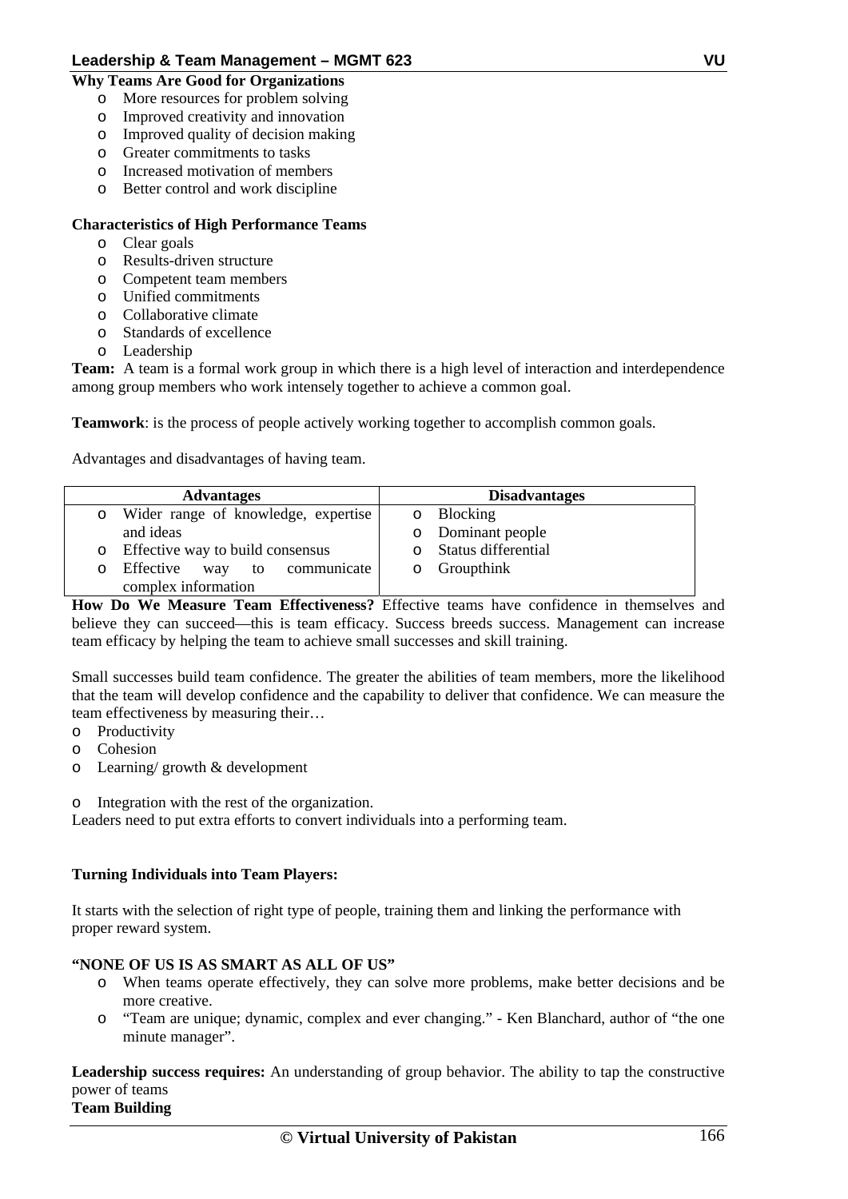**Why Teams Are Good for Organizations**

- More resources for problem solving
- Improved creativity and innovation
- Improved quality of decision making
- Greater commitments to tasks
- Increased motivation of members
- Better control and work discipline

**Characteristics of High Performance Teams**

- Clear goals
- Results-driven structure
- Competent team members
- Unified commitments
- Collaborative climate
- Standards of excellence
- Leadership

**Team:** A team is a formal work group in which there is a high level of interaction and interdependence among group members who work intensely together to achieve a common goal.

**Teamwork**: is the process of people actively working together to accomplish common goals.

Advantages and disadvantages of having team.

| Advantages | Disadvantages |
|---|---|
| Wider range of knowledge, expertise and ideas | Blocking |
| Effective way to build consensus | Dominant people |
| Effective way to communicate complex information | Status differential |
| | Groupthink |

**How Do We Measure Team Effectiveness?** Effective teams have confidence in themselves and believe they can succeed—this is team efficacy. Success breeds success. Management can increase team efficacy by helping the team to achieve small successes and skill training.

Small successes build team confidence. The greater the abilities of team members, more the likelihood that the team will develop confidence and the capability to deliver that confidence. We can measure the team effectiveness by measuring their…

- Productivity
- Cohesion
- Learning/ growth & development
- Integration with the rest of the organization.

Leaders need to put extra efforts to convert individuals into a performing team.

**Turning Individuals into Team Players:**

It starts with the selection of right type of people, training them and linking the performance with proper reward system.

**"NONE OF US IS AS SMART AS ALL OF US"**

- When teams operate effectively, they can solve more problems, make better decisions and be more creative.
- "Team are unique; dynamic, complex and ever changing." - Ken Blanchard, author of "the one minute manager".

**Leadership success requires:** An understanding of group behavior. The ability to tap the constructive power of teams

**Team Building**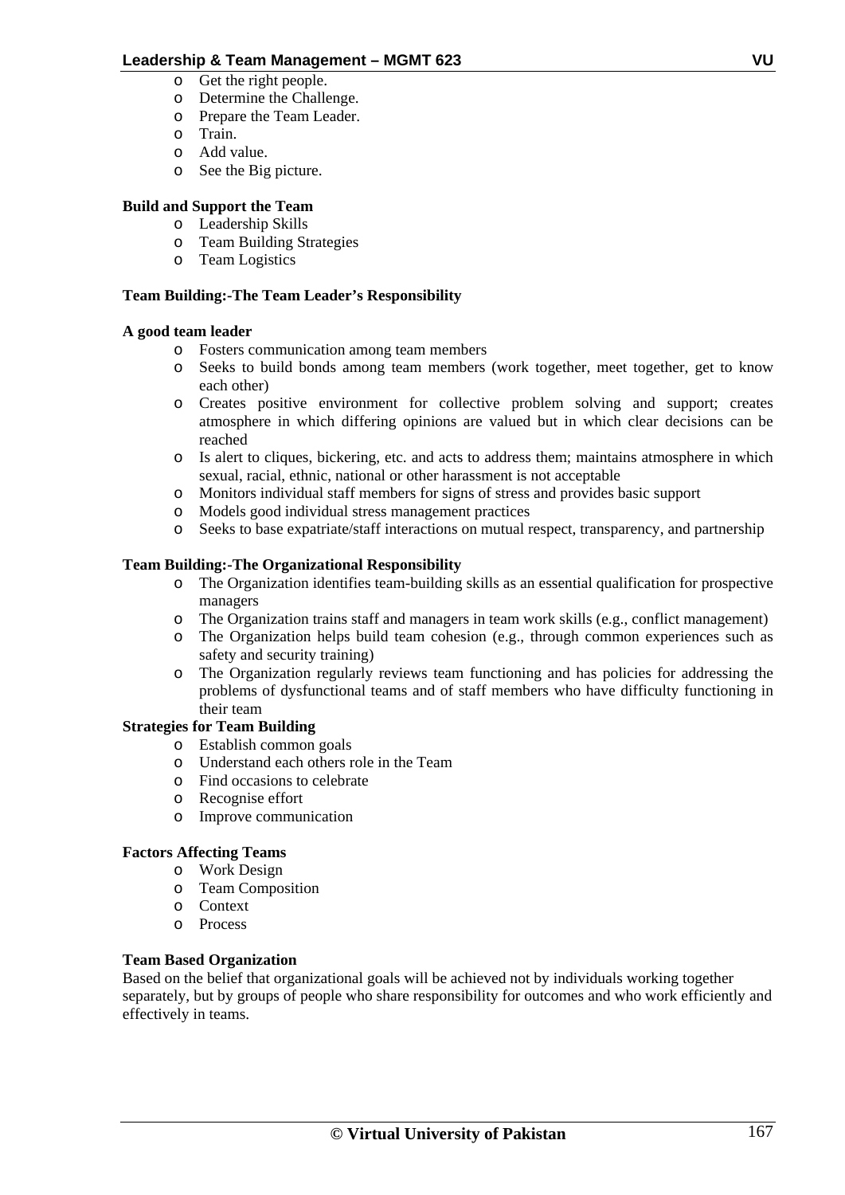- Get the right people.
- Determine the Challenge.
- Prepare the Team Leader.
- Train.
- Add value.
- See the Big picture.

**Build and Support the Team**

- Leadership Skills
- Team Building Strategies
- Team Logistics

**Team Building:-The Team Leader's Responsibility**

**A good team leader**

- Fosters communication among team members
- Seeks to build bonds among team members (work together, meet together, get to know each other)
- Creates positive environment for collective problem solving and support; creates atmosphere in which differing opinions are valued but in which clear decisions can be reached
- Is alert to cliques, bickering, etc. and acts to address them; maintains atmosphere in which sexual, racial, ethnic, national or other harassment is not acceptable
- Monitors individual staff members for signs of stress and provides basic support
- Models good individual stress management practices
- Seeks to base expatriate/staff interactions on mutual respect, transparency, and partnership

**Team Building:-The Organizational Responsibility**

- The Organization identifies team-building skills as an essential qualification for prospective managers
- The Organization trains staff and managers in team work skills (e.g., conflict management)
- The Organization helps build team cohesion (e.g., through common experiences such as safety and security training)
- The Organization regularly reviews team functioning and has policies for addressing the problems of dysfunctional teams and of staff members who have difficulty functioning in their team

**Strategies for Team Building**

- Establish common goals
- Understand each others role in the Team
- Find occasions to celebrate
- Recognise effort
- Improve communication

**Factors Affecting Teams**

- Work Design
- Team Composition
- Context
- Process

**Team Based Organization**

Based on the belief that organizational goals will be achieved not by individuals working together separately, but by groups of people who share responsibility for outcomes and who work efficiently and effectively in teams.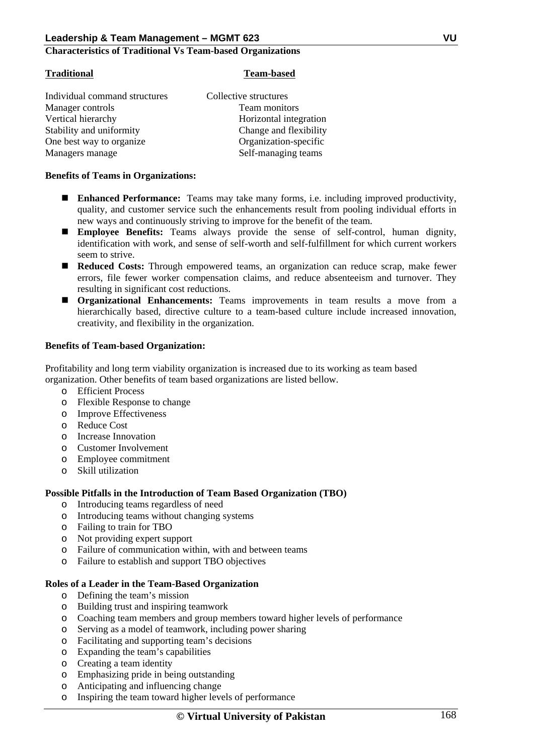**Characteristics of Traditional Vs Team-based Organizations**

| Traditional | Team-based |
| --- | --- |
| Individual command structures | Collective structures |
| Manager controls | Team monitors |
| Vertical hierarchy | Horizontal integration |
| Stability and uniformity | Change and flexibility |
| One best way to organize | Organization-specific |
| Managers manage | Self-managing teams |

**Benefits of Teams in Organizations:**

- **Enhanced Performance:** Teams may take many forms, i.e. including improved productivity, quality, and customer service such the enhancements result from pooling individual efforts in new ways and continuously striving to improve for the benefit of the team.
- **Employee Benefits:** Teams always provide the sense of self-control, human dignity, identification with work, and sense of self-worth and self-fulfillment for which current workers seem to strive.
- **Reduced Costs:** Through empowered teams, an organization can reduce scrap, make fewer errors, file fewer worker compensation claims, and reduce absenteeism and turnover. They resulting in significant cost reductions.
- **Organizational Enhancements:** Teams improvements in team results a move from a hierarchically based, directive culture to a team-based culture include increased innovation, creativity, and flexibility in the organization.

**Benefits of Team-based Organization:**

Profitability and long term viability organization is increased due to its working as team based organization. Other benefits of team based organizations are listed bellow.

- Efficient Process
- Flexible Response to change
- Improve Effectiveness
- Reduce Cost
- Increase Innovation
- Customer Involvement
- Employee commitment
- Skill utilization

**Possible Pitfalls in the Introduction of Team Based Organization (TBO)**

- Introducing teams regardless of need
- Introducing teams without changing systems
- Failing to train for TBO
- Not providing expert support
- Failure of communication within, with and between teams
- Failure to establish and support TBO objectives

**Roles of a Leader in the Team-Based Organization**

- Defining the team's mission
- Building trust and inspiring teamwork
- Coaching team members and group members toward higher levels of performance
- Serving as a model of teamwork, including power sharing
- Facilitating and supporting team's decisions
- Expanding the team's capabilities
- Creating a team identity
- Emphasizing pride in being outstanding
- Anticipating and influencing change
- Inspiring the team toward higher levels of performance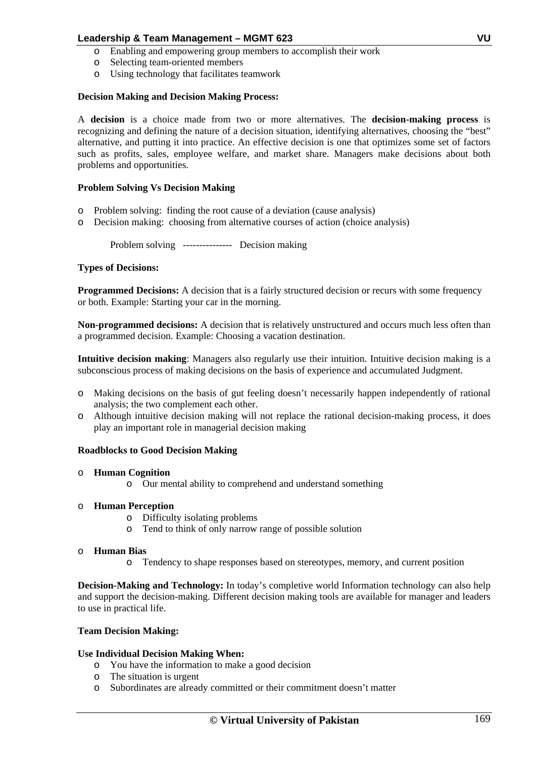- Enabling and empowering group members to accomplish their work
- Selecting team-oriented members
- Using technology that facilitates teamwork

**Decision Making and Decision Making Process:**

A **decision** is a choice made from two or more alternatives. The **decision-making process** is recognizing and defining the nature of a decision situation, identifying alternatives, choosing the "best" alternative, and putting it into practice. An effective decision is one that optimizes some set of factors such as profits, sales, employee welfare, and market share. Managers make decisions about both problems and opportunities.

**Problem Solving Vs Decision Making**

- Problem solving: finding the root cause of a deviation (cause analysis)
- Decision making: choosing from alternative courses of action (choice analysis)

Problem solving --------------- Decision making

**Types of Decisions:**

**Programmed Decisions:** A decision that is a fairly structured decision or recurs with some frequency or both. Example: Starting your car in the morning.

**Non-programmed decisions:** A decision that is relatively unstructured and occurs much less often than a programmed decision. Example: Choosing a vacation destination.

**Intuitive decision making**: Managers also regularly use their intuition. Intuitive decision making is a subconscious process of making decisions on the basis of experience and accumulated Judgment.

- Making decisions on the basis of gut feeling doesn't necessarily happen independently of rational analysis; the two complement each other.
- Although intuitive decision making will not replace the rational decision-making process, it does play an important role in managerial decision making

**Roadblocks to Good Decision Making**

- **Human Cognition**
    - Our mental ability to comprehend and understand something
- **Human Perception**
    - Difficulty isolating problems
    - Tend to think of only narrow range of possible solution
- **Human Bias**
    - Tendency to shape responses based on stereotypes, memory, and current position

**Decision-Making and Technology:** In today's completive world Information technology can also help and support the decision-making. Different decision making tools are available for manager and leaders to use in practical life.

**Team Decision Making:**

**Use Individual Decision Making When:**

- You have the information to make a good decision
- The situation is urgent
- Subordinates are already committed or their commitment doesn't matter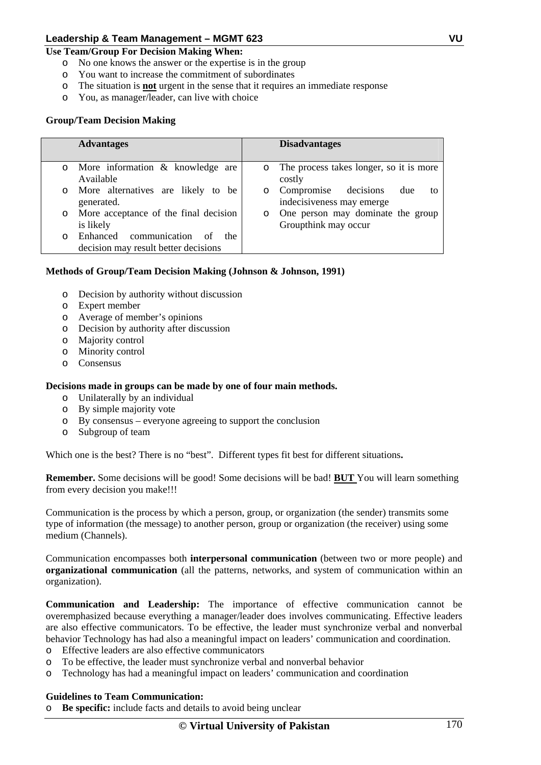**Use Team/Group For Decision Making When:**

- No one knows the answer or the expertise is in the group
- You want to increase the commitment of subordinates
- The situation is **not** urgent in the sense that it requires an immediate response
- You, as manager/leader, can live with choice

**Group/Team Decision Making**

| Advantages | Disadvantages |
|---|---|
| More information & knowledge are Available | The process takes longer, so it is more costly |
| More alternatives are likely to be generated. | Compromise decisions due to indecisiveness may emerge |
| More acceptance of the final decision is likely | One person may dominate the group Groupthink may occur |
| Enhanced communication of the decision may result better decisions | |

**Methods of Group/Team Decision Making (Johnson & Johnson, 1991)**

- Decision by authority without discussion
- Expert member
- Average of member's opinions
- Decision by authority after discussion
- Majority control
- Minority control
- Consensus

**Decisions made in groups can be made by one of four main methods.**

- Unilaterally by an individual
- By simple majority vote
- By consensus – everyone agreeing to support the conclusion
- Subgroup of team

Which one is the best? There is no "best". Different types fit best for different situations**.**

**Remember.** Some decisions will be good! Some decisions will be bad! **BUT** You will learn something from every decision you make!!!

Communication is the process by which a person, group, or organization (the sender) transmits some type of information (the message) to another person, group or organization (the receiver) using some medium (Channels).

Communication encompasses both **interpersonal communication** (between two or more people) and **organizational communication** (all the patterns, networks, and system of communication within an organization).

**Communication and Leadership:** The importance of effective communication cannot be overemphasized because everything a manager/leader does involves communicating. Effective leaders are also effective communicators. To be effective, the leader must synchronize verbal and nonverbal behavior Technology has had also a meaningful impact on leaders' communication and coordination.

- Effective leaders are also effective communicators
- To be effective, the leader must synchronize verbal and nonverbal behavior
- Technology has had a meaningful impact on leaders' communication and coordination

**Guidelines to Team Communication:**

- **Be specific:** include facts and details to avoid being unclear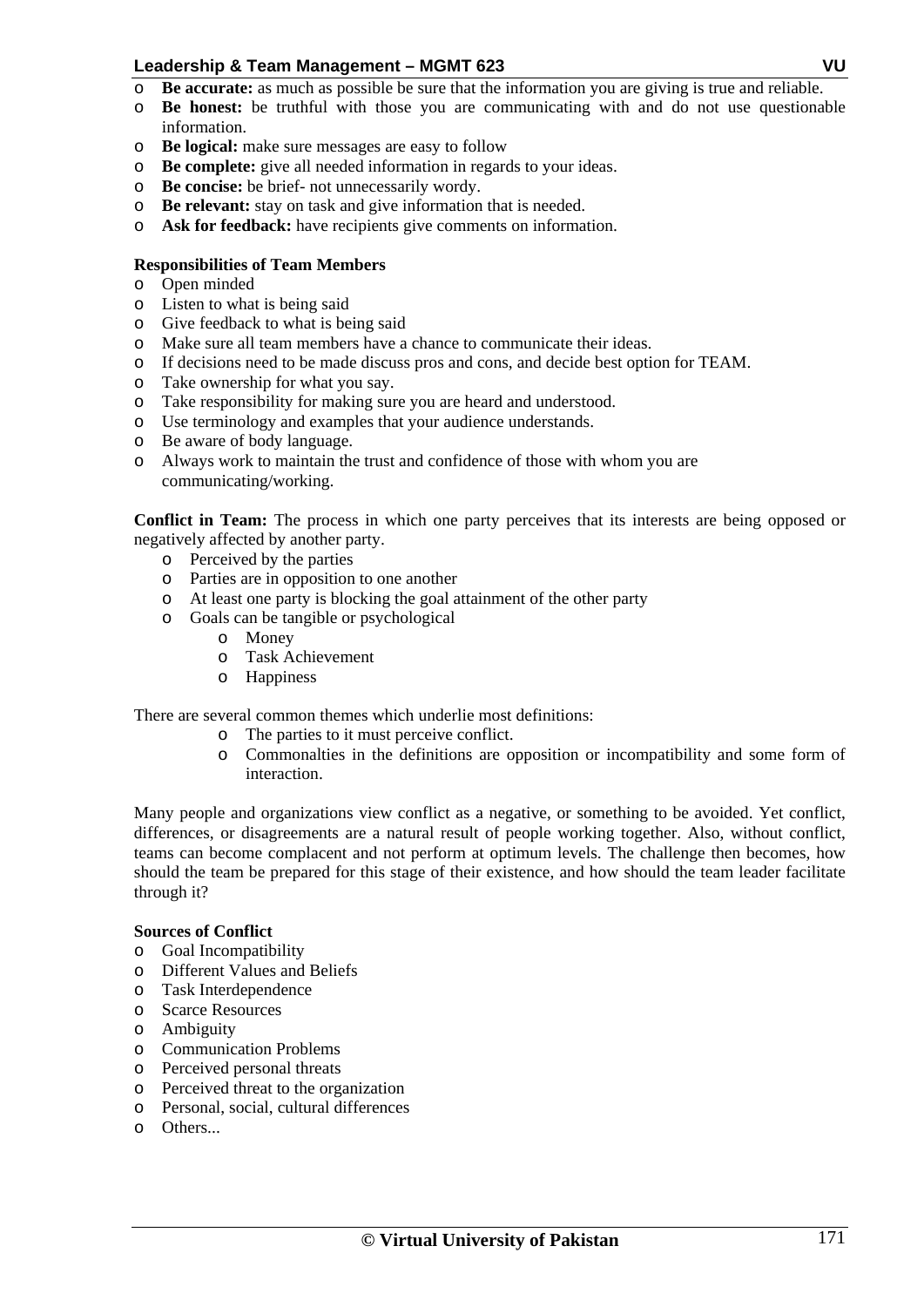- **Be accurate:** as much as possible be sure that the information you are giving is true and reliable.
- **Be honest:** be truthful with those you are communicating with and do not use questionable information.
- **Be logical:** make sure messages are easy to follow
- **Be complete:** give all needed information in regards to your ideas.
- **Be concise:** be brief- not unnecessarily wordy.
- **Be relevant:** stay on task and give information that is needed.
- **Ask for feedback:** have recipients give comments on information.

**Responsibilities of Team Members**

- Open minded
- Listen to what is being said
- Give feedback to what is being said
- Make sure all team members have a chance to communicate their ideas.
- If decisions need to be made discuss pros and cons, and decide best option for TEAM.
- Take ownership for what you say.
- Take responsibility for making sure you are heard and understood.
- Use terminology and examples that your audience understands.
- Be aware of body language.
- Always work to maintain the trust and confidence of those with whom you are communicating/working.

**Conflict in Team:** The process in which one party perceives that its interests are being opposed or negatively affected by another party.

- Perceived by the parties
- Parties are in opposition to one another
- At least one party is blocking the goal attainment of the other party
- Goals can be tangible or psychological
  - Money
  - Task Achievement
  - Happiness

There are several common themes which underlie most definitions:

- The parties to it must perceive conflict.
- Commonalties in the definitions are opposition or incompatibility and some form of interaction.

Many people and organizations view conflict as a negative, or something to be avoided. Yet conflict, differences, or disagreements are a natural result of people working together. Also, without conflict, teams can become complacent and not perform at optimum levels. The challenge then becomes, how should the team be prepared for this stage of their existence, and how should the team leader facilitate through it?

**Sources of Conflict**

- Goal Incompatibility
- Different Values and Beliefs
- Task Interdependence
- Scarce Resources
- Ambiguity
- Communication Problems
- Perceived personal threats
- Perceived threat to the organization
- Personal, social, cultural differences
- Others...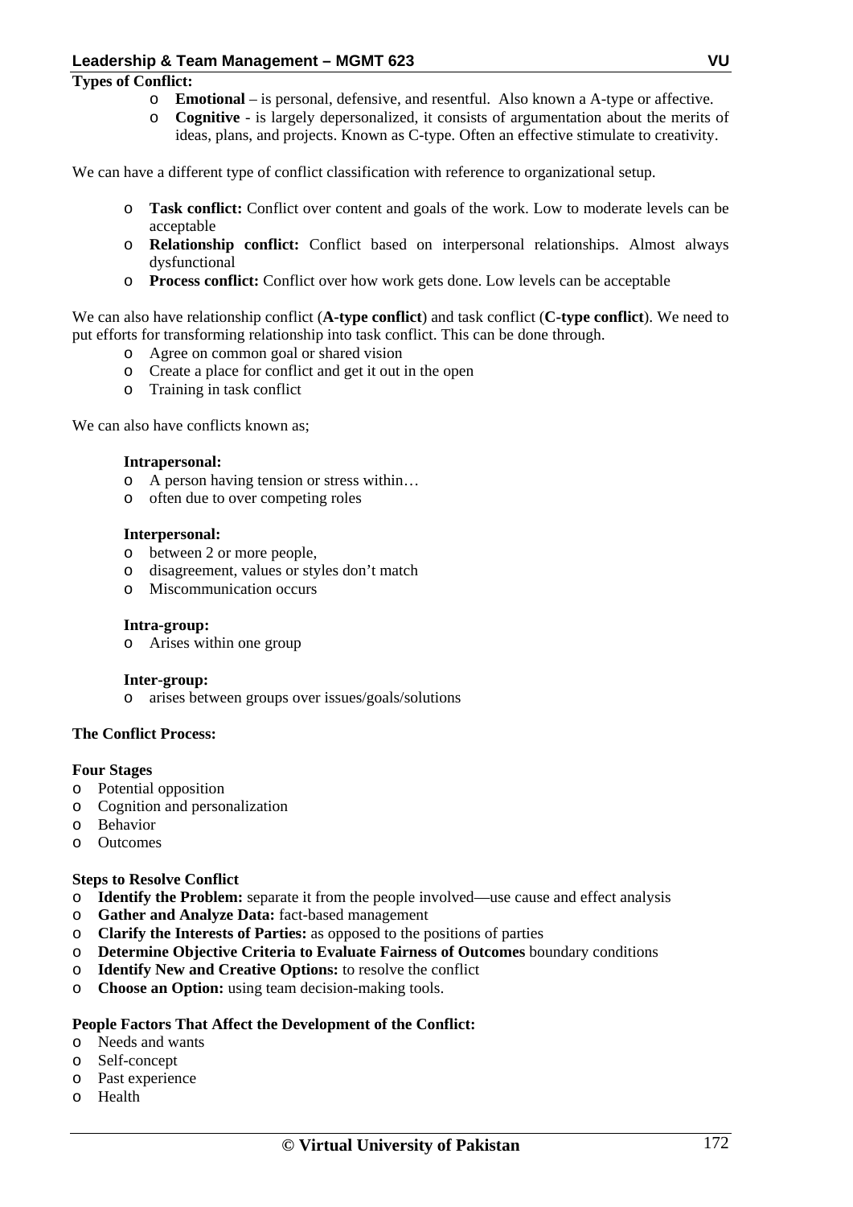**Types of Conflict:**

- **Emotional** – is personal, defensive, and resentful. Also known a A-type or affective.
- **Cognitive** - is largely depersonalized, it consists of argumentation about the merits of ideas, plans, and projects. Known as C-type. Often an effective stimulate to creativity.

We can have a different type of conflict classification with reference to organizational setup.

- **Task conflict:** Conflict over content and goals of the work. Low to moderate levels can be acceptable
- **Relationship conflict:** Conflict based on interpersonal relationships. Almost always dysfunctional
- **Process conflict:** Conflict over how work gets done. Low levels can be acceptable

We can also have relationship conflict (**A-type conflict**) and task conflict (**C-type conflict**). We need to put efforts for transforming relationship into task conflict. This can be done through.

- Agree on common goal or shared vision
- Create a place for conflict and get it out in the open
- Training in task conflict

We can also have conflicts known as;

**Intrapersonal:**

- A person having tension or stress within…
- often due to over competing roles

**Interpersonal:**

- between 2 or more people,
- disagreement, values or styles don't match
- Miscommunication occurs

**Intra-group:**

- Arises within one group

**Inter-group:**

- arises between groups over issues/goals/solutions

**The Conflict Process:**

**Four Stages**

- Potential opposition
- Cognition and personalization
- Behavior
- Outcomes

**Steps to Resolve Conflict**

- **Identify the Problem:** separate it from the people involved—use cause and effect analysis
- **Gather and Analyze Data:** fact-based management
- **Clarify the Interests of Parties:** as opposed to the positions of parties
- **Determine Objective Criteria to Evaluate Fairness of Outcomes** boundary conditions
- **Identify New and Creative Options:** to resolve the conflict
- **Choose an Option:** using team decision-making tools.

**People Factors That Affect the Development of the Conflict:**

- Needs and wants
- Self-concept
- Past experience
- Health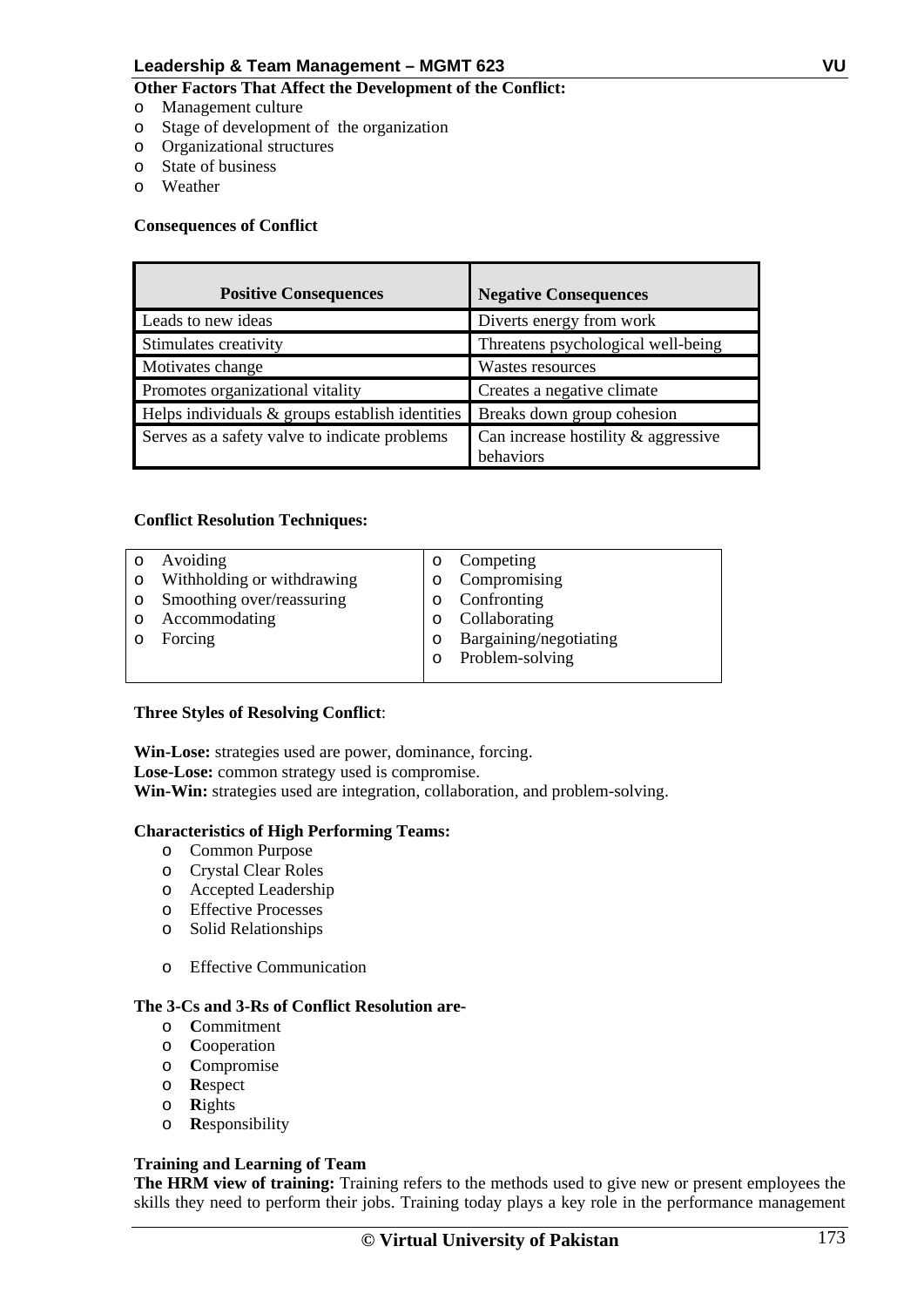**Other Factors That Affect the Development of the Conflict:**

- Management culture
- Stage of development of the organization
- Organizational structures
- State of business
- Weather

**Consequences of Conflict**

| Positive Consequences | Negative Consequences |
|---|---|
| Leads to new ideas | Diverts energy from work |
| Stimulates creativity | Threatens psychological well-being |
| Motivates change | Wastes resources |
| Promotes organizational vitality | Creates a negative climate |
| Helps individuals & groups establish identities | Breaks down group cohesion |
| Serves as a safety valve to indicate problems | Can increase hostility & aggressive behaviors |

**Conflict Resolution Techniques:**

| | |
|---|---|
| Avoiding | Competing |
| Withholding or withdrawing | Compromising |
| Smoothing over/reassuring | Confronting |
| Accommodating | Collaborating |
| Forcing | Bargaining/negotiating |
| | Problem-solving |

**Three Styles of Resolving Conflict**:

**Win-Lose:** strategies used are power, dominance, forcing.
**Lose-Lose:** common strategy used is compromise.
**Win-Win:** strategies used are integration, collaboration, and problem-solving.

**Characteristics of High Performing Teams:**

- Common Purpose
- Crystal Clear Roles
- Accepted Leadership
- Effective Processes
- Solid Relationships
- Effective Communication

**The 3-Cs and 3-Rs of Conflict Resolution are-**

- **C**ommitment
- **C**ooperation
- **C**ompromise
- **R**espect
- **R**ights
- **R**esponsibility

**Training and Learning of Team**

**The HRM view of training:** Training refers to the methods used to give new or present employees the skills they need to perform their jobs. Training today plays a key role in the performance management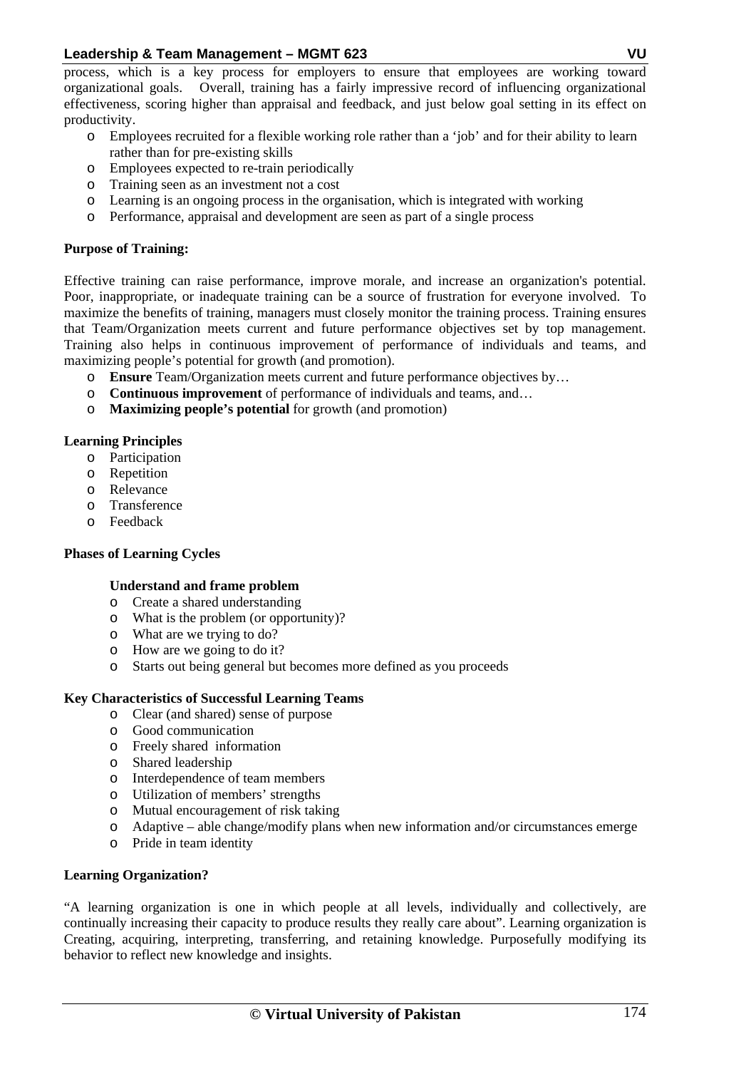process, which is a key process for employers to ensure that employees are working toward organizational goals. Overall, training has a fairly impressive record of influencing organizational effectiveness, scoring higher than appraisal and feedback, and just below goal setting in its effect on productivity.

- Employees recruited for a flexible working role rather than a 'job' and for their ability to learn rather than for pre-existing skills
- Employees expected to re-train periodically
- Training seen as an investment not a cost
- Learning is an ongoing process in the organisation, which is integrated with working
- Performance, appraisal and development are seen as part of a single process

**Purpose of Training:**

Effective training can raise performance, improve morale, and increase an organization's potential. Poor, inappropriate, or inadequate training can be a source of frustration for everyone involved. To maximize the benefits of training, managers must closely monitor the training process. Training ensures that Team/Organization meets current and future performance objectives set by top management. Training also helps in continuous improvement of performance of individuals and teams, and maximizing people's potential for growth (and promotion).

- **Ensure** Team/Organization meets current and future performance objectives by…
- **Continuous improvement** of performance of individuals and teams, and…
- **Maximizing people's potential** for growth (and promotion)

**Learning Principles**

- Participation
- Repetition
- Relevance
- Transference
- Feedback

**Phases of Learning Cycles**

**Understand and frame problem**

- Create a shared understanding
- What is the problem (or opportunity)?
- What are we trying to do?
- How are we going to do it?
- Starts out being general but becomes more defined as you proceeds

**Key Characteristics of Successful Learning Teams**

- Clear (and shared) sense of purpose
- Good communication
- Freely shared information
- Shared leadership
- Interdependence of team members
- Utilization of members' strengths
- Mutual encouragement of risk taking
- Adaptive – able change/modify plans when new information and/or circumstances emerge
- Pride in team identity

**Learning Organization?**

"A learning organization is one in which people at all levels, individually and collectively, are continually increasing their capacity to produce results they really care about". Learning organization is Creating, acquiring, interpreting, transferring, and retaining knowledge. Purposefully modifying its behavior to reflect new knowledge and insights.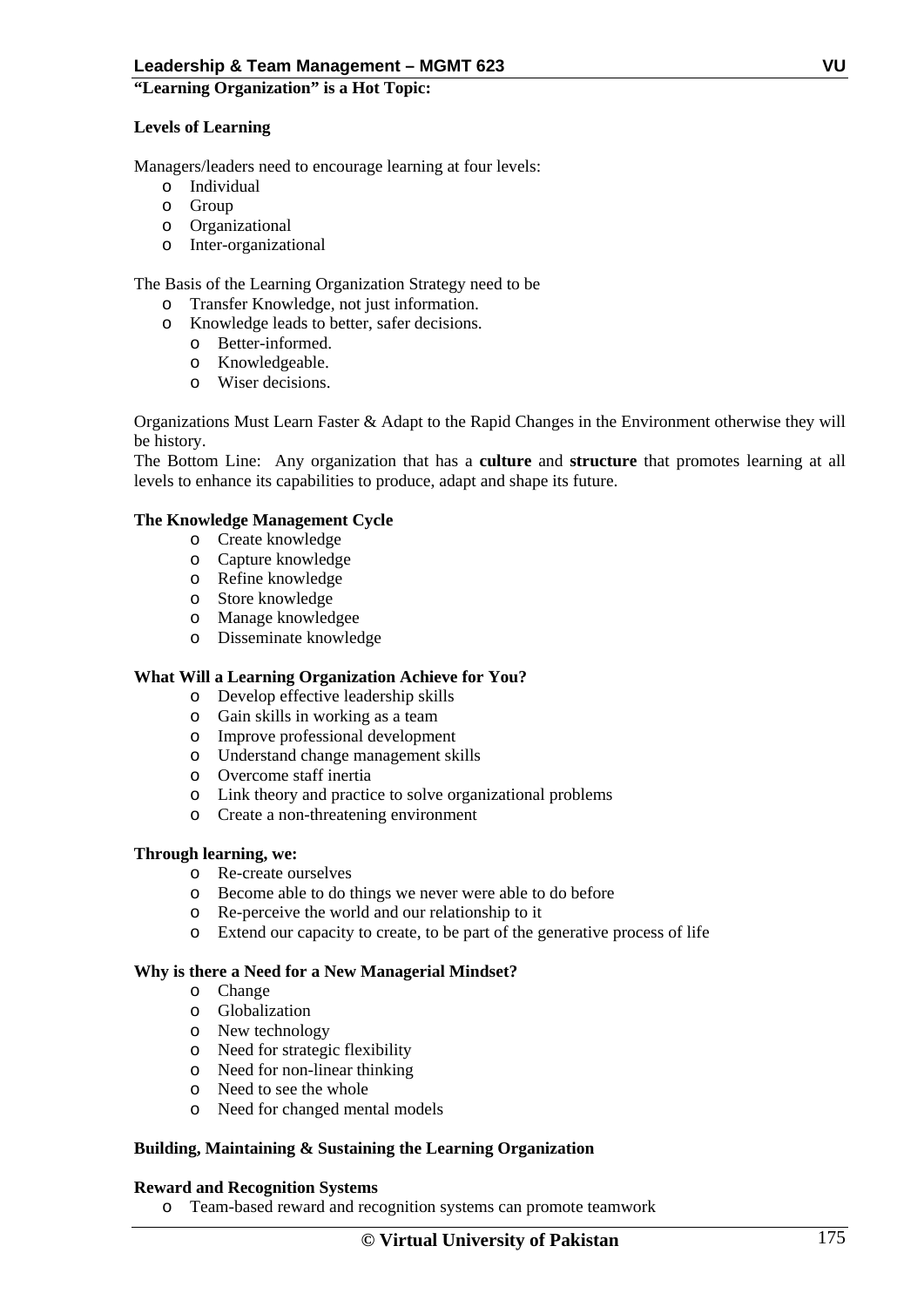**"Learning Organization" is a Hot Topic:**

**Levels of Learning**

Managers/leaders need to encourage learning at four levels:

- Individual
- Group
- Organizational
- Inter-organizational

The Basis of the Learning Organization Strategy need to be

- Transfer Knowledge, not just information.
- Knowledge leads to better, safer decisions.
  - Better-informed.
  - Knowledgeable.
  - Wiser decisions.

Organizations Must Learn Faster & Adapt to the Rapid Changes in the Environment otherwise they will be history.

The Bottom Line: Any organization that has a **culture** and **structure** that promotes learning at all levels to enhance its capabilities to produce, adapt and shape its future.

**The Knowledge Management Cycle**

- Create knowledge
- Capture knowledge
- Refine knowledge
- Store knowledge
- Manage knowledgee
- Disseminate knowledge

**What Will a Learning Organization Achieve for You?**

- Develop effective leadership skills
- Gain skills in working as a team
- Improve professional development
- Understand change management skills
- Overcome staff inertia
- Link theory and practice to solve organizational problems
- Create a non-threatening environment

**Through learning, we:**

- Re-create ourselves
- Become able to do things we never were able to do before
- Re-perceive the world and our relationship to it
- Extend our capacity to create, to be part of the generative process of life

**Why is there a Need for a New Managerial Mindset?**

- Change
- Globalization
- New technology
- Need for strategic flexibility
- Need for non-linear thinking
- Need to see the whole
- Need for changed mental models

**Building, Maintaining & Sustaining the Learning Organization**

**Reward and Recognition Systems**

- Team-based reward and recognition systems can promote teamwork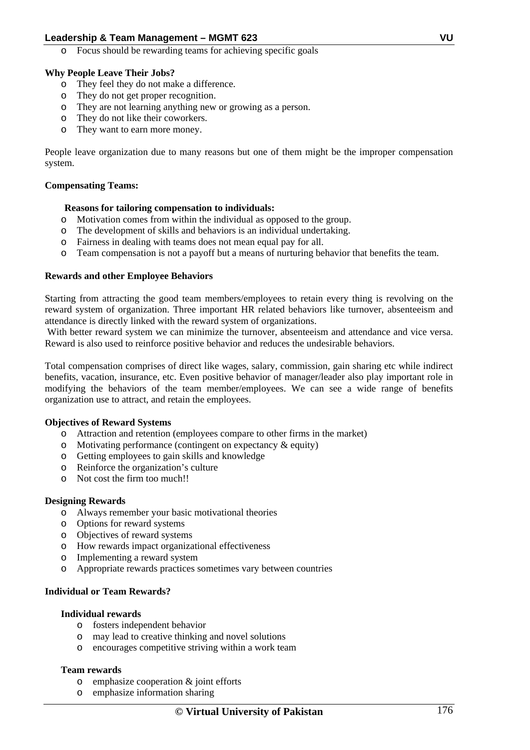- Focus should be rewarding teams for achieving specific goals

**Why People Leave Their Jobs?**

- They feel they do not make a difference.
- They do not get proper recognition.
- They are not learning anything new or growing as a person.
- They do not like their coworkers.
- They want to earn more money.

People leave organization due to many reasons but one of them might be the improper compensation system.

**Compensating Teams:**

**Reasons for tailoring compensation to individuals:**

- Motivation comes from within the individual as opposed to the group.
- The development of skills and behaviors is an individual undertaking.
- Fairness in dealing with teams does not mean equal pay for all.
- Team compensation is not a payoff but a means of nurturing behavior that benefits the team.

**Rewards and other Employee Behaviors**

Starting from attracting the good team members/employees to retain every thing is revolving on the reward system of organization. Three important HR related behaviors like turnover, absenteeism and attendance is directly linked with the reward system of organizations.

With better reward system we can minimize the turnover, absenteeism and attendance and vice versa. Reward is also used to reinforce positive behavior and reduces the undesirable behaviors.

Total compensation comprises of direct like wages, salary, commission, gain sharing etc while indirect benefits, vacation, insurance, etc. Even positive behavior of manager/leader also play important role in modifying the behaviors of the team member/employees. We can see a wide range of benefits organization use to attract, and retain the employees.

**Objectives of Reward Systems**

- Attraction and retention (employees compare to other firms in the market)
- Motivating performance (contingent on expectancy & equity)
- Getting employees to gain skills and knowledge
- Reinforce the organization's culture
- Not cost the firm too much!!

**Designing Rewards**

- Always remember your basic motivational theories
- Options for reward systems
- Objectives of reward systems
- How rewards impact organizational effectiveness
- Implementing a reward system
- Appropriate rewards practices sometimes vary between countries

**Individual or Team Rewards?**

**Individual rewards**

- fosters independent behavior
- may lead to creative thinking and novel solutions
- encourages competitive striving within a work team

**Team rewards**

- emphasize cooperation & joint efforts
- emphasize information sharing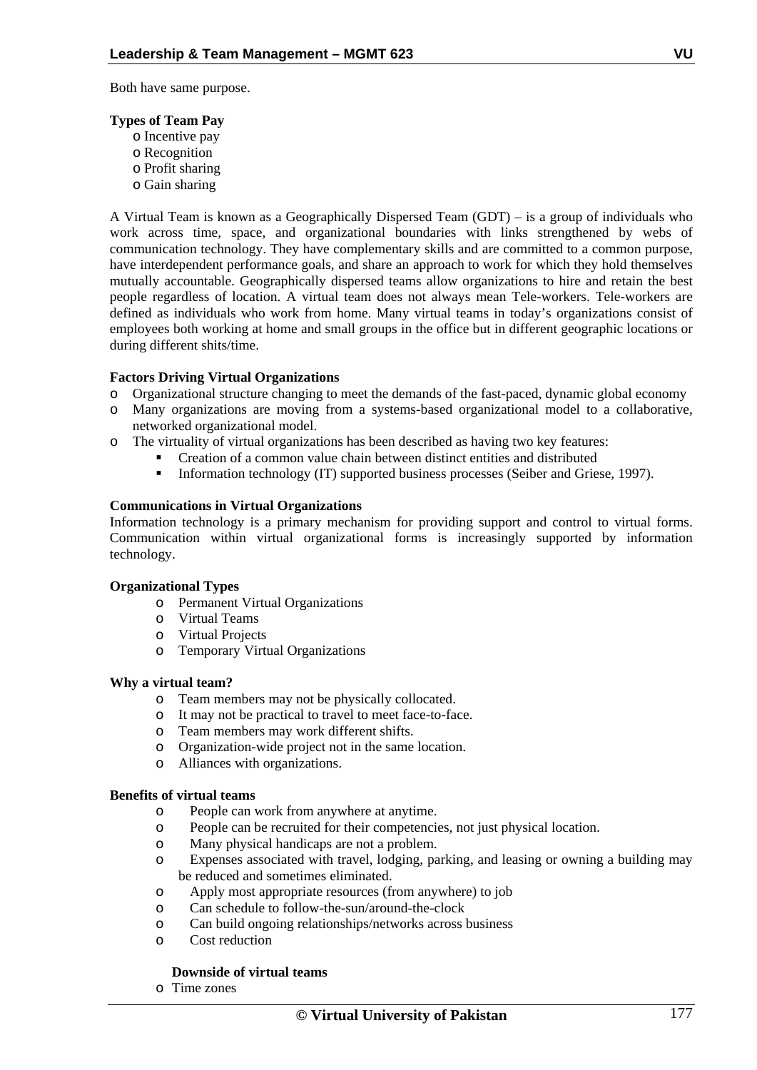Both have same purpose.

**Types of Team Pay**

- Incentive pay
- Recognition
- Profit sharing
- Gain sharing

A Virtual Team is known as a Geographically Dispersed Team (GDT) – is a group of individuals who work across time, space, and organizational boundaries with links strengthened by webs of communication technology. They have complementary skills and are committed to a common purpose, have interdependent performance goals, and share an approach to work for which they hold themselves mutually accountable. Geographically dispersed teams allow organizations to hire and retain the best people regardless of location. A virtual team does not always mean Tele-workers. Tele-workers are defined as individuals who work from home. Many virtual teams in today's organizations consist of employees both working at home and small groups in the office but in different geographic locations or during different shits/time.

**Factors Driving Virtual Organizations**

- Organizational structure changing to meet the demands of the fast-paced, dynamic global economy
- Many organizations are moving from a systems-based organizational model to a collaborative, networked organizational model.
- The virtuality of virtual organizations has been described as having two key features:
  - Creation of a common value chain between distinct entities and distributed
  - Information technology (IT) supported business processes (Seiber and Griese, 1997).

**Communications in Virtual Organizations**

Information technology is a primary mechanism for providing support and control to virtual forms. Communication within virtual organizational forms is increasingly supported by information technology.

**Organizational Types**

- Permanent Virtual Organizations
- Virtual Teams
- Virtual Projects
- Temporary Virtual Organizations

**Why a virtual team?**

- Team members may not be physically collocated.
- It may not be practical to travel to meet face-to-face.
- Team members may work different shifts.
- Organization-wide project not in the same location.
- Alliances with organizations.

**Benefits of virtual teams**

- People can work from anywhere at anytime.
- People can be recruited for their competencies, not just physical location.
- Many physical handicaps are not a problem.
- Expenses associated with travel, lodging, parking, and leasing or owning a building may be reduced and sometimes eliminated.
- Apply most appropriate resources (from anywhere) to job
- Can schedule to follow-the-sun/around-the-clock
- Can build ongoing relationships/networks across business
- Cost reduction

**Downside of virtual teams**

- Time zones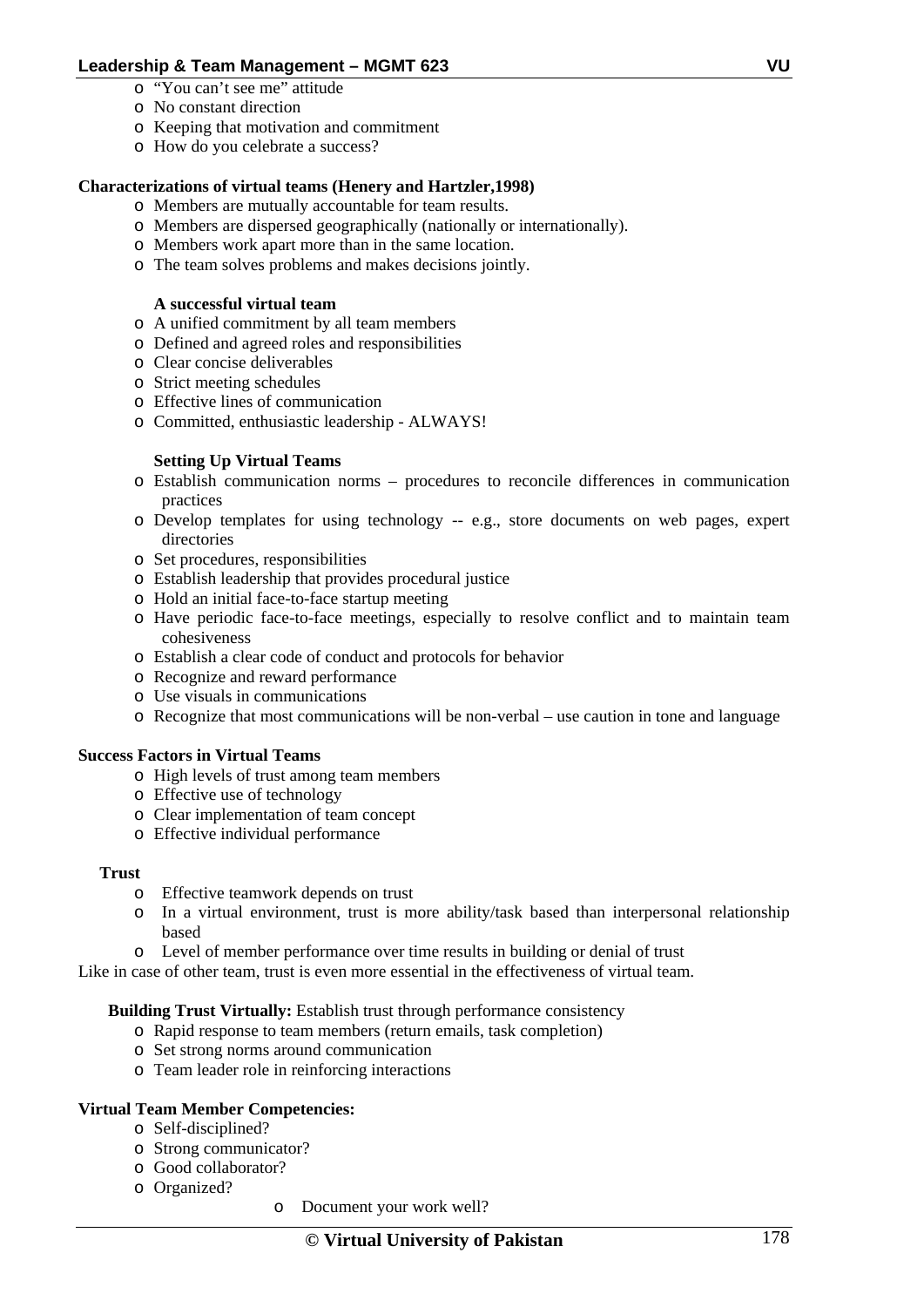- "You can't see me" attitude
- No constant direction
- Keeping that motivation and commitment
- How do you celebrate a success?

**Characterizations of virtual teams (Henery and Hartzler,1998)**

- Members are mutually accountable for team results.
- Members are dispersed geographically (nationally or internationally).
- Members work apart more than in the same location.
- The team solves problems and makes decisions jointly.

**A successful virtual team**

- A unified commitment by all team members
- Defined and agreed roles and responsibilities
- Clear concise deliverables
- Strict meeting schedules
- Effective lines of communication
- Committed, enthusiastic leadership - ALWAYS!

**Setting Up Virtual Teams**

- Establish communication norms – procedures to reconcile differences in communication practices
- Develop templates for using technology -- e.g., store documents on web pages, expert directories
- Set procedures, responsibilities
- Establish leadership that provides procedural justice
- Hold an initial face-to-face startup meeting
- Have periodic face-to-face meetings, especially to resolve conflict and to maintain team cohesiveness
- Establish a clear code of conduct and protocols for behavior
- Recognize and reward performance
- Use visuals in communications
- Recognize that most communications will be non-verbal – use caution in tone and language

**Success Factors in Virtual Teams**

- High levels of trust among team members
- Effective use of technology
- Clear implementation of team concept
- Effective individual performance

**Trust**

- Effective teamwork depends on trust
- In a virtual environment, trust is more ability/task based than interpersonal relationship based
- Level of member performance over time results in building or denial of trust

Like in case of other team, trust is even more essential in the effectiveness of virtual team.

**Building Trust Virtually:** Establish trust through performance consistency

- Rapid response to team members (return emails, task completion)
- Set strong norms around communication
- Team leader role in reinforcing interactions

**Virtual Team Member Competencies:**

- Self-disciplined?
- Strong communicator?
- Good collaborator?
- Organized?
  - Document your work well?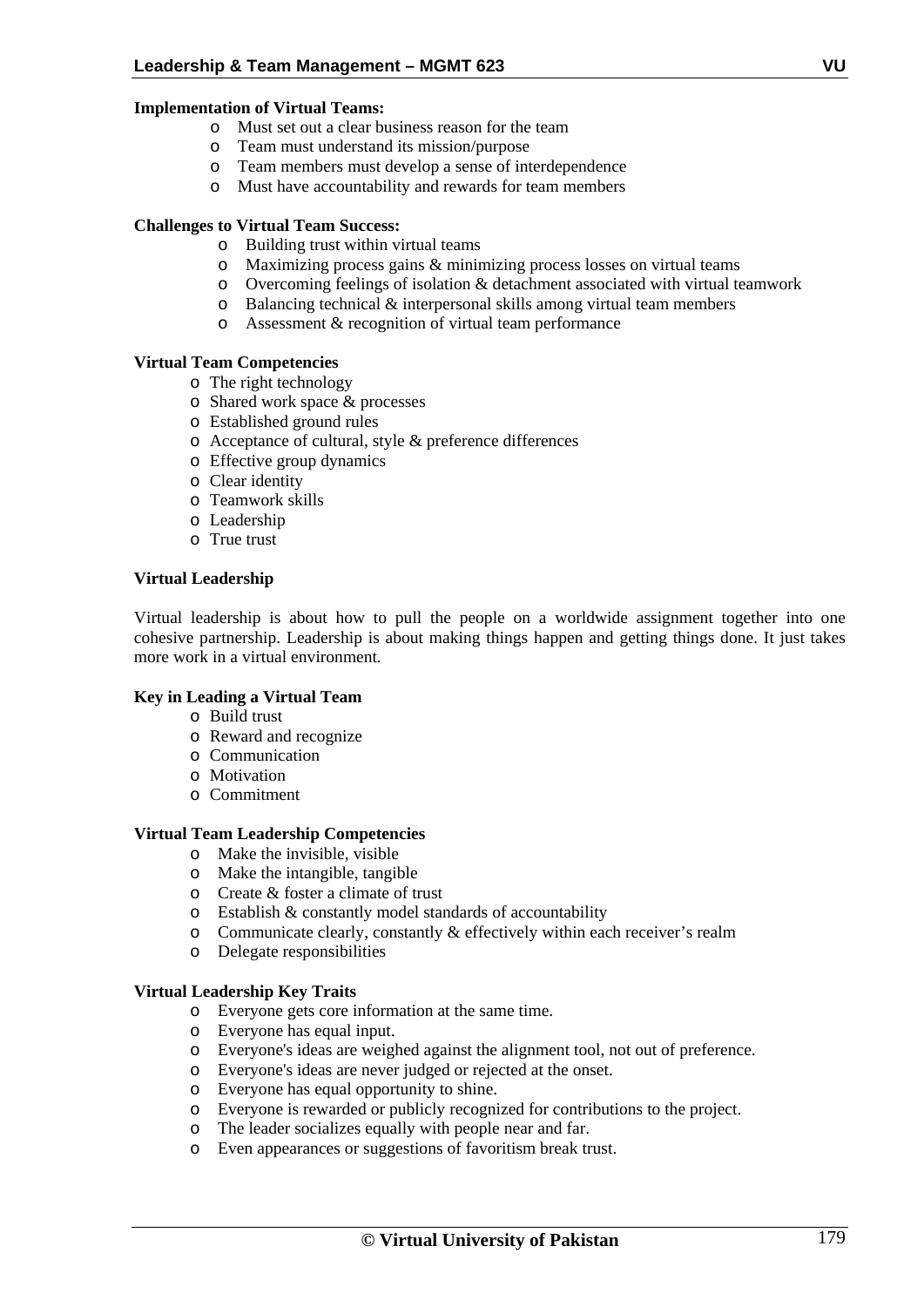**Implementation of Virtual Teams:**

- Must set out a clear business reason for the team
- Team must understand its mission/purpose
- Team members must develop a sense of interdependence
- Must have accountability and rewards for team members

**Challenges to Virtual Team Success:**

- Building trust within virtual teams
- Maximizing process gains & minimizing process losses on virtual teams
- Overcoming feelings of isolation & detachment associated with virtual teamwork
- Balancing technical & interpersonal skills among virtual team members
- Assessment & recognition of virtual team performance

**Virtual Team Competencies**

- The right technology
- Shared work space & processes
- Established ground rules
- Acceptance of cultural, style & preference differences
- Effective group dynamics
- Clear identity
- Teamwork skills
- Leadership
- True trust

**Virtual Leadership**

Virtual leadership is about how to pull the people on a worldwide assignment together into one cohesive partnership. Leadership is about making things happen and getting things done. It just takes more work in a virtual environment.

**Key in Leading a Virtual Team**

- Build trust
- Reward and recognize
- Communication
- Motivation
- Commitment

**Virtual Team Leadership Competencies**

- Make the invisible, visible
- Make the intangible, tangible
- Create & foster a climate of trust
- Establish & constantly model standards of accountability
- Communicate clearly, constantly & effectively within each receiver's realm
- Delegate responsibilities

**Virtual Leadership Key Traits**

- Everyone gets core information at the same time.
- Everyone has equal input.
- Everyone's ideas are weighed against the alignment tool, not out of preference.
- Everyone's ideas are never judged or rejected at the onset.
- Everyone has equal opportunity to shine.
- Everyone is rewarded or publicly recognized for contributions to the project.
- The leader socializes equally with people near and far.
- Even appearances or suggestions of favoritism break trust.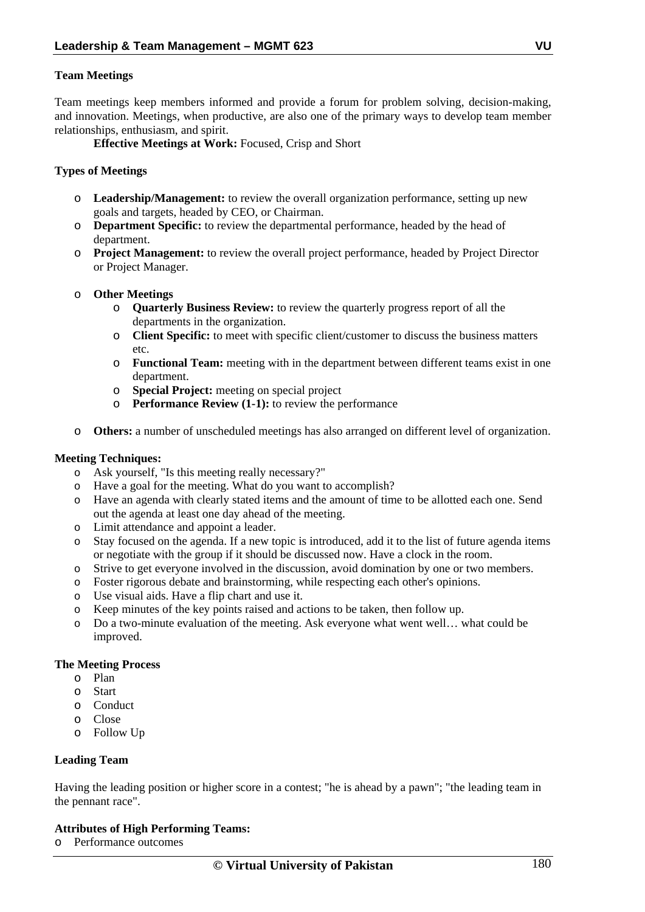### Team Meetings

Team meetings keep members informed and provide a forum for problem solving, decision-making, and innovation. Meetings, when productive, are also one of the primary ways to develop team member relationships, enthusiasm, and spirit.

**Effective Meetings at Work:** Focused, Crisp and Short

### Types of Meetings

- **Leadership/Management:** to review the overall organization performance, setting up new goals and targets, headed by CEO, or Chairman.
- **Department Specific:** to review the departmental performance, headed by the head of department.
- **Project Management:** to review the overall project performance, headed by Project Director or Project Manager.
- **Other Meetings**
  - **Quarterly Business Review:** to review the quarterly progress report of all the departments in the organization.
  - **Client Specific:** to meet with specific client/customer to discuss the business matters etc.
  - **Functional Team:** meeting with in the department between different teams exist in one department.
  - **Special Project:** meeting on special project
  - **Performance Review (1-1):** to review the performance
- **Others:** a number of unscheduled meetings has also arranged on different level of organization.

### Meeting Techniques:

- Ask yourself, "Is this meeting really necessary?"
- Have a goal for the meeting. What do you want to accomplish?
- Have an agenda with clearly stated items and the amount of time to be allotted each one. Send out the agenda at least one day ahead of the meeting.
- Limit attendance and appoint a leader.
- Stay focused on the agenda. If a new topic is introduced, add it to the list of future agenda items or negotiate with the group if it should be discussed now. Have a clock in the room.
- Strive to get everyone involved in the discussion, avoid domination by one or two members.
- Foster rigorous debate and brainstorming, while respecting each other's opinions.
- Use visual aids. Have a flip chart and use it.
- Keep minutes of the key points raised and actions to be taken, then follow up.
- Do a two-minute evaluation of the meeting. Ask everyone what went well… what could be improved.

### The Meeting Process

- Plan
- Start
- Conduct
- Close
- Follow Up

### Leading Team

Having the leading position or higher score in a contest; "he is ahead by a pawn"; "the leading team in the pennant race".

### Attributes of High Performing Teams:

- Performance outcomes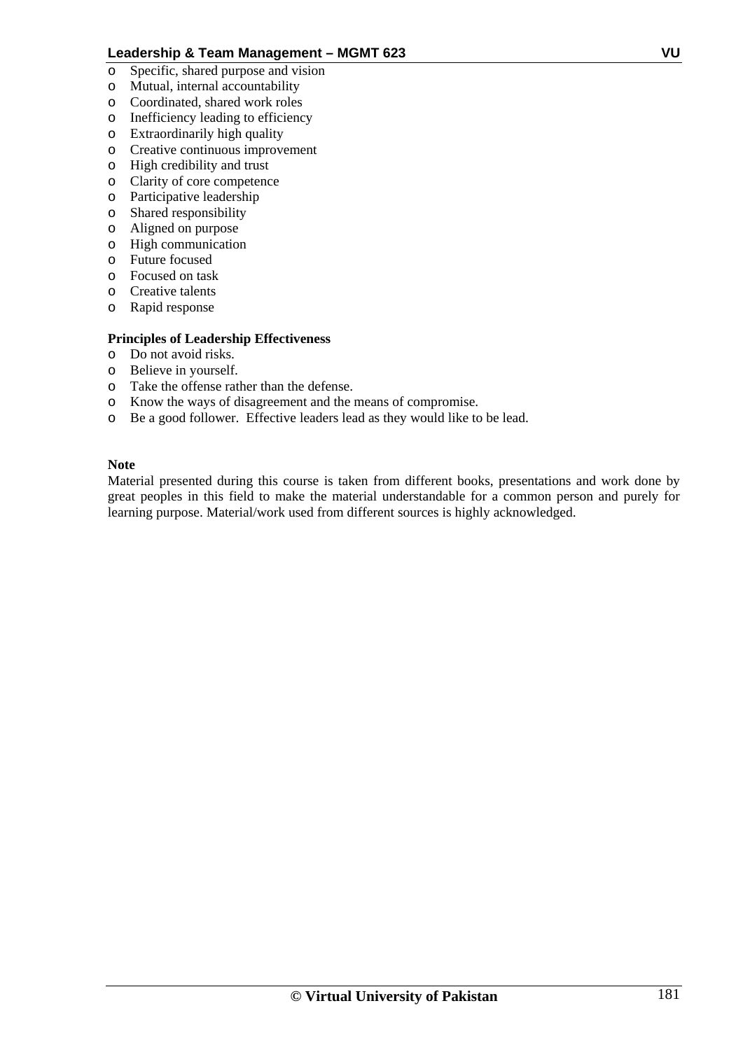- Specific, shared purpose and vision
- Mutual, internal accountability
- Coordinated, shared work roles
- Inefficiency leading to efficiency
- Extraordinarily high quality
- Creative continuous improvement
- High credibility and trust
- Clarity of core competence
- Participative leadership
- Shared responsibility
- Aligned on purpose
- High communication
- Future focused
- Focused on task
- Creative talents
- Rapid response

**Principles of Leadership Effectiveness**

- Do not avoid risks.
- Believe in yourself.
- Take the offense rather than the defense.
- Know the ways of disagreement and the means of compromise.
- Be a good follower.  Effective leaders lead as they would like to be lead.

**Note**

Material presented during this course is taken from different books, presentations and work done by great peoples in this field to make the material understandable for a common person and purely for learning purpose. Material/work used from different sources is highly acknowledged.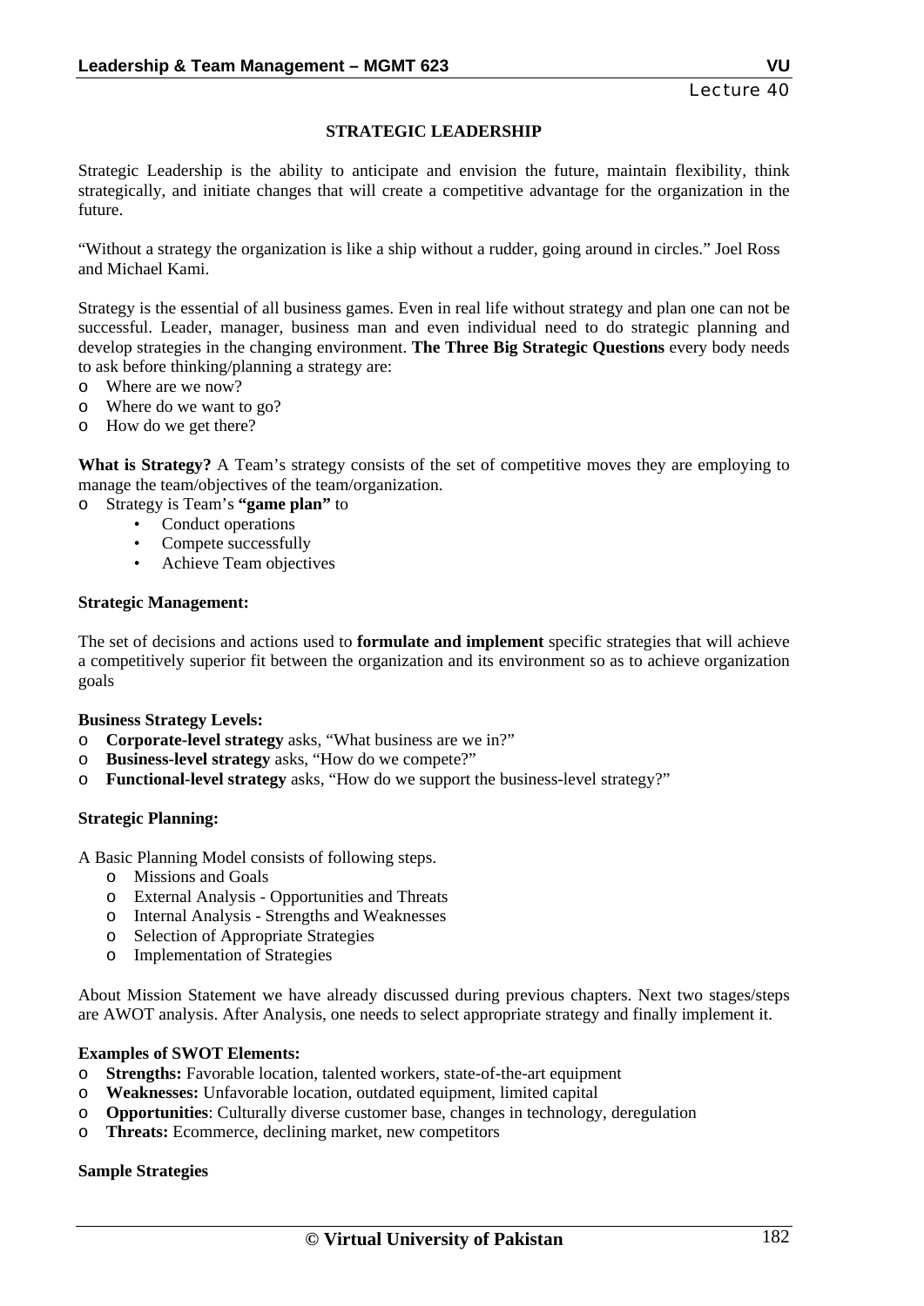# STRATEGIC LEADERSHIP

Strategic Leadership is the ability to anticipate and envision the future, maintain flexibility, think strategically, and initiate changes that will create a competitive advantage for the organization in the future.

"Without a strategy the organization is like a ship without a rudder, going around in circles." Joel Ross and Michael Kami.

Strategy is the essential of all business games. Even in real life without strategy and plan one can not be successful. Leader, manager, business man and even individual need to do strategic planning and develop strategies in the changing environment. **The Three Big Strategic Questions** every body needs to ask before thinking/planning a strategy are:

- Where are we now?
- Where do we want to go?
- How do we get there?

**What is Strategy?** A Team's strategy consists of the set of competitive moves they are employing to manage the team/objectives of the team/organization.

- Strategy is Team's **"game plan"** to
  - Conduct operations
  - Compete successfully
  - Achieve Team objectives

**Strategic Management:**

The set of decisions and actions used to **formulate and implement** specific strategies that will achieve a competitively superior fit between the organization and its environment so as to achieve organization goals

**Business Strategy Levels:**

- **Corporate-level strategy** asks, "What business are we in?"
- **Business-level strategy** asks, "How do we compete?"
- **Functional-level strategy** asks, "How do we support the business-level strategy?"

**Strategic Planning:**

A Basic Planning Model consists of following steps.

- Missions and Goals
- External Analysis - Opportunities and Threats
- Internal Analysis - Strengths and Weaknesses
- Selection of Appropriate Strategies
- Implementation of Strategies

About Mission Statement we have already discussed during previous chapters. Next two stages/steps are AWOT analysis. After Analysis, one needs to select appropriate strategy and finally implement it.

**Examples of SWOT Elements:**

- **Strengths:** Favorable location, talented workers, state-of-the-art equipment
- **Weaknesses:** Unfavorable location, outdated equipment, limited capital
- **Opportunities**: Culturally diverse customer base, changes in technology, deregulation
- **Threats:** Ecommerce, declining market, new competitors

**Sample Strategies**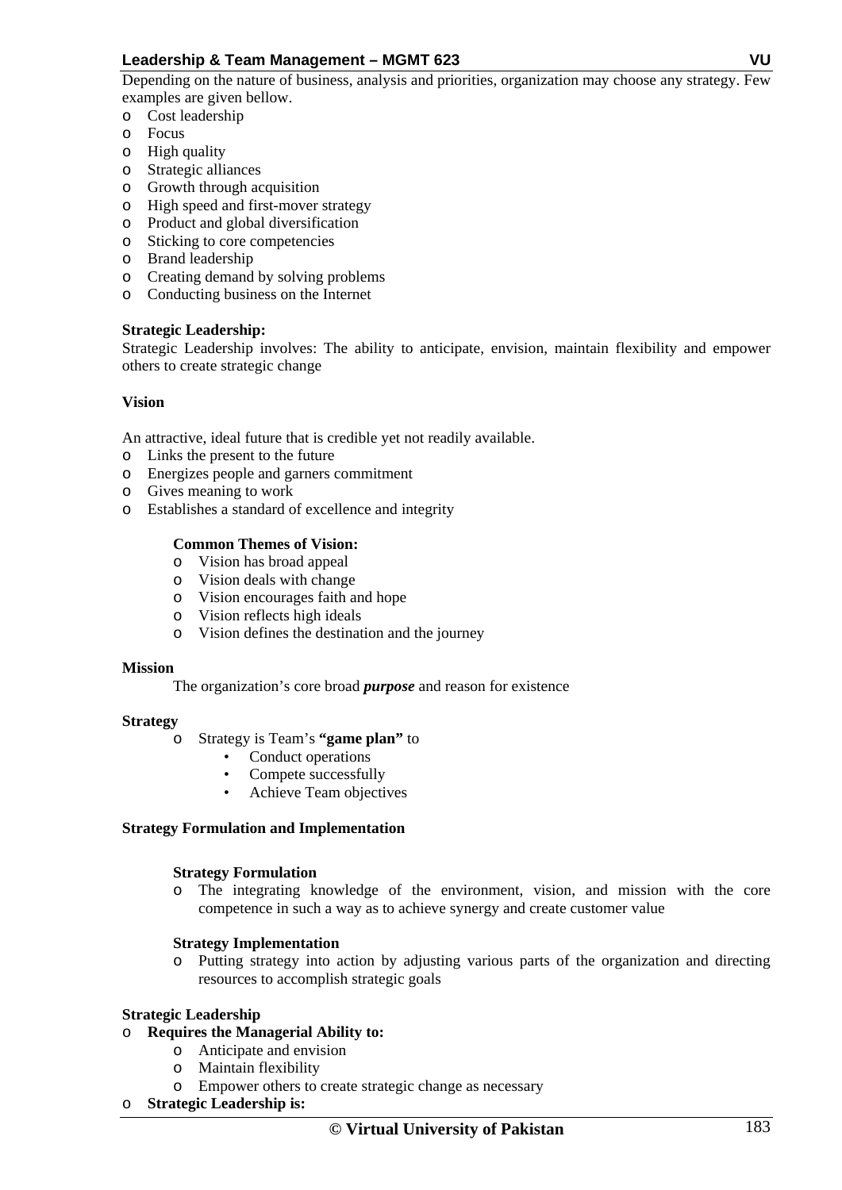Depending on the nature of business, analysis and priorities, organization may choose any strategy. Few examples are given bellow.

- Cost leadership
- Focus
- High quality
- Strategic alliances
- Growth through acquisition
- High speed and first-mover strategy
- Product and global diversification
- Sticking to core competencies
- Brand leadership
- Creating demand by solving problems
- Conducting business on the Internet

**Strategic Leadership:**

Strategic Leadership involves: The ability to anticipate, envision, maintain flexibility and empower others to create strategic change

**Vision**

An attractive, ideal future that is credible yet not readily available.

- Links the present to the future
- Energizes people and garners commitment
- Gives meaning to work
- Establishes a standard of excellence and integrity

**Common Themes of Vision:**

- Vision has broad appeal
- Vision deals with change
- Vision encourages faith and hope
- Vision reflects high ideals
- Vision defines the destination and the journey

**Mission**

The organization's core broad ***purpose*** and reason for existence

**Strategy**

- Strategy is Team's **"game plan"** to
  - Conduct operations
  - Compete successfully
  - Achieve Team objectives

**Strategy Formulation and Implementation**

**Strategy Formulation**

- The integrating knowledge of the environment, vision, and mission with the core competence in such a way as to achieve synergy and create customer value

**Strategy Implementation**

- Putting strategy into action by adjusting various parts of the organization and directing resources to accomplish strategic goals

**Strategic Leadership**

- **Requires the Managerial Ability to:**
  - Anticipate and envision
  - Maintain flexibility
  - Empower others to create strategic change as necessary
- **Strategic Leadership is:**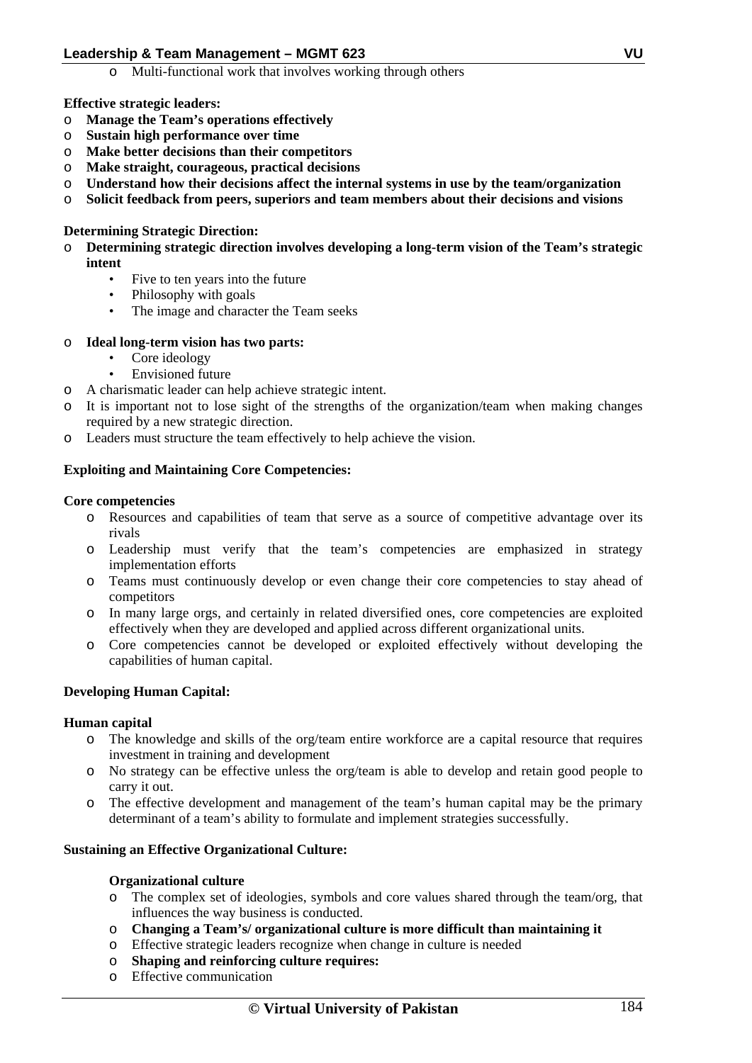- Multi-functional work that involves working through others

**Effective strategic leaders:**

- **Manage the Team's operations effectively**
- **Sustain high performance over time**
- **Make better decisions than their competitors**
- **Make straight, courageous, practical decisions**
- **Understand how their decisions affect the internal systems in use by the team/organization**
- **Solicit feedback from peers, superiors and team members about their decisions and visions**

**Determining Strategic Direction:**

- **Determining strategic direction involves developing a long-term vision of the Team's strategic intent**
    - Five to ten years into the future
    - Philosophy with goals
    - The image and character the Team seeks
- **Ideal long-term vision has two parts:**
    - Core ideology
    - Envisioned future
- A charismatic leader can help achieve strategic intent.
- It is important not to lose sight of the strengths of the organization/team when making changes required by a new strategic direction.
- Leaders must structure the team effectively to help achieve the vision.

**Exploiting and Maintaining Core Competencies:**

**Core competencies**

- Resources and capabilities of team that serve as a source of competitive advantage over its rivals
- Leadership must verify that the team's competencies are emphasized in strategy implementation efforts
- Teams must continuously develop or even change their core competencies to stay ahead of competitors
- In many large orgs, and certainly in related diversified ones, core competencies are exploited effectively when they are developed and applied across different organizational units.
- Core competencies cannot be developed or exploited effectively without developing the capabilities of human capital.

**Developing Human Capital:**

**Human capital**

- The knowledge and skills of the org/team entire workforce are a capital resource that requires investment in training and development
- No strategy can be effective unless the org/team is able to develop and retain good people to carry it out.
- The effective development and management of the team's human capital may be the primary determinant of a team's ability to formulate and implement strategies successfully.

**Sustaining an Effective Organizational Culture:**

**Organizational culture**

- The complex set of ideologies, symbols and core values shared through the team/org, that influences the way business is conducted.
- **Changing a Team's/ organizational culture is more difficult than maintaining it**
- Effective strategic leaders recognize when change in culture is needed
- **Shaping and reinforcing culture requires:**
- Effective communication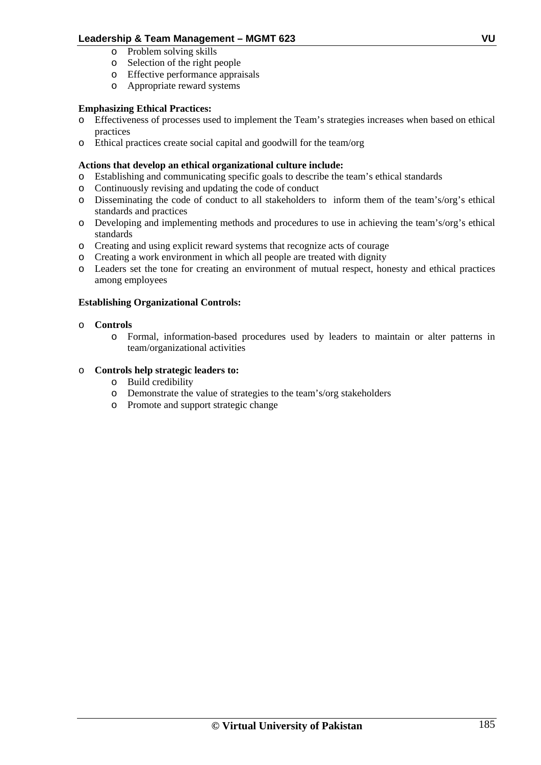- Problem solving skills
  - Selection of the right people
  - Effective performance appraisals
  - Appropriate reward systems

**Emphasizing Ethical Practices:**

- Effectiveness of processes used to implement the Team's strategies increases when based on ethical practices
- Ethical practices create social capital and goodwill for the team/org

**Actions that develop an ethical organizational culture include:**

- Establishing and communicating specific goals to describe the team's ethical standards
- Continuously revising and updating the code of conduct
- Disseminating the code of conduct to all stakeholders to inform them of the team's/org's ethical standards and practices
- Developing and implementing methods and procedures to use in achieving the team's/org's ethical standards
- Creating and using explicit reward systems that recognize acts of courage
- Creating a work environment in which all people are treated with dignity
- Leaders set the tone for creating an environment of mutual respect, honesty and ethical practices among employees

**Establishing Organizational Controls:**

- **Controls**
  - Formal, information-based procedures used by leaders to maintain or alter patterns in team/organizational activities

- **Controls help strategic leaders to:**
  - Build credibility
  - Demonstrate the value of strategies to the team's/org stakeholders
  - Promote and support strategic change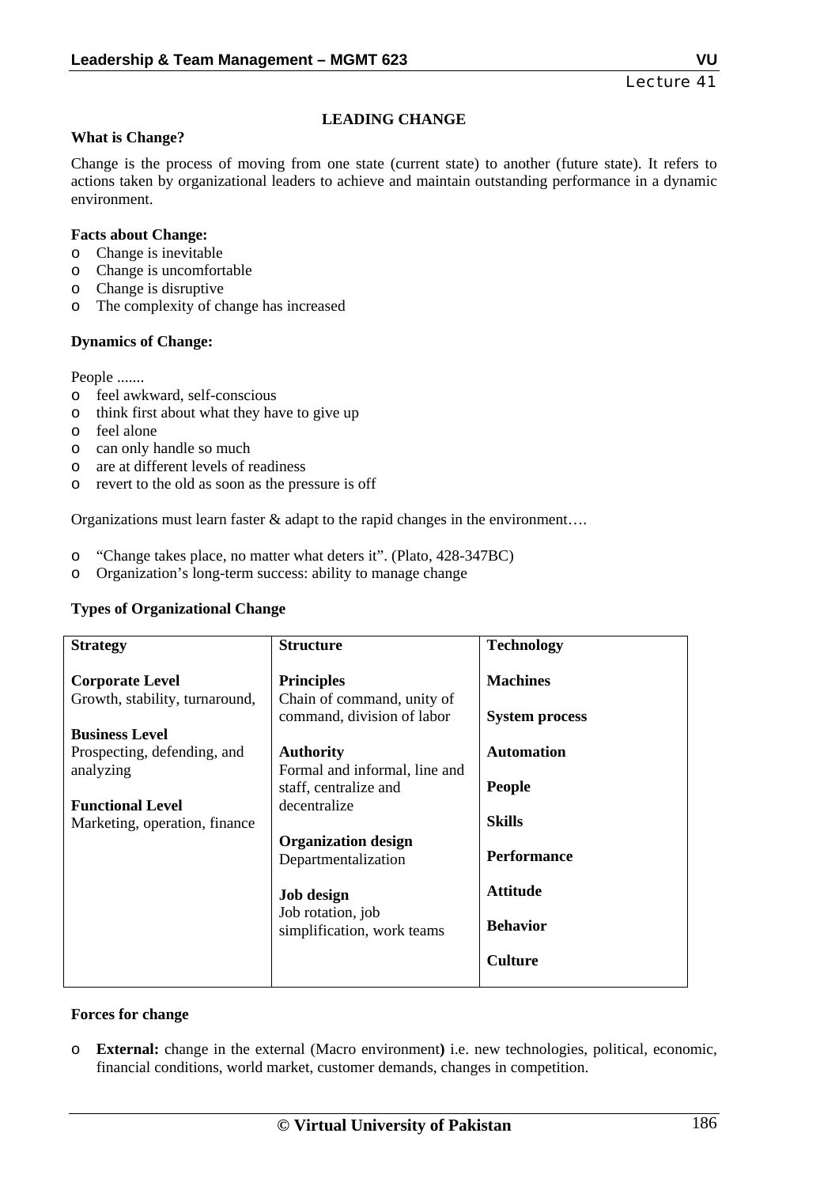## LEADING CHANGE

**What is Change?**

Change is the process of moving from one state (current state) to another (future state). It refers to actions taken by organizational leaders to achieve and maintain outstanding performance in a dynamic environment.

**Facts about Change:**

- Change is inevitable
- Change is uncomfortable
- Change is disruptive
- The complexity of change has increased

**Dynamics of Change:**

People .......

- feel awkward, self-conscious
- think first about what they have to give up
- feel alone
- can only handle so much
- are at different levels of readiness
- revert to the old as soon as the pressure is off

Organizations must learn faster & adapt to the rapid changes in the environment….

- "Change takes place, no matter what deters it". (Plato, 428-347BC)
- Organization's long-term success: ability to manage change

**Types of Organizational Change**

| **Strategy** | **Structure** | **Technology** |
|---|---|---|
| **Corporate Level**<br>Growth, stability, turnaround,<br><br>**Business Level**<br>Prospecting, defending, and analyzing<br><br>**Functional Level**<br>Marketing, operation, finance | **Principles**<br>Chain of command, unity of command, division of labor<br><br>**Authority**<br>Formal and informal, line and staff, centralize and decentralize<br><br>**Organization design**<br>Departmentalization<br><br>**Job design**<br>Job rotation, job simplification, work teams | **Machines**<br><br>**System process**<br><br>**Automation**<br><br>**People**<br><br>**Skills**<br><br>**Performance**<br><br>**Attitude**<br><br>**Behavior**<br><br>**Culture** |

**Forces for change**

- **External:** change in the external (Macro environment**)** i.e. new technologies, political, economic, financial conditions, world market, customer demands, changes in competition.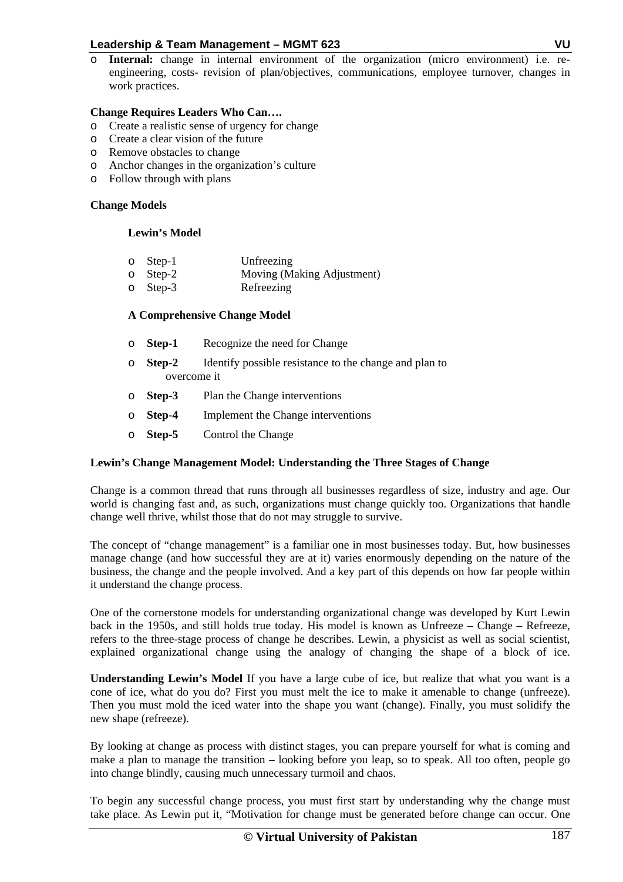- **Internal:** change in internal environment of the organization (micro environment) i.e. re-engineering, costs- revision of plan/objectives, communications, employee turnover, changes in work practices.

**Change Requires Leaders Who Can….**

- Create a realistic sense of urgency for change
- Create a clear vision of the future
- Remove obstacles to change
- Anchor changes in the organization's culture
- Follow through with plans

**Change Models**

**Lewin's Model**

- Step-1 Unfreezing
- Step-2 Moving (Making Adjustment)
- Step-3 Refreezing

**A Comprehensive Change Model**

- **Step-1** Recognize the need for Change
- **Step-2** Identify possible resistance to the change and plan to overcome it
- **Step-3** Plan the Change interventions
- **Step-4** Implement the Change interventions
- **Step-5** Control the Change

**Lewin's Change Management Model: Understanding the Three Stages of Change**

Change is a common thread that runs through all businesses regardless of size, industry and age. Our world is changing fast and, as such, organizations must change quickly too. Organizations that handle change well thrive, whilst those that do not may struggle to survive.

The concept of "change management" is a familiar one in most businesses today. But, how businesses manage change (and how successful they are at it) varies enormously depending on the nature of the business, the change and the people involved. And a key part of this depends on how far people within it understand the change process.

One of the cornerstone models for understanding organizational change was developed by Kurt Lewin back in the 1950s, and still holds true today. His model is known as Unfreeze – Change – Refreeze, refers to the three-stage process of change he describes. Lewin, a physicist as well as social scientist, explained organizational change using the analogy of changing the shape of a block of ice.

**Understanding Lewin's Model** If you have a large cube of ice, but realize that what you want is a cone of ice, what do you do? First you must melt the ice to make it amenable to change (unfreeze). Then you must mold the iced water into the shape you want (change). Finally, you must solidify the new shape (refreeze).

By looking at change as process with distinct stages, you can prepare yourself for what is coming and make a plan to manage the transition – looking before you leap, so to speak. All too often, people go into change blindly, causing much unnecessary turmoil and chaos.

To begin any successful change process, you must first start by understanding why the change must take place. As Lewin put it, "Motivation for change must be generated before change can occur. One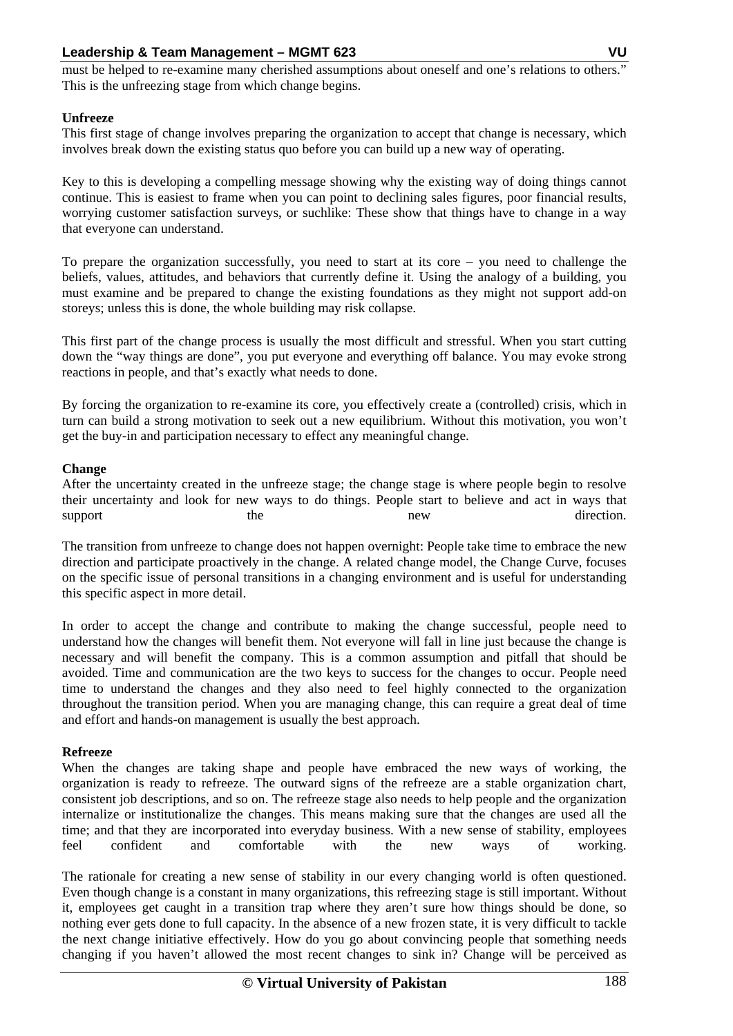must be helped to re-examine many cherished assumptions about oneself and one's relations to others." This is the unfreezing stage from which change begins.

**Unfreeze**

This first stage of change involves preparing the organization to accept that change is necessary, which involves break down the existing status quo before you can build up a new way of operating.

Key to this is developing a compelling message showing why the existing way of doing things cannot continue. This is easiest to frame when you can point to declining sales figures, poor financial results, worrying customer satisfaction surveys, or suchlike: These show that things have to change in a way that everyone can understand.

To prepare the organization successfully, you need to start at its core – you need to challenge the beliefs, values, attitudes, and behaviors that currently define it. Using the analogy of a building, you must examine and be prepared to change the existing foundations as they might not support add-on storeys; unless this is done, the whole building may risk collapse.

This first part of the change process is usually the most difficult and stressful. When you start cutting down the "way things are done", you put everyone and everything off balance. You may evoke strong reactions in people, and that's exactly what needs to done.

By forcing the organization to re-examine its core, you effectively create a (controlled) crisis, which in turn can build a strong motivation to seek out a new equilibrium. Without this motivation, you won't get the buy-in and participation necessary to effect any meaningful change.

**Change**

After the uncertainty created in the unfreeze stage; the change stage is where people begin to resolve their uncertainty and look for new ways to do things. People start to believe and act in ways that support the new direction.

The transition from unfreeze to change does not happen overnight: People take time to embrace the new direction and participate proactively in the change. A related change model, the Change Curve, focuses on the specific issue of personal transitions in a changing environment and is useful for understanding this specific aspect in more detail.

In order to accept the change and contribute to making the change successful, people need to understand how the changes will benefit them. Not everyone will fall in line just because the change is necessary and will benefit the company. This is a common assumption and pitfall that should be avoided. Time and communication are the two keys to success for the changes to occur. People need time to understand the changes and they also need to feel highly connected to the organization throughout the transition period. When you are managing change, this can require a great deal of time and effort and hands-on management is usually the best approach.

**Refreeze**

When the changes are taking shape and people have embraced the new ways of working, the organization is ready to refreeze. The outward signs of the refreeze are a stable organization chart, consistent job descriptions, and so on. The refreeze stage also needs to help people and the organization internalize or institutionalize the changes. This means making sure that the changes are used all the time; and that they are incorporated into everyday business. With a new sense of stability, employees feel confident and comfortable with the new ways of working.

The rationale for creating a new sense of stability in our every changing world is often questioned. Even though change is a constant in many organizations, this refreezing stage is still important. Without it, employees get caught in a transition trap where they aren't sure how things should be done, so nothing ever gets done to full capacity. In the absence of a new frozen state, it is very difficult to tackle the next change initiative effectively. How do you go about convincing people that something needs changing if you haven't allowed the most recent changes to sink in? Change will be perceived as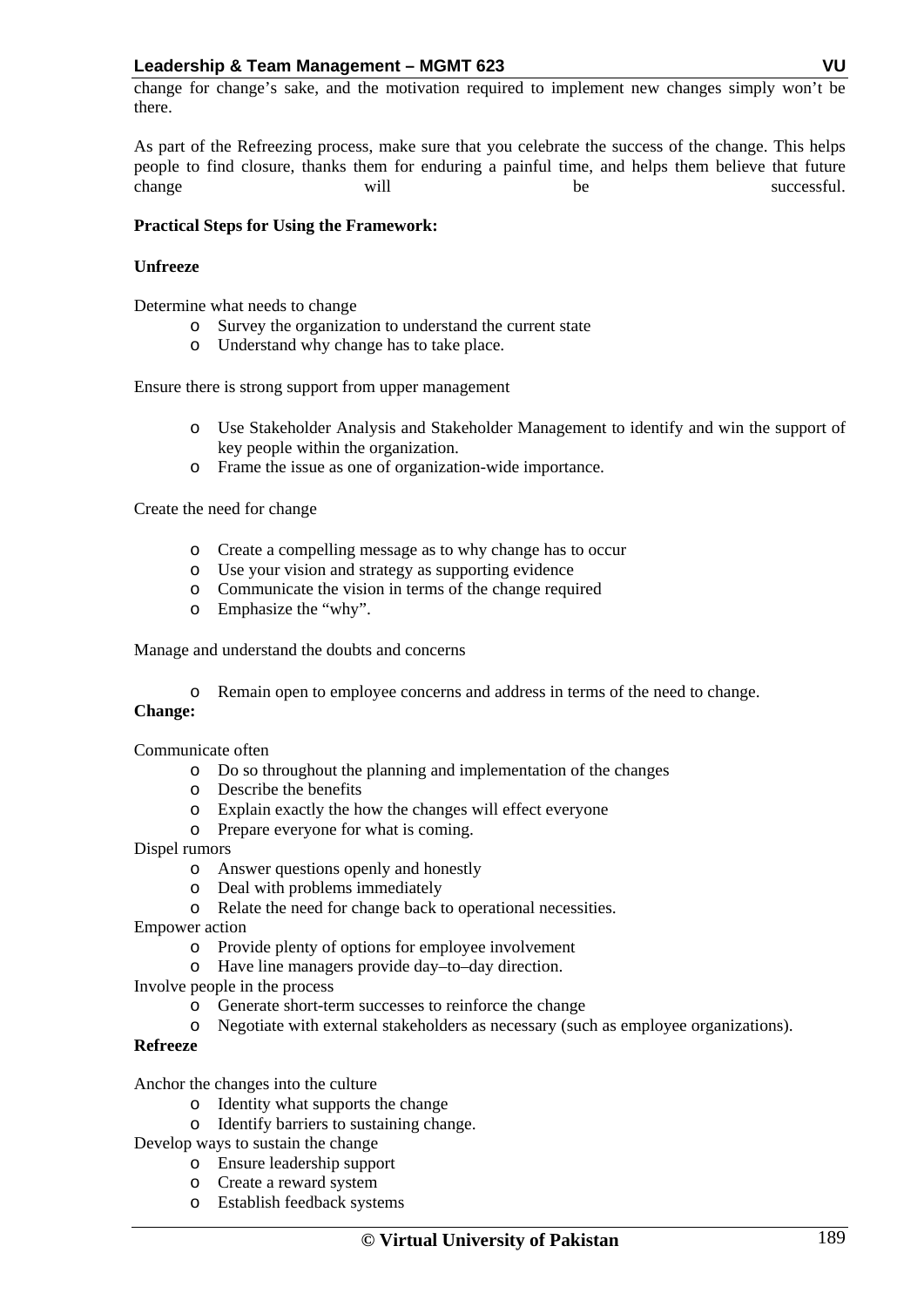change for change's sake, and the motivation required to implement new changes simply won't be there.

As part of the Refreezing process, make sure that you celebrate the success of the change. This helps people to find closure, thanks them for enduring a painful time, and helps them believe that future change will be successful.

**Practical Steps for Using the Framework:**

**Unfreeze**

Determine what needs to change

- Survey the organization to understand the current state
- Understand why change has to take place.

Ensure there is strong support from upper management

- Use Stakeholder Analysis and Stakeholder Management to identify and win the support of key people within the organization.
- Frame the issue as one of organization-wide importance.

Create the need for change

- Create a compelling message as to why change has to occur
- Use your vision and strategy as supporting evidence
- Communicate the vision in terms of the change required
- Emphasize the "why".

Manage and understand the doubts and concerns

- Remain open to employee concerns and address in terms of the need to change.

**Change:**

Communicate often

- Do so throughout the planning and implementation of the changes
- Describe the benefits
- Explain exactly the how the changes will effect everyone
- Prepare everyone for what is coming.

Dispel rumors

- Answer questions openly and honestly
- Deal with problems immediately
- Relate the need for change back to operational necessities.

Empower action

- Provide plenty of options for employee involvement
- Have line managers provide day–to–day direction.

Involve people in the process

- Generate short-term successes to reinforce the change
- Negotiate with external stakeholders as necessary (such as employee organizations).

**Refreeze**

Anchor the changes into the culture

- Identity what supports the change
- Identify barriers to sustaining change.

Develop ways to sustain the change

- Ensure leadership support
- Create a reward system
- Establish feedback systems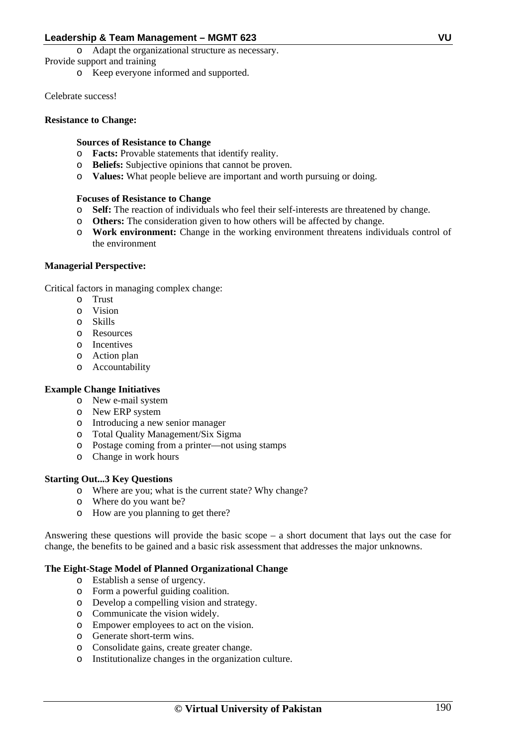- Adapt the organizational structure as necessary.

Provide support and training

- Keep everyone informed and supported.

Celebrate success!

**Resistance to Change:**

**Sources of Resistance to Change**

- **Facts:** Provable statements that identify reality.
- **Beliefs:** Subjective opinions that cannot be proven.
- **Values:** What people believe are important and worth pursuing or doing.

**Focuses of Resistance to Change**

- **Self:** The reaction of individuals who feel their self-interests are threatened by change.
- **Others:** The consideration given to how others will be affected by change.
- **Work environment:** Change in the working environment threatens individuals control of the environment

**Managerial Perspective:**

Critical factors in managing complex change:

- Trust
- Vision
- Skills
- Resources
- Incentives
- Action plan
- Accountability

**Example Change Initiatives**

- New e-mail system
- New ERP system
- Introducing a new senior manager
- Total Quality Management/Six Sigma
- Postage coming from a printer—not using stamps
- Change in work hours

**Starting Out...3 Key Questions**

- Where are you; what is the current state? Why change?
- Where do you want be?
- How are you planning to get there?

Answering these questions will provide the basic scope – a short document that lays out the case for change, the benefits to be gained and a basic risk assessment that addresses the major unknowns.

**The Eight-Stage Model of Planned Organizational Change**

- Establish a sense of urgency.
- Form a powerful guiding coalition.
- Develop a compelling vision and strategy.
- Communicate the vision widely.
- Empower employees to act on the vision.
- Generate short-term wins.
- Consolidate gains, create greater change.
- Institutionalize changes in the organization culture.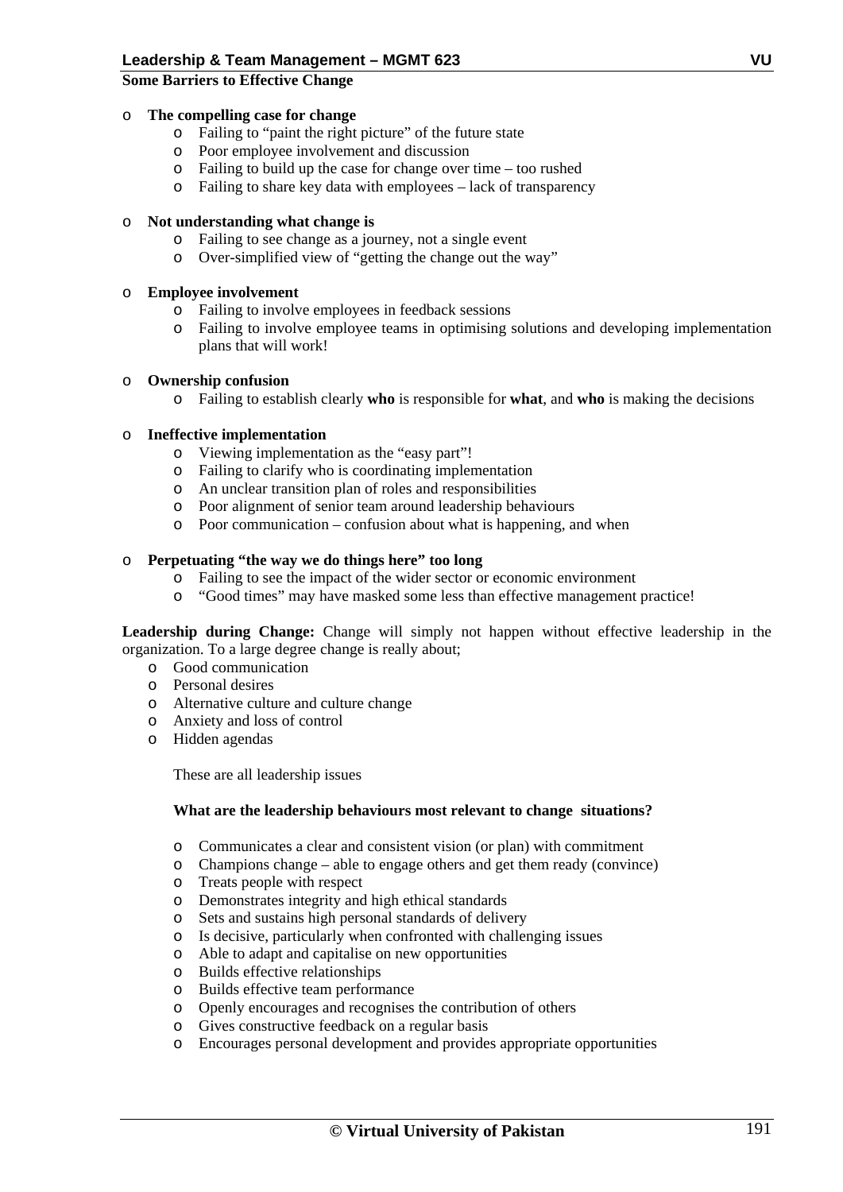**Some Barriers to Effective Change**

- **The compelling case for change**
  - Failing to "paint the right picture" of the future state
  - Poor employee involvement and discussion
  - Failing to build up the case for change over time – too rushed
  - Failing to share key data with employees – lack of transparency

- **Not understanding what change is**
  - Failing to see change as a journey, not a single event
  - Over-simplified view of "getting the change out the way"

- **Employee involvement**
  - Failing to involve employees in feedback sessions
  - Failing to involve employee teams in optimising solutions and developing implementation plans that will work!

- **Ownership confusion**
  - Failing to establish clearly **who** is responsible for **what**, and **who** is making the decisions

- **Ineffective implementation**
  - Viewing implementation as the "easy part"!
  - Failing to clarify who is coordinating implementation
  - An unclear transition plan of roles and responsibilities
  - Poor alignment of senior team around leadership behaviours
  - Poor communication – confusion about what is happening, and when

- **Perpetuating "the way we do things here" too long**
  - Failing to see the impact of the wider sector or economic environment
  - "Good times" may have masked some less than effective management practice!

**Leadership during Change:** Change will simply not happen without effective leadership in the organization. To a large degree change is really about;

- Good communication
- Personal desires
- Alternative culture and culture change
- Anxiety and loss of control
- Hidden agendas

These are all leadership issues

**What are the leadership behaviours most relevant to change situations?**

- Communicates a clear and consistent vision (or plan) with commitment
- Champions change – able to engage others and get them ready (convince)
- Treats people with respect
- Demonstrates integrity and high ethical standards
- Sets and sustains high personal standards of delivery
- Is decisive, particularly when confronted with challenging issues
- Able to adapt and capitalise on new opportunities
- Builds effective relationships
- Builds effective team performance
- Openly encourages and recognises the contribution of others
- Gives constructive feedback on a regular basis
- Encourages personal development and provides appropriate opportunities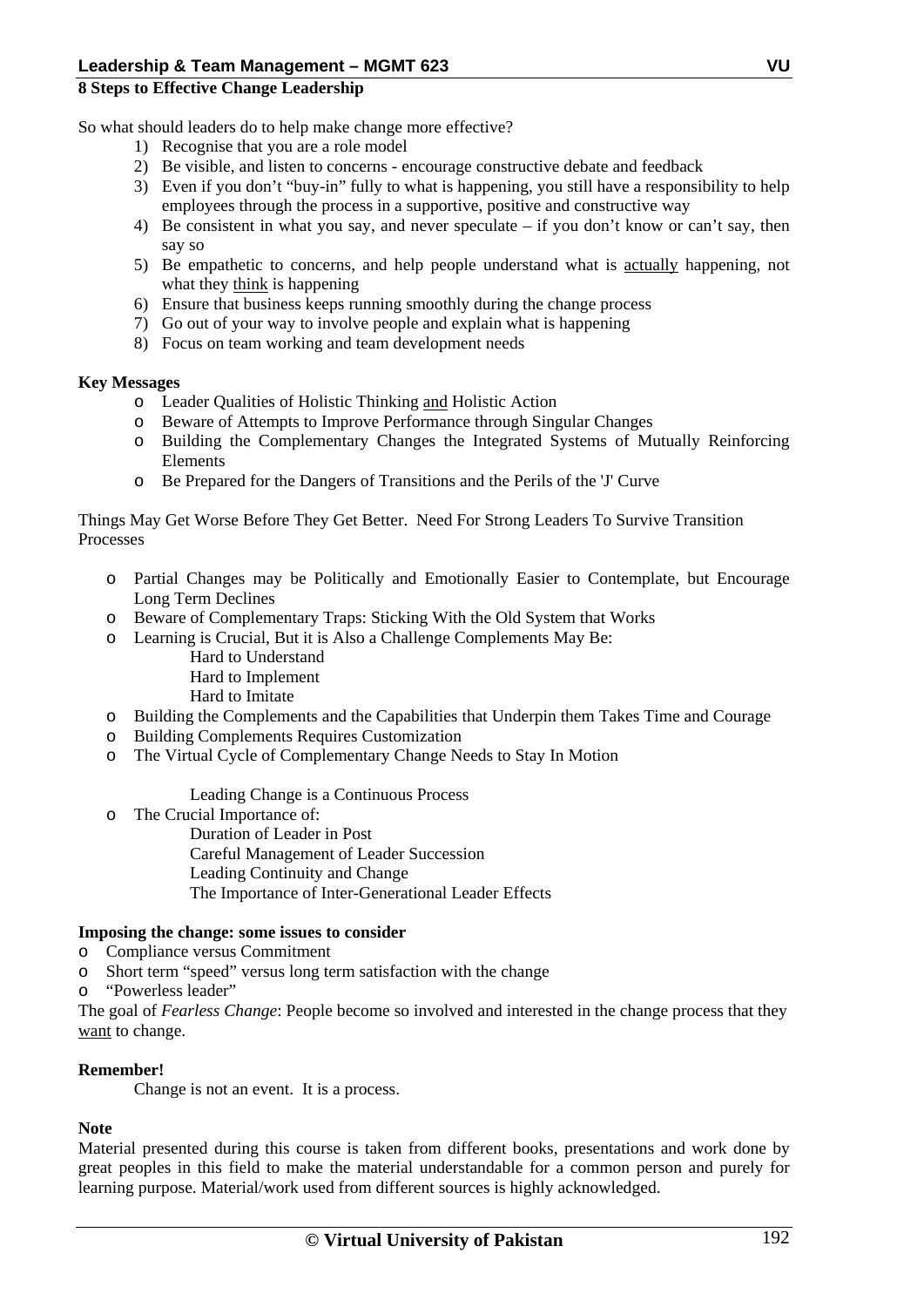**8 Steps to Effective Change Leadership**

So what should leaders do to help make change more effective?

1) Recognise that you are a role model
2) Be visible, and listen to concerns - encourage constructive debate and feedback
3) Even if you don't "buy-in" fully to what is happening, you still have a responsibility to help employees through the process in a supportive, positive and constructive way
4) Be consistent in what you say, and never speculate – if you don't know or can't say, then say so
5) Be empathetic to concerns, and help people understand what is actually happening, not what they think is happening
6) Ensure that business keeps running smoothly during the change process
7) Go out of your way to involve people and explain what is happening
8) Focus on team working and team development needs

**Key Messages**

- Leader Qualities of Holistic Thinking and Holistic Action
- Beware of Attempts to Improve Performance through Singular Changes
- Building the Complementary Changes the Integrated Systems of Mutually Reinforcing Elements
- Be Prepared for the Dangers of Transitions and the Perils of the 'J' Curve

Things May Get Worse Before They Get Better. Need For Strong Leaders To Survive Transition Processes

- Partial Changes may be Politically and Emotionally Easier to Contemplate, but Encourage Long Term Declines
- Beware of Complementary Traps: Sticking With the Old System that Works
- Learning is Crucial, But it is Also a Challenge Complements May Be:
  - Hard to Understand
  - Hard to Implement
  - Hard to Imitate
- Building the Complements and the Capabilities that Underpin them Takes Time and Courage
- Building Complements Requires Customization
- The Virtual Cycle of Complementary Change Needs to Stay In Motion
  - Leading Change is a Continuous Process
- The Crucial Importance of:
  - Duration of Leader in Post
  - Careful Management of Leader Succession
  - Leading Continuity and Change
  - The Importance of Inter-Generational Leader Effects

**Imposing the change: some issues to consider**

- Compliance versus Commitment
- Short term "speed" versus long term satisfaction with the change
- "Powerless leader"

The goal of *Fearless Change*: People become so involved and interested in the change process that they want to change.

**Remember!**

Change is not an event. It is a process.

**Note**

Material presented during this course is taken from different books, presentations and work done by great peoples in this field to make the material understandable for a common person and purely for learning purpose. Material/work used from different sources is highly acknowledged.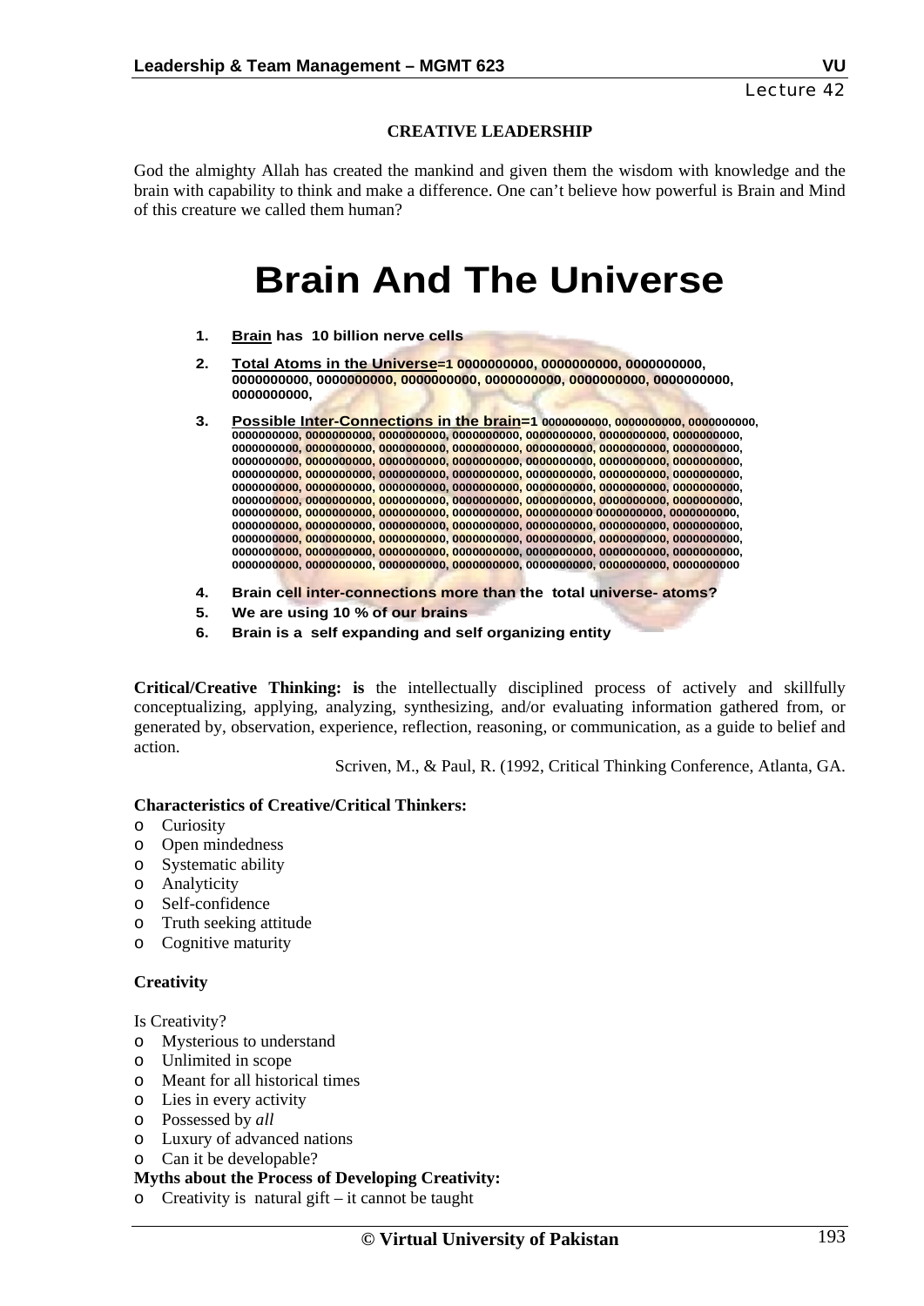Lecture 42

## CREATIVE LEADERSHIP

God the almighty Allah has created the mankind and given them the wisdom with knowledge and the brain with capability to think and make a difference. One can't believe how powerful is Brain and Mind of this creature we called them human?

# Brain And The Universe

1. **Brain has 10 billion nerve cells**
2. **Total Atoms in the Universe=1 0000000000, 0000000000, 0000000000, 0000000000, 0000000000, 0000000000, 0000000000, 0000000000, 0000000000, 0000000000,**
3. **Possible Inter-Connections in the brain=1 0000000000, 0000000000, 0000000000, 0000000000, 0000000000, 0000000000, 0000000000, 0000000000, 0000000000, 0000000000, 0000000000, 0000000000, 0000000000, 0000000000, 0000000000, 0000000000, 0000000000, 0000000000, 0000000000, 0000000000, 0000000000, 0000000000, 0000000000, 0000000000, 0000000000, 0000000000, 0000000000, 0000000000, 0000000000, 0000000000, 0000000000, 0000000000, 0000000000, 0000000000, 0000000000, 0000000000, 0000000000, 0000000000, 0000000000, 0000000000, 0000000000, 0000000000, 0000000000, 0000000000, 0000000000, 0000000000, 0000000000, 0000000000, 0000000000, 0000000000, 0000000000, 0000000000, 0000000000 0000000000, 0000000000, 0000000000, 0000000000, 0000000000, 0000000000, 0000000000, 0000000000, 0000000000, 0000000000, 0000000000, 0000000000, 0000000000, 0000000000, 0000000000, 0000000000, 0000000000, 0000000000, 0000000000, 0000000000, 0000000000, 0000000000, 0000000000, 0000000000, 0000000000, 0000000000, 0000000000, 0000000000, 0000000000**
4. **Brain cell inter-connections more than the total universe- atoms?**
5. **We are using 10 % of our brains**
6. **Brain is a self expanding and self organizing entity**

**Critical/Creative Thinking: is** the intellectually disciplined process of actively and skillfully conceptualizing, applying, analyzing, synthesizing, and/or evaluating information gathered from, or generated by, observation, experience, reflection, reasoning, or communication, as a guide to belief and action.

Scriven, M., & Paul, R. (1992, Critical Thinking Conference, Atlanta, GA.

**Characteristics of Creative/Critical Thinkers:**

- Curiosity
- Open mindedness
- Systematic ability
- Analyticity
- Self-confidence
- Truth seeking attitude
- Cognitive maturity

**Creativity**

Is Creativity?

- Mysterious to understand
- Unlimited in scope
- Meant for all historical times
- Lies in every activity
- Possessed by *all*
- Luxury of advanced nations
- Can it be developable?

**Myths about the Process of Developing Creativity:**

- Creativity is natural gift – it cannot be taught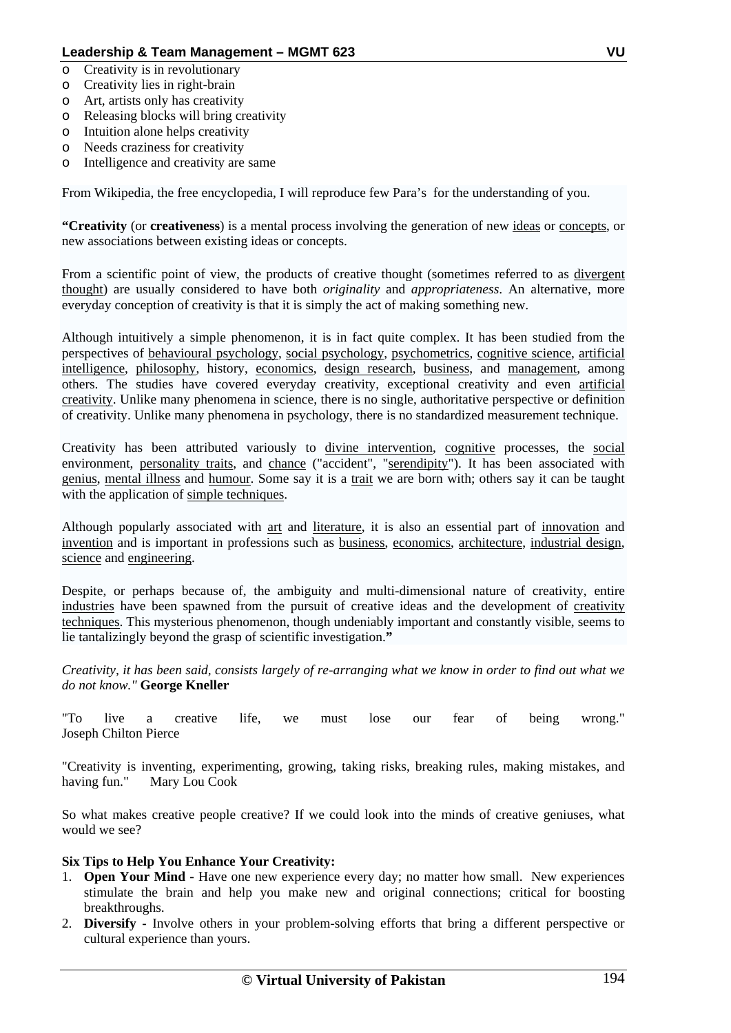- Creativity is in revolutionary
- Creativity lies in right-brain
- Art, artists only has creativity
- Releasing blocks will bring creativity
- Intuition alone helps creativity
- Needs craziness for creativity
- Intelligence and creativity are same

From Wikipedia, the free encyclopedia, I will reproduce few Para's for the understanding of you.

**"Creativity** (or **creativeness**) is a mental process involving the generation of new ideas or concepts, or new associations between existing ideas or concepts.

From a scientific point of view, the products of creative thought (sometimes referred to as divergent thought) are usually considered to have both *originality* and *appropriateness*. An alternative, more everyday conception of creativity is that it is simply the act of making something new.

Although intuitively a simple phenomenon, it is in fact quite complex. It has been studied from the perspectives of behavioural psychology, social psychology, psychometrics, cognitive science, artificial intelligence, philosophy, history, economics, design research, business, and management, among others. The studies have covered everyday creativity, exceptional creativity and even artificial creativity. Unlike many phenomena in science, there is no single, authoritative perspective or definition of creativity. Unlike many phenomena in psychology, there is no standardized measurement technique.

Creativity has been attributed variously to divine intervention, cognitive processes, the social environment, personality traits, and chance ("accident", "serendipity"). It has been associated with genius, mental illness and humour. Some say it is a trait we are born with; others say it can be taught with the application of simple techniques.

Although popularly associated with art and literature, it is also an essential part of innovation and invention and is important in professions such as business, economics, architecture, industrial design, science and engineering.

Despite, or perhaps because of, the ambiguity and multi-dimensional nature of creativity, entire industries have been spawned from the pursuit of creative ideas and the development of creativity techniques. This mysterious phenomenon, though undeniably important and constantly visible, seems to lie tantalizingly beyond the grasp of scientific investigation.**"**

*Creativity, it has been said, consists largely of re-arranging what we know in order to find out what we do not know."* **George Kneller**

"To live a creative life, we must lose our fear of being wrong." Joseph Chilton Pierce

"Creativity is inventing, experimenting, growing, taking risks, breaking rules, making mistakes, and having fun." Mary Lou Cook

So what makes creative people creative? If we could look into the minds of creative geniuses, what would we see?

**Six Tips to Help You Enhance Your Creativity:**

1. **Open Your Mind -** Have one new experience every day; no matter how small. New experiences stimulate the brain and help you make new and original connections; critical for boosting breakthroughs.
2. **Diversify -** Involve others in your problem-solving efforts that bring a different perspective or cultural experience than yours.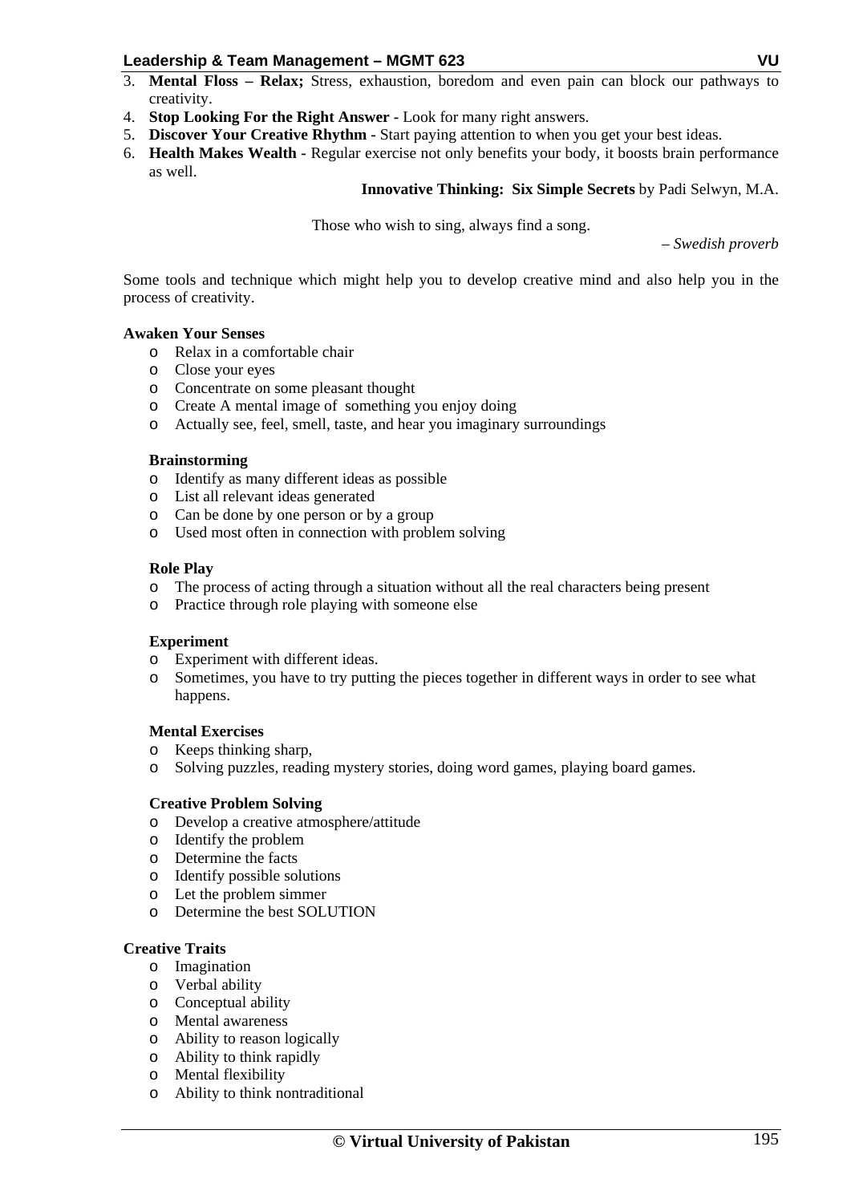3. **Mental Floss – Relax;** Stress, exhaustion, boredom and even pain can block our pathways to creativity.
4. **Stop Looking For the Right Answer -** Look for many right answers.
5. **Discover Your Creative Rhythm -** Start paying attention to when you get your best ideas.
6. **Health Makes Wealth -** Regular exercise not only benefits your body, it boosts brain performance as well.

**Innovative Thinking: Six Simple Secrets** by Padi Selwyn, M.A.

Those who wish to sing, always find a song.

*– Swedish proverb*

Some tools and technique which might help you to develop creative mind and also help you in the process of creativity.

**Awaken Your Senses**

- Relax in a comfortable chair
- Close your eyes
- Concentrate on some pleasant thought
- Create A mental image of something you enjoy doing
- Actually see, feel, smell, taste, and hear you imaginary surroundings

**Brainstorming**

- Identify as many different ideas as possible
- List all relevant ideas generated
- Can be done by one person or by a group
- Used most often in connection with problem solving

**Role Play**

- The process of acting through a situation without all the real characters being present
- Practice through role playing with someone else

**Experiment**

- Experiment with different ideas.
- Sometimes, you have to try putting the pieces together in different ways in order to see what happens.

**Mental Exercises**

- Keeps thinking sharp,
- Solving puzzles, reading mystery stories, doing word games, playing board games.

**Creative Problem Solving**

- Develop a creative atmosphere/attitude
- Identify the problem
- Determine the facts
- Identify possible solutions
- Let the problem simmer
- Determine the best SOLUTION

**Creative Traits**

- Imagination
- Verbal ability
- Conceptual ability
- Mental awareness
- Ability to reason logically
- Ability to think rapidly
- Mental flexibility
- Ability to think nontraditional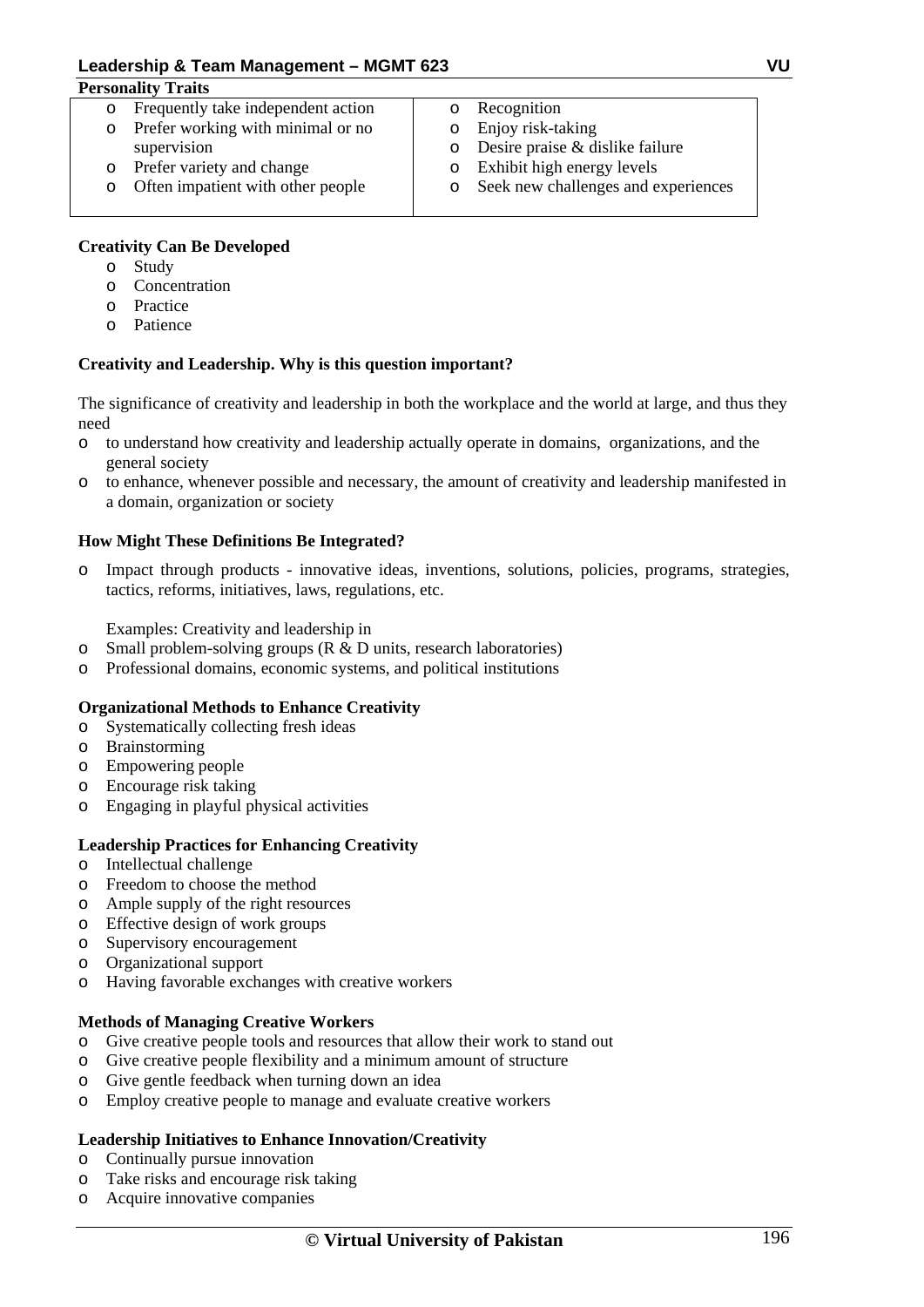**Personality Traits**

- Frequently take independent action
- Prefer working with minimal or no supervision
- Prefer variety and change
- Often impatient with other people
- Recognition
- Enjoy risk-taking
- Desire praise & dislike failure
- Exhibit high energy levels
- Seek new challenges and experiences

**Creativity Can Be Developed**

- Study
- Concentration
- Practice
- Patience

**Creativity and Leadership. Why is this question important?**

The significance of creativity and leadership in both the workplace and the world at large, and thus they need

- to understand how creativity and leadership actually operate in domains, organizations, and the general society
- to enhance, whenever possible and necessary, the amount of creativity and leadership manifested in a domain, organization or society

**How Might These Definitions Be Integrated?**

- Impact through products - innovative ideas, inventions, solutions, policies, programs, strategies, tactics, reforms, initiatives, laws, regulations, etc.

  Examples: Creativity and leadership in

- Small problem-solving groups (R & D units, research laboratories)
- Professional domains, economic systems, and political institutions

**Organizational Methods to Enhance Creativity**

- Systematically collecting fresh ideas
- Brainstorming
- Empowering people
- Encourage risk taking
- Engaging in playful physical activities

**Leadership Practices for Enhancing Creativity**

- Intellectual challenge
- Freedom to choose the method
- Ample supply of the right resources
- Effective design of work groups
- Supervisory encouragement
- Organizational support
- Having favorable exchanges with creative workers

**Methods of Managing Creative Workers**

- Give creative people tools and resources that allow their work to stand out
- Give creative people flexibility and a minimum amount of structure
- Give gentle feedback when turning down an idea
- Employ creative people to manage and evaluate creative workers

**Leadership Initiatives to Enhance Innovation/Creativity**

- Continually pursue innovation
- Take risks and encourage risk taking
- Acquire innovative companies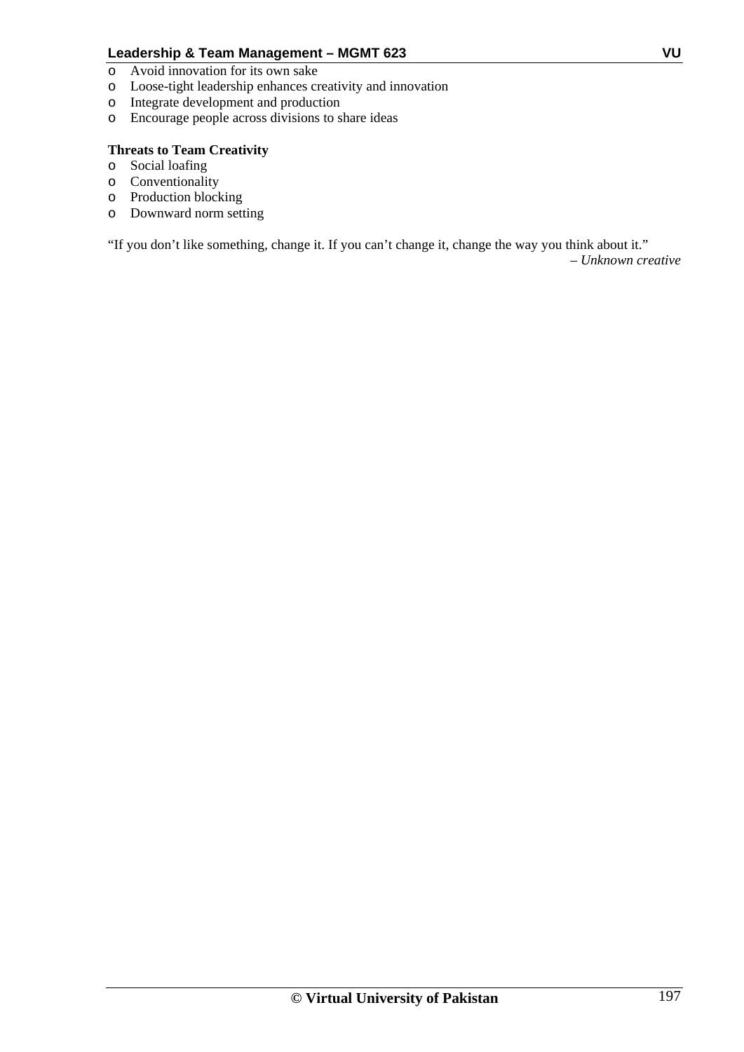- Avoid innovation for its own sake
- Loose-tight leadership enhances creativity and innovation
- Integrate development and production
- Encourage people across divisions to share ideas

**Threats to Team Creativity**

- Social loafing
- Conventionality
- Production blocking
- Downward norm setting

"If you don't like something, change it. If you can't change it, change the way you think about it."

*– Unknown creative*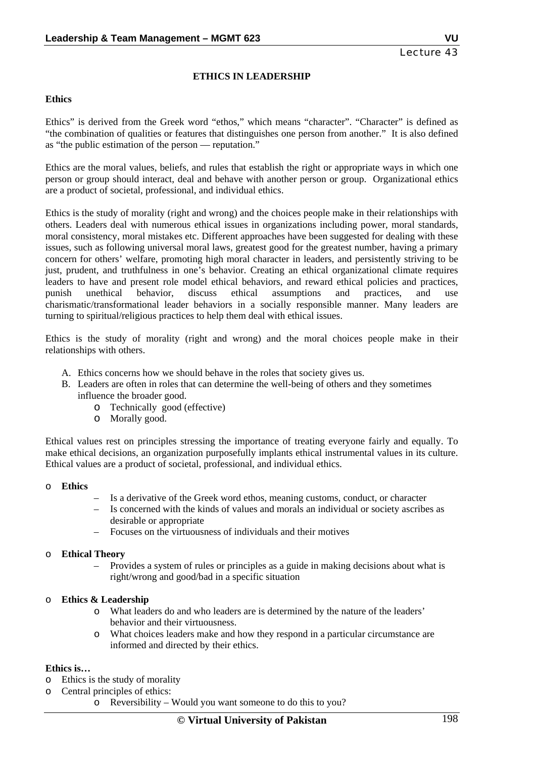## ETHICS IN LEADERSHIP

**Ethics**

Ethics" is derived from the Greek word "ethos," which means "character". "Character" is defined as "the combination of qualities or features that distinguishes one person from another." It is also defined as "the public estimation of the person — reputation."

Ethics are the moral values, beliefs, and rules that establish the right or appropriate ways in which one person or group should interact, deal and behave with another person or group. Organizational ethics are a product of societal, professional, and individual ethics.

Ethics is the study of morality (right and wrong) and the choices people make in their relationships with others. Leaders deal with numerous ethical issues in organizations including power, moral standards, moral consistency, moral mistakes etc. Different approaches have been suggested for dealing with these issues, such as following universal moral laws, greatest good for the greatest number, having a primary concern for others' welfare, promoting high moral character in leaders, and persistently striving to be just, prudent, and truthfulness in one's behavior. Creating an ethical organizational climate requires leaders to have and present role model ethical behaviors, and reward ethical policies and practices, punish unethical behavior, discuss ethical assumptions and practices, and use charismatic/transformational leader behaviors in a socially responsible manner. Many leaders are turning to spiritual/religious practices to help them deal with ethical issues.

Ethics is the study of morality (right and wrong) and the moral choices people make in their relationships with others.

A. Ethics concerns how we should behave in the roles that society gives us.
B. Leaders are often in roles that can determine the well-being of others and they sometimes influence the broader good.
   - Technically good (effective)
   - Morally good.

Ethical values rest on principles stressing the importance of treating everyone fairly and equally. To make ethical decisions, an organization purposefully implants ethical instrumental values in its culture. Ethical values are a product of societal, professional, and individual ethics.

- **Ethics**
  - Is a derivative of the Greek word ethos, meaning customs, conduct, or character
  - Is concerned with the kinds of values and morals an individual or society ascribes as desirable or appropriate
  - Focuses on the virtuousness of individuals and their motives

- **Ethical Theory**
  - Provides a system of rules or principles as a guide in making decisions about what is right/wrong and good/bad in a specific situation

- **Ethics & Leadership**
  - What leaders do and who leaders are is determined by the nature of the leaders' behavior and their virtuousness.
  - What choices leaders make and how they respond in a particular circumstance are informed and directed by their ethics.

**Ethics is…**

- Ethics is the study of morality
- Central principles of ethics:
  - Reversibility – Would you want someone to do this to you?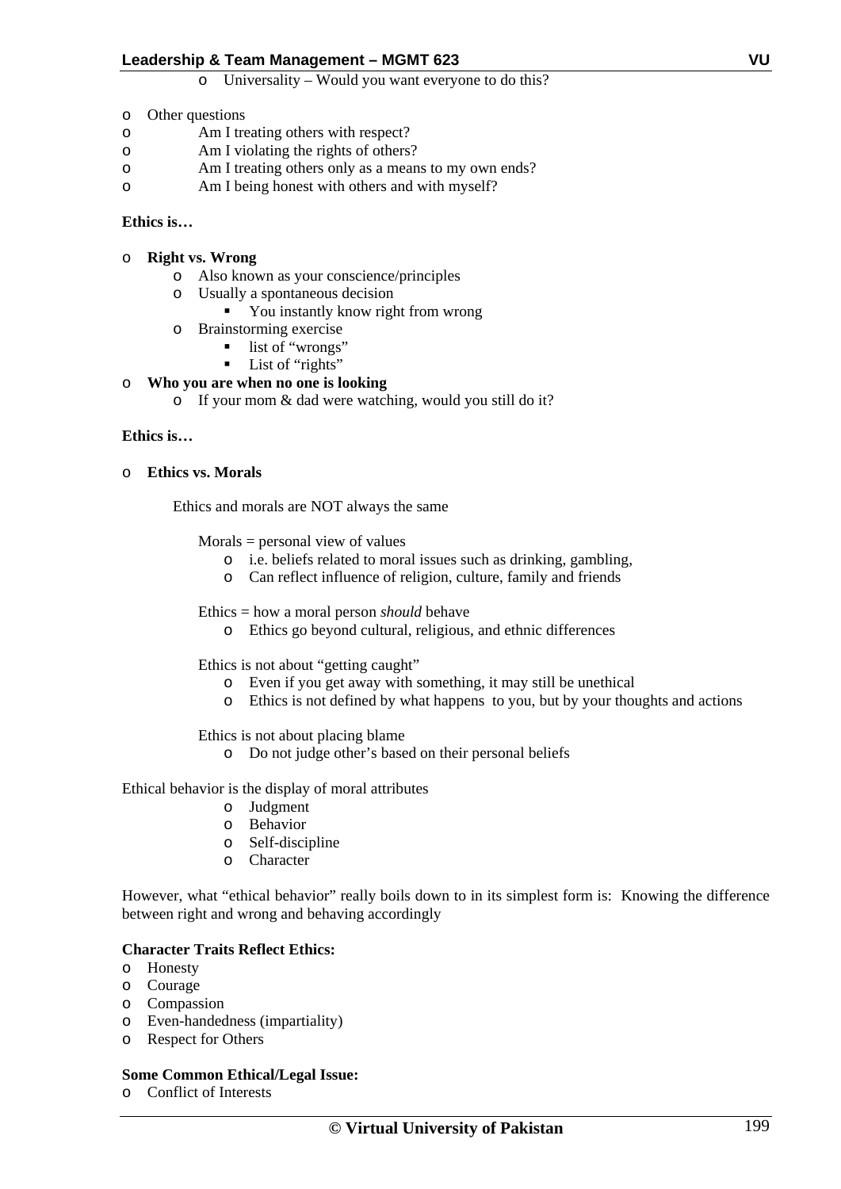- Universality – Would you want everyone to do this?

- Other questions
- Am I treating others with respect?
- Am I violating the rights of others?
- Am I treating others only as a means to my own ends?
- Am I being honest with others and with myself?

**Ethics is…**

- **Right vs. Wrong**
  - Also known as your conscience/principles
  - Usually a spontaneous decision
    - You instantly know right from wrong
  - Brainstorming exercise
    - list of "wrongs"
    - List of "rights"
- **Who you are when no one is looking**
  - If your mom & dad were watching, would you still do it?

**Ethics is…**

- **Ethics vs. Morals**

Ethics and morals are NOT always the same

Morals = personal view of values
- i.e. beliefs related to moral issues such as drinking, gambling,
- Can reflect influence of religion, culture, family and friends

Ethics = how a moral person *should* behave
- Ethics go beyond cultural, religious, and ethnic differences

Ethics is not about "getting caught"
- Even if you get away with something, it may still be unethical
- Ethics is not defined by what happens to you, but by your thoughts and actions

Ethics is not about placing blame
- Do not judge other's based on their personal beliefs

Ethical behavior is the display of moral attributes
- Judgment
- Behavior
- Self-discipline
- Character

However, what "ethical behavior" really boils down to in its simplest form is: Knowing the difference between right and wrong and behaving accordingly

**Character Traits Reflect Ethics:**
- Honesty
- Courage
- Compassion
- Even-handedness (impartiality)
- Respect for Others

**Some Common Ethical/Legal Issue:**
- Conflict of Interests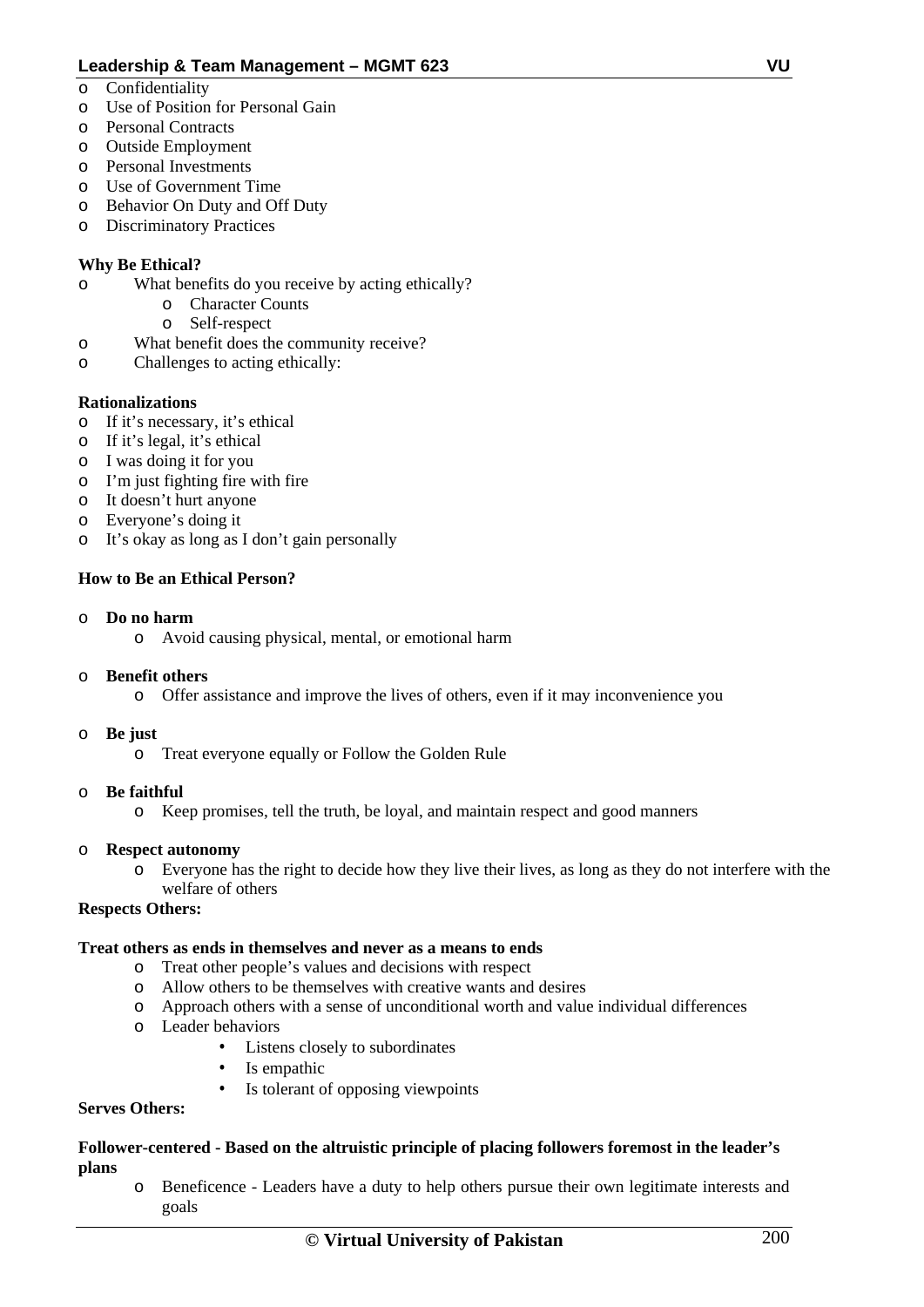- Confidentiality
- Use of Position for Personal Gain
- Personal Contracts
- Outside Employment
- Personal Investments
- Use of Government Time
- Behavior On Duty and Off Duty
- Discriminatory Practices

**Why Be Ethical?**

- What benefits do you receive by acting ethically?
  - Character Counts
  - Self-respect
- What benefit does the community receive?
- Challenges to acting ethically:

**Rationalizations**

- If it's necessary, it's ethical
- If it's legal, it's ethical
- I was doing it for you
- I'm just fighting fire with fire
- It doesn't hurt anyone
- Everyone's doing it
- It's okay as long as I don't gain personally

**How to Be an Ethical Person?**

- **Do no harm**
  - Avoid causing physical, mental, or emotional harm
- **Benefit others**
  - Offer assistance and improve the lives of others, even if it may inconvenience you
- **Be just**
  - Treat everyone equally or Follow the Golden Rule
- **Be faithful**
  - Keep promises, tell the truth, be loyal, and maintain respect and good manners
- **Respect autonomy**
  - Everyone has the right to decide how they live their lives, as long as they do not interfere with the welfare of others

**Respects Others:**

**Treat others as ends in themselves and never as a means to ends**

- Treat other people's values and decisions with respect
- Allow others to be themselves with creative wants and desires
- Approach others with a sense of unconditional worth and value individual differences
- Leader behaviors
  - Listens closely to subordinates
  - Is empathic
  - Is tolerant of opposing viewpoints

**Serves Others:**

**Follower-centered - Based on the altruistic principle of placing followers foremost in the leader's plans**

- Beneficence - Leaders have a duty to help others pursue their own legitimate interests and goals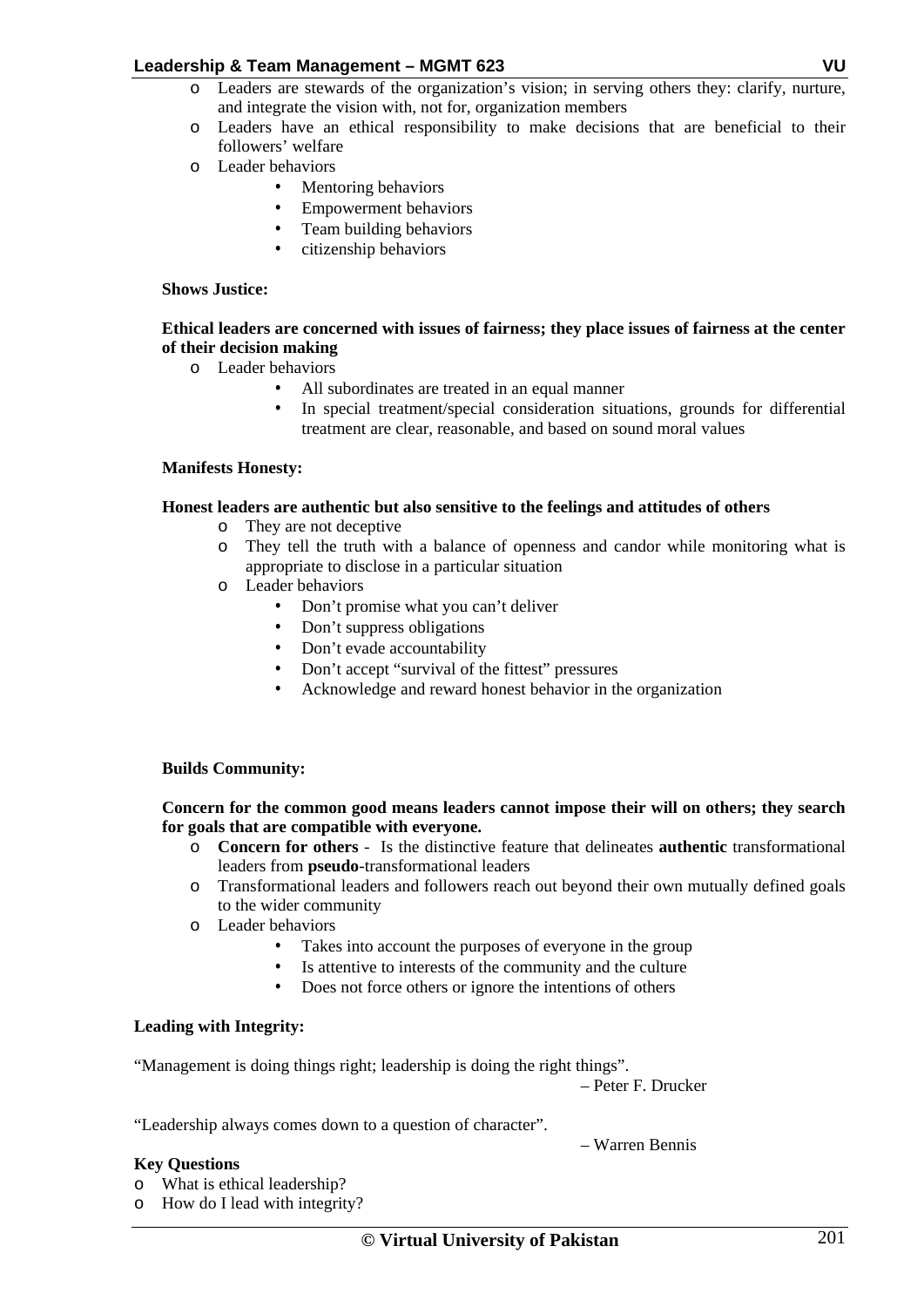- Leaders are stewards of the organization's vision; in serving others they: clarify, nurture, and integrate the vision with, not for, organization members
- Leaders have an ethical responsibility to make decisions that are beneficial to their followers' welfare
- Leader behaviors
    - Mentoring behaviors
    - Empowerment behaviors
    - Team building behaviors
    - citizenship behaviors

**Shows Justice:**

**Ethical leaders are concerned with issues of fairness; they place issues of fairness at the center of their decision making**

- Leader behaviors
    - All subordinates are treated in an equal manner
    - In special treatment/special consideration situations, grounds for differential treatment are clear, reasonable, and based on sound moral values

**Manifests Honesty:**

**Honest leaders are authentic but also sensitive to the feelings and attitudes of others**

- They are not deceptive
- They tell the truth with a balance of openness and candor while monitoring what is appropriate to disclose in a particular situation
- Leader behaviors
    - Don't promise what you can't deliver
    - Don't suppress obligations
    - Don't evade accountability
    - Don't accept "survival of the fittest" pressures
    - Acknowledge and reward honest behavior in the organization

**Builds Community:**

**Concern for the common good means leaders cannot impose their will on others; they search for goals that are compatible with everyone.**

- **Concern for others** - Is the distinctive feature that delineates **authentic** transformational leaders from **pseudo**-transformational leaders
- Transformational leaders and followers reach out beyond their own mutually defined goals to the wider community
- Leader behaviors
    - Takes into account the purposes of everyone in the group
    - Is attentive to interests of the community and the culture
    - Does not force others or ignore the intentions of others

**Leading with Integrity:**

"Management is doing things right; leadership is doing the right things".

– Peter F. Drucker

"Leadership always comes down to a question of character".

– Warren Bennis

**Key Questions**

- What is ethical leadership?
- How do I lead with integrity?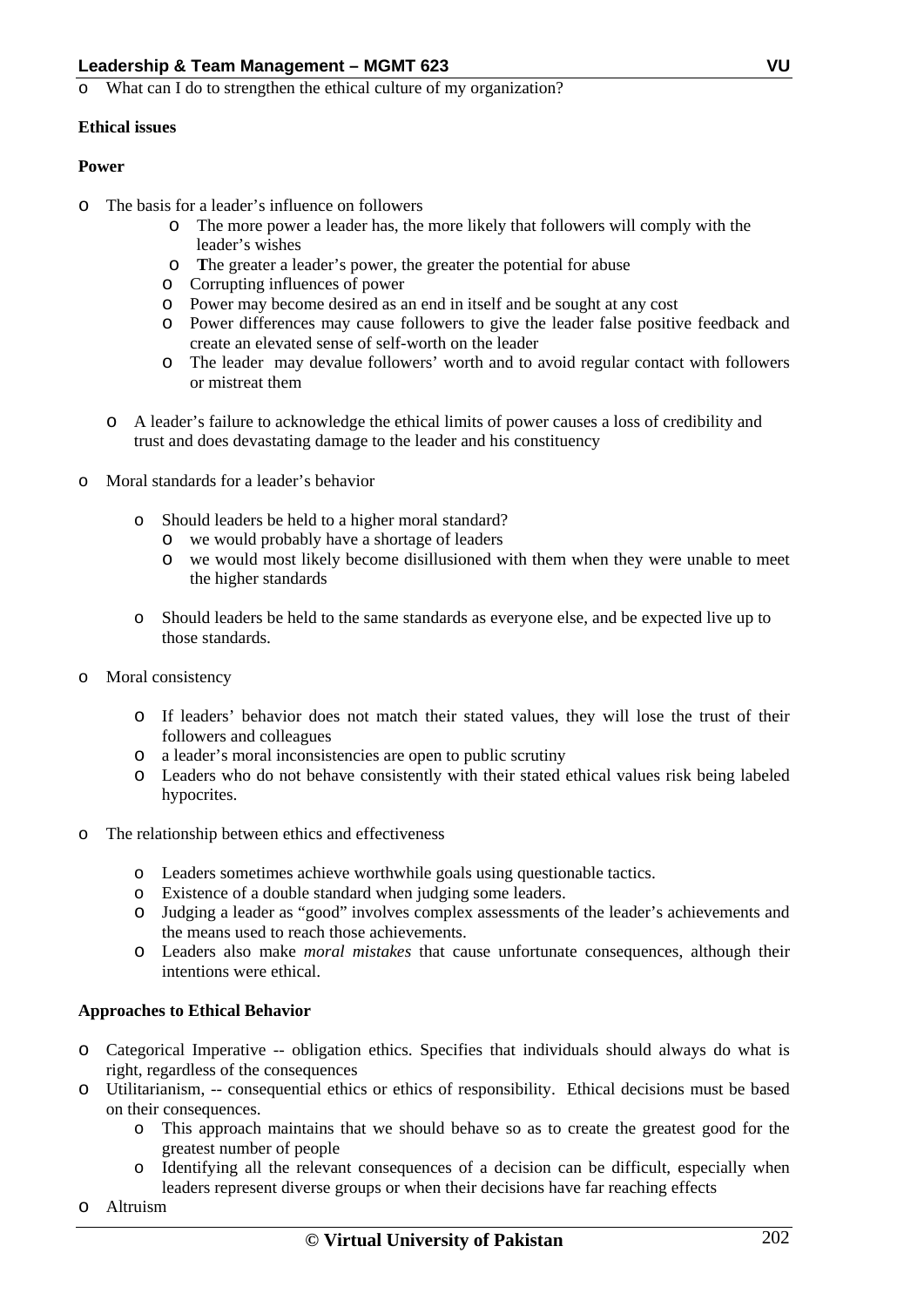- What can I do to strengthen the ethical culture of my organization?

**Ethical issues**

**Power**

- The basis for a leader's influence on followers
    - The more power a leader has, the more likely that followers will comply with the leader's wishes
    - **T**he greater a leader's power, the greater the potential for abuse
    - Corrupting influences of power
    - Power may become desired as an end in itself and be sought at any cost
    - Power differences may cause followers to give the leader false positive feedback and create an elevated sense of self-worth on the leader
    - The leader may devalue followers' worth and to avoid regular contact with followers or mistreat them

  - A leader's failure to acknowledge the ethical limits of power causes a loss of credibility and trust and does devastating damage to the leader and his constituency

- Moral standards for a leader's behavior

    - Should leaders be held to a higher moral standard?
        - we would probably have a shortage of leaders
        - we would most likely become disillusioned with them when they were unable to meet the higher standards

    - Should leaders be held to the same standards as everyone else, and be expected live up to those standards.

- Moral consistency

    - If leaders' behavior does not match their stated values, they will lose the trust of their followers and colleagues
    - a leader's moral inconsistencies are open to public scrutiny
    - Leaders who do not behave consistently with their stated ethical values risk being labeled hypocrites.

- The relationship between ethics and effectiveness

    - Leaders sometimes achieve worthwhile goals using questionable tactics.
    - Existence of a double standard when judging some leaders.
    - Judging a leader as "good" involves complex assessments of the leader's achievements and the means used to reach those achievements.
    - Leaders also make *moral mistakes* that cause unfortunate consequences, although their intentions were ethical.

**Approaches to Ethical Behavior**

- Categorical Imperative -- obligation ethics. Specifies that individuals should always do what is right, regardless of the consequences
- Utilitarianism, -- consequential ethics or ethics of responsibility. Ethical decisions must be based on their consequences.
    - This approach maintains that we should behave so as to create the greatest good for the greatest number of people
    - Identifying all the relevant consequences of a decision can be difficult, especially when leaders represent diverse groups or when their decisions have far reaching effects
- Altruism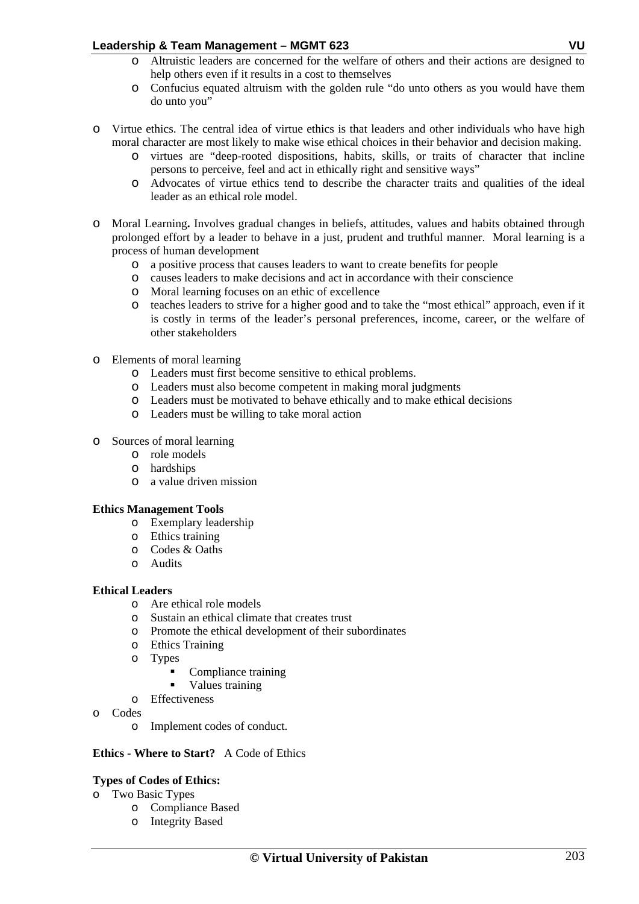- Altruistic leaders are concerned for the welfare of others and their actions are designed to help others even if it results in a cost to themselves
    - Confucius equated altruism with the golden rule "do unto others as you would have them do unto you"

- Virtue ethics. The central idea of virtue ethics is that leaders and other individuals who have high moral character are most likely to make wise ethical choices in their behavior and decision making.
    - virtues are "deep-rooted dispositions, habits, skills, or traits of character that incline persons to perceive, feel and act in ethically right and sensitive ways"
    - Advocates of virtue ethics tend to describe the character traits and qualities of the ideal leader as an ethical role model.

- Moral Learning**.** Involves gradual changes in beliefs, attitudes, values and habits obtained through prolonged effort by a leader to behave in a just, prudent and truthful manner. Moral learning is a process of human development
    - a positive process that causes leaders to want to create benefits for people
    - causes leaders to make decisions and act in accordance with their conscience
    - Moral learning focuses on an ethic of excellence
    - teaches leaders to strive for a higher good and to take the "most ethical" approach, even if it is costly in terms of the leader's personal preferences, income, career, or the welfare of other stakeholders

- Elements of moral learning
    - Leaders must first become sensitive to ethical problems.
    - Leaders must also become competent in making moral judgments
    - Leaders must be motivated to behave ethically and to make ethical decisions
    - Leaders must be willing to take moral action

- Sources of moral learning
    - role models
    - hardships
    - a value driven mission

**Ethics Management Tools**

- Exemplary leadership
- Ethics training
- Codes & Oaths
- Audits

**Ethical Leaders**

- Are ethical role models
- Sustain an ethical climate that creates trust
- Promote the ethical development of their subordinates
- Ethics Training
- Types
    - Compliance training
    - Values training
- Effectiveness

- Codes
    - Implement codes of conduct.

**Ethics - Where to Start?** A Code of Ethics

**Types of Codes of Ethics:**

- Two Basic Types
    - Compliance Based
    - Integrity Based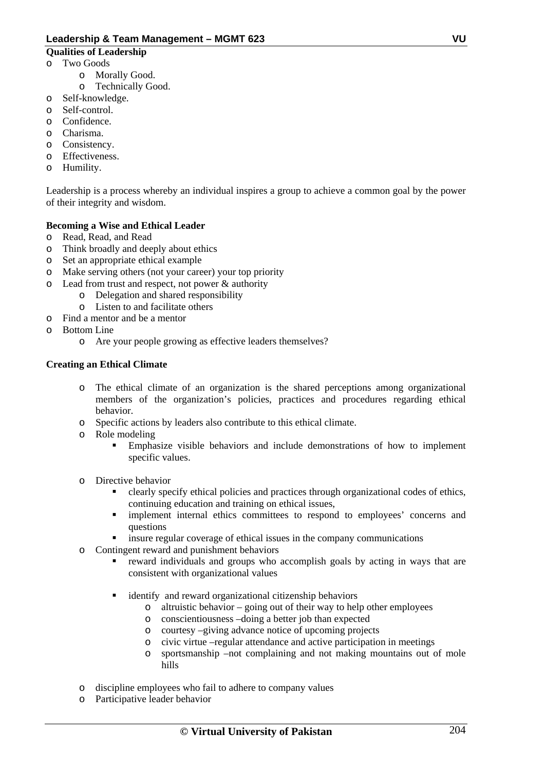**Qualities of Leadership**

- Two Goods
  - Morally Good.
  - Technically Good.
- Self-knowledge.
- Self-control.
- Confidence.
- Charisma.
- Consistency.
- Effectiveness.
- Humility.

Leadership is a process whereby an individual inspires a group to achieve a common goal by the power of their integrity and wisdom.

**Becoming a Wise and Ethical Leader**

- Read, Read, and Read
- Think broadly and deeply about ethics
- Set an appropriate ethical example
- Make serving others (not your career) your top priority
- Lead from trust and respect, not power & authority
  - Delegation and shared responsibility
  - Listen to and facilitate others
- Find a mentor and be a mentor
- Bottom Line
  - Are your people growing as effective leaders themselves?

**Creating an Ethical Climate**

- The ethical climate of an organization is the shared perceptions among organizational members of the organization's policies, practices and procedures regarding ethical behavior.
- Specific actions by leaders also contribute to this ethical climate.
- Role modeling
  - Emphasize visible behaviors and include demonstrations of how to implement specific values.
- Directive behavior
  - clearly specify ethical policies and practices through organizational codes of ethics, continuing education and training on ethical issues,
  - implement internal ethics committees to respond to employees' concerns and questions
  - insure regular coverage of ethical issues in the company communications
- Contingent reward and punishment behaviors
  - reward individuals and groups who accomplish goals by acting in ways that are consistent with organizational values
  - identify and reward organizational citizenship behaviors
    - altruistic behavior – going out of their way to help other employees
    - conscientiousness –doing a better job than expected
    - courtesy –giving advance notice of upcoming projects
    - civic virtue –regular attendance and active participation in meetings
    - sportsmanship –not complaining and not making mountains out of mole hills
- discipline employees who fail to adhere to company values
- Participative leader behavior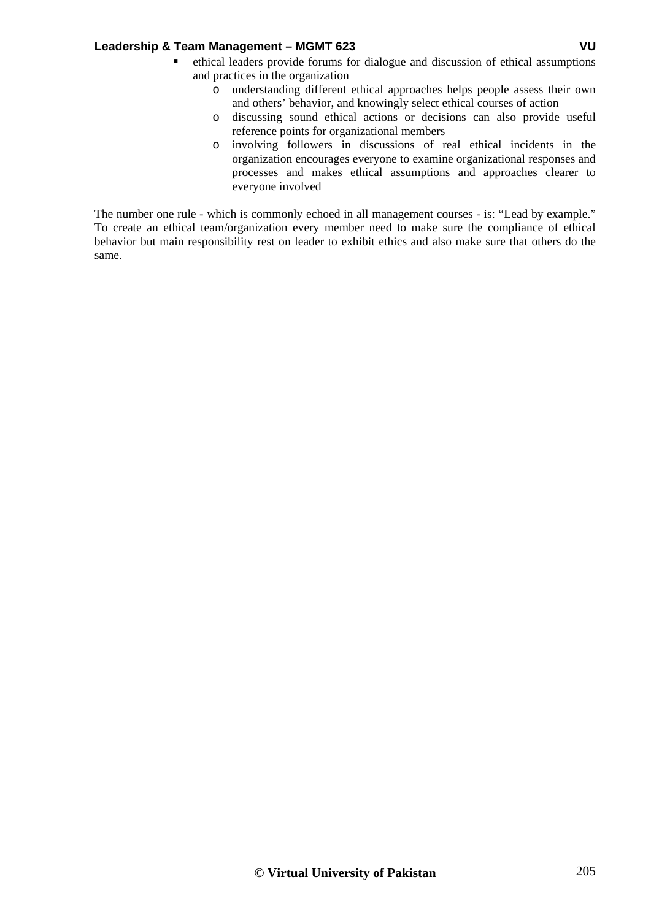- ethical leaders provide forums for dialogue and discussion of ethical assumptions and practices in the organization
    - understanding different ethical approaches helps people assess their own and others' behavior, and knowingly select ethical courses of action
    - discussing sound ethical actions or decisions can also provide useful reference points for organizational members
    - involving followers in discussions of real ethical incidents in the organization encourages everyone to examine organizational responses and processes and makes ethical assumptions and approaches clearer to everyone involved

The number one rule - which is commonly echoed in all management courses - is: "Lead by example." To create an ethical team/organization every member need to make sure the compliance of ethical behavior but main responsibility rest on leader to exhibit ethics and also make sure that others do the same.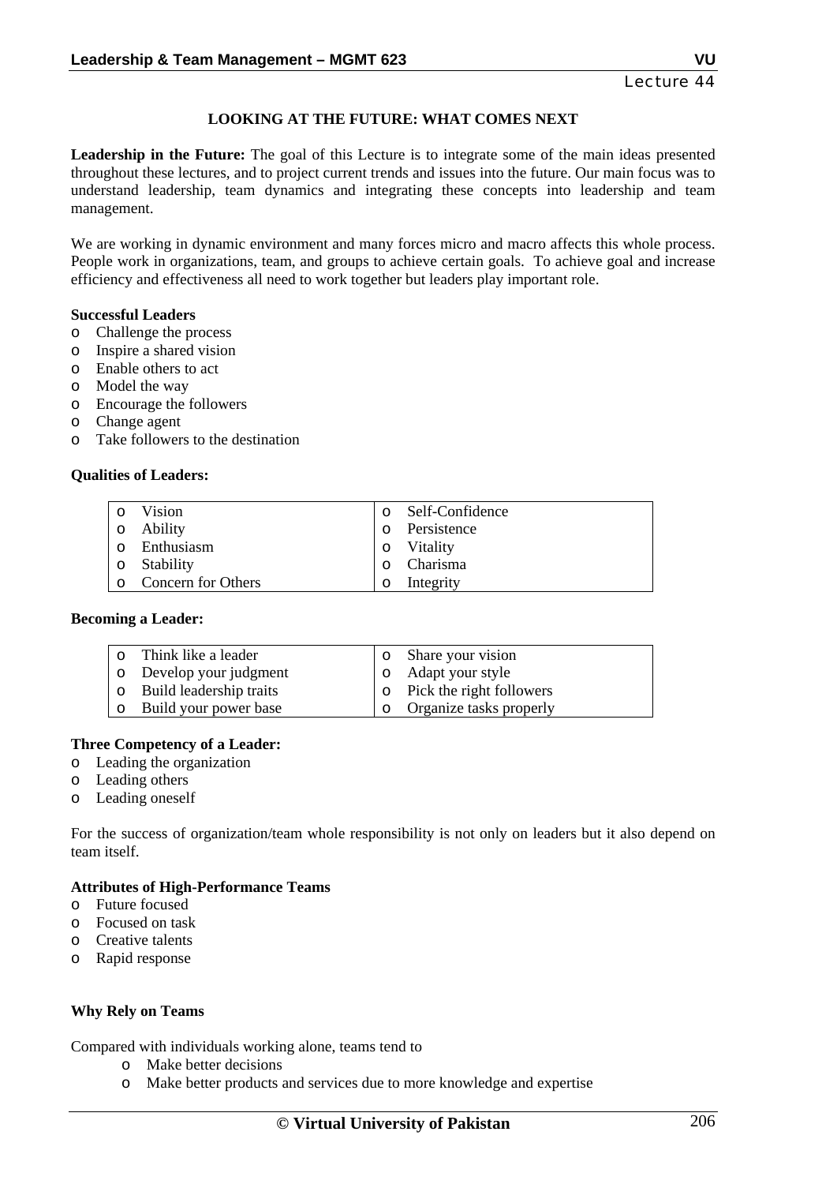## LOOKING AT THE FUTURE: WHAT COMES NEXT

**Leadership in the Future:** The goal of this Lecture is to integrate some of the main ideas presented throughout these lectures, and to project current trends and issues into the future. Our main focus was to understand leadership, team dynamics and integrating these concepts into leadership and team management.

We are working in dynamic environment and many forces micro and macro affects this whole process. People work in organizations, team, and groups to achieve certain goals. To achieve goal and increase efficiency and effectiveness all need to work together but leaders play important role.

**Successful Leaders**

- Challenge the process
- Inspire a shared vision
- Enable others to act
- Model the way
- Encourage the followers
- Change agent
- Take followers to the destination

**Qualities of Leaders:**

| | |
|---|---|
| Vision | Self-Confidence |
| Ability | Persistence |
| Enthusiasm | Vitality |
| Stability | Charisma |
| Concern for Others | Integrity |

**Becoming a Leader:**

| | |
|---|---|
| Think like a leader | Share your vision |
| Develop your judgment | Adapt your style |
| Build leadership traits | Pick the right followers |
| Build your power base | Organize tasks properly |

**Three Competency of a Leader:**

- Leading the organization
- Leading others
- Leading oneself

For the success of organization/team whole responsibility is not only on leaders but it also depend on team itself.

**Attributes of High-Performance Teams**

- Future focused
- Focused on task
- Creative talents
- Rapid response

**Why Rely on Teams**

Compared with individuals working alone, teams tend to

- Make better decisions
- Make better products and services due to more knowledge and expertise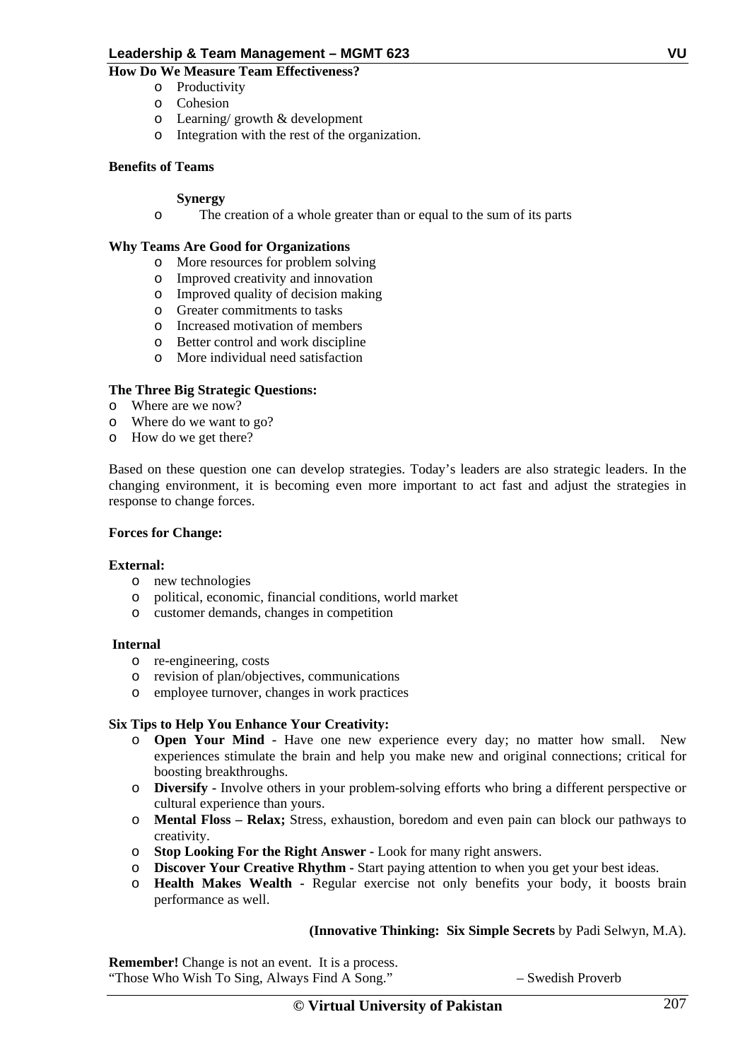**How Do We Measure Team Effectiveness?**

- Productivity
- Cohesion
- Learning/ growth & development
- Integration with the rest of the organization.

**Benefits of Teams**

**Synergy**

- The creation of a whole greater than or equal to the sum of its parts

**Why Teams Are Good for Organizations**

- More resources for problem solving
- Improved creativity and innovation
- Improved quality of decision making
- Greater commitments to tasks
- Increased motivation of members
- Better control and work discipline
- More individual need satisfaction

**The Three Big Strategic Questions:**

- Where are we now?
- Where do we want to go?
- How do we get there?

Based on these question one can develop strategies. Today's leaders are also strategic leaders. In the changing environment, it is becoming even more important to act fast and adjust the strategies in response to change forces.

**Forces for Change:**

**External:**

- new technologies
- political, economic, financial conditions, world market
- customer demands, changes in competition

**Internal**

- re-engineering, costs
- revision of plan/objectives, communications
- employee turnover, changes in work practices

**Six Tips to Help You Enhance Your Creativity:**

- **Open Your Mind** - Have one new experience every day; no matter how small. New experiences stimulate the brain and help you make new and original connections; critical for boosting breakthroughs.
- **Diversify** - Involve others in your problem-solving efforts who bring a different perspective or cultural experience than yours.
- **Mental Floss – Relax;** Stress, exhaustion, boredom and even pain can block our pathways to creativity.
- **Stop Looking For the Right Answer** - Look for many right answers.
- **Discover Your Creative Rhythm** - Start paying attention to when you get your best ideas.
- **Health Makes Wealth** - Regular exercise not only benefits your body, it boosts brain performance as well.

**(Innovative Thinking: Six Simple Secrets** by Padi Selwyn, M.A).

**Remember!** Change is not an event. It is a process.
"Those Who Wish To Sing, Always Find A Song." – Swedish Proverb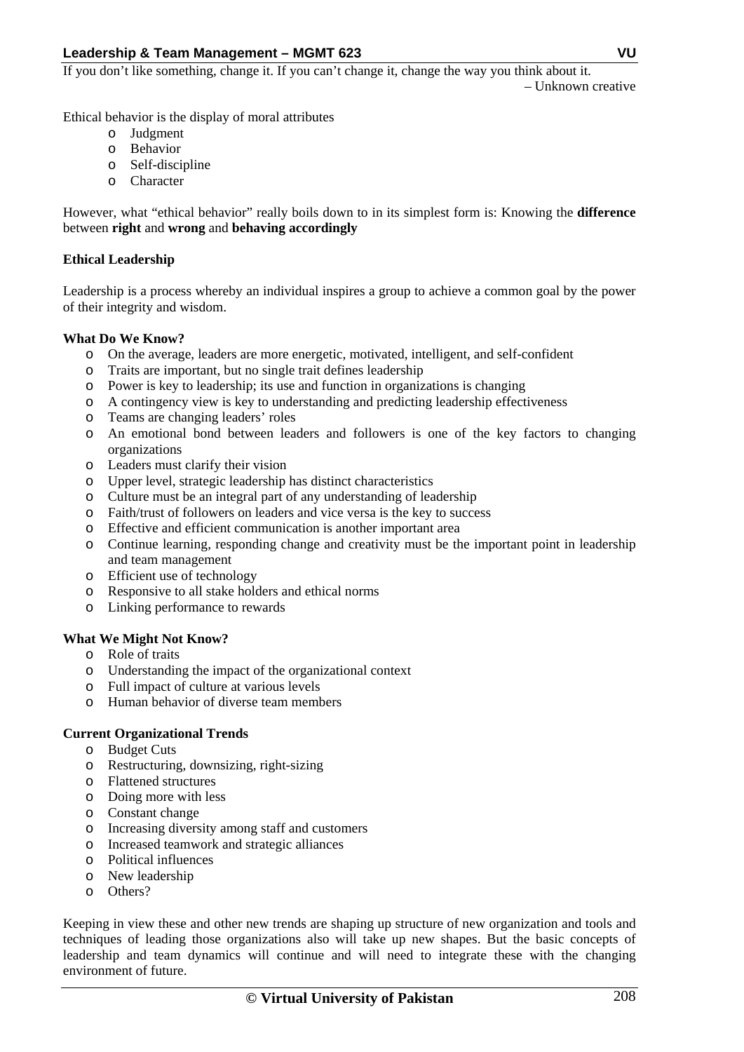If you don't like something, change it. If you can't change it, change the way you think about it.
– Unknown creative

Ethical behavior is the display of moral attributes

- Judgment
- Behavior
- Self-discipline
- Character

However, what "ethical behavior" really boils down to in its simplest form is: Knowing the **difference** between **right** and **wrong** and **behaving accordingly**

**Ethical Leadership**

Leadership is a process whereby an individual inspires a group to achieve a common goal by the power of their integrity and wisdom.

**What Do We Know?**

- On the average, leaders are more energetic, motivated, intelligent, and self-confident
- Traits are important, but no single trait defines leadership
- Power is key to leadership; its use and function in organizations is changing
- A contingency view is key to understanding and predicting leadership effectiveness
- Teams are changing leaders' roles
- An emotional bond between leaders and followers is one of the key factors to changing organizations
- Leaders must clarify their vision
- Upper level, strategic leadership has distinct characteristics
- Culture must be an integral part of any understanding of leadership
- Faith/trust of followers on leaders and vice versa is the key to success
- Effective and efficient communication is another important area
- Continue learning, responding change and creativity must be the important point in leadership and team management
- Efficient use of technology
- Responsive to all stake holders and ethical norms
- Linking performance to rewards

**What We Might Not Know?**

- Role of traits
- Understanding the impact of the organizational context
- Full impact of culture at various levels
- Human behavior of diverse team members

**Current Organizational Trends**

- Budget Cuts
- Restructuring, downsizing, right-sizing
- Flattened structures
- Doing more with less
- Constant change
- Increasing diversity among staff and customers
- Increased teamwork and strategic alliances
- Political influences
- New leadership
- Others?

Keeping in view these and other new trends are shaping up structure of new organization and tools and techniques of leading those organizations also will take up new shapes. But the basic concepts of leadership and team dynamics will continue and will need to integrate these with the changing environment of future.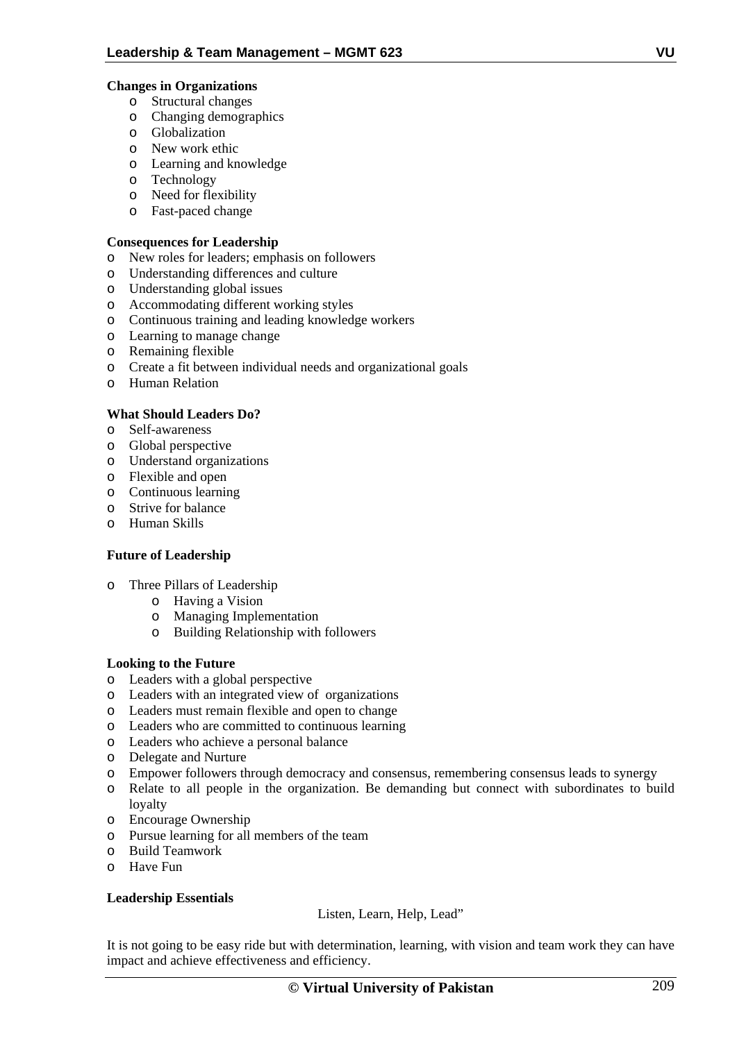**Changes in Organizations**

- Structural changes
- Changing demographics
- Globalization
- New work ethic
- Learning and knowledge
- Technology
- Need for flexibility
- Fast-paced change

**Consequences for Leadership**

- New roles for leaders; emphasis on followers
- Understanding differences and culture
- Understanding global issues
- Accommodating different working styles
- Continuous training and leading knowledge workers
- Learning to manage change
- Remaining flexible
- Create a fit between individual needs and organizational goals
- Human Relation

**What Should Leaders Do?**

- Self-awareness
- Global perspective
- Understand organizations
- Flexible and open
- Continuous learning
- Strive for balance
- Human Skills

**Future of Leadership**

- Three Pillars of Leadership
    - Having a Vision
    - Managing Implementation
    - Building Relationship with followers

**Looking to the Future**

- Leaders with a global perspective
- Leaders with an integrated view of organizations
- Leaders must remain flexible and open to change
- Leaders who are committed to continuous learning
- Leaders who achieve a personal balance
- Delegate and Nurture
- Empower followers through democracy and consensus, remembering consensus leads to synergy
- Relate to all people in the organization. Be demanding but connect with subordinates to build loyalty
- Encourage Ownership
- Pursue learning for all members of the team
- Build Teamwork
- Have Fun

**Leadership Essentials**

Listen, Learn, Help, Lead"

It is not going to be easy ride but with determination, learning, with vision and team work they can have impact and achieve effectiveness and efficiency.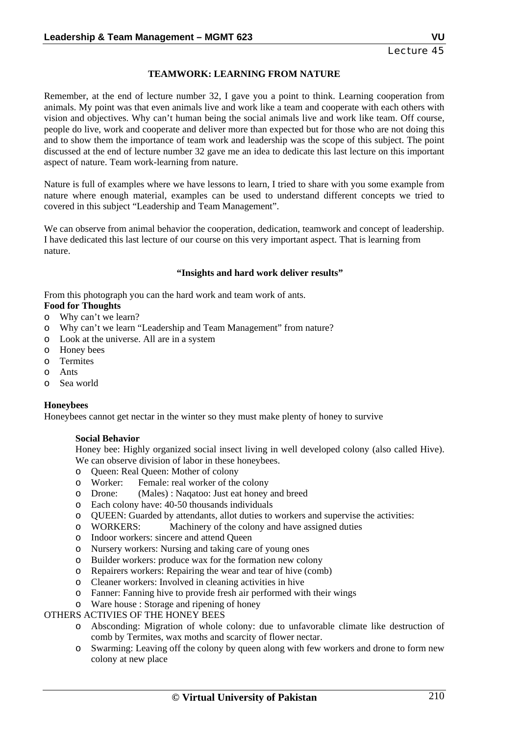Lecture 45

## TEAMWORK: LEARNING FROM NATURE

Remember, at the end of lecture number 32, I gave you a point to think. Learning cooperation from animals. My point was that even animals live and work like a team and cooperate with each others with vision and objectives. Why can't human being the social animals live and work like team. Off course, people do live, work and cooperate and deliver more than expected but for those who are not doing this and to show them the importance of team work and leadership was the scope of this subject. The point discussed at the end of lecture number 32 gave me an idea to dedicate this last lecture on this important aspect of nature. Team work-learning from nature.

Nature is full of examples where we have lessons to learn, I tried to share with you some example from nature where enough material, examples can be used to understand different concepts we tried to covered in this subject "Leadership and Team Management".

We can observe from animal behavior the cooperation, dedication, teamwork and concept of leadership. I have dedicated this last lecture of our course on this very important aspect. That is learning from nature.

**"Insights and hard work deliver results"**

From this photograph you can the hard work and team work of ants.

**Food for Thoughts**

- Why can't we learn?
- Why can't we learn "Leadership and Team Management" from nature?
- Look at the universe. All are in a system
- Honey bees
- Termites
- Ants
- Sea world

**Honeybees**

Honeybees cannot get nectar in the winter so they must make plenty of honey to survive

**Social Behavior**

Honey bee: Highly organized social insect living in well developed colony (also called Hive). We can observe division of labor in these honeybees.

- Queen: Real Queen: Mother of colony
- Worker: Female: real worker of the colony
- Drone: (Males) : Naqatoo: Just eat honey and breed
- Each colony have: 40-50 thousands individuals
- QUEEN: Guarded by attendants, allot duties to workers and supervise the activities:
- WORKERS: Machinery of the colony and have assigned duties
- Indoor workers: sincere and attend Queen
- Nursery workers: Nursing and taking care of young ones
- Builder workers: produce wax for the formation new colony
- Repairers workers: Repairing the wear and tear of hive (comb)
- Cleaner workers: Involved in cleaning activities in hive
- Fanner: Fanning hive to provide fresh air performed with their wings
- Ware house : Storage and ripening of honey

OTHERS ACTIVIES OF THE HONEY BEES

- Absconding: Migration of whole colony: due to unfavorable climate like destruction of comb by Termites, wax moths and scarcity of flower nectar.
- Swarming: Leaving off the colony by queen along with few workers and drone to form new colony at new place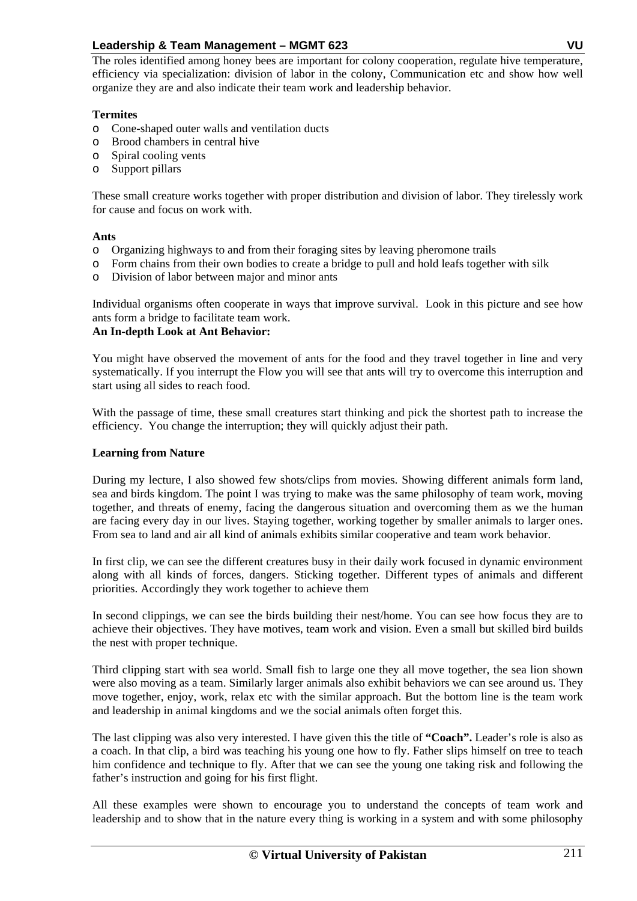The roles identified among honey bees are important for colony cooperation, regulate hive temperature, efficiency via specialization: division of labor in the colony, Communication etc and show how well organize they are and also indicate their team work and leadership behavior.

**Termites**

- Cone-shaped outer walls and ventilation ducts
- Brood chambers in central hive
- Spiral cooling vents
- Support pillars

These small creature works together with proper distribution and division of labor. They tirelessly work for cause and focus on work with.

**Ants**

- Organizing highways to and from their foraging sites by leaving pheromone trails
- Form chains from their own bodies to create a bridge to pull and hold leafs together with silk
- Division of labor between major and minor ants

Individual organisms often cooperate in ways that improve survival. Look in this picture and see how ants form a bridge to facilitate team work.

**An In-depth Look at Ant Behavior:**

You might have observed the movement of ants for the food and they travel together in line and very systematically. If you interrupt the Flow you will see that ants will try to overcome this interruption and start using all sides to reach food.

With the passage of time, these small creatures start thinking and pick the shortest path to increase the efficiency. You change the interruption; they will quickly adjust their path.

**Learning from Nature**

During my lecture, I also showed few shots/clips from movies. Showing different animals form land, sea and birds kingdom. The point I was trying to make was the same philosophy of team work, moving together, and threats of enemy, facing the dangerous situation and overcoming them as we the human are facing every day in our lives. Staying together, working together by smaller animals to larger ones. From sea to land and air all kind of animals exhibits similar cooperative and team work behavior.

In first clip, we can see the different creatures busy in their daily work focused in dynamic environment along with all kinds of forces, dangers. Sticking together. Different types of animals and different priorities. Accordingly they work together to achieve them

In second clippings, we can see the birds building their nest/home. You can see how focus they are to achieve their objectives. They have motives, team work and vision. Even a small but skilled bird builds the nest with proper technique.

Third clipping start with sea world. Small fish to large one they all move together, the sea lion shown were also moving as a team. Similarly larger animals also exhibit behaviors we can see around us. They move together, enjoy, work, relax etc with the similar approach. But the bottom line is the team work and leadership in animal kingdoms and we the social animals often forget this.

The last clipping was also very interested. I have given this the title of **"Coach".** Leader's role is also as a coach. In that clip, a bird was teaching his young one how to fly. Father slips himself on tree to teach him confidence and technique to fly. After that we can see the young one taking risk and following the father's instruction and going for his first flight.

All these examples were shown to encourage you to understand the concepts of team work and leadership and to show that in the nature every thing is working in a system and with some philosophy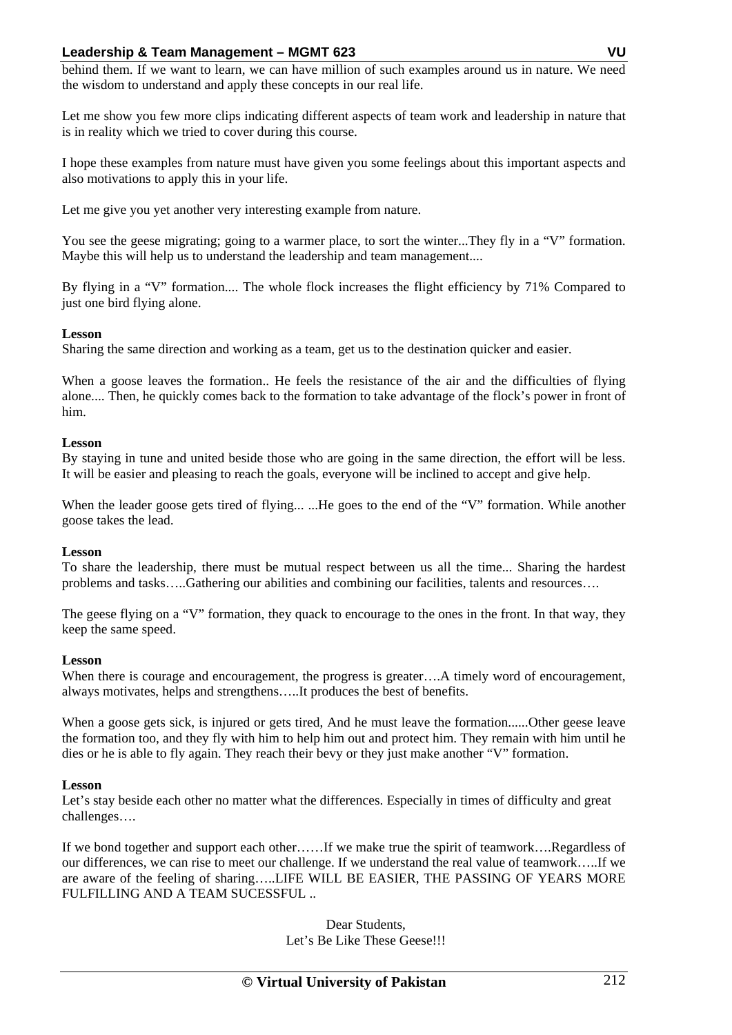behind them. If we want to learn, we can have million of such examples around us in nature. We need the wisdom to understand and apply these concepts in our real life.

Let me show you few more clips indicating different aspects of team work and leadership in nature that is in reality which we tried to cover during this course.

I hope these examples from nature must have given you some feelings about this important aspects and also motivations to apply this in your life.

Let me give you yet another very interesting example from nature.

You see the geese migrating; going to a warmer place, to sort the winter...They fly in a "V" formation. Maybe this will help us to understand the leadership and team management....

By flying in a "V" formation.... The whole flock increases the flight efficiency by 71% Compared to just one bird flying alone.

**Lesson**
Sharing the same direction and working as a team, get us to the destination quicker and easier.

When a goose leaves the formation.. He feels the resistance of the air and the difficulties of flying alone.... Then, he quickly comes back to the formation to take advantage of the flock's power in front of him.

**Lesson**
By staying in tune and united beside those who are going in the same direction, the effort will be less. It will be easier and pleasing to reach the goals, everyone will be inclined to accept and give help.

When the leader goose gets tired of flying... ...He goes to the end of the "V" formation. While another goose takes the lead.

**Lesson**
To share the leadership, there must be mutual respect between us all the time... Sharing the hardest problems and tasks…..Gathering our abilities and combining our facilities, talents and resources….

The geese flying on a "V" formation, they quack to encourage to the ones in the front. In that way, they keep the same speed.

**Lesson**
When there is courage and encouragement, the progress is greater….A timely word of encouragement, always motivates, helps and strengthens…..It produces the best of benefits.

When a goose gets sick, is injured or gets tired, And he must leave the formation......Other geese leave the formation too, and they fly with him to help him out and protect him. They remain with him until he dies or he is able to fly again. They reach their bevy or they just make another "V" formation.

**Lesson**
Let's stay beside each other no matter what the differences. Especially in times of difficulty and great challenges….

If we bond together and support each other……If we make true the spirit of teamwork….Regardless of our differences, we can rise to meet our challenge. If we understand the real value of teamwork…..If we are aware of the feeling of sharing…..LIFE WILL BE EASIER, THE PASSING OF YEARS MORE FULFILLING AND A TEAM SUCESSFUL ..

Dear Students,
Let's Be Like These Geese!!!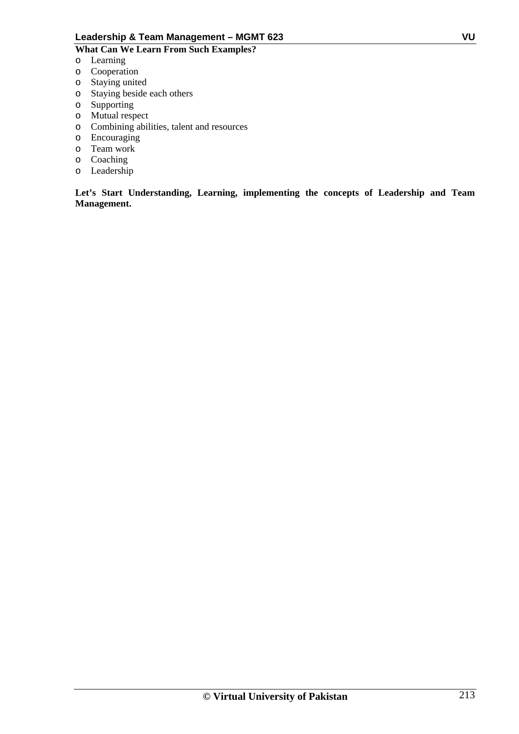**What Can We Learn From Such Examples?**

- Learning
- Cooperation
- Staying united
- Staying beside each others
- Supporting
- Mutual respect
- Combining abilities, talent and resources
- Encouraging
- Team work
- Coaching
- Leadership

**Let's Start Understanding, Learning, implementing the concepts of Leadership and Team Management.**